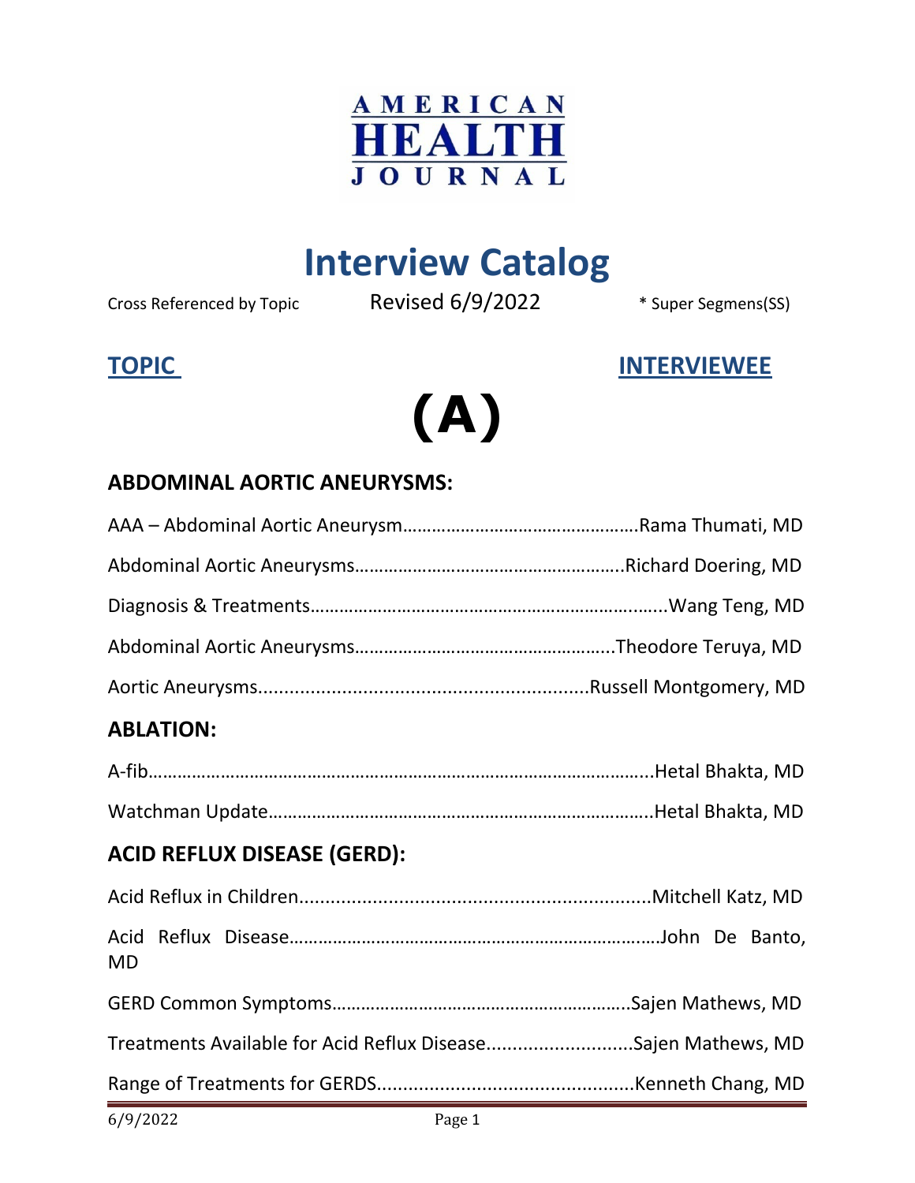AMERICAN
HEALTH
JOURNAL

# Interview Catalog

Cross Referenced by Topic     Revised 6/9/2022     * Super Segmens(SS)

**TOPIC** **INTERVIEWEE**

# (A)

## ABDOMINAL AORTIC ANEURYSMS:

AAA – Abdominal Aortic Aneurysm…………………………………………Rama Thumati, MD

Abdominal Aortic Aneurysms……………………………………………….Richard Doering, MD

Diagnosis & Treatments……………………………………………………….Wang Teng, MD

Abdominal Aortic Aneurysms…………………………………………….Theodore Teruya, MD

Aortic Aneurysms...............................................................Russell Montgomery, MD

## ABLATION:

A-fib……………………………………………………………………………………...Hetal Bhakta, MD

Watchman Update…………………………………………………………………..Hetal Bhakta, MD

## ACID REFLUX DISEASE (GERD):

Acid Reflux in Children..................................................................Mitchell Katz, MD

Acid Reflux Disease……………………………………………………………………John De Banto, MD

GERD Common Symptoms…………………………………………………….Sajen Mathews, MD

Treatments Available for Acid Reflux Disease............................Sajen Mathews, MD

Range of Treatments for GERDS.................................................Kenneth Chang, MD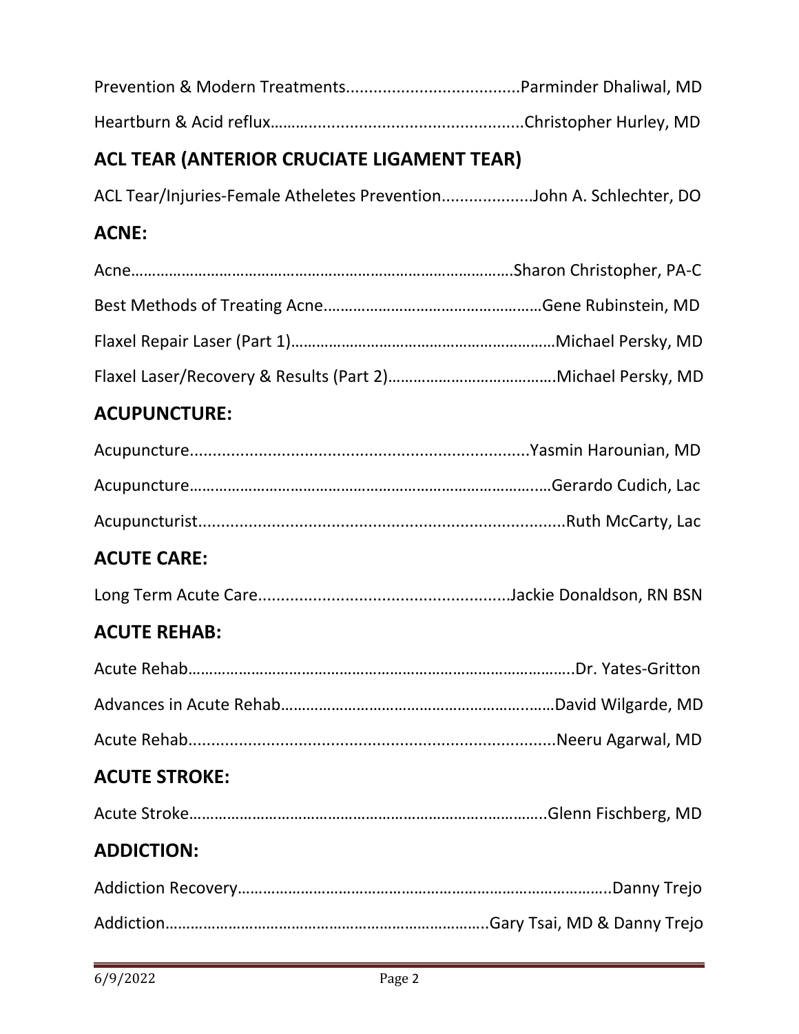Prevention & Modern Treatments.....................................Parminder Dhaliwal, MD

Heartburn & Acid reflux.......................................................Christopher Hurley, MD

## ACL TEAR (ANTERIOR CRUCIATE LIGAMENT TEAR)

ACL Tear/Injuries-Female Atheletes Prevention....................John A. Schlechter, DO

## ACNE:

Acne…………………………………………………………………………………Sharon Christopher, PA-C

Best Methods of Treating Acne……………………………………………Gene Rubinstein, MD

Flaxel Repair Laser (Part 1)………………………………………………………Michael Persky, MD

Flaxel Laser/Recovery & Results (Part 2)…………………………………Michael Persky, MD

## ACUPUNCTURE:

Acupuncture.........................................................................Yasmin Harounian, MD

Acupuncture…………………………………………………………………….…Gerardo Cudich, Lac

Acupuncturist...............................................................................Ruth McCarty, Lac

## ACUTE CARE:

Long Term Acute Care......................................................Jackie Donaldson, RN BSN

## ACUTE REHAB:

Acute Rehab………………………………………………………………………………..Dr. Yates-Gritton

Advances in Acute Rehab……………………………………………………..……David Wilgarde, MD

Acute Rehab................................................................................Neeru Agarwal, MD

## ACUTE STROKE:

Acute Stroke………………………………………………………………..…………..Glenn Fischberg, MD

## ADDICTION:

Addiction Recovery………………………………………………………………………………..Danny Trejo

Addiction…………………………………………………………………..Gary Tsai, MD & Danny Trejo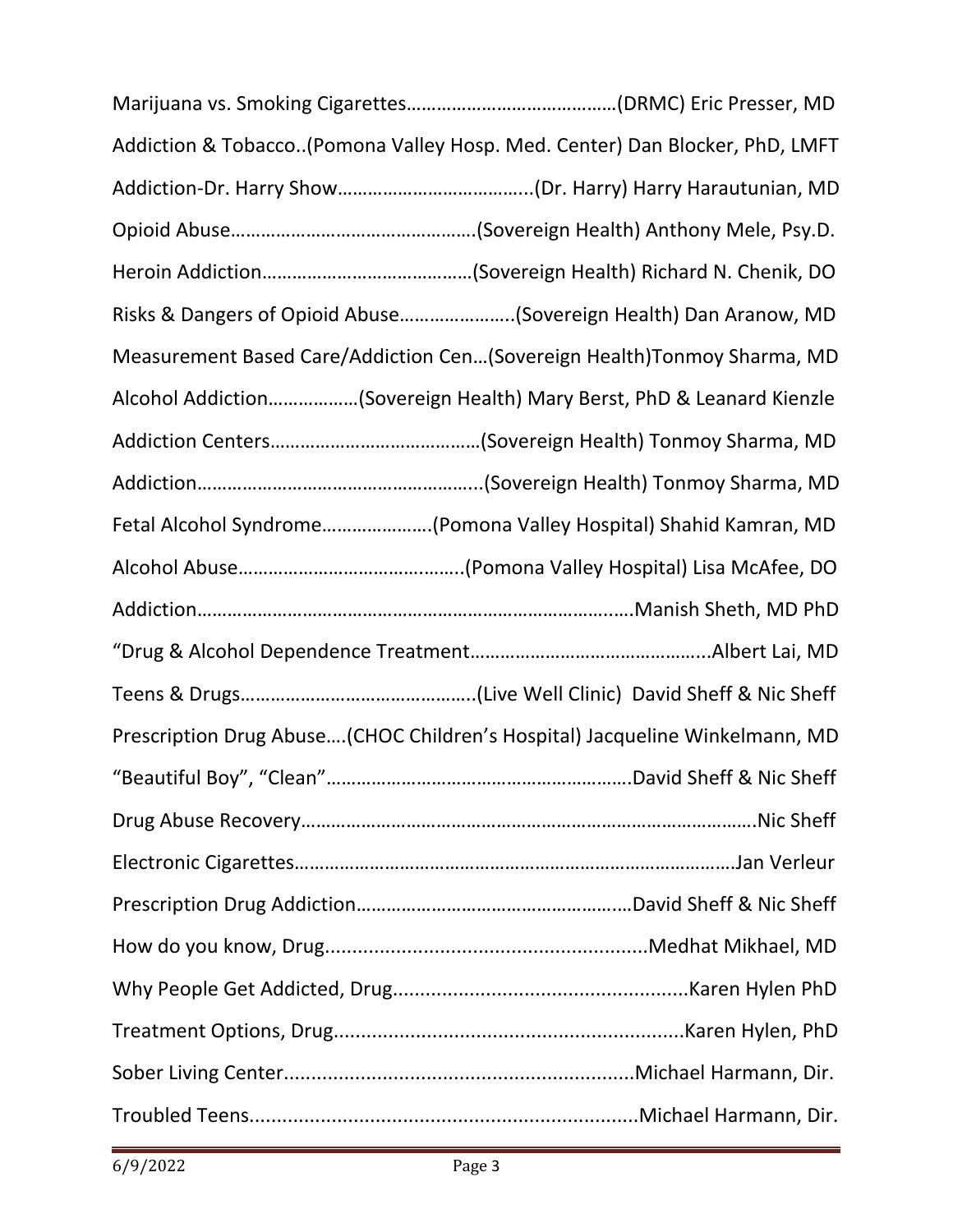Marijuana vs. Smoking Cigarettes……………………………………(DRMC) Eric Presser, MD

Addiction & Tobacco..(Pomona Valley Hosp. Med. Center) Dan Blocker, PhD, LMFT

Addiction-Dr. Harry Show………………………………..(Dr. Harry) Harry Harautunian, MD

Opioid Abuse…………………………………………(Sovereign Health) Anthony Mele, Psy.D.

Heroin Addiction……………………………………(Sovereign Health) Richard N. Chenik, DO

Risks & Dangers of Opioid Abuse…………………..(Sovereign Health) Dan Aranow, MD

Measurement Based Care/Addiction Cen…(Sovereign Health)Tonmoy Sharma, MD

Alcohol Addiction………………(Sovereign Health) Mary Berst, PhD & Leanard Kienzle

Addiction Centers……………………………………(Sovereign Health) Tonmoy Sharma, MD

Addiction………………………………………………..(Sovereign Health) Tonmoy Sharma, MD

Fetal Alcohol Syndrome…………………(Pomona Valley Hospital) Shahid Kamran, MD

Alcohol Abuse……………………………………..(Pomona Valley Hospital) Lisa McAfee, DO

Addiction……………………………………………………………………….Manish Sheth, MD PhD

"Drug & Alcohol Dependence Treatment……………………………………...Albert Lai, MD

Teens & Drugs………………………………………..(Live Well Clinic) David Sheff & Nic Sheff

Prescription Drug Abuse….(CHOC Children's Hospital) Jacqueline Winkelmann, MD

"Beautiful Boy", "Clean"…………………………………………………….David Sheff & Nic Sheff

Drug Abuse Recovery…………………………………………………………………………….Nic Sheff

Electronic Cigarettes…………………………………………………………………………Jan Verleur

Prescription Drug Addiction………………………………………………David Sheff & Nic Sheff

How do you know, Drug..........................................................Medhat Mikhael, MD

Why People Get Addicted, Drug.....................................................Karen Hylen PhD

Treatment Options, Drug................................................................Karen Hylen, PhD

Sober Living Center...............................................................Michael Harmann, Dir.

Troubled Teens.....................................................................Michael Harmann, Dir.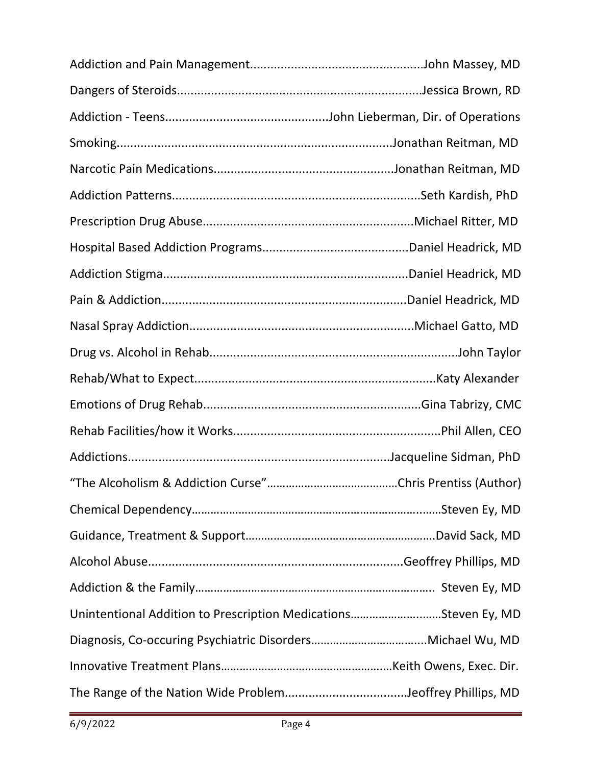Addiction and Pain Management..................................................John Massey, MD

Dangers of Steroids......................................................................Jessica Brown, RD

Addiction - Teens...............................................John Lieberman, Dir. of Operations

Smoking..............................................................................Jonathan Reitman, MD

Narcotic Pain Medications....................................................Jonathan Reitman, MD

Addiction Patterns.......................................................................Seth Kardish, PhD

Prescription Drug Abuse............................................................Michael Ritter, MD

Hospital Based Addiction Programs..........................................Daniel Headrick, MD

Addiction Stigma......................................................................Daniel Headrick, MD

Pain & Addiction......................................................................Daniel Headrick, MD

Nasal Spray Addiction.................................................................Michael Gatto, MD

Drug vs. Alcohol in Rehab........................................................................John Taylor

Rehab/What to Expect.....................................................................Katy Alexander

Emotions of Drug Rehab...............................................................Gina Tabrizy, CMC

Rehab Facilities/how it Works............................................................Phil Allen, CEO

Addictions..........................................................................Jacqueline Sidman, PhD

"The Alcoholism & Addiction Curse"……………………………………Chris Prentiss (Author)

Chemical Dependency……………………………………………………………..……Steven Ey, MD

Guidance, Treatment & Support…………………………………………………….David Sack, MD

Alcohol Abuse..........................................................................Geoffrey Phillips, MD

Addiction & the Family…………………………………………………………………. Steven Ey, MD

Unintentional Addition to Prescription Medications…………………..……Steven Ey, MD

Diagnosis, Co-occuring Psychiatric Disorders……………………………….....Michael Wu, MD

Innovative Treatment Plans…………………………………………..…Keith Owens, Exec. Dir.

The Range of the Nation Wide Problem...................................Jeoffrey Phillips, MD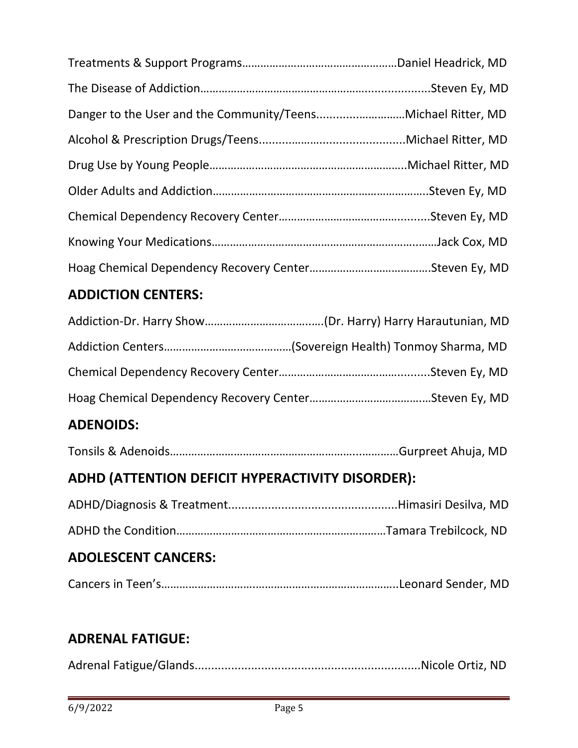Treatments & Support Programs……………………………………………Daniel Headrick, MD

The Disease of Addiction……………………………………………...............Steven Ey, MD

Danger to the User and the Community/Teens..........………………Michael Ritter, MD

Alcohol & Prescription Drugs/Teens............……..............................Michael Ritter, MD

Drug Use by Young People………………………………………………………..Michael Ritter, MD

Older Adults and Addiction……………………………………………………………..Steven Ey, MD

Chemical Dependency Recovery Center……………………………….............Steven Ey, MD

Knowing Your Medications…………………………………………………….……Jack Cox, MD

Hoag Chemical Dependency Recovery Center………………………………….Steven Ey, MD

## ADDICTION CENTERS:

Addiction-Dr. Harry Show………………………………...(Dr. Harry) Harry Harautunian, MD

Addiction Centers……………………………………(Sovereign Health) Tonmoy Sharma, MD

Chemical Dependency Recovery Center……………………………….............Steven Ey, MD

Hoag Chemical Dependency Recovery Center…………………………………Steven Ey, MD

## ADENOIDS:

Tonsils & Adenoids……………………………………………………….…………Gurpreet Ahuja, MD

## ADHD (ATTENTION DEFICIT HYPERACTIVITY DISORDER):

ADHD/Diagnosis & Treatment..................................................Himasiri Desilva, MD

ADHD the Condition……………………………………………………………Tamara Trebilcock, ND

## ADOLESCENT CANCERS:

Cancers in Teen's………………………………………………………………..Leonard Sender, MD

## ADRENAL FATIGUE:

Adrenal Fatigue/Glands...................................................................Nicole Ortiz, ND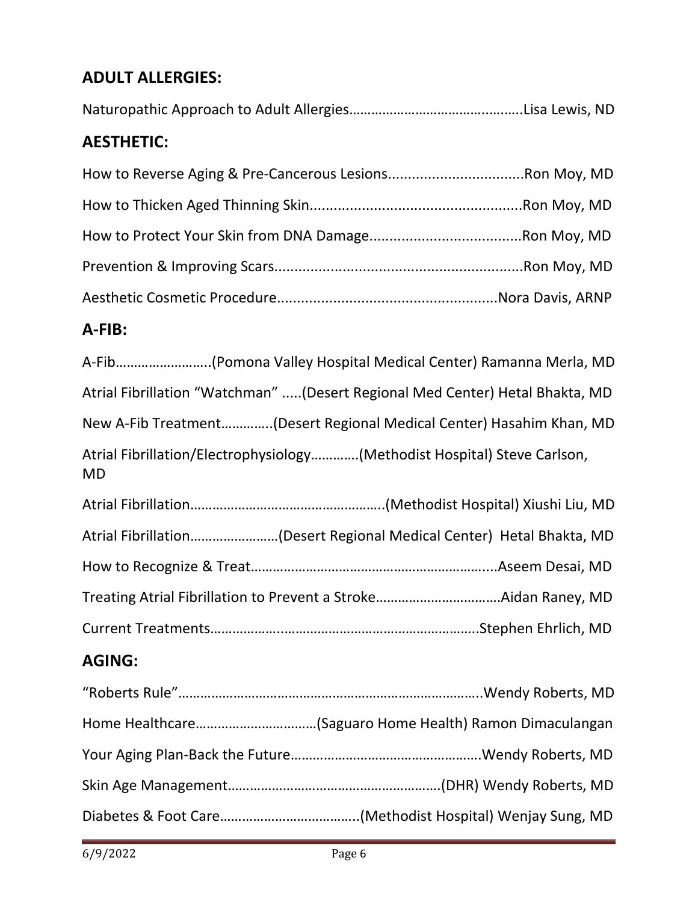## ADULT ALLERGIES:

Naturopathic Approach to Adult Allergies……………………………………..…….Lisa Lewis, ND

## AESTHETIC:

How to Reverse Aging & Pre-Cancerous Lesions..................................Ron Moy, MD

How to Thicken Aged Thinning Skin.....................................................Ron Moy, MD

How to Protect Your Skin from DNA Damage......................................Ron Moy, MD

Prevention & Improving Scars..............................................................Ron Moy, MD

Aesthetic Cosmetic Procedure.......................................................Nora Davis, ARNP

## A-FIB:

A-Fib……………………..(Pomona Valley Hospital Medical Center) Ramanna Merla, MD

Atrial Fibrillation "Watchman" .....(Desert Regional Med Center) Hetal Bhakta, MD

New A-Fib Treatment…………..(Desert Regional Medical Center) Hasahim Khan, MD

Atrial Fibrillation/Electrophysiology…………(Methodist Hospital) Steve Carlson, MD

Atrial Fibrillation……………………………………………..(Methodist Hospital) Xiushi Liu, MD

Atrial Fibrillation……………………(Desert Regional Medical Center) Hetal Bhakta, MD

How to Recognize & Treat………………………………………………………....Aseem Desai, MD

Treating Atrial Fibrillation to Prevent a Stroke……………………………Aidan Raney, MD

Current Treatments…………………..………………………………………..Stephen Ehrlich, MD

## AGING:

"Roberts Rule"………………………………………………………………………..Wendy Roberts, MD

Home Healthcare……………………………(Saguaro Home Health) Ramon Dimaculangan

Your Aging Plan-Back the Future…………………………………………….Wendy Roberts, MD

Skin Age Management…………………………………………………(DHR) Wendy Roberts, MD

Diabetes & Foot Care………………………………..(Methodist Hospital) Wenjay Sung, MD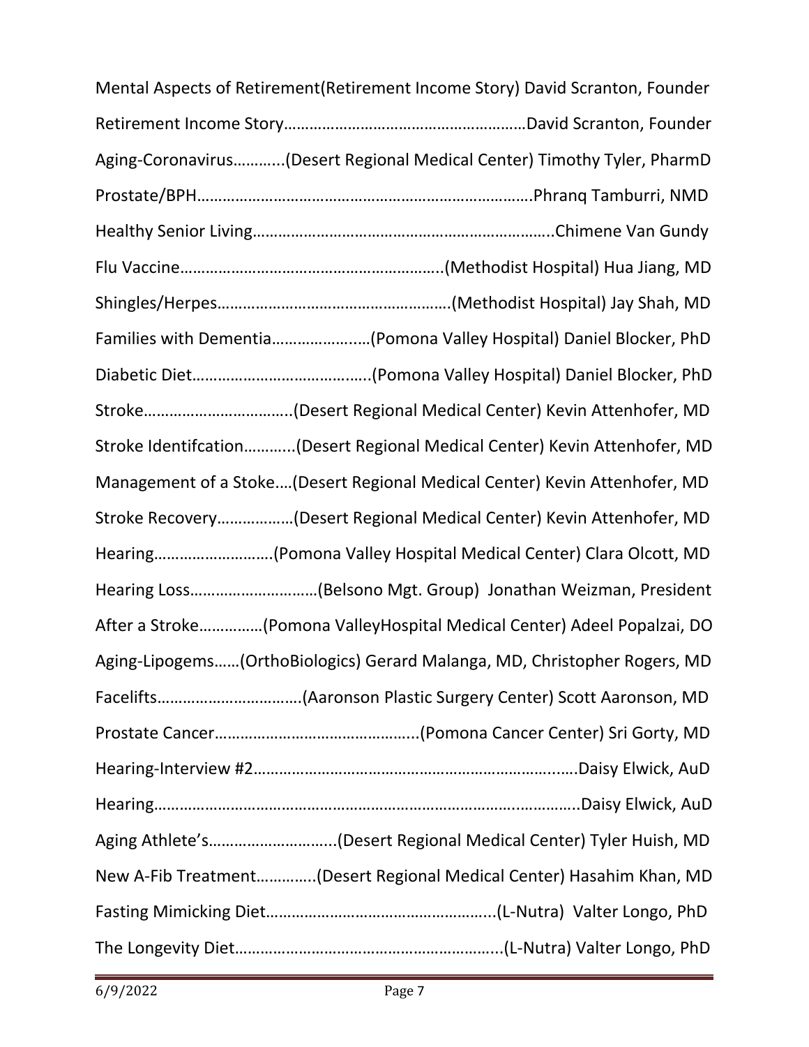Mental Aspects of Retirement(Retirement Income Story) David Scranton, Founder

Retirement Income Story…………………………………………………David Scranton, Founder

Aging-Coronavirus………..(Desert Regional Medical Center) Timothy Tyler, PharmD

Prostate/BPH…………………………………………………………………Phranq Tamburri, NMD

Healthy Senior Living……………………………………………………………..Chimene Van Gundy

Flu Vaccine……………………………………………………..(Methodist Hospital) Hua Jiang, MD

Shingles/Herpes……………………………………………….(Methodist Hospital) Jay Shah, MD

Families with Dementia……………….…(Pomona Valley Hospital) Daniel Blocker, PhD

Diabetic Diet…………………………….…..(Pomona Valley Hospital) Daniel Blocker, PhD

Stroke…………………………….(Desert Regional Medical Center) Kevin Attenhofer, MD

Stroke Identifcation………..(Desert Regional Medical Center) Kevin Attenhofer, MD

Management of a Stoke….(Desert Regional Medical Center) Kevin Attenhofer, MD

Stroke Recovery………………(Desert Regional Medical Center) Kevin Attenhofer, MD

Hearing……………………….(Pomona Valley Hospital Medical Center) Clara Olcott, MD

Hearing Loss…………………………(Belsono Mgt. Group) Jonathan Weizman, President

After a Stroke……………(Pomona ValleyHospital Medical Center) Adeel Popalzai, DO

Aging-Lipogems……(OrthoBiologics) Gerard Malanga, MD, Christopher Rogers, MD

Facelifts…………………………….(Aaronson Plastic Surgery Center) Scott Aaronson, MD

Prostate Cancer………………………………………..(Pomona Cancer Center) Sri Gorty, MD

Hearing-Interview #2………………………………………………………….……..Daisy Elwick, AuD

Hearing……………………………………………………………………………..………..Daisy Elwick, AuD

Aging Athlete's………………………...(Desert Regional Medical Center) Tyler Huish, MD

New A-Fib Treatment………….(Desert Regional Medical Center) Hasahim Khan, MD

Fasting Mimicking Diet……………………………………………..(L-Nutra) Valter Longo, PhD

The Longevity Diet……………………………………………………..(L-Nutra) Valter Longo, PhD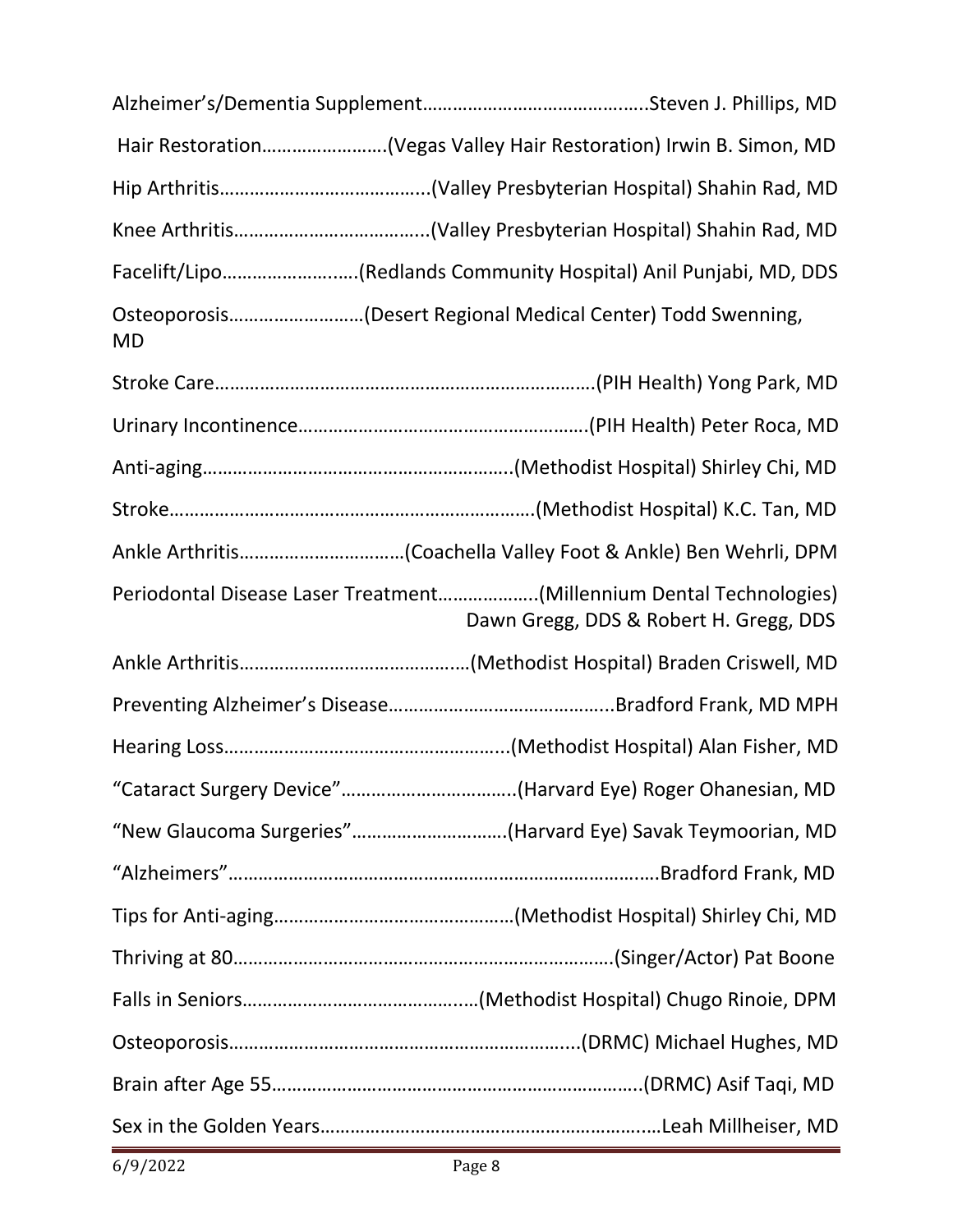Alzheimer's/Dementia Supplement……………………………………..Steven J. Phillips, MD

Hair Restoration…………………….(Vegas Valley Hair Restoration) Irwin B. Simon, MD

Hip Arthritis…………………………………..(Valley Presbyterian Hospital) Shahin Rad, MD

Knee Arthritis………………………………..(Valley Presbyterian Hospital) Shahin Rad, MD

Facelift/Lipo……………………..(Redlands Community Hospital) Anil Punjabi, MD, DDS

Osteoporosis………………………(Desert Regional Medical Center) Todd Swenning, MD

Stroke Care………………………………………………………………….(PIH Health) Yong Park, MD

Urinary Incontinence………………………………………………..(PIH Health) Peter Roca, MD

Anti-aging…………………………………………………..(Methodist Hospital) Shirley Chi, MD

Stroke………………………………………………………………(Methodist Hospital) K.C. Tan, MD

Ankle Arthritis……………………………(Coachella Valley Foot & Ankle) Ben Wehrli, DPM

Periodontal Disease Laser Treatment……………….(Millennium Dental Technologies) Dawn Gregg, DDS & Robert H. Gregg, DDS

Ankle Arthritis………………………………………(Methodist Hospital) Braden Criswell, MD

Preventing Alzheimer's Disease……………………………………..Bradford Frank, MD MPH

Hearing Loss………………………………………………..(Methodist Hospital) Alan Fisher, MD

"Cataract Surgery Device"……………………………..(Harvard Eye) Roger Ohanesian, MD

"New Glaucoma Surgeries"…………………………..(Harvard Eye) Savak Teymoorian, MD

"Alzheimers"………………………………………………………………………Bradford Frank, MD

Tips for Anti-aging…………………………………………(Methodist Hospital) Shirley Chi, MD

Thriving at 80…………………………………………………………………(Singer/Actor) Pat Boone

Falls in Seniors………………………………………(Methodist Hospital) Chugo Rinoie, DPM

Osteoporosis……………………………………………………………..(DRMC) Michael Hughes, MD

Brain after Age 55………………………………………………………………..(DRMC) Asif Taqi, MD

Sex in the Golden Years…………………………………………………………Leah Millheiser, MD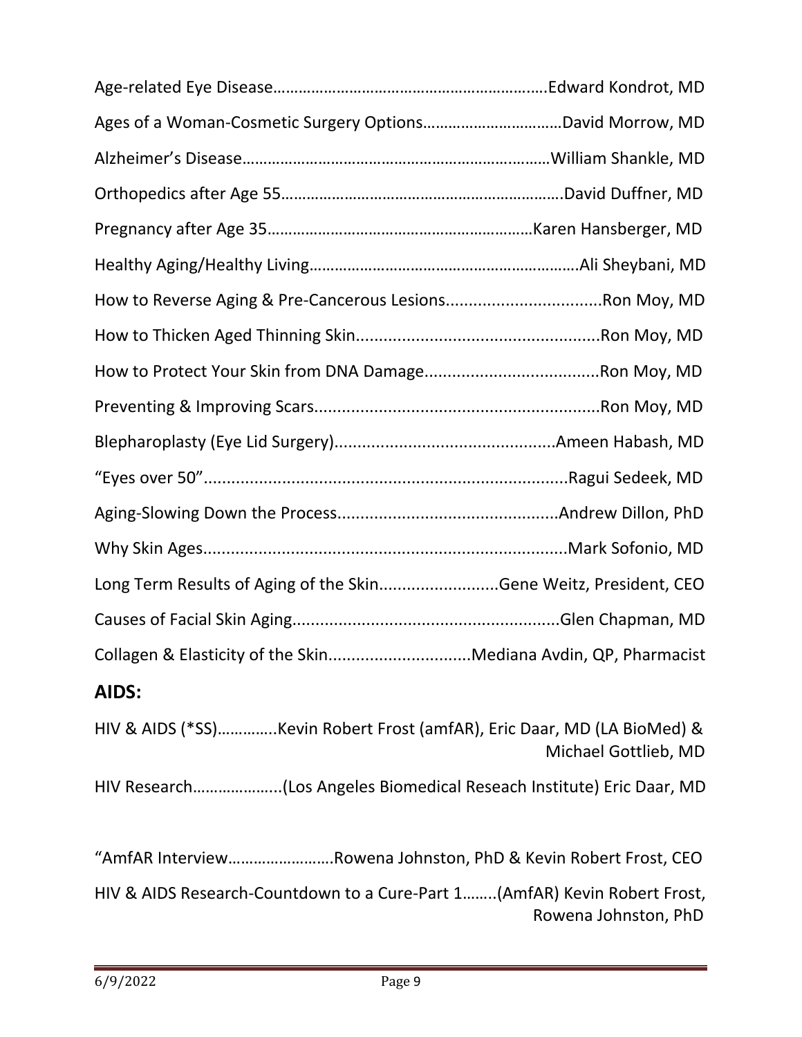Age-related Eye Disease……………………………………………………….Edward Kondrot, MD

Ages of a Woman-Cosmetic Surgery Options……………………………David Morrow, MD

Alzheimer's Disease……………………………………………………………William Shankle, MD

Orthopedics after Age 55……………………………………………………….David Duffner, MD

Pregnancy after Age 35……………………………………………………Karen Hansberger, MD

Healthy Aging/Healthy Living…………………………………………………….Ali Sheybani, MD

How to Reverse Aging & Pre-Cancerous Lesions..................................Ron Moy, MD

How to Thicken Aged Thinning Skin.....................................................Ron Moy, MD

How to Protect Your Skin from DNA Damage......................................Ron Moy, MD

Preventing & Improving Scars.............................................................Ron Moy, MD

Blepharoplasty (Eye Lid Surgery)...............................................Ameen Habash, MD

"Eyes over 50"..............................................................................Ragui Sedeek, MD

Aging-Slowing Down the Process...............................................Andrew Dillon, PhD

Why Skin Ages..............................................................................Mark Sofonio, MD

Long Term Results of Aging of the Skin..........................Gene Weitz, President, CEO

Causes of Facial Skin Aging..........................................................Glen Chapman, MD

Collagen & Elasticity of the Skin...............................Mediana Avdin, QP, Pharmacist

## AIDS:

HIV & AIDS (*SS)…………..Kevin Robert Frost (amfAR), Eric Daar, MD (LA BioMed) & Michael Gottlieb, MD

HIV Research………………..(Los Angeles Biomedical Reseach Institute) Eric Daar, MD

"AmfAR Interview……………………Rowena Johnston, PhD & Kevin Robert Frost, CEO

HIV & AIDS Research-Countdown to a Cure-Part 1……..(AmfAR) Kevin Robert Frost, Rowena Johnston, PhD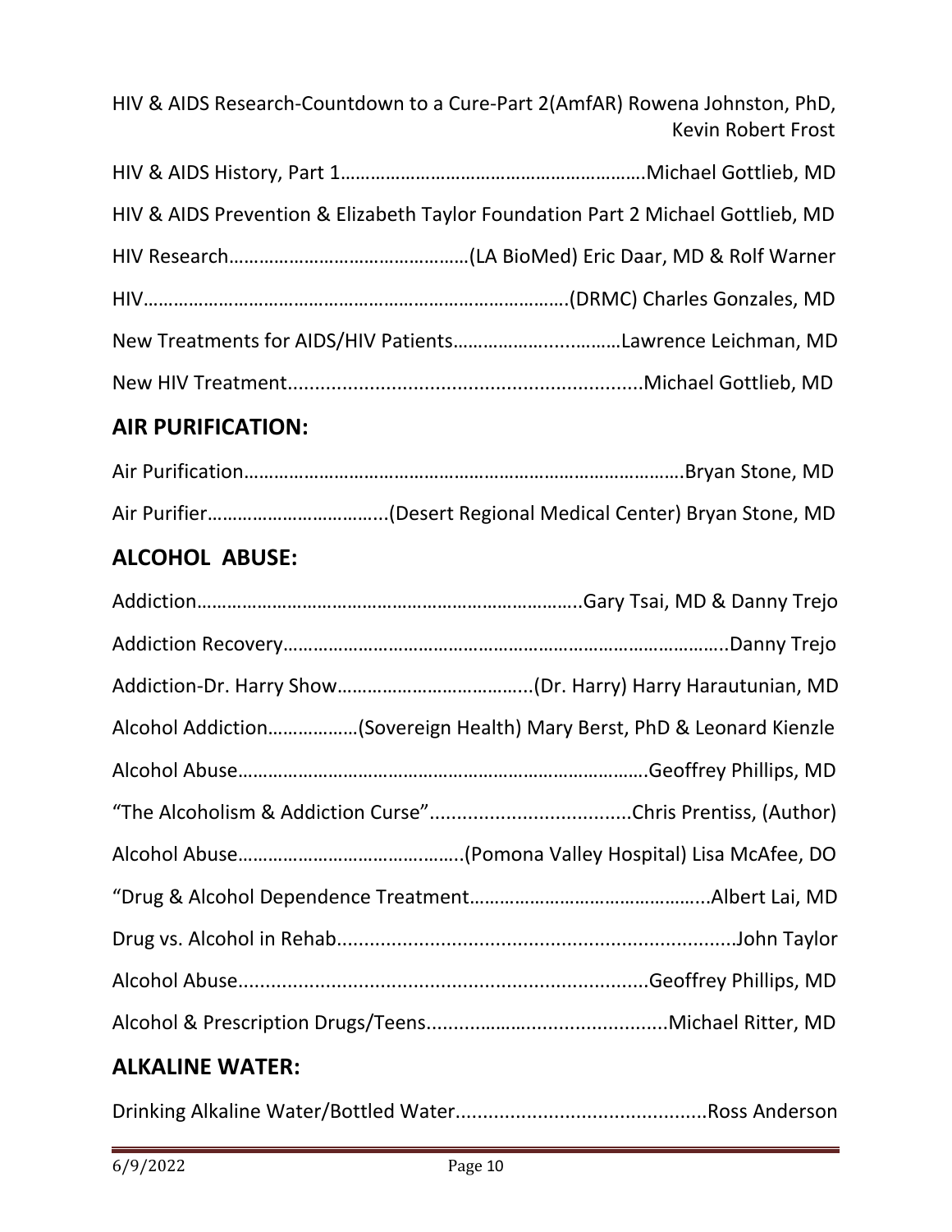HIV & AIDS Research-Countdown to a Cure-Part 2(AmfAR) Rowena Johnston, PhD, Kevin Robert Frost

HIV & AIDS History, Part 1……………………………………………………Michael Gottlieb, MD

HIV & AIDS Prevention & Elizabeth Taylor Foundation Part 2 Michael Gottlieb, MD

HIV Research…………………………………………(LA BioMed) Eric Daar, MD & Rolf Warner

HIV…………………………………………………………………………(DRMC) Charles Gonzales, MD

New Treatments for AIDS/HIV Patients…………………...………Lawrence Leichman, MD

New HIV Treatment................................................................Michael Gottlieb, MD

## AIR PURIFICATION:

Air Purification……………………………………………………………………………Bryan Stone, MD

Air Purifier……………………………...(Desert Regional Medical Center) Bryan Stone, MD

## ALCOHOL ABUSE:

Addiction…………………………………………………………………..Gary Tsai, MD & Danny Trejo

Addiction Recovery……………………………………………………………………………..Danny Trejo

Addiction-Dr. Harry Show………………………………...(Dr. Harry) Harry Harautunian, MD

Alcohol Addiction………………(Sovereign Health) Mary Berst, PhD & Leonard Kienzle

Alcohol Abuse……………………………………………………………………Geoffrey Phillips, MD

"The Alcoholism & Addiction Curse".....................................Chris Prentiss, (Author)

Alcohol Abuse……………………………………..(Pomona Valley Hospital) Lisa McAfee, DO

"Drug & Alcohol Dependence Treatment………………………………………..Albert Lai, MD

Drug vs. Alcohol in Rehab.........................................................................John Taylor

Alcohol Abuse..........................................................................Geoffrey Phillips, MD

Alcohol & Prescription Drugs/Teens.............................................Michael Ritter, MD

## ALKALINE WATER:

Drinking Alkaline Water/Bottled Water.............................................Ross Anderson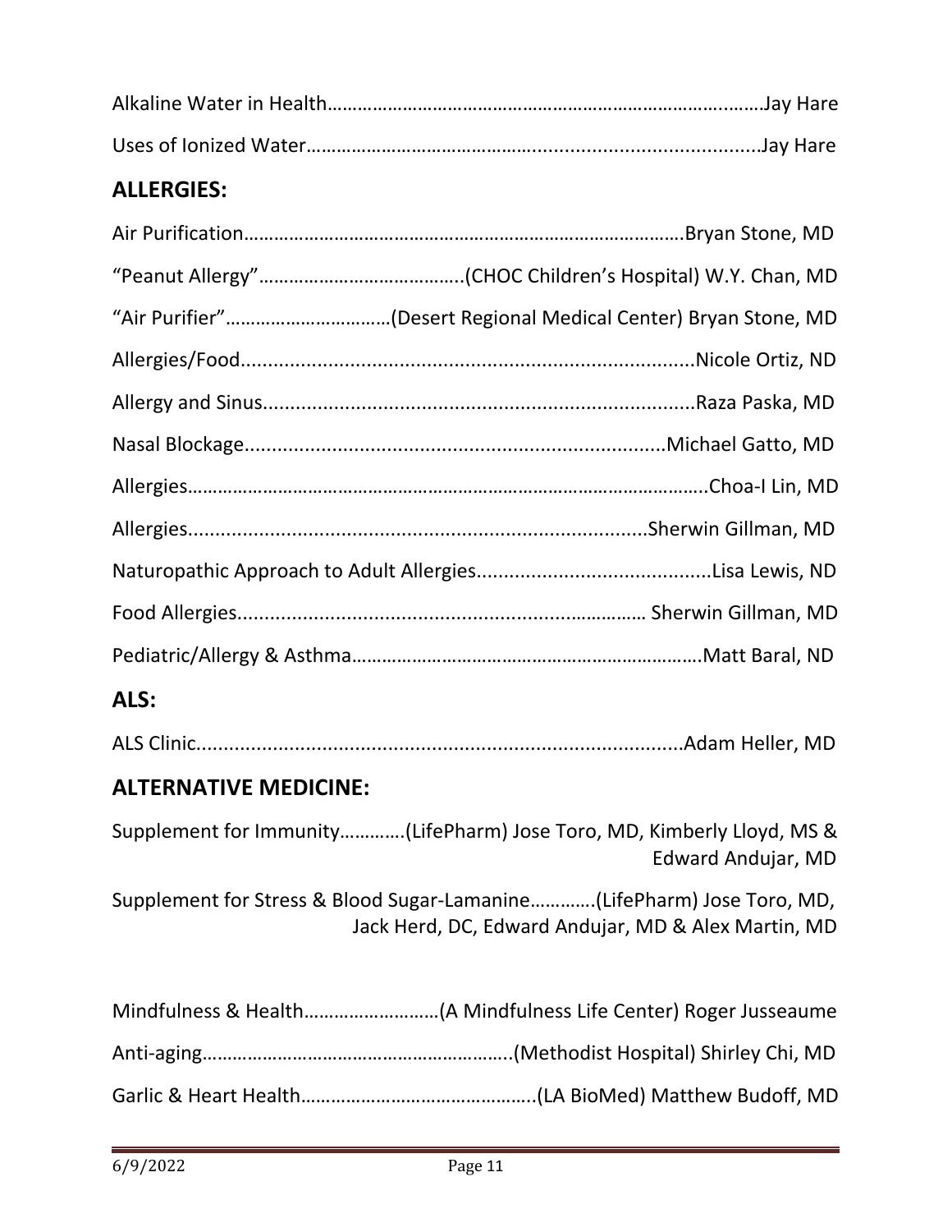Alkaline Water in Health……………………………………………………………………………Jay Hare

Uses of Ionized Water……………………………………………………………………………Jay Hare

## ALLERGIES:

Air Purification……………………………………………………………………………Bryan Stone, MD

"Peanut Allergy"…………………………………(CHOC Children's Hospital) W.Y. Chan, MD

"Air Purifier"……………………………(Desert Regional Medical Center) Bryan Stone, MD

Allergies/Food……………………………………………………………………………Nicole Ortiz, ND

Allergy and Sinus……………………………………………………………………………Raza Paska, MD

Nasal Blockage……………………………………………………………………………Michael Gatto, MD

Allergies……………………………………………………………………………Choa-I Lin, MD

Allergies……………………………………………………………………………Sherwin Gillman, MD

Naturopathic Approach to Adult Allergies……………………………………………Lisa Lewis, ND

Food Allergies…………………………………………………………………… Sherwin Gillman, MD

Pediatric/Allergy & Asthma…………………………………………………………Matt Baral, ND

## ALS:

ALS Clinic……………………………………………………………………………Adam Heller, MD

## ALTERNATIVE MEDICINE:

Supplement for Immunity………….(LifePharm) Jose Toro, MD, Kimberly Lloyd, MS & Edward Andujar, MD

Supplement for Stress & Blood Sugar-Lamanine………….(LifePharm) Jose Toro, MD, Jack Herd, DC, Edward Andujar, MD & Alex Martin, MD

Mindfulness & Health………………………(A Mindfulness Life Center) Roger Jusseaume

Anti-aging…………………………………………………….(Methodist Hospital) Shirley Chi, MD

Garlic & Heart Health……………………………………….(LA BioMed) Matthew Budoff, MD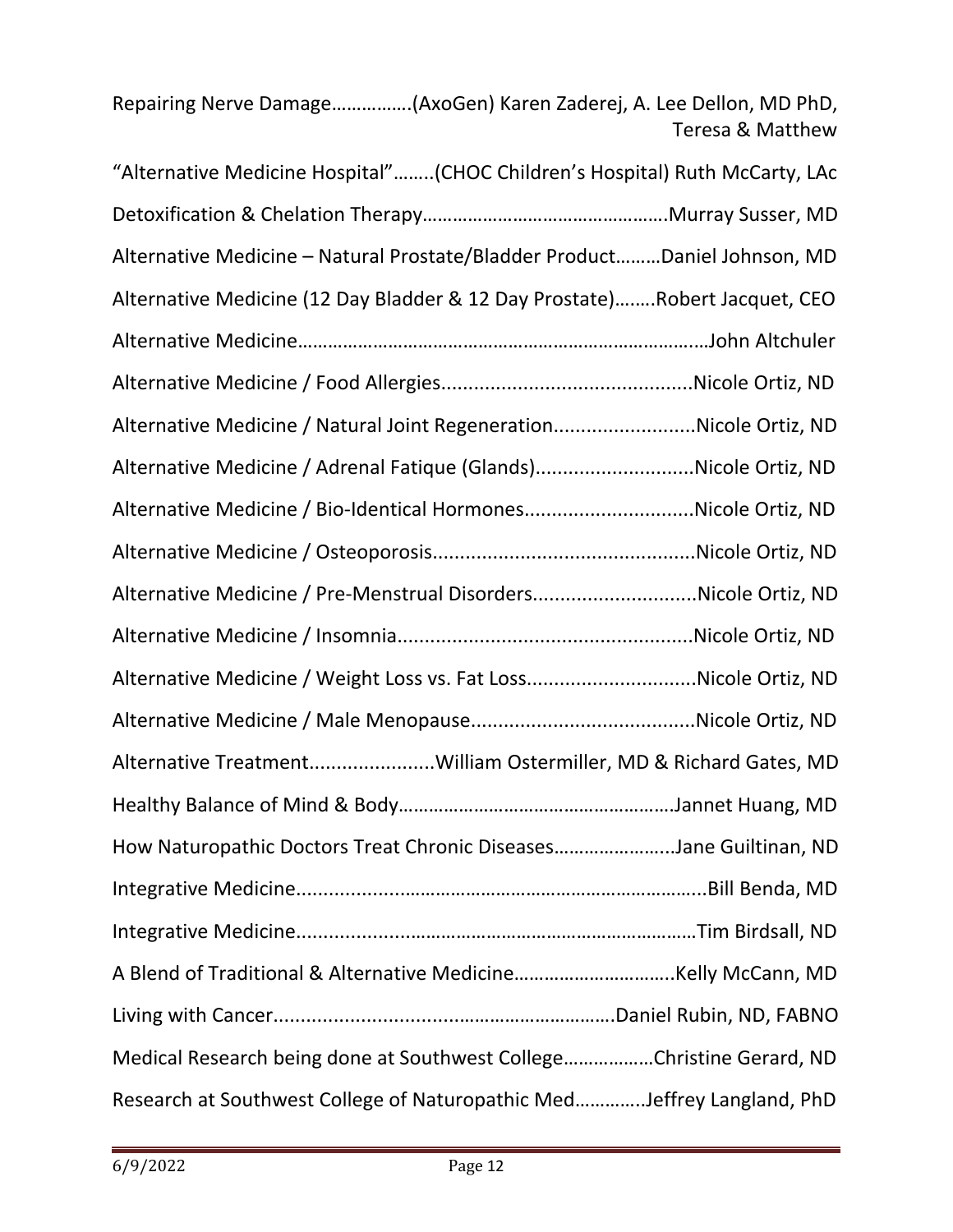Repairing Nerve Damage…………….(AxoGen) Karen Zaderej, A. Lee Dellon, MD PhD, Teresa & Matthew

"Alternative Medicine Hospital"……..(CHOC Children's Hospital) Ruth McCarty, LAc

Detoxification & Chelation Therapy………………………………………….Murray Susser, MD

Alternative Medicine – Natural Prostate/Bladder Product………Daniel Johnson, MD

Alternative Medicine (12 Day Bladder & 12 Day Prostate)……..Robert Jacquet, CEO

Alternative Medicine……………………………………………………………………John Altchuler

Alternative Medicine / Food Allergies.............................................Nicole Ortiz, ND

Alternative Medicine / Natural Joint Regeneration..........................Nicole Ortiz, ND

Alternative Medicine / Adrenal Fatique (Glands).............................Nicole Ortiz, ND

Alternative Medicine / Bio-Identical Hormones...............................Nicole Ortiz, ND

Alternative Medicine / Osteoporosis................................................Nicole Ortiz, ND

Alternative Medicine / Pre-Menstrual Disorders..............................Nicole Ortiz, ND

Alternative Medicine / Insomnia......................................................Nicole Ortiz, ND

Alternative Medicine / Weight Loss vs. Fat Loss...............................Nicole Ortiz, ND

Alternative Medicine / Male Menopause.........................................Nicole Ortiz, ND

Alternative Treatment.......................William Ostermiller, MD & Richard Gates, MD

Healthy Balance of Mind & Body………………………………………………Jannet Huang, MD

How Naturopathic Doctors Treat Chronic Diseases…………………...Jane Guiltinan, ND

Integrative Medicine...............………………………………………………………..Bill Benda, MD

Integrative Medicine.............……………………………………………………………Tim Birdsall, ND

A Blend of Traditional & Alternative Medicine…………………………..Kelly McCann, MD

Living with Cancer...............................…………………………….Daniel Rubin, ND, FABNO

Medical Research being done at Southwest College………………Christine Gerard, ND

Research at Southwest College of Naturopathic Med………….Jeffrey Langland, PhD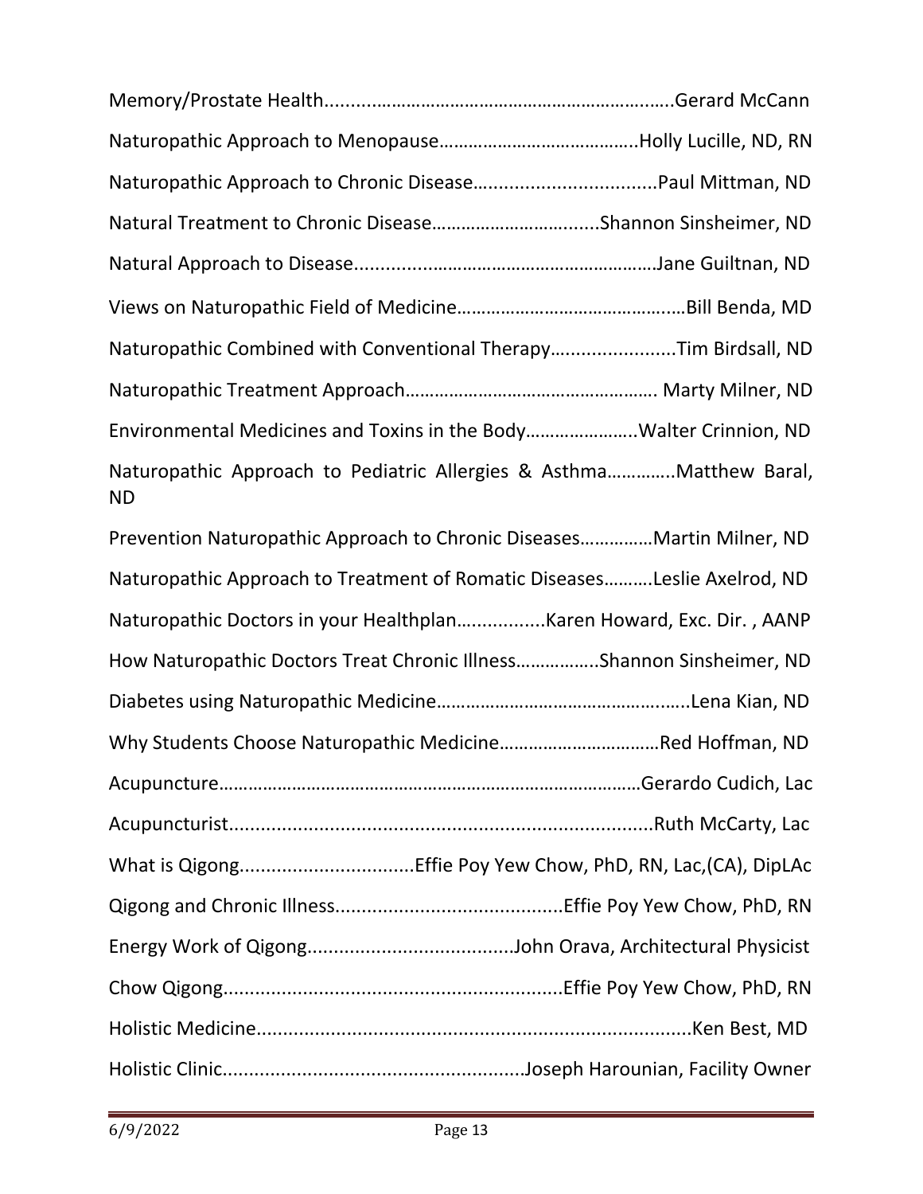Memory/Prostate Health.......................................................................Gerard McCann

Naturopathic Approach to Menopause……………………………………..Holly Lucille, ND, RN

Naturopathic Approach to Chronic Disease...................................Paul Mittman, ND

Natural Treatment to Chronic Disease………………………......Shannon Sinsheimer, ND

Natural Approach to Disease............……………………………………Jane Guiltnan, ND

Views on Naturopathic Field of Medicine…………………………………...…Bill Benda, MD

Naturopathic Combined with Conventional Therapy........................Tim Birdsall, ND

Naturopathic Treatment Approach……………………………………………. Marty Milner, ND

Environmental Medicines and Toxins in the Body…………………..Walter Crinnion, ND

Naturopathic Approach to Pediatric Allergies & Asthma…………..Matthew Baral, ND

Prevention Naturopathic Approach to Chronic Diseases……………Martin Milner, ND

Naturopathic Approach to Treatment of Romatic Diseases……….Leslie Axelrod, ND

Naturopathic Doctors in your Healthplan................Karen Howard, Exc. Dir. , AANP

How Naturopathic Doctors Treat Chronic Illness……………..Shannon Sinsheimer, ND

Diabetes using Naturopathic Medicine…………………………………….…..Lena Kian, ND

Why Students Choose Naturopathic Medicine……………………………Red Hoffman, ND

Acupuncture……………………………………………………………………………Gerardo Cudich, Lac

Acupuncturist..................................................................................Ruth McCarty, Lac

What is Qigong.................................Effie Poy Yew Chow, PhD, RN, Lac,(CA), DipLAc

Qigong and Chronic Illness..........................................Effie Poy Yew Chow, PhD, RN

Energy Work of Qigong.......................................John Orava, Architectural Physicist

Chow Qigong...............................................................Effie Poy Yew Chow, PhD, RN

Holistic Medicine...................................................................................Ken Best, MD

Holistic Clinic.........................................................Joseph Harounian, Facility Owner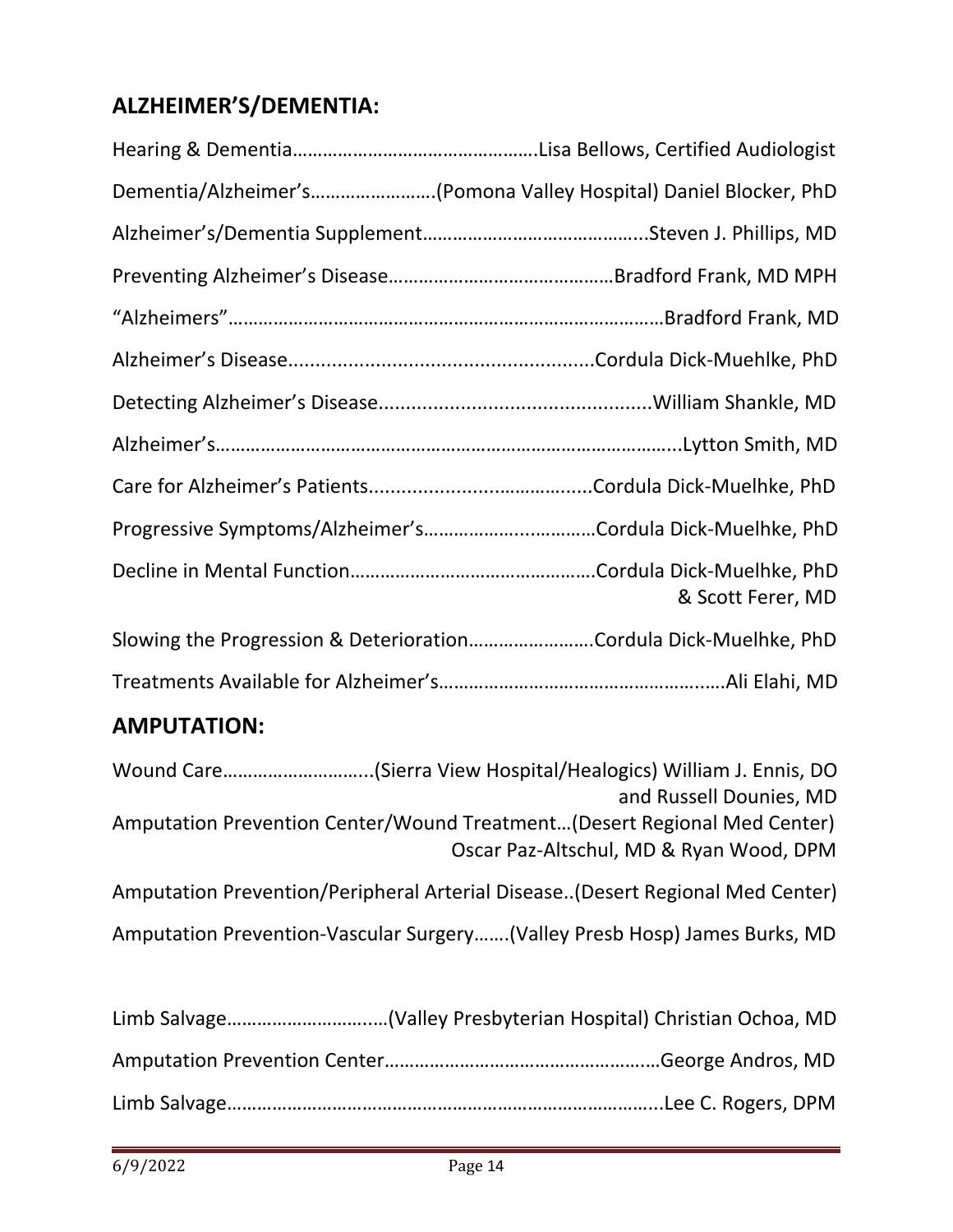## ALZHEIMER'S/DEMENTIA:

Hearing & Dementia…………………………………………Lisa Bellows, Certified Audiologist

Dementia/Alzheimer's…………………….(Pomona Valley Hospital) Daniel Blocker, PhD

Alzheimer's/Dementia Supplement……………………………………..Steven J. Phillips, MD

Preventing Alzheimer's Disease………………………………………Bradford Frank, MD MPH

"Alzheimers"…………………………………………………………………………Bradford Frank, MD

Alzheimer's Disease........................................................Cordula Dick-Muehlke, PhD

Detecting Alzheimer's Disease.................................................William Shankle, MD

Alzheimer's………………………………………………………………………………..Lytton Smith, MD

Care for Alzheimer's Patients.........................…………......Cordula Dick-Muelhke, PhD

Progressive Symptoms/Alzheimer's……………….…………Cordula Dick-Muelhke, PhD

Decline in Mental Function………………………………………….Cordula Dick-Muelhke, PhD & Scott Ferer, MD

Slowing the Progression & Deterioration…………………….Cordula Dick-Muelhke, PhD

Treatments Available for Alzheimer's……………………………………………..Ali Elahi, MD

## AMPUTATION:

Wound Care………………………..(Sierra View Hospital/Healogics) William J. Ennis, DO and Russell Dounies, MD

Amputation Prevention Center/Wound Treatment…(Desert Regional Med Center) Oscar Paz-Altschul, MD & Ryan Wood, DPM

Amputation Prevention/Peripheral Arterial Disease..(Desert Regional Med Center)

Amputation Prevention-Vascular Surgery…….(Valley Presb Hosp) James Burks, MD

Limb Salvage………………………….(Valley Presbyterian Hospital) Christian Ochoa, MD

Amputation Prevention Center………………………………………………George Andros, MD

Limb Salvage…………………………………………………………………….....Lee C. Rogers, DPM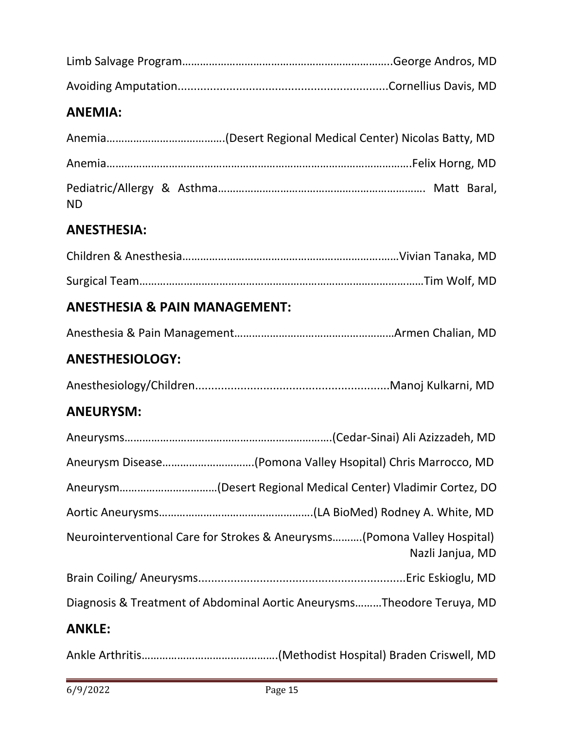Limb Salvage Program………………………………………………………………..George Andros, MD

Avoiding Amputation................................................................Cornellius Davis, MD

## ANEMIA:

Anemia………………………………….(Desert Regional Medical Center) Nicolas Batty, MD

Anemia…………………………………………………………………………………………Felix Horng, MD

Pediatric/Allergy & Asthma……………………………………………………………. Matt Baral, ND

## ANESTHESIA:

Children & Anesthesia…………………………………………………………………Vivian Tanaka, MD

Surgical Team………………………………………………………………………………………Tim Wolf, MD

## ANESTHESIA & PAIN MANAGEMENT:

Anesthesia & Pain Management………………………………………………Armen Chalian, MD

## ANESTHESIOLOGY:

Anesthesiology/Children............................................................Manoj Kulkarni, MD

## ANEURYSM:

Aneurysms…………………………………………………………….(Cedar-Sinai) Ali Azizzadeh, MD

Aneurysm Disease…………………………(Pomona Valley Hsopital) Chris Marrocco, MD

Aneurysm……………………………(Desert Regional Medical Center) Vladimir Cortez, DO

Aortic Aneurysms…………………………………………….(LA BioMed) Rodney A. White, MD

Neurointerventional Care for Strokes & Aneurysms……….(Pomona Valley Hospital) Nazli Janjua, MD

Brain Coiling/ Aneurysms.................................................................Eric Eskioglu, MD

Diagnosis & Treatment of Abdominal Aortic Aneurysms………Theodore Teruya, MD

## ANKLE:

Ankle Arthritis……………………………………….(Methodist Hospital) Braden Criswell, MD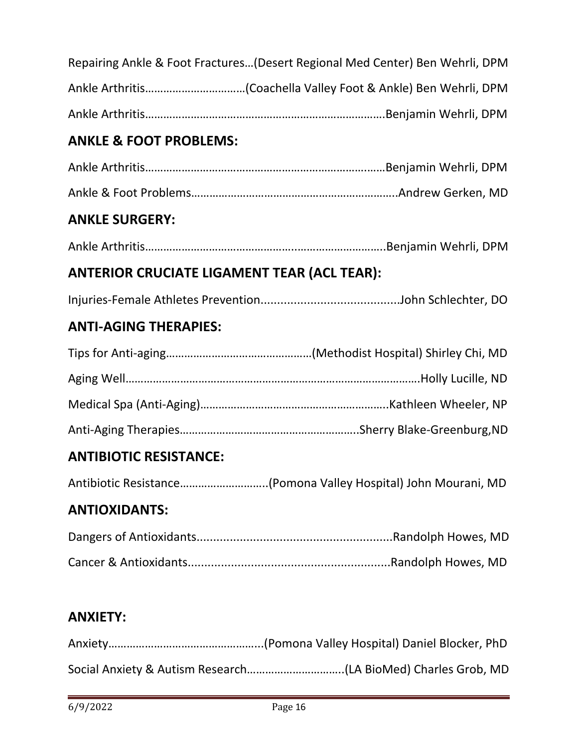Repairing Ankle & Foot Fractures…(Desert Regional Med Center) Ben Wehrli, DPM

Ankle Arthritis……………………………(Coachella Valley Foot & Ankle) Ben Wehrli, DPM

Ankle Arthritis………………………………………………………………………Benjamin Wehrli, DPM

## ANKLE & FOOT PROBLEMS:

Ankle Arthritis………………………………………………………………………Benjamin Wehrli, DPM

Ankle & Foot Problems…………………………………………………………..Andrew Gerken, MD

## ANKLE SURGERY:

Ankle Arthritis……………………………………………………………………..Benjamin Wehrli, DPM

## ANTERIOR CRUCIATE LIGAMENT TEAR (ACL TEAR):

Injuries-Female Athletes Prevention..........................................John Schlechter, DO

## ANTI-AGING THERAPIES:

Tips for Anti-aging…………………………………………(Methodist Hospital) Shirley Chi, MD

Aging Well……………………………………………………………………………………Holly Lucille, ND

Medical Spa (Anti-Aging)……………………………………………………..Kathleen Wheeler, NP

Anti-Aging Therapies…………………………………………………..Sherry Blake-Greenburg,ND

## ANTIBIOTIC RESISTANCE:

Antibiotic Resistance………………………..(Pomona Valley Hospital) John Mourani, MD

## ANTIOXIDANTS:

Dangers of Antioxidants..........................................................Randolph Howes, MD

Cancer & Antioxidants............................................................Randolph Howes, MD

## ANXIETY:

Anxiety…………………………………………...(Pomona Valley Hospital) Daniel Blocker, PhD

Social Anxiety & Autism Research…………………………..(LA BioMed) Charles Grob, MD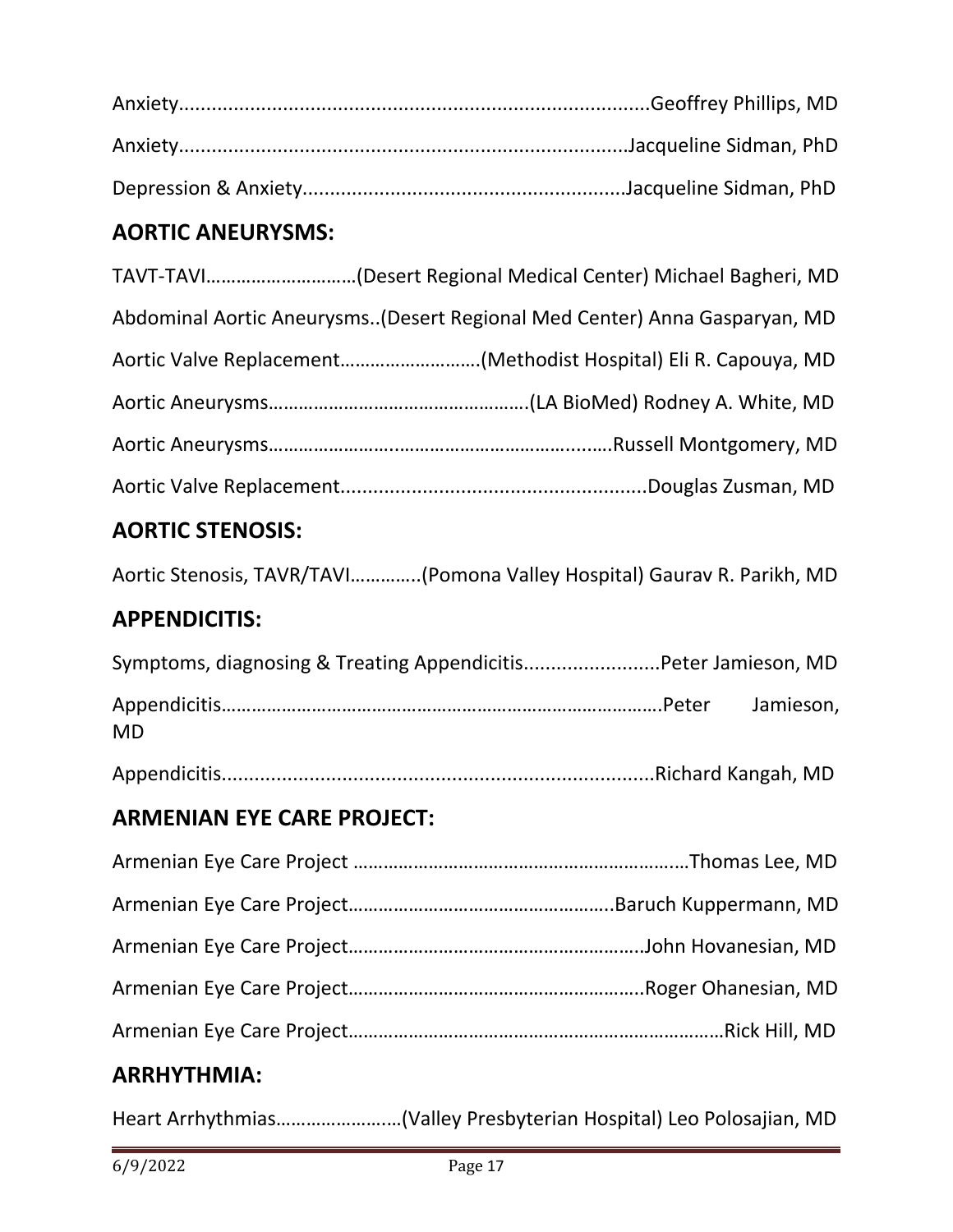Anxiety.....................................................................................Geoffrey Phillips, MD

Anxiety..................................................................................Jacqueline Sidman, PhD

Depression & Anxiety...........................................................Jacqueline Sidman, PhD

## AORTIC ANEURYSMS:

TAVT-TAVI…………………………(Desert Regional Medical Center) Michael Bagheri, MD

Abdominal Aortic Aneurysms..(Desert Regional Med Center) Anna Gasparyan, MD

Aortic Valve Replacement……………………….(Methodist Hospital) Eli R. Capouya, MD

Aortic Aneurysms…………………………………………….(LA BioMed) Rodney A. White, MD

Aortic Aneurysms…………………..…………………………..…….Russell Montgomery, MD

Aortic Valve Replacement.......................................................Douglas Zusman, MD

## AORTIC STENOSIS:

Aortic Stenosis, TAVR/TAVI…………..(Pomona Valley Hospital) Gaurav R. Parikh, MD

## APPENDICITIS:

Symptoms, diagnosing & Treating Appendicitis.........................Peter Jamieson, MD

Appendicitis…………………………………………………………………………….Peter Jamieson, MD

Appendicitis...............................................................................Richard Kangah, MD

## ARMENIAN EYE CARE PROJECT:

Armenian Eye Care Project …………………………………………………….…Thomas Lee, MD

Armenian Eye Care Project……………………………………………..Baruch Kuppermann, MD

Armenian Eye Care Project………………………………………………….John Hovanesian, MD

Armenian Eye Care Project………………………………………………….Roger Ohanesian, MD

Armenian Eye Care Project………………………………………………………………Rick Hill, MD

## ARRHYTHMIA:

Heart Arrhythmias………………….…(Valley Presbyterian Hospital) Leo Polosajian, MD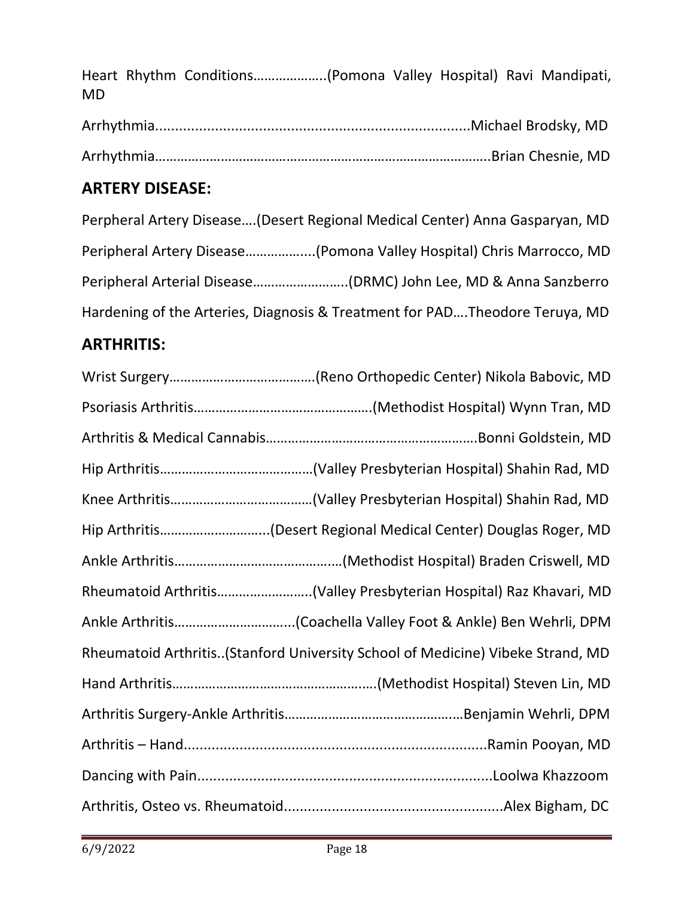Heart Rhythm Conditions……………….(Pomona Valley Hospital) Ravi Mandipati, MD

Arrhythmia..............................................................................Michael Brodsky, MD

Arrhythmia……………………………………………………………………………..Brian Chesnie, MD

## ARTERY DISEASE:

Perpheral Artery Disease….(Desert Regional Medical Center) Anna Gasparyan, MD

Peripheral Artery Disease……………....(Pomona Valley Hospital) Chris Marrocco, MD

Peripheral Arterial Disease…………………….(DRMC) John Lee, MD & Anna Sanzberro

Hardening of the Arteries, Diagnosis & Treatment for PAD….Theodore Teruya, MD

## ARTHRITIS:

Wrist Surgery………………………………….(Reno Orthopedic Center) Nikola Babovic, MD

Psoriasis Arthritis………………………………………..(Methodist Hospital) Wynn Tran, MD

Arthritis & Medical Cannabis…………………………………………………Bonni Goldstein, MD

Hip Arthritis……………………………………(Valley Presbyterian Hospital) Shahin Rad, MD

Knee Arthritis…………………………………(Valley Presbyterian Hospital) Shahin Rad, MD

Hip Arthritis………………………...(Desert Regional Medical Center) Douglas Roger, MD

Ankle Arthritis………………………………………(Methodist Hospital) Braden Criswell, MD

Rheumatoid Arthritis……………………..(Valley Presbyterian Hospital) Raz Khavari, MD

Ankle Arthritis…………………………...(Coachella Valley Foot & Ankle) Ben Wehrli, DPM

Rheumatoid Arthritis..(Stanford University School of Medicine) Vibeke Strand, MD

Hand Arthritis………………………………………………(Methodist Hospital) Steven Lin, MD

Arthritis Surgery-Ankle Arthritis………………………………………Benjamin Wehrli, DPM

Arthritis – Hand...........................................................................Ramin Pooyan, MD

Dancing with Pain.........................................................................Loolwa Khazzoom

Arthritis, Osteo vs. Rheumatoid......................................................Alex Bigham, DC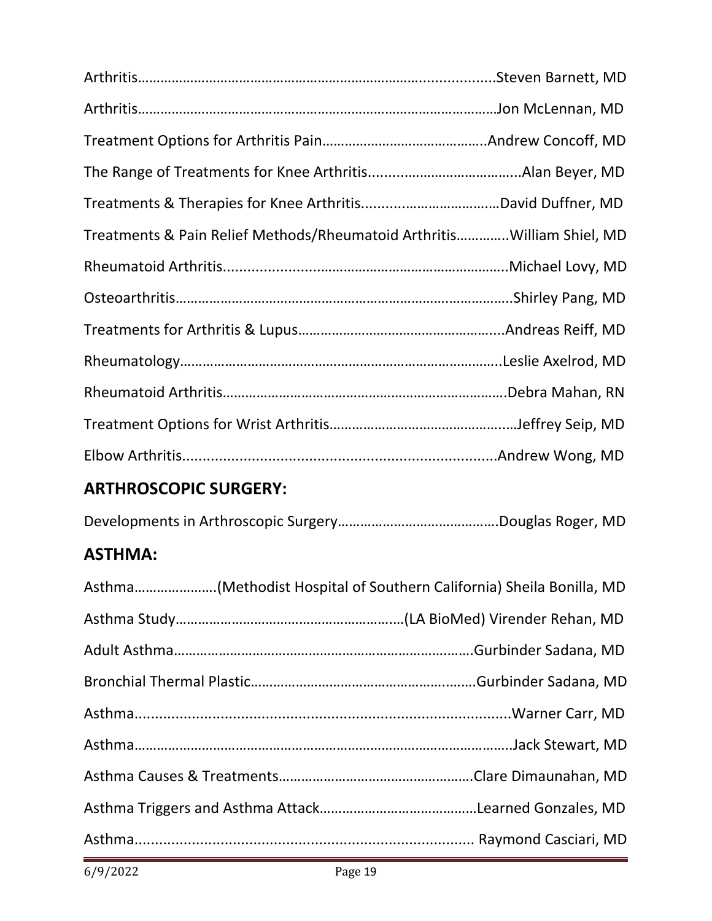Arthritis…………………………………………………………………….............Steven Barnett, MD

Arthritis……………………………………………………………………………………Jon McLennan, MD

Treatment Options for Arthritis Pain……………………………………..Andrew Concoff, MD

The Range of Treatments for Knee Arthritis.......................................Alan Beyer, MD

Treatments & Therapies for Knee Arthritis...................................David Duffner, MD

Treatments & Pain Relief Methods/Rheumatoid Arthritis…………..William Shiel, MD

Rheumatoid Arthritis.....................................................................Michael Lovy, MD

Osteoarthritis………………………………………………………………………...Shirley Pang, MD

Treatments for Arthritis & Lupus……………………………………………....Andreas Reiff, MD

Rheumatology…………………………………………………………………………..Leslie Axelrod, MD

Rheumatoid Arthritis………………………………………………………………….Debra Mahan, RN

Treatment Options for Wrist Arthritis………………………………………..…Jeffrey Seip, MD

Elbow Arthritis...........................................................................Andrew Wong, MD

## ARTHROSCOPIC SURGERY:

Developments in Arthroscopic Surgery…………………………………….Douglas Roger, MD

## ASTHMA:

Asthma………………….(Methodist Hospital of Southern California) Sheila Bonilla, MD

Asthma Study……………………………………………………(LA BioMed) Virender Rehan, MD

Adult Asthma……………………………………………………………………….Gurbinder Sadana, MD

Bronchial Thermal Plastic……………………………………………….……Gurbinder Sadana, MD

Asthma..........................................................................................Warner Carr, MD

Asthma………………………………………………………………………………………Jack Stewart, MD

Asthma Causes & Treatments…………………………………………….Clare Dimaunahan, MD

Asthma Triggers and Asthma Attack……………………………………Learned Gonzales, MD

Asthma................................................................................. Raymond Casciari, MD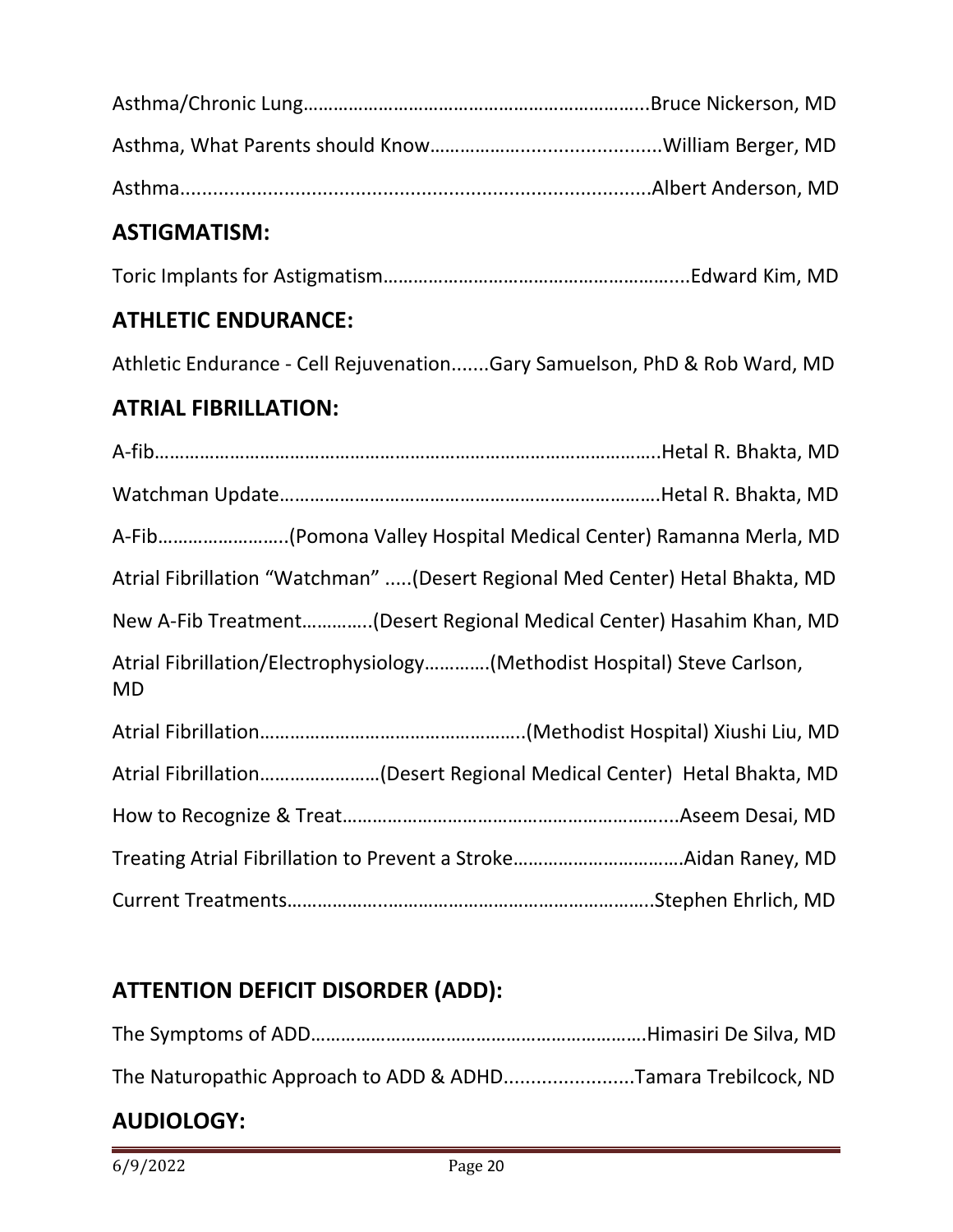Asthma/Chronic Lung……………………………………………………………..Bruce Nickerson, MD

Asthma, What Parents should Know……………….........................William Berger, MD

Asthma....................................................................................Albert Anderson, MD

## ASTIGMATISM:

Toric Implants for Astigmatism…………………………………………………....Edward Kim, MD

## ATHLETIC ENDURANCE:

Athletic Endurance - Cell Rejuvenation.......Gary Samuelson, PhD & Rob Ward, MD

## ATRIAL FIBRILLATION:

A-fib…………………………………………………………………………………..Hetal R. Bhakta, MD

Watchman Update…………………………………………………………………Hetal R. Bhakta, MD

A-Fib……………………..(Pomona Valley Hospital Medical Center) Ramanna Merla, MD

Atrial Fibrillation “Watchman” .....(Desert Regional Med Center) Hetal Bhakta, MD

New A-Fib Treatment………….(Desert Regional Medical Center) Hasahim Khan, MD

Atrial Fibrillation/Electrophysiology…………(Methodist Hospital) Steve Carlson, MD

Atrial Fibrillation……………………………………………..(Methodist Hospital) Xiushi Liu, MD

Atrial Fibrillation……………………(Desert Regional Medical Center) Hetal Bhakta, MD

How to Recognize & Treat…………………………………………………….....Aseem Desai, MD

Treating Atrial Fibrillation to Prevent a Stroke……………………………Aidan Raney, MD

Current Treatments…………………………………………………………….Stephen Ehrlich, MD

## ATTENTION DEFICIT DISORDER (ADD):

The Symptoms of ADD………………………………………………………….Himasiri De Silva, MD

The Naturopathic Approach to ADD & ADHD........................Tamara Trebilcock, ND

## AUDIOLOGY: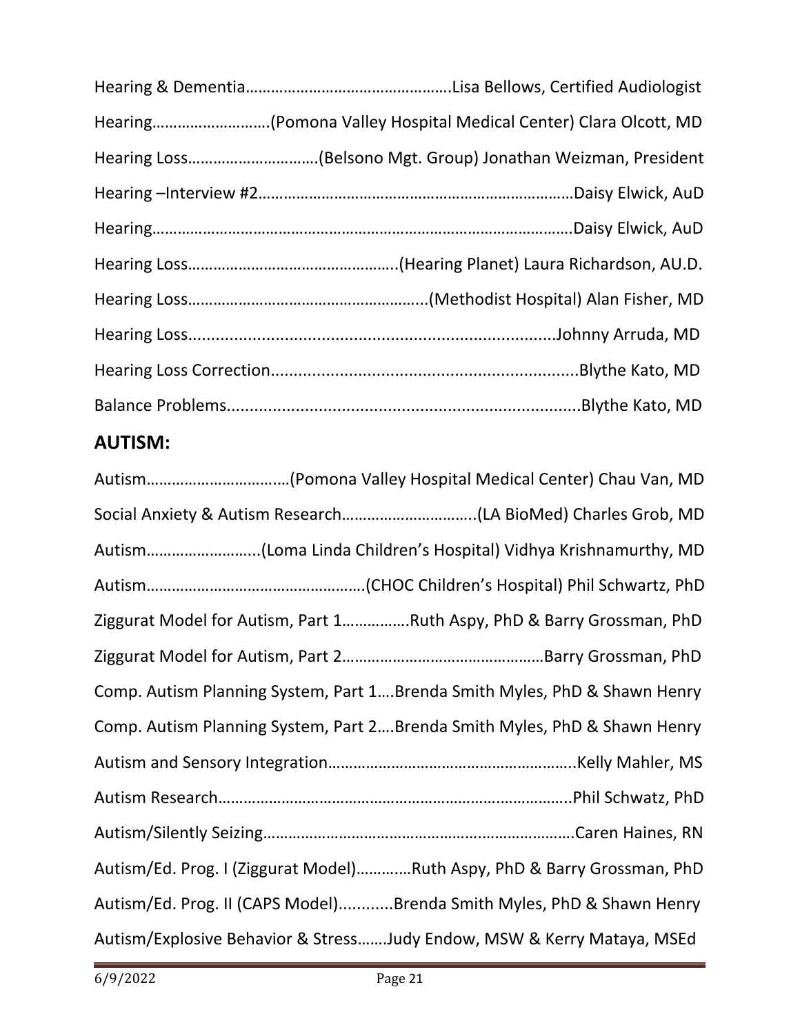Hearing & Dementia…………………………………………Lisa Bellows, Certified Audiologist

Hearing……………………….(Pomona Valley Hospital Medical Center) Clara Olcott, MD

Hearing Loss………………………….(Belsono Mgt. Group) Jonathan Weizman, President

Hearing –Interview #2…………………………………………………………………Daisy Elwick, AuD

Hearing………………………………………………………………………………………Daisy Elwick, AuD

Hearing Loss…………………………………………..(Hearing Planet) Laura Richardson, AU.D.

Hearing Loss…………………………………………………..(Methodist Hospital) Alan Fisher, MD

Hearing Loss...............................................................................Johnny Arruda, MD

Hearing Loss Correction..................................................................Blythe Kato, MD

Balance Problems............................................................................Blythe Kato, MD

## AUTISM:

Autism……………………………(Pomona Valley Hospital Medical Center) Chau Van, MD

Social Anxiety & Autism Research…………………………..(LA BioMed) Charles Grob, MD

Autism……………………..(Loma Linda Children's Hospital) Vidhya Krishnamurthy, MD

Autism…………………………………………….(CHOC Children's Hospital) Phil Schwartz, PhD

Ziggurat Model for Autism, Part 1…………….Ruth Aspy, PhD & Barry Grossman, PhD

Ziggurat Model for Autism, Part 2…………………………………………Barry Grossman, PhD

Comp. Autism Planning System, Part 1….Brenda Smith Myles, PhD & Shawn Henry

Comp. Autism Planning System, Part 2….Brenda Smith Myles, PhD & Shawn Henry

Autism and Sensory Integration…………………………………………………..Kelly Mahler, MS

Autism Research………………………………………………………………………...Phil Schwatz, PhD

Autism/Silently Seizing…………………………………………………………………Caren Haines, RN

Autism/Ed. Prog. I (Ziggurat Model)…………Ruth Aspy, PhD & Barry Grossman, PhD

Autism/Ed. Prog. II (CAPS Model)...........Brenda Smith Myles, PhD & Shawn Henry

Autism/Explosive Behavior & Stress…….Judy Endow, MSW & Kerry Mataya, MSEd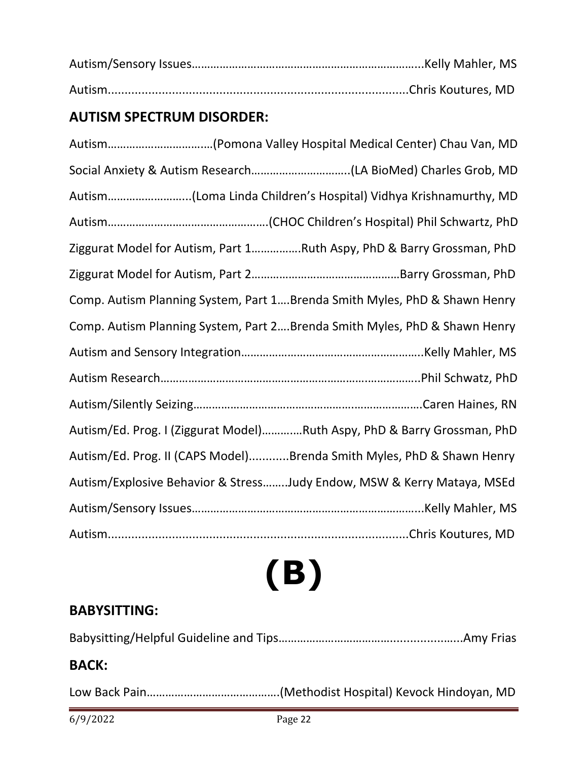Autism/Sensory Issues…………………………………………………………………...Kelly Mahler, MS

Autism..........................................................................................Chris Koutures, MD

## AUTISM SPECTRUM DISORDER:

Autism……………………….……(Pomona Valley Hospital Medical Center) Chau Van, MD

Social Anxiety & Autism Research…………………………..(LA BioMed) Charles Grob, MD

Autism……………………...(Loma Linda Children's Hospital) Vidhya Krishnamurthy, MD

Autism……………………………………………(CHOC Children's Hospital) Phil Schwartz, PhD

Ziggurat Model for Autism, Part 1…………….Ruth Aspy, PhD & Barry Grossman, PhD

Ziggurat Model for Autism, Part 2…………………………………………Barry Grossman, PhD

Comp. Autism Planning System, Part 1….Brenda Smith Myles, PhD & Shawn Henry

Comp. Autism Planning System, Part 2….Brenda Smith Myles, PhD & Shawn Henry

Autism and Sensory Integration…………………………………………………..Kelly Mahler, MS

Autism Research…………………………………………………………………………..Phil Schwatz, PhD

Autism/Silently Seizing………………………………………………………………Caren Haines, RN

Autism/Ed. Prog. I (Ziggurat Model)…….……Ruth Aspy, PhD & Barry Grossman, PhD

Autism/Ed. Prog. II (CAPS Model)............Brenda Smith Myles, PhD & Shawn Henry

Autism/Explosive Behavior & Stress……..Judy Endow, MSW & Kerry Mataya, MSEd

Autism/Sensory Issues…………………………………………………………………...Kelly Mahler, MS

Autism..........................................................................................Chris Koutures, MD

# (B)

## BABYSITTING:

Babysitting/Helpful Guideline and Tips…………………………………………….......Amy Frias

## BACK:

Low Back Pain……………………………………(Methodist Hospital) Kevock Hindoyan, MD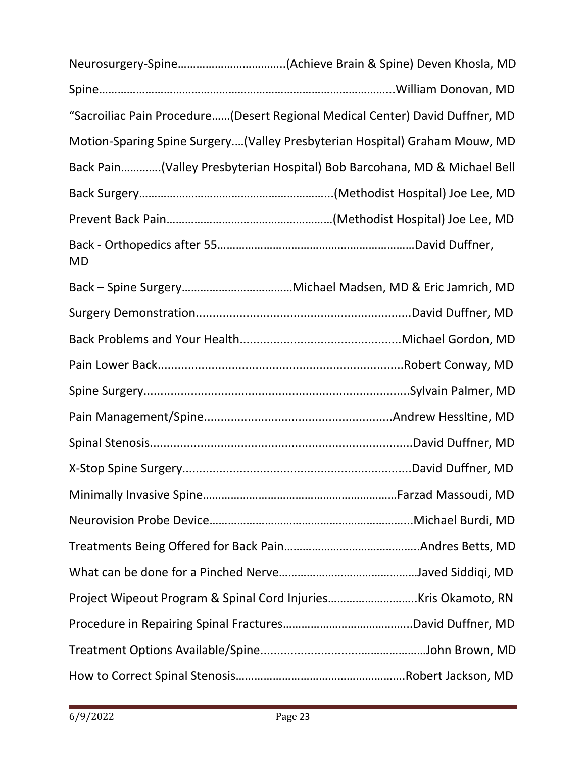Neurosurgery-Spine……………………………..(Achieve Brain & Spine) Deven Khosla, MD

Spine……………………………………………………………………………..William Donovan, MD

"Sacroiliac Pain Procedure……(Desert Regional Medical Center) David Duffner, MD

Motion-Sparing Spine Surgery….(Valley Presbyterian Hospital) Graham Mouw, MD

Back Pain………….(Valley Presbyterian Hospital) Bob Barcohana, MD & Michael Bell

Back Surgery………………………………………………………..(Methodist Hospital) Joe Lee, MD

Prevent Back Pain………………………………………………(Methodist Hospital) Joe Lee, MD

Back - Orthopedics after 55………………………………………………………David Duffner, MD

Back – Spine Surgery………………………………Michael Madsen, MD & Eric Jamrich, MD

Surgery Demonstration................................................................David Duffner, MD

Back Problems and Your Health...............................................Michael Gordon, MD

Pain Lower Back.........................................................................Robert Conway, MD

Spine Surgery..............................................................................Sylvain Palmer, MD

Pain Management/Spine.......................................................Andrew Hessltine, MD

Spinal Stenosis.............................................................................David Duffner, MD

X-Stop Spine Surgery...................................................................David Duffner, MD

Minimally Invasive Spine……………………………………………………Farzad Massoudi, MD

Neurovision Probe Device………………………………………………………...Michael Burdi, MD

Treatments Being Offered for Back Pain……………………………………..Andres Betts, MD

What can be done for a Pinched Nerve………………………………………Javed Siddiqi, MD

Project Wipeout Program & Spinal Cord Injuries……………………….Kris Okamoto, RN

Procedure in Repairing Spinal Fractures…………………………………..David Duffner, MD

Treatment Options Available/Spine...................................……………John Brown, MD

How to Correct Spinal Stenosis……………………………………………….Robert Jackson, MD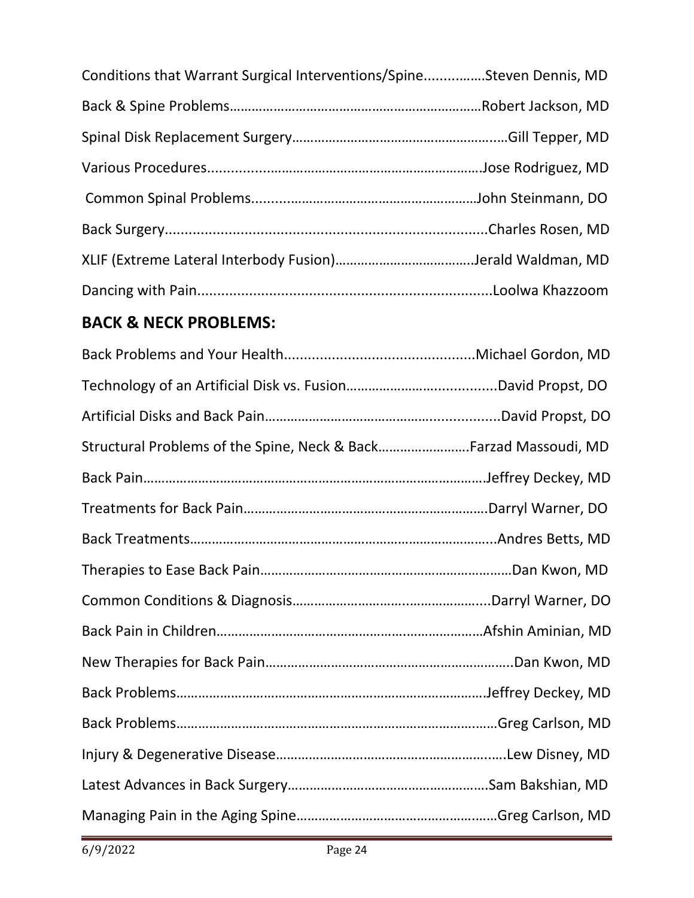Conditions that Warrant Surgical Interventions/Spine................Steven Dennis, MD

Back & Spine Problems……………………………………………………………Robert Jackson, MD

Spinal Disk Replacement Surgery………………………………………………..Gill Tepper, MD

Various Procedures.........................................................................Jose Rodriguez, MD

Common Spinal Problems.............................................................John Steinmann, DO

Back Surgery.................................................................................Charles Rosen, MD

XLIF (Extreme Lateral Interbody Fusion)……………………………….Jerald Waldman, MD

Dancing with Pain..........................................................................Loolwa Khazzoom

## BACK & NECK PROBLEMS:

Back Problems and Your Health................................................Michael Gordon, MD

Technology of an Artificial Disk vs. Fusion……………………..............David Propst, DO

Artificial Disks and Back Pain……………………………………….............David Propst, DO

Structural Problems of the Spine, Neck & Back……………………Farzad Massoudi, MD

Back Pain…………………………………………………………………………………Jeffrey Deckey, MD

Treatments for Back Pain………………………………………………………….Darryl Warner, DO

Back Treatments…………………………………………………………………………..Andres Betts, MD

Therapies to Ease Back Pain……………………………………………………………Dan Kwon, MD

Common Conditions & Diagnosis……………………………………………....Darryl Warner, DO

Back Pain in Children………………………………………………………………Afshin Aminian, MD

New Therapies for Back Pain…………………………………………………………..Dan Kwon, MD

Back Problems………………………………………………………………………….Jeffrey Deckey, MD

Back Problems……………………………………………………………………………Greg Carlson, MD

Injury & Degenerative Disease………………………………………………………Lew Disney, MD

Latest Advances in Back Surgery……………………………………………….Sam Bakshian, MD

Managing Pain in the Aging Spine……………………………………………Greg Carlson, MD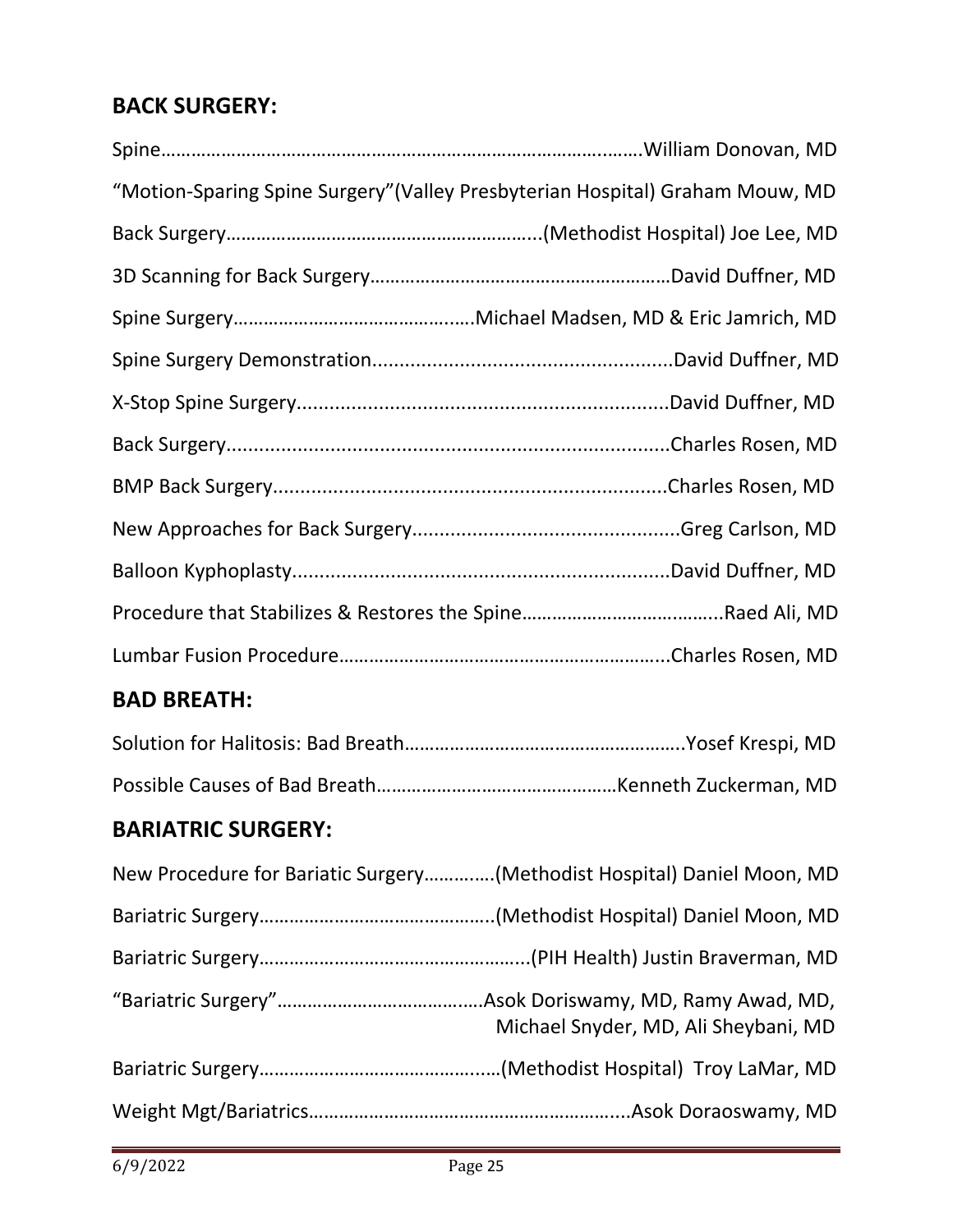## BACK SURGERY:

Spine……………………………………………………………………………….……William Donovan, MD

"Motion-Sparing Spine Surgery"(Valley Presbyterian Hospital) Graham Mouw, MD

Back Surgery……………………………………………………..(Methodist Hospital) Joe Lee, MD

3D Scanning for Back Surgery……………………………………………………David Duffner, MD

Spine Surgery……………………………………….Michael Madsen, MD & Eric Jamrich, MD

Spine Surgery Demonstration.......................................................David Duffner, MD

X-Stop Spine Surgery....................................................................David Duffner, MD

Back Surgery.................................................................................Charles Rosen, MD

BMP Back Surgery........................................................................Charles Rosen, MD

New Approaches for Back Surgery.................................................Greg Carlson, MD

Balloon Kyphoplasty.....................................................................David Duffner, MD

Procedure that Stabilizes & Restores the Spine………………………….……..Raed Ali, MD

Lumbar Fusion Procedure………………………………………………………..Charles Rosen, MD

## BAD BREATH:

Solution for Halitosis: Bad Breath………………………………………………..Yosef Krespi, MD

Possible Causes of Bad Breath………………………………………Kenneth Zuckerman, MD

## BARIATRIC SURGERY:

New Procedure for Bariatic Surgery………….(Methodist Hospital) Daniel Moon, MD

Bariatric Surgery……………………………………..(Methodist Hospital) Daniel Moon, MD

Bariatric Surgery……………………………………………..(PIH Health) Justin Braverman, MD

"Bariatric Surgery"…………………………………Asok Doriswamy, MD, Ramy Awad, MD, Michael Snyder, MD, Ali Sheybani, MD

Bariatric Surgery…………………………………..……(Methodist Hospital) Troy LaMar, MD

Weight Mgt/Bariatrics…………………………………………………......Asok Doraoswamy, MD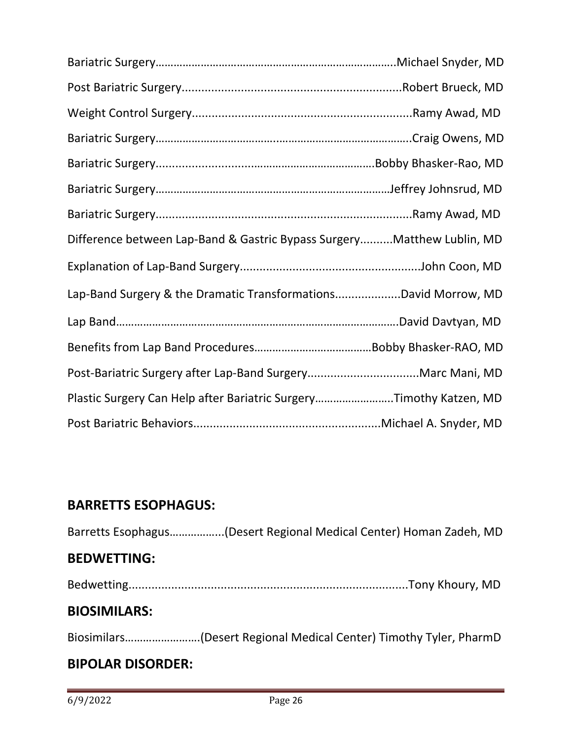Bariatric Surgery………………………………………………………………………..Michael Snyder, MD

Post Bariatric Surgery...................................................................Robert Brueck, MD

Weight Control Surgery..................................................................Ramy Awad, MD

Bariatric Surgery………………………………………………………………………….Craig Owens, MD

Bariatric Surgery....................................................................Bobby Bhasker-Rao, MD

Bariatric Surgery…………………………………………………………………Jeffrey Johnsrud, MD

Bariatric Surgery.............................................................................Ramy Awad, MD

Difference between Lap-Band & Gastric Bypass Surgery..........Matthew Lublin, MD

Explanation of Lap-Band Surgery......................................................John Coon, MD

Lap-Band Surgery & the Dramatic Transformations...................David Morrow, MD

Lap Band…………………………………………………………………………………….David Davtyan, MD

Benefits from Lap Band Procedures…………………………………Bobby Bhasker-RAO, MD

Post-Bariatric Surgery after Lap-Band Surgery.................................Marc Mani, MD

Plastic Surgery Can Help after Bariatric Surgery……………………..Timothy Katzen, MD

Post Bariatric Behaviors........................................................Michael A. Snyder, MD

## BARRETTS ESOPHAGUS:

Barretts Esophagus……………..(Desert Regional Medical Center) Homan Zadeh, MD

## BEDWETTING:

Bedwetting.....................................................................................Tony Khoury, MD

## BIOSIMILARS:

Biosimilars…………………….(Desert Regional Medical Center) Timothy Tyler, PharmD

## BIPOLAR DISORDER: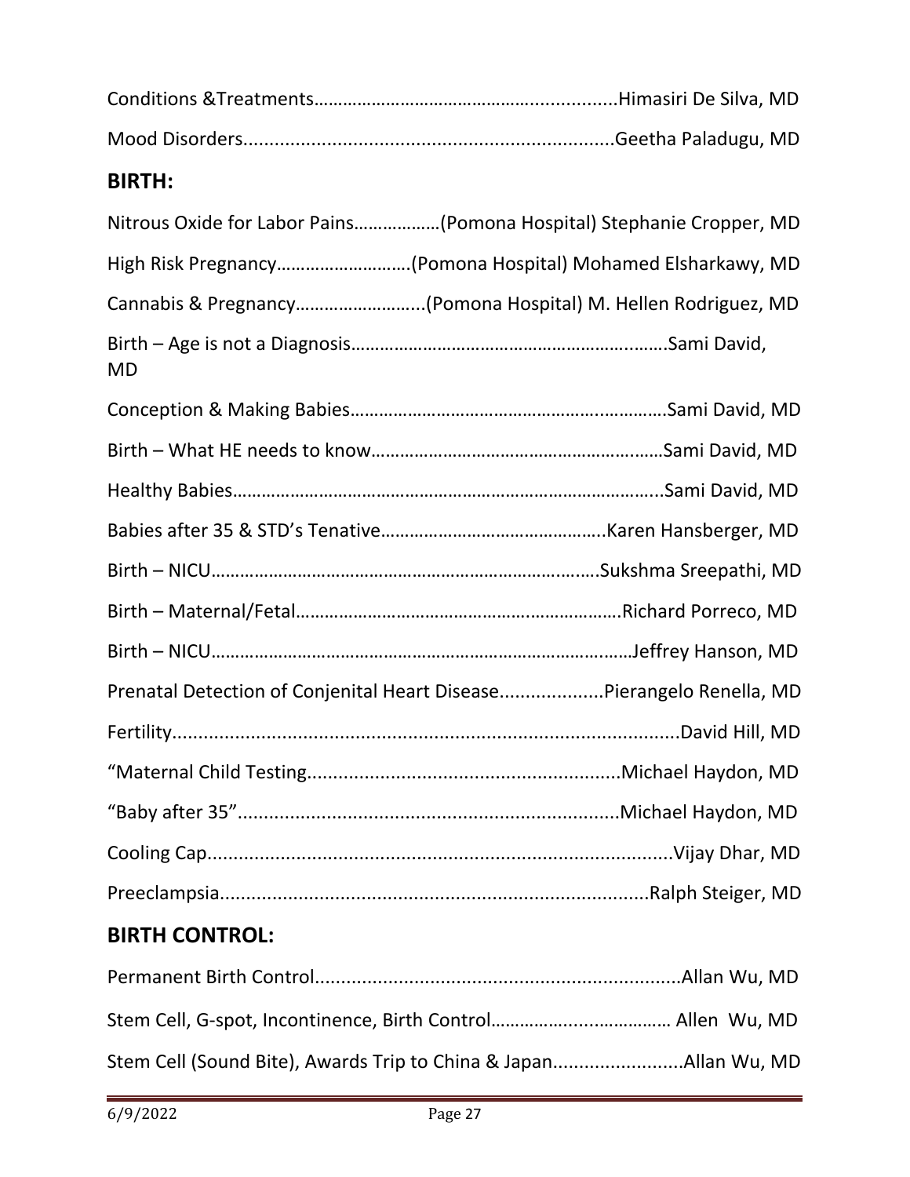Conditions &Treatments……………………………………………..................Himasiri De Silva, MD

Mood Disorders.......................................................................Geetha Paladugu, MD

## BIRTH:

Nitrous Oxide for Labor Pains………………(Pomona Hospital) Stephanie Cropper, MD

High Risk Pregnancy………………………(Pomona Hospital) Mohamed Elsharkawy, MD

Cannabis & Pregnancy……………………..(Pomona Hospital) M. Hellen Rodriguez, MD

Birth – Age is not a Diagnosis……………………………………………….……..Sami David, MD

Conception & Making Babies……………………………………………..…………Sami David, MD

Birth – What HE needs to know…………………………………………….………Sami David, MD

Healthy Babies……………………………………………………………………………...Sami David, MD

Babies after 35 & STD's Tenative……………………………………….Karen Hansberger, MD

Birth – NICU……………………………………………………………………….Sukshma Sreepathi, MD

Birth – Maternal/Fetal……………………………………………………….….Richard Porreco, MD

Birth – NICU………………………………………………………………………….……Jeffrey Hanson, MD

Prenatal Detection of Conjenital Heart Disease....................Pierangelo Renella, MD

Fertility..................................................................................................David Hill, MD

"Maternal Child Testing...........................................................Michael Haydon, MD

"Baby after 35"........................................................................Michael Haydon, MD

Cooling Cap.............................................................................................Vijay Dhar, MD

Preeclampsia.................................................................................Ralph Steiger, MD

## BIRTH CONTROL:

Permanent Birth Control.......................................................................Allan Wu, MD

Stem Cell, G-spot, Incontinence, Birth Control……………..…………… Allen Wu, MD

Stem Cell (Sound Bite), Awards Trip to China & Japan.........................Allan Wu, MD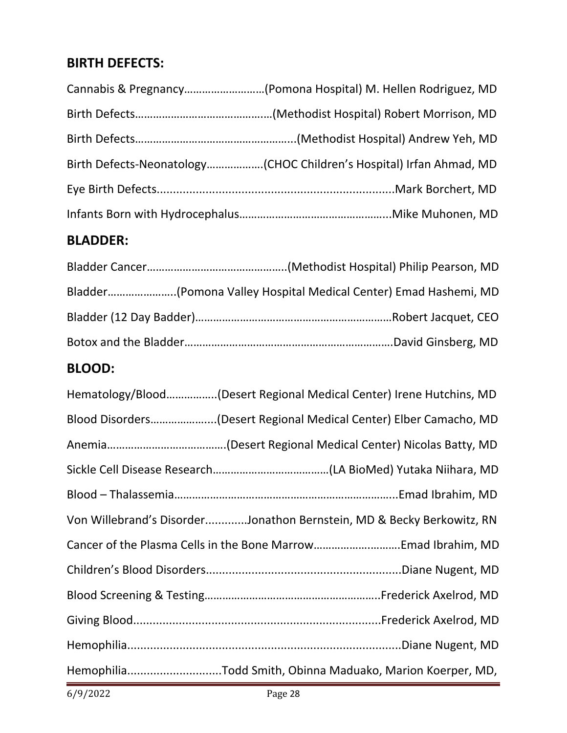## BIRTH DEFECTS:

Cannabis & Pregnancy………………………(Pomona Hospital) M. Hellen Rodriguez, MD

Birth Defects……………………………………(Methodist Hospital) Robert Morrison, MD

Birth Defects……………………………………….(Methodist Hospital) Andrew Yeh, MD

Birth Defects-Neonatology………………(CHOC Children's Hospital) Irfan Ahmad, MD

Eye Birth Defects.........................................................................Mark Borchert, MD

Infants Born with Hydrocephalus…………………………………………..Mike Muhonen, MD

## BLADDER:

Bladder Cancer……………………………………….(Methodist Hospital) Philip Pearson, MD

Bladder…………………..(Pomona Valley Hospital Medical Center) Emad Hashemi, MD

Bladder (12 Day Badder)…………………………………………………………Robert Jacquet, CEO

Botox and the Bladder……………………………………………………………David Ginsberg, MD

## BLOOD:

Hematology/Blood……………..(Desert Regional Medical Center) Irene Hutchins, MD

Blood Disorders…………………..(Desert Regional Medical Center) Elber Camacho, MD

Anemia………………………………….(Desert Regional Medical Center) Nicolas Batty, MD

Sickle Cell Disease Research…………………………………(LA BioMed) Yutaka Niihara, MD

Blood – Thalassemia………………………………………………………………..Emad Ibrahim, MD

Von Willebrand's Disorder.............Jonathon Bernstein, MD & Becky Berkowitz, RN

Cancer of the Plasma Cells in the Bone Marrow……………………….Emad Ibrahim, MD

Children's Blood Disorders...........................................................Diane Nugent, MD

Blood Screening & Testing…………………………………………………..Frederick Axelrod, MD

Giving Blood...........................................................................Frederick Axelrod, MD

Hemophilia..................................................................................Diane Nugent, MD

Hemophilia.............................Todd Smith, Obinna Maduako, Marion Koerper, MD,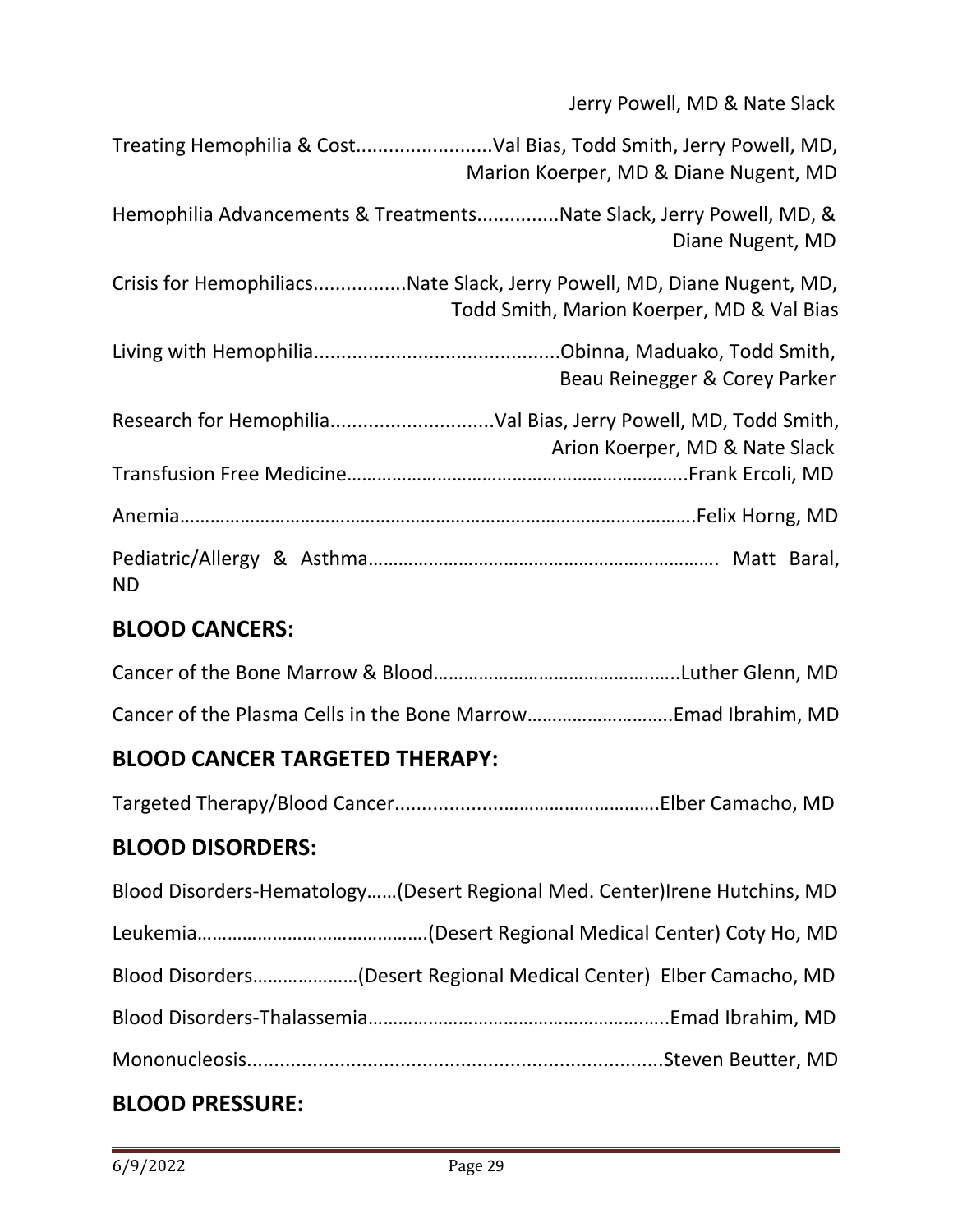Jerry Powell, MD & Nate Slack

Treating Hemophilia & Cost.........................Val Bias, Todd Smith, Jerry Powell, MD, Marion Koerper, MD & Diane Nugent, MD

Hemophilia Advancements & Treatments..............Nate Slack, Jerry Powell, MD, & Diane Nugent, MD

Crisis for Hemophiliacs.................Nate Slack, Jerry Powell, MD, Diane Nugent, MD, Todd Smith, Marion Koerper, MD & Val Bias

Living with Hemophilia.............................................Obinna, Maduako, Todd Smith, Beau Reinegger & Corey Parker

Research for Hemophilia..............................Val Bias, Jerry Powell, MD, Todd Smith, Arion Koerper, MD & Nate Slack

Transfusion Free Medicine…………………………………………………………..Frank Ercoli, MD

Anemia…………………………………………………………………………………………Felix Horng, MD

Pediatric/Allergy & Asthma……………………………………………………………. Matt Baral, ND

## BLOOD CANCERS:

Cancer of the Bone Marrow & Blood………………………………………..…..Luther Glenn, MD

Cancer of the Plasma Cells in the Bone Marrow………………………..Emad Ibrahim, MD

## BLOOD CANCER TARGETED THERAPY:

Targeted Therapy/Blood Cancer..................……………………………Elber Camacho, MD

## BLOOD DISORDERS:

Blood Disorders-Hematology……(Desert Regional Med. Center)Irene Hutchins, MD

Leukemia………………………………………(Desert Regional Medical Center) Coty Ho, MD

Blood Disorders…………………(Desert Regional Medical Center) Elber Camacho, MD

Blood Disorders-Thalassemia……………………………………………..Emad Ibrahim, MD

Mononucleosis.........................................................................Steven Beutter, MD

## BLOOD PRESSURE: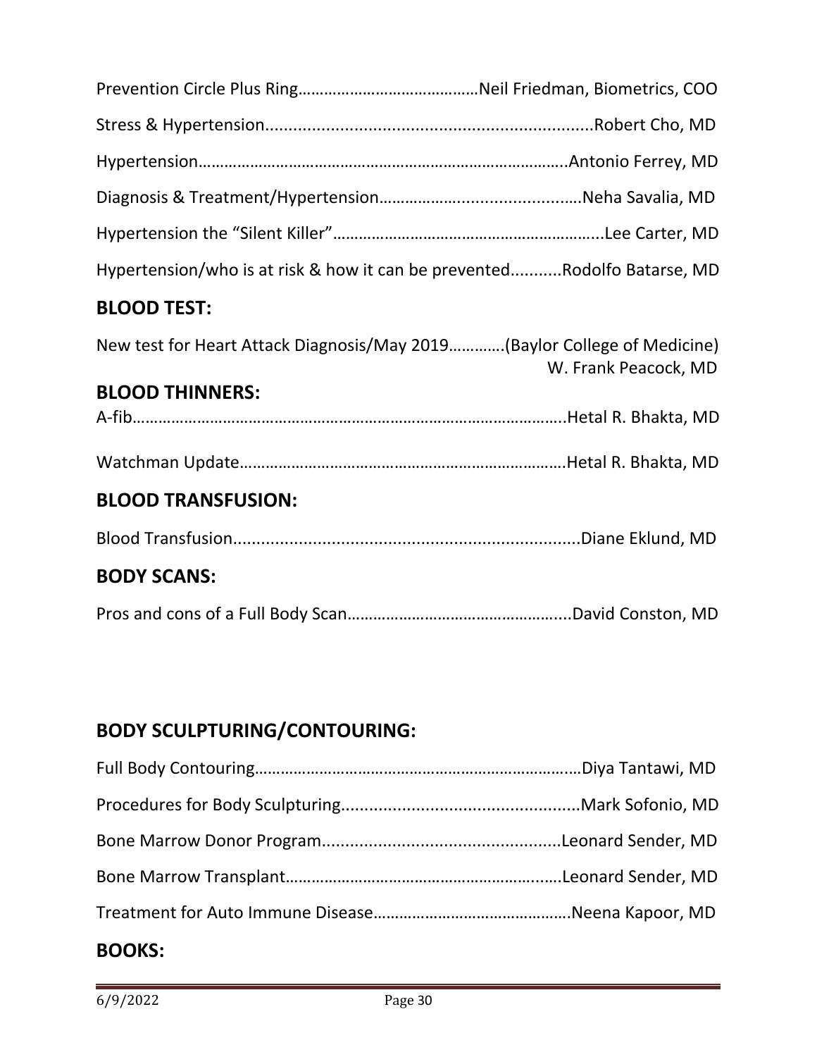Prevention Circle Plus Ring……………………………………Neil Friedman, Biometrics, COO

Stress & Hypertension......................................................................Robert Cho, MD

Hypertension………………………………………………………………………….Antonio Ferrey, MD

Diagnosis & Treatment/Hypertension…………….......................….Neha Savalia, MD

Hypertension the "Silent Killer"……………………………………………………...Lee Carter, MD

Hypertension/who is at risk & how it can be prevented...........Rodolfo Batarse, MD

## BLOOD TEST:

New test for Heart Attack Diagnosis/May 2019………….(Baylor College of Medicine) W. Frank Peacock, MD

## BLOOD THINNERS:

A-fib…………………………………………………………………………………….Hetal R. Bhakta, MD

Watchman Update…………………………………………………………………Hetal R. Bhakta, MD

## BLOOD TRANSFUSION:

Blood Transfusion..........................................................................Diane Eklund, MD

## BODY SCANS:

Pros and cons of a Full Body Scan…………………………………………....David Conston, MD

## BODY SCULPTURING/CONTOURING:

Full Body Contouring…………………………………………………………….…Diya Tantawi, MD

Procedures for Body Sculpturing...................................................Mark Sofonio, MD

Bone Marrow Donor Program...................................................Leonard Sender, MD

Bone Marrow Transplant……………………………………………………..….Leonard Sender, MD

Treatment for Auto Immune Disease……………………………………….Neena Kapoor, MD

## BOOKS: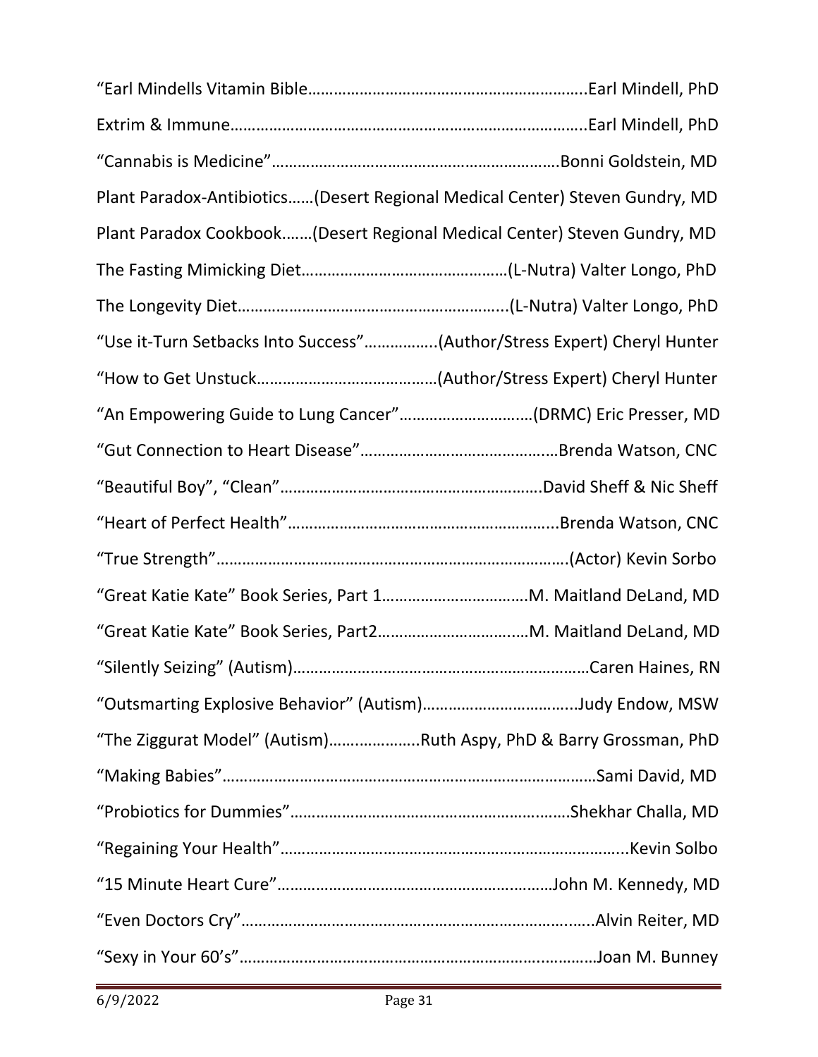“Earl Mindells Vitamin Bible………………………………………………………..Earl Mindell, PhD

Extrim & Immune……………………………………………………………………..Earl Mindell, PhD

“Cannabis is Medicine”……………………………………………………….Bonni Goldstein, MD

Plant Paradox-Antibiotics……(Desert Regional Medical Center) Steven Gundry, MD

Plant Paradox Cookbook…….(Desert Regional Medical Center) Steven Gundry, MD

The Fasting Mimicking Diet…………………………………………(L-Nutra) Valter Longo, PhD

The Longevity Diet……………………………………………………...(L-Nutra) Valter Longo, PhD

“Use it-Turn Setbacks Into Success”……………..(Author/Stress Expert) Cheryl Hunter

“How to Get Unstuck……………………………………(Author/Stress Expert) Cheryl Hunter

“An Empowering Guide to Lung Cancer”…………………………(DRMC) Eric Presser, MD

“Gut Connection to Heart Disease”………………………………………Brenda Watson, CNC

“Beautiful Boy”, “Clean”…………………………………………………….David Sheff & Nic Sheff

“Heart of Perfect Health”……………………………………………………..Brenda Watson, CNC

“True Strength”……………………………………………………………………….(Actor) Kevin Sorbo

“Great Katie Kate” Book Series, Part 1……………………………M. Maitland DeLand, MD

“Great Katie Kate” Book Series, Part2……………………………..M. Maitland DeLand, MD

“Silently Seizing” (Autism)……………………………………………………………Caren Haines, RN

“Outsmarting Explosive Behavior” (Autism)……………………………..Judy Endow, MSW

“The Ziggurat Model” (Autism)………………….Ruth Aspy, PhD & Barry Grossman, PhD

“Making Babies”……………………………………………………………………………Sami David, MD

“Probiotics for Dummies”……………………………………………………….Shekhar Challa, MD

“Regaining Your Health”……………………………………………………………………...Kevin Solbo

“15 Minute Heart Cure”……………………………………………………….John M. Kennedy, MD

“Even Doctors Cry”…………………………………………………………………...Alvin Reiter, MD

“Sexy in Your 60’s”………………………………………………………………………Joan M. Bunney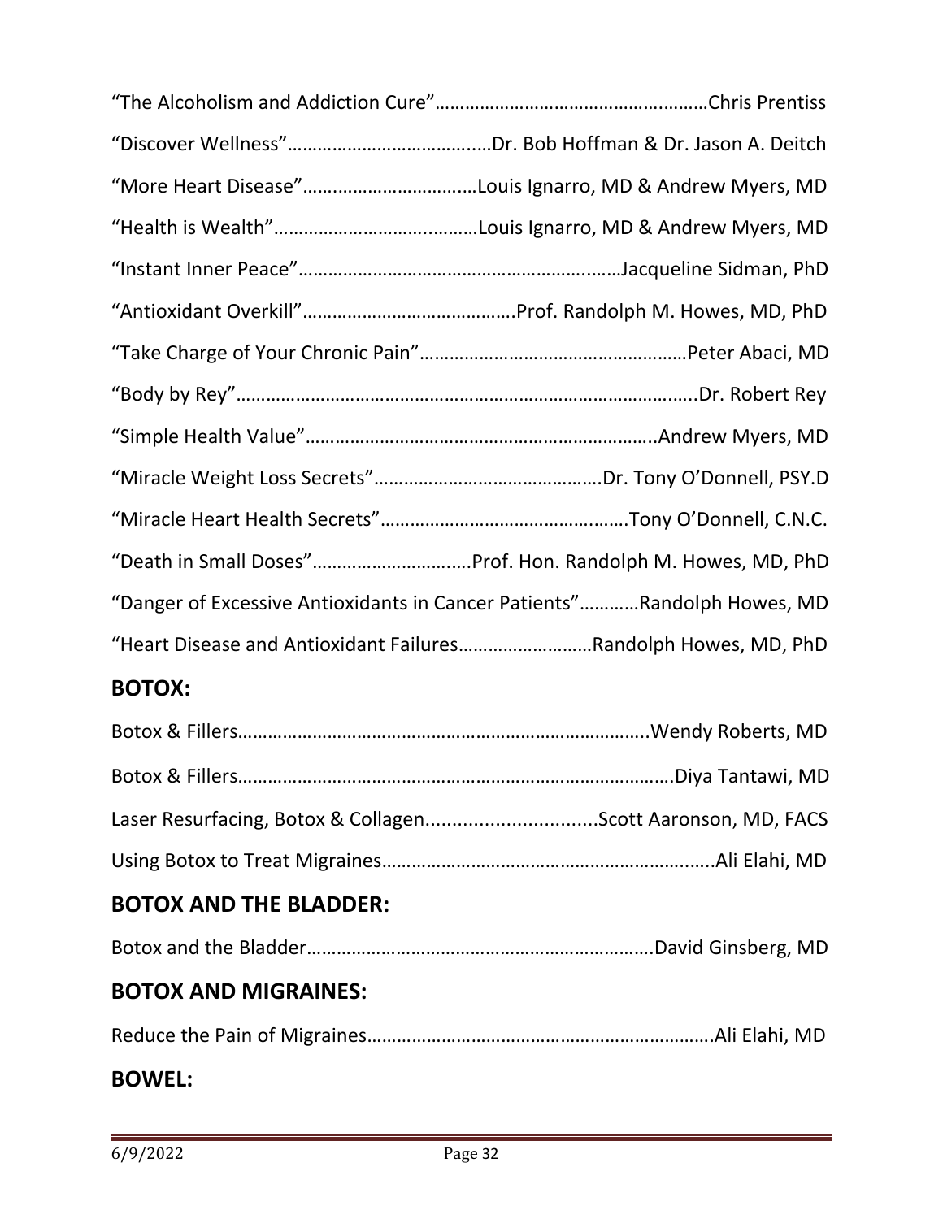"The Alcoholism and Addiction Cure"……………………………………………Chris Prentiss

"Discover Wellness"………………………………..Dr. Bob Hoffman & Dr. Jason A. Deitch

"More Heart Disease"……………………………Louis Ignarro, MD & Andrew Myers, MD

"Health is Wealth"…………………………………Louis Ignarro, MD & Andrew Myers, MD

"Instant Inner Peace"…………………………………………………Jacqueline Sidman, PhD

"Antioxidant Overkill"…………………………………Prof. Randolph M. Howes, MD, PhD

"Take Charge of Your Chronic Pain"……………………………………………Peter Abaci, MD

"Body by Rey"……………………………………………………………………………..Dr. Robert Rey

"Simple Health Value"……………………………………………………………..Andrew Myers, MD

"Miracle Weight Loss Secrets"……………………………………Dr. Tony O'Donnell, PSY.D

"Miracle Heart Health Secrets"………………………………………….Tony O'Donnell, C.N.C.

"Death in Small Doses"…………………………Prof. Hon. Randolph M. Howes, MD, PhD

"Danger of Excessive Antioxidants in Cancer Patients"…………Randolph Howes, MD

"Heart Disease and Antioxidant Failures………………………Randolph Howes, MD, PhD

## BOTOX:

Botox & Fillers…………………………………………………………………..Wendy Roberts, MD

Botox & Fillers…………………………………………………………………….Diya Tantawi, MD

Laser Resurfacing, Botox & Collagen................................Scott Aaronson, MD, FACS

Using Botox to Treat Migraines……………………………………………………….Ali Elahi, MD

## BOTOX AND THE BLADDER:

Botox and the Bladder…………………………………………………………David Ginsberg, MD

## BOTOX AND MIGRAINES:

Reduce the Pain of Migraines………………………………………………………….Ali Elahi, MD

## BOWEL: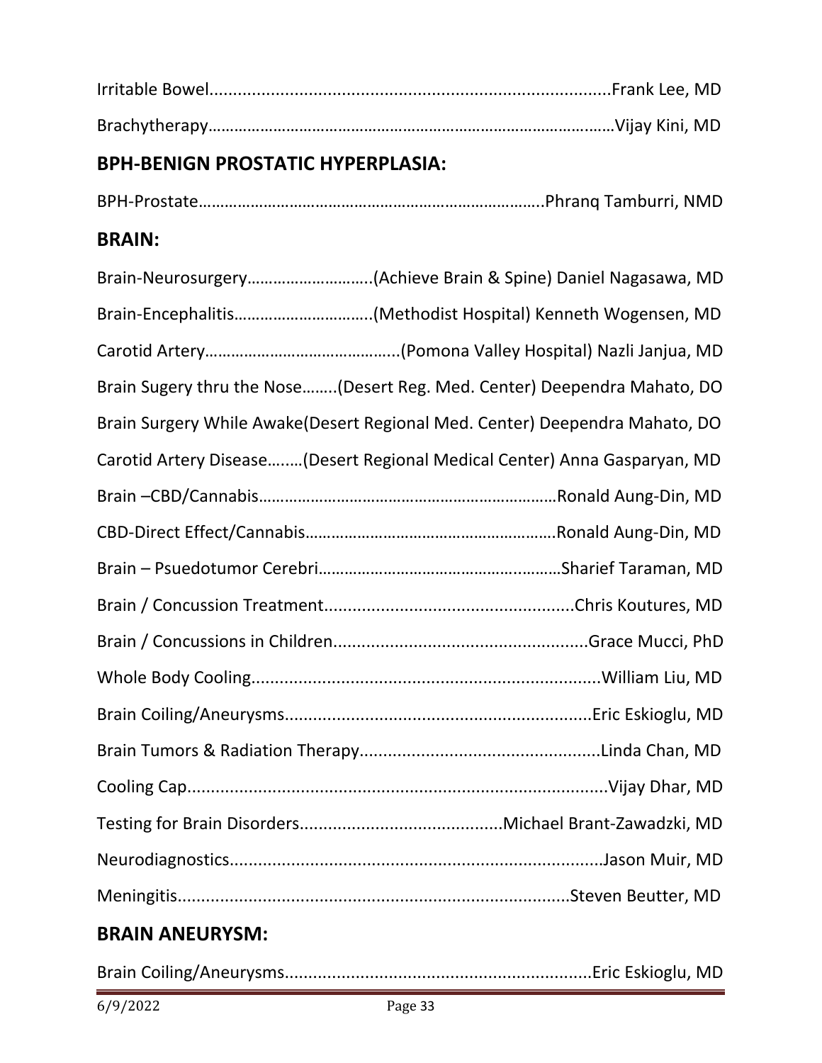Irritable Bowel......................................................................................Frank Lee, MD

Brachytherapy……………………………………………………………………………………Vijay Kini, MD

## BPH-BENIGN PROSTATIC HYPERPLASIA:

BPH-Prostate…………………………………………………………………….Phranq Tamburri, NMD

## BRAIN:

Brain-Neurosurgery……………………….(Achieve Brain & Spine) Daniel Nagasawa, MD

Brain-Encephalitis………………………….(Methodist Hospital) Kenneth Wogensen, MD

Carotid Artery……………………………………..(Pomona Valley Hospital) Nazli Janjua, MD

Brain Sugery thru the Nose……..(Desert Reg. Med. Center) Deependra Mahato, DO

Brain Surgery While Awake(Desert Regional Med. Center) Deependra Mahato, DO

Carotid Artery Disease….…(Desert Regional Medical Center) Anna Gasparyan, MD

Brain –CBD/Cannabis……………………………………………………………Ronald Aung-Din, MD

CBD-Direct Effect/Cannabis………………………………………………….Ronald Aung-Din, MD

Brain – Psuedotumor Cerebri………………………………………..………Sharief Taraman, MD

Brain / Concussion Treatment....................................................Chris Koutures, MD

Brain / Concussions in Children.....................................................Grace Mucci, PhD

Whole Body Cooling.........................................................................William Liu, MD

Brain Coiling/Aneurysms................................................................Eric Eskioglu, MD

Brain Tumors & Radiation Therapy..................................................Linda Chan, MD

Cooling Cap.......................................................................................Vijay Dhar, MD

Testing for Brain Disorders..........................................Michael Brant-Zawadzki, MD

Neurodiagnostics..............................................................................Jason Muir, MD

Meningitis.................................................................................Steven Beutter, MD

## BRAIN ANEURYSM:

Brain Coiling/Aneurysms................................................................Eric Eskioglu, MD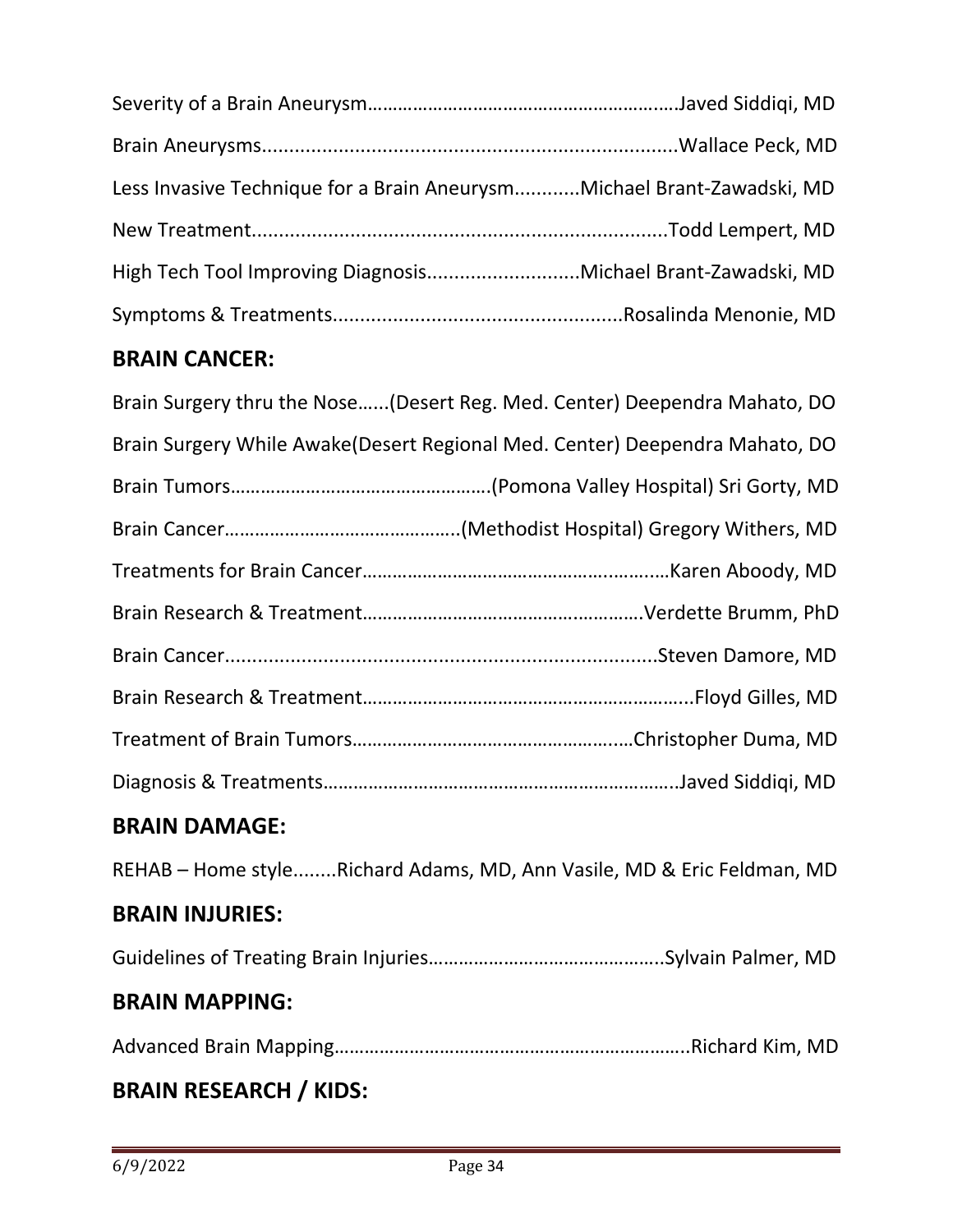Severity of a Brain Aneurysm……………………………………………………Javed Siddiqi, MD

Brain Aneurysms..........................................................................Wallace Peck, MD

Less Invasive Technique for a Brain Aneurysm............Michael Brant-Zawadski, MD

New Treatment..........................................................................Todd Lempert, MD

High Tech Tool Improving Diagnosis............................Michael Brant-Zawadski, MD

Symptoms & Treatments....................................................Rosalinda Menonie, MD

## BRAIN CANCER:

Brain Surgery thru the Nose......(Desert Reg. Med. Center) Deependra Mahato, DO

Brain Surgery While Awake(Desert Regional Med. Center) Deependra Mahato, DO

Brain Tumors……………………………………………(Pomona Valley Hospital) Sri Gorty, MD

Brain Cancer……………………………………….(Methodist Hospital) Gregory Withers, MD

Treatments for Brain Cancer…………………………………………………Karen Aboody, MD

Brain Research & Treatment……………………………………………….Verdette Brumm, PhD

Brain Cancer...............................................................................Steven Damore, MD

Brain Research & Treatment………………………………………………………...Floyd Gilles, MD

Treatment of Brain Tumors…………………………………………………Christopher Duma, MD

Diagnosis & Treatments……………………………………………………………..Javed Siddiqi, MD

## BRAIN DAMAGE:

REHAB – Home style........Richard Adams, MD, Ann Vasile, MD & Eric Feldman, MD

## BRAIN INJURIES:

Guidelines of Treating Brain Injuries………………………………………..Sylvain Palmer, MD

## BRAIN MAPPING:

Advanced Brain Mapping……………………………………………………………..Richard Kim, MD

## BRAIN RESEARCH / KIDS: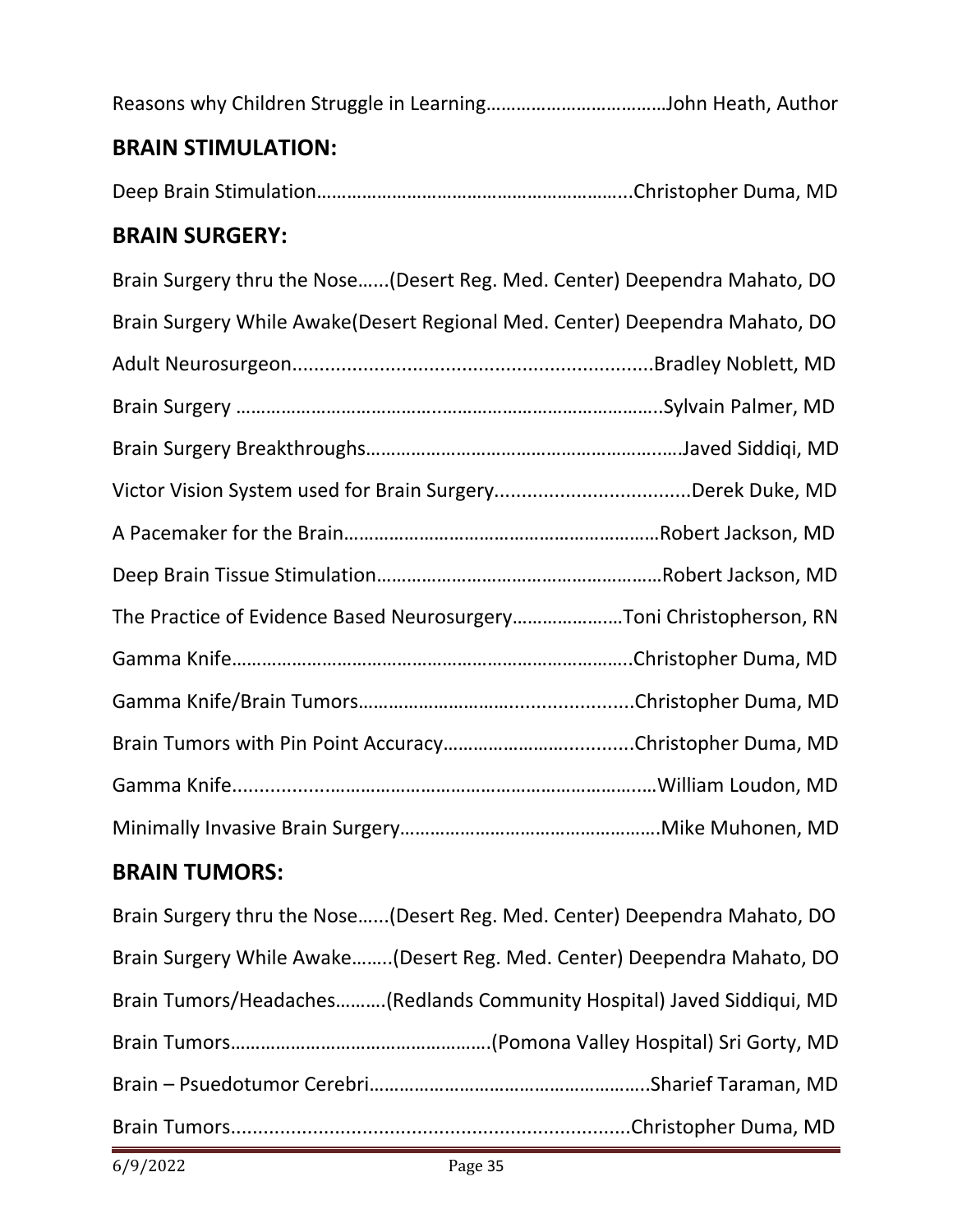Reasons why Children Struggle in Learning………………………………John Heath, Author

## BRAIN STIMULATION:

Deep Brain Stimulation……………………………………………………...Christopher Duma, MD

## BRAIN SURGERY:

Brain Surgery thru the Nose…...(Desert Reg. Med. Center) Deependra Mahato, DO

Brain Surgery While Awake(Desert Regional Med. Center) Deependra Mahato, DO

Adult Neurosurgeon.................................................................Bradley Noblett, MD

Brain Surgery ………………………………..…………………………………..Sylvain Palmer, MD

Brain Surgery Breakthroughs……………………………………………….…Javed Siddiqi, MD

Victor Vision System used for Brain Surgery....................................Derek Duke, MD

A Pacemaker for the Brain……………………………….……………………Robert Jackson, MD

Deep Brain Tissue Stimulation…………………………………………………Robert Jackson, MD

The Practice of Evidence Based Neurosurgery…………………Toni Christopherson, RN

Gamma Knife………………………………………………………………………..Christopher Duma, MD

Gamma Knife/Brain Tumors……………………….......................Christopher Duma, MD

Brain Tumors with Pin Point Accuracy……………………...........Christopher Duma, MD

Gamma Knife.......……………………………………………………………….…William Loudon, MD

Minimally Invasive Brain Surgery……………………………………………Mike Muhonen, MD

## BRAIN TUMORS:

Brain Surgery thru the Nose…...(Desert Reg. Med. Center) Deependra Mahato, DO

Brain Surgery While Awake……..(Desert Reg. Med. Center) Deependra Mahato, DO

Brain Tumors/Headaches……….(Redlands Community Hospital) Javed Siddiqui, MD

Brain Tumors…………………………………………….(Pomona Valley Hospital) Sri Gorty, MD

Brain – Psuedotumor Cerebri……………………………………………..Sharief Taraman, MD

Brain Tumors.........................................................................Christopher Duma, MD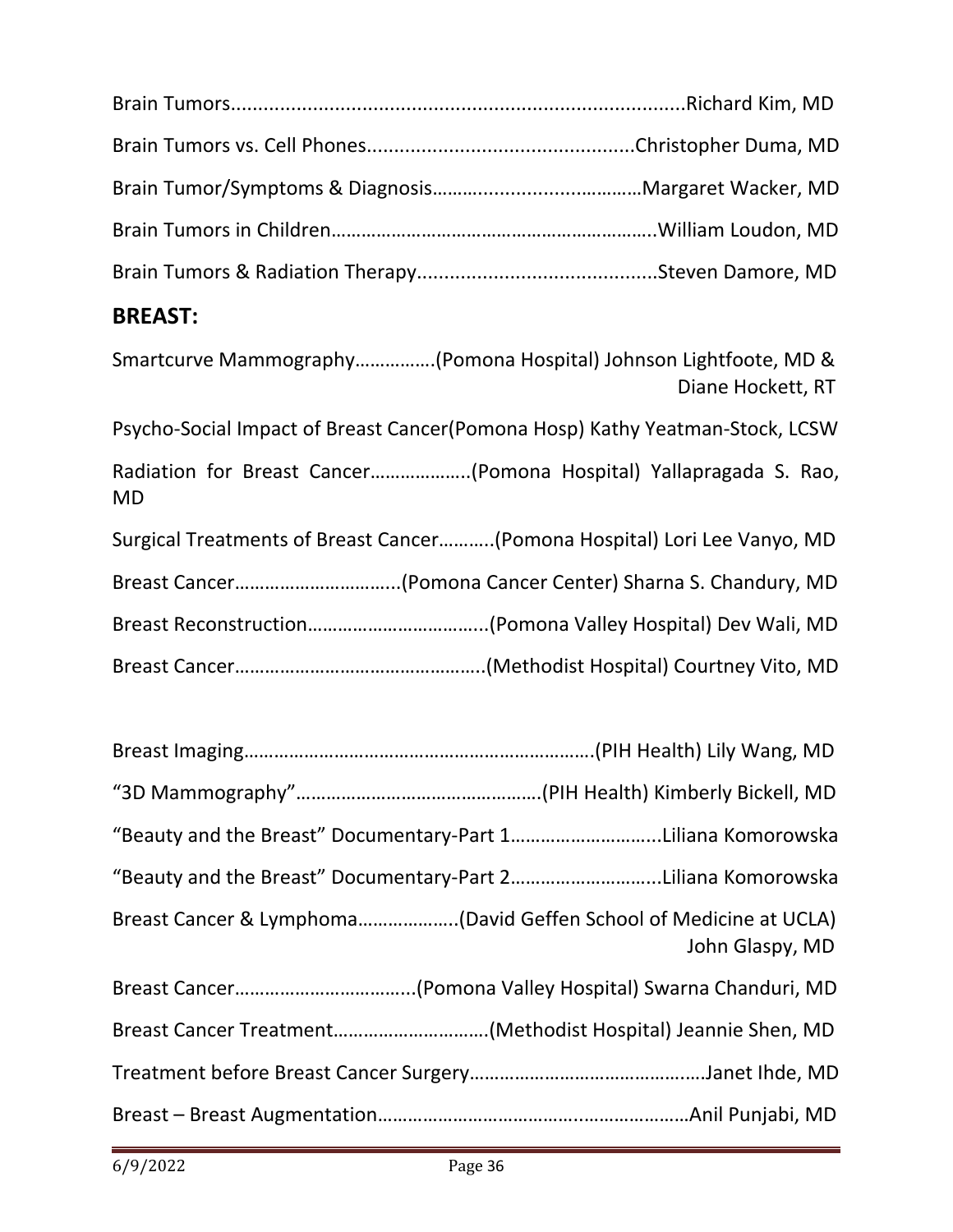Brain Tumors....................................................................................Richard Kim, MD

Brain Tumors vs. Cell Phones................................................Christopher Duma, MD

Brain Tumor/Symptoms & Diagnosis……..................…………Margaret Wacker, MD

Brain Tumors in Children……………………………………………………..William Loudon, MD

Brain Tumors & Radiation Therapy...........................................Steven Damore, MD

## BREAST:

Smartcurve Mammography…………….(Pomona Hospital) Johnson Lightfoote, MD & Diane Hockett, RT

Psycho-Social Impact of Breast Cancer(Pomona Hosp) Kathy Yeatman-Stock, LCSW

Radiation for Breast Cancer………………..(Pomona Hospital) Yallapragada S. Rao, MD

Surgical Treatments of Breast Cancer……….(Pomona Hospital) Lori Lee Vanyo, MD

Breast Cancer…………………………...(Pomona Cancer Center) Sharna S. Chandury, MD

Breast Reconstruction……………………………...(Pomona Valley Hospital) Dev Wali, MD

Breast Cancer………………………………………….(Methodist Hospital) Courtney Vito, MD

Breast Imaging…………………………………………………………….(PIH Health) Lily Wang, MD

"3D Mammography"………………………………………….(PIH Health) Kimberly Bickell, MD

"Beauty and the Breast" Documentary-Part 1………………………...Liliana Komorowska

"Beauty and the Breast" Documentary-Part 2………………………...Liliana Komorowska

Breast Cancer & Lymphoma……………….(David Geffen School of Medicine at UCLA) John Glaspy, MD

Breast Cancer……………………………...(Pomona Valley Hospital) Swarna Chanduri, MD

Breast Cancer Treatment…………………………(Methodist Hospital) Jeannie Shen, MD

Treatment before Breast Cancer Surgery………………………………………Janet Ihde, MD

Breast – Breast Augmentation…………………………………...…………………Anil Punjabi, MD

6/9/2022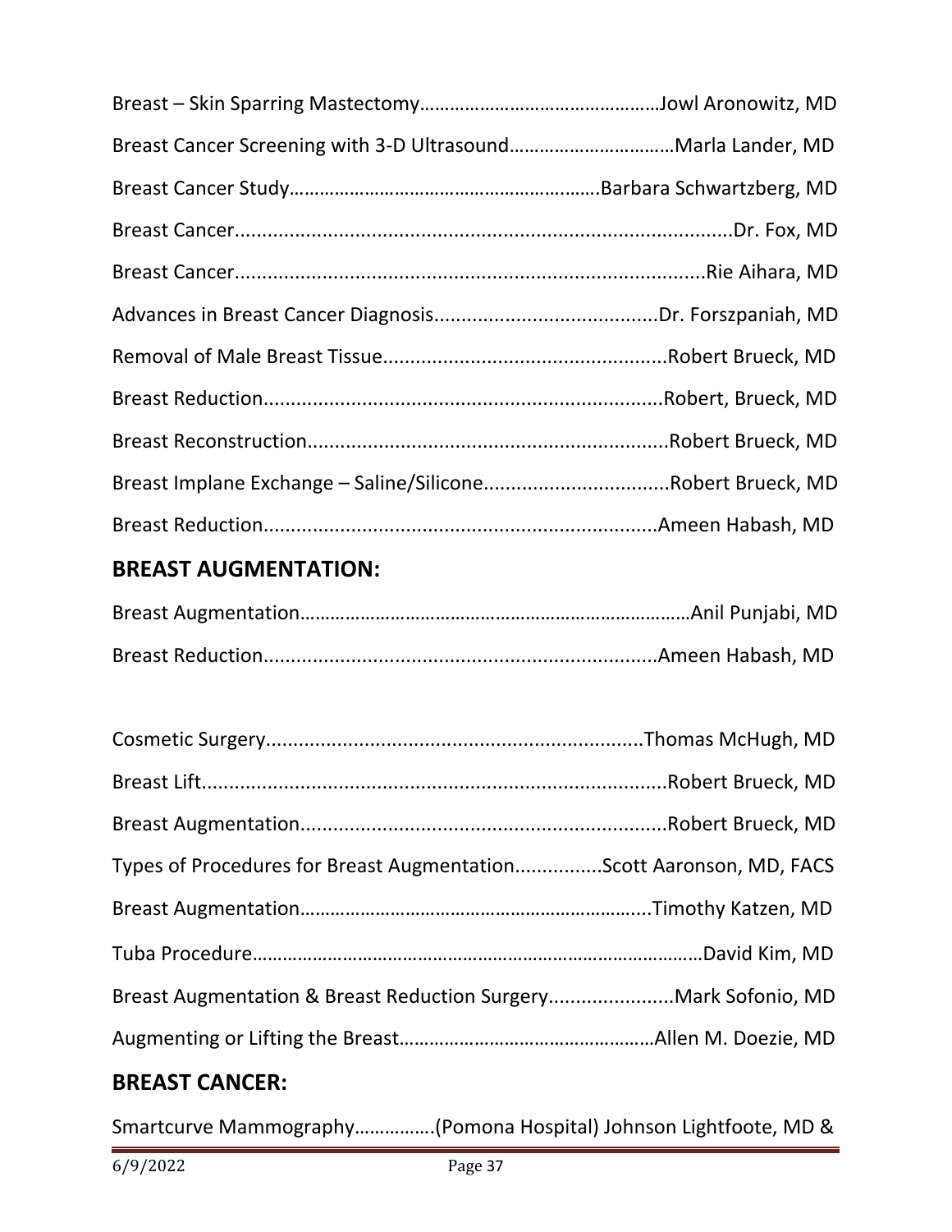Breast – Skin Sparring Mastectomy…………………………………………Jowl Aronowitz, MD

Breast Cancer Screening with 3-D Ultrasound……………………………Marla Lander, MD

Breast Cancer Study…………………………………………………….Barbara Schwartzberg, MD

Breast Cancer..........................................................................................Dr. Fox, MD

Breast Cancer....................................................................................Rie Aihara, MD

Advances in Breast Cancer Diagnosis.........................................Dr. Forszpaniah, MD

Removal of Male Breast Tissue...................................................Robert Brueck, MD

Breast Reduction........................................................................Robert, Brueck, MD

Breast Reconstruction.................................................................Robert Brueck, MD

Breast Implane Exchange – Saline/Silicone.................................Robert Brueck, MD

Breast Reduction.......................................................................Ameen Habash, MD

## BREAST AUGMENTATION:

Breast Augmentation…………………………………………………………………Anil Punjabi, MD

Breast Reduction.......................................................................Ameen Habash, MD

Cosmetic Surgery....................................................................Thomas McHugh, MD

Breast Lift...................................................................................Robert Brueck, MD

Breast Augmentation..................................................................Robert Brueck, MD

Types of Procedures for Breast Augmentation................Scott Aaronson, MD, FACS

Breast Augmentation…………………………………………………………...Timothy Katzen, MD

Tuba Procedure………………………………………………………………………………David Kim, MD

Breast Augmentation & Breast Reduction Surgery.......................Mark Sofonio, MD

Augmenting or Lifting the Breast……………………………………………Allen M. Doezie, MD

## BREAST CANCER:

Smartcurve Mammography…………….(Pomona Hospital) Johnson Lightfoote, MD &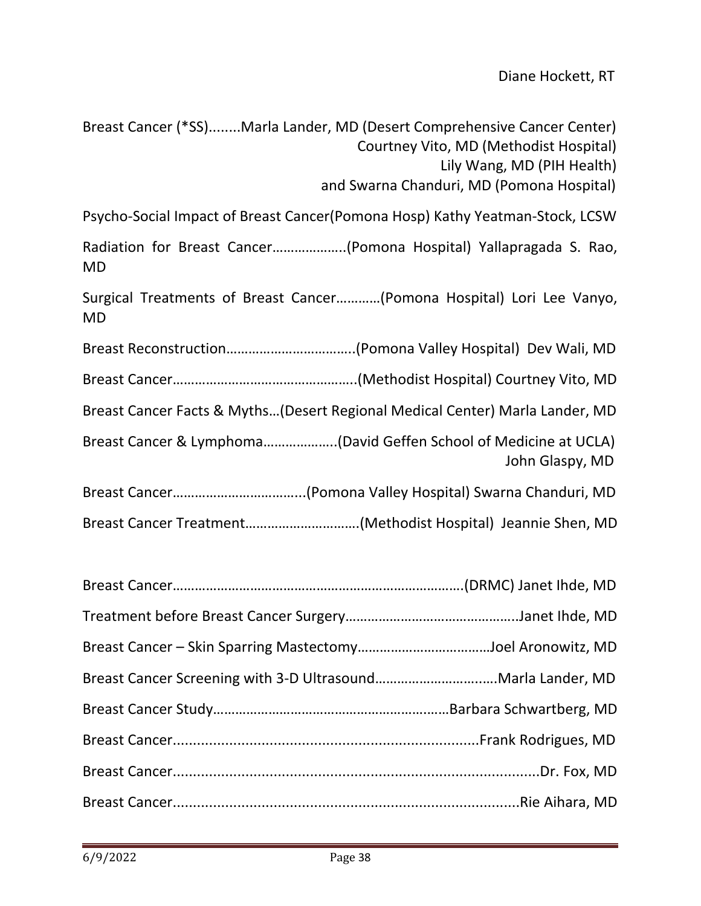Diane Hockett, RT

Breast Cancer (*SS)........Marla Lander, MD (Desert Comprehensive Cancer Center)
Courtney Vito, MD (Methodist Hospital)
Lily Wang, MD (PIH Health)
and Swarna Chanduri, MD (Pomona Hospital)

Psycho-Social Impact of Breast Cancer(Pomona Hosp) Kathy Yeatman-Stock, LCSW

Radiation for Breast Cancer………………..(Pomona Hospital) Yallapragada S. Rao, MD

Surgical Treatments of Breast Cancer…………(Pomona Hospital) Lori Lee Vanyo, MD

Breast Reconstruction……………………………..(Pomona Valley Hospital) Dev Wali, MD

Breast Cancer…………………………………………..(Methodist Hospital) Courtney Vito, MD

Breast Cancer Facts & Myths…(Desert Regional Medical Center) Marla Lander, MD

Breast Cancer & Lymphoma………………..(David Geffen School of Medicine at UCLA)
John Glaspy, MD

Breast Cancer……………………………..(Pomona Valley Hospital) Swarna Chanduri, MD

Breast Cancer Treatment…………………………(Methodist Hospital) Jeannie Shen, MD

Breast Cancer…………………………………………………………………….(DRMC) Janet Ihde, MD

Treatment before Breast Cancer Surgery………………………………………..Janet Ihde, MD

Breast Cancer – Skin Sparring Mastectomy………………………………Joel Aronowitz, MD

Breast Cancer Screening with 3-D Ultrasound…………………….…..Marla Lander, MD

Breast Cancer Study………………………………………………………Barbara Schwartberg, MD

Breast Cancer...........................................................................Frank Rodrigues, MD

Breast Cancer...........................................................................................Dr. Fox, MD

Breast Cancer......................................................................................Rie Aihara, MD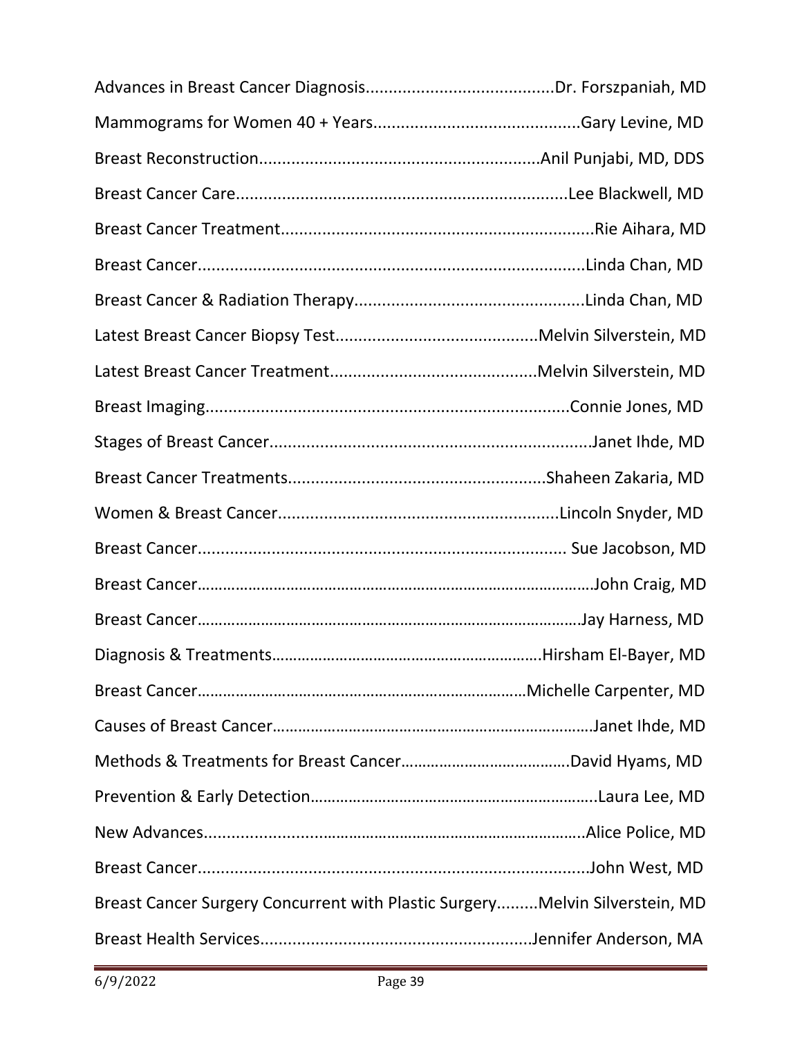Advances in Breast Cancer Diagnosis.........................................Dr. Forszpaniah, MD

Mammograms for Women 40 + Years............................................Gary Levine, MD

Breast Reconstruction............................................................Anil Punjabi, MD, DDS

Breast Cancer Care.......................................................................Lee Blackwell, MD

Breast Cancer Treatment...................................................................Rie Aihara, MD

Breast Cancer...................................................................................Linda Chan, MD

Breast Cancer & Radiation Therapy.................................................Linda Chan, MD

Latest Breast Cancer Biopsy Test...........................................Melvin Silverstein, MD

Latest Breast Cancer Treatment............................................Melvin Silverstein, MD

Breast Imaging.............................................................................Connie Jones, MD

Stages of Breast Cancer......................................................................Janet Ihde, MD

Breast Cancer Treatments.......................................................Shaheen Zakaria, MD

Women & Breast Cancer............................................................Lincoln Snyder, MD

Breast Cancer............................................................................... Sue Jacobson, MD

Breast Cancer…………………………………………………………………………………John Craig, MD

Breast Cancer……………………………………………………………………………….Jay Harness, MD

Diagnosis & Treatments……………………………………………………….Hirsham El-Bayer, MD

Breast Cancer……………………………………………………………………Michelle Carpenter, MD

Causes of Breast Cancer………………………………………………………………….Janet Ihde, MD

Methods & Treatments for Breast Cancer………………………………….David Hyams, MD

Prevention & Early Detection…………………………………………………………..Laura Lee, MD

New Advances…………………………………………………………………………….Alice Police, MD

Breast Cancer....................................................................................John West, MD

Breast Cancer Surgery Concurrent with Plastic Surgery.........Melvin Silverstein, MD

Breast Health Services..........................................................Jennifer Anderson, MA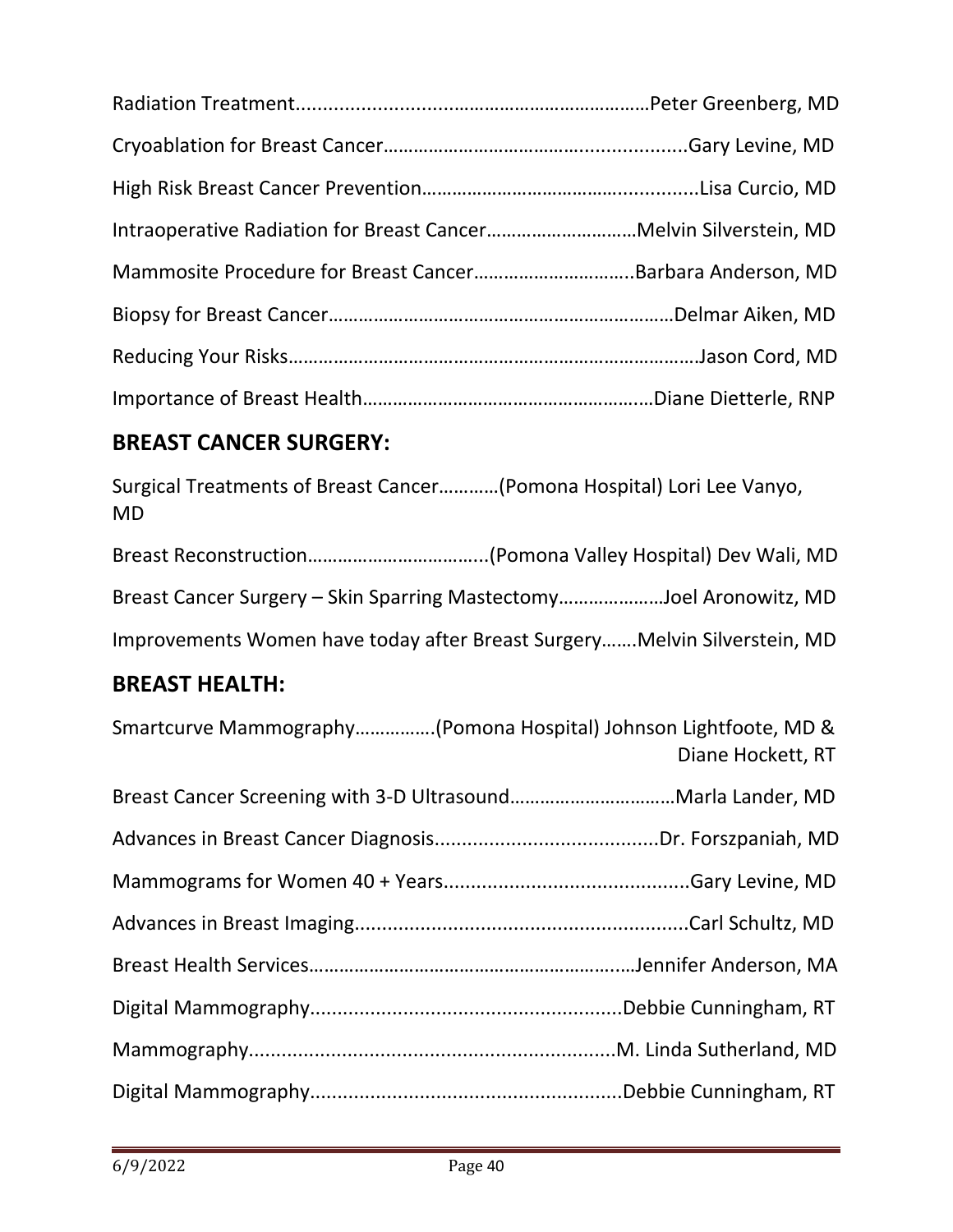Radiation Treatment....................................................................Peter Greenberg, MD

Cryoablation for Breast Cancer…………………………………....................Gary Levine, MD

High Risk Breast Cancer Prevention…………………………….….............Lisa Curcio, MD

Intraoperative Radiation for Breast Cancer…………………………Melvin Silverstein, MD

Mammosite Procedure for Breast Cancer…………………………..Barbara Anderson, MD

Biopsy for Breast Cancer………………………………………………………Delmar Aiken, MD

Reducing Your Risks……………………………………………………………………Jason Cord, MD

Importance of Breast Health…………………………………………….…Diane Dietterle, RNP

## BREAST CANCER SURGERY:

Surgical Treatments of Breast Cancer…………(Pomona Hospital) Lori Lee Vanyo, MD

Breast Reconstruction……………………………..(Pomona Valley Hospital) Dev Wali, MD

Breast Cancer Surgery – Skin Sparring Mastectomy…………………Joel Aronowitz, MD

Improvements Women have today after Breast Surgery…….Melvin Silverstein, MD

## BREAST HEALTH:

Smartcurve Mammography…………….(Pomona Hospital) Johnson Lightfoote, MD & Diane Hockett, RT

Breast Cancer Screening with 3-D Ultrasound……………………………Marla Lander, MD

Advances in Breast Cancer Diagnosis.........................................Dr. Forszpaniah, MD

Mammograms for Women 40 + Years.............................................Gary Levine, MD

Advances in Breast Imaging.............................................................Carl Schultz, MD

Breast Health Services……………………………………………………...Jennifer Anderson, MA

Digital Mammography.........................................................Debbie Cunningham, RT

Mammography...................................................................M. Linda Sutherland, MD

Digital Mammography.........................................................Debbie Cunningham, RT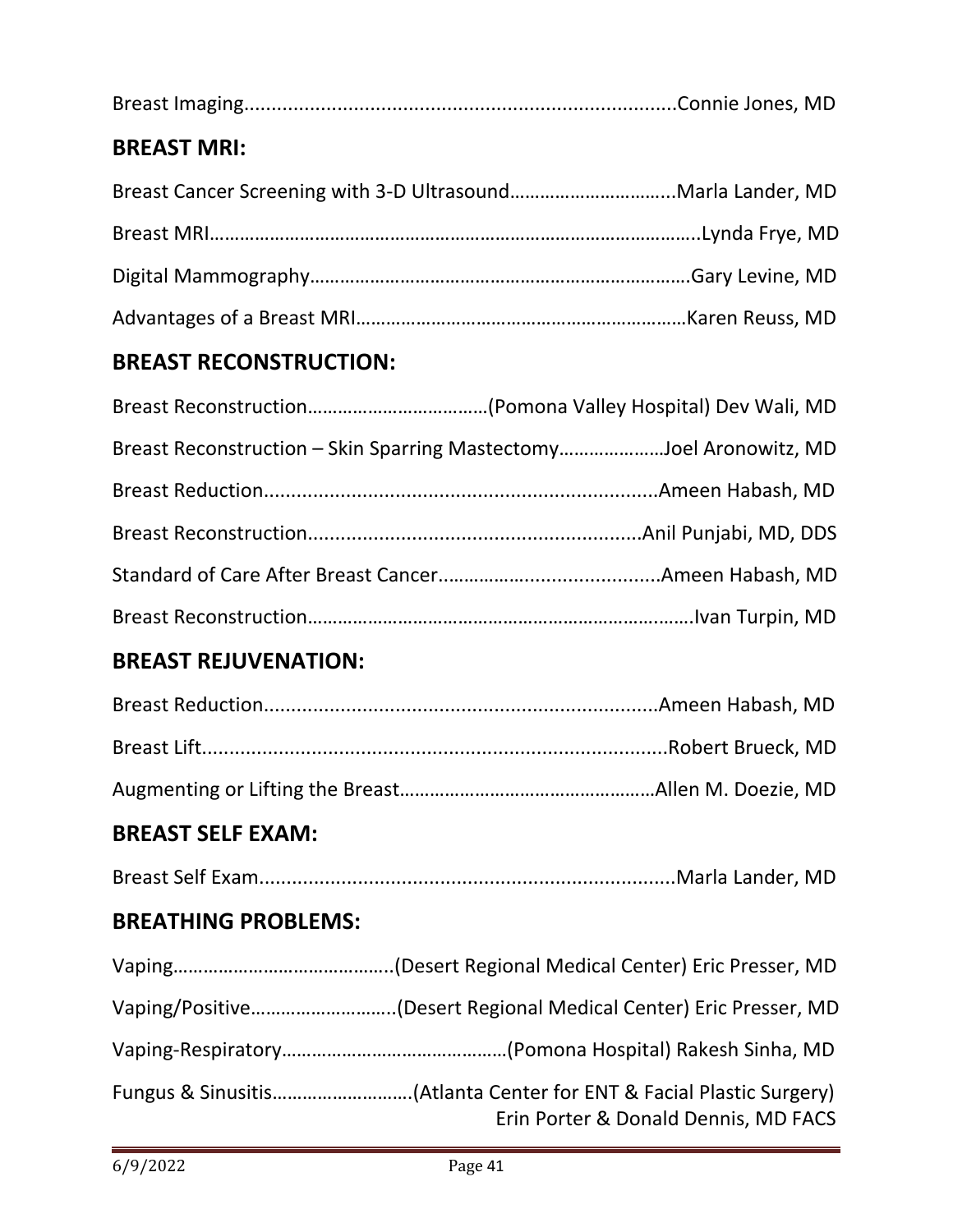Breast Imaging...............................................................................Connie Jones, MD

## BREAST MRI:

Breast Cancer Screening with 3-D Ultrasound…………………………...Marla Lander, MD

Breast MRI……………………………………………………………………………………..Lynda Frye, MD

Digital Mammography………………………………………………………………….Gary Levine, MD

Advantages of a Breast MRI…………………………………………………………Karen Reuss, MD

## BREAST RECONSTRUCTION:

Breast Reconstruction………………………………(Pomona Valley Hospital) Dev Wali, MD

Breast Reconstruction – Skin Sparring Mastectomy…………………Joel Aronowitz, MD

Breast Reduction........................................................................Ameen Habash, MD

Breast Reconstruction.............................................................Anil Punjabi, MD, DDS

Standard of Care After Breast Cancer.........................................Ameen Habash, MD

Breast Reconstruction………………………………………………………………….Ivan Turpin, MD

## BREAST REJUVENATION:

Breast Reduction........................................................................Ameen Habash, MD

Breast Lift....................................................................................Robert Brueck, MD

Augmenting or Lifting the Breast……………………………………………Allen M. Doezie, MD

## BREAST SELF EXAM:

Breast Self Exam...........................................................................Marla Lander, MD

## BREATHING PROBLEMS:

Vaping……………………………………..(Desert Regional Medical Center) Eric Presser, MD

Vaping/Positive………………………..(Desert Regional Medical Center) Eric Presser, MD

Vaping-Respiratory………………………………………(Pomona Hospital) Rakesh Sinha, MD

Fungus & Sinusitis……………………….(Atlanta Center for ENT & Facial Plastic Surgery) Erin Porter & Donald Dennis, MD FACS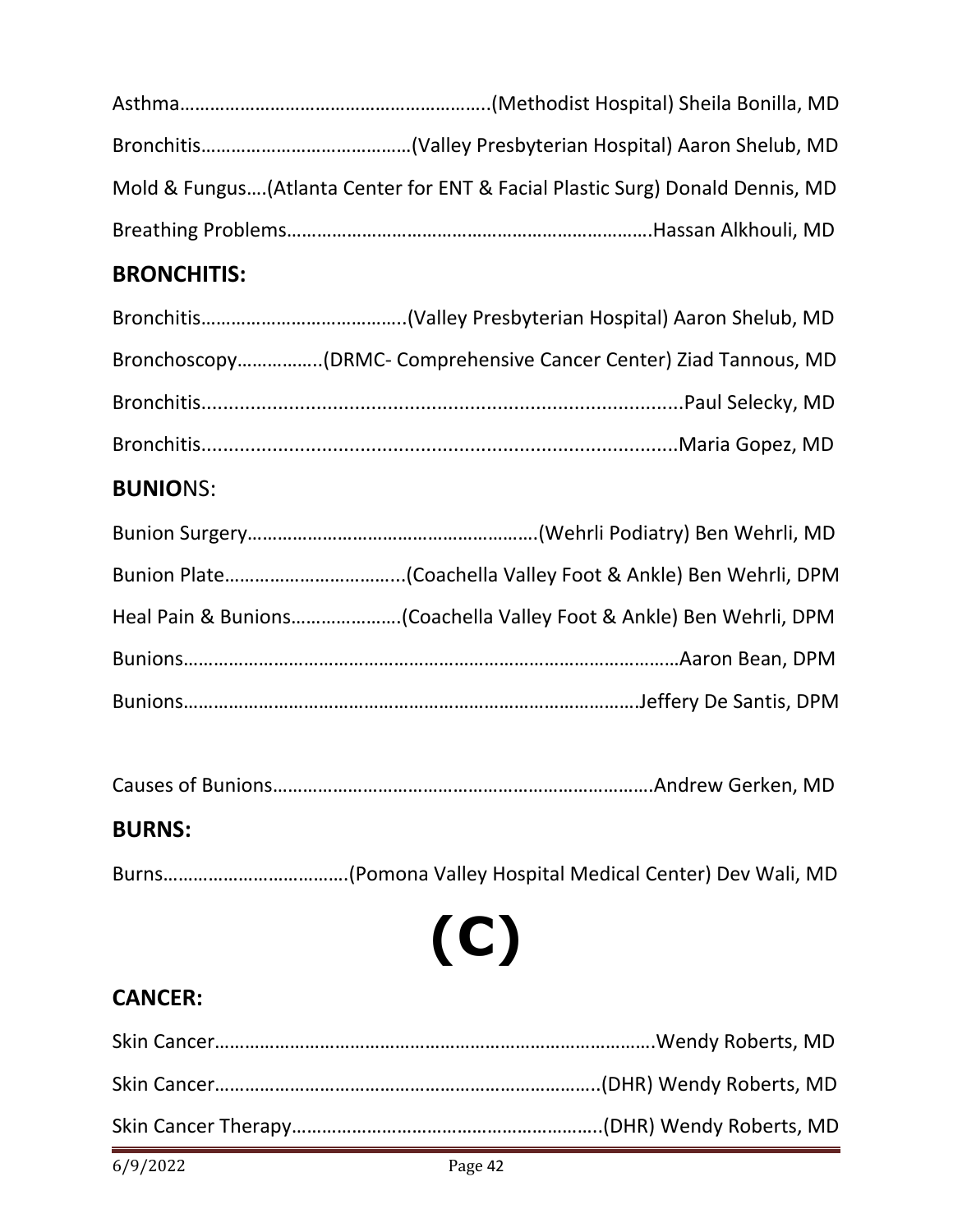Asthma……………………………………………………….(Methodist Hospital) Sheila Bonilla, MD

Bronchitis……………………………………(Valley Presbyterian Hospital) Aaron Shelub, MD

Mold & Fungus….(Atlanta Center for ENT & Facial Plastic Surg) Donald Dennis, MD

Breathing Problems……………………………………………………………….Hassan Alkhouli, MD

## BRONCHITIS:

Bronchitis…………………………………..(Valley Presbyterian Hospital) Aaron Shelub, MD

Bronchoscopy……………..(DRMC- Comprehensive Cancer Center) Ziad Tannous, MD

Bronchitis.......................................................................................Paul Selecky, MD

Bronchitis.......................................................................................Maria Gopez, MD

## BUNIONS:

Bunion Surgery…………………………………………………(Wehrli Podiatry) Ben Wehrli, MD

Bunion Plate……………………………..(Coachella Valley Foot & Ankle) Ben Wehrli, DPM

Heal Pain & Bunions…………………(Coachella Valley Foot & Ankle) Ben Wehrli, DPM

Bunions………………………………………………………………………………………Aaron Bean, DPM

Bunions……………………………………………………………………………Jeffery De Santis, DPM

Causes of Bunions…………………………………………………………………Andrew Gerken, MD

## BURNS:

Burns………………………………(Pomona Valley Hospital Medical Center) Dev Wali, MD

# (C)

## CANCER:

Skin Cancer…………………………………………………………………………….Wendy Roberts, MD

Skin Cancer…………………………………………………………………..(DHR) Wendy Roberts, MD

Skin Cancer Therapy……………………………………………………..(DHR) Wendy Roberts, MD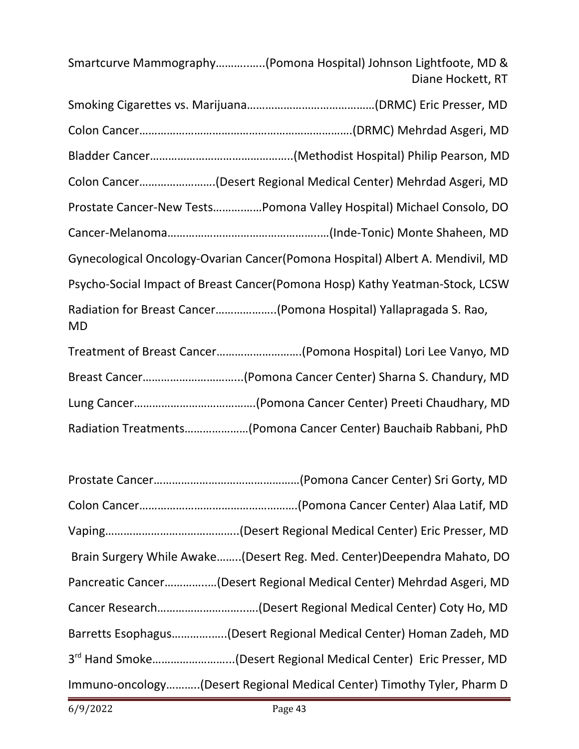Smartcurve Mammography……….…..(Pomona Hospital) Johnson Lightfoote, MD & Diane Hockett, RT

Smoking Cigarettes vs. Marijuana……………………………………(DRMC) Eric Presser, MD

Colon Cancer……………………………………………………………(DRMC) Mehrdad Asgeri, MD

Bladder Cancer………………………………………..(Methodist Hospital) Philip Pearson, MD

Colon Cancer…………………….(Desert Regional Medical Center) Mehrdad Asgeri, MD

Prostate Cancer-New Tests……………Pomona Valley Hospital) Michael Consolo, DO

Cancer-Melanoma……………………………………….……(Inde-Tonic) Monte Shaheen, MD

Gynecological Oncology-Ovarian Cancer(Pomona Hospital) Albert A. Mendivil, MD

Psycho-Social Impact of Breast Cancer(Pomona Hosp) Kathy Yeatman-Stock, LCSW

Radiation for Breast Cancer………………..(Pomona Hospital) Yallapragada S. Rao, MD

Treatment of Breast Cancer……………………….(Pomona Hospital) Lori Lee Vanyo, MD

Breast Cancer…………………………...(Pomona Cancer Center) Sharna S. Chandury, MD

Lung Cancer…………………………………(Pomona Cancer Center) Preeti Chaudhary, MD

Radiation Treatments…………………(Pomona Cancer Center) Bauchaib Rabbani, PhD

Prostate Cancer…………………………………………(Pomona Cancer Center) Sri Gorty, MD

Colon Cancer……………………………………………(Pomona Cancer Center) Alaa Latif, MD

Vaping……………………………………..(Desert Regional Medical Center) Eric Presser, MD

Brain Surgery While Awake……..(Desert Reg. Med. Center)Deependra Mahato, DO

Pancreatic Cancer……………(Desert Regional Medical Center) Mehrdad Asgeri, MD

Cancer Research…………………….…..(Desert Regional Medical Center) Coty Ho, MD

Barretts Esophagus……………..(Desert Regional Medical Center) Homan Zadeh, MD

3rd Hand Smoke……………………..(Desert Regional Medical Center) Eric Presser, MD

Immuno-oncology………..(Desert Regional Medical Center) Timothy Tyler, Pharm D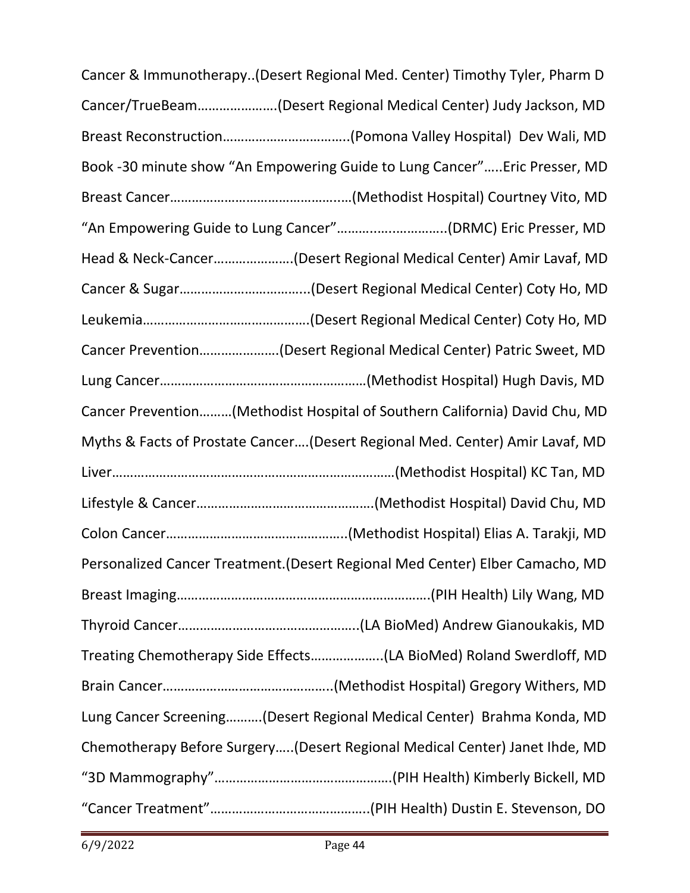Cancer & Immunotherapy..(Desert Regional Med. Center) Timothy Tyler, Pharm D

Cancer/TrueBeam………………….(Desert Regional Medical Center) Judy Jackson, MD

Breast Reconstruction……………………………..(Pomona Valley Hospital) Dev Wali, MD

Book -30 minute show "An Empowering Guide to Lung Cancer"…..Eric Presser, MD

Breast Cancer…………………………………….…(Methodist Hospital) Courtney Vito, MD

"An Empowering Guide to Lung Cancer"……….……………..(DRMC) Eric Presser, MD

Head & Neck-Cancer………………….(Desert Regional Medical Center) Amir Lavaf, MD

Cancer & Sugar……………………………...(Desert Regional Medical Center) Coty Ho, MD

Leukemia……………………………………….(Desert Regional Medical Center) Coty Ho, MD

Cancer Prevention………………….(Desert Regional Medical Center) Patric Sweet, MD

Lung Cancer…………………………………………….…(Methodist Hospital) Hugh Davis, MD

Cancer Prevention………(Methodist Hospital of Southern California) David Chu, MD

Myths & Facts of Prostate Cancer….(Desert Regional Med. Center) Amir Lavaf, MD

Liver………………………………………………………….……(Methodist Hospital) KC Tan, MD

Lifestyle & Cancer………………………………………….(Methodist Hospital) David Chu, MD

Colon Cancer…………………………………………..(Methodist Hospital) Elias A. Tarakji, MD

Personalized Cancer Treatment.(Desert Regional Med Center) Elber Camacho, MD

Breast Imaging…………………………………………………………….(PIH Health) Lily Wang, MD

Thyroid Cancer…………………………………………..(LA BioMed) Andrew Gianoukakis, MD

Treating Chemotherapy Side Effects………………..(LA BioMed) Roland Swerdloff, MD

Brain Cancer………………………………………..(Methodist Hospital) Gregory Withers, MD

Lung Cancer Screening……….(Desert Regional Medical Center) Brahma Konda, MD

Chemotherapy Before Surgery…..(Desert Regional Medical Center) Janet Ihde, MD

"3D Mammography"…………………………………………(PIH Health) Kimberly Bickell, MD

"Cancer Treatment"……………………………………..(PIH Health) Dustin E. Stevenson, DO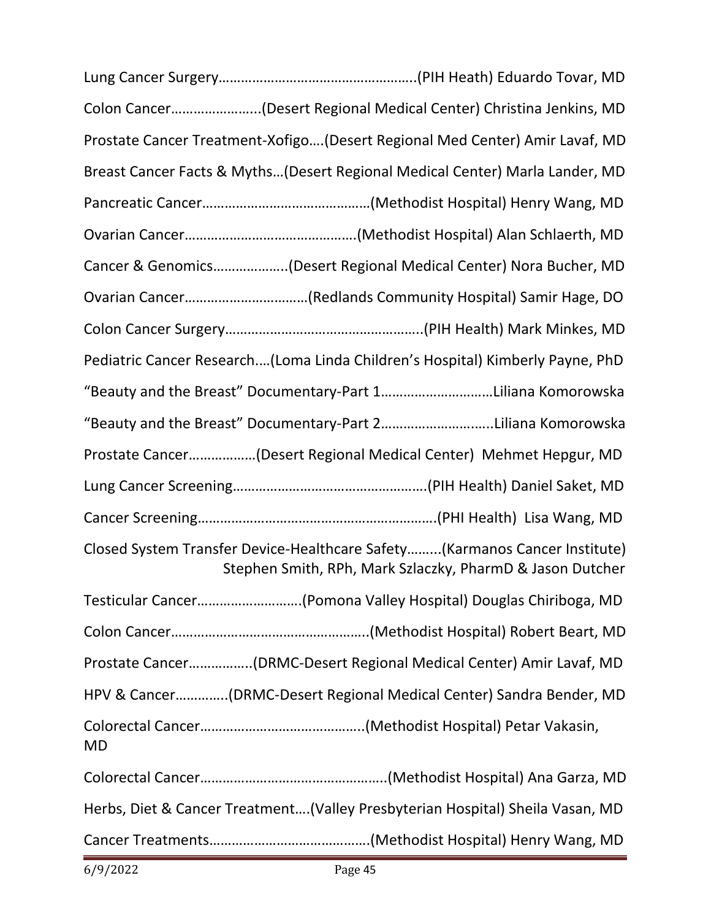Lung Cancer Surgery……………………………………………..(PIH Heath) Eduardo Tovar, MD

Colon Cancer…………………..(Desert Regional Medical Center) Christina Jenkins, MD

Prostate Cancer Treatment-Xofigo….(Desert Regional Med Center) Amir Lavaf, MD

Breast Cancer Facts & Myths…(Desert Regional Medical Center) Marla Lander, MD

Pancreatic Cancer……………………………………(Methodist Hospital) Henry Wang, MD

Ovarian Cancer……………………………………(Methodist Hospital) Alan Schlaerth, MD

Cancer & Genomics………………..(Desert Regional Medical Center) Nora Bucher, MD

Ovarian Cancer……………………………(Redlands Community Hospital) Samir Hage, DO

Colon Cancer Surgery……………………………………………..(PIH Health) Mark Minkes, MD

Pediatric Cancer Research….(Loma Linda Children's Hospital) Kimberly Payne, PhD

"Beauty and the Breast" Documentary-Part 1………………………Liliana Komorowska

"Beauty and the Breast" Documentary-Part 2………………………..Liliana Komorowska

Prostate Cancer………………(Desert Regional Medical Center) Mehmet Hepgur, MD

Lung Cancer Screening…………………………………………….(PIH Health) Daniel Saket, MD

Cancer Screening……………………………………………………(PHI Health) Lisa Wang, MD

Closed System Transfer Device-Healthcare Safety………(Karmanos Cancer Institute) Stephen Smith, RPh, Mark Szlaczky, PharmD & Jason Dutcher

Testicular Cancer………………………(Pomona Valley Hospital) Douglas Chiriboga, MD

Colon Cancer……………………………………………..(Methodist Hospital) Robert Beart, MD

Prostate Cancer……………..(DRMC-Desert Regional Medical Center) Amir Lavaf, MD

HPV & Cancer………….(DRMC-Desert Regional Medical Center) Sandra Bender, MD

Colorectal Cancer……………………………………..(Methodist Hospital) Petar Vakasin, MD

Colorectal Cancer…………………………………………..(Methodist Hospital) Ana Garza, MD

Herbs, Diet & Cancer Treatment….(Valley Presbyterian Hospital) Sheila Vasan, MD

Cancer Treatments…………………………………….(Methodist Hospital) Henry Wang, MD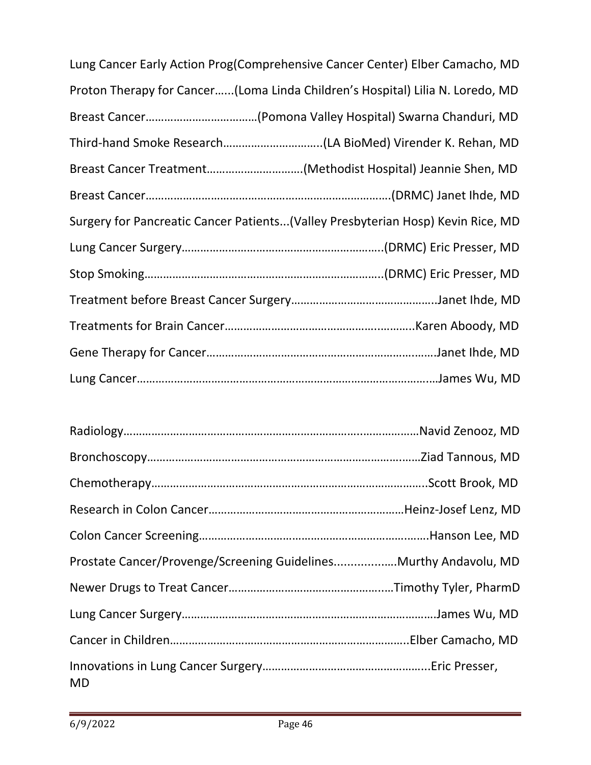Lung Cancer Early Action Prog(Comprehensive Cancer Center) Elber Camacho, MD

Proton Therapy for Cancer......(Loma Linda Children's Hospital) Lilia N. Loredo, MD

Breast Cancer………………………………(Pomona Valley Hospital) Swarna Chanduri, MD

Third-hand Smoke Research…………………………..(LA BioMed) Virender K. Rehan, MD

Breast Cancer Treatment…………………………(Methodist Hospital) Jeannie Shen, MD

Breast Cancer…………………………………………………………………(DRMC) Janet Ihde, MD

Surgery for Pancreatic Cancer Patients...(Valley Presbyterian Hosp) Kevin Rice, MD

Lung Cancer Surgery……………………………………………………..(DRMC) Eric Presser, MD

Stop Smoking………………………………………………………………..(DRMC) Eric Presser, MD

Treatment before Breast Cancer Surgery………………………………………..Janet Ihde, MD

Treatments for Brain Cancer……………………………………………..………..Karen Aboody, MD

Gene Therapy for Cancer……………………………………………………….……Janet Ihde, MD

Lung Cancer……………………………………………………………………………….…James Wu, MD

Radiology……………………………………………………………………..………………Navid Zenooz, MD

Bronchoscopy………………………………………………………………………………Ziad Tannous, MD

Chemotherapy……………………………………………………………………………..Scott Brook, MD

Research in Colon Cancer………………………………………………………Heinz-Josef Lenz, MD

Colon Cancer Screening………………………………………………………………Hanson Lee, MD

Prostate Cancer/Provenge/Screening Guidelines...................Murthy Andavolu, MD

Newer Drugs to Treat Cancer……………………………………………Timothy Tyler, PharmD

Lung Cancer Surgery………………………………………………………………………James Wu, MD

Cancer in Children…………………………………………………………………..Elber Camacho, MD

Innovations in Lung Cancer Surgery……………………………………………..Eric Presser, MD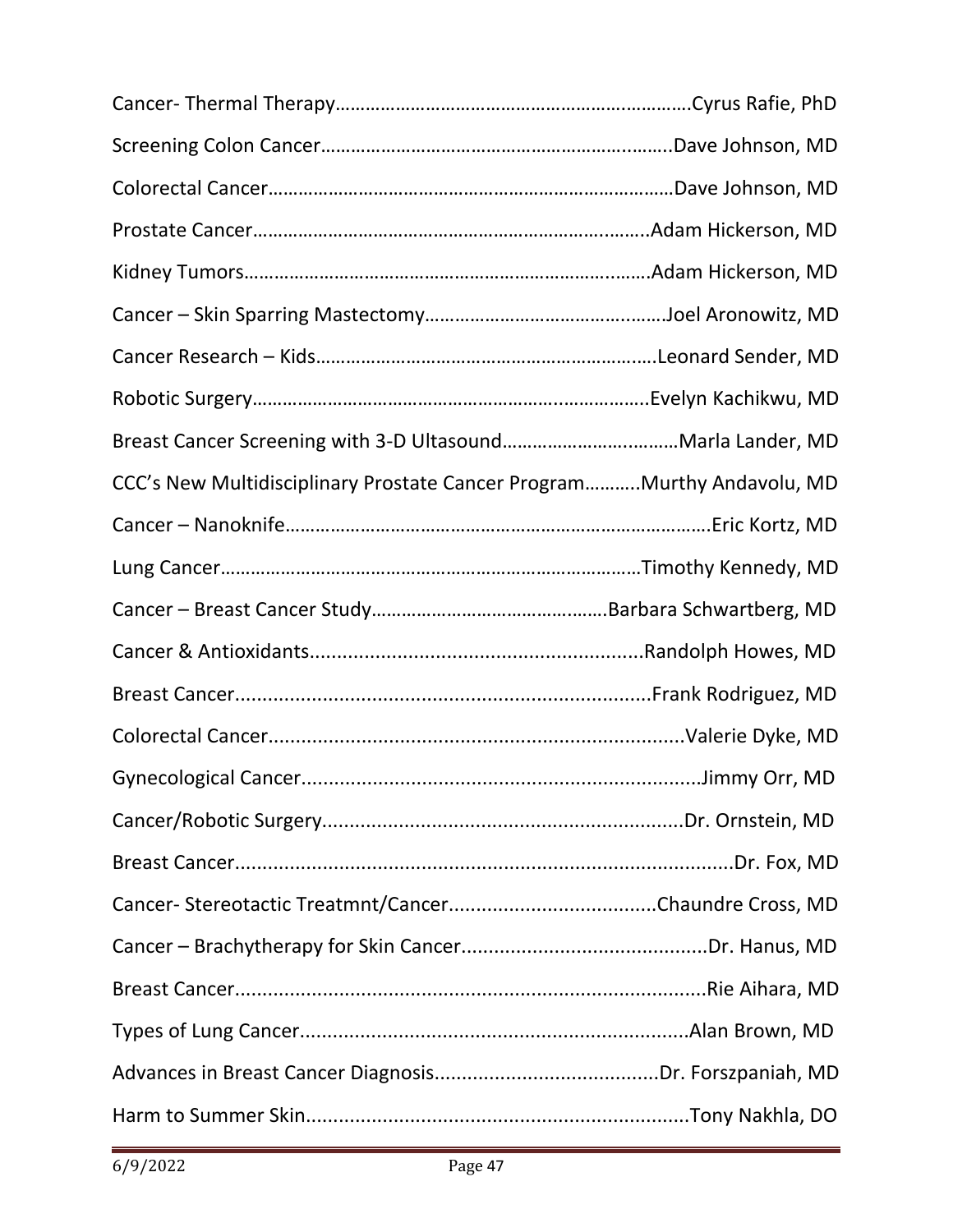Cancer- Thermal Therapy……………………………………………………………….Cyrus Rafie, PhD

Screening Colon Cancer……………………………………………………..……..Dave Johnson, MD

Colorectal Cancer………………………………………………………………………Dave Johnson, MD

Prostate Cancer…………………………………………………………………..….Adam Hickerson, MD

Kidney Tumors………………………………………………………………….……Adam Hickerson, MD

Cancer – Skin Sparring Mastectomy……………………………………..……Joel Aronowitz, MD

Cancer Research – Kids…………………………………………………………..Leonard Sender, MD

Robotic Surgery………………………………………………………….……………Evelyn Kachikwu, MD

Breast Cancer Screening with 3-D Ultasound……………………..………Marla Lander, MD

CCC's New Multidisciplinary Prostate Cancer Program………..Murthy Andavolu, MD

Cancer – Nanoknife………………………………………………………………………….Eric Kortz, MD

Lung Cancer…………………………………………………………………………Timothy Kennedy, MD

Cancer – Breast Cancer Study…………………………………..……Barbara Schwartberg, MD

Cancer & Antioxidants............................................................Randolph Howes, MD

Breast Cancer..........................................................................Frank Rodriguez, MD

Colorectal Cancer..........................................................................Valerie Dyke, MD

Gynecological Cancer........................................................................Jimmy Orr, MD

Cancer/Robotic Surgery.................................................................Dr. Ornstein, MD

Breast Cancer...........................................................................................Dr. Fox, MD

Cancer- Stereotactic Treatmnt/Cancer.....................................Chaundre Cross, MD

Cancer – Brachytherapy for Skin Cancer............................................Dr. Hanus, MD

Breast Cancer.......................................................................................Rie Aihara, MD

Types of Lung Cancer......................................................................Alan Brown, MD

Advances in Breast Cancer Diagnosis.........................................Dr. Forszpaniah, MD

Harm to Summer Skin....................................................................Tony Nakhla, DO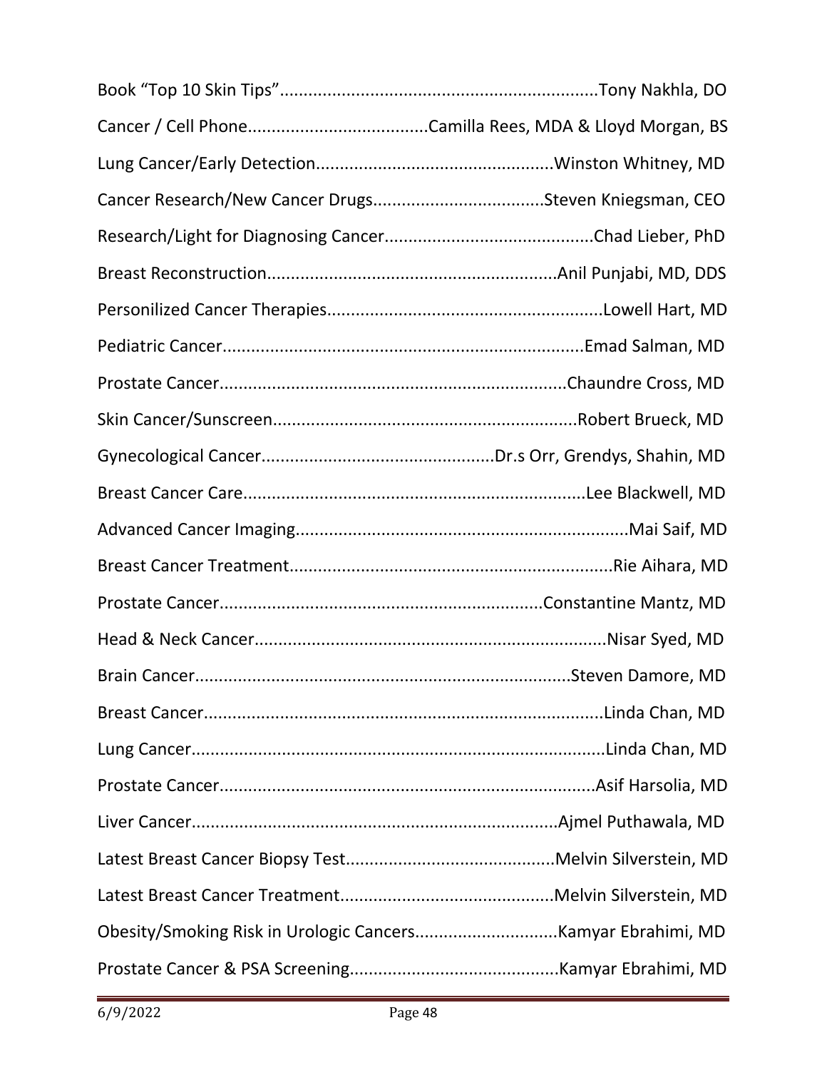Book "Top 10 Skin Tips"..................................................................Tony Nakhla, DO

Cancer / Cell Phone.....................................Camilla Rees, MDA & Lloyd Morgan, BS

Lung Cancer/Early Detection.................................................Winston Whitney, MD

Cancer Research/New Cancer Drugs...................................Steven Kniegsman, CEO

Research/Light for Diagnosing Cancer...........................................Chad Lieber, PhD

Breast Reconstruction............................................................Anil Punjabi, MD, DDS

Personilized Cancer Therapies.........................................................Lowell Hart, MD

Pediatric Cancer..........................................................................Emad Salman, MD

Prostate Cancer........................................................................Chaundre Cross, MD

Skin Cancer/Sunscreen...............................................................Robert Brueck, MD

Gynecological Cancer................................................Dr.s Orr, Grendys, Shahin, MD

Breast Cancer Care.......................................................................Lee Blackwell, MD

Advanced Cancer Imaging....................................................................Mai Saif, MD

Breast Cancer Treatment...................................................................Rie Aihara, MD

Prostate Cancer..................................................................Constantine Mantz, MD

Head & Neck Cancer.........................................................................Nisar Syed, MD

Brain Cancer..............................................................................Steven Damore, MD

Breast Cancer...................................................................................Linda Chan, MD

Lung Cancer.....................................................................................Linda Chan, MD

Prostate Cancer..............................................................................Asif Harsolia, MD

Liver Cancer...........................................................................Ajmel Puthawala, MD

Latest Breast Cancer Biopsy Test...........................................Melvin Silverstein, MD

Latest Breast Cancer Treatment............................................Melvin Silverstein, MD

Obesity/Smoking Risk in Urologic Cancers.............................Kamyar Ebrahimi, MD

Prostate Cancer & PSA Screening...........................................Kamyar Ebrahimi, MD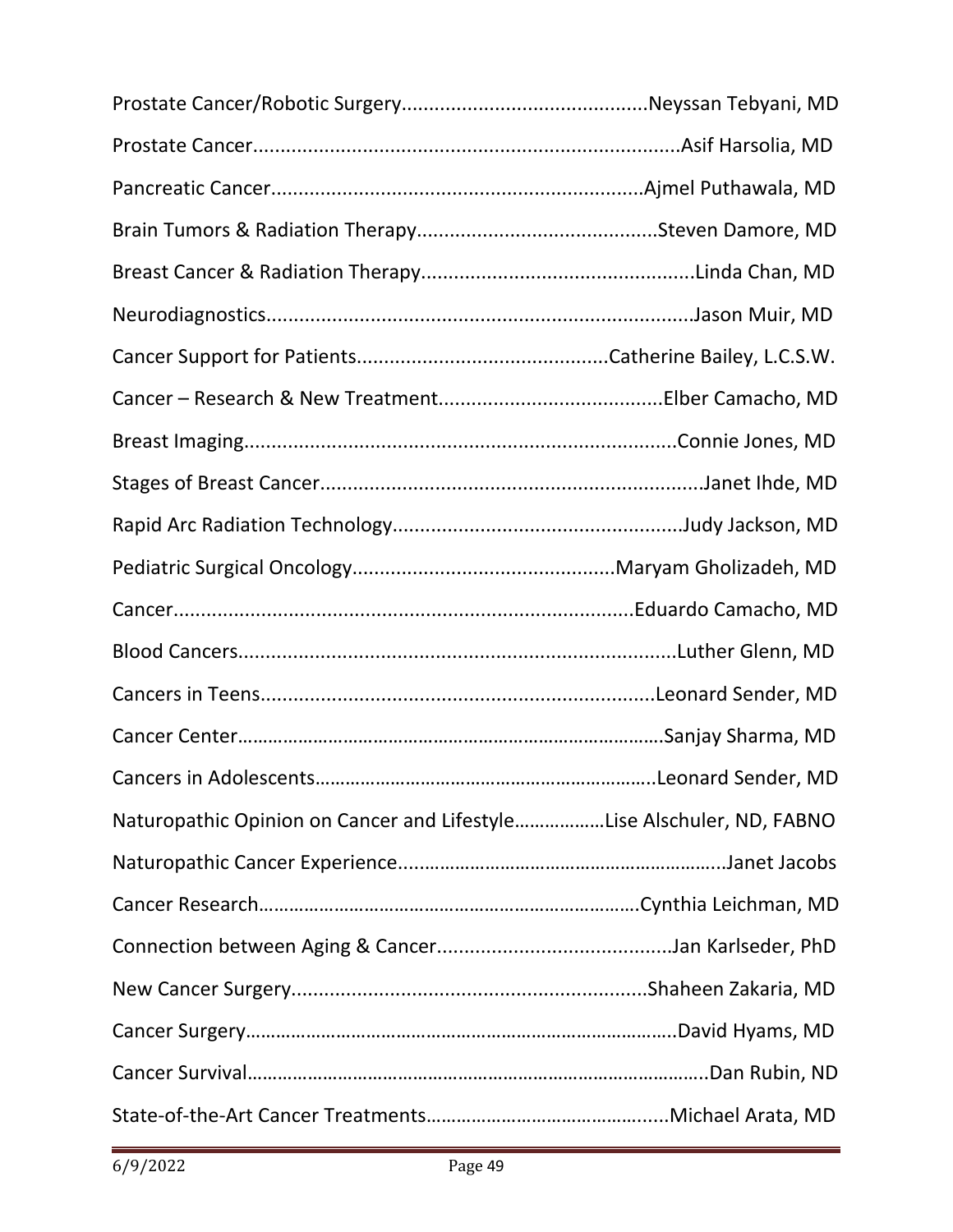Prostate Cancer/Robotic Surgery............................................Neyssan Tebyani, MD

Prostate Cancer.............................................................................Asif Harsolia, MD

Pancreatic Cancer...................................................................Ajmel Puthawala, MD

Brain Tumors & Radiation Therapy...........................................Steven Damore, MD

Breast Cancer & Radiation Therapy.................................................Linda Chan, MD

Neurodiagnostics............................................................................Jason Muir, MD

Cancer Support for Patients.............................................Catherine Bailey, L.C.S.W.

Cancer – Research & New Treatment........................................Elber Camacho, MD

Breast Imaging..............................................................................Connie Jones, MD

Stages of Breast Cancer.....................................................................Janet Ihde, MD

Rapid Arc Radiation Technology....................................................Judy Jackson, MD

Pediatric Surgical Oncology...............................................Maryam Gholizadeh, MD

Cancer..................................................................................Eduardo Camacho, MD

Blood Cancers................................................................................Luther Glenn, MD

Cancers in Teens.......................................................................Leonard Sender, MD

Cancer Center……………………………………………………………………….Sanjay Sharma, MD

Cancers in Adolescents…………………………………………………………..Leonard Sender, MD

Naturopathic Opinion on Cancer and Lifestyle………………Lise Alschuler, ND, FABNO

Naturopathic Cancer Experience...............................................................Janet Jacobs

Cancer Research…………………………………………………………………Cynthia Leichman, MD

Connection between Aging & Cancer...........................................Jan Karlseder, PhD

New Cancer Surgery.................................................................Shaheen Zakaria, MD

Cancer Surgery…………………………………………………………………………..David Hyams, MD

Cancer Survival…………………………………………………………………………………..Dan Rubin, ND

State-of-the-Art Cancer Treatments……………………………………......Michael Arata, MD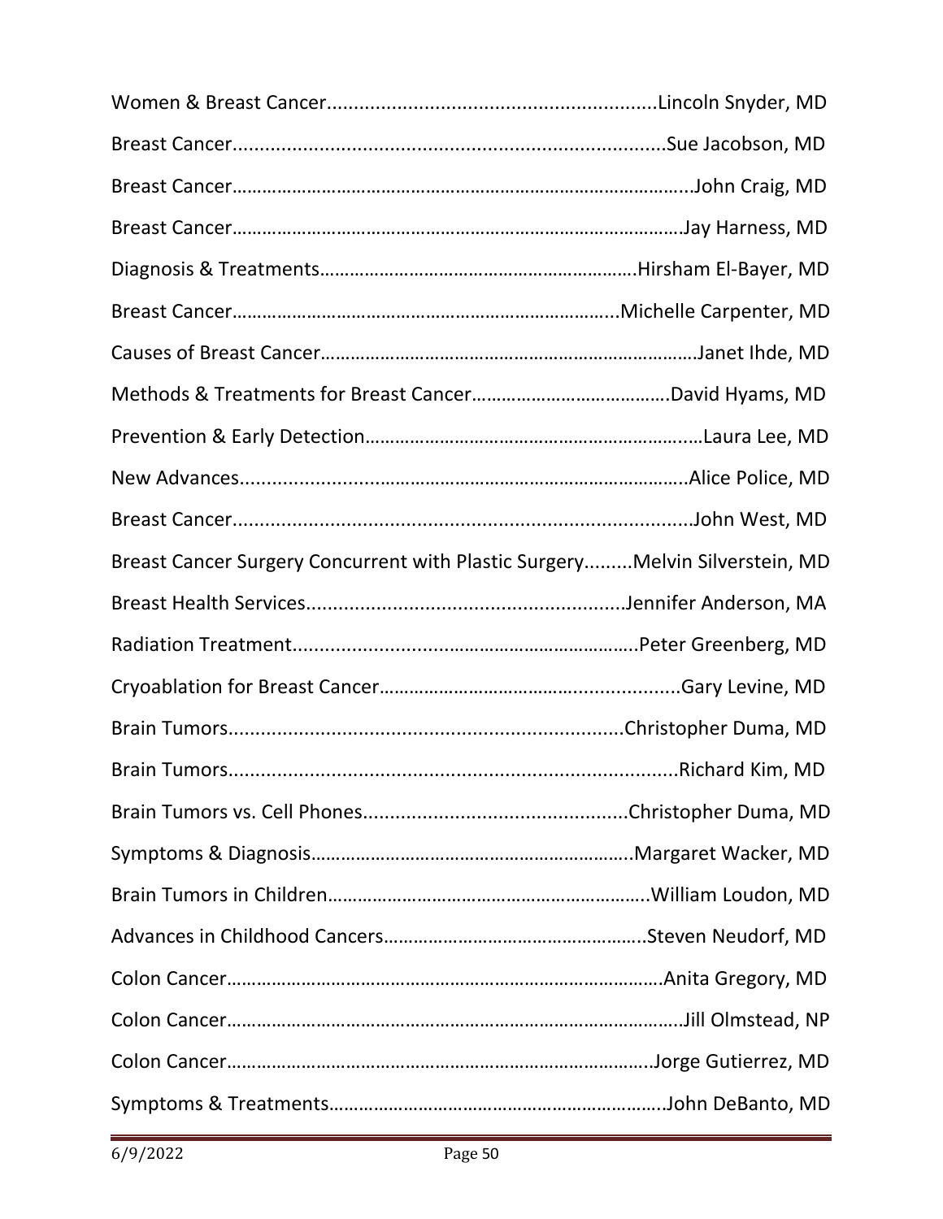Women & Breast Cancer............................................................Lincoln Snyder, MD

Breast Cancer...............................................................................Sue Jacobson, MD

Breast Cancer……………………………………………………………………………...John Craig, MD

Breast Cancer…………………………………………………………………………….Jay Harness, MD

Diagnosis & Treatments…………………………………………………….Hirsham El-Bayer, MD

Breast Cancer………………………………………………………………...Michelle Carpenter, MD

Causes of Breast Cancer………………………………………………………………Janet Ihde, MD

Methods & Treatments for Breast Cancer………………………………….David Hyams, MD

Prevention & Early Detection……………………………………………………….…Laura Lee, MD

New Advances......................................................................................Alice Police, MD

Breast Cancer....................................................................................John West, MD

Breast Cancer Surgery Concurrent with Plastic Surgery.........Melvin Silverstein, MD

Breast Health Services..........................................................Jennifer Anderson, MA

Radiation Treatment...............................................................Peter Greenberg, MD

Cryoablation for Breast Cancer…………………………….......................Gary Levine, MD

Brain Tumors......................................................................Christopher Duma, MD

Brain Tumors...................................................................................Richard Kim, MD

Brain Tumors vs. Cell Phones................................................Christopher Duma, MD

Symptoms & Diagnosis……………………………………………………….Margaret Wacker, MD

Brain Tumors in Children………………………………………………………..William Loudon, MD

Advances in Childhood Cancers……………………………………………..Steven Neudorf, MD

Colon Cancer…………………………………………………………………………….Anita Gregory, MD

Colon Cancer……………………………………………………………………………….Jill Olmstead, NP

Colon Cancer………………………………………………………………………..Jorge Gutierrez, MD

Symptoms & Treatments…………………………………………………………John DeBanto, MD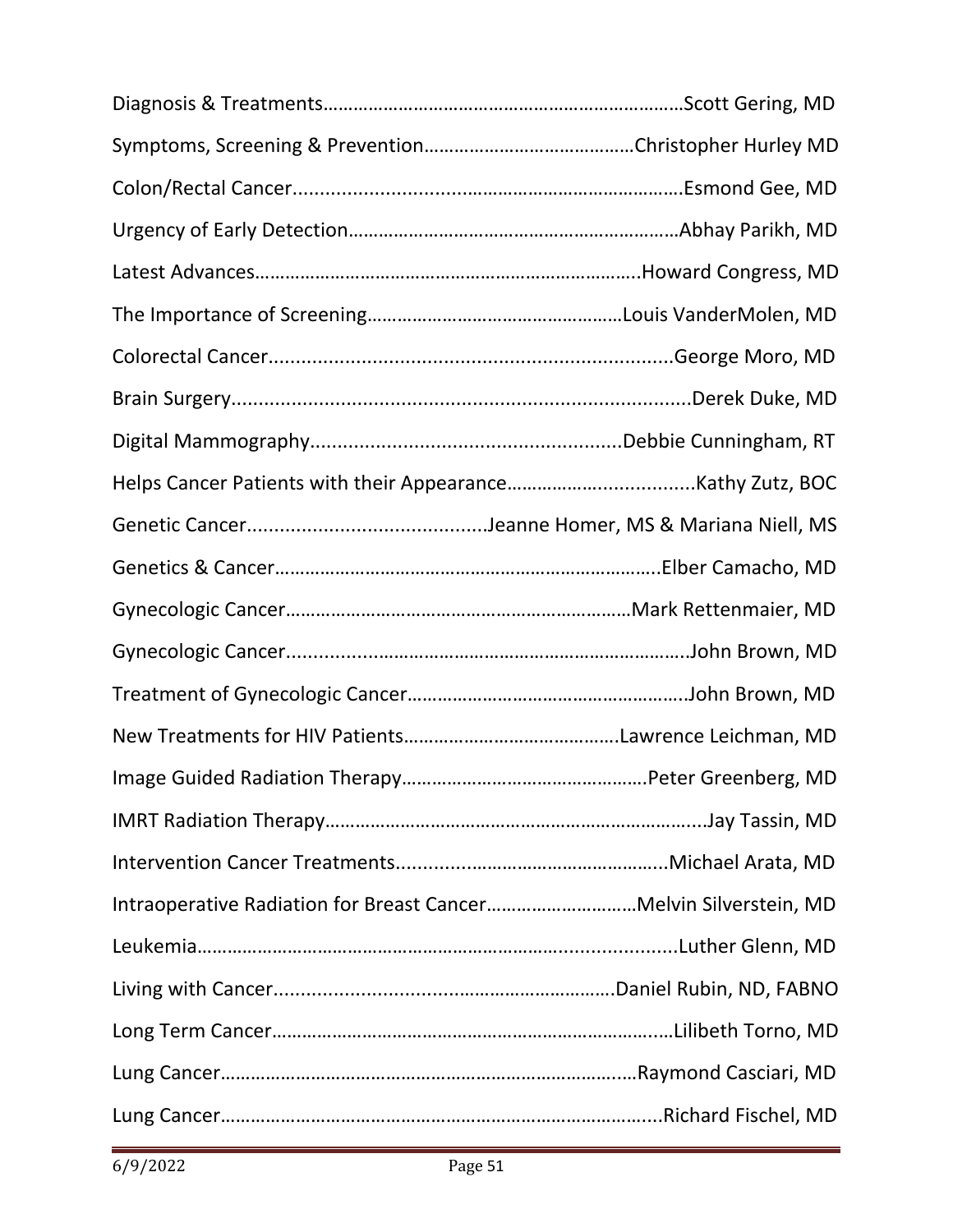Diagnosis & Treatments……………………………………………………………Scott Gering, MD

Symptoms, Screening & Prevention……………………………………Christopher Hurley MD

Colon/Rectal Cancer.........................................................……………Esmond Gee, MD

Urgency of Early Detection…………………………………………………………Abhay Parikh, MD

Latest Advances………………………………………………………………..Howard Congress, MD

The Importance of Screening……………………………………………Louis VanderMolen, MD

Colorectal Cancer.........................................................................George Moro, MD

Brain Surgery...................................................................................Derek Duke, MD

Digital Mammography........................................................Debbie Cunningham, RT

Helps Cancer Patients with their Appearance……………...................Kathy Zutz, BOC

Genetic Cancer...........................................Jeanne Homer, MS & Mariana Niell, MS

Genetics & Cancer………………………………………………………………..Elber Camacho, MD

Gynecologic Cancer…………………………………………………………Mark Rettenmaier, MD

Gynecologic Cancer...............................................................…….John Brown, MD

Treatment of Gynecologic Cancer……………………………………………..John Brown, MD

New Treatments for HIV Patients…………………………………….Lawrence Leichman, MD

Image Guided Radiation Therapy………………………………………….Peter Greenberg, MD

IMRT Radiation Therapy…………………………………………………………….....Jay Tassin, MD

Intervention Cancer Treatments...................................................Michael Arata, MD

Intraoperative Radiation for Breast Cancer………………………..Melvin Silverstein, MD

Leukemia…………………………………………………………........................Luther Glenn, MD

Living with Cancer................................................................Daniel Rubin, ND, FABNO

Long Term Cancer………………………………………………………………..…Lilibeth Torno, MD

Lung Cancer……………………………………………………………………..…Raymond Casciari, MD

Lung Cancer…………………………………………………………………….....Richard Fischel, MD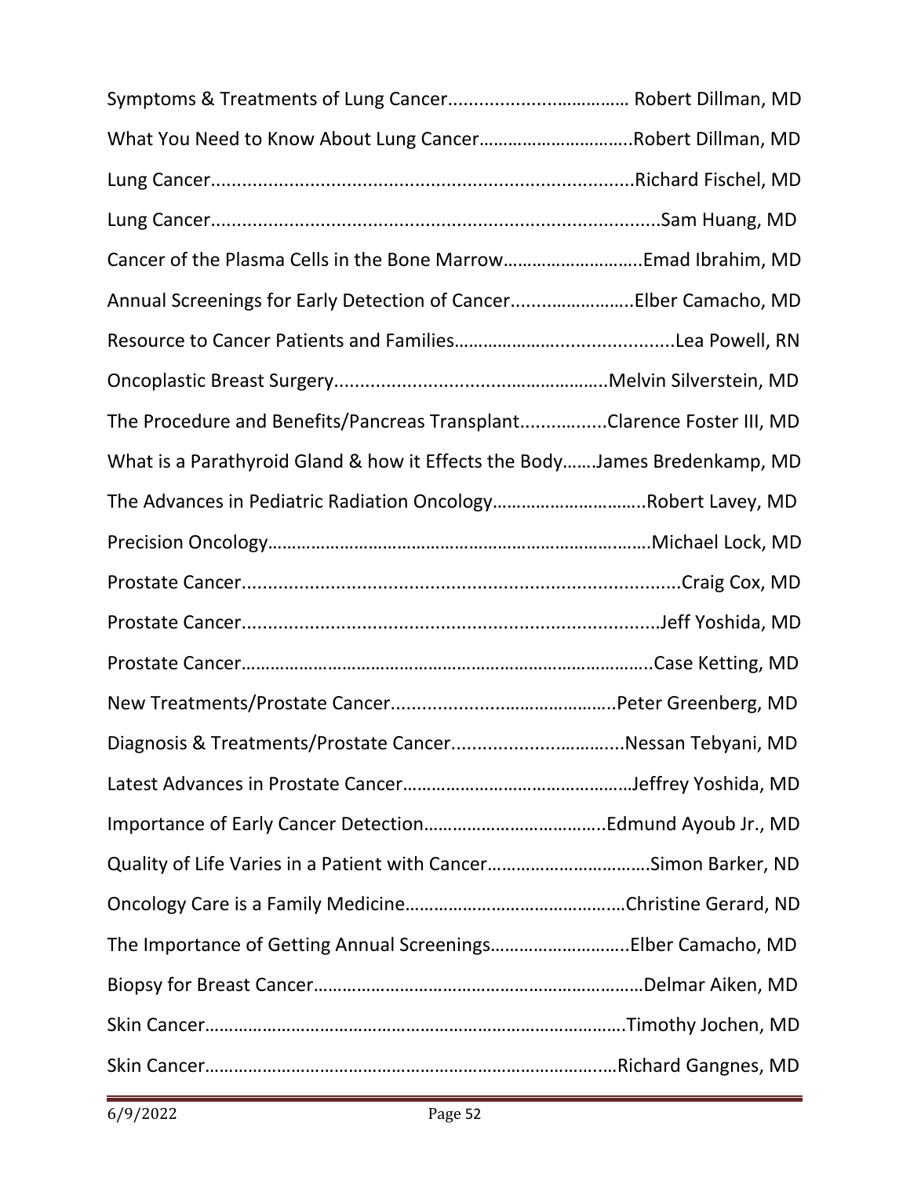Symptoms & Treatments of Lung Cancer................................. Robert Dillman, MD

What You Need to Know About Lung Cancer.............................Robert Dillman, MD

Lung Cancer...............................................................................Richard Fischel, MD

Lung Cancer...................................................................................Sam Huang, MD

Cancer of the Plasma Cells in the Bone Marrow..........................Emad Ibrahim, MD

Annual Screenings for Early Detection of Cancer........................Elber Camacho, MD

Resource to Cancer Patients and Families.........................................Lea Powell, RN

Oncoplastic Breast Surgery....................................................Melvin Silverstein, MD

The Procedure and Benefits/Pancreas Transplant................Clarence Foster III, MD

What is a Parathyroid Gland & how it Effects the Body.......James Bredenkamp, MD

The Advances in Pediatric Radiation Oncology.............................Robert Lavey, MD

Precision Oncology.........................................................................Michael Lock, MD

Prostate Cancer.................................................................................Craig Cox, MD

Prostate Cancer..............................................................................Jeff Yoshida, MD

Prostate Cancer.............................................................................Case Ketting, MD

New Treatments/Prostate Cancer.........................................Peter Greenberg, MD

Diagnosis & Treatments/Prostate Cancer...............................Nessan Tebyani, MD

Latest Advances in Prostate Cancer.........................................Jeffrey Yoshida, MD

Importance of Early Cancer Detection..................................Edmund Ayoub Jr., MD

Quality of Life Varies in a Patient with Cancer..............................Simon Barker, ND

Oncology Care is a Family Medicine......................................Christine Gerard, ND

The Importance of Getting Annual Screenings..........................Elber Camacho, MD

Biopsy for Breast Cancer.............................................................Delmar Aiken, MD

Skin Cancer...........................................................................Timothy Jochen, MD

Skin Cancer.........................................................................Richard Gangnes, MD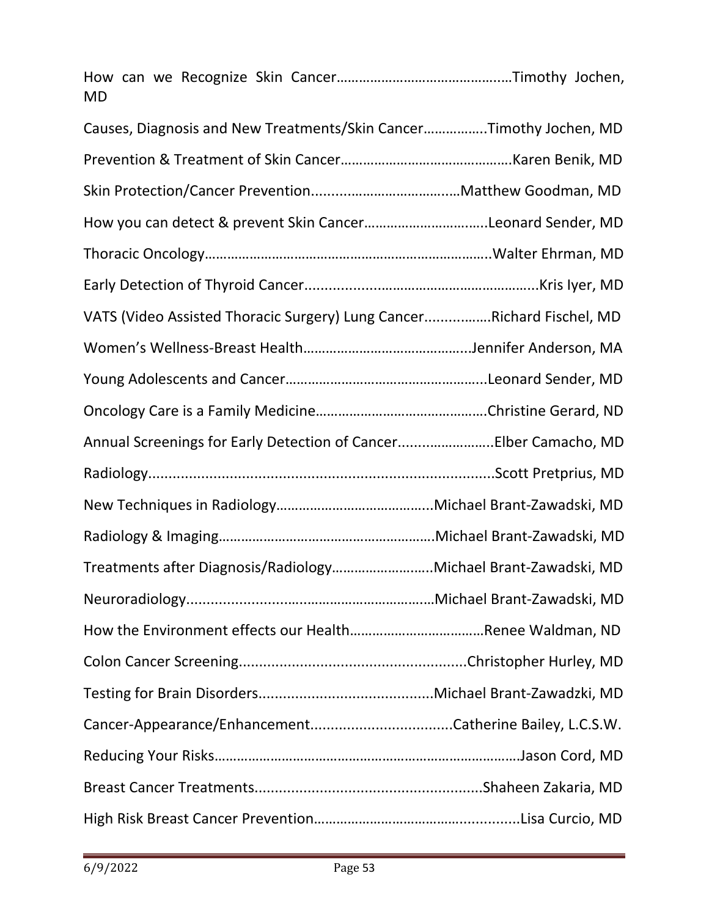How can we Recognize Skin Cancer……………………………………….Timothy Jochen, MD

Causes, Diagnosis and New Treatments/Skin Cancer……………..Timothy Jochen, MD

Prevention & Treatment of Skin Cancer……………………………………….Karen Benik, MD

Skin Protection/Cancer Prevention.......................................Matthew Goodman, MD

How you can detect & prevent Skin Cancer…………………………..Leonard Sender, MD

Thoracic Oncology…………………………………………………………………..Walter Ehrman, MD

Early Detection of Thyroid Cancer...........................................................Kris Iyer, MD

VATS (Video Assisted Thoracic Surgery) Lung Cancer...............Richard Fischel, MD

Women's Wellness-Breast Health……………………………………...Jennifer Anderson, MA

Young Adolescents and Cancer……………………………………………...Leonard Sender, MD

Oncology Care is a Family Medicine……………………………………….Christine Gerard, ND

Annual Screenings for Early Detection of Cancer........................Elber Camacho, MD

Radiology....................................................................................Scott Pretprius, MD

New Techniques in Radiology…………………………………..Michael Brant-Zawadski, MD

Radiology & Imaging………………………………………………….Michael Brant-Zawadski, MD

Treatments after Diagnosis/Radiology……………………..Michael Brant-Zawadski, MD

Neuroradiology...............................................................Michael Brant-Zawadski, MD

How the Environment effects our Health………………………………Renee Waldman, ND

Colon Cancer Screening.......................................................Christopher Hurley, MD

Testing for Brain Disorders...........................................Michael Brant-Zawadzki, MD

Cancer-Appearance/Enhancement...................................Catherine Bailey, L.C.S.W.

Reducing Your Risks…………………………………………………………………………Jason Cord, MD

Breast Cancer Treatments.......................................................Shaheen Zakaria, MD

High Risk Breast Cancer Prevention…………………………………...............Lisa Curcio, MD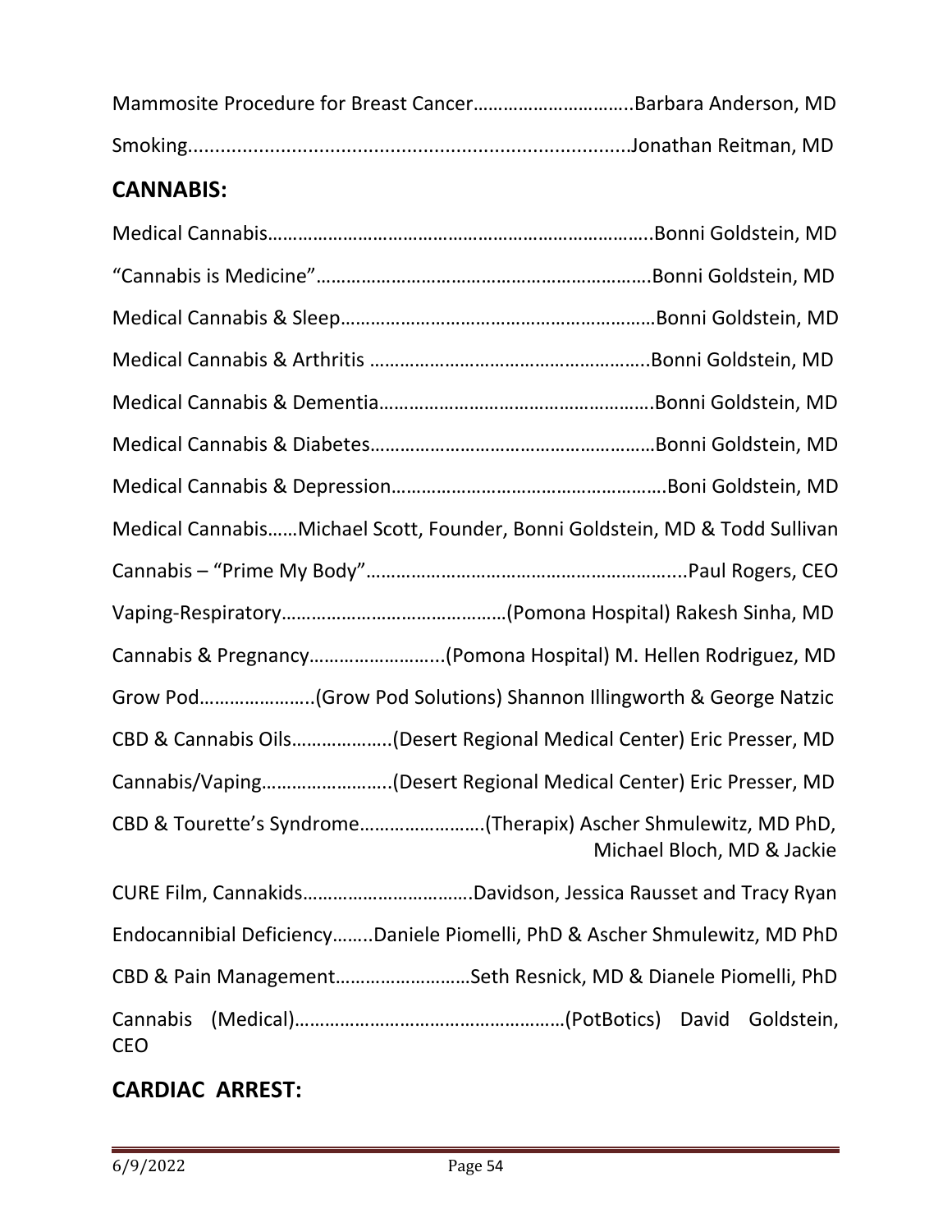Mammosite Procedure for Breast Cancer…………………………..Barbara Anderson, MD

Smoking...................................................................................Jonathan Reitman, MD

## CANNABIS:

Medical Cannabis…………………………………………………………………..Bonni Goldstein, MD

“Cannabis is Medicine”………………………………………………………..Bonni Goldstein, MD

Medical Cannabis & Sleep………………………………………………………Bonni Goldstein, MD

Medical Cannabis & Arthritis ………………………………………………..Bonni Goldstein, MD

Medical Cannabis & Dementia………………………………………………..Bonni Goldstein, MD

Medical Cannabis & Diabetes…………………………………………………Bonni Goldstein, MD

Medical Cannabis & Depression……………………………………………….Boni Goldstein, MD

Medical Cannabis……Michael Scott, Founder, Bonni Goldstein, MD & Todd Sullivan

Cannabis – “Prime My Body”……………………………………………………....Paul Rogers, CEO

Vaping-Respiratory………………………………………(Pomona Hospital) Rakesh Sinha, MD

Cannabis & Pregnancy……………………...(Pomona Hospital) M. Hellen Rodriguez, MD

Grow Pod…………………..(Grow Pod Solutions) Shannon Illingworth & George Natzic

CBD & Cannabis Oils………………..(Desert Regional Medical Center) Eric Presser, MD

Cannabis/Vaping……………………..(Desert Regional Medical Center) Eric Presser, MD

CBD & Tourette's Syndrome…………………….(Therapix) Ascher Shmulewitz, MD PhD, Michael Bloch, MD & Jackie

CURE Film, Cannakids…………………………….Davidson, Jessica Rausset and Tracy Ryan

Endocannibial Deficiency……..Daniele Piomelli, PhD & Ascher Shmulewitz, MD PhD

CBD & Pain Management………………………Seth Resnick, MD & Dianele Piomelli, PhD

Cannabis (Medical)………………………………………………(PotBotics) David Goldstein, CEO

## CARDIAC ARREST: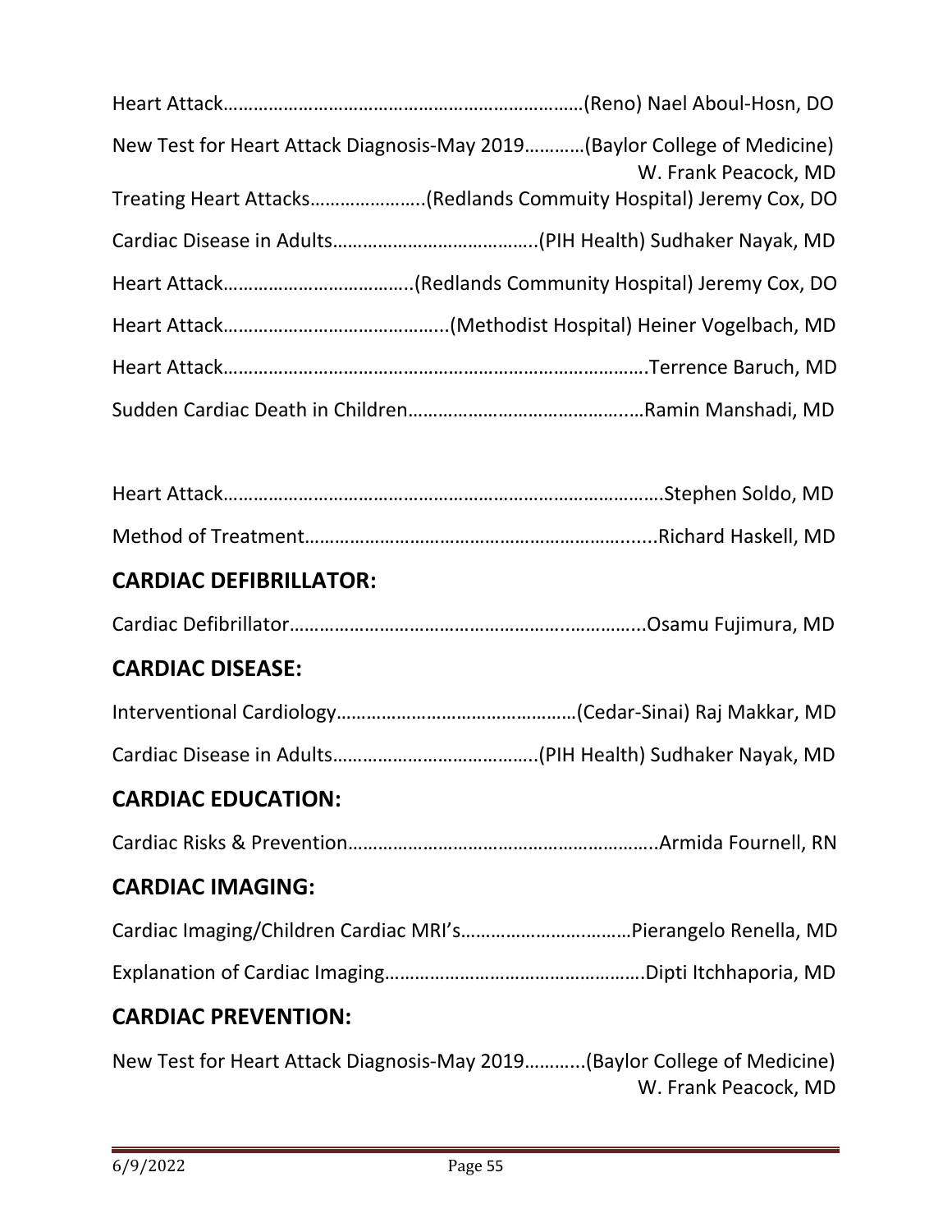Heart Attack……………………………………………………………(Reno) Nael Aboul-Hosn, DO

New Test for Heart Attack Diagnosis-May 2019…………(Baylor College of Medicine) W. Frank Peacock, MD

Treating Heart Attacks…………………..(Redlands Commuity Hospital) Jeremy Cox, DO

Cardiac Disease in Adults………………………………….(PIH Health) Sudhaker Nayak, MD

Heart Attack……………………………….(Redlands Community Hospital) Jeremy Cox, DO

Heart Attack……………………………………..(Methodist Hospital) Heiner Vogelbach, MD

Heart Attack…………………………………………………………………….Terrence Baruch, MD

Sudden Cardiac Death in Children…………………………………..…Ramin Manshadi, MD

Heart Attack…………………………………………………………………….Stephen Soldo, MD

Method of Treatment………………………………………………….......Richard Haskell, MD

## CARDIAC DEFIBRILLATOR:

Cardiac Defibrillator……………………………………………..…………..Osamu Fujimura, MD

## CARDIAC DISEASE:

Interventional Cardiology…………………………………………(Cedar-Sinai) Raj Makkar, MD

Cardiac Disease in Adults…………………………………(PIH Health) Sudhaker Nayak, MD

## CARDIAC EDUCATION:

Cardiac Risks & Prevention……………………………………………………..Armida Fournell, RN

## CARDIAC IMAGING:

Cardiac Imaging/Children Cardiac MRI's……………………………Pierangelo Renella, MD

Explanation of Cardiac Imaging…………………………………………….Dipti Itchhaporia, MD

## CARDIAC PREVENTION:

New Test for Heart Attack Diagnosis-May 2019………..(Baylor College of Medicine) W. Frank Peacock, MD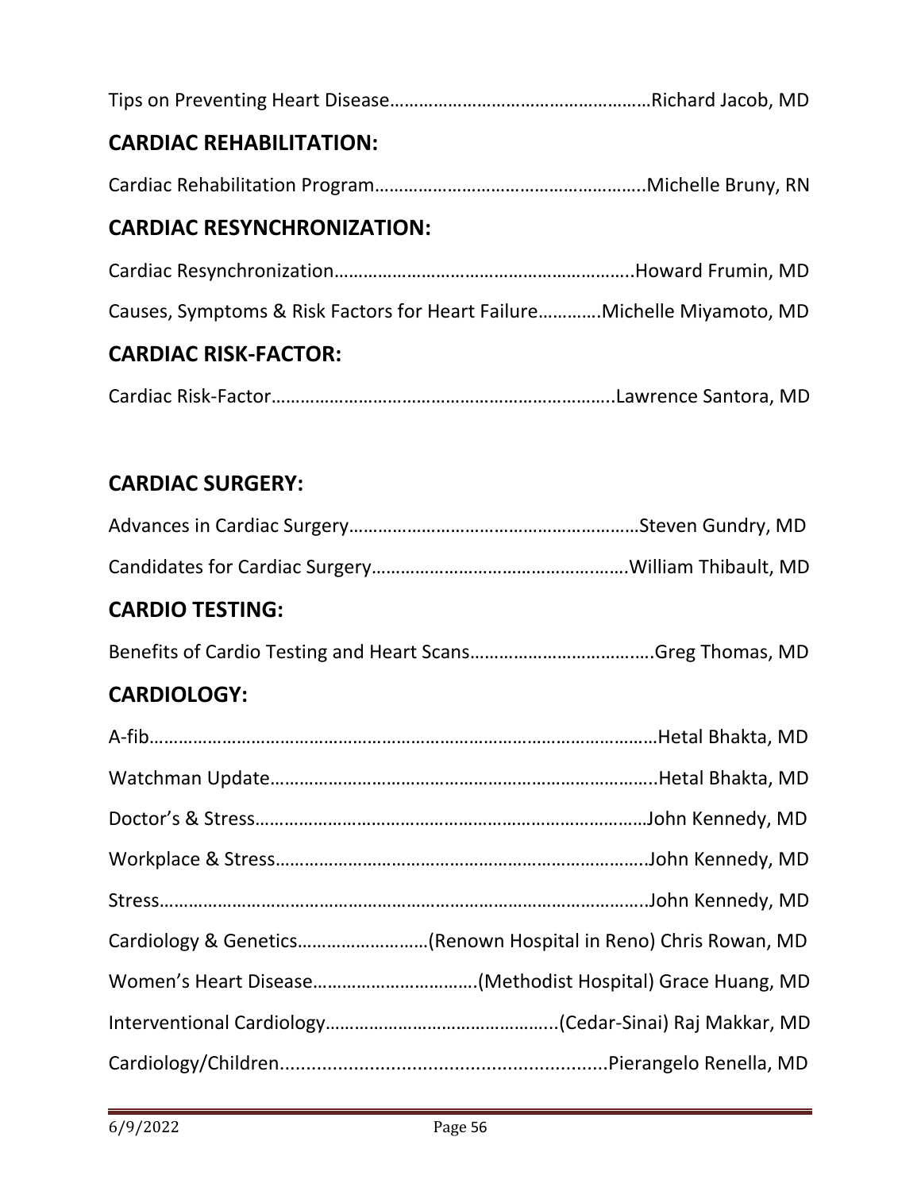Tips on Preventing Heart Disease……………………………………………Richard Jacob, MD

## CARDIAC REHABILITATION:

Cardiac Rehabilitation Program………………………………………………..Michelle Bruny, RN

## CARDIAC RESYNCHRONIZATION:

Cardiac Resynchronization…………………………………………………..Howard Frumin, MD

Causes, Symptoms & Risk Factors for Heart Failure………….Michelle Miyamoto, MD

## CARDIAC RISK-FACTOR:

Cardiac Risk-Factor……………………………………………………………..Lawrence Santora, MD

## CARDIAC SURGERY:

Advances in Cardiac Surgery……………………………………………………Steven Gundry, MD

Candidates for Cardiac Surgery……………………………………………William Thibault, MD

## CARDIO TESTING:

Benefits of Cardio Testing and Heart Scans……………………………….Greg Thomas, MD

## CARDIOLOGY:

A-fib………………………………………………………………………………………Hetal Bhakta, MD

Watchman Update……………………………………………………………………..Hetal Bhakta, MD

Doctor's & Stress………………………………………………………………………John Kennedy, MD

Workplace & Stress…………………………………………………………………..John Kennedy, MD

Stress……………………………………………………………………………………..John Kennedy, MD

Cardiology & Genetics………………………(Renown Hospital in Reno) Chris Rowan, MD

Women's Heart Disease…………………………….(Methodist Hospital) Grace Huang, MD

Interventional Cardiology………………………………………..(Cedar-Sinai) Raj Makkar, MD

Cardiology/Children..............................................................Pierangelo Renella, MD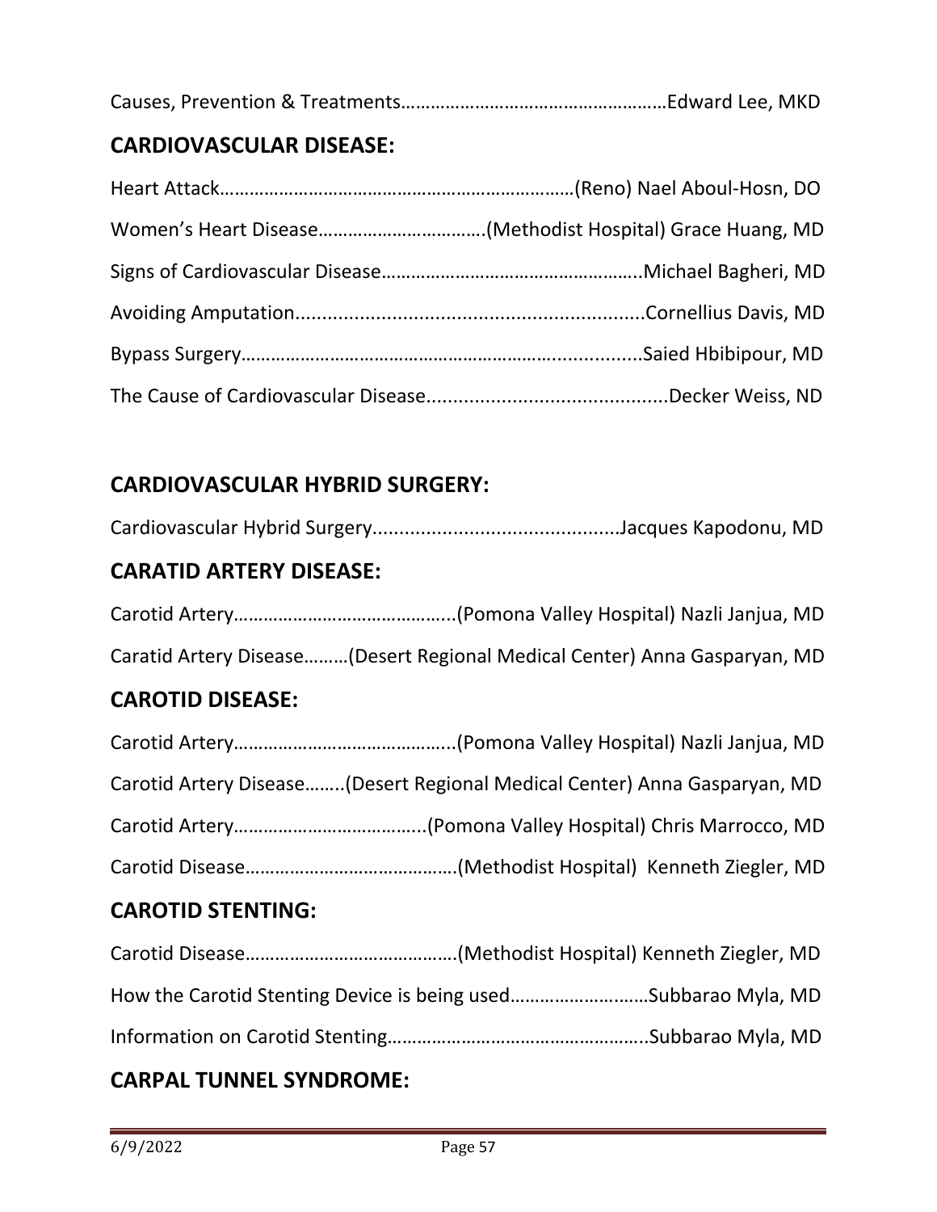Causes, Prevention & Treatments………………………………………………Edward Lee, MKD

## CARDIOVASCULAR DISEASE:

Heart Attack………………………………………………………………(Reno) Nael Aboul-Hosn, DO

Women's Heart Disease……………………………(Methodist Hospital) Grace Huang, MD

Signs of Cardiovascular Disease……………………………………………Michael Bagheri, MD

Avoiding Amputation................................................................Cornellius Davis, MD

Bypass Surgery……………………………………………………..............Saied Hbibipour, MD

The Cause of Cardiovascular Disease............................................Decker Weiss, ND

## CARDIOVASCULAR HYBRID SURGERY:

Cardiovascular Hybrid Surgery.............................................Jacques Kapodonu, MD

## CARATID ARTERY DISEASE:

Carotid Artery……………………………………...(Pomona Valley Hospital) Nazli Janjua, MD

Caratid Artery Disease………(Desert Regional Medical Center) Anna Gasparyan, MD

## CAROTID DISEASE:

Carotid Artery……………………………………...(Pomona Valley Hospital) Nazli Janjua, MD

Carotid Artery Disease……..(Desert Regional Medical Center) Anna Gasparyan, MD

Carotid Artery………………………………...(Pomona Valley Hospital) Chris Marrocco, MD

Carotid Disease……………………………………(Methodist Hospital) Kenneth Ziegler, MD

## CAROTID STENTING:

Carotid Disease……………………………………(Methodist Hospital) Kenneth Ziegler, MD

How the Carotid Stenting Device is being used………………..……Subbarao Myla, MD

Information on Carotid Stenting……………………………………………..Subbarao Myla, MD

## CARPAL TUNNEL SYNDROME: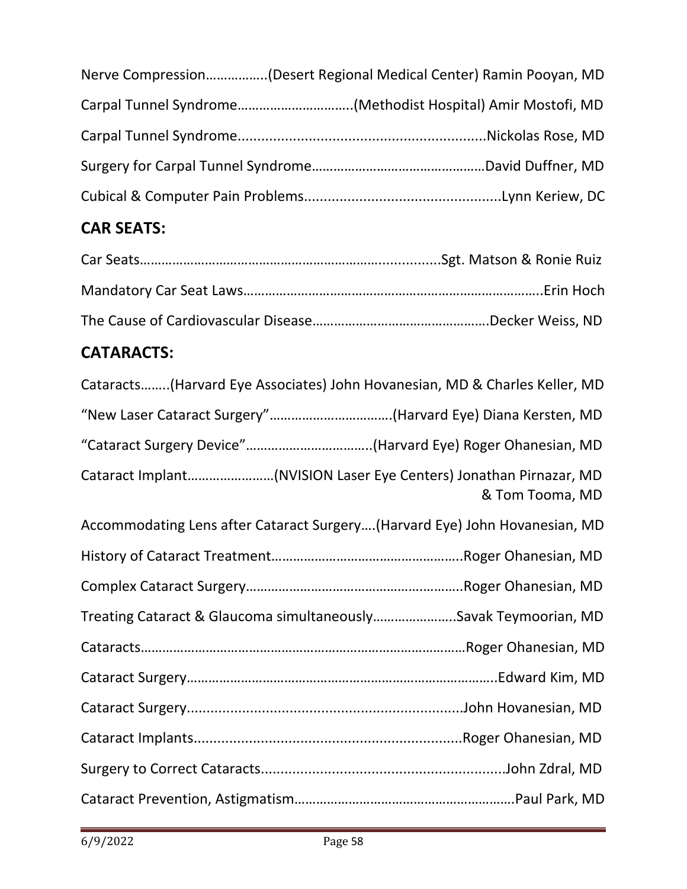Nerve Compression……………..(Desert Regional Medical Center) Ramin Pooyan, MD

Carpal Tunnel Syndrome………………………….(Methodist Hospital) Amir Mostofi, MD

Carpal Tunnel Syndrome..............................................................Nickolas Rose, MD

Surgery for Carpal Tunnel Syndrome…………………………………………David Duffner, MD

Cubical & Computer Pain Problems.................................................Lynn Keriew, DC

## CAR SEATS:

Car Seats………………………………………………………….............Sgt. Matson & Ronie Ruiz

Mandatory Car Seat Laws……………………………………………………………………….Erin Hoch

The Cause of Cardiovascular Disease………………………………………….Decker Weiss, ND

## CATARACTS:

Cataracts……..(Harvard Eye Associates) John Hovanesian, MD & Charles Keller, MD

"New Laser Cataract Surgery"…………………………….(Harvard Eye) Diana Kersten, MD

"Cataract Surgery Device"……………………………..(Harvard Eye) Roger Ohanesian, MD

Cataract Implant……………………(NVISION Laser Eye Centers) Jonathan Pirnazar, MD & Tom Tooma, MD

Accommodating Lens after Cataract Surgery….(Harvard Eye) John Hovanesian, MD

History of Cataract Treatment…………………………………………….Roger Ohanesian, MD

Complex Cataract Surgery…………………………………………………..Roger Ohanesian, MD

Treating Cataract & Glaucoma simultaneously…………………..Savak Teymoorian, MD

Cataracts……………………………………………………………………………Roger Ohanesian, MD

Cataract Surgery…………………………………………………………………….Edward Kim, MD

Cataract Surgery....................................................................John Hovanesian, MD

Cataract Implants...................................................................Roger Ohanesian, MD

Surgery to Correct Cataracts............................................................John Zdral, MD

Cataract Prevention, Astigmatism…………………………………………………Paul Park, MD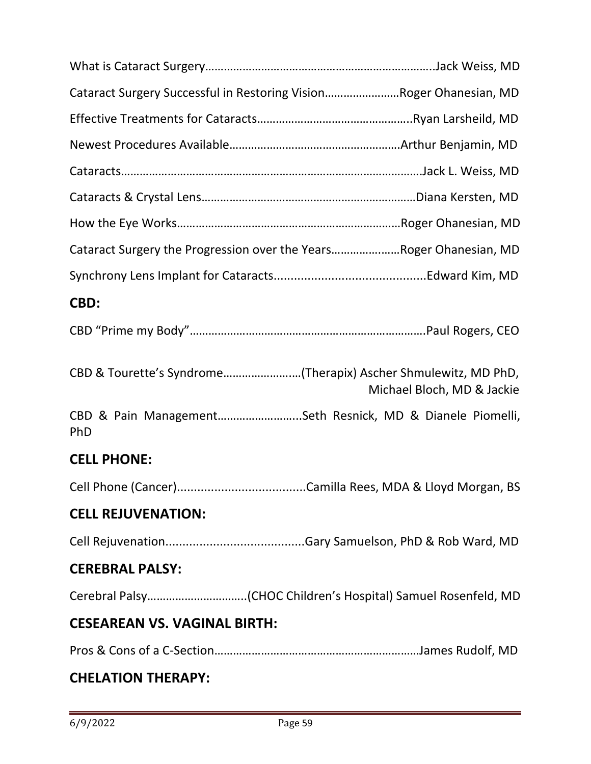What is Cataract Surgery……………………………………………………………..Jack Weiss, MD

Cataract Surgery Successful in Restoring Vision……………………Roger Ohanesian, MD

Effective Treatments for Cataracts…………………………………………..Ryan Larsheild, MD

Newest Procedures Available……………………………………………….Arthur Benjamin, MD

Cataracts…………………………………………………………………………………….Jack L. Weiss, MD

Cataracts & Crystal Lens……………………………………………………………Diana Kersten, MD

How the Eye Works………………………………………………………………Roger Ohanesian, MD

Cataract Surgery the Progression over the Years…………………Roger Ohanesian, MD

Synchrony Lens Implant for Cataracts.............................................Edward Kim, MD

## CBD:

CBD "Prime my Body"………………………………………………………………….Paul Rogers, CEO

CBD & Tourette's Syndrome………………….…(Therapix) Ascher Shmulewitz, MD PhD, Michael Bloch, MD & Jackie

CBD & Pain Management……………………...Seth Resnick, MD & Dianele Piomelli, PhD

## CELL PHONE:

Cell Phone (Cancer)......................................Camilla Rees, MDA & Lloyd Morgan, BS

## CELL REJUVENATION:

Cell Rejuvenation..........................................Gary Samuelson, PhD & Rob Ward, MD

## CEREBRAL PALSY:

Cerebral Palsy…………………………..(CHOC Children's Hospital) Samuel Rosenfeld, MD

## CESEAREAN VS. VAGINAL BIRTH:

Pros & Cons of a C-Section…………………………………………………………James Rudolf, MD

## CHELATION THERAPY: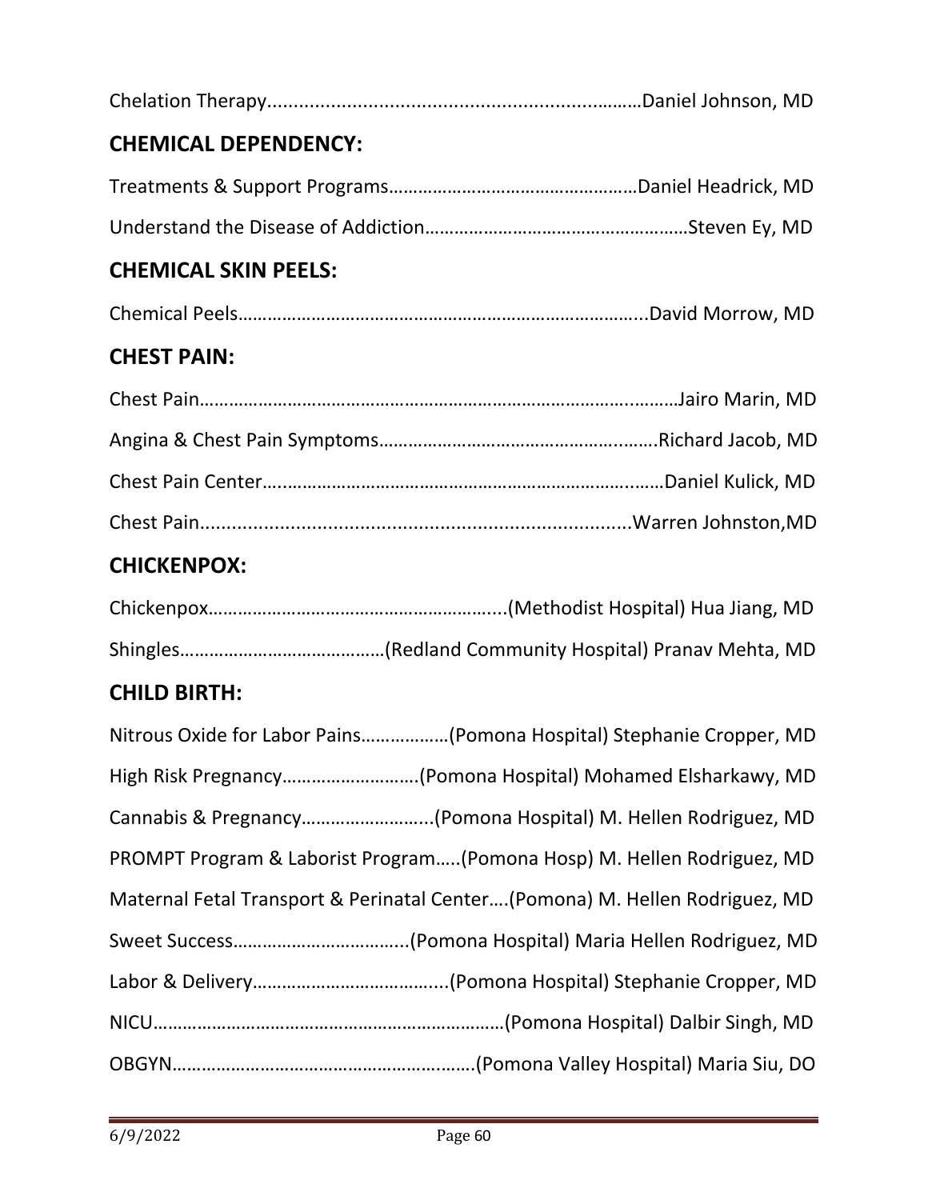Chelation Therapy.......................................................................Daniel Johnson, MD

## CHEMICAL DEPENDENCY:

Treatments & Support Programs…………………………………………Daniel Headrick, MD

Understand the Disease of Addiction……………………………………………Steven Ey, MD

## CHEMICAL SKIN PEELS:

Chemical Peels…………………………………………………………………...David Morrow, MD

## CHEST PAIN:

Chest Pain………………………………………………………………………………Jairo Marin, MD

Angina & Chest Pain Symptoms……………………………………………….Richard Jacob, MD

Chest Pain Center……………………………………………………………………Daniel Kulick, MD

Chest Pain..................................................................................Warren Johnston,MD

## CHICKENPOX:

Chickenpox…………………………………………………...(Methodist Hospital) Hua Jiang, MD

Shingles……………………………………(Redland Community Hospital) Pranav Mehta, MD

## CHILD BIRTH:

Nitrous Oxide for Labor Pains………………(Pomona Hospital) Stephanie Cropper, MD

High Risk Pregnancy………………………(Pomona Hospital) Mohamed Elsharkawy, MD

Cannabis & Pregnancy……………………...(Pomona Hospital) M. Hellen Rodriguez, MD

PROMPT Program & Laborist Program…..(Pomona Hosp) M. Hellen Rodriguez, MD

Maternal Fetal Transport & Perinatal Center….(Pomona) M. Hellen Rodriguez, MD

Sweet Success……………………………...(Pomona Hospital) Maria Hellen Rodriguez, MD

Labor & Delivery…………………………….....(Pomona Hospital) Stephanie Cropper, MD

NICU……………………………………………………………(Pomona Hospital) Dalbir Singh, MD

OBGYN…………………………………………………….(Pomona Valley Hospital) Maria Siu, DO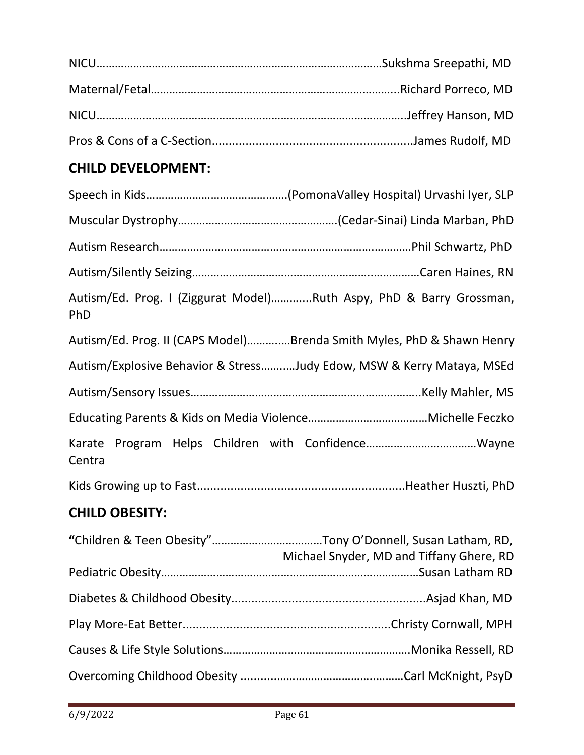NICU………………………………………………………………………………Sukshma Sreepathi, MD

Maternal/Fetal……………………………………………………………………...Richard Porreco, MD

NICU…………………………………………………………………………………..Jeffrey Hanson, MD

Pros & Cons of a C-Section...........................................................James Rudolf, MD

## CHILD DEVELOPMENT:

Speech in Kids……………………………………….(PomonaValley Hospital) Urvashi Iyer, SLP

Muscular Dystrophy…………………………………………….(Cedar-Sinai) Linda Marban, PhD

Autism Research………………………………………………………………………Phil Schwartz, PhD

Autism/Silently Seizing……………………………………………………………Caren Haines, RN

Autism/Ed. Prog. I (Ziggurat Model)………....Ruth Aspy, PhD & Barry Grossman, PhD

Autism/Ed. Prog. II (CAPS Model)………….Brenda Smith Myles, PhD & Shawn Henry

Autism/Explosive Behavior & Stress……….Judy Edow, MSW & Kerry Mataya, MSEd

Autism/Sensory Issues…………………………………………………………..Kelly Mahler, MS

Educating Parents & Kids on Media Violence………………………………Michelle Feczko

Karate Program Helps Children with Confidence……………………………Wayne Centra

Kids Growing up to Fast.............................................................Heather Huszti, PhD

## CHILD OBESITY:

**"**Children & Teen Obesity"………………………………Tony O'Donnell, Susan Latham, RD, Michael Snyder, MD and Tiffany Ghere, RD

Pediatric Obesity………………………………………………………………………Susan Latham RD

Diabetes & Childhood Obesity..........................................................Asjad Khan, MD

Play More-Eat Better..............................................................Christy Cornwall, MPH

Causes & Life Style Solutions……………………………………………………Monika Ressell, RD

Overcoming Childhood Obesity ……………………………………………Carl McKnight, PsyD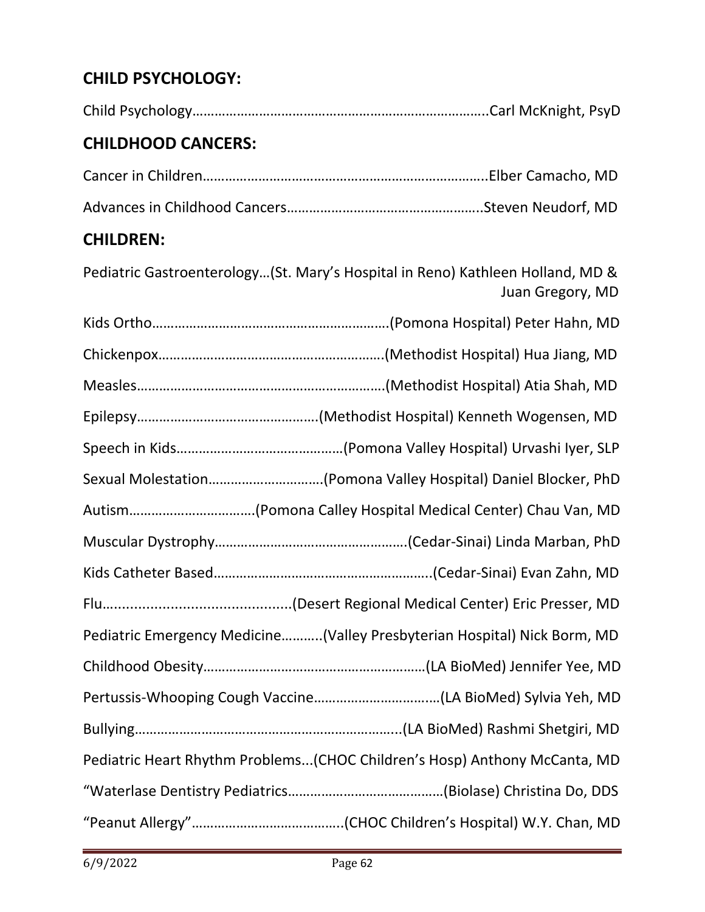## CHILD PSYCHOLOGY:

Child Psychology……………………………………………………………………..Carl McKnight, PsyD

## CHILDHOOD CANCERS:

Cancer in Children…………………………………………………………………..Elber Camacho, MD

Advances in Childhood Cancers…………………………………………..Steven Neudorf, MD

## CHILDREN:

Pediatric Gastroenterology…(St. Mary's Hospital in Reno) Kathleen Holland, MD & Juan Gregory, MD

Kids Ortho……………………………………………………….(Pomona Hospital) Peter Hahn, MD

Chickenpox…………………………………………………..(Methodist Hospital) Hua Jiang, MD

Measles…………………………………………………………(Methodist Hospital) Atia Shah, MD

Epilepsy…………………………………………(Methodist Hospital) Kenneth Wogensen, MD

Speech in Kids………………………………………(Pomona Valley Hospital) Urvashi Iyer, SLP

Sexual Molestation…………………………(Pomona Valley Hospital) Daniel Blocker, PhD

Autism……………………………(Pomona Calley Hospital Medical Center) Chau Van, MD

Muscular Dystrophy……………………………………………(Cedar-Sinai) Linda Marban, PhD

Kids Catheter Based…………………………………………………..(Cedar-Sinai) Evan Zahn, MD

Flu..............................................(Desert Regional Medical Center) Eric Presser, MD

Pediatric Emergency Medicine………..(Valley Presbyterian Hospital) Nick Borm, MD

Childhood Obesity……………………………………………………(LA BioMed) Jennifer Yee, MD

Pertussis-Whooping Cough Vaccine……………………………(LA BioMed) Sylvia Yeh, MD

Bullying………………………………………………………………...(LA BioMed) Rashmi Shetgiri, MD

Pediatric Heart Rhythm Problems...(CHOC Children's Hosp) Anthony McCanta, MD

"Waterlase Dentistry Pediatrics……………………………………(Biolase) Christina Do, DDS

"Peanut Allergy"…………………………………..(CHOC Children's Hospital) W.Y. Chan, MD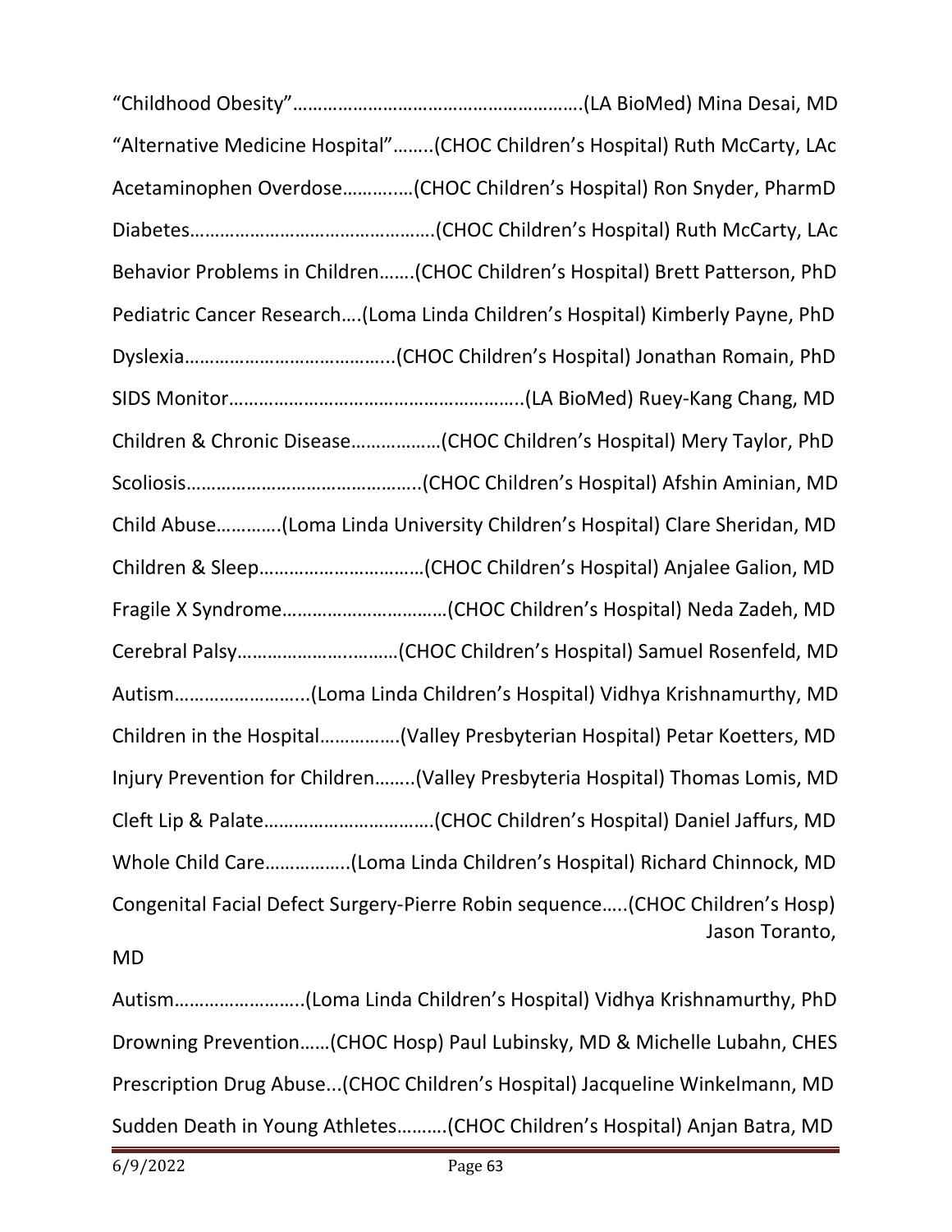"Childhood Obesity"………………………………………………….(LA BioMed) Mina Desai, MD

"Alternative Medicine Hospital"……..(CHOC Children's Hospital) Ruth McCarty, LAc

Acetaminophen Overdose…………..(CHOC Children's Hospital) Ron Snyder, PharmD

Diabetes………………………………………….(CHOC Children's Hospital) Ruth McCarty, LAc

Behavior Problems in Children…….(CHOC Children's Hospital) Brett Patterson, PhD

Pediatric Cancer Research….(Loma Linda Children's Hospital) Kimberly Payne, PhD

Dyslexia…………………………………..(CHOC Children's Hospital) Jonathan Romain, PhD

SIDS Monitor…………………………………………………..(LA BioMed) Ruey-Kang Chang, MD

Children & Chronic Disease………………(CHOC Children's Hospital) Mery Taylor, PhD

Scoliosis………………………………………..(CHOC Children's Hospital) Afshin Aminian, MD

Child Abuse…………(Loma Linda University Children's Hospital) Clare Sheridan, MD

Children & Sleep……………………………(CHOC Children's Hospital) Anjalee Galion, MD

Fragile X Syndrome……………………………(CHOC Children's Hospital) Neda Zadeh, MD

Cerebral Palsy…………………..………(CHOC Children's Hospital) Samuel Rosenfeld, MD

Autism……………………..(Loma Linda Children's Hospital) Vidhya Krishnamurthy, MD

Children in the Hospital…………….(Valley Presbyterian Hospital) Petar Koetters, MD

Injury Prevention for Children……..(Valley Presbyteria Hospital) Thomas Lomis, MD

Cleft Lip & Palate……………………………(CHOC Children's Hospital) Daniel Jaffurs, MD

Whole Child Care…………….(Loma Linda Children's Hospital) Richard Chinnock, MD

Congenital Facial Defect Surgery-Pierre Robin sequence…..(CHOC Children's Hosp) Jason Toranto, MD

Autism……………………..(Loma Linda Children's Hospital) Vidhya Krishnamurthy, PhD

Drowning Prevention……(CHOC Hosp) Paul Lubinsky, MD & Michelle Lubahn, CHES

Prescription Drug Abuse...(CHOC Children's Hospital) Jacqueline Winkelmann, MD

Sudden Death in Young Athletes……….(CHOC Children's Hospital) Anjan Batra, MD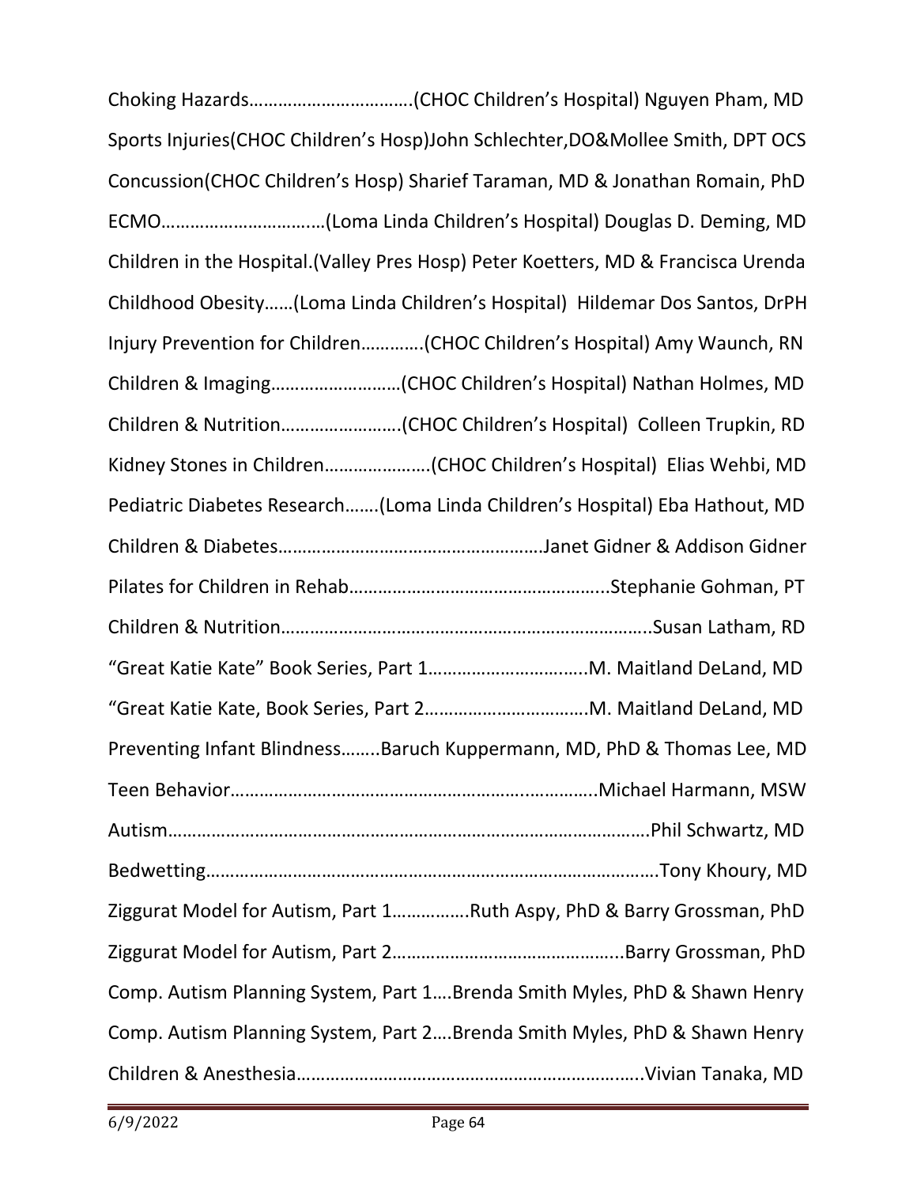Choking Hazards…………………………….(CHOC Children's Hospital) Nguyen Pham, MD

Sports Injuries(CHOC Children's Hosp)John Schlechter,DO&Mollee Smith, DPT OCS

Concussion(CHOC Children's Hosp) Sharief Taraman, MD & Jonathan Romain, PhD

ECMO……………………………(Loma Linda Children's Hospital) Douglas D. Deming, MD

Children in the Hospital.(Valley Pres Hosp) Peter Koetters, MD & Francisca Urenda

Childhood Obesity……(Loma Linda Children's Hospital) Hildemar Dos Santos, DrPH

Injury Prevention for Children………….(CHOC Children's Hospital) Amy Waunch, RN

Children & Imaging………………………(CHOC Children's Hospital) Nathan Holmes, MD

Children & Nutrition…………………….(CHOC Children's Hospital) Colleen Trupkin, RD

Kidney Stones in Children…………………(CHOC Children's Hospital) Elias Wehbi, MD

Pediatric Diabetes Research…….(Loma Linda Children's Hospital) Eba Hathout, MD

Children & Diabetes………………………………………………Janet Gidner & Addison Gidner

Pilates for Children in Rehab……………………………………………..Stephanie Gohman, PT

Children & Nutrition…………………………………………………………………..Susan Latham, RD

"Great Katie Kate" Book Series, Part 1…………………………..M. Maitland DeLand, MD

"Great Katie Kate, Book Series, Part 2…………………………….M. Maitland DeLand, MD

Preventing Infant Blindness……..Baruch Kuppermann, MD, PhD & Thomas Lee, MD

Teen Behavior………………………………………………………..…………..Michael Harmann, MSW

Autism……………………………………………………………………………………….Phil Schwartz, MD

Bedwetting…………………………………………………………………………………….Tony Khoury, MD

Ziggurat Model for Autism, Part 1…………….Ruth Aspy, PhD & Barry Grossman, PhD

Ziggurat Model for Autism, Part 2………………………………………...Barry Grossman, PhD

Comp. Autism Planning System, Part 1….Brenda Smith Myles, PhD & Shawn Henry

Comp. Autism Planning System, Part 2….Brenda Smith Myles, PhD & Shawn Henry

Children & Anesthesia……………………………………………………………..Vivian Tanaka, MD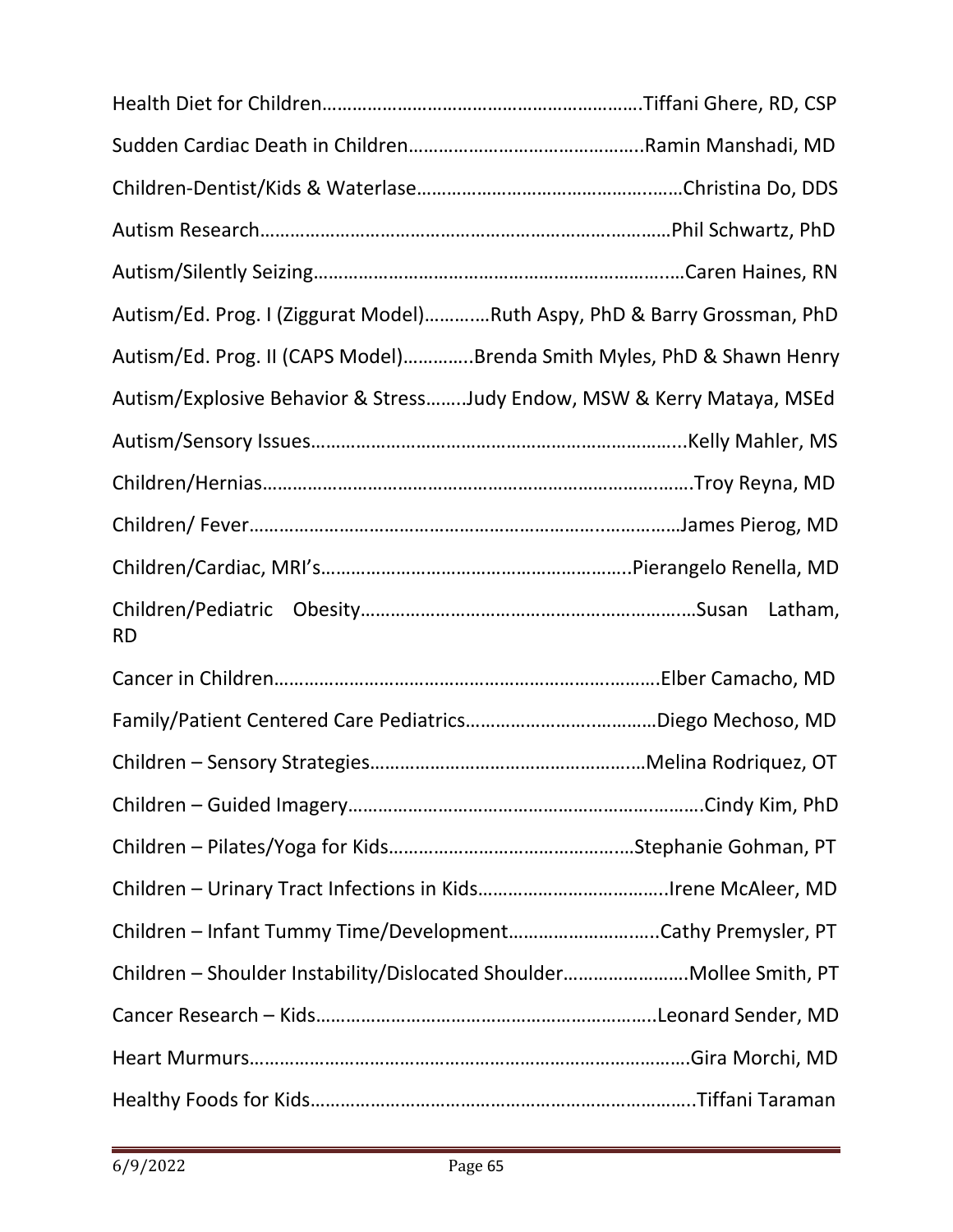Health Diet for Children……………………………………………………….Tiffani Ghere, RD, CSP

Sudden Cardiac Death in Children………………………………………..Ramin Manshadi, MD

Children-Dentist/Kids & Waterlase……………………………………..……Christina Do, DDS

Autism Research…………………………………………………………………Phil Schwartz, PhD

Autism/Silently Seizing……………………………………………………..….Caren Haines, RN

Autism/Ed. Prog. I (Ziggurat Model)………...Ruth Aspy, PhD & Barry Grossman, PhD

Autism/Ed. Prog. II (CAPS Model)…………..Brenda Smith Myles, PhD & Shawn Henry

Autism/Explosive Behavior & Stress……..Judy Endow, MSW & Kerry Mataya, MSEd

Autism/Sensory Issues…………………………………………………………...Kelly Mahler, MS

Children/Hernias………………………………………………………………….Troy Reyna, MD

Children/ Fever…………………………………………………………..………James Pierog, MD

Children/Cardiac, MRI's…………………………………………………..Pierangelo Renella, MD

Children/Pediatric Obesity……………………………………………………Susan Latham, RD

Cancer in Children…………………………………………………………….Elber Camacho, MD

Family/Patient Centered Care Pediatrics…………………….………Diego Mechoso, MD

Children – Sensory Strategies………………………………………..…Melina Rodriquez, OT

Children – Guided Imagery……………………………………………………….Cindy Kim, PhD

Children – Pilates/Yoga for Kids………………………………………..…Stephanie Gohman, PT

Children – Urinary Tract Infections in Kids………………………………..Irene McAleer, MD

Children – Infant Tummy Time/Development………………………..Cathy Premysler, PT

Children – Shoulder Instability/Dislocated Shoulder…………………….Mollee Smith, PT

Cancer Research – Kids…………………………………………………..Leonard Sender, MD

Heart Murmurs……………………………………………………………………Gira Morchi, MD

Healthy Foods for Kids…………………………………………………………..Tiffani Taraman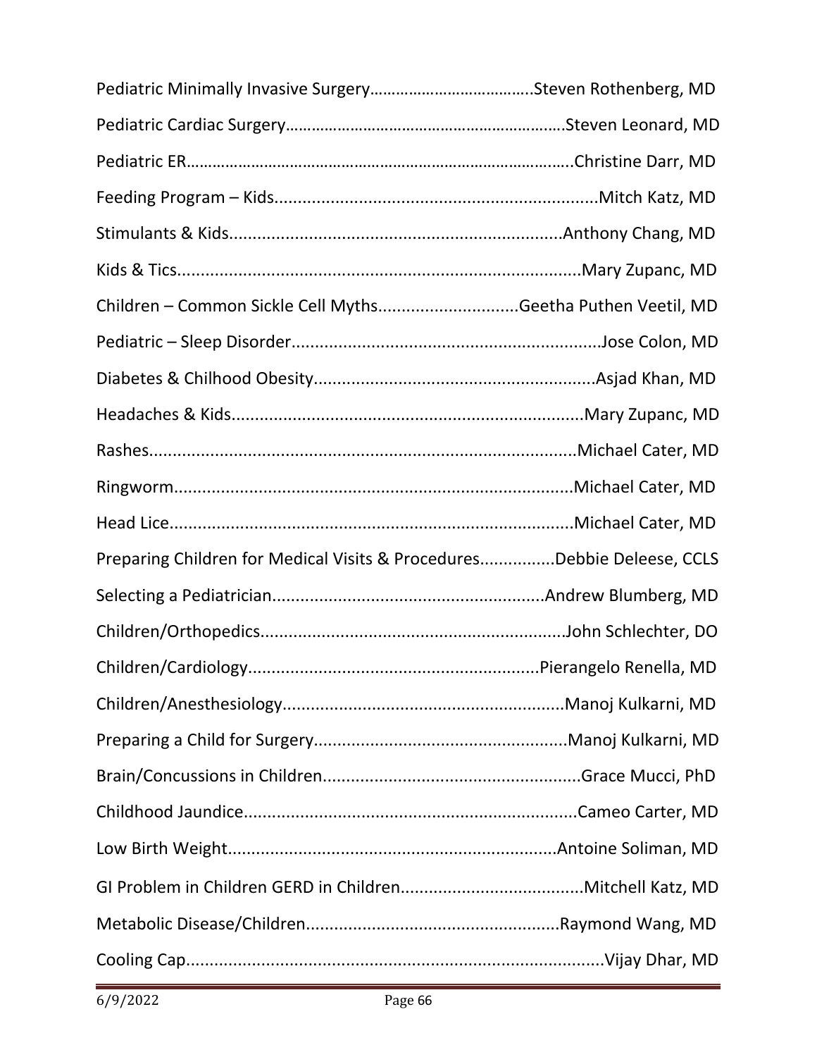Pediatric Minimally Invasive Surgery……………………………….Steven Rothenberg, MD

Pediatric Cardiac Surgery……………………………………………………….Steven Leonard, MD

Pediatric ER……………………………………………………………………………..Christine Darr, MD

Feeding Program – Kids....................................................................Mitch Katz, MD

Stimulants & Kids.......................................................................Anthony Chang, MD

Kids & Tics.....................................................................................Mary Zupanc, MD

Children – Common Sickle Cell Myths.............................Geetha Puthen Veetil, MD

Pediatric – Sleep Disorder.................................................................Jose Colon, MD

Diabetes & Chilhood Obesity...........................................................Asjad Khan, MD

Headaches & Kids..........................................................................Mary Zupanc, MD

Rashes..........................................................................................Michael Cater, MD

Ringworm....................................................................................Michael Cater, MD

Head Lice.....................................................................................Michael Cater, MD

Preparing Children for Medical Visits & Procedures................Debbie Deleese, CCLS

Selecting a Pediatrician.........................................................Andrew Blumberg, MD

Children/Orthopedics................................................................John Schlechter, DO

Children/Cardiology.............................................................Pierangelo Renella, MD

Children/Anesthesiology...........................................................Manoj Kulkarni, MD

Preparing a Child for Surgery.....................................................Manoj Kulkarni, MD

Brain/Concussions in Children......................................................Grace Mucci, PhD

Childhood Jaundice.....................................................................Cameo Carter, MD

Low Birth Weight....................................................................Antoine Soliman, MD

GI Problem in Children GERD in Children.......................................Mitchell Katz, MD

Metabolic Disease/Children......................................................Raymond Wang, MD

Cooling Cap......................................................................................Vijay Dhar, MD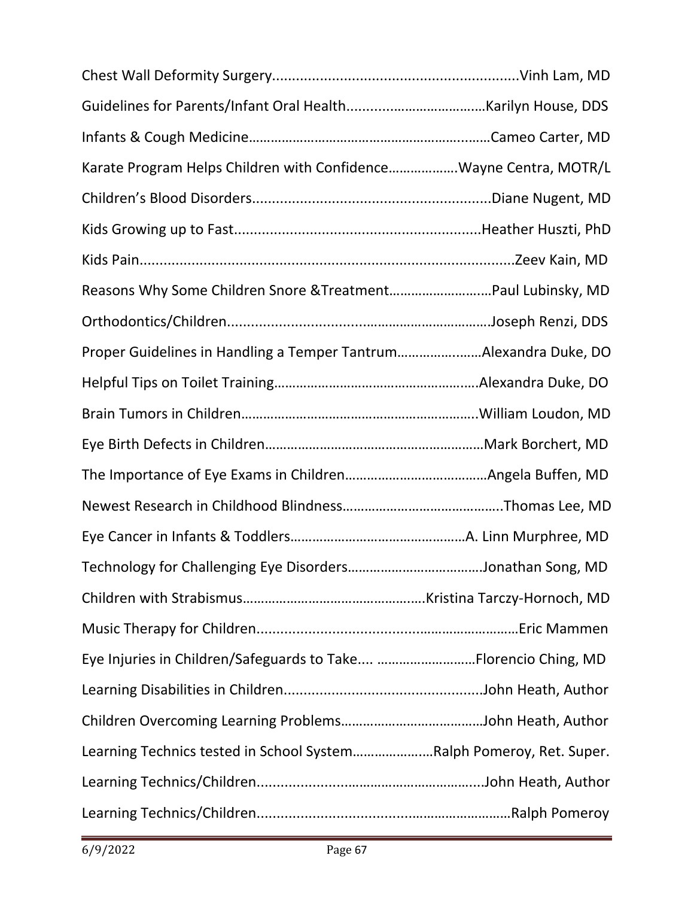Chest Wall Deformity Surgery............................................................Vinh Lam, MD

Guidelines for Parents/Infant Oral Health....................................Karilyn House, DDS

Infants & Cough Medicine..............................................................Cameo Carter, MD

Karate Program Helps Children with Confidence..................Wayne Centra, MOTR/L

Children's Blood Disorders...........................................................Diane Nugent, MD

Kids Growing up to Fast.............................................................Heather Huszti, PhD

Kids Pain...........................................................................................Zeev Kain, MD

Reasons Why Some Children Snore &Treatment...........................Paul Lubinsky, MD

Orthodontics/Children...................................................................Joseph Renzi, DDS

Proper Guidelines in Handling a Temper Tantrum......................Alexandra Duke, DO

Helpful Tips on Toilet Training......................................................Alexandra Duke, DO

Brain Tumors in Children..............................................................William Loudon, MD

Eye Birth Defects in Children.........................................................Mark Borchert, MD

The Importance of Eye Exams in Children......................................Angela Buffen, MD

Newest Research in Childhood Blindness.........................................Thomas Lee, MD

Eye Cancer in Infants & Toddlers..............................................A. Linn Murphree, MD

Technology for Challenging Eye Disorders....................................Jonathan Song, MD

Children with Strabismus...............................................Kristina Tarczy-Hornoch, MD

Music Therapy for Children.................................................................Eric Mammen

Eye Injuries in Children/Safeguards to Take.... ..........................Florencio Ching, MD

Learning Disabilities in Children.................................................John Heath, Author

Children Overcoming Learning Problems......................................John Heath, Author

Learning Technics tested in School System.....................Ralph Pomeroy, Ret. Super.

Learning Technics/Children.........................................................John Heath, Author

Learning Technics/Children................................................................Ralph Pomeroy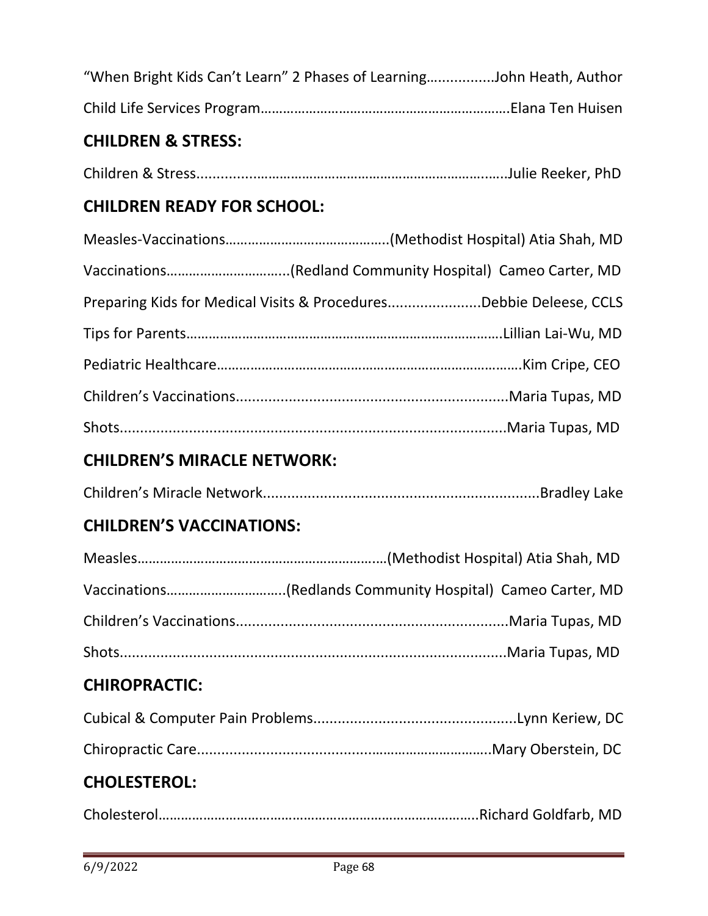"When Bright Kids Can't Learn" 2 Phases of Learning................John Heath, Author

Child Life Services Program……………………………………………………….Elana Ten Huisen

## CHILDREN & STRESS:

Children & Stress...............…………………………………………………..…..Julie Reeker, PhD

## CHILDREN READY FOR SCHOOL:

Measles-Vaccinations…………………………………….(Methodist Hospital) Atia Shah, MD

Vaccinations…………………………..(Redland Community Hospital) Cameo Carter, MD

Preparing Kids for Medical Visits & Procedures.......................Debbie Deleese, CCLS

Tips for Parents………………………………………………………………………..Lillian Lai-Wu, MD

Pediatric Healthcare………………………………………………………………………Kim Cripe, CEO

Children's Vaccinations..................................................................Maria Tupas, MD

Shots..............................................................................................Maria Tupas, MD

## CHILDREN'S MIRACLE NETWORK:

Children's Miracle Network...................................................................Bradley Lake

## CHILDREN'S VACCINATIONS:

Measles…………………………………………………….…(Methodist Hospital) Atia Shah, MD

Vaccinations………………………….(Redlands Community Hospital) Cameo Carter, MD

Children's Vaccinations..................................................................Maria Tupas, MD

Shots..............................................................................................Maria Tupas, MD

## CHIROPRACTIC:

Cubical & Computer Pain Problems.................................................Lynn Keriew, DC

Chiropractic Care...........................................………………………….Mary Oberstein, DC

## CHOLESTEROL:

Cholesterol…………………………………………………………………………..Richard Goldfarb, MD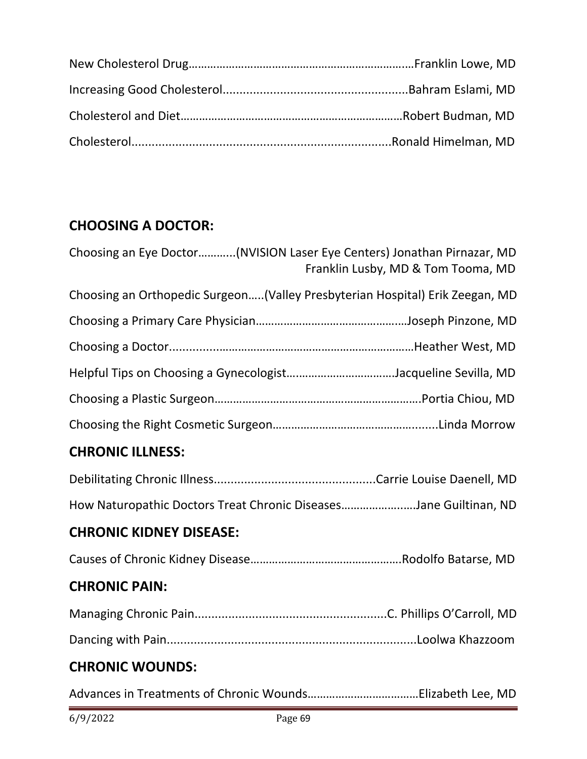New Cholesterol Drug……………………………………………………………….Franklin Lowe, MD

Increasing Good Cholesterol......................................................Bahram Eslami, MD

Cholesterol and Diet………………………………………………………………Robert Budman, MD

Cholesterol...........................................................................Ronald Himelman, MD

## CHOOSING A DOCTOR:

Choosing an Eye Doctor………..(NVISION Laser Eye Centers) Jonathan Pirnazar, MD
Franklin Lusby, MD & Tom Tooma, MD

Choosing an Orthopedic Surgeon…..(Valley Presbyterian Hospital) Erik Zeegan, MD

Choosing a Primary Care Physician……………………………………….…Joseph Pinzone, MD

Choosing a Doctor.............................................................……………Heather West, MD

Helpful Tips on Choosing a Gynecologist…..………………………….Jacqueline Sevilla, MD

Choosing a Plastic Surgeon………………………………………………………….Portia Chiou, MD

Choosing the Right Cosmetic Surgeon…………………………………….........Linda Morrow

## CHRONIC ILLNESS:

Debilitating Chronic Illness................................................Carrie Louise Daenell, MD

How Naturopathic Doctors Treat Chronic Diseases…………………..…Jane Guiltinan, ND

## CHRONIC KIDNEY DISEASE:

Causes of Chronic Kidney Disease………………………………………….Rodolfo Batarse, MD

## CHRONIC PAIN:

Managing Chronic Pain.........................................................C. Phillips O'Carroll, MD

Dancing with Pain.........................................................................Loolwa Khazzoom

## CHRONIC WOUNDS:

Advances in Treatments of Chronic Wounds………………………………Elizabeth Lee, MD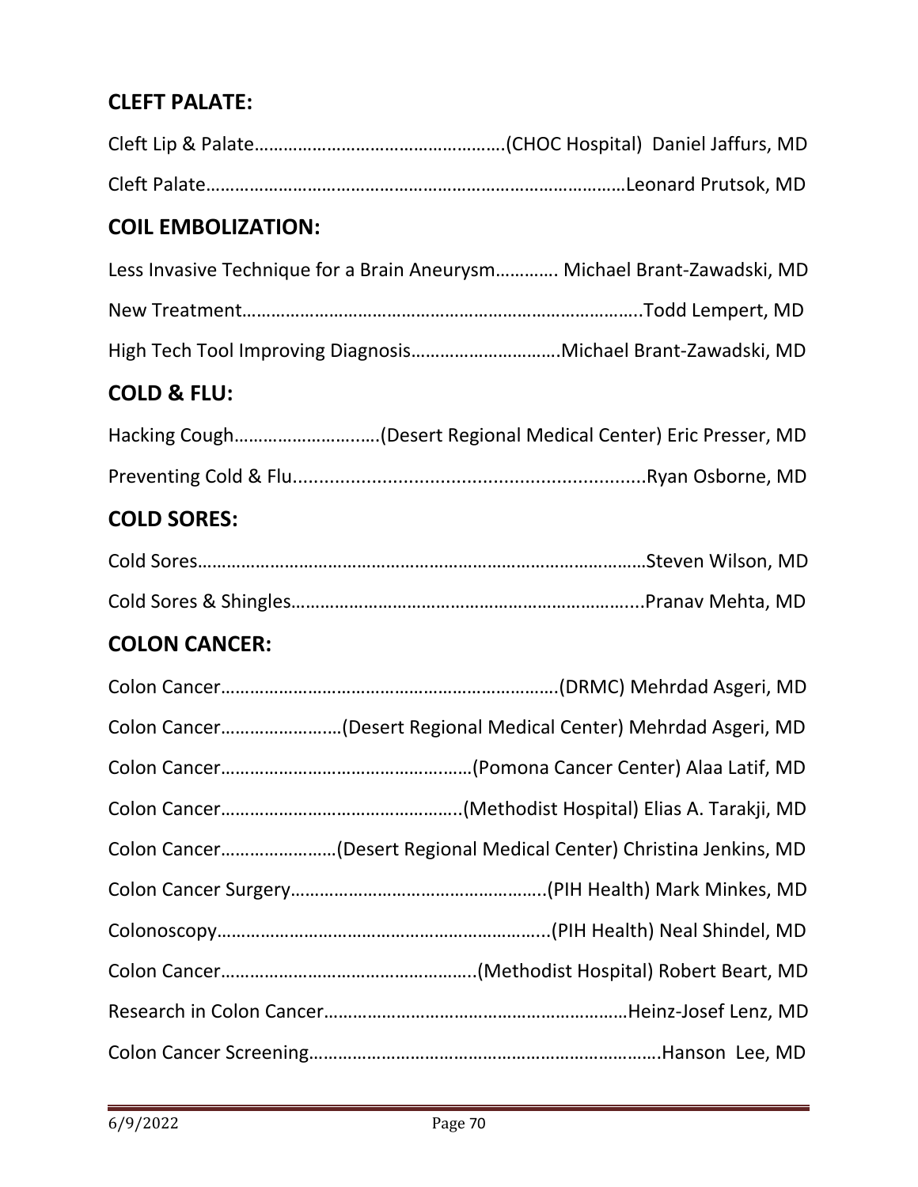## CLEFT PALATE:

Cleft Lip & Palate……………………………………………(CHOC Hospital) Daniel Jaffurs, MD

Cleft Palate……………………………………………………………………………Leonard Prutsok, MD

## COIL EMBOLIZATION:

Less Invasive Technique for a Brain Aneurysm…………. Michael Brant-Zawadski, MD

New Treatment……………………………………………………………………….Todd Lempert, MD

High Tech Tool Improving Diagnosis…………………………Michael Brant-Zawadski, MD

## COLD & FLU:

Hacking Cough……………………..….(Desert Regional Medical Center) Eric Presser, MD

Preventing Cold & Flu...................................................................Ryan Osborne, MD

## COLD SORES:

Cold Sores…………………………………………………………………………………Steven Wilson, MD

Cold Sores & Shingles……………………………………………………………...Pranav Mehta, MD

## COLON CANCER:

Colon Cancer……………………………………………………………(DRMC) Mehrdad Asgeri, MD

Colon Cancer……………..……(Desert Regional Medical Center) Mehrdad Asgeri, MD

Colon Cancer…………………………………….……(Pomona Cancer Center) Alaa Latif, MD

Colon Cancer…………………………………………..(Methodist Hospital) Elias A. Tarakji, MD

Colon Cancer……………………(Desert Regional Medical Center) Christina Jenkins, MD

Colon Cancer Surgery……………………………………………..(PIH Health) Mark Minkes, MD

Colonoscopy…………………………………………………………...(PIH Health) Neal Shindel, MD

Colon Cancer…………………………………………….(Methodist Hospital) Robert Beart, MD

Research in Colon Cancer……………………………………………………Heinz-Josef Lenz, MD

Colon Cancer Screening……………………………………………………………….Hanson Lee, MD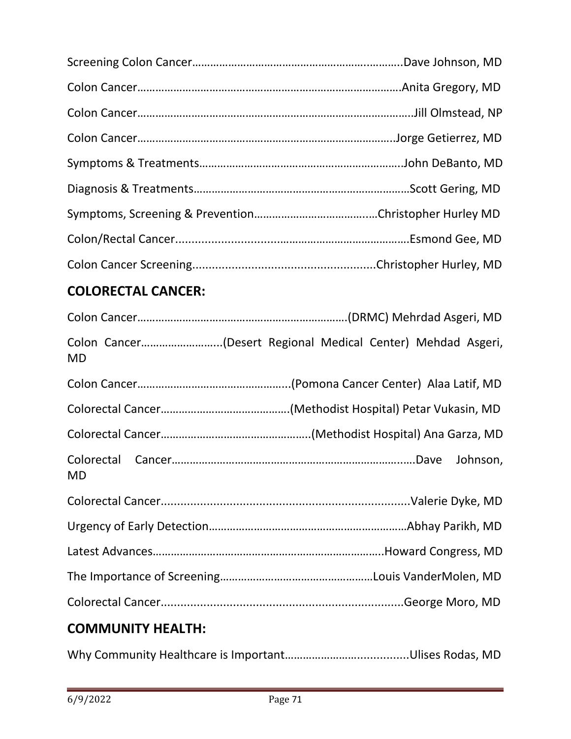Screening Colon Cancer…………………………………………………………….Dave Johnson, MD

Colon Cancer……………………………………………………………………….Anita Gregory, MD

Colon Cancer………………………………………………………………………..Jill Olmstead, NP

Colon Cancer…………………………………………………………………….Jorge Getierrez, MD

Symptoms & Treatments…………………………………………………………..John DeBanto, MD

Diagnosis & Treatments………………………………………………………………Scott Gering, MD

Symptoms, Screening & Prevention……………………………….…Christopher Hurley MD

Colon/Rectal Cancer..........................................................................Esmond Gee, MD

Colon Cancer Screening........................................................Christopher Hurley, MD

## COLORECTAL CANCER:

Colon Cancer……………………………………………………………(DRMC) Mehrdad Asgeri, MD

Colon Cancer……………………..(Desert Regional Medical Center) Mehdad Asgeri, MD

Colon Cancer…………………………………………...(Pomona Cancer Center) Alaa Latif, MD

Colorectal Cancer…………………………………….(Methodist Hospital) Petar Vukasin, MD

Colorectal Cancer…………………………………………..(Methodist Hospital) Ana Garza, MD

Colorectal Cancer…………………………………………………………………….Dave Johnson, MD

Colorectal Cancer............................................................................Valerie Dyke, MD

Urgency of Early Detection…………………………………………………………Abhay Parikh, MD

Latest Advances…………………………………………………………………..Howard Congress, MD

The Importance of Screening……………………………………………Louis VanderMolen, MD

Colorectal Cancer..........................................................................George Moro, MD

## COMMUNITY HEALTH:

Why Community Healthcare is Important……………………….............Ulises Rodas, MD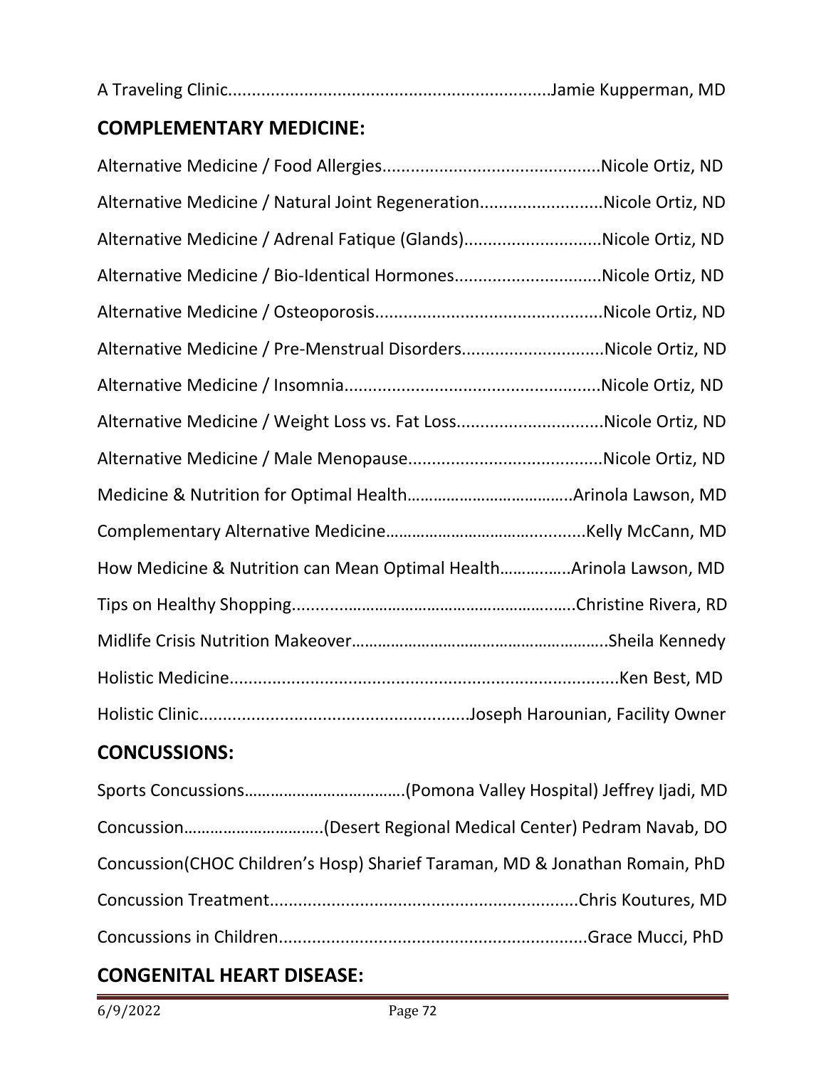A Traveling Clinic....................................................................Jamie Kupperman, MD

## COMPLEMENTARY MEDICINE:

Alternative Medicine / Food Allergies..............................................Nicole Ortiz, ND

Alternative Medicine / Natural Joint Regeneration..........................Nicole Ortiz, ND

Alternative Medicine / Adrenal Fatique (Glands).............................Nicole Ortiz, ND

Alternative Medicine / Bio-Identical Hormones...............................Nicole Ortiz, ND

Alternative Medicine / Osteoporosis................................................Nicole Ortiz, ND

Alternative Medicine / Pre-Menstrual Disorders..............................Nicole Ortiz, ND

Alternative Medicine / Insomnia......................................................Nicole Ortiz, ND

Alternative Medicine / Weight Loss vs. Fat Loss...............................Nicole Ortiz, ND

Alternative Medicine / Male Menopause.........................................Nicole Ortiz, ND

Medicine & Nutrition for Optimal Health……………………………….Arinola Lawson, MD

Complementary Alternative Medicine……………………………….........Kelly McCann, MD

How Medicine & Nutrition can Mean Optimal Health……………..Arinola Lawson, MD

Tips on Healthy Shopping...........................................................Christine Rivera, RD

Midlife Crisis Nutrition Makeover………………………………………………..Sheila Kennedy

Holistic Medicine..................................................................................Ken Best, MD

Holistic Clinic.........................................................Joseph Harounian, Facility Owner

## CONCUSSIONS:

Sports Concussions……………………………….(Pomona Valley Hospital) Jeffrey Ijadi, MD

Concussion………………………….(Desert Regional Medical Center) Pedram Navab, DO

Concussion(CHOC Children's Hosp) Sharief Taraman, MD & Jonathan Romain, PhD

Concussion Treatment.................................................................Chris Koutures, MD

Concussions in Children................................................................Grace Mucci, PhD

## CONGENITAL HEART DISEASE: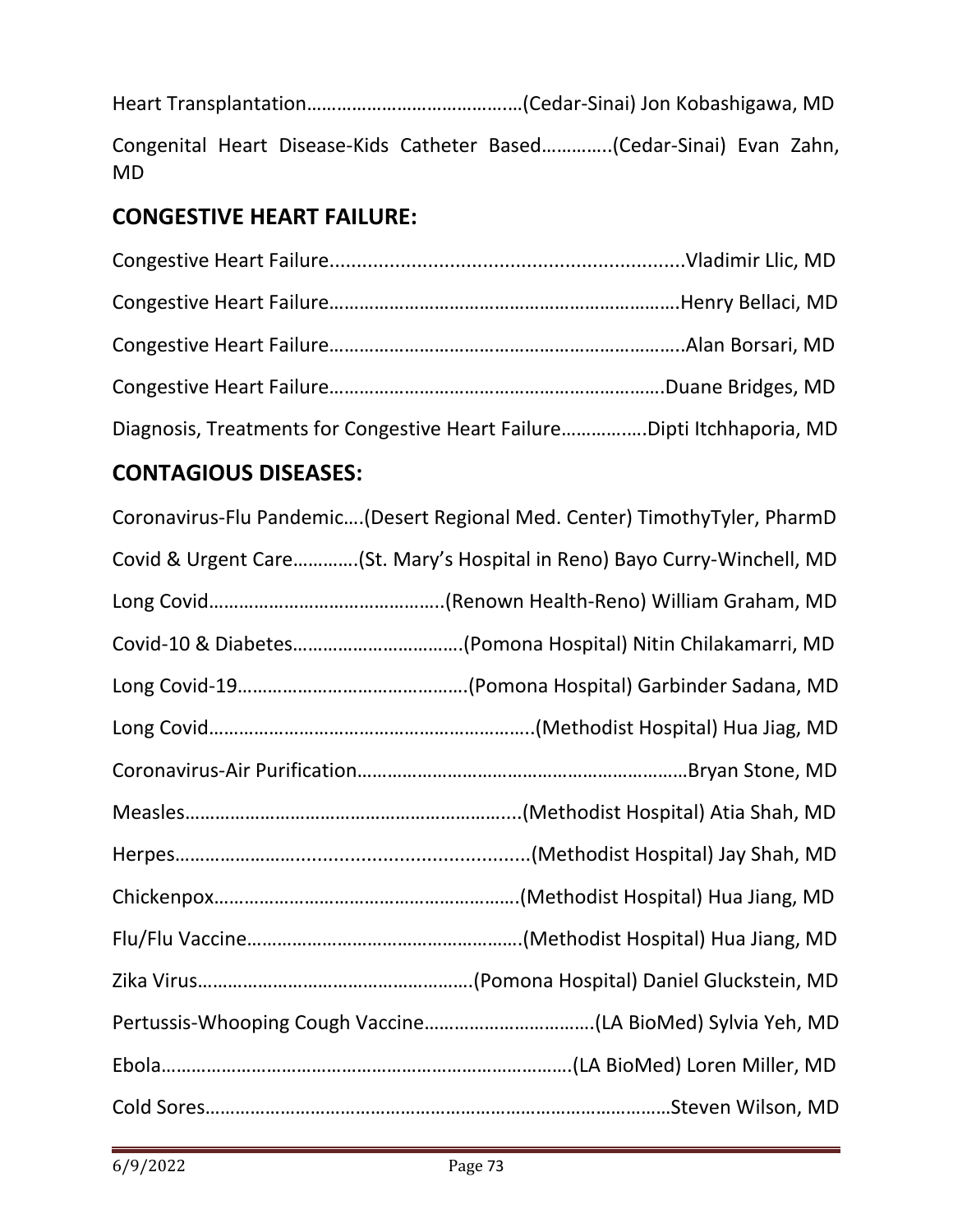Heart Transplantation……………………………………(Cedar-Sinai) Jon Kobashigawa, MD

Congenital Heart Disease-Kids Catheter Based………….(Cedar-Sinai) Evan Zahn, MD

## CONGESTIVE HEART FAILURE:

Congestive Heart Failure.................................................................Vladimir Llic, MD

Congestive Heart Failure…………………………………………………………….Henry Bellaci, MD

Congestive Heart Failure……………………………………………………………..Alan Borsari, MD

Congestive Heart Failure………………………………………………………….Duane Bridges, MD

Diagnosis, Treatments for Congestive Heart Failure…………….Dipti Itchhaporia, MD

## CONTAGIOUS DISEASES:

Coronavirus-Flu Pandemic….(Desert Regional Med. Center) TimothyTyler, PharmD

Covid & Urgent Care…………(St. Mary's Hospital in Reno) Bayo Curry-Winchell, MD

Long Covid………………………………………..(Renown Health-Reno) William Graham, MD

Covid-10 & Diabetes…………………………….(Pomona Hospital) Nitin Chilakamarri, MD

Long Covid-19……………………………………….(Pomona Hospital) Garbinder Sadana, MD

Long Covid………………………………………………………..(Methodist Hospital) Hua Jiag, MD

Coronavirus-Air Purification…………………………………………………………Bryan Stone, MD

Measles………………………………………………………....(Methodist Hospital) Atia Shah, MD

Herpes…………………..........................................(Methodist Hospital) Jay Shah, MD

Chickenpox…………………………………………………..(Methodist Hospital) Hua Jiang, MD

Flu/Flu Vaccine……………………………………………….(Methodist Hospital) Hua Jiang, MD

Zika Virus……………………………………………….(Pomona Hospital) Daniel Gluckstein, MD

Pertussis-Whooping Cough Vaccine…………………………….(LA BioMed) Sylvia Yeh, MD

Ebola………………………………………………………………………..(LA BioMed) Loren Miller, MD

Cold Sores……………………………………………………………………………Steven Wilson, MD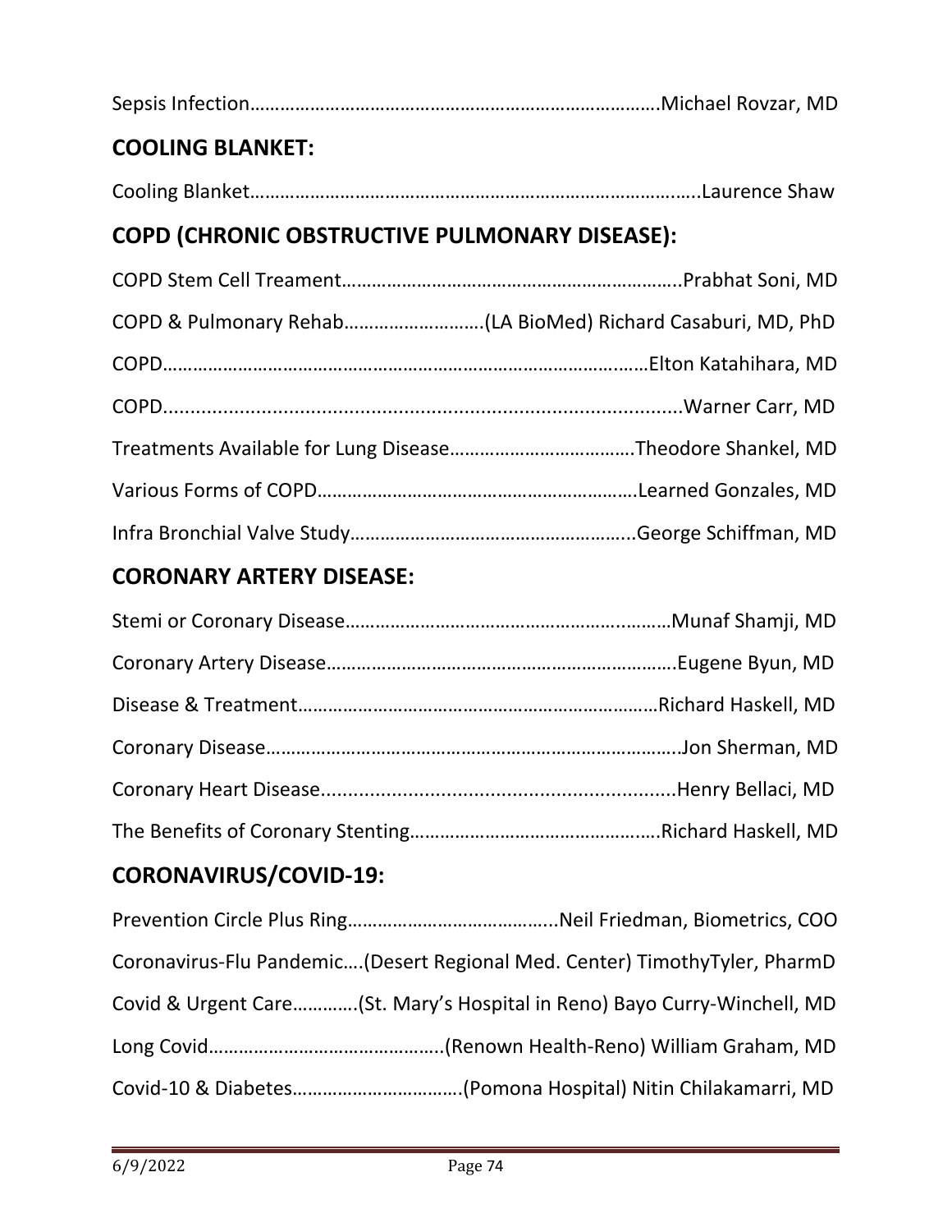Sepsis Infection……………………………………………………………………….Michael Rovzar, MD

## COOLING BLANKET:

Cooling Blanket……………………………………………………………………….….Laurence Shaw

## COPD (CHRONIC OBSTRUCTIVE PULMONARY DISEASE):

COPD Stem Cell Treament…………………………………………………………..Prabhat Soni, MD

COPD & Pulmonary Rehab……………………….(LA BioMed) Richard Casaburi, MD, PhD

COPD………………………………………………………………………………………Elton Katahihara, MD

COPD...............................................................................................Warner Carr, MD

Treatments Available for Lung Disease……………………………….Theodore Shankel, MD

Various Forms of COPD…………………………………………………….…Learned Gonzales, MD

Infra Bronchial Valve Study………………………………………………...George Schiffman, MD

## CORONARY ARTERY DISEASE:

Stemi or Coronary Disease……………………………………………….……Munaf Shamji, MD

Coronary Artery Disease…………………………………………………………….Eugene Byun, MD

Disease & Treatment………………………………………………………………Richard Haskell, MD

Coronary Disease………………………………………………………………………..Jon Sherman, MD

Coronary Heart Disease.................................................................Henry Bellaci, MD

The Benefits of Coronary Stenting……………………………………….…Richard Haskell, MD

## CORONAVIRUS/COVID-19:

Prevention Circle Plus Ring…………………………………...Neil Friedman, Biometrics, COO

Coronavirus-Flu Pandemic….(Desert Regional Med. Center) TimothyTyler, PharmD

Covid & Urgent Care………….(St. Mary's Hospital in Reno) Bayo Curry-Winchell, MD

Long Covid……………………………………….(Renown Health-Reno) William Graham, MD

Covid-10 & Diabetes…………………………….(Pomona Hospital) Nitin Chilakamarri, MD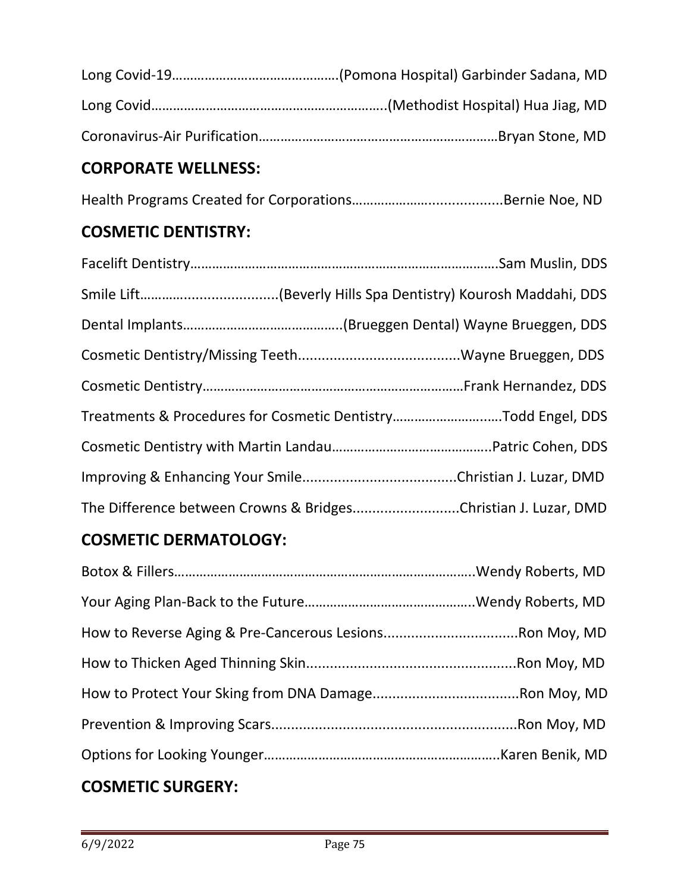Long Covid-19……………………………………….(Pomona Hospital) Garbinder Sadana, MD

Long Covid………………………………………………………..(Methodist Hospital) Hua Jiag, MD

Coronavirus-Air Purification…………………………………………………………Bryan Stone, MD

## CORPORATE WELLNESS:

Health Programs Created for Corporations………………….................Bernie Noe, ND

## COSMETIC DENTISTRY:

Facelift Dentistry………………………………………………………………………….Sam Muslin, DDS

Smile Lift……….........................(Beverly Hills Spa Dentistry) Kourosh Maddahi, DDS

Dental Implants……………………………………..(Brueggen Dental) Wayne Brueggen, DDS

Cosmetic Dentistry/Missing Teeth........................................Wayne Brueggen, DDS

Cosmetic Dentistry………………………………………………………………Frank Hernandez, DDS

Treatments & Procedures for Cosmetic Dentistry……………………….Todd Engel, DDS

Cosmetic Dentistry with Martin Landau……………………………………..Patric Cohen, DDS

Improving & Enhancing Your Smile......................................Christian J. Luzar, DMD

The Difference between Crowns & Bridges...........................Christian J. Luzar, DMD

## COSMETIC DERMATOLOGY:

Botox & Fillers………………………………………………………………………..Wendy Roberts, MD

Your Aging Plan-Back to the Future………………………………………..Wendy Roberts, MD

How to Reverse Aging & Pre-Cancerous Lesions.................................Ron Moy, MD

How to Thicken Aged Thinning Skin....................................................Ron Moy, MD

How to Protect Your Sking from DNA Damage....................................Ron Moy, MD

Prevention & Improving Scars.............................................................Ron Moy, MD

Options for Looking Younger………………………………………………………Karen Benik, MD

## COSMETIC SURGERY: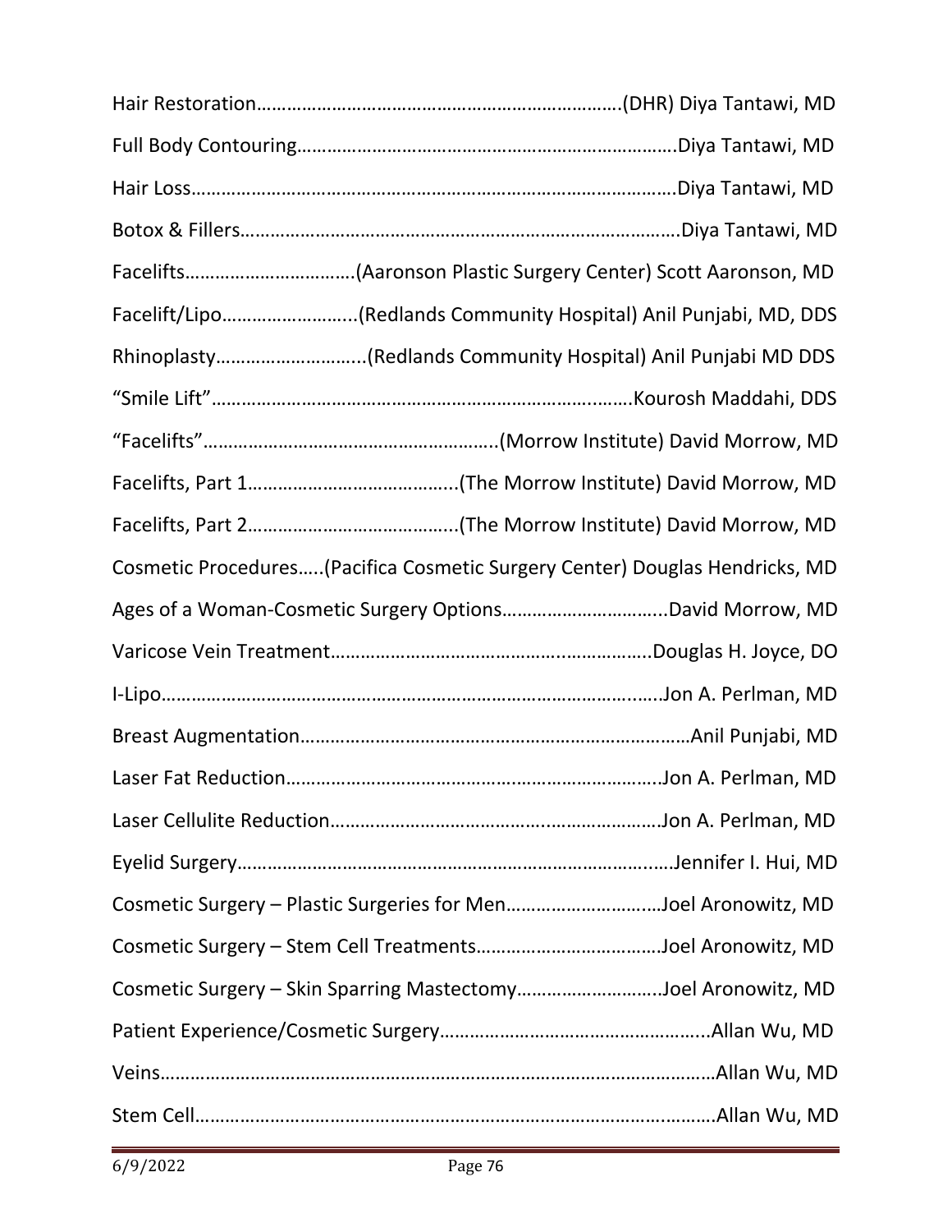Hair Restoration……………………………………………………………….(DHR) Diya Tantawi, MD

Full Body Contouring………………………………………………………………..Diya Tantawi, MD

Hair Loss……………………………………………………………………………………Diya Tantawi, MD

Botox & Fillers…………………………………………………………………………..Diya Tantawi, MD

Facelifts…………………………….(Aaronson Plastic Surgery Center) Scott Aaronson, MD

Facelift/Lipo……………………..(Redlands Community Hospital) Anil Punjabi, MD, DDS

Rhinoplasty………………………..(Redlands Community Hospital) Anil Punjabi MD DDS

"Smile Lift"………………………………………………………………………..Kourosh Maddahi, DDS

"Facelifts"…………………………………………………(Morrow Institute) David Morrow, MD

Facelifts, Part 1…………………………………..(The Morrow Institute) David Morrow, MD

Facelifts, Part 2…………………………………..(The Morrow Institute) David Morrow, MD

Cosmetic Procedures…..(Pacifica Cosmetic Surgery Center) Douglas Hendricks, MD

Ages of a Woman-Cosmetic Surgery Options…………………………..David Morrow, MD

Varicose Vein Treatment……………………………………………………..Douglas H. Joyce, DO

I-Lipo…………………………………………………………………………………..Jon A. Perlman, MD

Breast Augmentation…………………………………………………………………Anil Punjabi, MD

Laser Fat Reduction……………………………………………………………..Jon A. Perlman, MD

Laser Cellulite Reduction…………………………………………………….Jon A. Perlman, MD

Eyelid Surgery………………………………………………………………………..Jennifer I. Hui, MD

Cosmetic Surgery – Plastic Surgeries for Men…………………………Joel Aronowitz, MD

Cosmetic Surgery – Stem Cell Treatments………………………………Joel Aronowitz, MD

Cosmetic Surgery – Skin Sparring Mastectomy………………………..Joel Aronowitz, MD

Patient Experience/Cosmetic Surgery……………………………………………..Allan Wu, MD

Veins……………………………………………………………………………………………Allan Wu, MD

Stem Cell……………………………………………………………………………………..Allan Wu, MD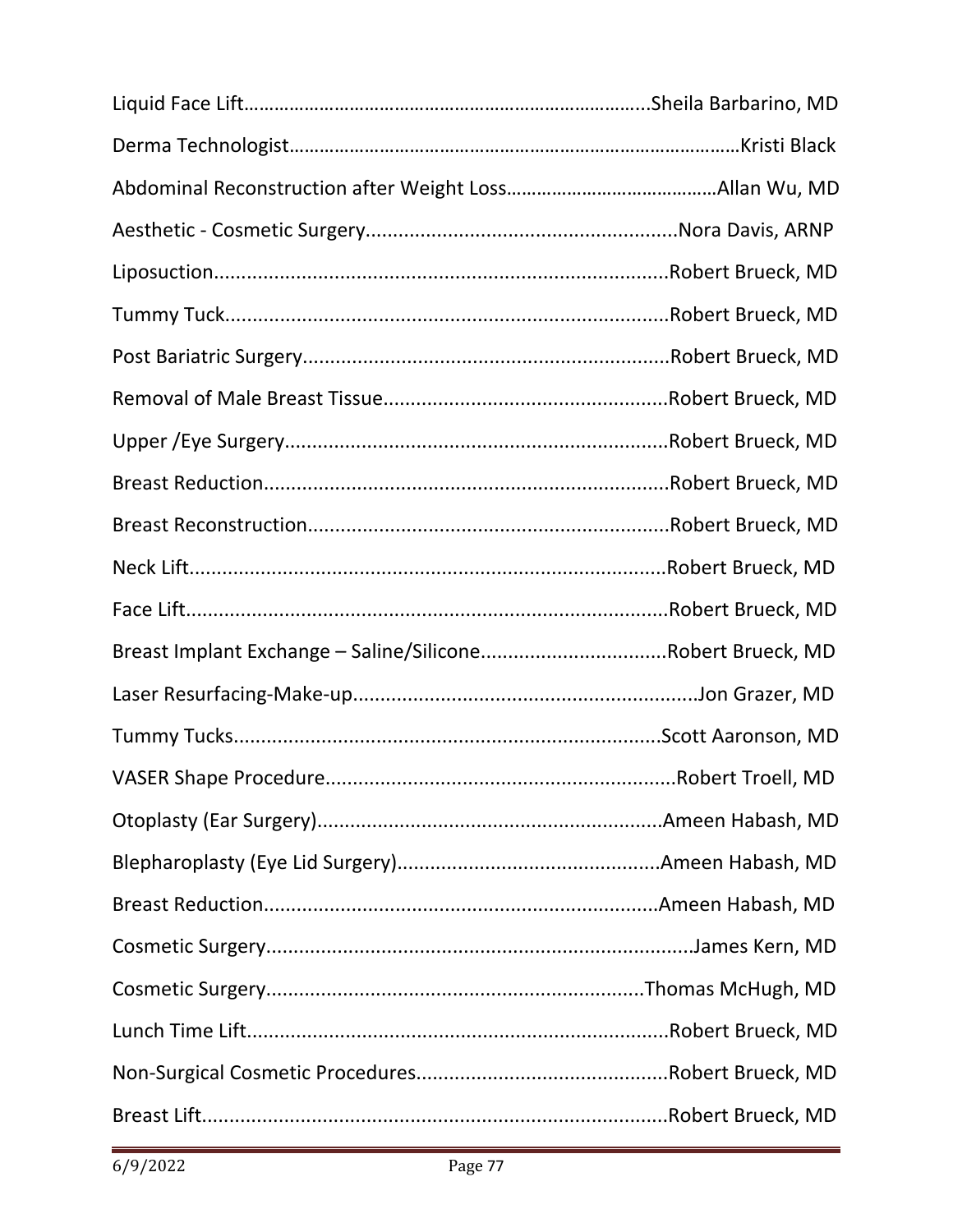Liquid Face Lift……………………………………………………………………..Sheila Barbarino, MD

Derma Technologist………………………………………………………………………………Kristi Black

Abdominal Reconstruction after Weight Loss……………………………………Allan Wu, MD

Aesthetic - Cosmetic Surgery........................................................Nora Davis, ARNP

Liposuction..................................................................................Robert Brueck, MD

Tummy Tuck................................................................................Robert Brueck, MD

Post Bariatric Surgery..................................................................Robert Brueck, MD

Removal of Male Breast Tissue...................................................Robert Brueck, MD

Upper /Eye Surgery.....................................................................Robert Brueck, MD

Breast Reduction.........................................................................Robert Brueck, MD

Breast Reconstruction..................................................................Robert Brueck, MD

Neck Lift......................................................................................Robert Brueck, MD

Face Lift......................................................................................Robert Brueck, MD

Breast Implant Exchange – Saline/Silicone.................................Robert Brueck, MD

Laser Resurfacing-Make-up..............................................................Jon Grazer, MD

Tummy Tucks.............................................................................Scott Aaronson, MD

VASER Shape Procedure................................................................Robert Troell, MD

Otoplasty (Ear Surgery)..............................................................Ameen Habash, MD

Blepharoplasty (Eye Lid Surgery)...............................................Ameen Habash, MD

Breast Reduction........................................................................Ameen Habash, MD

Cosmetic Surgery............................................................................James Kern, MD

Cosmetic Surgery....................................................................Thomas McHugh, MD

Lunch Time Lift............................................................................Robert Brueck, MD

Non-Surgical Cosmetic Procedures.............................................Robert Brueck, MD

Breast Lift...................................................................................Robert Brueck, MD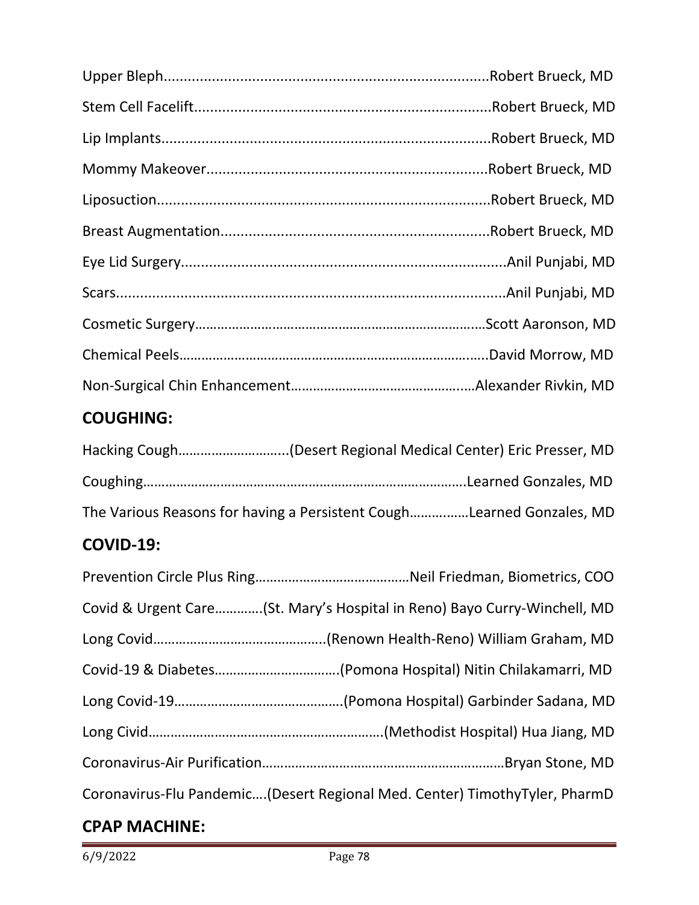Upper Bleph...............................................................................Robert Brueck, MD

Stem Cell Facelift.........................................................................Robert Brueck, MD

Lip Implants.................................................................................Robert Brueck, MD

Mommy Makeover.....................................................................Robert Brueck, MD

Liposuction..................................................................................Robert Brueck, MD

Breast Augmentation..................................................................Robert Brueck, MD

Eye Lid Surgery................................................................................Anil Punjabi, MD

Scars................................................................................................Anil Punjabi, MD

Cosmetic Surgery…………………………………………………………………Scott Aaronson, MD

Chemical Peels……………………………………………………………………….David Morrow, MD

Non-Surgical Chin Enhancement…………………………………….…Alexander Rivkin, MD

## COUGHING:

Hacking Cough………………………...(Desert Regional Medical Center) Eric Presser, MD

Coughing…………………………………………………………………………….Learned Gonzales, MD

The Various Reasons for having a Persistent Cough……….……Learned Gonzales, MD

## COVID-19:

Prevention Circle Plus Ring……………………………………Neil Friedman, Biometrics, COO

Covid & Urgent Care………….(St. Mary's Hospital in Reno) Bayo Curry-Winchell, MD

Long Covid………………………………………..(Renown Health-Reno) William Graham, MD

Covid-19 & Diabetes…………………………….(Pomona Hospital) Nitin Chilakamarri, MD

Long Covid-19……………………………………….(Pomona Hospital) Garbinder Sadana, MD

Long Civid………………………………………………………(Methodist Hospital) Hua Jiang, MD

Coronavirus-Air Purification………………………………………………………Bryan Stone, MD

Coronavirus-Flu Pandemic….(Desert Regional Med. Center) TimothyTyler, PharmD

## CPAP MACHINE: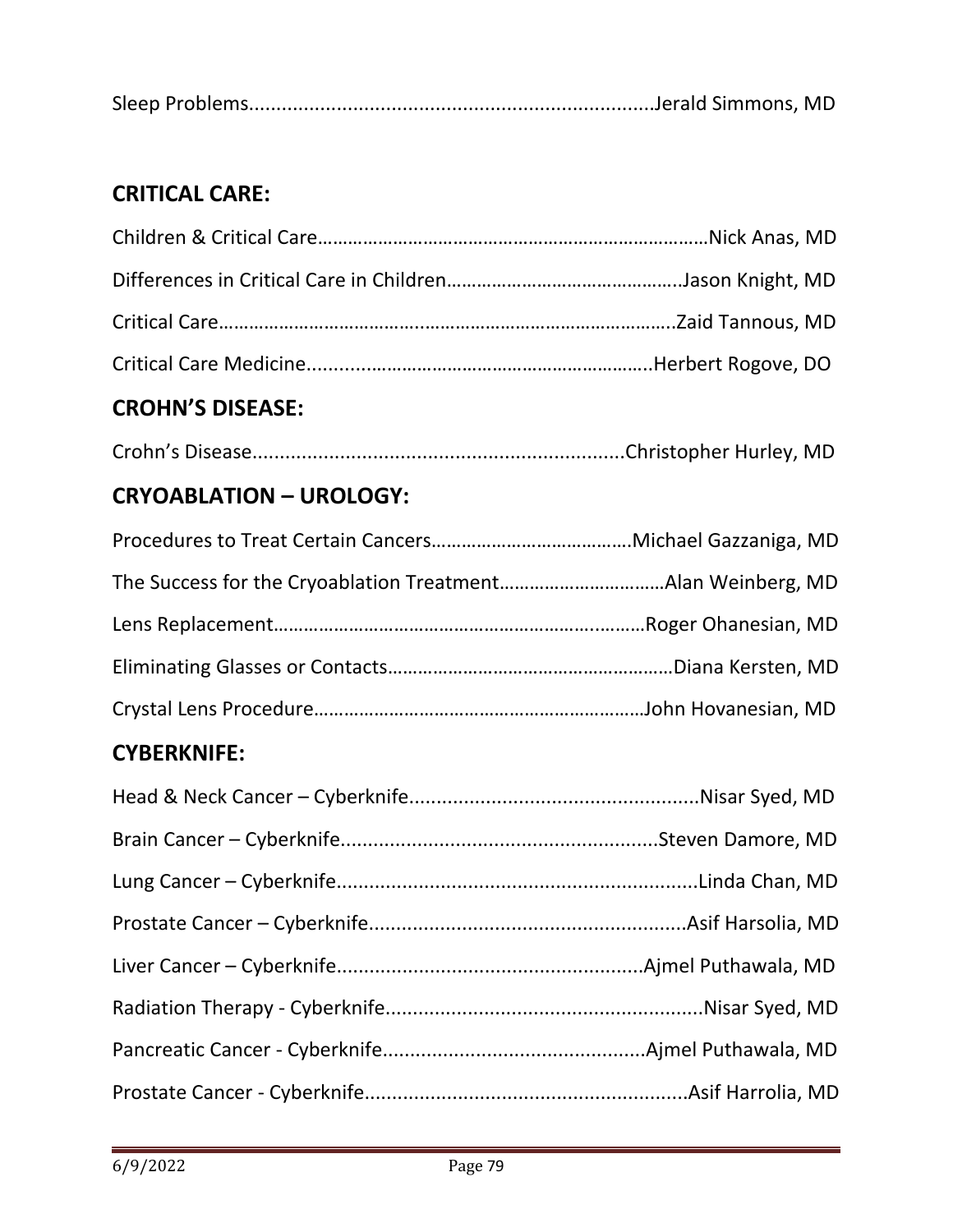Sleep Problems........................................................................Jerald Simmons, MD

## CRITICAL CARE:

Children & Critical Care…………………………………………………………………Nick Anas, MD

Differences in Critical Care in Children………………………………………..Jason Knight, MD

Critical Care……………………………………………………………………………..Zaid Tannous, MD

Critical Care Medicine...................………………………………………..Herbert Rogove, DO

## CROHN'S DISEASE:

Crohn's Disease...................................................................Christopher Hurley, MD

## CRYOABLATION – UROLOGY:

Procedures to Treat Certain Cancers…………………………………Michael Gazzaniga, MD

The Success for the Cryoablation Treatment……………………………Alan Weinberg, MD

Lens Replacement…………………………………………………………..………Roger Ohanesian, MD

Eliminating Glasses or Contacts…………………………………………………Diana Kersten, MD

Crystal Lens Procedure…………………………………………………………John Hovanesian, MD

## CYBERKNIFE:

Head & Neck Cancer – Cyberknife....................................................Nisar Syed, MD

Brain Cancer – Cyberknife.........................................................Steven Damore, MD

Lung Cancer – Cyberknife.................................................................Linda Chan, MD

Prostate Cancer – Cyberknife.........................................................Asif Harsolia, MD

Liver Cancer – Cyberknife.......................................................Ajmel Puthawala, MD

Radiation Therapy - Cyberknife.........................................................Nisar Syed, MD

Pancreatic Cancer - Cyberknife...............................................Ajmel Puthawala, MD

Prostate Cancer - Cyberknife..........................................................Asif Harrolia, MD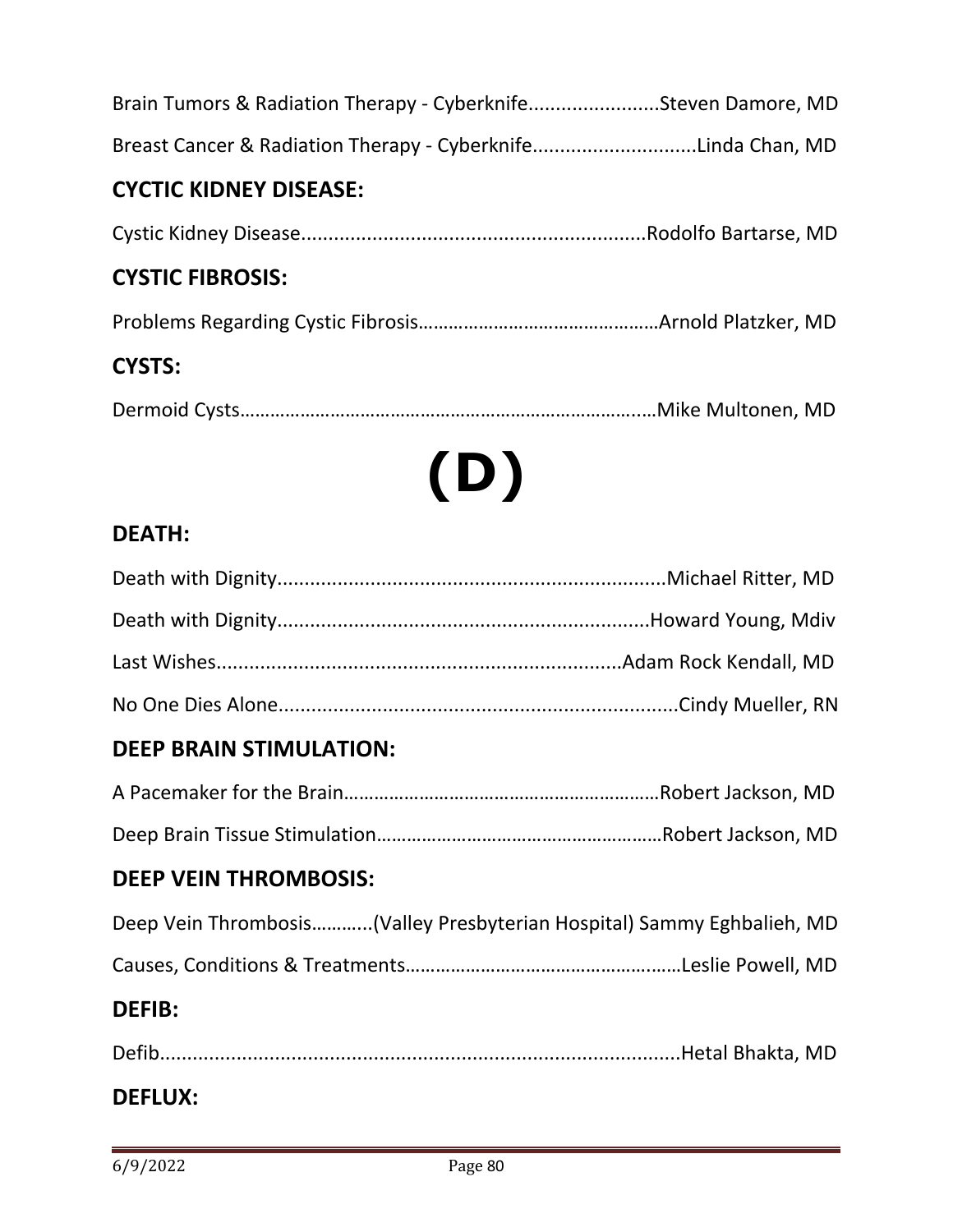Brain Tumors & Radiation Therapy - Cyberknife........................Steven Damore, MD

Breast Cancer & Radiation Therapy - Cyberknife..............................Linda Chan, MD

## CYCTIC KIDNEY DISEASE:

Cystic Kidney Disease..............................................................Rodolfo Bartarse, MD

## CYSTIC FIBROSIS:

Problems Regarding Cystic Fibrosis…………………………………………Arnold Platzker, MD

## CYSTS:

Dermoid Cysts……………………………………………………………………..…Mike Multonen, MD

# (D)

## DEATH:

Death with Dignity.......................................................................Michael Ritter, MD

Death with Dignity....................................................................Howard Young, Mdiv

Last Wishes..........................................................................Adam Rock Kendall, MD

No One Dies Alone.........................................................................Cindy Mueller, RN

## DEEP BRAIN STIMULATION:

A Pacemaker for the Brain………………………………………………………Robert Jackson, MD

Deep Brain Tissue Stimulation…………………………………………………Robert Jackson, MD

## DEEP VEIN THROMBOSIS:

Deep Vein Thrombosis………...(Valley Presbyterian Hospital) Sammy Eghbalieh, MD

Causes, Conditions & Treatments…………………………………………..…Leslie Powell, MD

## DEFIB:

Defib................................................................................................Hetal Bhakta, MD

## DEFLUX: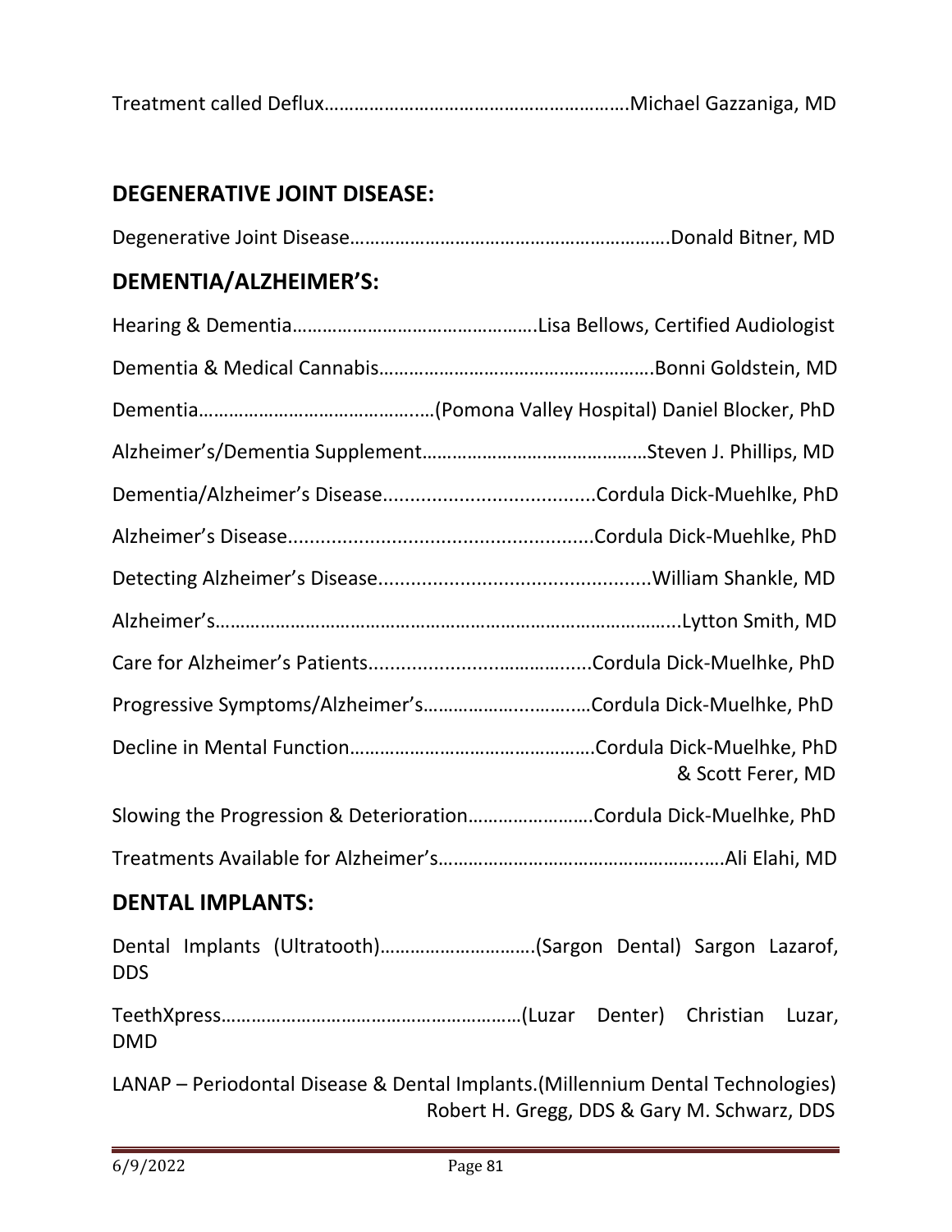Treatment called Deflux……………………………………………………Michael Gazzaniga, MD

## DEGENERATIVE JOINT DISEASE:

Degenerative Joint Disease……………………………………………………Donald Bitner, MD

## DEMENTIA/ALZHEIMER'S:

Hearing & Dementia…………………………………………Lisa Bellows, Certified Audiologist

Dementia & Medical Cannabis…………………………………………….Bonni Goldstein, MD

Dementia………………………………………(Pomona Valley Hospital) Daniel Blocker, PhD

Alzheimer's/Dementia Supplement……………………………………Steven J. Phillips, MD

Dementia/Alzheimer's Disease......................................Cordula Dick-Muehlke, PhD

Alzheimer's Disease......................................................Cordula Dick-Muehlke, PhD

Detecting Alzheimer's Disease................................................William Shankle, MD

Alzheimer's……………………………………………………………………...Lytton Smith, MD

Care for Alzheimer's Patients.........................................Cordula Dick-Muelhke, PhD

Progressive Symptoms/Alzheimer's……………….............Cordula Dick-Muelhke, PhD

Decline in Mental Function………………………………………….Cordula Dick-Muelhke, PhD & Scott Ferer, MD

Slowing the Progression & Deterioration…………………….Cordula Dick-Muelhke, PhD

Treatments Available for Alzheimer's………………………………………......Ali Elahi, MD

## DENTAL IMPLANTS:

Dental Implants (Ultratooth)………………………….(Sargon Dental) Sargon Lazarof, DDS

TeethXpress……………………………………………………(Luzar Denter) Christian Luzar, DMD

LANAP – Periodontal Disease & Dental Implants.(Millennium Dental Technologies) Robert H. Gregg, DDS & Gary M. Schwarz, DDS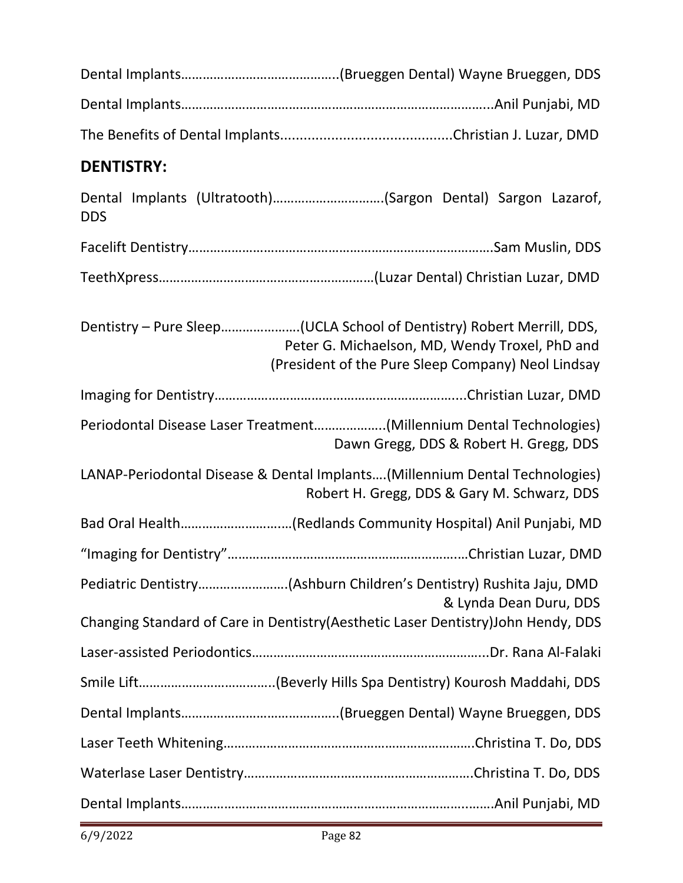Dental Implants……………………………………..(Brueggen Dental) Wayne Brueggen, DDS

Dental Implants……………………………………………………………………………..Anil Punjabi, MD

The Benefits of Dental Implants............................................Christian J. Luzar, DMD

## DENTISTRY:

Dental Implants (Ultratooth)…………………………(Sargon Dental) Sargon Lazarof, DDS

Facelift Dentistry…………………………………………………………………………Sam Muslin, DDS

TeethXpress……………………………………………………(Luzar Dental) Christian Luzar, DMD

Dentistry – Pure Sleep…………………(UCLA School of Dentistry) Robert Merrill, DDS, Peter G. Michaelson, MD, Wendy Troxel, PhD and (President of the Pure Sleep Company) Neol Lindsay

Imaging for Dentistry…………………………………………………………....Christian Luzar, DMD

Periodontal Disease Laser Treatment………………..(Millennium Dental Technologies) Dawn Gregg, DDS & Robert H. Gregg, DDS

LANAP-Periodontal Disease & Dental Implants….(Millennium Dental Technologies) Robert H. Gregg, DDS & Gary M. Schwarz, DDS

Bad Oral Health…………………….……(Redlands Community Hospital) Anil Punjabi, MD

"Imaging for Dentistry"……………………………………………………….…Christian Luzar, DMD

Pediatric Dentistry……………………(Ashburn Children's Dentistry) Rushita Jaju, DMD & Lynda Dean Duru, DDS

Changing Standard of Care in Dentistry(Aesthetic Laser Dentistry)John Hendy, DDS

Laser-assisted Periodontics………………………………………………………...Dr. Rana Al-Falaki

Smile Lift………………………………..(Beverly Hills Spa Dentistry) Kourosh Maddahi, DDS

Dental Implants……………………………………..(Brueggen Dental) Wayne Brueggen, DDS

Laser Teeth Whitening……………………………………………………………Christina T. Do, DDS

Waterlase Laser Dentistry………………………………………………………Christina T. Do, DDS

Dental Implants……………………………………………………………………….…….Anil Punjabi, MD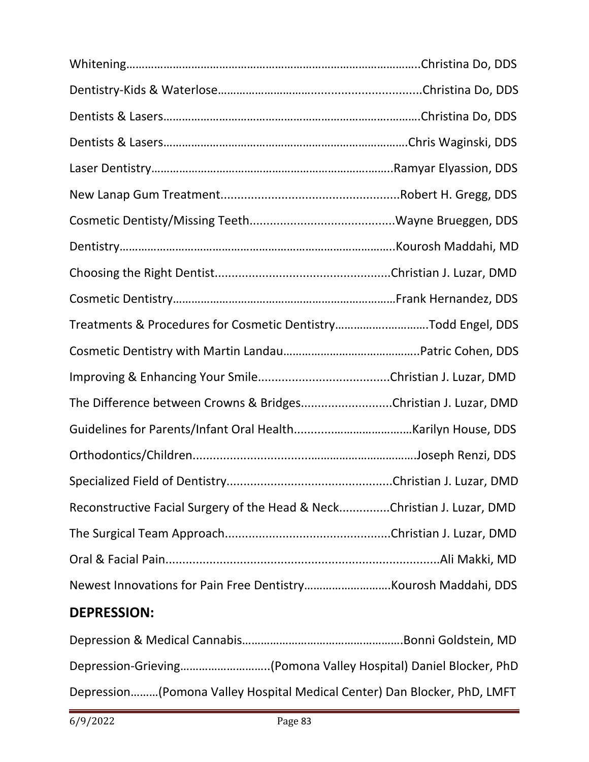Whitening…………………………………………………………………………………..Christina Do, DDS

Dentistry-Kids & Waterlose…………………………….........................Christina Do, DDS

Dentists & Lasers……………………………………………………………….……….Christina Do, DDS

Dentists & Lasers……………………………………………………………………Chris Waginski, DDS

Laser Dentistry…………………………………………………………….……..Ramyar Elyassion, DDS

New Lanap Gum Treatment.....................................................Robert H. Gregg, DDS

Cosmetic Dentisty/Missing Teeth..........................................Wayne Brueggen, DDS

Dentistry…………………………………………………………………………..Kourosh Maddahi, MD

Choosing the Right Dentist...................................................Christian J. Luzar, DMD

Cosmetic Dentistry………………………………………………………………Frank Hernandez, DDS

Treatments & Procedures for Cosmetic Dentistry……………..…………Todd Engel, DDS

Cosmetic Dentistry with Martin Landau……………………………………..Patric Cohen, DDS

Improving & Enhancing Your Smile......................................Christian J. Luzar, DMD

The Difference between Crowns & Bridges...........................Christian J. Luzar, DMD

Guidelines for Parents/Infant Oral Health....................……………Karilyn House, DDS

Orthodontics/Children.....................................................………Joseph Renzi, DDS

Specialized Field of Dentistry................................................Christian J. Luzar, DMD

Reconstructive Facial Surgery of the Head & Neck...............Christian J. Luzar, DMD

The Surgical Team Approach................................................Christian J. Luzar, DMD

Oral & Facial Pain.................................................................................Ali Makki, MD

Newest Innovations for Pain Free Dentistry……………………….Kourosh Maddahi, DDS

## DEPRESSION:

Depression & Medical Cannabis……………………………………………Bonni Goldstein, MD

Depression-Grieving………………………..(Pomona Valley Hospital) Daniel Blocker, PhD

Depression………(Pomona Valley Hospital Medical Center) Dan Blocker, PhD, LMFT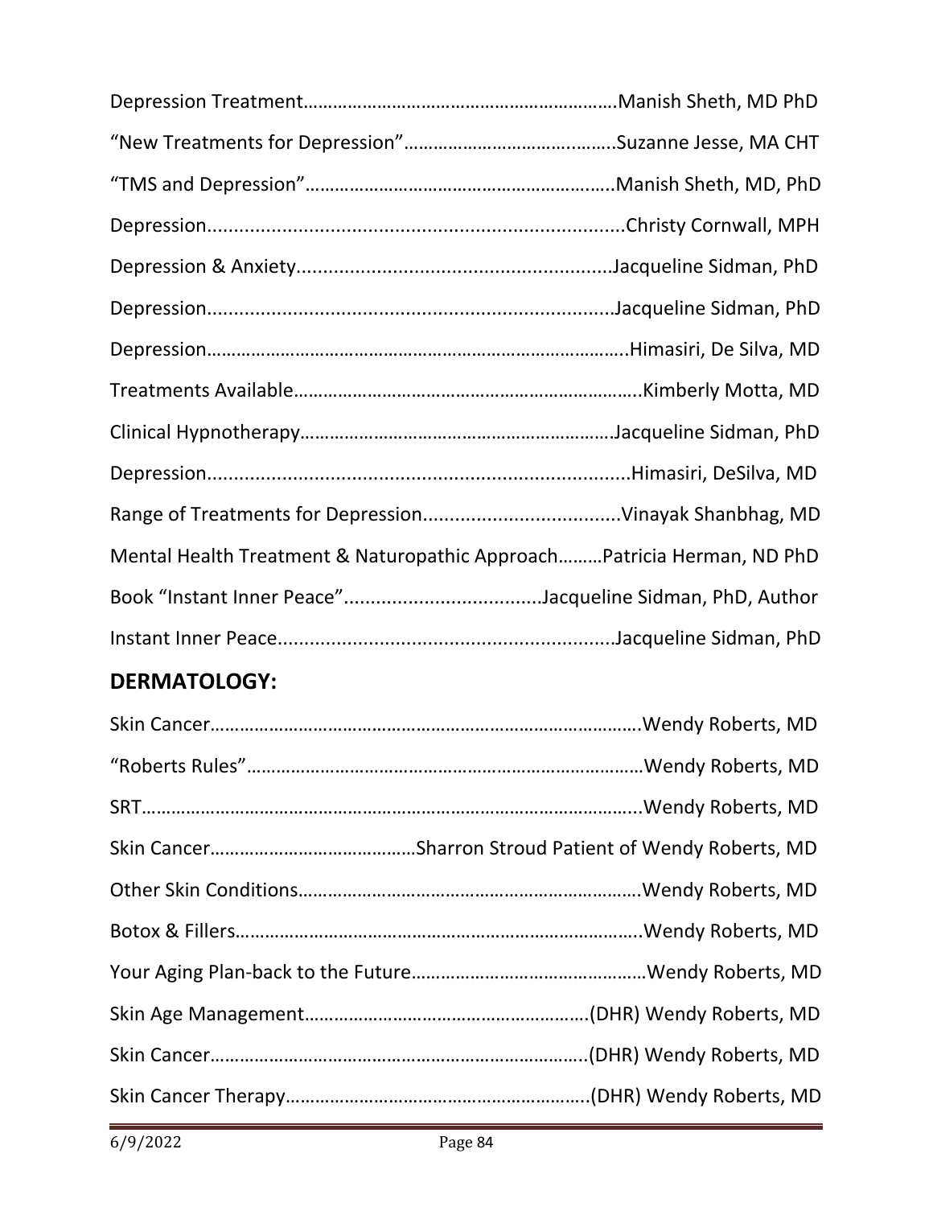Depression Treatment……………………………………………………….Manish Sheth, MD PhD

"New Treatments for Depression"………………………………..…..Suzanne Jesse, MA CHT

"TMS and Depression"……………………………………………….……Manish Sheth, MD, PhD

Depression..............................................................................Christy Cornwall, MPH

Depression & Anxiety...........................................................Jacqueline Sidman, PhD

Depression............................................................................Jacqueline Sidman, PhD

Depression………………………………………………………………………..Himasiri, De Silva, MD

Treatments Available……………………………………………………….Kimberly Motta, MD

Clinical Hypnotherapy………………………………………………………Jacqueline Sidman, PhD

Depression...............................................................................Himasiri, DeSilva, MD

Range of Treatments for Depression.....................................Vinayak Shanbhag, MD

Mental Health Treatment & Naturopathic Approach………Patricia Herman, ND PhD

Book "Instant Inner Peace".....................................Jacqueline Sidman, PhD, Author

Instant Inner Peace...............................................................Jacqueline Sidman, PhD

## DERMATOLOGY:

Skin Cancer…………………………………………………………………………….Wendy Roberts, MD

"Roberts Rules"………………………………………………………………………Wendy Roberts, MD

SRT……………………………………………………………………………………...Wendy Roberts, MD

Skin Cancer……………………………………Sharron Stroud Patient of Wendy Roberts, MD

Other Skin Conditions…………………………………………………………….Wendy Roberts, MD

Botox & Fillers………………………………………………………………………..Wendy Roberts, MD

Your Aging Plan-back to the Future…………………………………………Wendy Roberts, MD

Skin Age Management…………………………………………………(DHR) Wendy Roberts, MD

Skin Cancer………………………………………………………………..(DHR) Wendy Roberts, MD

Skin Cancer Therapy……………………………………………………..(DHR) Wendy Roberts, MD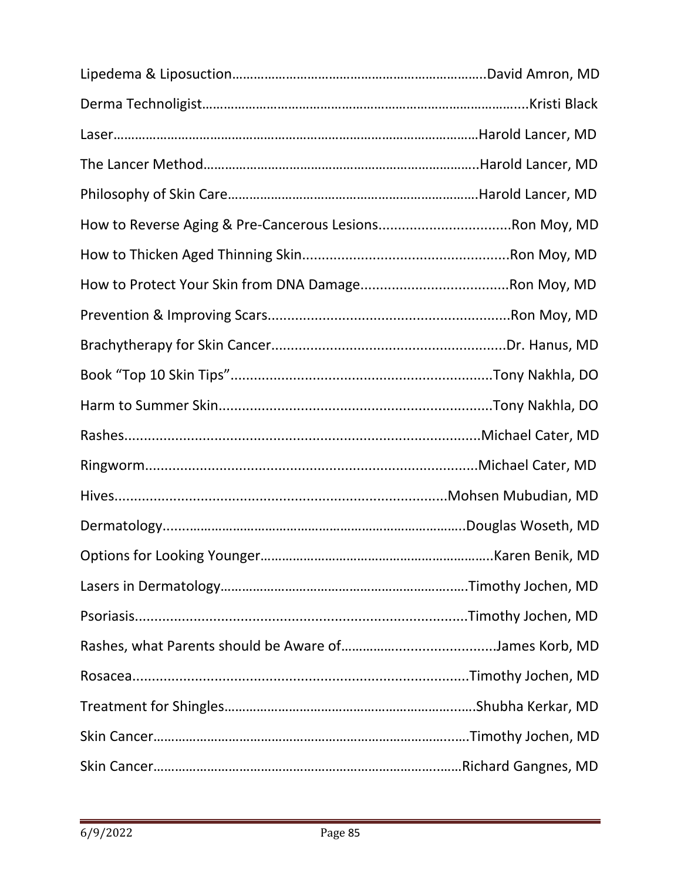Lipedema & Liposuction……………………………………………………………..David Amron, MD

Derma Technoligist…………………………………………………………………………....Kristi Black

Laser…………………………………………………………………………………………Harold Lancer, MD

The Lancer Method………………………………………………………………..Harold Lancer, MD

Philosophy of Skin Care…………………………………………………………Harold Lancer, MD

How to Reverse Aging & Pre-Cancerous Lesions..................................Ron Moy, MD

How to Thicken Aged Thinning Skin....................................................Ron Moy, MD

How to Protect Your Skin from DNA Damage......................................Ron Moy, MD

Prevention & Improving Scars.............................................................Ron Moy, MD

Brachytherapy for Skin Cancer...........................................................Dr. Hanus, MD

Book “Top 10 Skin Tips”..................................................................Tony Nakhla, DO

Harm to Summer Skin.....................................................................Tony Nakhla, DO

Rashes.......................................................................................Michael Cater, MD

Ringworm...................................................................................Michael Cater, MD

Hives...................................................................................Mohsen Mubudian, MD

Dermatology……………………………………………………………………….Douglas Woseth, MD

Options for Looking Younger……………………………………………………..Karen Benik, MD

Lasers in Dermatology…………………………………………………………..Timothy Jochen, MD

Psoriasis...................................................................................Timothy Jochen, MD

Rashes, what Parents should be Aware of……………..........................James Korb, MD

Rosacea....................................................................................Timothy Jochen, MD

Treatment for Shingles……………………………………………………….Shubha Kerkar, MD

Skin Cancer…………………………………………………………………………..Timothy Jochen, MD

Skin Cancer………………………………………………………………………Richard Gangnes, MD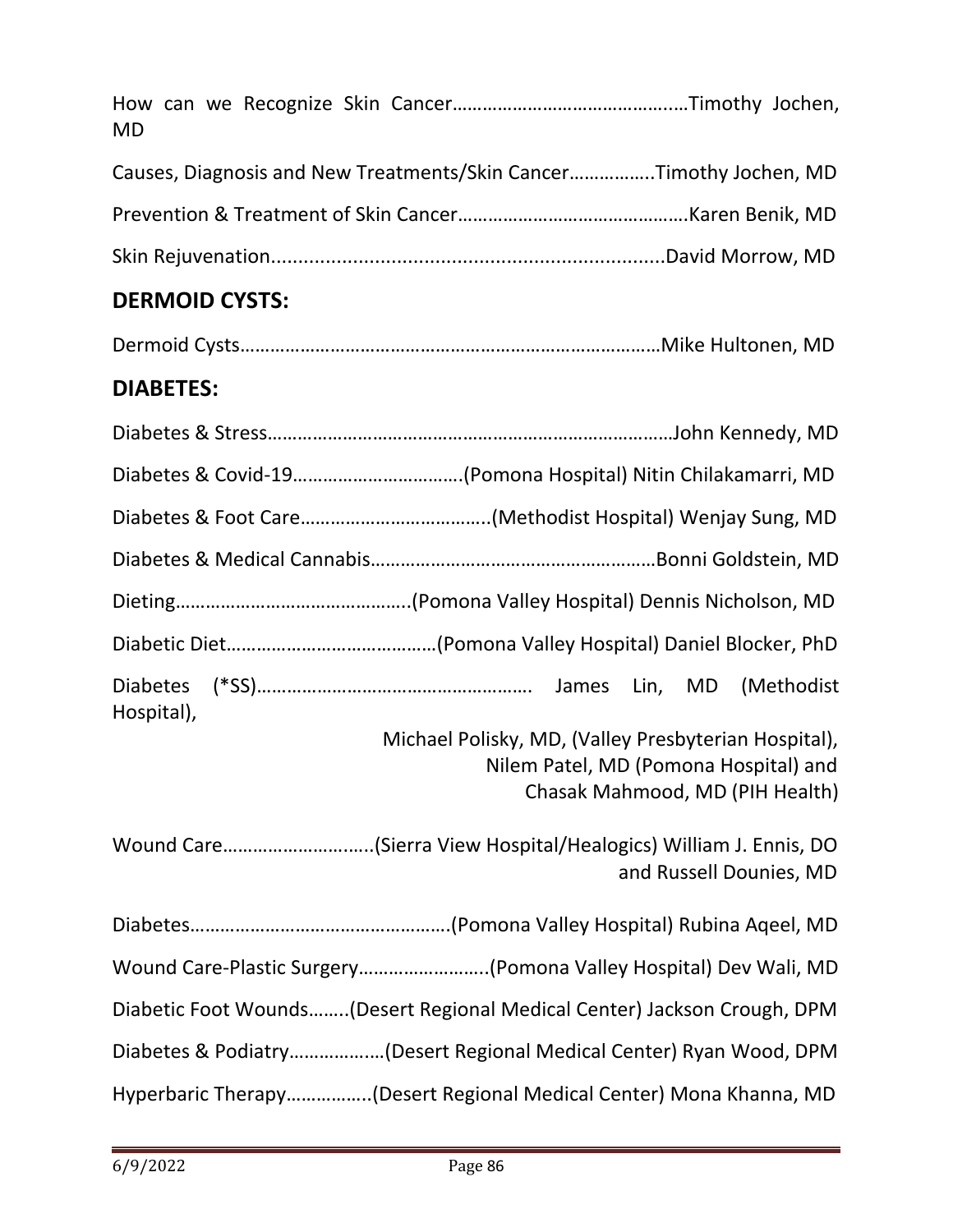How can we Recognize Skin Cancer……………………………………….Timothy Jochen, MD

Causes, Diagnosis and New Treatments/Skin Cancer……………..Timothy Jochen, MD

Prevention & Treatment of Skin Cancer……………………………………..Karen Benik, MD

Skin Rejuvenation.......................................................................David Morrow, MD

## DERMOID CYSTS:

Dermoid Cysts…………………………………………………………………………Mike Hultonen, MD

## DIABETES:

Diabetes & Stress…………………………………………………………………………John Kennedy, MD

Diabetes & Covid-19…………………………….(Pomona Hospital) Nitin Chilakamarri, MD

Diabetes & Foot Care………………………………..(Methodist Hospital) Wenjay Sung, MD

Diabetes & Medical Cannabis…………………………………………………Bonni Goldstein, MD

Dieting………………………………………..(Pomona Valley Hospital) Dennis Nicholson, MD

Diabetic Diet……………………………………(Pomona Valley Hospital) Daniel Blocker, PhD

Diabetes (*SS)………………………………………………. James Lin, MD (Methodist Hospital),
Michael Polisky, MD, (Valley Presbyterian Hospital),
Nilem Patel, MD (Pomona Hospital) and
Chasak Mahmood, MD (PIH Health)

Wound Care………………………..(Sierra View Hospital/Healogics) William J. Ennis, DO and Russell Dounies, MD

Diabetes…………………………………………….(Pomona Valley Hospital) Rubina Aqeel, MD

Wound Care-Plastic Surgery……………………..(Pomona Valley Hospital) Dev Wali, MD

Diabetic Foot Wounds……..(Desert Regional Medical Center) Jackson Crough, DPM

Diabetes & Podiatry………………(Desert Regional Medical Center) Ryan Wood, DPM

Hyperbaric Therapy……………..(Desert Regional Medical Center) Mona Khanna, MD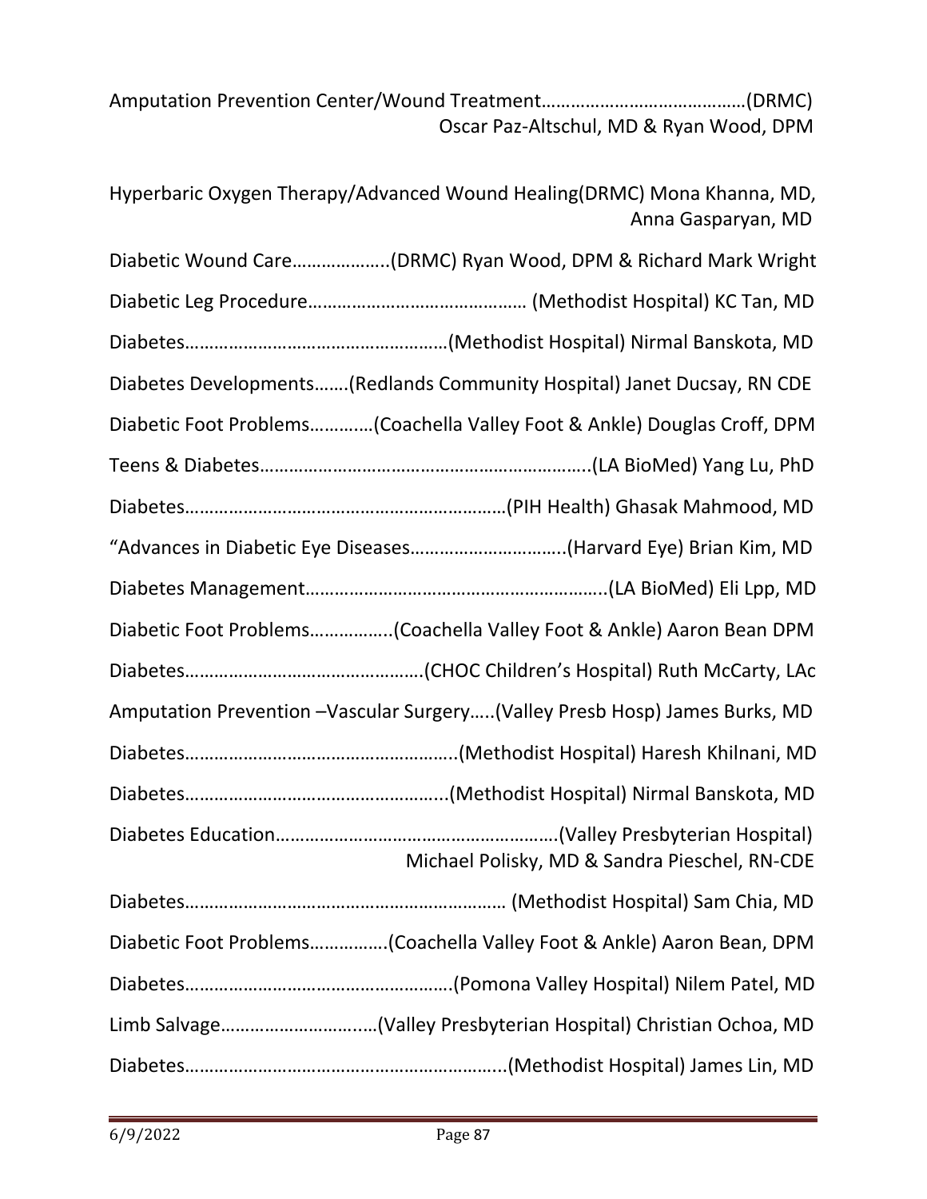Amputation Prevention Center/Wound Treatment……………………………………(DRMC)
Oscar Paz-Altschul, MD & Ryan Wood, DPM

Hyperbaric Oxygen Therapy/Advanced Wound Healing(DRMC) Mona Khanna, MD, Anna Gasparyan, MD

Diabetic Wound Care………………..(DRMC) Ryan Wood, DPM & Richard Mark Wright

Diabetic Leg Procedure……………………………………… (Methodist Hospital) KC Tan, MD

Diabetes………………………………………………(Methodist Hospital) Nirmal Banskota, MD

Diabetes Developments…….(Redlands Community Hospital) Janet Ducsay, RN CDE

Diabetic Foot Problems………….(Coachella Valley Foot & Ankle) Douglas Croff, DPM

Teens & Diabetes……………………………………………………….(LA BioMed) Yang Lu, PhD

Diabetes…………………………………………………………(PIH Health) Ghasak Mahmood, MD

"Advances in Diabetic Eye Diseases…………………………..(Harvard Eye) Brian Kim, MD

Diabetes Management……………………………………………………..(LA BioMed) Eli Lpp, MD

Diabetic Foot Problems……………..(Coachella Valley Foot & Ankle) Aaron Bean DPM

Diabetes………………………………………….(CHOC Children's Hospital) Ruth McCarty, LAc

Amputation Prevention –Vascular Surgery…..(Valley Presb Hosp) James Burks, MD

Diabetes………………………………………………..(Methodist Hospital) Haresh Khilnani, MD

Diabetes……………………………………………...(Methodist Hospital) Nirmal Banskota, MD

Diabetes Education………………………………………………….(Valley Presbyterian Hospital)
Michael Polisky, MD & Sandra Pieschel, RN-CDE

Diabetes………………………………………………………… (Methodist Hospital) Sam Chia, MD

Diabetic Foot Problems…………….(Coachella Valley Foot & Ankle) Aaron Bean, DPM

Diabetes……………………………………………….(Pomona Valley Hospital) Nilem Patel, MD

Limb Salvage………………………...(Valley Presbyterian Hospital) Christian Ochoa, MD

Diabetes…………………………………………………………..(Methodist Hospital) James Lin, MD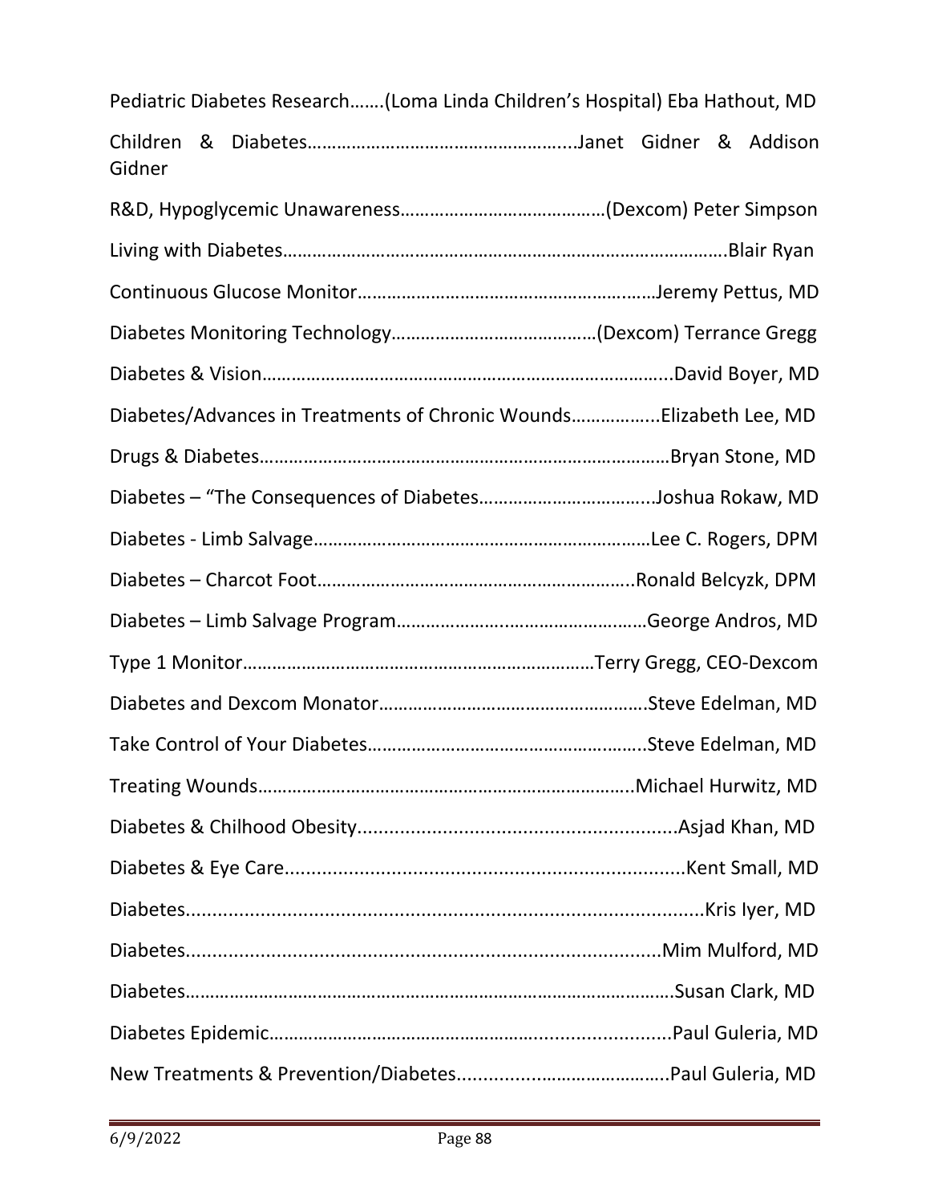Pediatric Diabetes Research…….(Loma Linda Children's Hospital) Eba Hathout, MD

Children & Diabetes……………………………………………...Janet Gidner & Addison Gidner

R&D, Hypoglycemic Unawareness……………………………………(Dexcom) Peter Simpson

Living with Diabetes……………………………………………………………………………….Blair Ryan

Continuous Glucose Monitor……………………………………………………Jeremy Pettus, MD

Diabetes Monitoring Technology……………………………………(Dexcom) Terrance Gregg

Diabetes & Vision………………………………………………………………………...David Boyer, MD

Diabetes/Advances in Treatments of Chronic Wounds……………...Elizabeth Lee, MD

Drugs & Diabetes…………………………………………………………………………Bryan Stone, MD

Diabetes – "The Consequences of Diabetes……………………………...Joshua Rokaw, MD

Diabetes - Limb Salvage…………………………………………………………Lee C. Rogers, DPM

Diabetes – Charcot Foot……………………………………………………..Ronald Belcyzk, DPM

Diabetes – Limb Salvage Program……………………………………………George Andros, MD

Type 1 Monitor………………………………………………………………Terry Gregg, CEO-Dexcom

Diabetes and Dexcom Monator……………………………………………….Steve Edelman, MD

Take Control of Your Diabetes………………………………………………..Steve Edelman, MD

Treating Wounds………………………………………………………………….Michael Hurwitz, MD

Diabetes & Chilhood Obesity...........................................................Asjad Khan, MD

Diabetes & Eye Care..........................................................................Kent Small, MD

Diabetes...............................................................................................Kris Iyer, MD

Diabetes.........................................................................................Mim Mulford, MD

Diabetes……………………………………………………………………………………….Susan Clark, MD

Diabetes Epidemic……………………………………………………….....................Paul Guleria, MD

New Treatments & Prevention/Diabetes.........................................Paul Guleria, MD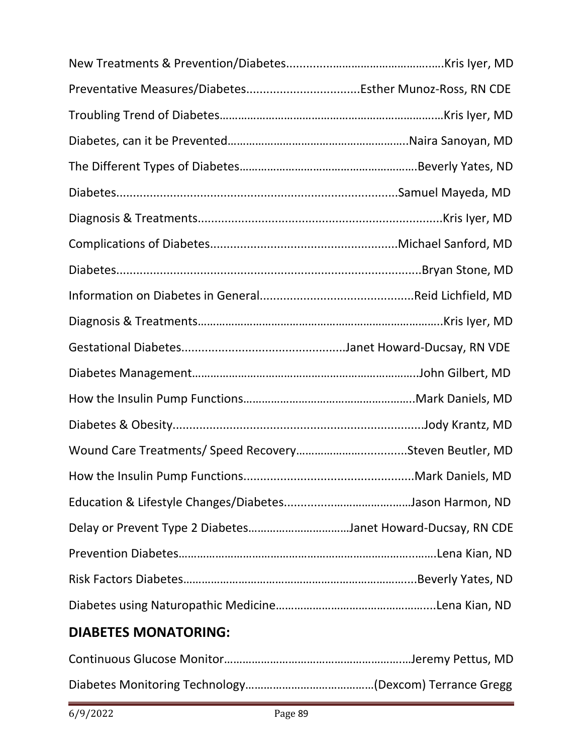New Treatments & Prevention/Diabetes…………………………………………Kris Iyer, MD

Preventative Measures/Diabetes..................................Esther Munoz-Ross, RN CDE

Troubling Trend of Diabetes…………………………………………………………Kris Iyer, MD

Diabetes, can it be Prevented……………………………………………….Naira Sanoyan, MD

The Different Types of Diabetes………………………………………………Beverly Yates, ND

Diabetes...................................................................................Samuel Mayeda, MD

Diagnosis & Treatments........................................................................Kris Iyer, MD

Complications of Diabetes.......................................................Michael Sanford, MD

Diabetes...........................................................................................Bryan Stone, MD

Information on Diabetes in General.............................................Reid Lichfield, MD

Diagnosis & Treatments…………………………………………………………………..Kris Iyer, MD

Gestational Diabetes................................................Janet Howard-Ducsay, RN VDE

Diabetes Management……………………………………………………………….John Gilbert, MD

How the Insulin Pump Functions……………………………………………..Mark Daniels, MD

Diabetes & Obesity...........................................................................Jody Krantz, MD

Wound Care Treatments/ Speed Recovery……………….............Steven Beutler, MD

How the Insulin Pump Functions...................................................Mark Daniels, MD

Education & Lifestyle Changes/Diabetes.......................………………Jason Harmon, ND

Delay or Prevent Type 2 Diabetes……………………………Janet Howard-Ducsay, RN CDE

Prevention Diabetes……………………………………………………………….……..Lena Kian, ND

Risk Factors Diabetes…………………………………………………………….....Beverly Yates, ND

Diabetes using Naturopathic Medicine……………………………………….....Lena Kian, ND

## DIABETES MONATORING:

Continuous Glucose Monitor……………………………………………….…Jeremy Pettus, MD

Diabetes Monitoring Technology……………………………………(Dexcom) Terrance Gregg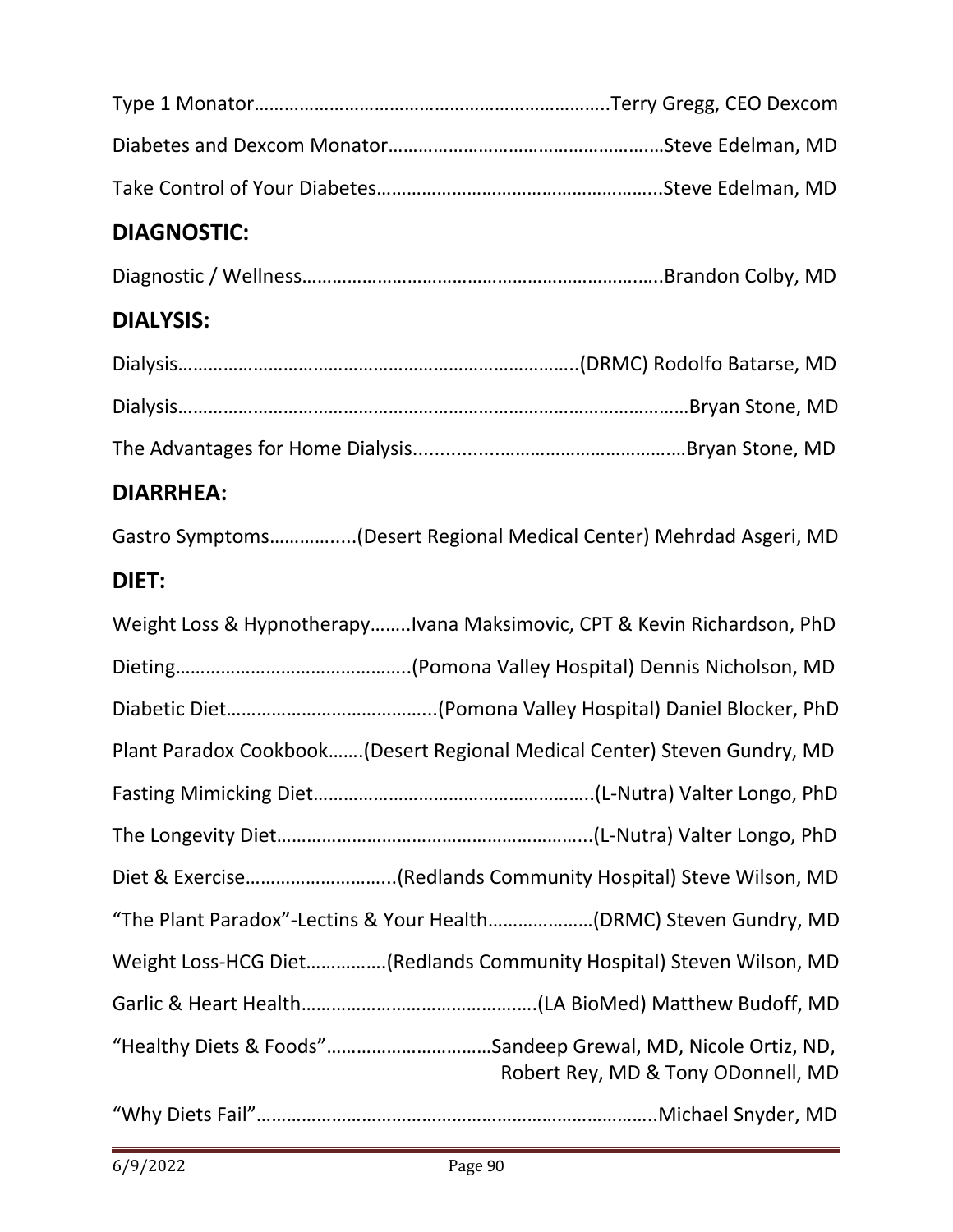Type 1 Monator……………………………………………………………….Terry Gregg, CEO Dexcom

Diabetes and Dexcom Monator………………………………………………Steve Edelman, MD

Take Control of Your Diabetes………………………………………………...Steve Edelman, MD

## DIAGNOSTIC:

Diagnostic / Wellness……………………………………………………………….Brandon Colby, MD

## DIALYSIS:

Dialysis…………………………………………………………………..(DRMC) Rodolfo Batarse, MD

Dialysis…………………………………………………………………………………Bryan Stone, MD

The Advantages for Home Dialysis.................………………………………Bryan Stone, MD

## DIARRHEA:

Gastro Symptoms…………....(Desert Regional Medical Center) Mehrdad Asgeri, MD

## DIET:

Weight Loss & Hypnotherapy……..Ivana Maksimovic, CPT & Kevin Richardson, PhD

Dieting……………………………………..(Pomona Valley Hospital) Dennis Nicholson, MD

Diabetic Diet…………………………………..(Pomona Valley Hospital) Daniel Blocker, PhD

Plant Paradox Cookbook…….(Desert Regional Medical Center) Steven Gundry, MD

Fasting Mimicking Diet……………………………………………….(L-Nutra) Valter Longo, PhD

The Longevity Diet……………………………………………………...(L-Nutra) Valter Longo, PhD

Diet & Exercise………………………...(Redlands Community Hospital) Steve Wilson, MD

"The Plant Paradox"-Lectins & Your Health…………………(DRMC) Steven Gundry, MD

Weight Loss-HCG Diet…………….(Redlands Community Hospital) Steven Wilson, MD

Garlic & Heart Health……………………………………….(LA BioMed) Matthew Budoff, MD

"Healthy Diets & Foods"……………………………Sandeep Grewal, MD, Nicole Ortiz, ND, Robert Rey, MD & Tony ODonnell, MD

"Why Diets Fail"……………………………………………………………...Michael Snyder, MD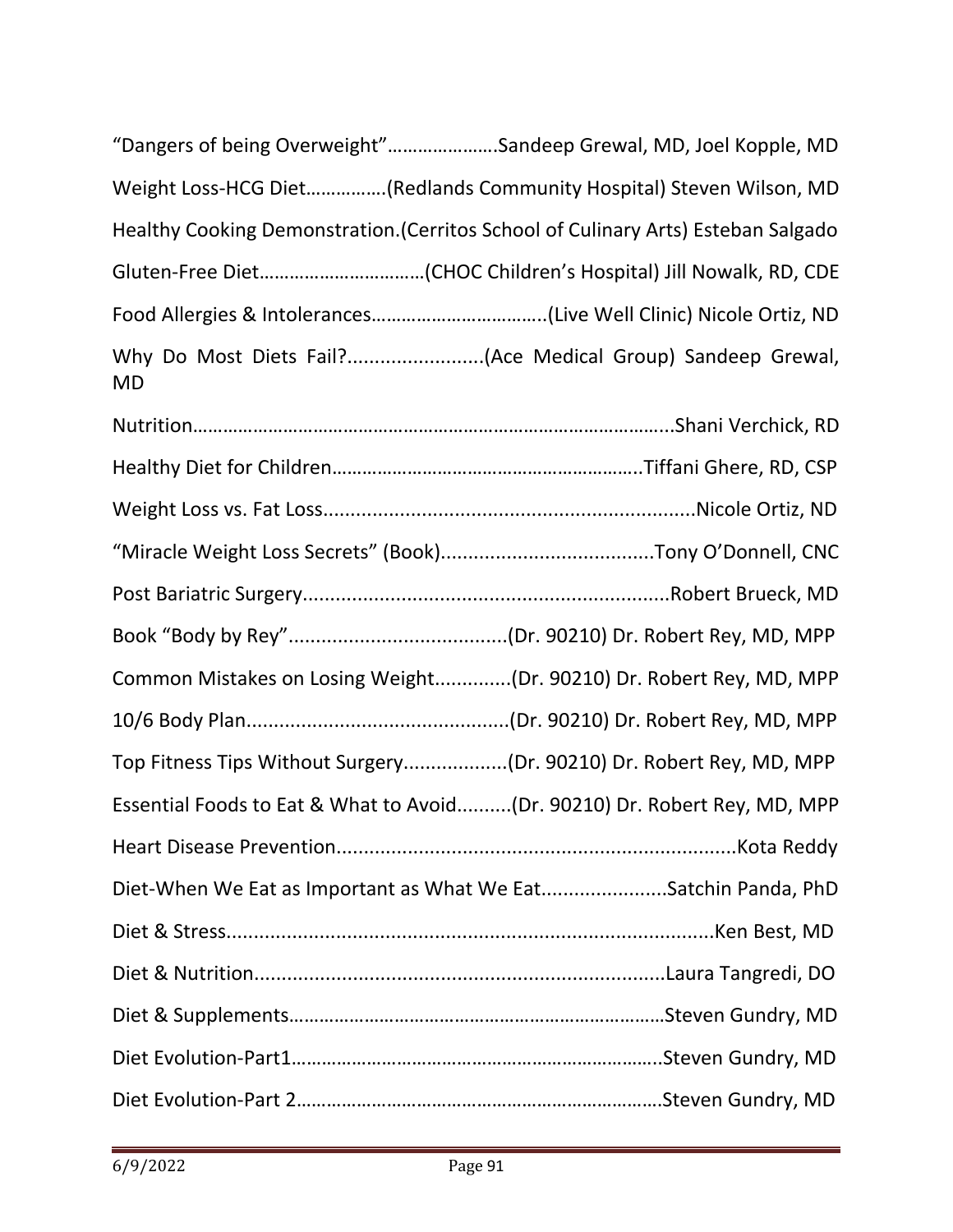"Dangers of being Overweight"………………….Sandeep Grewal, MD, Joel Kopple, MD

Weight Loss-HCG Diet…………….(Redlands Community Hospital) Steven Wilson, MD

Healthy Cooking Demonstration.(Cerritos School of Culinary Arts) Esteban Salgado

Gluten-Free Diet……………………………(CHOC Children's Hospital) Jill Nowalk, RD, CDE

Food Allergies & Intolerances……………………………..(Live Well Clinic) Nicole Ortiz, ND

Why Do Most Diets Fail?.........................(Ace Medical Group) Sandeep Grewal, MD

Nutrition……………………………………………………………………………………...Shani Verchick, RD

Healthy Diet for Children……………………………………………………..Tiffani Ghere, RD, CSP

Weight Loss vs. Fat Loss....................................................................Nicole Ortiz, ND

"Miracle Weight Loss Secrets" (Book).......................................Tony O'Donnell, CNC

Post Bariatric Surgery....................................................................Robert Brueck, MD

Book "Body by Rey"........................................(Dr. 90210) Dr. Robert Rey, MD, MPP

Common Mistakes on Losing Weight..............(Dr. 90210) Dr. Robert Rey, MD, MPP

10/6 Body Plan................................................(Dr. 90210) Dr. Robert Rey, MD, MPP

Top Fitness Tips Without Surgery...................(Dr. 90210) Dr. Robert Rey, MD, MPP

Essential Foods to Eat & What to Avoid..........(Dr. 90210) Dr. Robert Rey, MD, MPP

Heart Disease Prevention.........................................................................Kota Reddy

Diet-When We Eat as Important as What We Eat.......................Satchin Panda, PhD

Diet & Stress.........................................................................................Ken Best, MD

Diet & Nutrition...........................................................................Laura Tangredi, DO

Diet & Supplements…………………………………………………………………Steven Gundry, MD

Diet Evolution-Part1………………………………………………………………..Steven Gundry, MD

Diet Evolution-Part 2……………………………………………………………….Steven Gundry, MD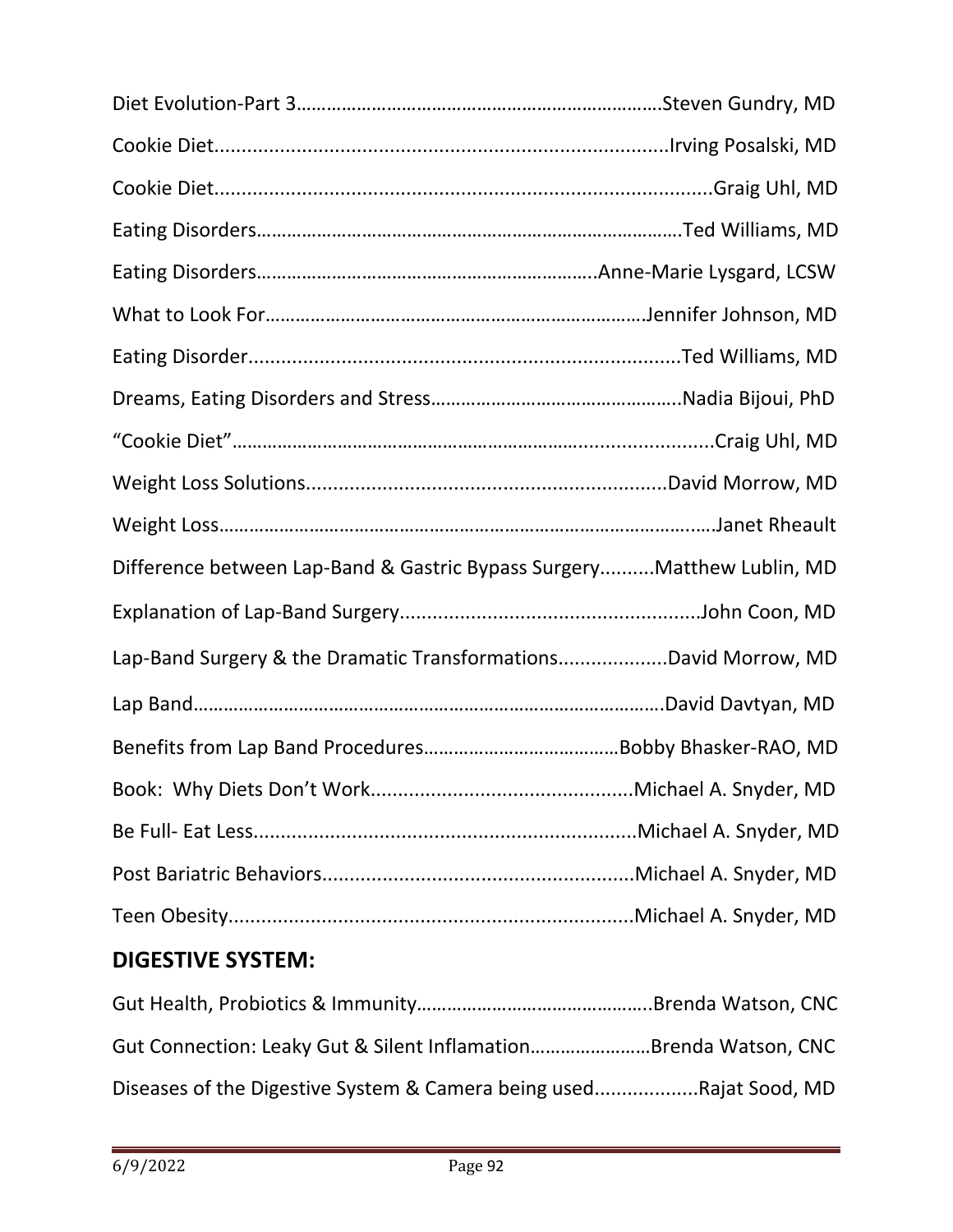Diet Evolution-Part 3………………………………………………………………Steven Gundry, MD

Cookie Diet...................................................................................Irving Posalski, MD

Cookie Diet...........................................................................................Graig Uhl, MD

Eating Disorders…………………………………………………………………………Ted Williams, MD

Eating Disorders………………………………………………………….Anne-Marie Lysgard, LCSW

What to Look For…………………………………………………………………Jennifer Johnson, MD

Eating Disorder..............................................................................Ted Williams, MD

Dreams, Eating Disorders and Stress…………………………………………..Nadia Bijoui, PhD

"Cookie Diet"…………………………………………………………….........................Craig Uhl, MD

Weight Loss Solutions.................................................................David Morrow, MD

Weight Loss…………………………………………………………………………………….Janet Rheault

Difference between Lap-Band & Gastric Bypass Surgery..........Matthew Lublin, MD

Explanation of Lap-Band Surgery......................................................John Coon, MD

Lap-Band Surgery & the Dramatic Transformations...................David Morrow, MD

Lap Band………………………………………………………………………………….David Davtyan, MD

Benefits from Lap Band Procedures…………………………………Bobby Bhasker-RAO, MD

Book: Why Diets Don't Work................................................Michael A. Snyder, MD

Be Full- Eat Less.....................................................................Michael A. Snyder, MD

Post Bariatric Behaviors.........................................................Michael A. Snyder, MD

Teen Obesity..........................................................................Michael A. Snyder, MD

## DIGESTIVE SYSTEM:

Gut Health, Probiotics & Immunity……………………………………….Brenda Watson, CNC

Gut Connection: Leaky Gut & Silent Inflamation……………………Brenda Watson, CNC

Diseases of the Digestive System & Camera being used..................Rajat Sood, MD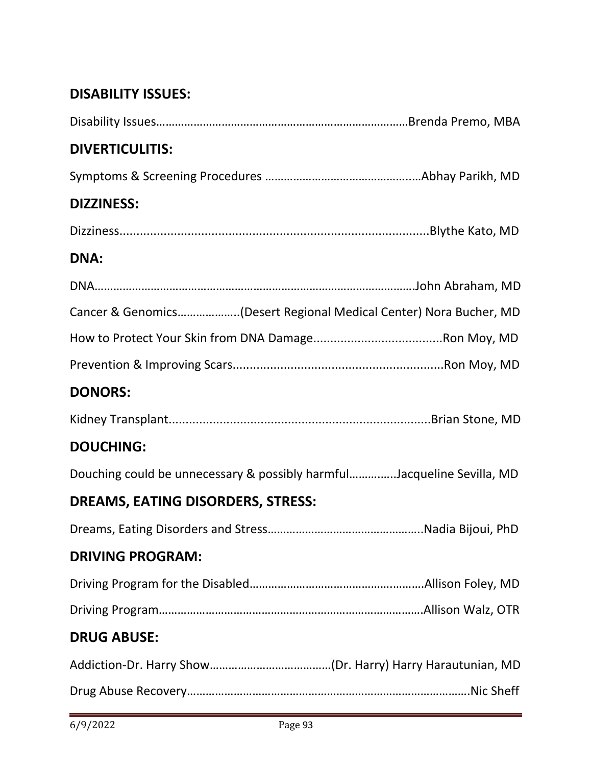## DISABILITY ISSUES:

Disability Issues……………………………………………………………………Brenda Premo, MBA

## DIVERTICULITIS:

Symptoms & Screening Procedures ……………………………………..…Abhay Parikh, MD

## DIZZINESS:

Dizziness..........................................................................................Blythe Kato, MD

## DNA:

DNA……………………………………………………………………………………….John Abraham, MD

Cancer & Genomics………………..(Desert Regional Medical Center) Nora Bucher, MD

How to Protect Your Skin from DNA Damage......................................Ron Moy, MD

Prevention & Improving Scars.............................................................Ron Moy, MD

## DONORS:

Kidney Transplant.............................................................................Brian Stone, MD

## DOUCHING:

Douching could be unnecessary & possibly harmful…………..Jacqueline Sevilla, MD

## DREAMS, EATING DISORDERS, STRESS:

Dreams, Eating Disorders and Stress…………………………………………..Nadia Bijoui, PhD

## DRIVING PROGRAM:

Driving Program for the Disabled…………………………………….…………Allison Foley, MD

Driving Program……………………………………………………………………….Allison Walz, OTR

## DRUG ABUSE:

Addiction-Dr. Harry Show…………………………………(Dr. Harry) Harry Harautunian, MD

Drug Abuse Recovery……………………………………………………………………………….Nic Sheff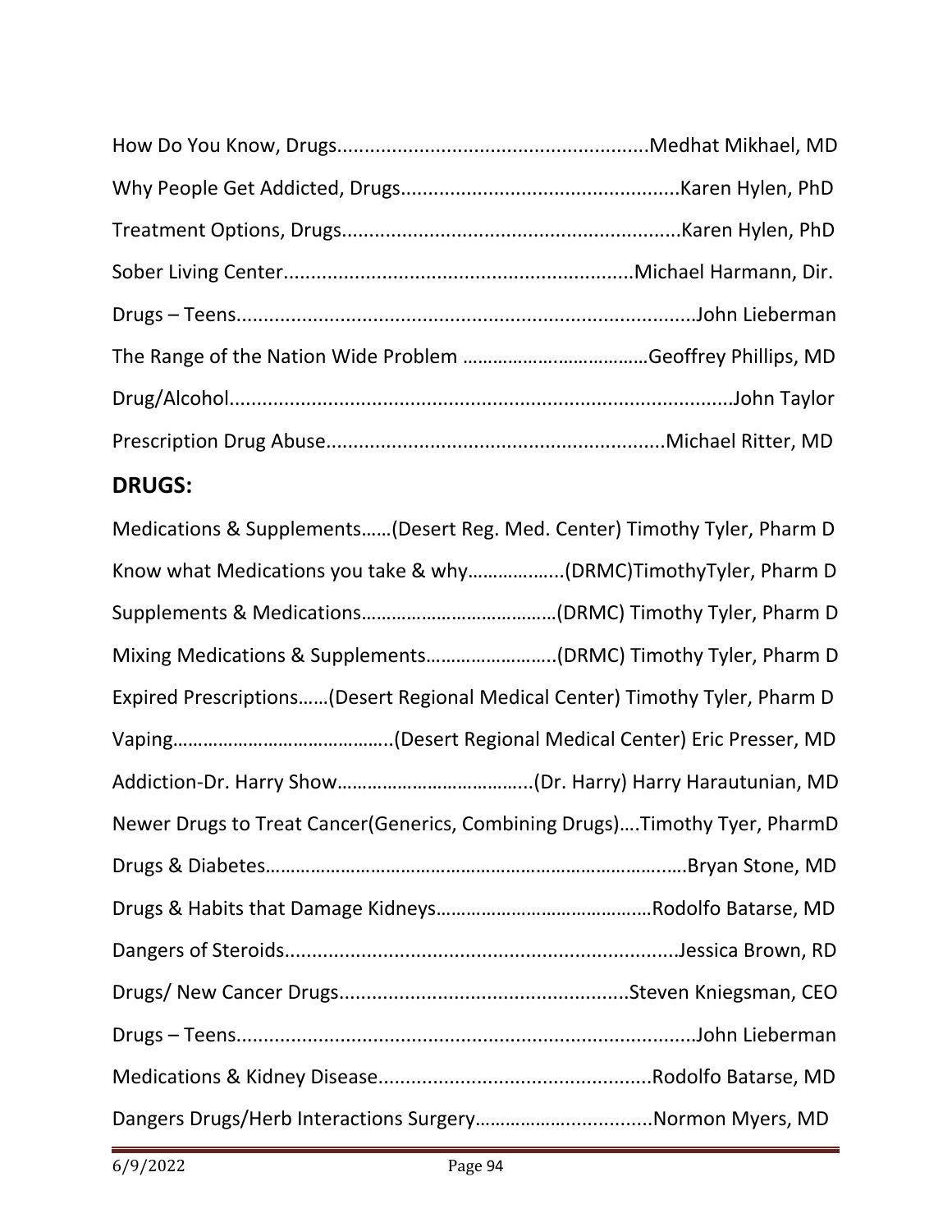How Do You Know, Drugs........................................................Medhat Mikhael, MD

Why People Get Addicted, Drugs..................................................Karen Hylen, PhD

Treatment Options, Drugs.............................................................Karen Hylen, PhD

Sober Living Center................................................................Michael Harmann, Dir.

Drugs – Teens...................................................................................John Lieberman

The Range of the Nation Wide Problem ………………………………Geoffrey Phillips, MD

Drug/Alcohol...........................................................................................John Taylor

Prescription Drug Abuse.............................................................Michael Ritter, MD

## DRUGS:

Medications & Supplements……(Desert Reg. Med. Center) Timothy Tyler, Pharm D

Know what Medications you take & why……………..(DRMC)TimothyTyler, Pharm D

Supplements & Medications…………………………………(DRMC) Timothy Tyler, Pharm D

Mixing Medications & Supplements……………………..(DRMC) Timothy Tyler, Pharm D

Expired Prescriptions……(Desert Regional Medical Center) Timothy Tyler, Pharm D

Vaping……………………………………..(Desert Regional Medical Center) Eric Presser, MD

Addiction-Dr. Harry Show………………………………..(Dr. Harry) Harry Harautunian, MD

Newer Drugs to Treat Cancer(Generics, Combining Drugs)….Timothy Tyer, PharmD

Drugs & Diabetes………………………………………………………………………..…Bryan Stone, MD

Drugs & Habits that Damage Kidneys……………………………………Rodolfo Batarse, MD

Dangers of Steroids........................................................................Jessica Brown, RD

Drugs/ New Cancer Drugs....................................................Steven Kniegsman, CEO

Drugs – Teens...................................................................................John Lieberman

Medications & Kidney Disease.................................................Rodolfo Batarse, MD

Dangers Drugs/Herb Interactions Surgery…………………..............Normon Myers, MD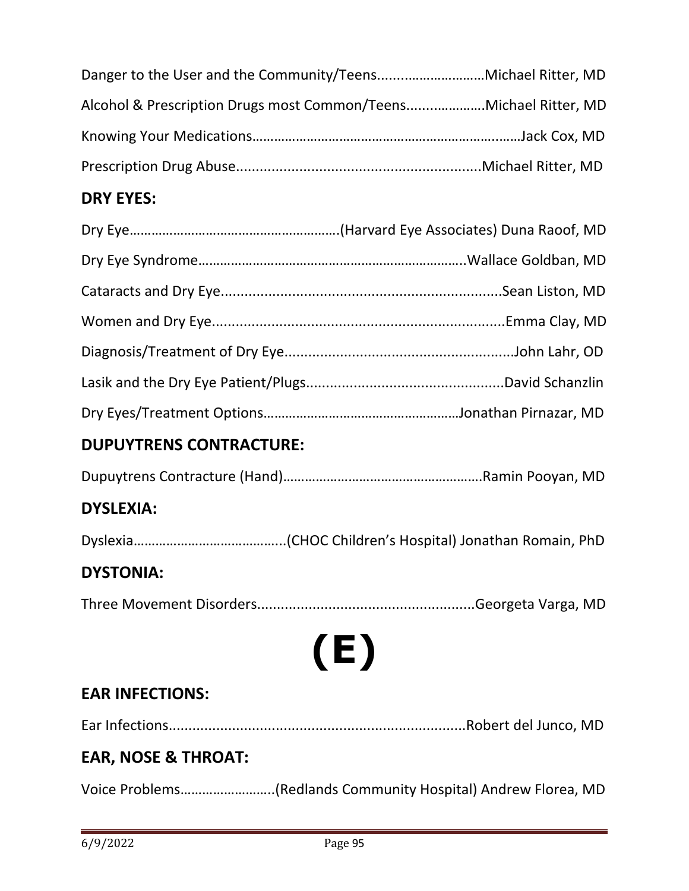Danger to the User and the Community/Teens............………………Michael Ritter, MD

Alcohol & Prescription Drugs most Common/Teens....……………Michael Ritter, MD

Knowing Your Medications………………………………………………………...……Jack Cox, MD

Prescription Drug Abuse.............................................................Michael Ritter, MD

## DRY EYES:

Dry Eye………………………………………………….(Harvard Eye Associates) Duna Raoof, MD

Dry Eye Syndrome………………………………………………………………..Wallace Goldban, MD

Cataracts and Dry Eye.....................................................................Sean Liston, MD

Women and Dry Eye.........................................................................Emma Clay, MD

Diagnosis/Treatment of Dry Eye.........................................................John Lahr, OD

Lasik and the Dry Eye Patient/Plugs.................................................David Schanzlin

Dry Eyes/Treatment Options………………………………………………Jonathan Pirnazar, MD

## DUPUYTRENS CONTRACTURE:

Dupuytrens Contracture (Hand)……………………………………………….Ramin Pooyan, MD

## DYSLEXIA:

Dyslexia…………………………………..(CHOC Children's Hospital) Jonathan Romain, PhD

## DYSTONIA:

Three Movement Disorders......................................................Georgeta Varga, MD

# (E)

## EAR INFECTIONS:

Ear Infections.........................................................................Robert del Junco, MD

## EAR, NOSE & THROAT:

Voice Problems……………………..(Redlands Community Hospital) Andrew Florea, MD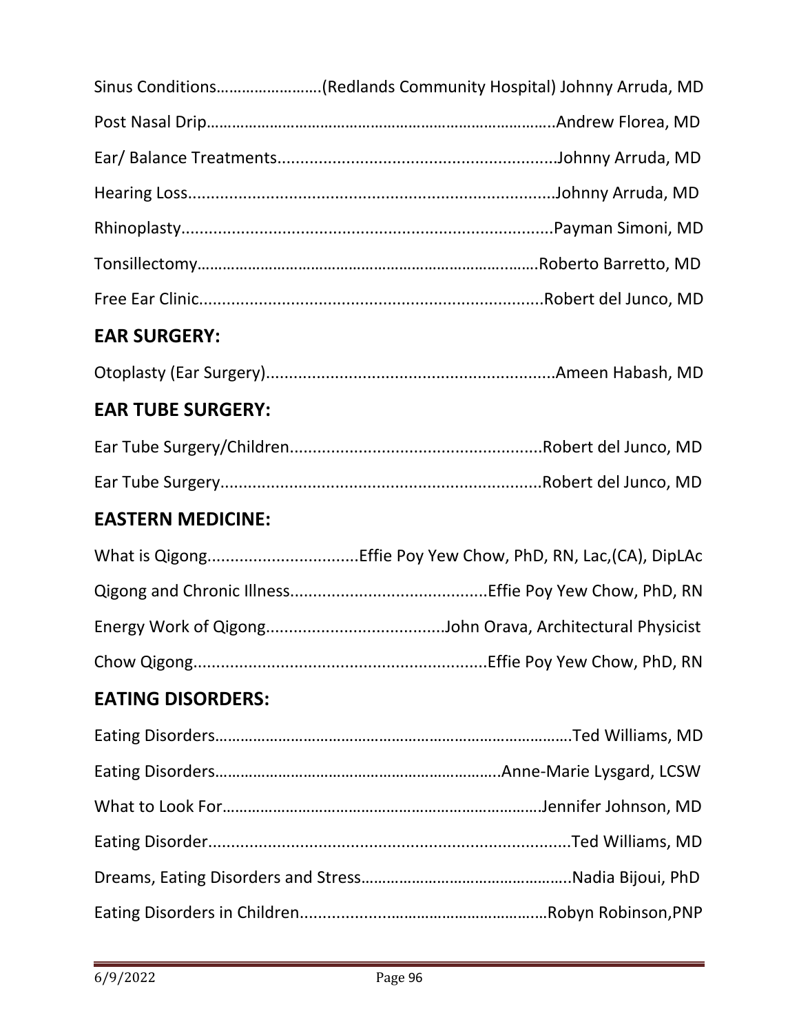Sinus Conditions……………………(Redlands Community Hospital) Johnny Arruda, MD

Post Nasal Drip……………………………………………………………………..Andrew Florea, MD

Ear/ Balance Treatments............................................................Johnny Arruda, MD

Hearing Loss...............................................................................Johnny Arruda, MD

Rhinoplasty.................................................................................Payman Simoni, MD

Tonsillectomy……………………………………………………………….........Roberto Barretto, MD

Free Ear Clinic..........................................................................Robert del Junco, MD

## EAR SURGERY:

Otoplasty (Ear Surgery)..............................................................Ameen Habash, MD

## EAR TUBE SURGERY:

Ear Tube Surgery/Children......................................................Robert del Junco, MD

Ear Tube Surgery......................................................................Robert del Junco, MD

## EASTERN MEDICINE:

What is Qigong.................................Effie Poy Yew Chow, PhD, RN, Lac,(CA), DipLAc

Qigong and Chronic Illness..........................................Effie Poy Yew Chow, PhD, RN

Energy Work of Qigong......................................John Orava, Architectural Physicist

Chow Qigong...............................................................Effie Poy Yew Chow, PhD, RN

## EATING DISORDERS:

Eating Disorders………………………………………………………………………….Ted Williams, MD

Eating Disorders………………………………………………………….Anne-Marie Lysgard, LCSW

What to Look For………………………………………………………………..Jennifer Johnson, MD

Eating Disorder..............................................................................Ted Williams, MD

Dreams, Eating Disorders and Stress…………………………………………..Nadia Bijoui, PhD

Eating Disorders in Children....................................................Robyn Robinson,PNP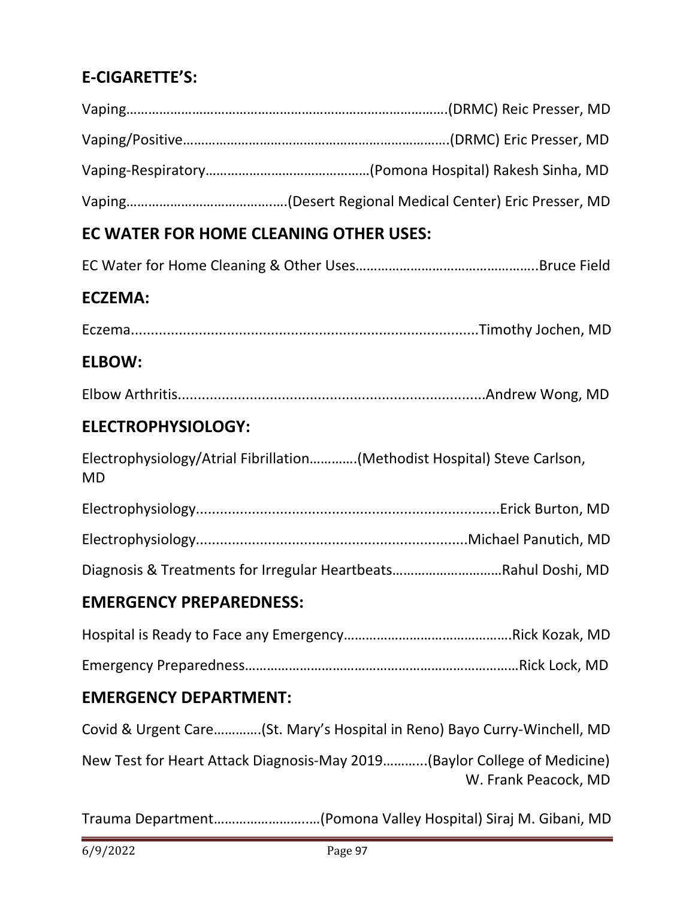## E-CIGARETTE'S:

Vaping…………………………………………………………………………….(DRMC) Reic Presser, MD

Vaping/Positive……………………………………………………………….(DRMC) Eric Presser, MD

Vaping-Respiratory………………………………………(Pomona Hospital) Rakesh Sinha, MD

Vaping……………………………………(Desert Regional Medical Center) Eric Presser, MD

## EC WATER FOR HOME CLEANING OTHER USES:

EC Water for Home Cleaning & Other Uses…………………………………………..Bruce Field

## ECZEMA:

Eczema......................................................................................Timothy Jochen, MD

## ELBOW:

Elbow Arthritis...........................................................................Andrew Wong, MD

## ELECTROPHYSIOLOGY:

Electrophysiology/Atrial Fibrillation………….(Methodist Hospital) Steve Carlson, MD

Electrophysiology...........................................................................Erick Burton, MD

Electrophysiology...................................................................Michael Panutich, MD

Diagnosis & Treatments for Irregular Heartbeats…………………………Rahul Doshi, MD

## EMERGENCY PREPAREDNESS:

Hospital is Ready to Face any Emergency……………………………………….Rick Kozak, MD

Emergency Preparedness…………………………………………………………………Rick Lock, MD

## EMERGENCY DEPARTMENT:

Covid & Urgent Care………….(St. Mary's Hospital in Reno) Bayo Curry-Winchell, MD

New Test for Heart Attack Diagnosis-May 2019………..(Baylor College of Medicine) W. Frank Peacock, MD

Trauma Department…………………..…(Pomona Valley Hospital) Siraj M. Gibani, MD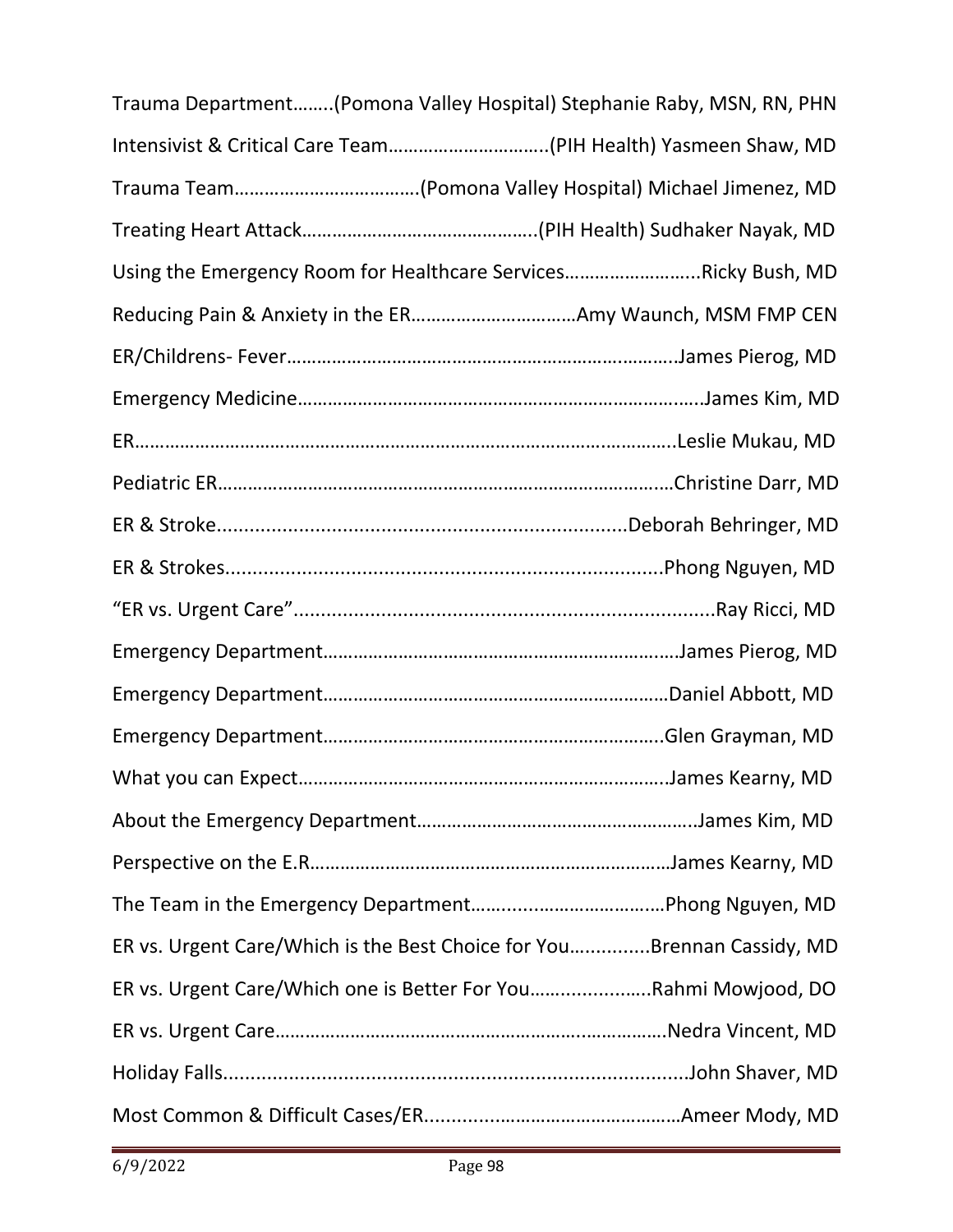Trauma Department……..(Pomona Valley Hospital) Stephanie Raby, MSN, RN, PHN

Intensivist & Critical Care Team…………………………..(PIH Health) Yasmeen Shaw, MD

Trauma Team………………………………(Pomona Valley Hospital) Michael Jimenez, MD

Treating Heart Attack………………………………………..(PIH Health) Sudhaker Nayak, MD

Using the Emergency Room for Healthcare Services……………………..Ricky Bush, MD

Reducing Pain & Anxiety in the ER……………………………Amy Waunch, MSM FMP CEN

ER/Childrens- Fever……………………………………………………………….James Pierog, MD

Emergency Medicine……………………………………………………………….James Kim, MD

ER……………………………………………………………………………………….Leslie Mukau, MD

Pediatric ER……………………………………………………………………….Christine Darr, MD

ER & Stroke.........................................................................Deborah Behringer, MD

ER & Strokes...............................................................................Phong Nguyen, MD

“ER vs. Urgent Care”............................................................................Ray Ricci, MD

Emergency Department…………………………………………………………James Pierog, MD

Emergency Department………………………………………………………Daniel Abbott, MD

Emergency Department……………………………………………………….Glen Grayman, MD

What you can Expect…………………………………………………………..James Kearny, MD

About the Emergency Department……………………………………………..James Kim, MD

Perspective on the E.R…………………………………………………………James Kearny, MD

The Team in the Emergency Department…………………………………Phong Nguyen, MD

ER vs. Urgent Care/Which is the Best Choice for You...............Brennan Cassidy, MD

ER vs. Urgent Care/Which one is Better For You…………………..Rahmi Mowjood, DO

ER vs. Urgent Care………………………………………………………………Nedra Vincent, MD

Holiday Falls.......................................................................................John Shaver, MD

Most Common & Difficult Cases/ER................................................Ameer Mody, MD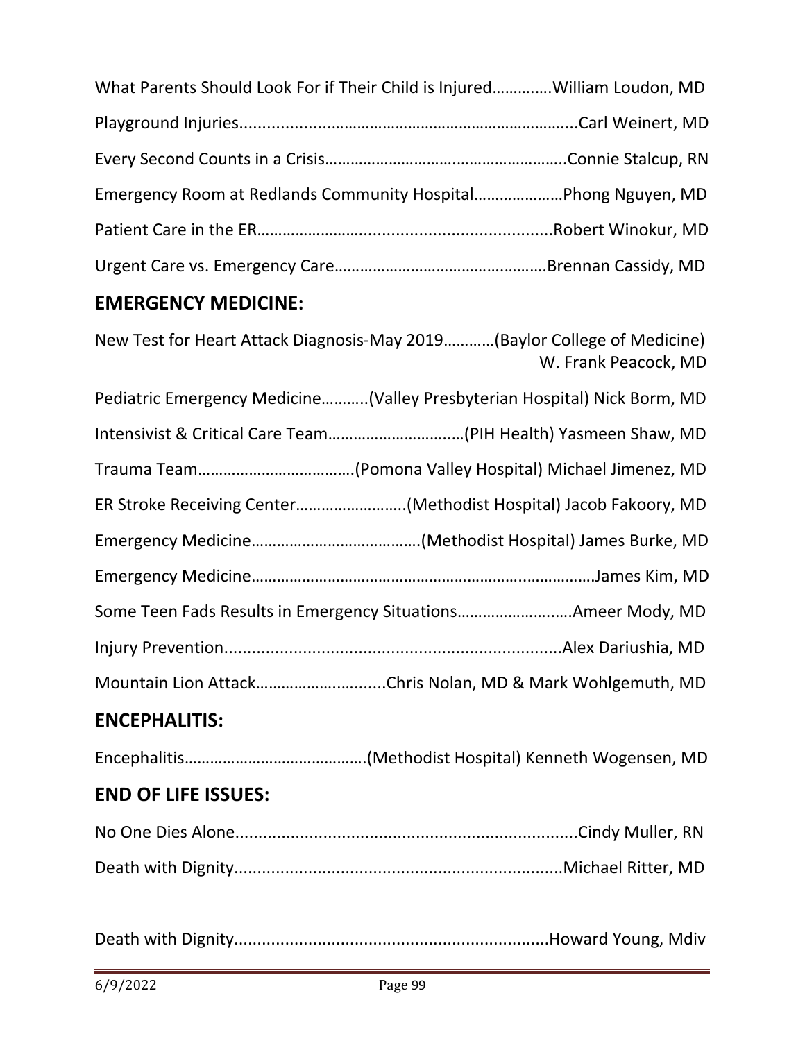What Parents Should Look For if Their Child is Injured………….William Loudon, MD

Playground Injuries...........................................................................Carl Weinert, MD

Every Second Counts in a Crisis………………………………………………..Connie Stalcup, RN

Emergency Room at Redlands Community Hospital…………………Phong Nguyen, MD

Patient Care in the ER……………….........................................Robert Winokur, MD

Urgent Care vs. Emergency Care……………………………….………Brennan Cassidy, MD

## EMERGENCY MEDICINE:

New Test for Heart Attack Diagnosis-May 2019…………(Baylor College of Medicine) W. Frank Peacock, MD

Pediatric Emergency Medicine………..(Valley Presbyterian Hospital) Nick Borm, MD

Intensivist & Critical Care Team…………………………..(PIH Health) Yasmeen Shaw, MD

Trauma Team………………………………(Pomona Valley Hospital) Michael Jimenez, MD

ER Stroke Receiving Center……………………..(Methodist Hospital) Jacob Fakoory, MD

Emergency Medicine…………………………………(Methodist Hospital) James Burke, MD

Emergency Medicine………………………………………………………..………James Kim, MD

Some Teen Fads Results in Emergency Situations……………………..Ameer Mody, MD

Injury Prevention......................................................................Alex Dariushia, MD

Mountain Lion Attack…………….….......Chris Nolan, MD & Mark Wohlgemuth, MD

## ENCEPHALITIS:

Encephalitis……………………………………(Methodist Hospital) Kenneth Wogensen, MD

## END OF LIFE ISSUES:

No One Dies Alone........................................................................Cindy Muller, RN

Death with Dignity.....................................................................Michael Ritter, MD

Death with Dignity...................................................................Howard Young, Mdiv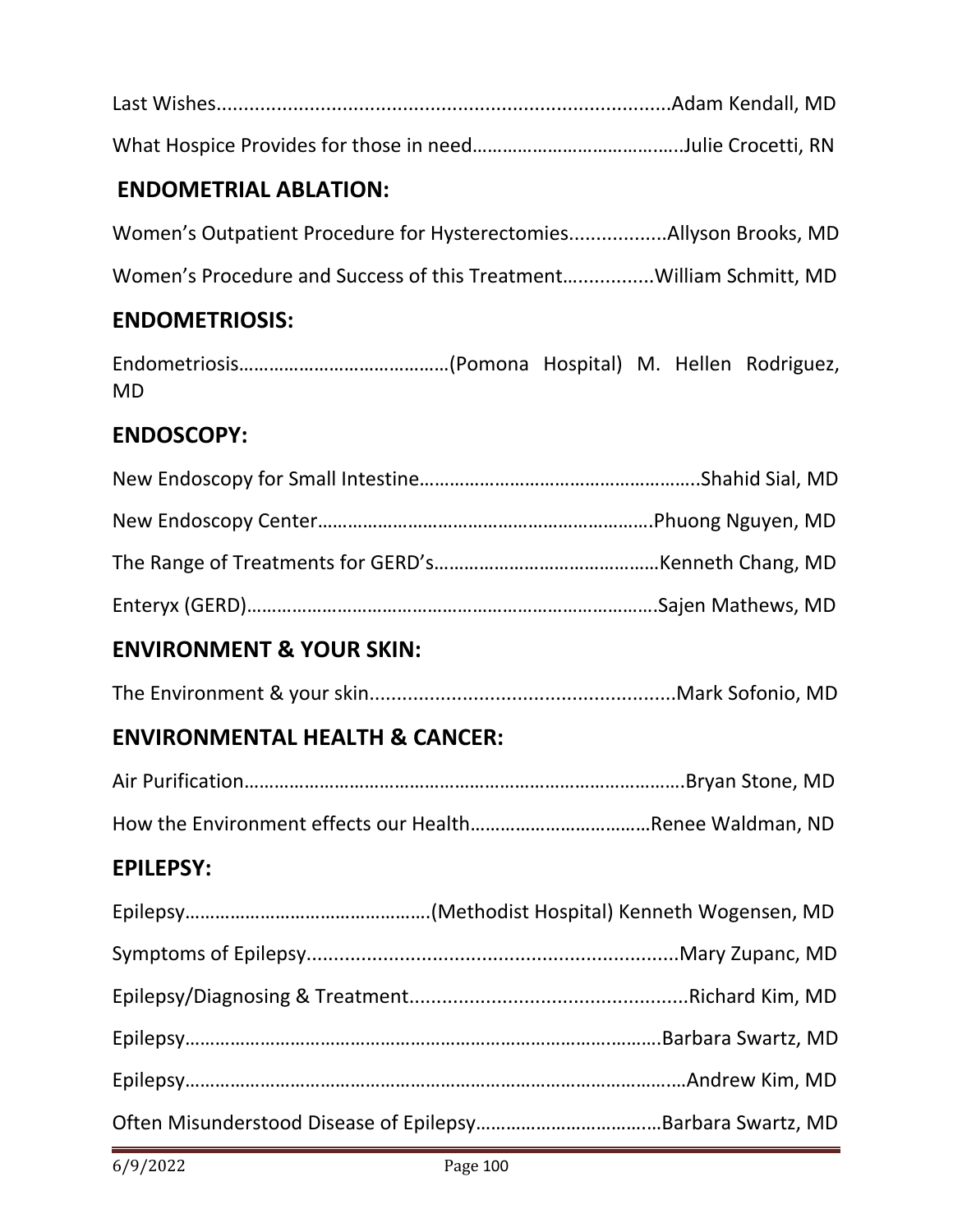Last Wishes..................................................................................Adam Kendall, MD

What Hospice Provides for those in need…………………………….…..Julie Crocetti, RN

## ENDOMETRIAL ABLATION:

Women's Outpatient Procedure for Hysterectomies..................Allyson Brooks, MD

Women's Procedure and Success of this Treatment…..............William Schmitt, MD

## ENDOMETRIOSIS:

Endometriosis……………………………………(Pomona Hospital) M. Hellen Rodriguez, MD

## ENDOSCOPY:

New Endoscopy for Small Intestine………………………………………………..Shahid Sial, MD

New Endoscopy Center…………………………………………………………Phuong Nguyen, MD

The Range of Treatments for GERD's………………………………………Kenneth Chang, MD

Enteryx (GERD)……………………………………………………………………….Sajen Mathews, MD

## ENVIRONMENT & YOUR SKIN:

The Environment & your skin........................................................Mark Sofonio, MD

## ENVIRONMENTAL HEALTH & CANCER:

Air Purification……………………………………………………………………………Bryan Stone, MD

How the Environment effects our Health………………………………Renee Waldman, ND

## EPILEPSY:

Epilepsy…………………………………………(Methodist Hospital) Kenneth Wogensen, MD

Symptoms of Epilepsy....................................................................Mary Zupanc, MD

Epilepsy/Diagnosing & Treatment...................................................Richard Kim, MD

Epilepsy………………………………………………………………………….………Barbara Swartz, MD

Epilepsy……………………………………………………………………………………….Andrew Kim, MD

Often Misunderstood Disease of Epilepsy………………………….……Barbara Swartz, MD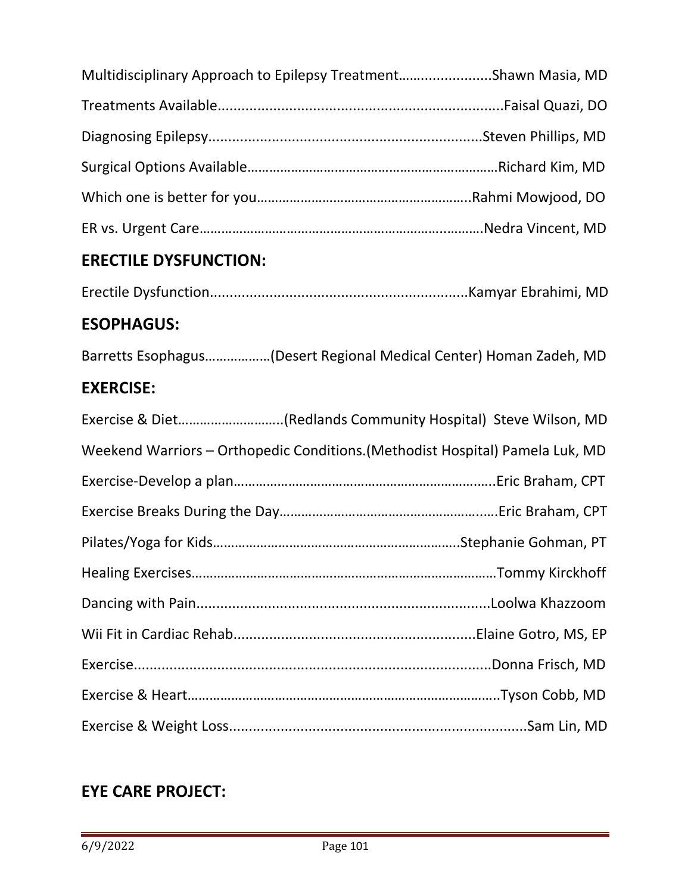Multidisciplinary Approach to Epilepsy Treatment........................Shawn Masia, MD

Treatments Available........................................................................Faisal Quazi, DO

Diagnosing Epilepsy....................................................................Steven Phillips, MD

Surgical Options Available…………………………………………………………Richard Kim, MD

Which one is better for you…………………………………………………..Rahmi Mowjood, DO

ER vs. Urgent Care…………………………………………………………….……….Nedra Vincent, MD

## ERECTILE DYSFUNCTION:

Erectile Dysfunction.................................................................Kamyar Ebrahimi, MD

## ESOPHAGUS:

Barretts Esophagus………………(Desert Regional Medical Center) Homan Zadeh, MD

## EXERCISE:

Exercise & Diet………………………..(Redlands Community Hospital) Steve Wilson, MD

Weekend Warriors – Orthopedic Conditions.(Methodist Hospital) Pamela Luk, MD

Exercise-Develop a plan……………………………………………………….…..Eric Braham, CPT

Exercise Breaks During the Day………………………………………….….Eric Braham, CPT

Pilates/Yoga for Kids…………………………………………………………..Stephanie Gohman, PT

Healing Exercises…………………………………………………………………………Tommy Kirckhoff

Dancing with Pain..........................................................................Loolwa Khazzoom

Wii Fit in Cardiac Rehab............................................................Elaine Gotro, MS, EP

Exercise..........................................................................................Donna Frisch, MD

Exercise & Heart…………………………………………………………………………..Tyson Cobb, MD

Exercise & Weight Loss...........................................................................Sam Lin, MD

## EYE CARE PROJECT: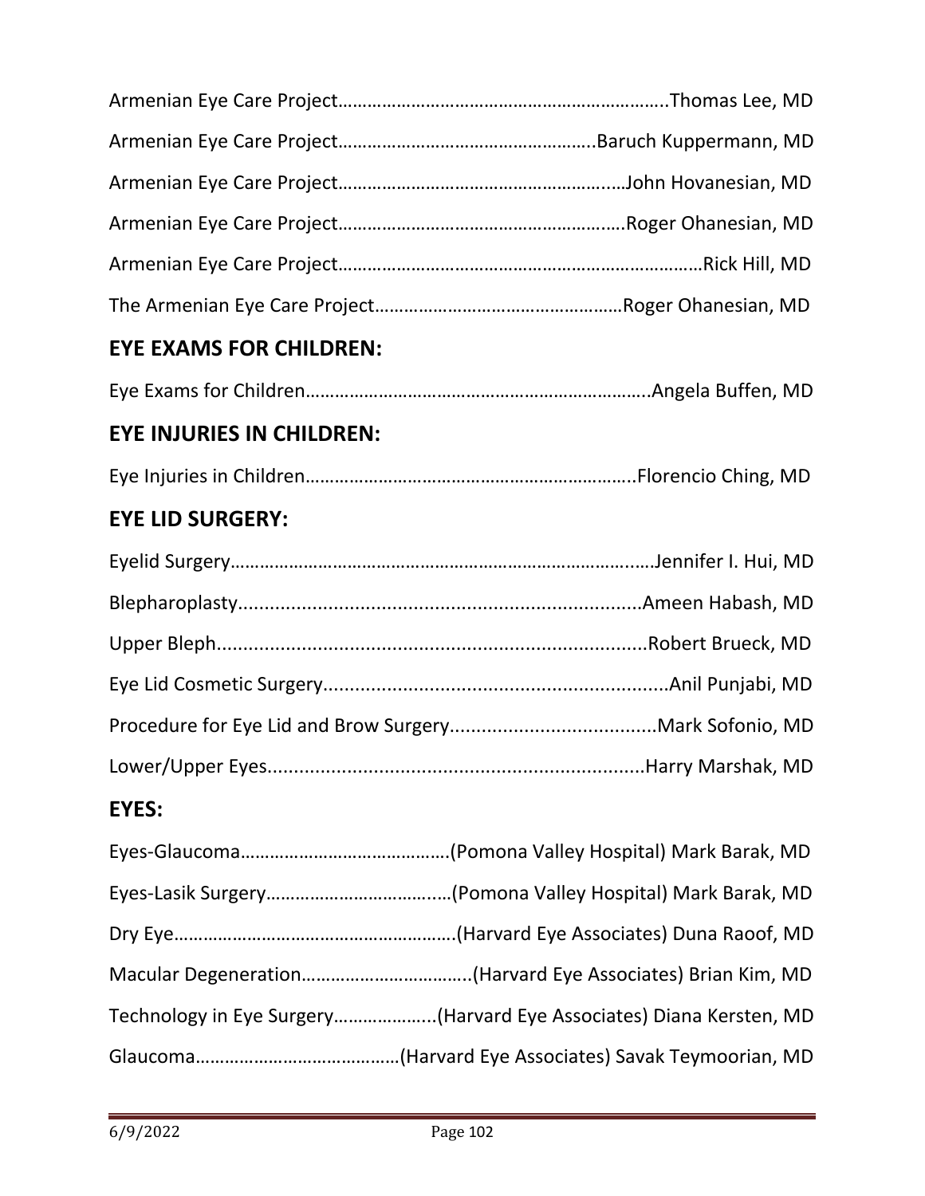Armenian Eye Care Project…………………………………………………………..Thomas Lee, MD

Armenian Eye Care Project……………………………………………..Baruch Kuppermann, MD

Armenian Eye Care Project…………………………………………….……John Hovanesian, MD

Armenian Eye Care Project……………………………………………….….Roger Ohanesian, MD

Armenian Eye Care Project…………………………………………………………………Rick Hill, MD

The Armenian Eye Care Project……………………………………………Roger Ohanesian, MD

## EYE EXAMS FOR CHILDREN:

Eye Exams for Children……………………………………………………………..Angela Buffen, MD

## EYE INJURIES IN CHILDREN:

Eye Injuries in Children…………………………………………………………..Florencio Ching, MD

## EYE LID SURGERY:

Eyelid Surgery……………………………………………………………………….….Jennifer I. Hui, MD

Blepharoplasty...........................................................................Ameen Habash, MD

Upper Bleph...............................................................................Robert Brueck, MD

Eye Lid Cosmetic Surgery.................................................................Anil Punjabi, MD

Procedure for Eye Lid and Brow Surgery.......................................Mark Sofonio, MD

Lower/Upper Eyes.......................................................................Harry Marshak, MD

## EYES:

Eyes-Glaucoma……………………………………(Pomona Valley Hospital) Mark Barak, MD

Eyes-Lasik Surgery…………………………….…(Pomona Valley Hospital) Mark Barak, MD

Dry Eye………………………………………………….(Harvard Eye Associates) Duna Raoof, MD

Macular Degeneration……………………………..(Harvard Eye Associates) Brian Kim, MD

Technology in Eye Surgery………………..(Harvard Eye Associates) Diana Kersten, MD

Glaucoma……………………………………(Harvard Eye Associates) Savak Teymoorian, MD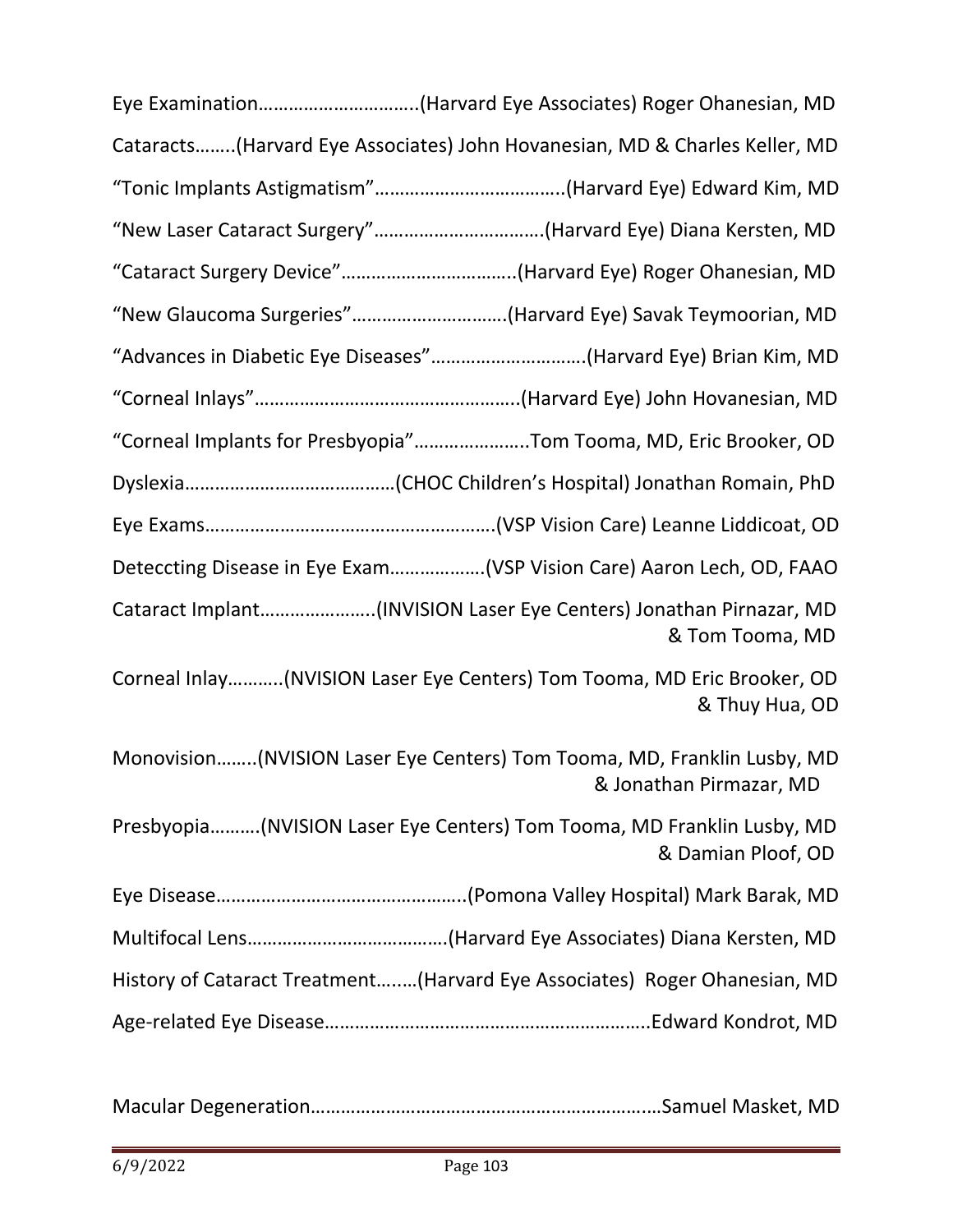Eye Examination…………………………..(Harvard Eye Associates) Roger Ohanesian, MD

Cataracts……..(Harvard Eye Associates) John Hovanesian, MD & Charles Keller, MD

"Tonic Implants Astigmatism"………………………………..(Harvard Eye) Edward Kim, MD

"New Laser Cataract Surgery"…………………………….(Harvard Eye) Diana Kersten, MD

"Cataract Surgery Device"……………………………..(Harvard Eye) Roger Ohanesian, MD

"New Glaucoma Surgeries"………………………….(Harvard Eye) Savak Teymoorian, MD

"Advances in Diabetic Eye Diseases"………………………….(Harvard Eye) Brian Kim, MD

"Corneal Inlays"……………………………………………..(Harvard Eye) John Hovanesian, MD

"Corneal Implants for Presbyopia"…………………..Tom Tooma, MD, Eric Brooker, OD

Dyslexia……………………………………(CHOC Children's Hospital) Jonathan Romain, PhD

Eye Exams………………………………………………….(VSP Vision Care) Leanne Liddicoat, OD

Deteccting Disease in Eye Exam……………….(VSP Vision Care) Aaron Lech, OD, FAAO

Cataract Implant…………………..(INVISION Laser Eye Centers) Jonathan Pirnazar, MD & Tom Tooma, MD

Corneal Inlay………..(NVISION Laser Eye Centers) Tom Tooma, MD Eric Brooker, OD & Thuy Hua, OD

Monovision……..(NVISION Laser Eye Centers) Tom Tooma, MD, Franklin Lusby, MD & Jonathan Pirmazar, MD

Presbyopia……….(NVISION Laser Eye Centers) Tom Tooma, MD Franklin Lusby, MD & Damian Ploof, OD

Eye Disease…………………………………………..(Pomona Valley Hospital) Mark Barak, MD

Multifocal Lens………………………………….(Harvard Eye Associates) Diana Kersten, MD

History of Cataract Treatment….….(Harvard Eye Associates) Roger Ohanesian, MD

Age-related Eye Disease………………………………………………………..Edward Kondrot, MD

Macular Degeneration……………………………………………………………Samuel Masket, MD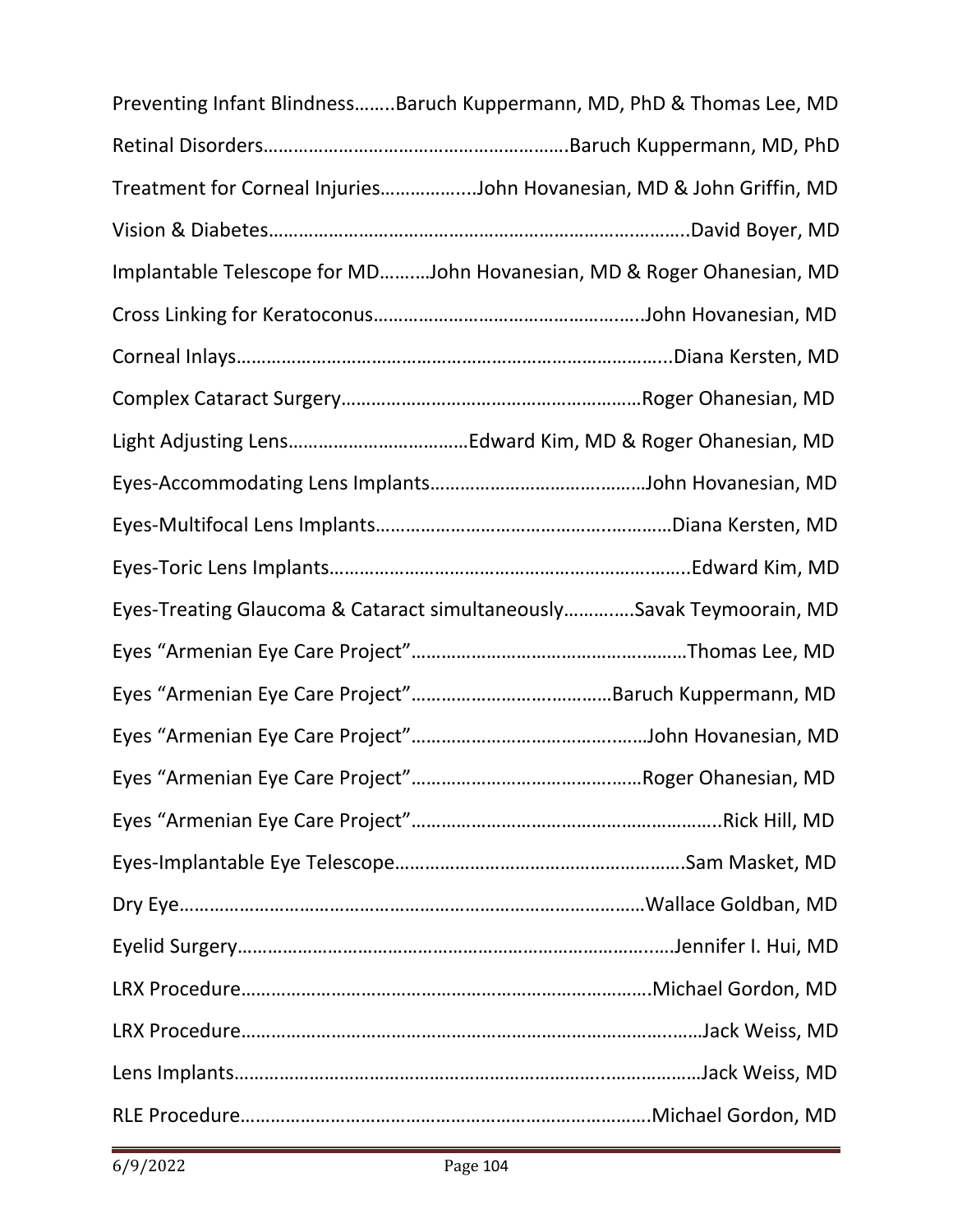Preventing Infant Blindness……..Baruch Kuppermann, MD, PhD & Thomas Lee, MD

Retinal Disorders……………………………………………………Baruch Kuppermann, MD, PhD

Treatment for Corneal Injuries……………...John Hovanesian, MD & John Griffin, MD

Vision & Diabetes………………………………………………………………………….David Boyer, MD

Implantable Telescope for MD……….John Hovanesian, MD & Roger Ohanesian, MD

Cross Linking for Keratoconus……………………………………….…..John Hovanesian, MD

Corneal Inlays…………………………………………………………………………..Diana Kersten, MD

Complex Cataract Surgery……………………………………………………Roger Ohanesian, MD

Light Adjusting Lens………………………………Edward Kim, MD & Roger Ohanesian, MD

Eyes-Accommodating Lens Implants……………………………………John Hovanesian, MD

Eyes-Multifocal Lens Implants……………………………………….……Diana Kersten, MD

Eyes-Toric Lens Implants……………………………………………………….…..Edward Kim, MD

Eyes-Treating Glaucoma & Cataract simultaneously………….Savak Teymoorain, MD

Eyes "Armenian Eye Care Project"……………………………….………Thomas Lee, MD

Eyes "Armenian Eye Care Project"……………………….…………Baruch Kuppermann, MD

Eyes "Armenian Eye Care Project"……………………………….……John Hovanesian, MD

Eyes "Armenian Eye Care Project"………………………………..……Roger Ohanesian, MD

Eyes "Armenian Eye Care Project"……………………………………………..Rick Hill, MD

Eyes-Implantable Eye Telescope………………………………………….Sam Masket, MD

Dry Eye…………………………………………………………………………Wallace Goldban, MD

Eyelid Surgery………………………………………………………………..….Jennifer I. Hui, MD

LRX Procedure………………………………………………………………….Michael Gordon, MD

LRX Procedure………………………………………………………………………..…Jack Weiss, MD

Lens Implants…………………………………………………………...………………Jack Weiss, MD

RLE Procedure………………………………………………………………….Michael Gordon, MD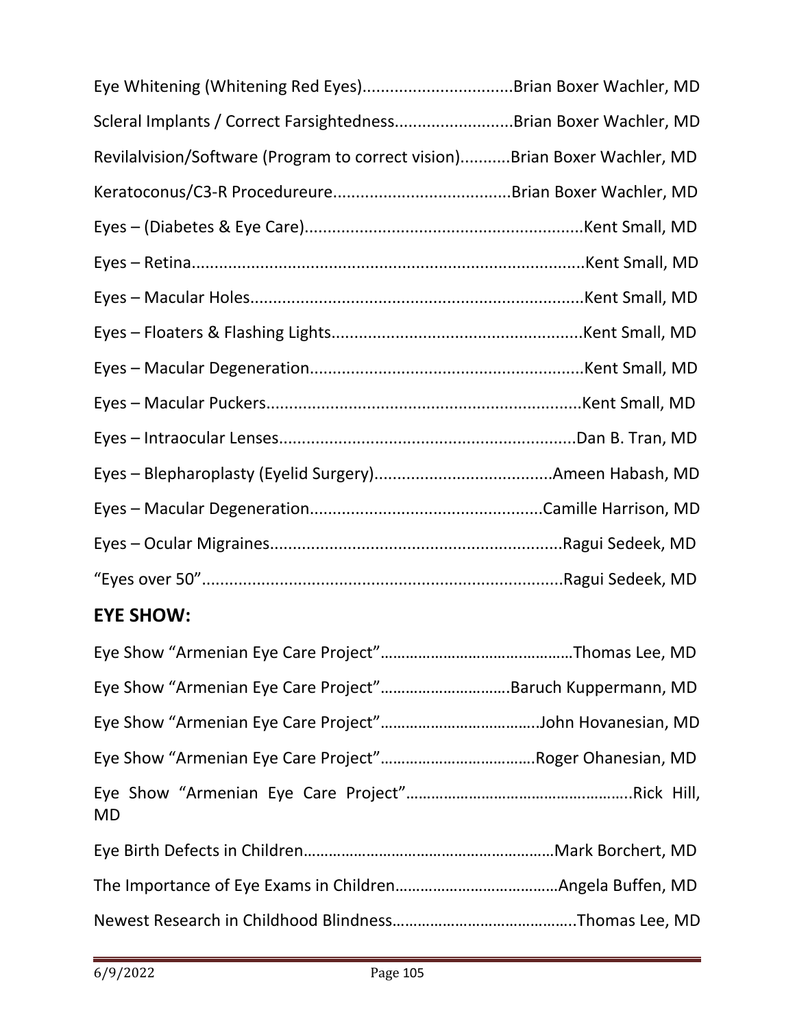Eye Whitening (Whitening Red Eyes)................................Brian Boxer Wachler, MD

Scleral Implants / Correct Farsightedness.........................Brian Boxer Wachler, MD

Revilalvision/Software (Program to correct vision)...........Brian Boxer Wachler, MD

Keratoconus/C3-R Procedureure......................................Brian Boxer Wachler, MD

Eyes – (Diabetes & Eye Care)............................................................Kent Small, MD

Eyes – Retina....................................................................................Kent Small, MD

Eyes – Macular Holes.......................................................................Kent Small, MD

Eyes – Floaters & Flashing Lights......................................................Kent Small, MD

Eyes – Macular Degeneration...........................................................Kent Small, MD

Eyes – Macular Puckers....................................................................Kent Small, MD

Eyes – Intraocular Lenses................................................................Dan B. Tran, MD

Eyes – Blepharoplasty (Eyelid Surgery)......................................Ameen Habash, MD

Eyes – Macular Degeneration..................................................Camille Harrison, MD

Eyes – Ocular Migraines................................................................Ragui Sedeek, MD

"Eyes over 50"..............................................................................Ragui Sedeek, MD

## EYE SHOW:

Eye Show "Armenian Eye Care Project"………………………………………Thomas Lee, MD

Eye Show "Armenian Eye Care Project"…………………………Baruch Kuppermann, MD

Eye Show "Armenian Eye Care Project"……………………………….John Hovanesian, MD

Eye Show "Armenian Eye Care Project"………………………………Roger Ohanesian, MD

Eye Show "Armenian Eye Care Project"……………………………………………..Rick Hill, MD

Eye Birth Defects in Children……………………………………………………Mark Borchert, MD

The Importance of Eye Exams in Children…………………………………Angela Buffen, MD

Newest Research in Childhood Blindness……………………………………..Thomas Lee, MD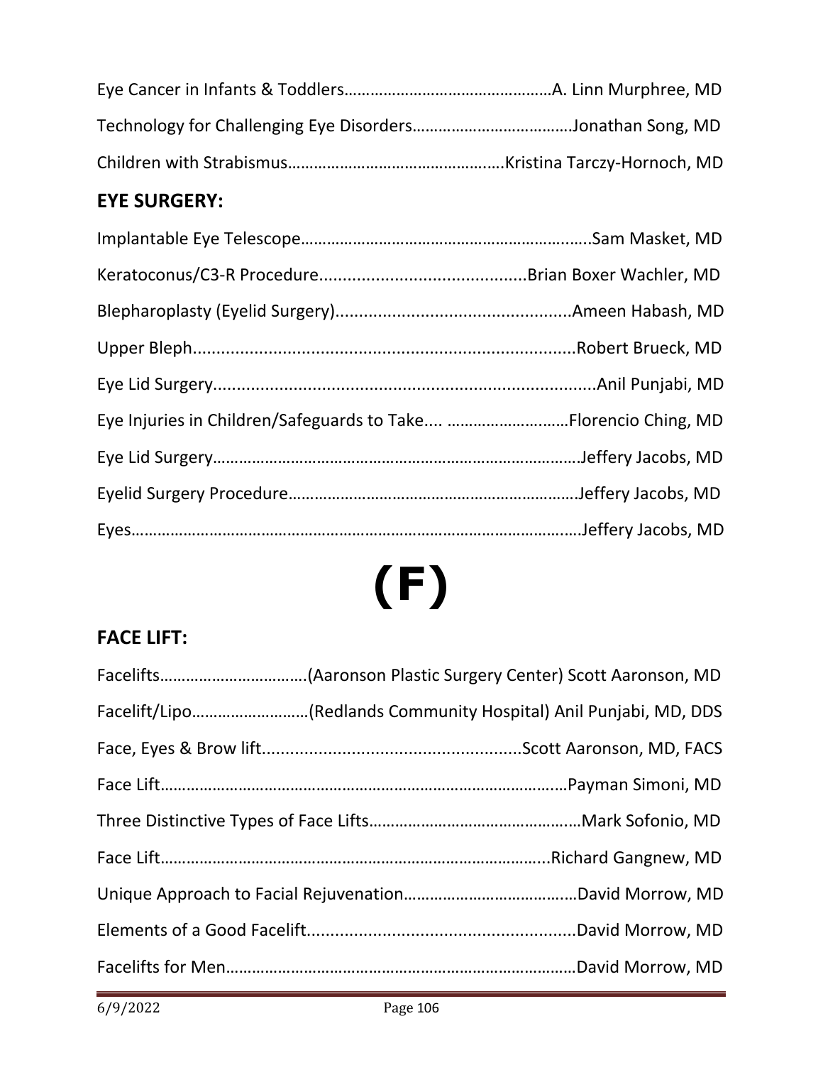Eye Cancer in Infants & Toddlers…………………………………………A. Linn Murphree, MD

Technology for Challenging Eye Disorders………………………………Jonathan Song, MD

Children with Strabismus…………………………………………..Kristina Tarczy-Hornoch, MD

## EYE SURGERY:

Implantable Eye Telescope………………………………………………………..Sam Masket, MD

Keratoconus/C3-R Procedure...........................................Brian Boxer Wachler, MD

Blepharoplasty (Eyelid Surgery).................................................Ameen Habash, MD

Upper Bleph................................................................................Robert Brueck, MD

Eye Lid Surgery.................................................................................Anil Punjabi, MD

Eye Injuries in Children/Safeguards to Take.... ………………….……Florencio Ching, MD

Eye Lid Surgery…………………………………………………………………………Jeffery Jacobs, MD

Eyelid Surgery Procedure………………………………………………………….Jeffery Jacobs, MD

Eyes……………………………………………………………………………………….Jeffery Jacobs, MD

# (F)

## FACE LIFT:

Facelifts…………………………….(Aaronson Plastic Surgery Center) Scott Aaronson, MD

Facelift/Lipo………………………(Redlands Community Hospital) Anil Punjabi, MD, DDS

Face, Eyes & Brow lift......................................................Scott Aaronson, MD, FACS

Face Lift………………………………………………………………………………Payman Simoni, MD

Three Distinctive Types of Face Lifts…………………………………………Mark Sofonio, MD

Face Lift……………………………………………………………………………...Richard Gangnew, MD

Unique Approach to Facial Rejuvenation…………………………………David Morrow, MD

Elements of a Good Facelift.........................................................David Morrow, MD

Facelifts for Men……………………………………………………………………David Morrow, MD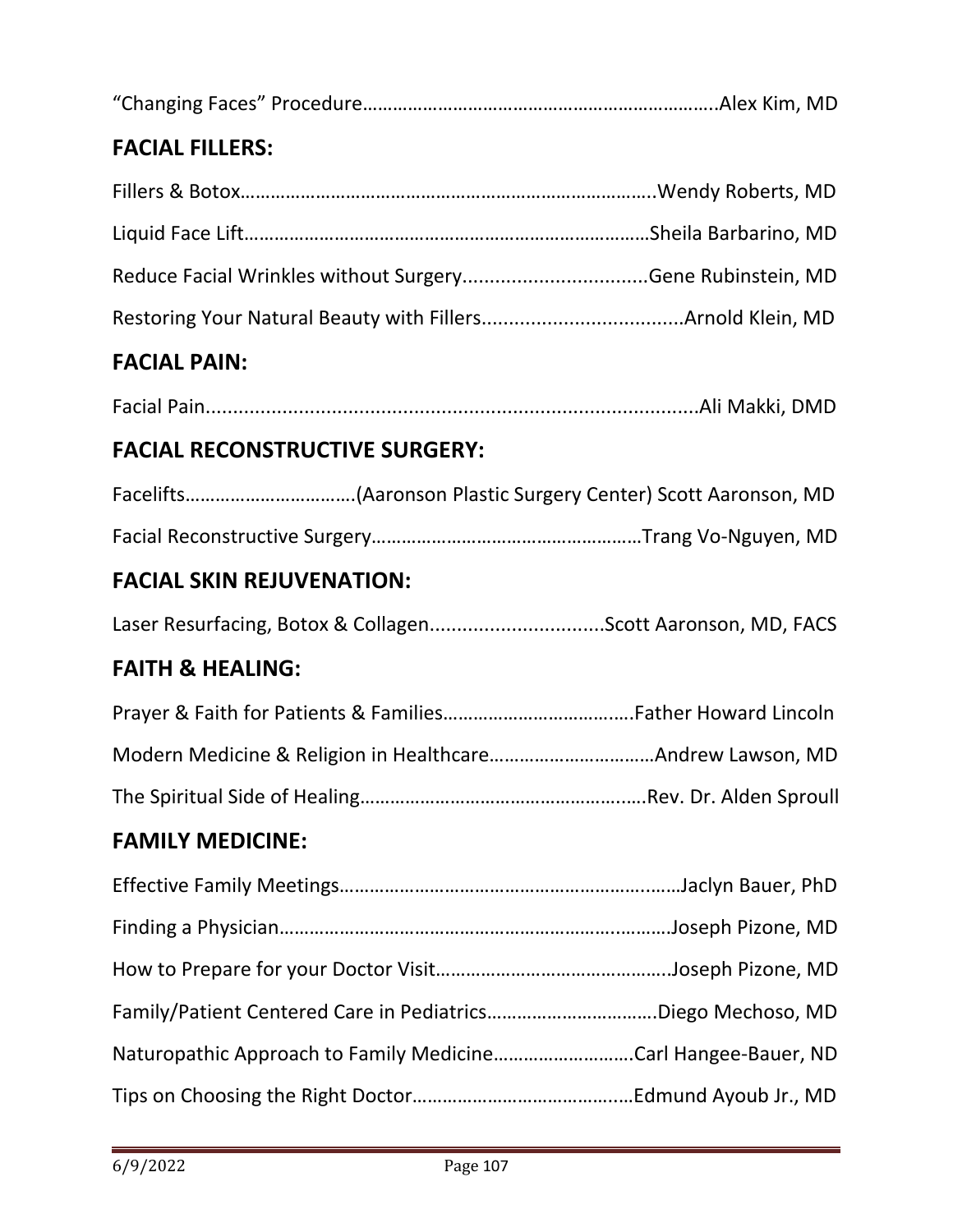"Changing Faces" Procedure……………………………………………………………..Alex Kim, MD

## FACIAL FILLERS:

Fillers & Botox………………………………………………………………………..Wendy Roberts, MD

Liquid Face Lift………………………………………………………………………Sheila Barbarino, MD

Reduce Facial Wrinkles without Surgery..................................Gene Rubinstein, MD

Restoring Your Natural Beauty with Fillers....................................Arnold Klein, MD

## FACIAL PAIN:

Facial Pain.........................................................................................Ali Makki, DMD

## FACIAL RECONSTRUCTIVE SURGERY:

Facelifts…………………………….(Aaronson Plastic Surgery Center) Scott Aaronson, MD

Facial Reconstructive Surgery………………………………………………Trang Vo-Nguyen, MD

## FACIAL SKIN REJUVENATION:

Laser Resurfacing, Botox & Collagen................................Scott Aaronson, MD, FACS

## FAITH & HEALING:

Prayer & Faith for Patients & Families……………………………….Father Howard Lincoln

Modern Medicine & Religion in Healthcare……………………………Andrew Lawson, MD

The Spiritual Side of Healing………………………………………….….Rev. Dr. Alden Sproull

## FAMILY MEDICINE:

Effective Family Meetings…………………………………………………….……Jaclyn Bauer, PhD

Finding a Physician…………………………………………………………….………Joseph Pizone, MD

How to Prepare for your Doctor Visit………………………………………..Joseph Pizone, MD

Family/Patient Centered Care in Pediatrics…………………………….Diego Mechoso, MD

Naturopathic Approach to Family Medicine……………………….Carl Hangee-Bauer, ND

Tips on Choosing the Right Doctor…………………………………..…Edmund Ayoub Jr., MD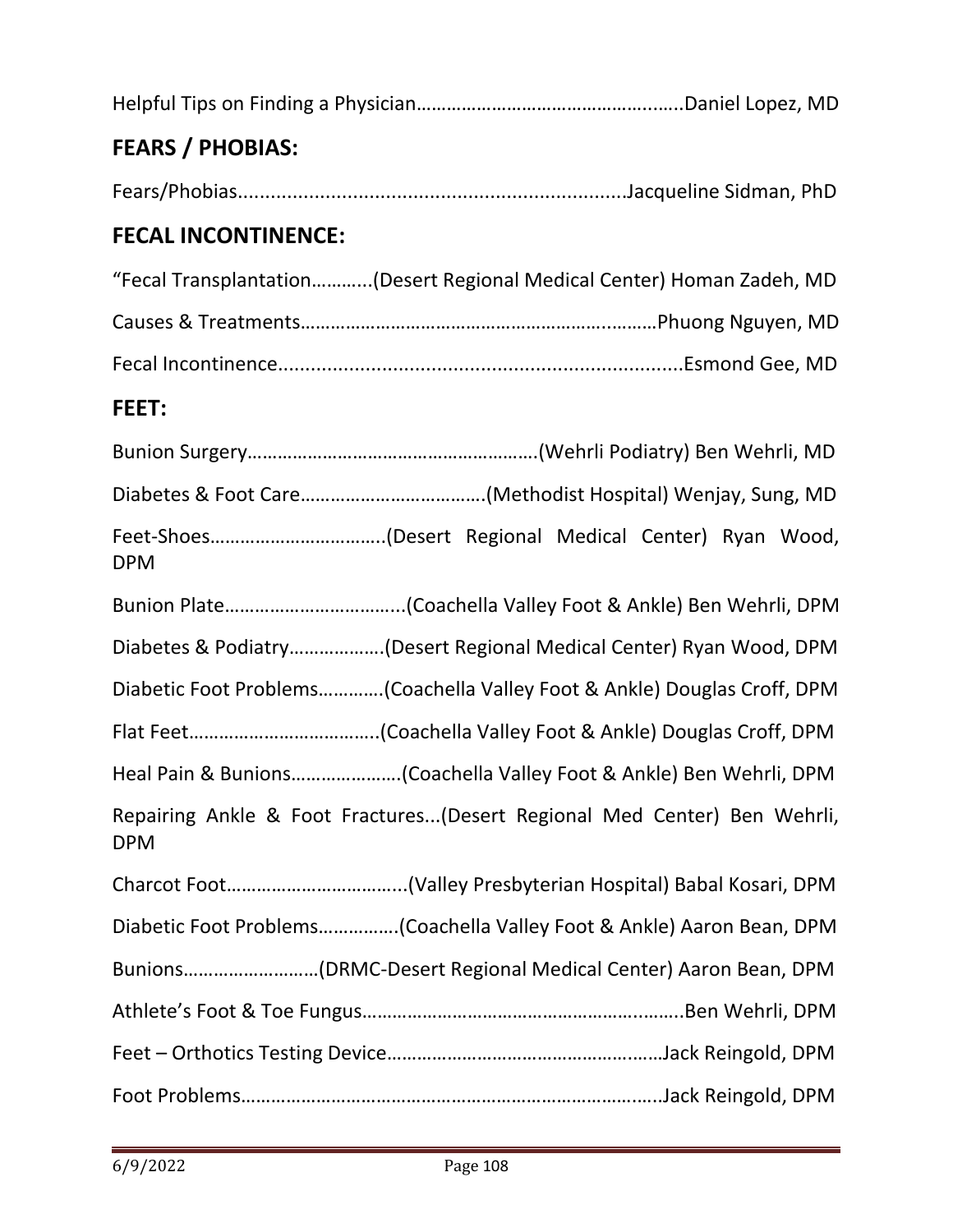Helpful Tips on Finding a Physician……………………………………….…..Daniel Lopez, MD

## FEARS / PHOBIAS:

Fears/Phobias......................................................................Jacqueline Sidman, PhD

## FECAL INCONTINENCE:

"Fecal Transplantation………..(Desert Regional Medical Center) Homan Zadeh, MD

Causes & Treatments……………………………………………………..………Phuong Nguyen, MD

Fecal Incontinence..........................................................................Esmond Gee, MD

## FEET:

Bunion Surgery…………………………………………………(Wehrli Podiatry) Ben Wehrli, MD

Diabetes & Foot Care………………………………(Methodist Hospital) Wenjay, Sung, MD

Feet-Shoes…………………………….(Desert Regional Medical Center) Ryan Wood, DPM

Bunion Plate……………………………...(Coachella Valley Foot & Ankle) Ben Wehrli, DPM

Diabetes & Podiatry……………….(Desert Regional Medical Center) Ryan Wood, DPM

Diabetic Foot Problems…………(Coachella Valley Foot & Ankle) Douglas Croff, DPM

Flat Feet……………………………….(Coachella Valley Foot & Ankle) Douglas Croff, DPM

Heal Pain & Bunions………………….(Coachella Valley Foot & Ankle) Ben Wehrli, DPM

Repairing Ankle & Foot Fractures...(Desert Regional Med Center) Ben Wehrli, DPM

Charcot Foot……………………………..(Valley Presbyterian Hospital) Babal Kosari, DPM

Diabetic Foot Problems…………….(Coachella Valley Foot & Ankle) Aaron Bean, DPM

Bunions………………………(DRMC-Desert Regional Medical Center) Aaron Bean, DPM

Athlete's Foot & Toe Fungus……………………………………………………….Ben Wehrli, DPM

Feet – Orthotics Testing Device…………………………………………….…Jack Reingold, DPM

Foot Problems………………………………………………………………………..Jack Reingold, DPM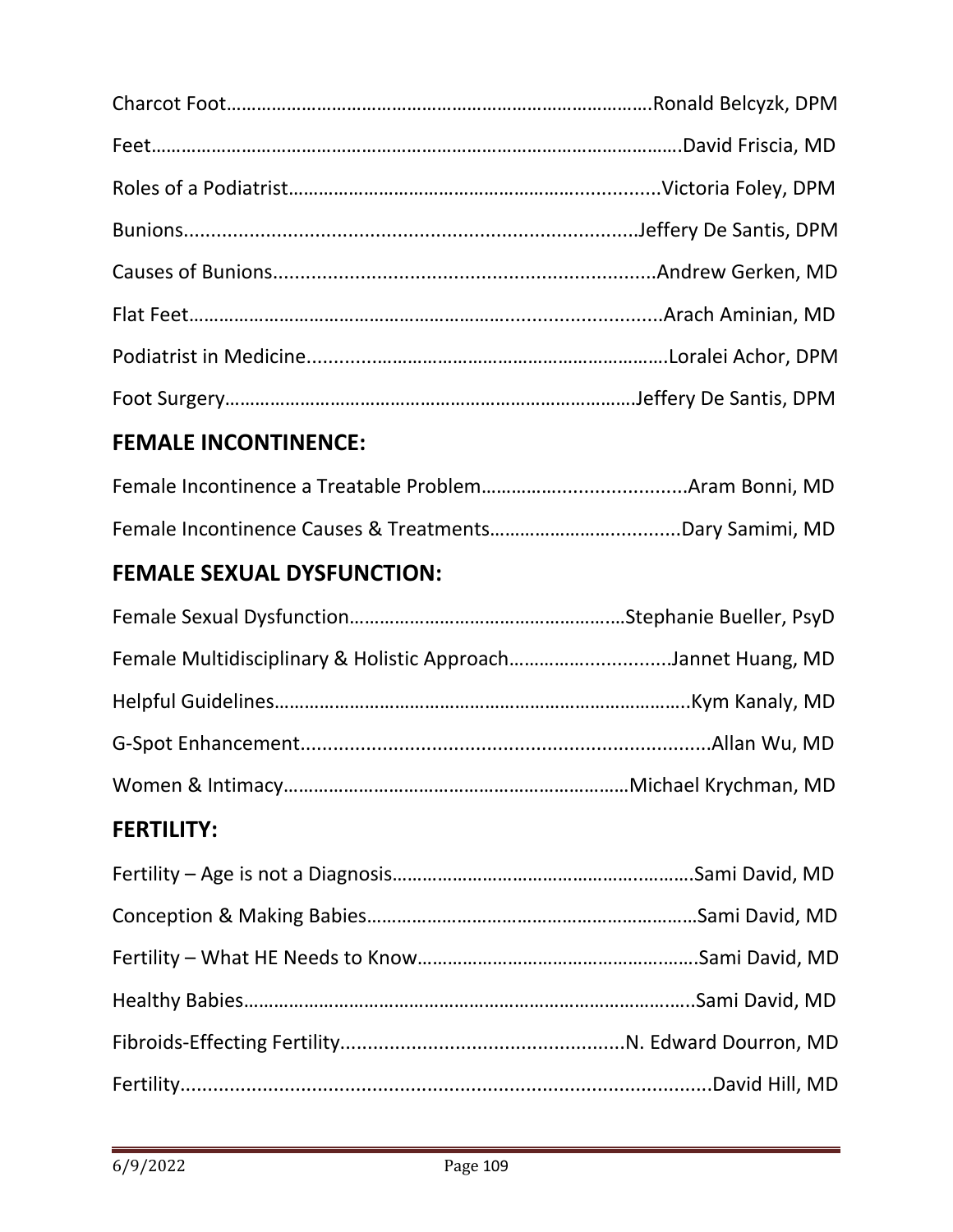Charcot Foot……………………………………………………………………….Ronald Belcyzk, DPM

Feet……………………………………………………………………………………….David Friscia, MD

Roles of a Podiatrist………………………………………………….............Victoria Foley, DPM

Bunions.................................................................................Jeffery De Santis, DPM

Causes of Bunions.....................................................................Andrew Gerken, MD

Flat Feet…………………………………………………….............................Arach Aminian, MD

Podiatrist in Medicine....................................................................Loralei Achor, DPM

Foot Surgery………………………………………………………………………Jeffery De Santis, DPM

## FEMALE INCONTINENCE:

Female Incontinence a Treatable Problem…………….....................Aram Bonni, MD

Female Incontinence Causes & Treatments……………….…............Dary Samimi, MD

## FEMALE SEXUAL DYSFUNCTION:

Female Sexual Dysfunction…………………………………………….Stephanie Bueller, PsyD

Female Multidisciplinary & Holistic Approach………….................Jannet Huang, MD

Helpful Guidelines……………………………………………………………………….Kym Kanaly, MD

G-Spot Enhancement..........................................................................Allan Wu, MD

Women & Intimacy……………………………………………………………Michael Krychman, MD

## FERTILITY:

Fertility – Age is not a Diagnosis……………………………………….……….Sami David, MD

Conception & Making Babies…………………………………………….…………Sami David, MD

Fertility – What HE Needs to Know……………………………………….…….Sami David, MD

Healthy Babies………………………………………………………………………….Sami David, MD

Fibroids-Effecting Fertility...................................................N. Edward Dourron, MD

Fertility...............................................................................................David Hill, MD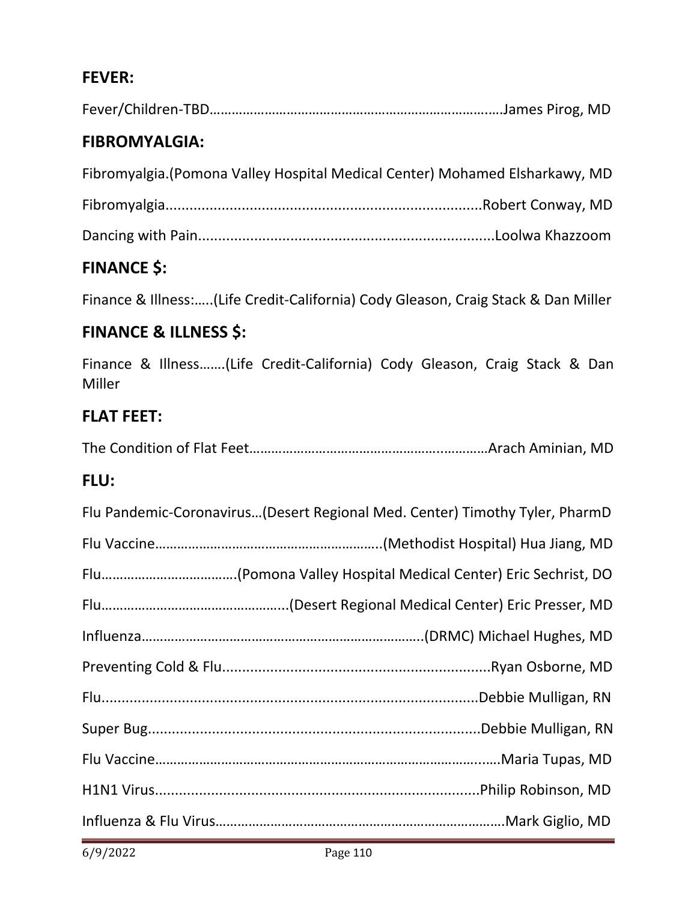## FEVER:

Fever/Children-TBD…………………………………………………………………….James Pirog, MD

## FIBROMYALGIA:

Fibromyalgia.(Pomona Valley Hospital Medical Center) Mohamed Elsharkawy, MD

Fibromyalgia..............................................................................Robert Conway, MD

Dancing with Pain.........................................................................Loolwa Khazzoom

## FINANCE $:

Finance & Illness:…..(Life Credit-California) Cody Gleason, Craig Stack & Dan Miller

## FINANCE & ILLNESS $:

Finance & Illness…….(Life Credit-California) Cody Gleason, Craig Stack & Dan Miller

## FLAT FEET:

The Condition of Flat Feet………………………………………………..………Arach Aminian, MD

## FLU:

Flu Pandemic-Coronavirus…(Desert Regional Med. Center) Timothy Tyler, PharmD

Flu Vaccine……………………………………………………..(Methodist Hospital) Hua Jiang, MD

Flu……………………………….(Pomona Valley Hospital Medical Center) Eric Sechrist, DO

Flu…………………………………………..(Desert Regional Medical Center) Eric Presser, MD

Influenza…………………………………………………………………..(DRMC) Michael Hughes, MD

Preventing Cold & Flu...................................................................Ryan Osborne, MD

Flu..............................................................................................Debbie Mulligan, RN

Super Bug....................................................................................Debbie Mulligan, RN

Flu Vaccine……………………………………………………………………………..……Maria Tupas, MD

H1N1 Virus..................................................................................Philip Robinson, MD

Influenza & Flu Virus…………………………………………………………………….Mark Giglio, MD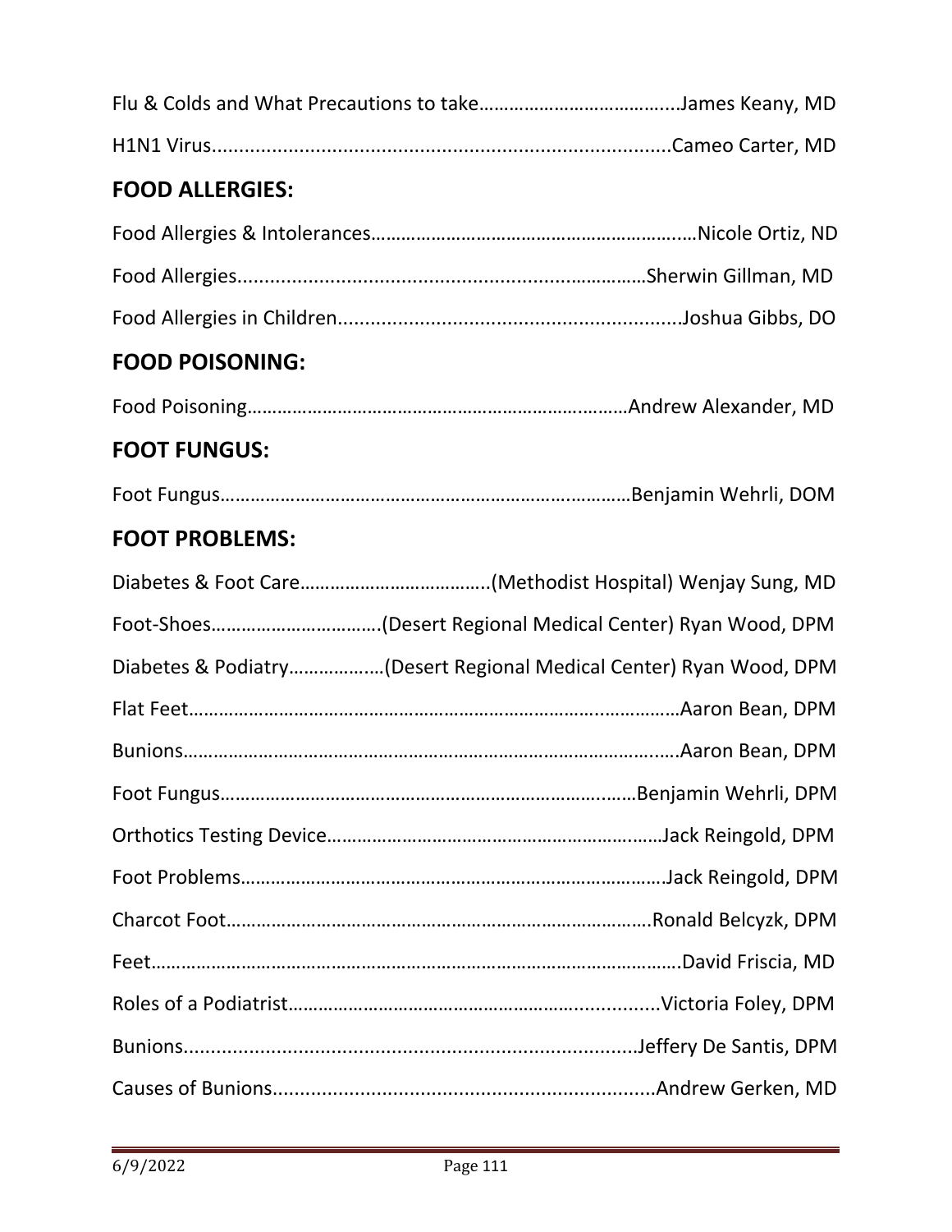Flu & Colds and What Precautions to take……………………………….....James Keany, MD

H1N1 Virus....................................................................................Cameo Carter, MD

## FOOD ALLERGIES:

Food Allergies & Intolerances…………………………………………………..…Nicole Ortiz, ND

Food Allergies............................................................……………Sherwin Gillman, MD

Food Allergies in Children...............................................................Joshua Gibbs, DO

## FOOD POISONING:

Food Poisoning……………………………………………………………..………Andrew Alexander, MD

## FOOT FUNGUS:

Foot Fungus…………………………………………………………….…………Benjamin Wehrli, DOM

## FOOT PROBLEMS:

Diabetes & Foot Care………………………………..(Methodist Hospital) Wenjay Sung, MD

Foot-Shoes…………………………….(Desert Regional Medical Center) Ryan Wood, DPM

Diabetes & Podiatry………………(Desert Regional Medical Center) Ryan Wood, DPM

Flat Feet……………………………………………………………………..……………Aaron Bean, DPM

Bunions……………………………………………………………………………..…..Aaron Bean, DPM

Foot Fungus……………………………………………………………….……Benjamin Wehrli, DPM

Orthotics Testing Device…..……………………………………………….……Jack Reingold, DPM

Foot Problems…………………………………………………………………….Jack Reingold, DPM

Charcot Foot…………………………………………………………………….Ronald Belcyzk, DPM

Feet……………………………………………………………………………………….David Friscia, MD

Roles of a Podiatrist…………………………………………………..............Victoria Foley, DPM

Bunions..................................................................................Jeffery De Santis, DPM

Causes of Bunions......................................................................Andrew Gerken, MD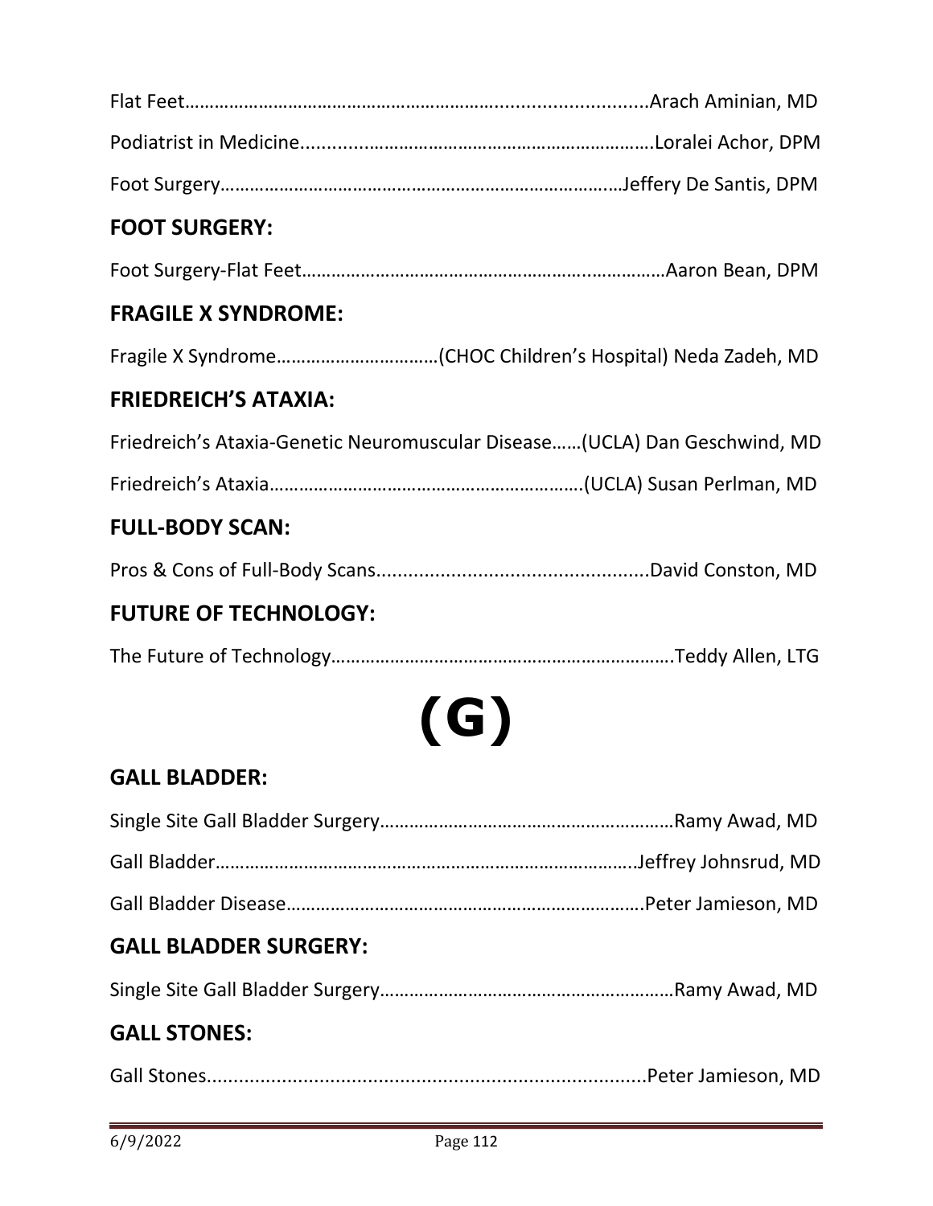Flat Feet……………………………………………………………...........................Arach Aminian, MD

Podiatrist in Medicine.......................................................................Loralei Achor, DPM

Foot Surgery………………………………………………………………………Jeffery De Santis, DPM

## FOOT SURGERY:

Foot Surgery-Flat Feet……………………………………………………………Aaron Bean, DPM

## FRAGILE X SYNDROME:

Fragile X Syndrome……………………………(CHOC Children's Hospital) Neda Zadeh, MD

## FRIEDREICH'S ATAXIA:

Friedreich's Ataxia-Genetic Neuromuscular Disease……(UCLA) Dan Geschwind, MD

Friedreich's Ataxia……………………………………………………….(UCLA) Susan Perlman, MD

## FULL-BODY SCAN:

Pros & Cons of Full-Body Scans...................................................David Conston, MD

## FUTURE OF TECHNOLOGY:

The Future of Technology…………………………………………………………….Teddy Allen, LTG

# (G)

## GALL BLADDER:

Single Site Gall Bladder Surgery……………………………………………………Ramy Awad, MD

Gall Bladder……………………………………………………………………………..Jeffrey Johnsrud, MD

Gall Bladder Disease……………………………………………………………….Peter Jamieson, MD

## GALL BLADDER SURGERY:

Single Site Gall Bladder Surgery……………………………………………………Ramy Awad, MD

## GALL STONES:

Gall Stones..................................................................................Peter Jamieson, MD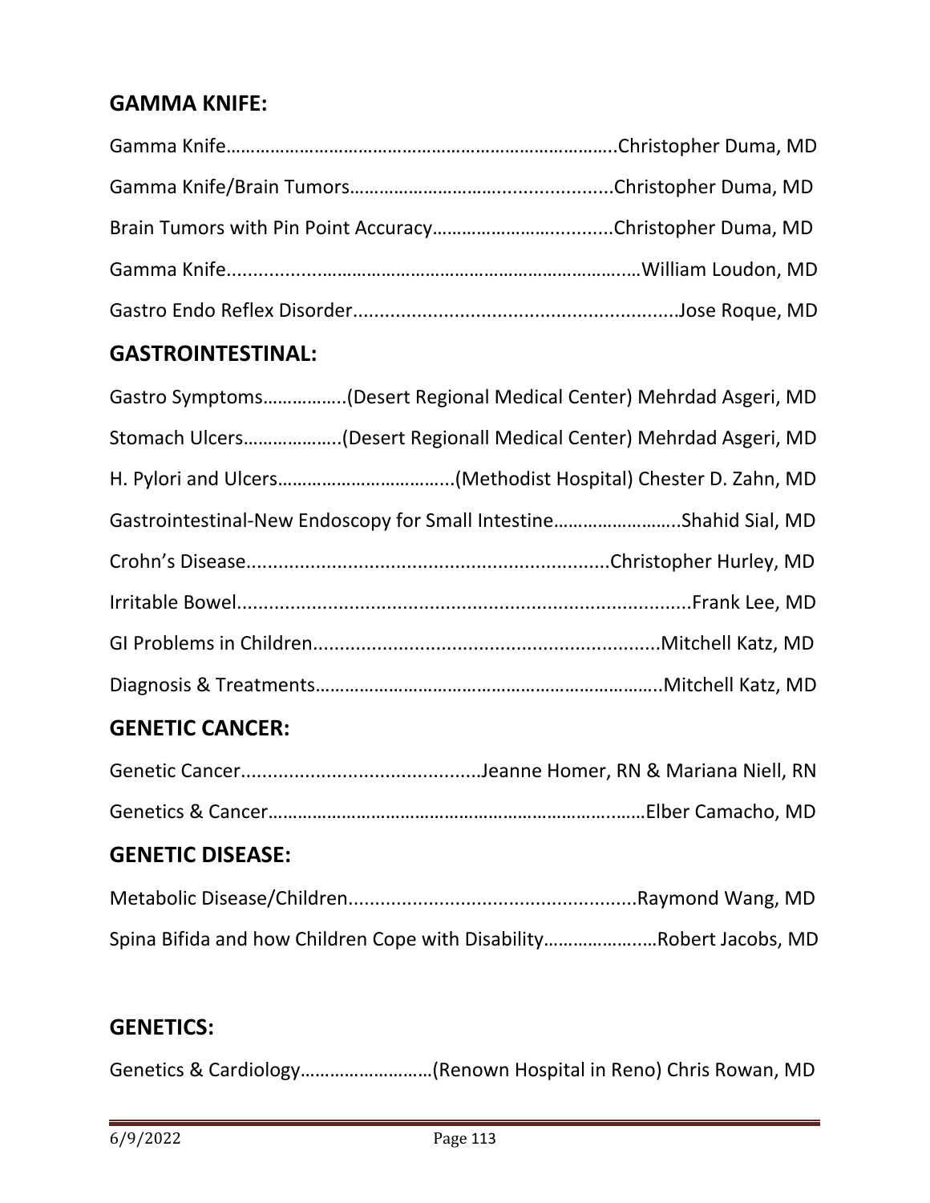## GAMMA KNIFE:

Gamma Knife…………………………………………………………………….Christopher Duma, MD

Gamma Knife/Brain Tumors…………………………......................Christopher Duma, MD

Brain Tumors with Pin Point Accuracy…………………….............Christopher Duma, MD

Gamma Knife...................................................................……William Loudon, MD

Gastro Endo Reflex Disorder.............................................................Jose Roque, MD

## GASTROINTESTINAL:

Gastro Symptoms……………..(Desert Regional Medical Center) Mehrdad Asgeri, MD

Stomach Ulcers………………..(Desert Regionall Medical Center) Mehrdad Asgeri, MD

H. Pylori and Ulcers……………………………...(Methodist Hospital) Chester D. Zahn, MD

Gastrointestinal-New Endoscopy for Small Intestine……………………..Shahid Sial, MD

Crohn's Disease..................................................................Christopher Hurley, MD

Irritable Bowel....................................................................................Frank Lee, MD

GI Problems in Children...............................................................Mitchell Katz, MD

Diagnosis & Treatments……………………………………………………………..Mitchell Katz, MD

## GENETIC CANCER:

Genetic Cancer............................................Jeanne Homer, RN & Mariana Niell, RN

Genetics & Cancer……………………………………………………………..……Elber Camacho, MD

## GENETIC DISEASE:

Metabolic Disease/Children.....................................................Raymond Wang, MD

Spina Bifida and how Children Cope with Disability……………….…Robert Jacobs, MD

## GENETICS:

Genetics & Cardiology………………………(Renown Hospital in Reno) Chris Rowan, MD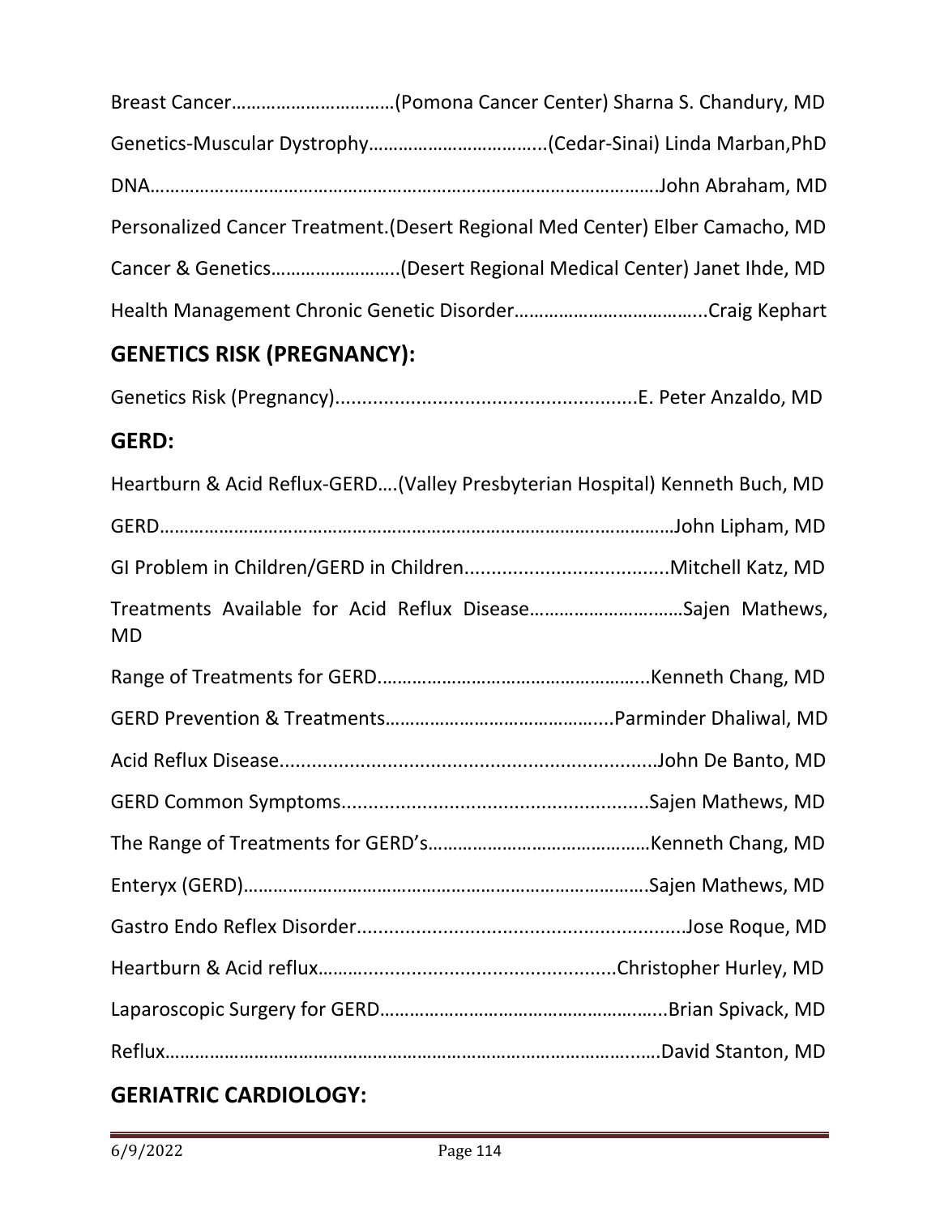Breast Cancer……………………………(Pomona Cancer Center) Sharna S. Chandury, MD

Genetics-Muscular Dystrophy……………………………..(Cedar-Sinai) Linda Marban,PhD

DNA………………………………………………………………………………………….John Abraham, MD

Personalized Cancer Treatment.(Desert Regional Med Center) Elber Camacho, MD

Cancer & Genetics……………………..(Desert Regional Medical Center) Janet Ihde, MD

Health Management Chronic Genetic Disorder………………………………..Craig Kephart

## GENETICS RISK (PREGNANCY):

Genetics Risk (Pregnancy)........................................................E. Peter Anzaldo, MD

## GERD:

Heartburn & Acid Reflux-GERD….(Valley Presbyterian Hospital) Kenneth Buch, MD

GERD………………………………………………………………………………………John Lipham, MD

GI Problem in Children/GERD in Children.....................................Mitchell Katz, MD

Treatments Available for Acid Reflux Disease…………………………Sajen Mathews, MD

Range of Treatments for GERD………………………………………………..Kenneth Chang, MD

GERD Prevention & Treatments……………………………………...Parminder Dhaliwal, MD

Acid Reflux Disease.....................................................................John De Banto, MD

GERD Common Symptoms.........................................................Sajen Mathews, MD

The Range of Treatments for GERD's……………………………………Kenneth Chang, MD

Enteryx (GERD)………………………………………………………………………Sajen Mathews, MD

Gastro Endo Reflex Disorder............................................................Jose Roque, MD

Heartburn & Acid reflux…….................................................Christopher Hurley, MD

Laparoscopic Surgery for GERD…………………………………………….....Brian Spivack, MD

Reflux…………………………………………………………………………………....David Stanton, MD

## GERIATRIC CARDIOLOGY: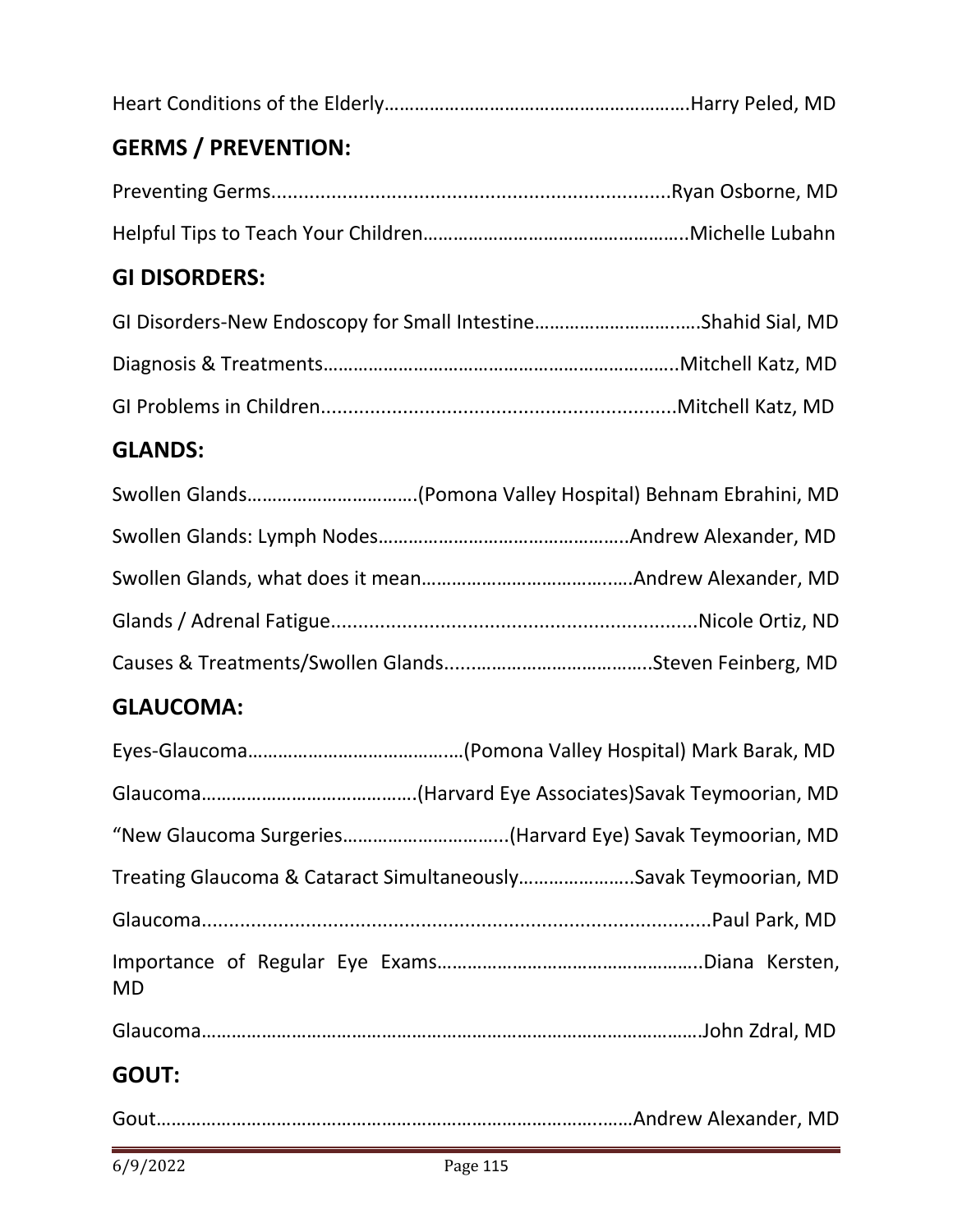Heart Conditions of the Elderly……………………………………………………Harry Peled, MD

## GERMS / PREVENTION:

Preventing Germs........................................................................Ryan Osborne, MD

Helpful Tips to Teach Your Children……………………………………………Michelle Lubahn

## GI DISORDERS:

GI Disorders-New Endoscopy for Small Intestine………………………..….Shahid Sial, MD

Diagnosis & Treatments…………………………………………………………..Mitchell Katz, MD

GI Problems in Children................................................................Mitchell Katz, MD

## GLANDS:

Swollen Glands…………………………….(Pomona Valley Hospital) Behnam Ebrahini, MD

Swollen Glands: Lymph Nodes…………………………………………..Andrew Alexander, MD

Swollen Glands, what does it mean…………………………………..Andrew Alexander, MD

Glands / Adrenal Fatigue..................................................................Nicole Ortiz, ND

Causes & Treatments/Swollen Glands......................................…..Steven Feinberg, MD

## GLAUCOMA:

Eyes-Glaucoma………………………………….…(Pomona Valley Hospital) Mark Barak, MD

Glaucoma…………………………………….(Harvard Eye Associates)Savak Teymoorian, MD

“New Glaucoma Surgeries…………………………..(Harvard Eye) Savak Teymoorian, MD

Treating Glaucoma & Cataract Simultaneously…………………..Savak Teymoorian, MD

Glaucoma..............................................................................................Paul Park, MD

Importance of Regular Eye Exams……………………………………………..Diana Kersten, MD

Glaucoma………………………………………………………………………………………John Zdral, MD

## GOUT:

Gout………………………………………………………………………………………Andrew Alexander, MD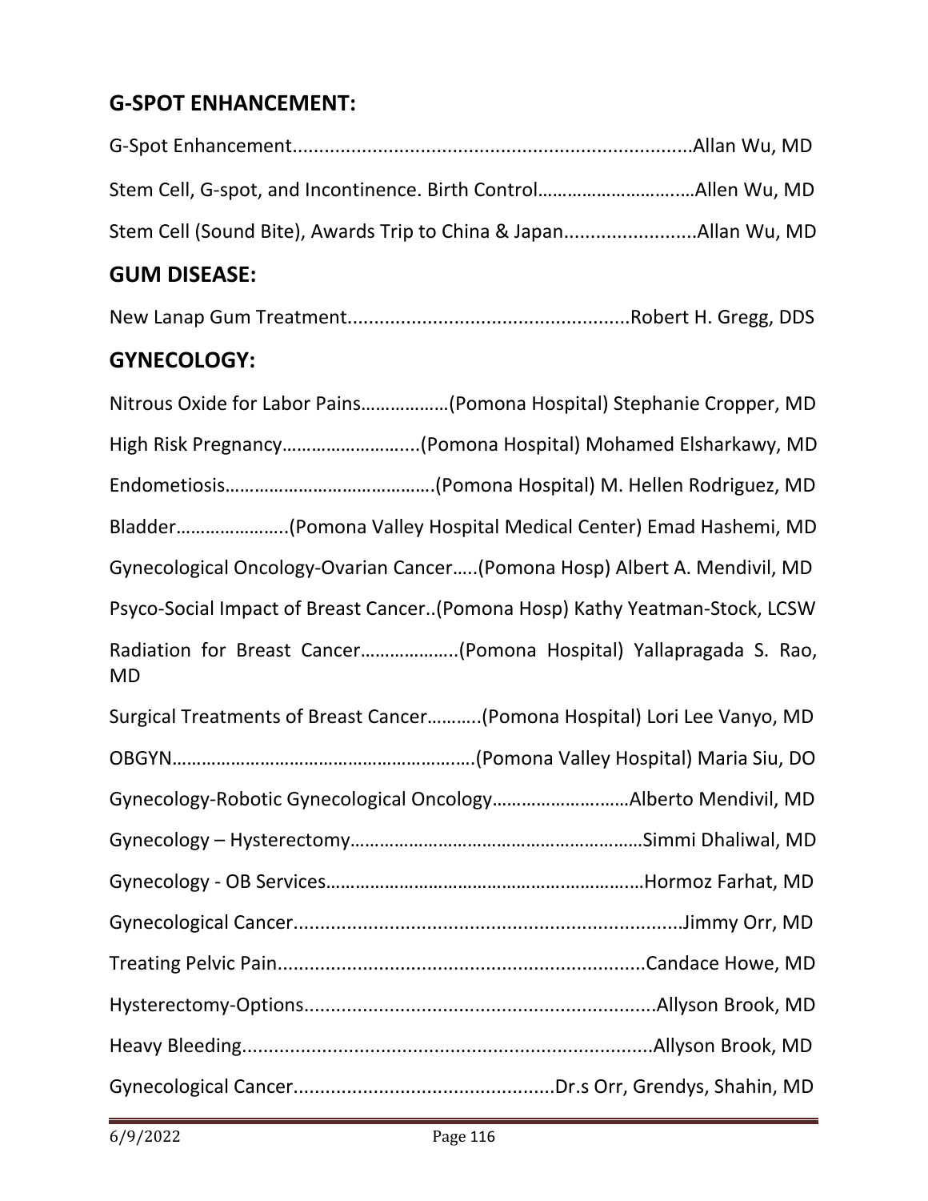## G-SPOT ENHANCEMENT:

G-Spot Enhancement..........................................................................Allan Wu, MD

Stem Cell, G-spot, and Incontinence. Birth Control…………………….......Allen Wu, MD

Stem Cell (Sound Bite), Awards Trip to China & Japan.........................Allan Wu, MD

## GUM DISEASE:

New Lanap Gum Treatment....................................................Robert H. Gregg, DDS

## GYNECOLOGY:

Nitrous Oxide for Labor Pains………………(Pomona Hospital) Stephanie Cropper, MD

High Risk Pregnancy……………………....(Pomona Hospital) Mohamed Elsharkawy, MD

Endometiosis…………………………………….(Pomona Hospital) M. Hellen Rodriguez, MD

Bladder…………………..(Pomona Valley Hospital Medical Center) Emad Hashemi, MD

Gynecological Oncology-Ovarian Cancer…..(Pomona Hosp) Albert A. Mendivil, MD

Psyco-Social Impact of Breast Cancer..(Pomona Hosp) Kathy Yeatman-Stock, LCSW

Radiation for Breast Cancer………………..(Pomona Hospital) Yallapragada S. Rao, MD

Surgical Treatments of Breast Cancer……….(Pomona Hospital) Lori Lee Vanyo, MD

OBGYN…………………………………………………….(Pomona Valley Hospital) Maria Siu, DO

Gynecology-Robotic Gynecological Oncology…………………….…Alberto Mendivil, MD

Gynecology – Hysterectomy……………………………………………………Simmi Dhaliwal, MD

Gynecology - OB Services……………………………………………………….Hormoz Farhat, MD

Gynecological Cancer........................................................................Jimmy Orr, MD

Treating Pelvic Pain.....................................................................Candace Howe, MD

Hysterectomy-Options..................................................................Allyson Brook, MD

Heavy Bleeding............................................................................Allyson Brook, MD

Gynecological Cancer.................................................Dr.s Orr, Grendys, Shahin, MD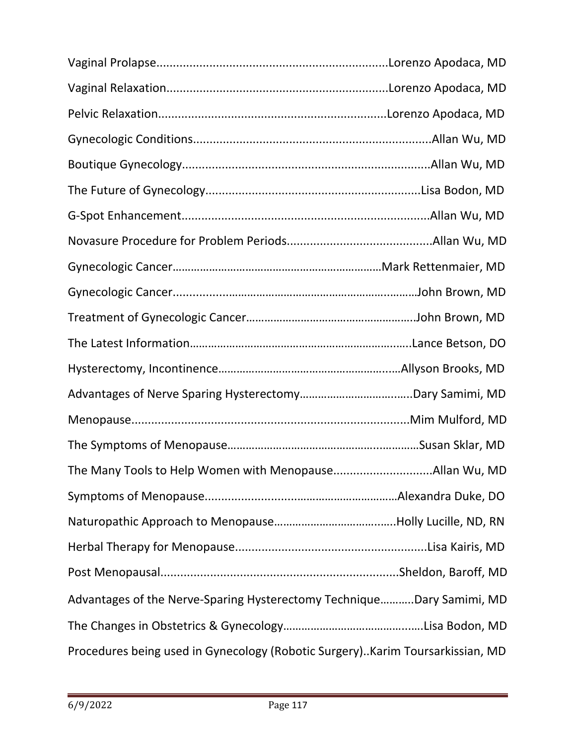Vaginal Prolapse....................................................................Lorenzo Apodaca, MD

Vaginal Relaxation.................................................................Lorenzo Apodaca, MD

Pelvic Relaxation...................................................................Lorenzo Apodaca, MD

Gynecologic Conditions.......................................................................Allan Wu, MD

Boutique Gynecology..........................................................................Allan Wu, MD

The Future of Gynecology................................................................Lisa Bodon, MD

G-Spot Enhancement.........................................................................Allan Wu, MD

Novasure Procedure for Problem Periods...........................................Allan Wu, MD

Gynecologic Cancer……………………………………………………………Mark Rettenmaier, MD

Gynecologic Cancer...............................................................………John Brown, MD

Treatment of Gynecologic Cancer……………………………………………….John Brown, MD

The Latest Information…………………………………………………………..….Lance Betson, DO

Hysterectomy, Incontinence……………………………………………….…Allyson Brooks, MD

Advantages of Nerve Sparing Hysterectomy…………………………..…..Dary Samimi, MD

Menopause...................................................................................Mim Mulford, MD

The Symptoms of Menopause…………………………………………………Susan Sklar, MD

The Many Tools to Help Women with Menopause.............................Allan Wu, MD

Symptoms of Menopause...........................……………………………Alexandra Duke, DO

Naturopathic Approach to Menopause……………………………..….Holly Lucille, ND, RN

Herbal Therapy for Menopause.........................................................Lisa Kairis, MD

Post Menopausal......................................................................Sheldon, Baroff, MD

Advantages of the Nerve-Sparing Hysterectomy Technique……….Dary Samimi, MD

The Changes in Obstetrics & Gynecology…………………………………..….Lisa Bodon, MD

Procedures being used in Gynecology (Robotic Surgery)..Karim Toursarkissian, MD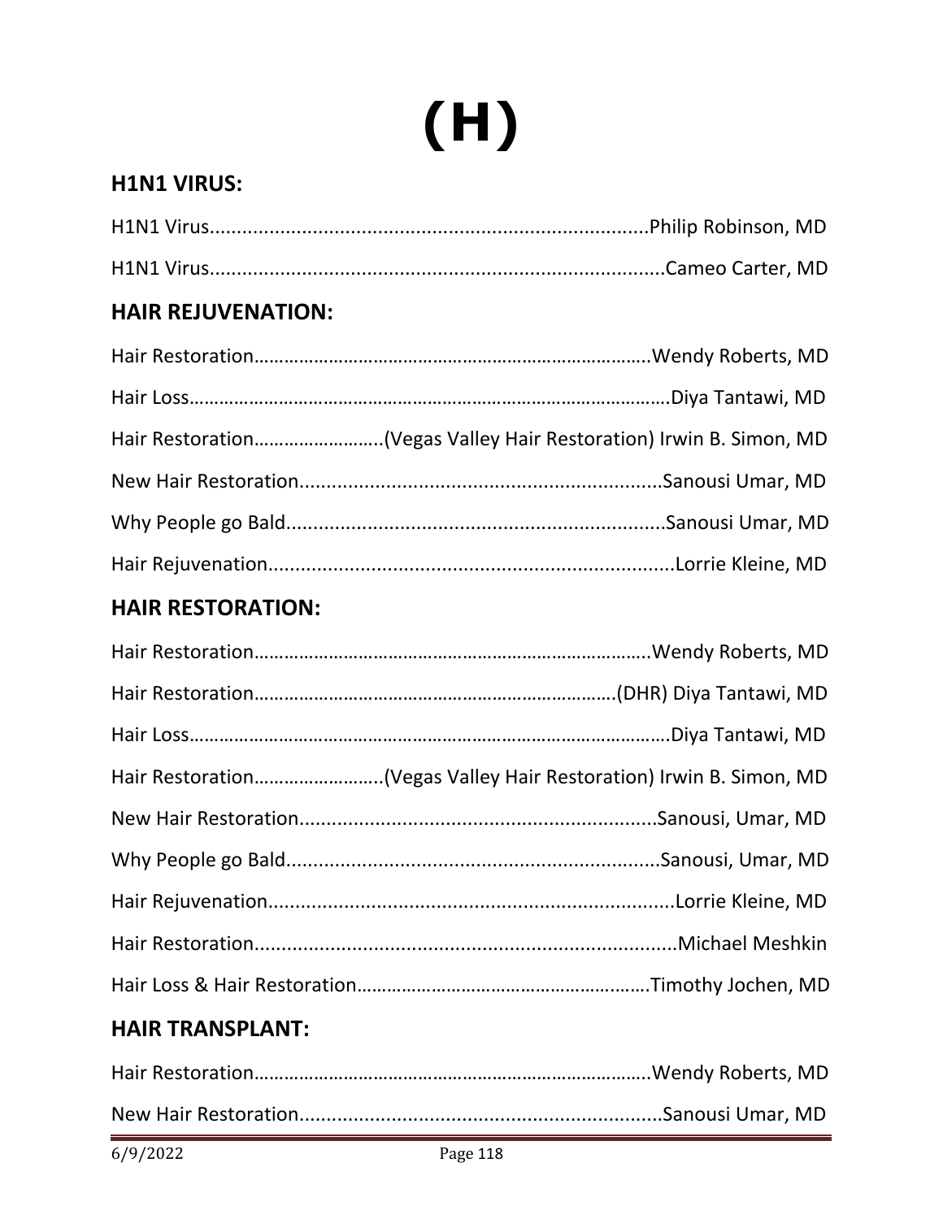# (H)

## H1N1 VIRUS:

H1N1 Virus.................................................................................Philip Robinson, MD

H1N1 Virus....................................................................................Cameo Carter, MD

## HAIR REJUVENATION:

Hair Restoration……………………………………………………………………..Wendy Roberts, MD

Hair Loss……………………………………………………………………………………Diya Tantawi, MD

Hair Restoration……………………..(Vegas Valley Hair Restoration) Irwin B. Simon, MD

New Hair Restoration..................................................................Sanousi Umar, MD

Why People go Bald.....................................................................Sanousi Umar, MD

Hair Rejuvenation..........................................................................Lorrie Kleine, MD

## HAIR RESTORATION:

Hair Restoration……………………………………………………………………..Wendy Roberts, MD

Hair Restoration……………………………………………………………….(DHR) Diya Tantawi, MD

Hair Loss……………………………………………………………………………………Diya Tantawi, MD

Hair Restoration……………………..(Vegas Valley Hair Restoration) Irwin B. Simon, MD

New Hair Restoration..................................................................Sanousi, Umar, MD

Why People go Bald....................................................................Sanousi, Umar, MD

Hair Rejuvenation..........................................................................Lorrie Kleine, MD

Hair Restoration.............................................................................Michael Meshkin

Hair Loss & Hair Restoration…………………………………………………Timothy Jochen, MD

## HAIR TRANSPLANT:

Hair Restoration……………………………………………………………………..Wendy Roberts, MD

New Hair Restoration...................................................................Sanousi Umar, MD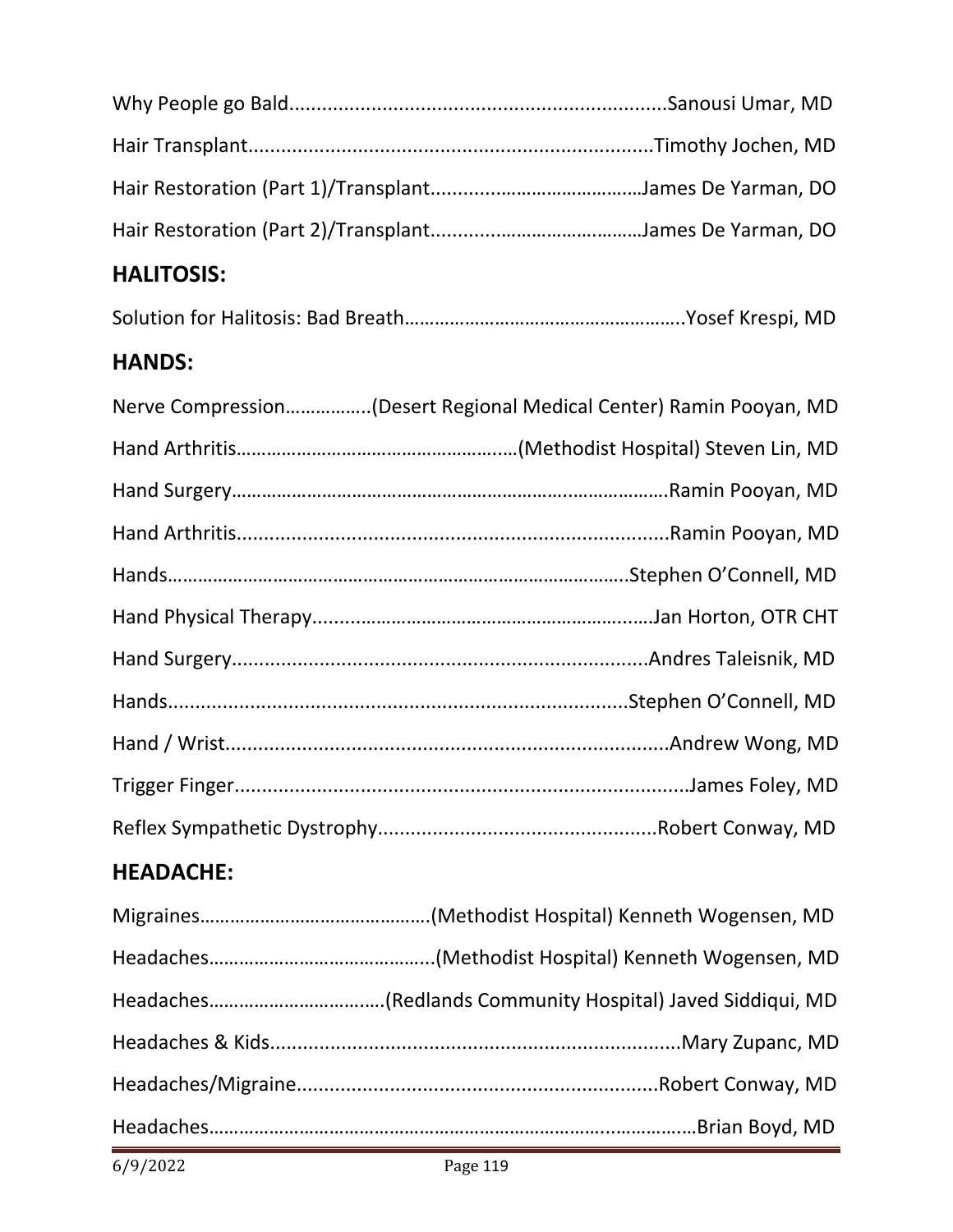Why People go Bald....................................................................Sanousi Umar, MD

Hair Transplant.........................................................................Timothy Jochen, MD

Hair Restoration (Part 1)/Transplant.........................................James De Yarman, DO

Hair Restoration (Part 2)/Transplant.........................................James De Yarman, DO

## HALITOSIS:

Solution for Halitosis: Bad Breath……………………………………………….Yosef Krespi, MD

## HANDS:

Nerve Compression……………..(Desert Regional Medical Center) Ramin Pooyan, MD

Hand Arthritis………………………………………………(Methodist Hospital) Steven Lin, MD

Hand Surgery…………………………………………………………………………….Ramin Pooyan, MD

Hand Arthritis..............................................................................Ramin Pooyan, MD

Hands……………………………………………………………………………….Stephen O'Connell, MD

Hand Physical Therapy..............................................................Jan Horton, OTR CHT

Hand Surgery...........................................................................Andres Taleisnik, MD

Hands.................................................................................Stephen O'Connell, MD

Hand / Wrist................................................................................Andrew Wong, MD

Trigger Finger..................................................................................James Foley, MD

Reflex Sympathetic Dystrophy..................................................Robert Conway, MD

## HEADACHE:

Migraines………………………………………(Methodist Hospital) Kenneth Wogensen, MD

Headaches……………………………………..(Methodist Hospital) Kenneth Wogensen, MD

Headaches…………………………….(Redlands Community Hospital) Javed Siddiqui, MD

Headaches & Kids..........................................................................Mary Zupanc, MD

Headaches/Migraine.................................................................Robert Conway, MD

Headaches……………………………………………………………………………………Brian Boyd, MD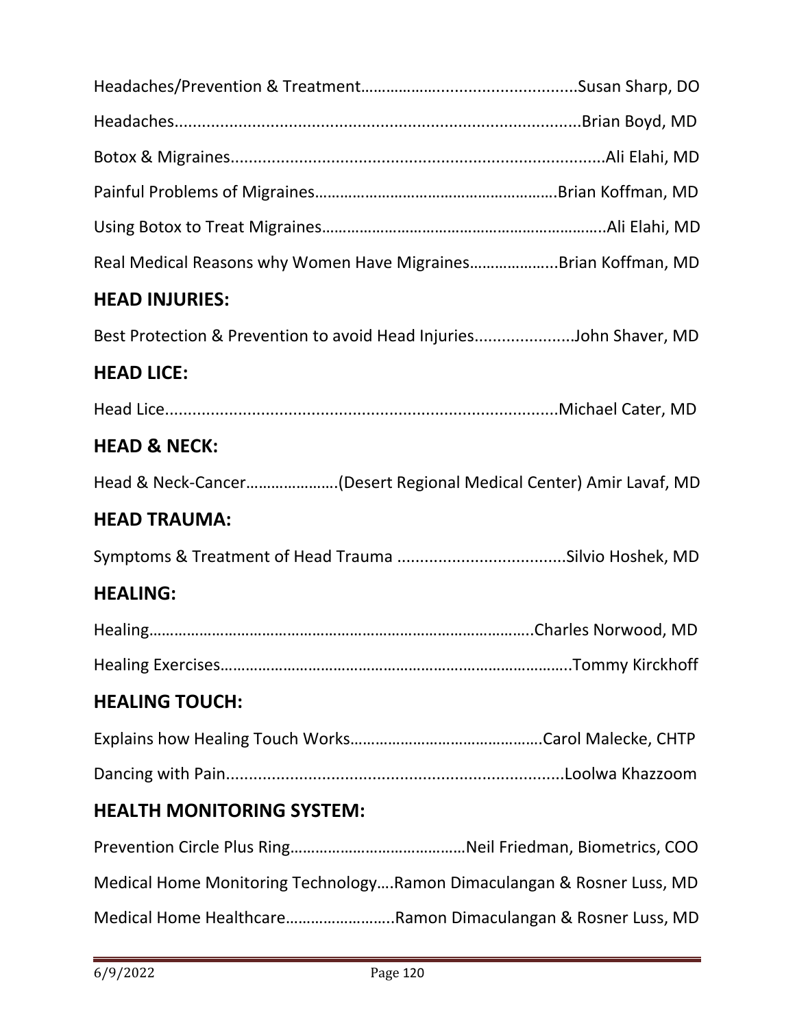Headaches/Prevention & Treatment……………...............................Susan Sharp, DO

Headaches..........................................................................................Brian Boyd, MD

Botox & Migraines...................................................................................Ali Elahi, MD

Painful Problems of Migraines……………………………………………….Brian Koffman, MD

Using Botox to Treat Migraines…………………………………………………………..Ali Elahi, MD

Real Medical Reasons why Women Have Migraines………………..Brian Koffman, MD

## HEAD INJURIES:

Best Protection & Prevention to avoid Head Injuries......................John Shaver, MD

## HEAD LICE:

Head Lice.......................................................................................Michael Cater, MD

## HEAD & NECK:

Head & Neck-Cancer………………….(Desert Regional Medical Center) Amir Lavaf, MD

## HEAD TRAUMA:

Symptoms & Treatment of Head Trauma ....................................Silvio Hoshek, MD

## HEALING:

Healing……………………………………………………………………………..Charles Norwood, MD

Healing Exercises………………………………………………………………………..Tommy Kirckhoff

## HEALING TOUCH:

Explains how Healing Touch Works……………………………………….Carol Malecke, CHTP

Dancing with Pain..........................................................................Loolwa Khazzoom

## HEALTH MONITORING SYSTEM:

Prevention Circle Plus Ring……………………………………Neil Friedman, Biometrics, COO

Medical Home Monitoring Technology….Ramon Dimaculangan & Rosner Luss, MD

Medical Home Healthcare……………………..Ramon Dimaculangan & Rosner Luss, MD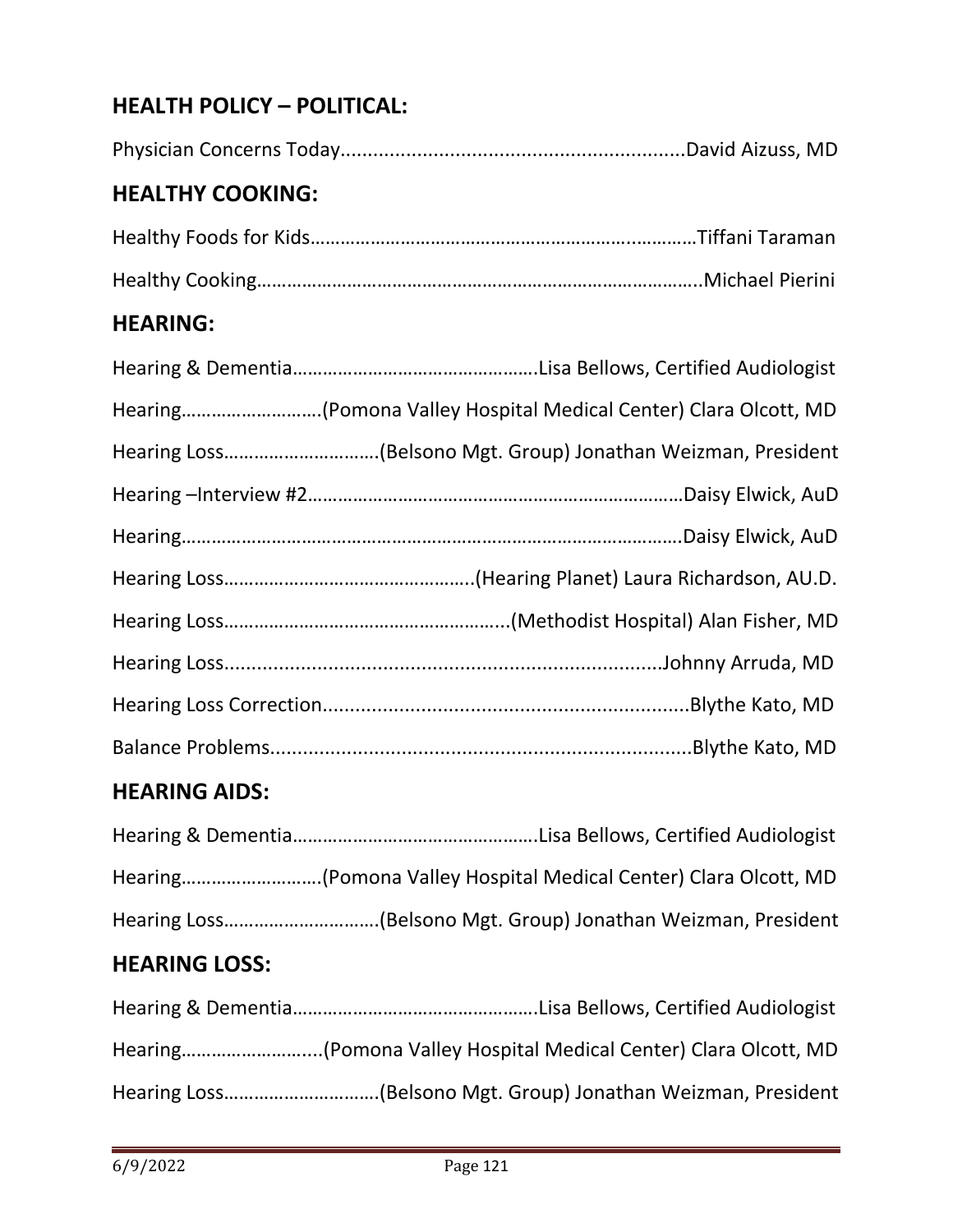## HEALTH POLICY – POLITICAL:

Physician Concerns Today..............................................................David Aizuss, MD

## HEALTHY COOKING:

Healthy Foods for Kids……………………………………………………….…………Tiffani Taraman

Healthy Cooking……………………………………………………………………………..Michael Pierini

## HEARING:

Hearing & Dementia………………………………………….Lisa Bellows, Certified Audiologist

Hearing……………………….(Pomona Valley Hospital Medical Center) Clara Olcott, MD

Hearing Loss………………………….(Belsono Mgt. Group) Jonathan Weizman, President

Hearing –Interview #2…………………………………………………………………Daisy Elwick, AuD

Hearing…………………………………………………………………………………………Daisy Elwick, AuD

Hearing Loss…………………………………………..(Hearing Planet) Laura Richardson, AU.D.

Hearing Loss………………………………………………..(Methodist Hospital) Alan Fisher, MD

Hearing Loss.............................................................................Johnny Arruda, MD

Hearing Loss Correction..................................................................Blythe Kato, MD

Balance Problems............................................................................Blythe Kato, MD

## HEARING AIDS:

Hearing & Dementia………………………………………….Lisa Bellows, Certified Audiologist

Hearing……………………….(Pomona Valley Hospital Medical Center) Clara Olcott, MD

Hearing Loss………………………….(Belsono Mgt. Group) Jonathan Weizman, President

## HEARING LOSS:

Hearing & Dementia………………………………………….Lisa Bellows, Certified Audiologist

Hearing……………………...(Pomona Valley Hospital Medical Center) Clara Olcott, MD

Hearing Loss………………………….(Belsono Mgt. Group) Jonathan Weizman, President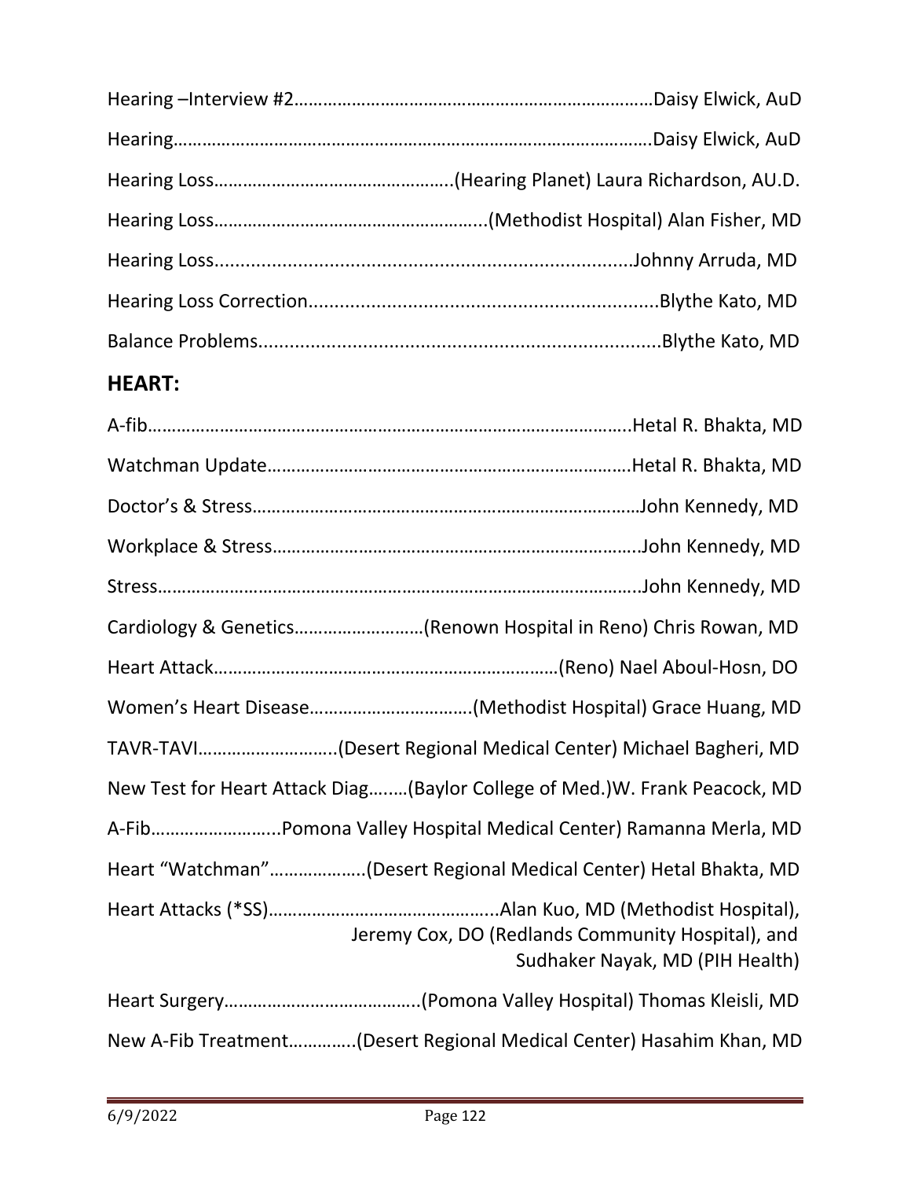Hearing –Interview #2……………………………………………………………………Daisy Elwick, AuD

Hearing………………………………………………………………………………………Daisy Elwick, AuD

Hearing Loss…………………………………………..(Hearing Planet) Laura Richardson, AU.D.

Hearing Loss………………………………………………..(Methodist Hospital) Alan Fisher, MD

Hearing Loss.................................................................................Johnny Arruda, MD

Hearing Loss Correction....................................................................Blythe Kato, MD

Balance Problems..............................................................................Blythe Kato, MD

## HEART:

A-fib……………………………………………………………………………………….Hetal R. Bhakta, MD

Watchman Update……………………………………………………………….Hetal R. Bhakta, MD

Doctor's & Stress………………………………………………………………………John Kennedy, MD

Workplace & Stress…………………………………………………………………..John Kennedy, MD

Stress……………………………………………………………………………………..John Kennedy, MD

Cardiology & Genetics………………………(Renown Hospital in Reno) Chris Rowan, MD

Heart Attack………………………………………………………………(Reno) Nael Aboul-Hosn, DO

Women's Heart Disease……………………………(Methodist Hospital) Grace Huang, MD

TAVR-TAVI………………………..(Desert Regional Medical Center) Michael Bagheri, MD

New Test for Heart Attack Diag…..…(Baylor College of Med.)W. Frank Peacock, MD

A-Fib……………………...Pomona Valley Hospital Medical Center) Ramanna Merla, MD

Heart "Watchman"………………..(Desert Regional Medical Center) Hetal Bhakta, MD

Heart Attacks (*SS)………………………………………..Alan Kuo, MD (Methodist Hospital), Jeremy Cox, DO (Redlands Community Hospital), and Sudhaker Nayak, MD (PIH Health)

Heart Surgery…………………………………..(Pomona Valley Hospital) Thomas Kleisli, MD

New A-Fib Treatment…………..(Desert Regional Medical Center) Hasahim Khan, MD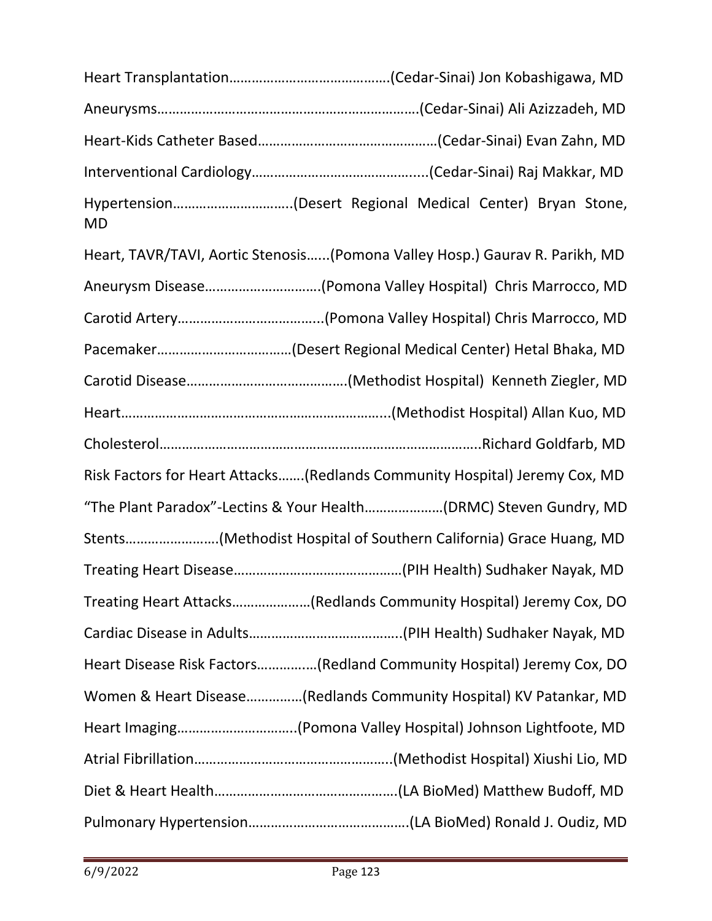Heart Transplantation……………………………………(Cedar-Sinai) Jon Kobashigawa, MD

Aneurysms…………………………………………………………….(Cedar-Sinai) Ali Azizzadeh, MD

Heart-Kids Catheter Based…………………………………………(Cedar-Sinai) Evan Zahn, MD

Interventional Cardiology……………………………………......(Cedar-Sinai) Raj Makkar, MD

Hypertension………………………….(Desert Regional Medical Center) Bryan Stone, MD

Heart, TAVR/TAVI, Aortic Stenosis…...(Pomona Valley Hosp.) Gaurav R. Parikh, MD

Aneurysm Disease…………………………(Pomona Valley Hospital) Chris Marrocco, MD

Carotid Artery………………………………..(Pomona Valley Hospital) Chris Marrocco, MD

Pacemaker………………………………(Desert Regional Medical Center) Hetal Bhaka, MD

Carotid Disease……………………………………(Methodist Hospital) Kenneth Ziegler, MD

Heart……………………………………………………………..(Methodist Hospital) Allan Kuo, MD

Cholesterol………………………………………………………………………..Richard Goldfarb, MD

Risk Factors for Heart Attacks…….(Redlands Community Hospital) Jeremy Cox, MD

"The Plant Paradox"-Lectins & Your Health…………………(DRMC) Steven Gundry, MD

Stents……………………(Methodist Hospital of Southern California) Grace Huang, MD

Treating Heart Disease………………………………………(PIH Health) Sudhaker Nayak, MD

Treating Heart Attacks…………………(Redlands Community Hospital) Jeremy Cox, DO

Cardiac Disease in Adults…………………………………..(PIH Health) Sudhaker Nayak, MD

Heart Disease Risk Factors…………..(Redland Community Hospital) Jeremy Cox, DO

Women & Heart Disease……………(Redlands Community Hospital) KV Patankar, MD

Heart Imaging…………………………..(Pomona Valley Hospital) Johnson Lightfoote, MD

Atrial Fibrillation……………………………………………..(Methodist Hospital) Xiushi Lio, MD

Diet & Heart Health…………………………………………(LA BioMed) Matthew Budoff, MD

Pulmonary Hypertension…………………………………….(LA BioMed) Ronald J. Oudiz, MD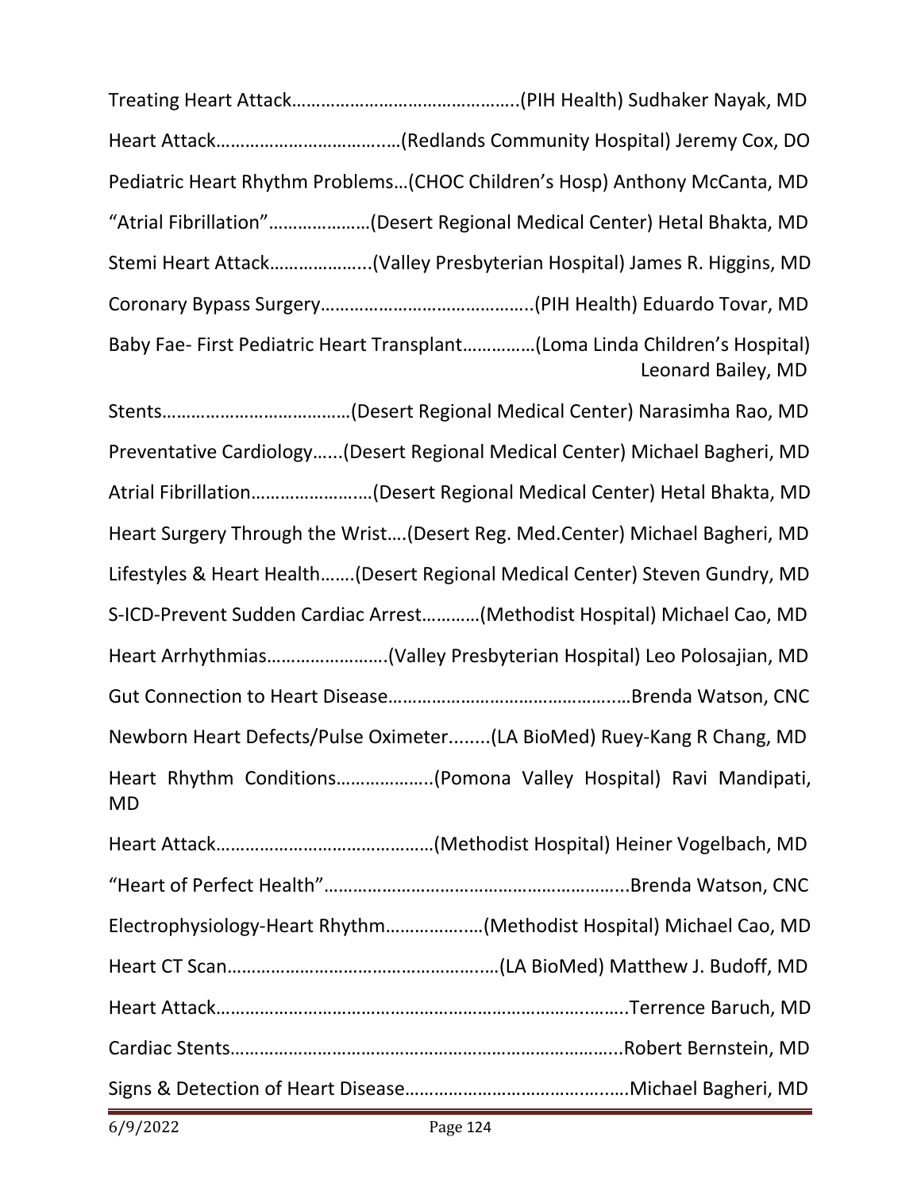Treating Heart Attack…………………………………………(PIH Health) Sudhaker Nayak, MD

Heart Attack……………………………..…(Redlands Community Hospital) Jeremy Cox, DO

Pediatric Heart Rhythm Problems…(CHOC Children's Hosp) Anthony McCanta, MD

"Atrial Fibrillation"…………………(Desert Regional Medical Center) Hetal Bhakta, MD

Stemi Heart Attack………………...(Valley Presbyterian Hospital) James R. Higgins, MD

Coronary Bypass Surgery……………………………………..(PIH Health) Eduardo Tovar, MD

Baby Fae- First Pediatric Heart Transplant……………(Loma Linda Children's Hospital) Leonard Bailey, MD

Stents…………………………………(Desert Regional Medical Center) Narasimha Rao, MD

Preventative Cardiology…...(Desert Regional Medical Center) Michael Bagheri, MD

Atrial Fibrillation……………………(Desert Regional Medical Center) Hetal Bhakta, MD

Heart Surgery Through the Wrist….(Desert Reg. Med.Center) Michael Bagheri, MD

Lifestyles & Heart Health…….(Desert Regional Medical Center) Steven Gundry, MD

S-ICD-Prevent Sudden Cardiac Arrest…………(Methodist Hospital) Michael Cao, MD

Heart Arrhythmias…………………….(Valley Presbyterian Hospital) Leo Polosajian, MD

Gut Connection to Heart Disease…………………………………….…Brenda Watson, CNC

Newborn Heart Defects/Pulse Oximeter........(LA BioMed) Ruey-Kang R Chang, MD

Heart Rhythm Conditions……………….(Pomona Valley Hospital) Ravi Mandipati, MD

Heart Attack………………………………………(Methodist Hospital) Heiner Vogelbach, MD

"Heart of Perfect Health"……………………………………………………...Brenda Watson, CNC

Electrophysiology-Heart Rhythm…………….…(Methodist Hospital) Michael Cao, MD

Heart CT Scan……………………………………….……(LA BioMed) Matthew J. Budoff, MD

Heart Attack………………………………………………………………….……..Terrence Baruch, MD

Cardiac Stents………………………………………………………………...Robert Bernstein, MD

Signs & Detection of Heart Disease…………………………………..…Michael Bagheri, MD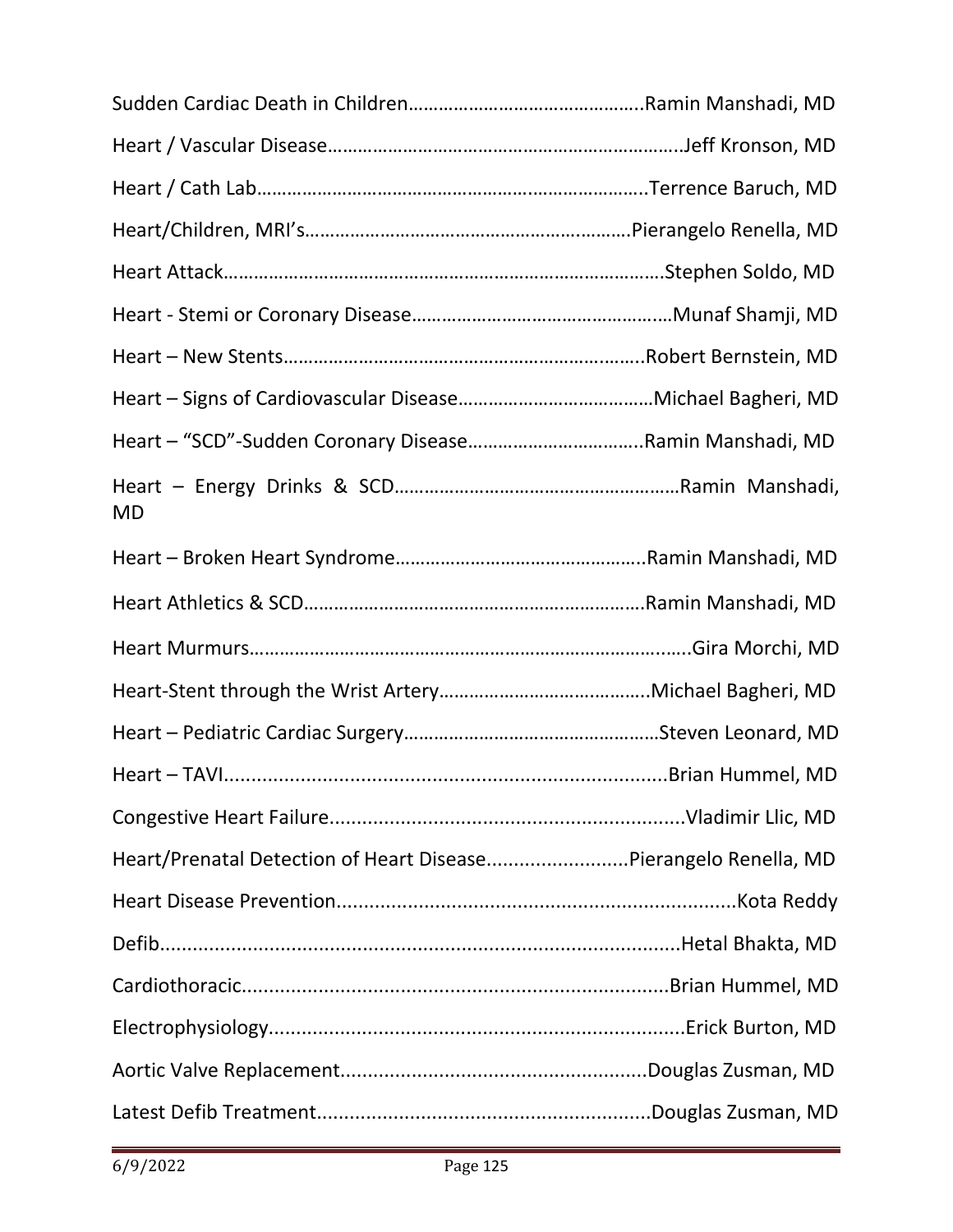Sudden Cardiac Death in Children……………………………………….Ramin Manshadi, MD

Heart / Vascular Disease……………………………………………………………..Jeff Kronson, MD

Heart / Cath Lab…………………………………………………………………..Terrence Baruch, MD

Heart/Children, MRI's………………………………………………………Pierangelo Renella, MD

Heart Attack…………………………………………………………………………….Stephen Soldo, MD

Heart - Stemi or Coronary Disease……………………………………………Munaf Shamji, MD

Heart – New Stents……………………………………………………………..Robert Bernstein, MD

Heart – Signs of Cardiovascular Disease…………………………………Michael Bagheri, MD

Heart – "SCD"-Sudden Coronary Disease……………………………..Ramin Manshadi, MD

Heart – Energy Drinks & SCD…………………………………………………Ramin Manshadi, MD

Heart – Broken Heart Syndrome…………………………………………..Ramin Manshadi, MD

Heart Athletics & SCD…………………………………………………………Ramin Manshadi, MD

Heart Murmurs……………………………………………………………………..Gira Morchi, MD

Heart-Stent through the Wrist Artery…………………………………..Michael Bagheri, MD

Heart – Pediatric Cardiac Surgery……………………………………………Steven Leonard, MD

Heart – TAVI..................................................................................Brian Hummel, MD

Congestive Heart Failure..................................................................Vladimir Llic, MD

Heart/Prenatal Detection of Heart Disease..........................Pierangelo Renella, MD

Heart Disease Prevention.........................................................................Kota Reddy

Defib...............................................................................................Hetal Bhakta, MD

Cardiothoracic..............................................................................Brian Hummel, MD

Electrophysiology...........................................................................Erick Burton, MD

Aortic Valve Replacement.......................................................Douglas Zusman, MD

Latest Defib Treatment............................................................Douglas Zusman, MD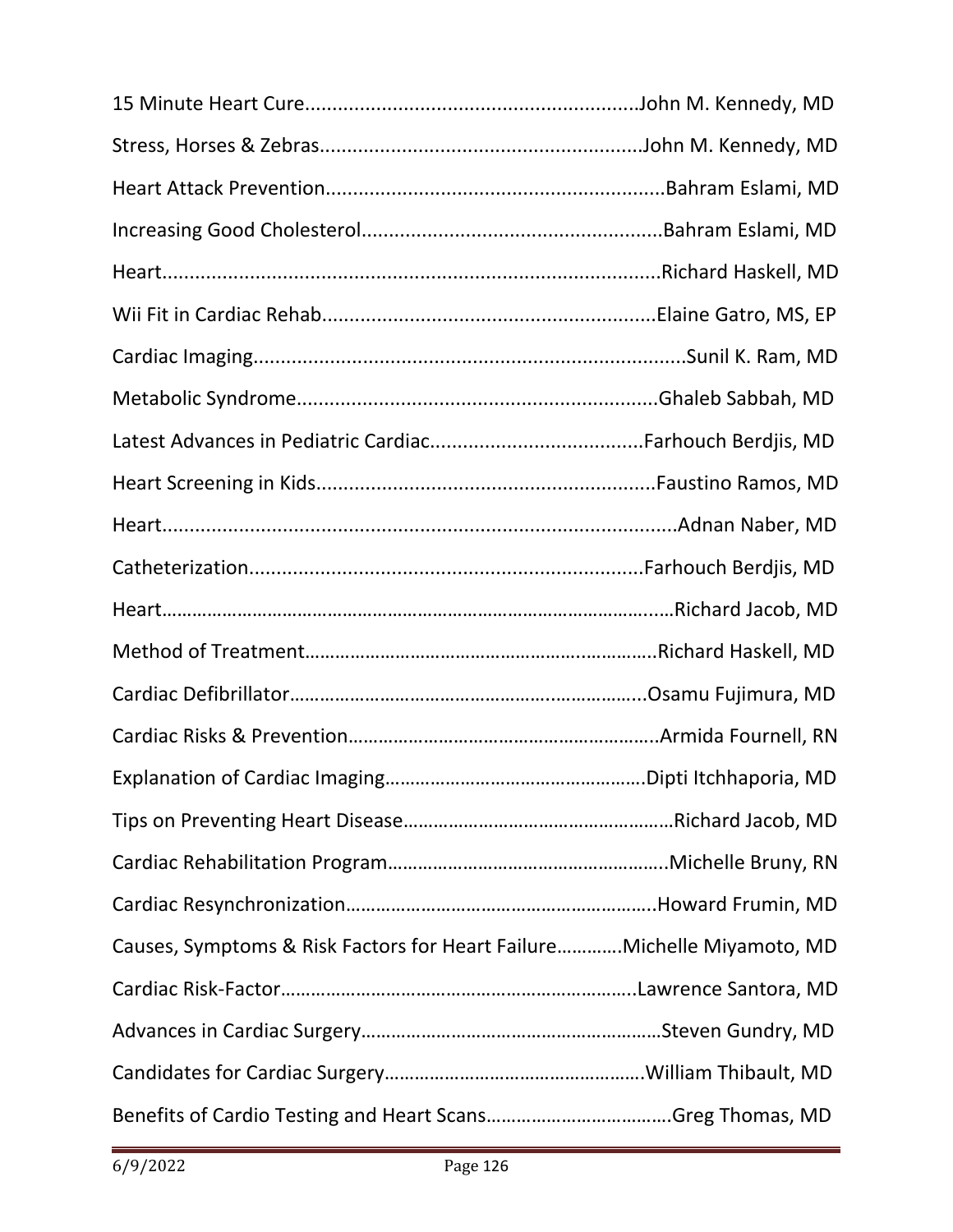15 Minute Heart Cure............................................................John M. Kennedy, MD

Stress, Horses & Zebras..........................................................John M. Kennedy, MD

Heart Attack Prevention.............................................................Bahram Eslami, MD

Increasing Good Cholesterol......................................................Bahram Eslami, MD

Heart..........................................................................................Richard Haskell, MD

Wii Fit in Cardiac Rehab............................................................Elaine Gatro, MS, EP

Cardiac Imaging..............................................................................Sunil K. Ram, MD

Metabolic Syndrome..................................................................Ghaleb Sabbah, MD

Latest Advances in Pediatric Cardiac.......................................Farhouch Berdjis, MD

Heart Screening in Kids.............................................................Faustino Ramos, MD

Heart...............................................................................................Adnan Naber, MD

Catheterization.......................................................................Farhouch Berdjis, MD

Heart………………………………………………………………………………….……Richard Jacob, MD

Method of Treatment……………………………………………………….…………..Richard Haskell, MD

Cardiac Defibrillator………………………………………………………….……………..Osamu Fujimura, MD

Cardiac Risks & Prevention……………………………………………………………..Armida Fournell, RN

Explanation of Cardiac Imaging…………………………………………….……….Dipti Itchhaporia, MD

Tips on Preventing Heart Disease………………………………………………………Richard Jacob, MD

Cardiac Rehabilitation Program………………………………………………………..Michelle Bruny, RN

Cardiac Resynchronization……………………………………………………………..Howard Frumin, MD

Causes, Symptoms & Risk Factors for Heart Failure………….Michelle Miyamoto, MD

Cardiac Risk-Factor……………………………………………………………………..Lawrence Santora, MD

Advances in Cardiac Surgery……………………………………………………………Steven Gundry, MD

Candidates for Cardiac Surgery…………………………………………………….William Thibault, MD

Benefits of Cardio Testing and Heart Scans………………………………………Greg Thomas, MD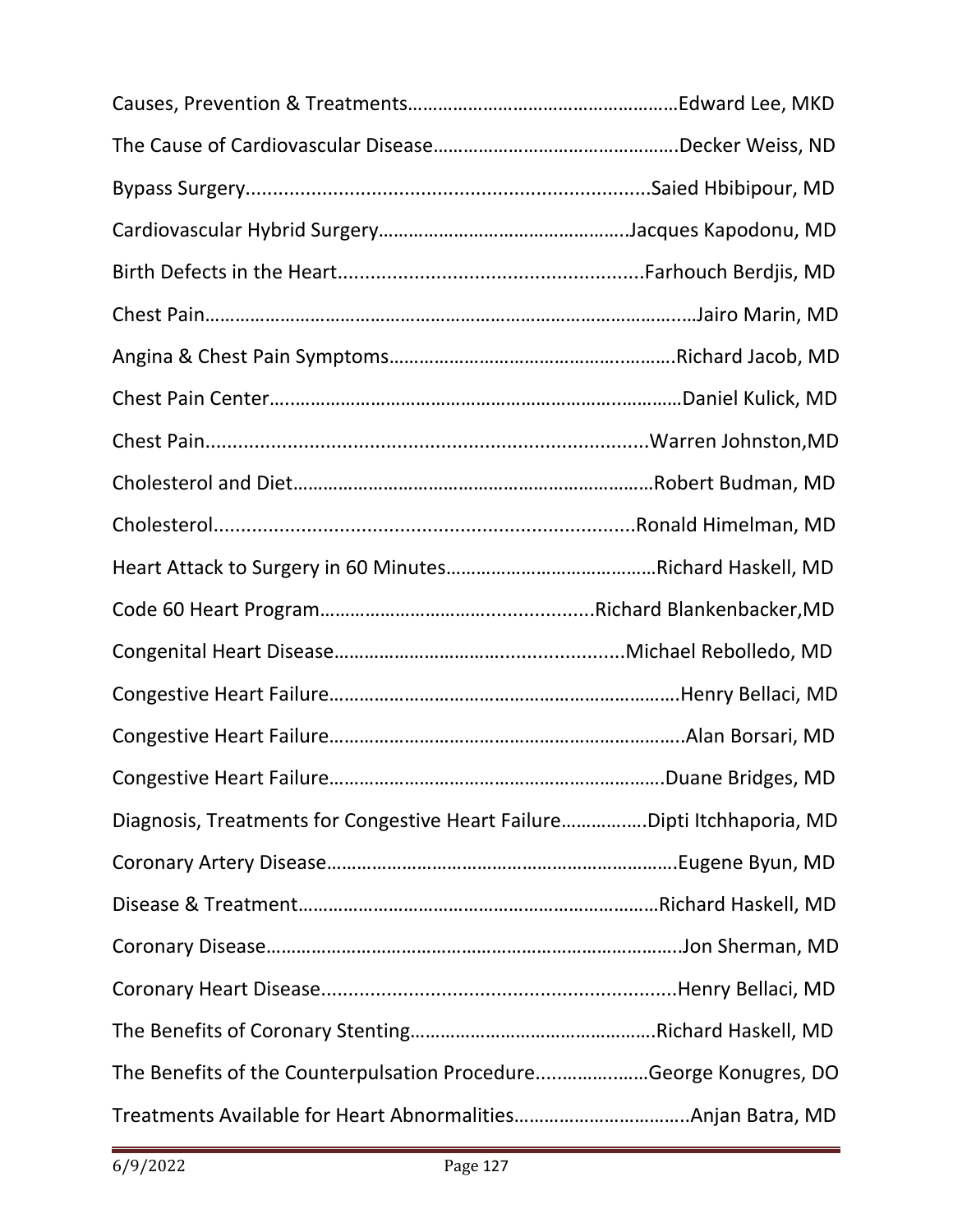Causes, Prevention & Treatments……………………………………………Edward Lee, MKD

The Cause of Cardiovascular Disease……………………………………….Decker Weiss, ND

Bypass Surgery.........................................................................Saied Hbibipour, MD

Cardiovascular Hybrid Surgery………………………………………..Jacques Kapodonu, MD

Birth Defects in the Heart.......................................................Farhouch Berdjis, MD

Chest Pain……………………………………………………………………………..…Jairo Marin, MD

Angina & Chest Pain Symptoms……………………………………….……….Richard Jacob, MD

Chest Pain Center…............................................................…………Daniel Kulick, MD

Chest Pain................................................................................Warren Johnston,MD

Cholesterol and Diet…………………………………………………………………Robert Budman, MD

Cholesterol.............................................................................Ronald Himelman, MD

Heart Attack to Surgery in 60 Minutes……………………………………Richard Haskell, MD

Code 60 Heart Program……………………….......................Richard Blankenbacker,MD

Congenital Heart Disease…………………………......................Michael Rebolledo, MD

Congestive Heart Failure…………………………………………………………..Henry Bellaci, MD

Congestive Heart Failure……………………………………………………………..Alan Borsari, MD

Congestive Heart Failure…………………………………………………….….Duane Bridges, MD

Diagnosis, Treatments for Congestive Heart Failure……….…….Dipti Itchhaporia, MD

Coronary Artery Disease…………………………………………………………..Eugene Byun, MD

Disease & Treatment………………………………………………………………Richard Haskell, MD

Coronary Disease………………………………………………………………………..Jon Sherman, MD

Coronary Heart Disease.................................................................Henry Bellaci, MD

The Benefits of Coronary Stenting………………………………………….Richard Haskell, MD

The Benefits of the Counterpulsation Procedure......……………George Konugres, DO

Treatments Available for Heart Abnormalities…………………………….Anjan Batra, MD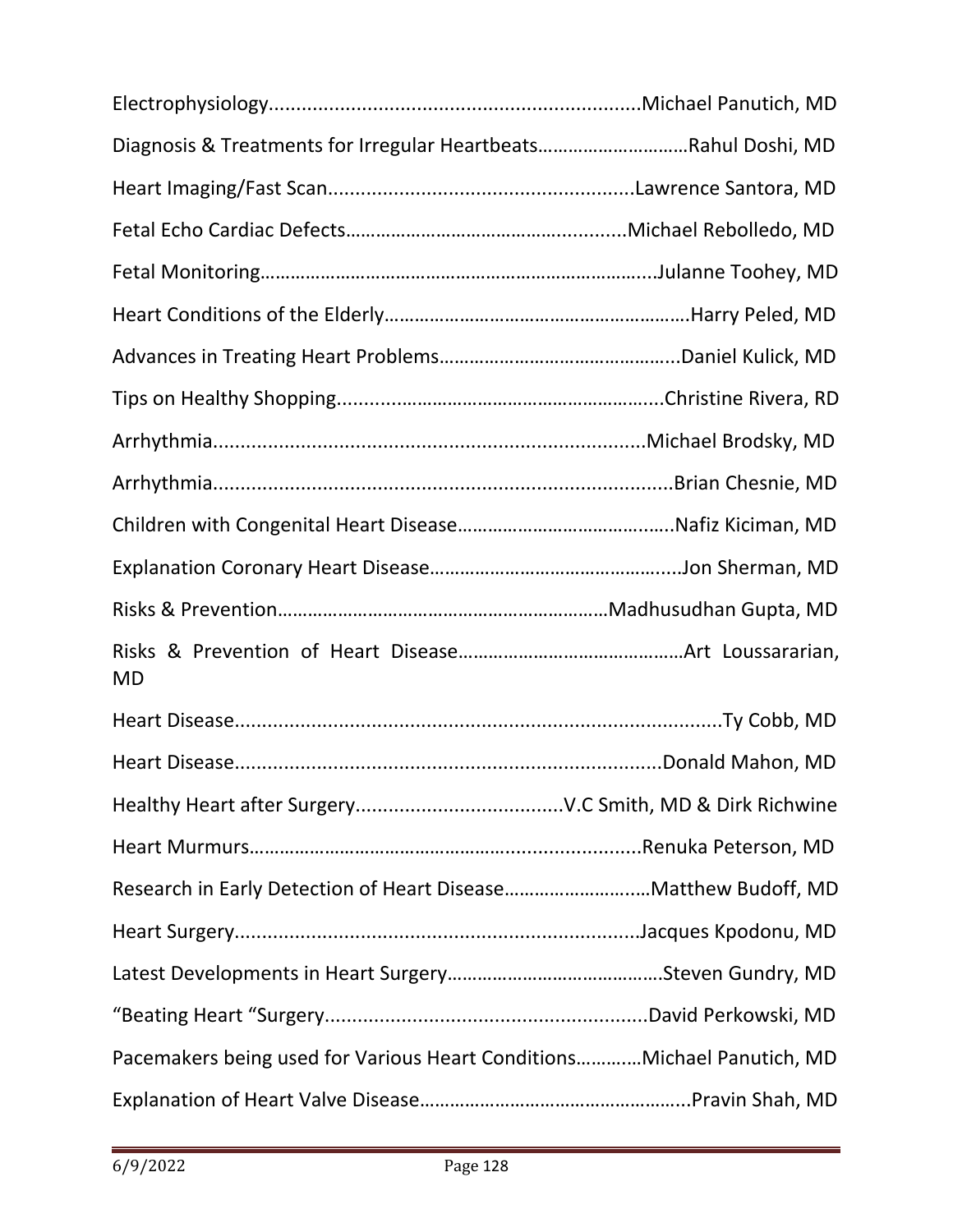Electrophysiology...................................................................Michael Panutich, MD

Diagnosis & Treatments for Irregular Heartbeats…………………………Rahul Doshi, MD

Heart Imaging/Fast Scan........................................................Lawrence Santora, MD

Fetal Echo Cardiac Defects…………………………………….............Michael Rebolledo, MD

Fetal Monitoring……………………………………………………………….....Julanne Toohey, MD

Heart Conditions of the Elderly……………………………………………………Harry Peled, MD

Advances in Treating Heart Problems………………………………………...Daniel Kulick, MD

Tips on Healthy Shopping...............…………………………………………....Christine Rivera, RD

Arrhythmia..............................................................................Michael Brodsky, MD

Arrhythmia...................................................................................Brian Chesnie, MD

Children with Congenital Heart Disease…………………………….......Nafiz Kiciman, MD

Explanation Coronary Heart Disease…………………………………….....Jon Sherman, MD

Risks & Prevention………………………………………………………Madhusudhan Gupta, MD

Risks & Prevention of Heart Disease………………………………………Art Loussararian, MD

Heart Disease.........................................................................................Ty Cobb, MD

Heart Disease.............................................................................Donald Mahon, MD

Healthy Heart after Surgery.....................................V.C Smith, MD & Dirk Richwine

Heart Murmurs………………………………………….........................Renuka Peterson, MD

Research in Early Detection of Heart Disease………………………Matthew Budoff, MD

Heart Surgery.........................................................................Jacques Kpodonu, MD

Latest Developments in Heart Surgery…………………………………….Steven Gundry, MD

"Beating Heart "Surgery...........................................................David Perkowski, MD

Pacemakers being used for Various Heart Conditions…………Michael Panutich, MD

Explanation of Heart Valve Disease……………………………………………...Pravin Shah, MD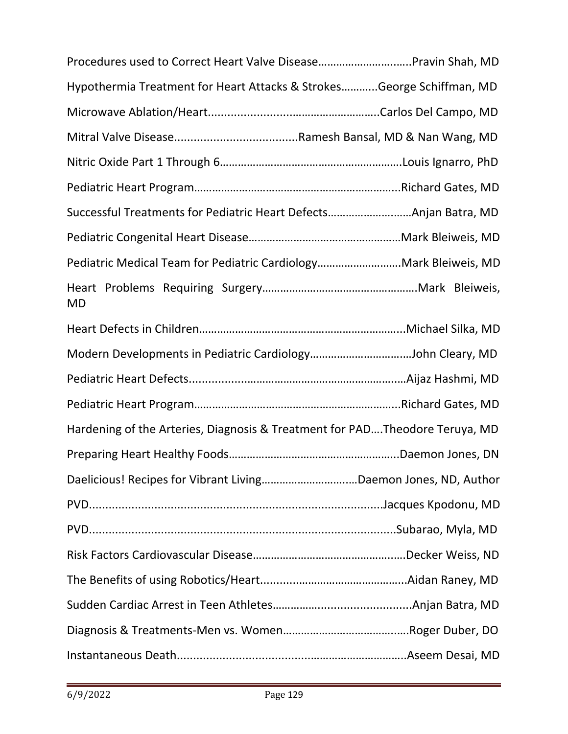Procedures used to Correct Heart Valve Disease………………………..Pravin Shah, MD

Hypothermia Treatment for Heart Attacks & Strokes………..George Schiffman, MD

Microwave Ablation/Heart.......................……………………..Carlos Del Campo, MD

Mitral Valve Disease......................................Ramesh Bansal, MD & Nan Wang, MD

Nitric Oxide Part 1 Through 6…………………………………………………….Louis Ignarro, PhD

Pediatric Heart Program…………………………………………………………...Richard Gates, MD

Successful Treatments for Pediatric Heart Defects………………………Anjan Batra, MD

Pediatric Congenital Heart Disease……………………………………………Mark Bleiweis, MD

Pediatric Medical Team for Pediatric Cardiology………………………Mark Bleiweis, MD

Heart Problems Requiring Surgery…………………………………………….Mark Bleiweis, MD

Heart Defects in Children…………………………………………………………...Michael Silka, MD

Modern Developments in Pediatric Cardiology………………………...John Cleary, MD

Pediatric Heart Defects......................…………………………………….…Aijaz Hashmi, MD

Pediatric Heart Program…………………………………………………………...Richard Gates, MD

Hardening of the Arteries, Diagnosis & Treatment for PAD….Theodore Teruya, MD

Preparing Heart Healthy Foods………………………………………………...Daemon Jones, DN

Daelicious! Recipes for Vibrant Living……………………….…Daemon Jones, ND, Author

PVD..........................................................................................Jacques Kpodonu, MD

PVD...............................................................................................Subarao, Myla, MD

Risk Factors Cardiovascular Disease…………………………………….…Decker Weiss, ND

The Benefits of using Robotics/Heart...............……………………...Aidan Raney, MD

Sudden Cardiac Arrest in Teen Athletes……………...........................Anjan Batra, MD

Diagnosis & Treatments-Men vs. Women…………………………….…..Roger Duber, DO

Instantaneous Death.......................................………………………..Aseem Desai, MD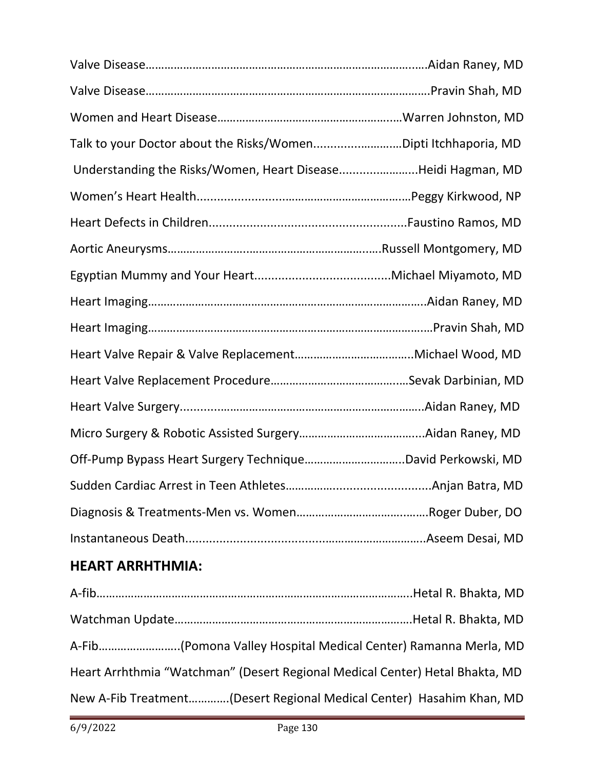Valve Disease……………………………………………………………………………..…Aidan Raney, MD

Valve Disease……………………………………………………………………………….Pravin Shah, MD

Women and Heart Disease……………………………………………….…Warren Johnston, MD

Talk to your Doctor about the Risks/Women...........……………Dipti Itchhaporia, MD

Understanding the Risks/Women, Heart Disease.......…………...Heidi Hagman, MD

Women's Heart Health.................................………………………Peggy Kirkwood, NP

Heart Defects in Children.........................................................Faustino Ramos, MD

Aortic Aneurysms…………………..……………………………….…..Russell Montgomery, MD

Egyptian Mummy and Your Heart.......................................Michael Miyamoto, MD

Heart Imaging…………………………………………………………………………..Aidan Raney, MD

Heart Imaging………………………………………………………………………..…Pravin Shah, MD

Heart Valve Repair & Valve Replacement………………………………..Michael Wood, MD

Heart Valve Replacement Procedure…………………………………...Sevak Darbinian, MD

Heart Valve Surgery..........................................……………………..Aidan Raney, MD

Micro Surgery & Robotic Assisted Surgery…………………………….....Aidan Raney, MD

Off-Pump Bypass Heart Surgery Technique…………………………..David Perkowski, MD

Sudden Cardiac Arrest in Teen Athletes…………...........................Anjan Batra, MD

Diagnosis & Treatments-Men vs. Women……………………………..……Roger Duber, DO

Instantaneous Death.................................…………………………..Aseem Desai, MD

## HEART ARRHTHMIA:

A-fib…………………………………………………………………………………………..Hetal R. Bhakta, MD

Watchman Update………………………………………………………………….Hetal R. Bhakta, MD

A-Fib……………………..(Pomona Valley Hospital Medical Center) Ramanna Merla, MD

Heart Arrhthmia "Watchman" (Desert Regional Medical Center) Hetal Bhakta, MD

New A-Fib Treatment…………(Desert Regional Medical Center) Hasahim Khan, MD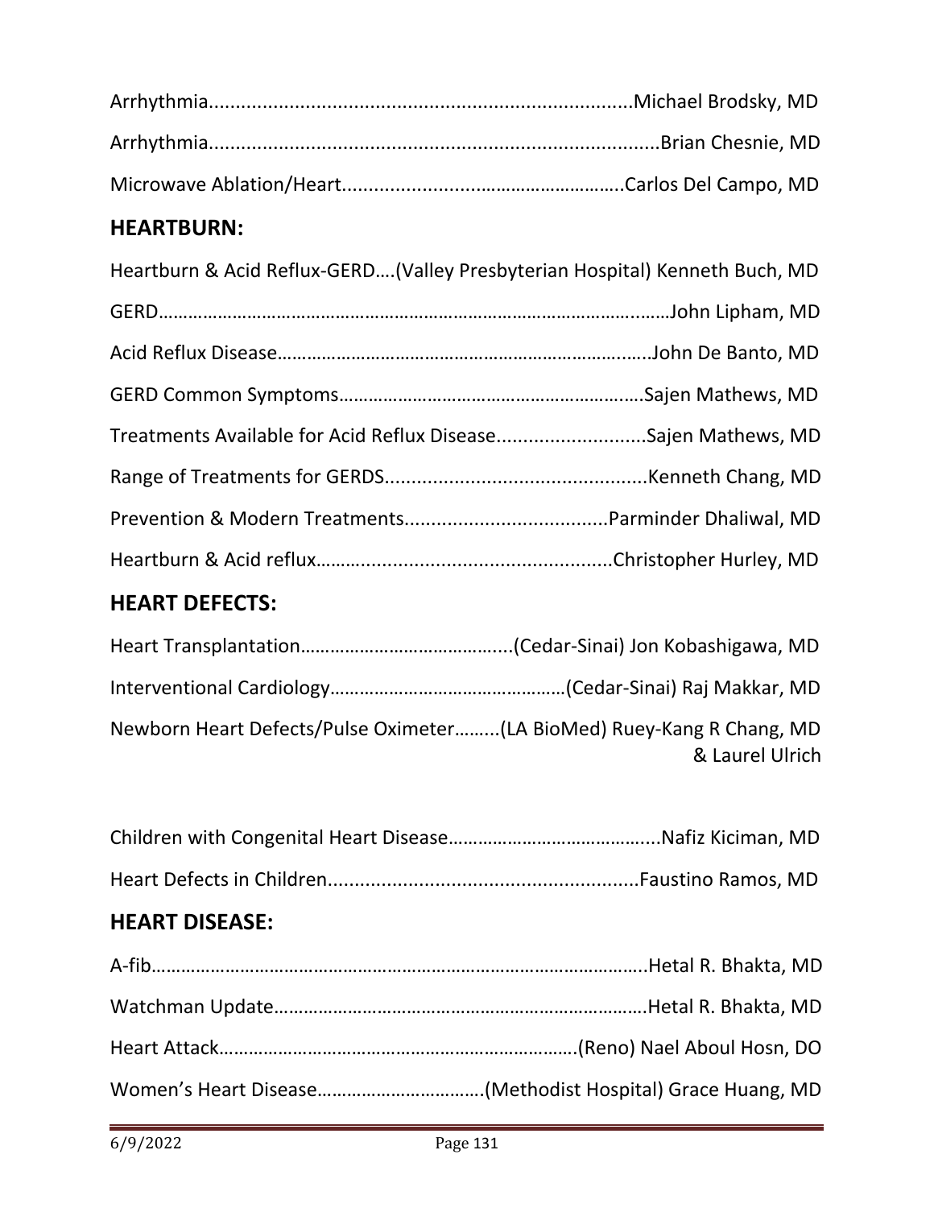Arrhythmia..............................................................................Michael Brodsky, MD

Arrhythmia..................................................................................Brian Chesnie, MD

Microwave Ablation/Heart.......................................................Carlos Del Campo, MD

## HEARTBURN:

Heartburn & Acid Reflux-GERD….(Valley Presbyterian Hospital) Kenneth Buch, MD

GERD……………………………………………………………………………………….……John Lipham, MD

Acid Reflux Disease………………………………………………………………….……John De Banto, MD

GERD Common Symptoms……………………………………………………….Sajen Mathews, MD

Treatments Available for Acid Reflux Disease............................Sajen Mathews, MD

Range of Treatments for GERDS................................................Kenneth Chang, MD

Prevention & Modern Treatments.....................................Parminder Dhaliwal, MD

Heartburn & Acid reflux…….................................................Christopher Hurley, MD

## HEART DEFECTS:

Heart Transplantation…………………………………....(Cedar-Sinai) Jon Kobashigawa, MD

Interventional Cardiology…………………………………………(Cedar-Sinai) Raj Makkar, MD

Newborn Heart Defects/Pulse Oximeter……...(LA BioMed) Ruey-Kang R Chang, MD & Laurel Ulrich

Children with Congenital Heart Disease…………………………………....Nafiz Kiciman, MD

Heart Defects in Children.........................................................Faustino Ramos, MD

## HEART DISEASE:

A-fib……………………………………………………………………………………….Hetal R. Bhakta, MD

Watchman Update………………………………………………………………….Hetal R. Bhakta, MD

Heart Attack……………………………………………………………….(Reno) Nael Aboul Hosn, DO

Women's Heart Disease…………………………….(Methodist Hospital) Grace Huang, MD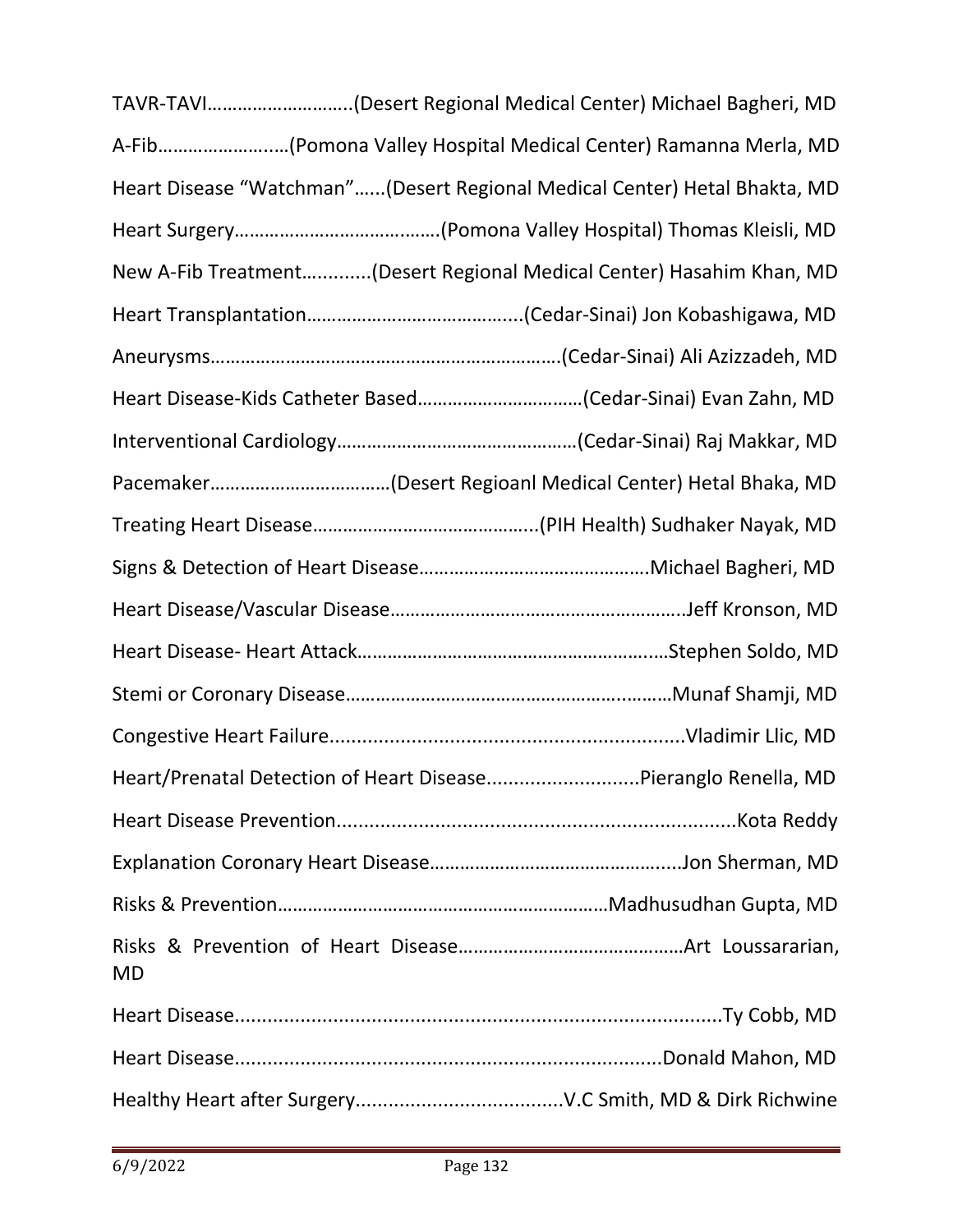TAVR-TAVI……………………….(Desert Regional Medical Center) Michael Bagheri, MD

A-Fib…………………..…(Pomona Valley Hospital Medical Center) Ramanna Merla, MD

Heart Disease “Watchman”…...(Desert Regional Medical Center) Hetal Bhakta, MD

Heart Surgery………………………………….(Pomona Valley Hospital) Thomas Kleisli, MD

New A-Fib Treatment…..........(Desert Regional Medical Center) Hasahim Khan, MD

Heart Transplantation…………………………………....(Cedar-Sinai) Jon Kobashigawa, MD

Aneurysms…………………………………………………………….(Cedar-Sinai) Ali Azizzadeh, MD

Heart Disease-Kids Catheter Based……………………………(Cedar-Sinai) Evan Zahn, MD

Interventional Cardiology…………………………………………(Cedar-Sinai) Raj Makkar, MD

Pacemaker………………………………(Desert Regioanl Medical Center) Hetal Bhaka, MD

Treating Heart Disease……………………………………..(PIH Health) Sudhaker Nayak, MD

Signs & Detection of Heart Disease………………………………………Michael Bagheri, MD

Heart Disease/Vascular Disease…………………………………………………..Jeff Kronson, MD

Heart Disease- Heart Attack…………………………………………………..…Stephen Soldo, MD

Stemi or Coronary Disease…………………………………………………………Munaf Shamji, MD

Congestive Heart Failure..................................................................Vladimir Llic, MD

Heart/Prenatal Detection of Heart Disease............................Pieranglo Renella, MD

Heart Disease Prevention.........................................................................Kota Reddy

Explanation Coronary Heart Disease………………………………….....Jon Sherman, MD

Risks & Prevention…………………………………………………………Madhusudhan Gupta, MD

Risks & Prevention of Heart Disease……………………………………Art Loussararian, MD

Heart Disease..........................................................................................Ty Cobb, MD

Heart Disease..............................................................................Donald Mahon, MD

Healthy Heart after Surgery......................................V.C Smith, MD & Dirk Richwine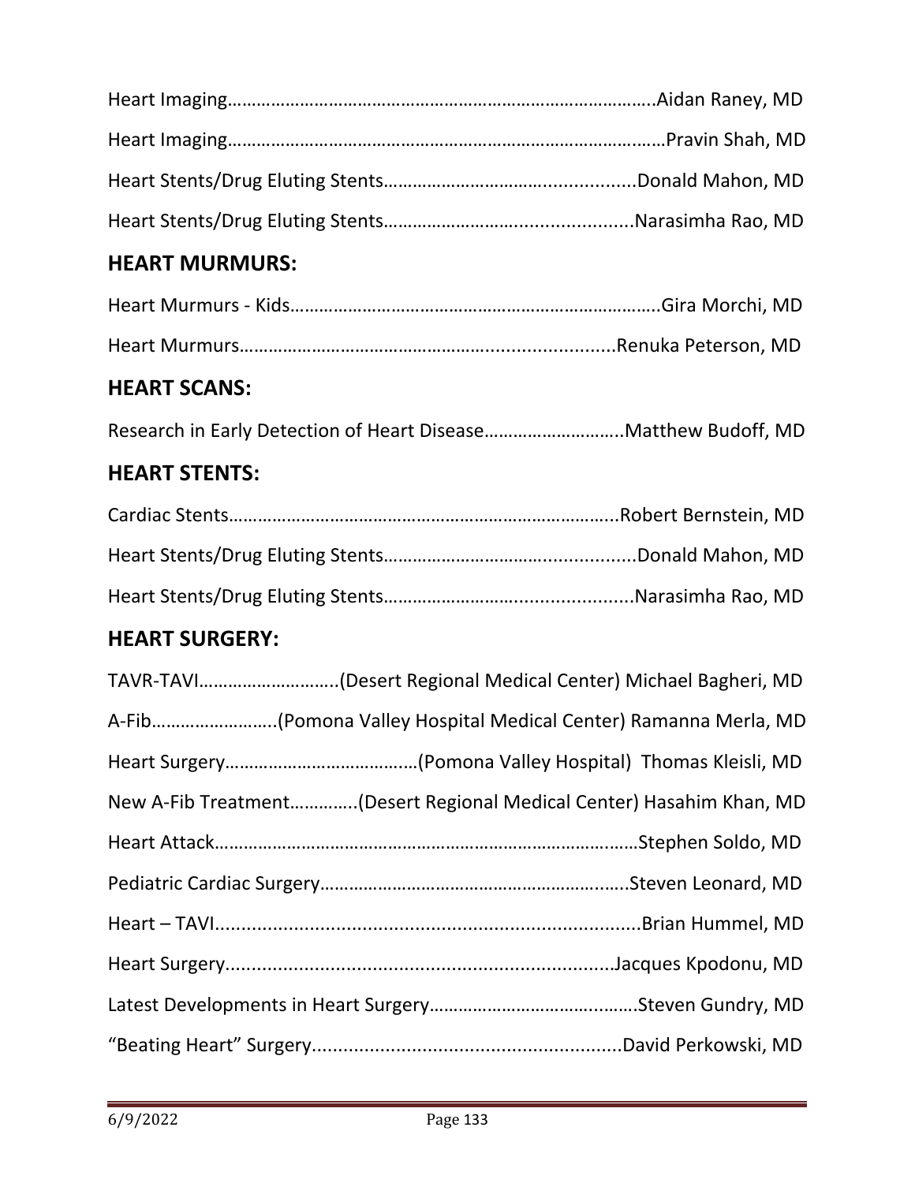Heart Imaging……………………………………………………………………………….Aidan Raney, MD

Heart Imaging…………………………………………………………………………………Pravin Shah, MD

Heart Stents/Drug Eluting Stents…………………………….................Donald Mahon, MD

Heart Stents/Drug Eluting Stents………………………………...............Narasimha Rao, MD

## HEART MURMURS:

Heart Murmurs - Kids…………………………………………………………………..Gira Morchi, MD

Heart Murmurs…………………………………………….....................Renuka Peterson, MD

## HEART SCANS:

Research in Early Detection of Heart Disease………………………..Matthew Budoff, MD

## HEART STENTS:

Cardiac Stents……………………………………………………………………..Robert Bernstein, MD

Heart Stents/Drug Eluting Stents…………………………….................Donald Mahon, MD

Heart Stents/Drug Eluting Stents………………………………...............Narasimha Rao, MD

## HEART SURGERY:

TAVR-TAVI………………………..(Desert Regional Medical Center) Michael Bagheri, MD

A-Fib……………………..(Pomona Valley Hospital Medical Center) Ramanna Merla, MD

Heart Surgery…………………………………(Pomona Valley Hospital) Thomas Kleisli, MD

New A-Fib Treatment………….(Desert Regional Medical Center) Hasahim Khan, MD

Heart Attack…………………………………………………………………………Stephen Soldo, MD

Pediatric Cardiac Surgery……………………………………………….....Steven Leonard, MD

Heart – TAVI..................................................................................Brian Hummel, MD

Heart Surgery.........................................................................Jacques Kpodonu, MD

Latest Developments in Heart Surgery…………………………….........Steven Gundry, MD

“Beating Heart” Surgery...........................................................David Perkowski, MD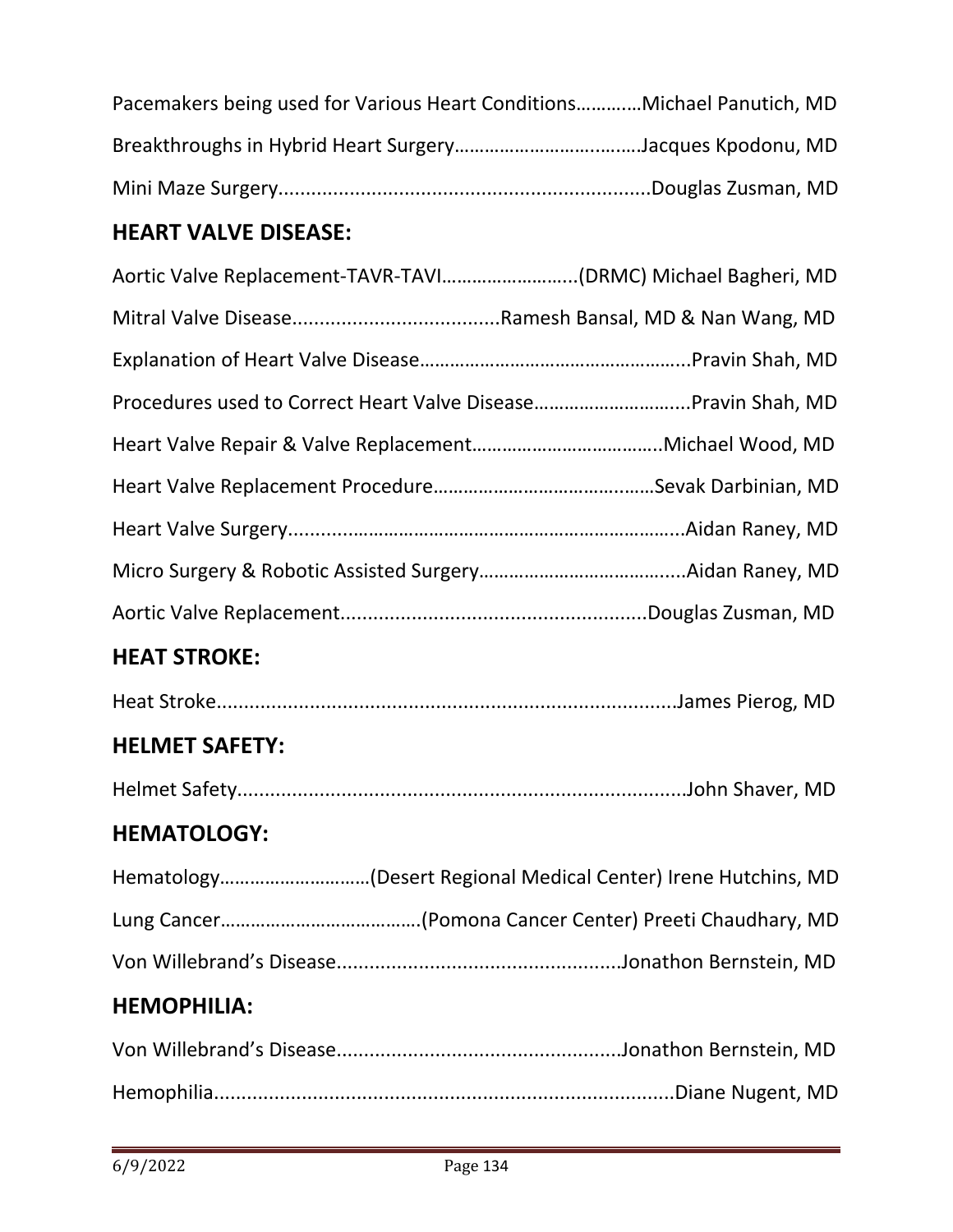Pacemakers being used for Various Heart Conditions…………Michael Panutich, MD

Breakthroughs in Hybrid Heart Surgery…………………….….……Jacques Kpodonu, MD

Mini Maze Surgery...................................................................Douglas Zusman, MD

## HEART VALVE DISEASE:

Aortic Valve Replacement-TAVR-TAVI……………………..(DRMC) Michael Bagheri, MD

Mitral Valve Disease.....................................Ramesh Bansal, MD & Nan Wang, MD

Explanation of Heart Valve Disease……………………………………………...Pravin Shah, MD

Procedures used to Correct Heart Valve Disease………………………...Pravin Shah, MD

Heart Valve Repair & Valve Replacement……………………………….Michael Wood, MD

Heart Valve Replacement Procedure…………………………….………Sevak Darbinian, MD

Heart Valve Surgery.....................................................................…...Aidan Raney, MD

Micro Surgery & Robotic Assisted Surgery……………………………......Aidan Raney, MD

Aortic Valve Replacement.......................................................Douglas Zusman, MD

## HEAT STROKE:

Heat Stroke..................................................................................James Pierog, MD

## HELMET SAFETY:

Helmet Safety...............................................................................John Shaver, MD

## HEMATOLOGY:

Hematology…………………………(Desert Regional Medical Center) Irene Hutchins, MD

Lung Cancer………………………………….(Pomona Cancer Center) Preeti Chaudhary, MD

Von Willebrand's Disease...................................................Jonathon Bernstein, MD

## HEMOPHILIA:

Von Willebrand's Disease...................................................Jonathon Bernstein, MD

Hemophilia..................................................................................Diane Nugent, MD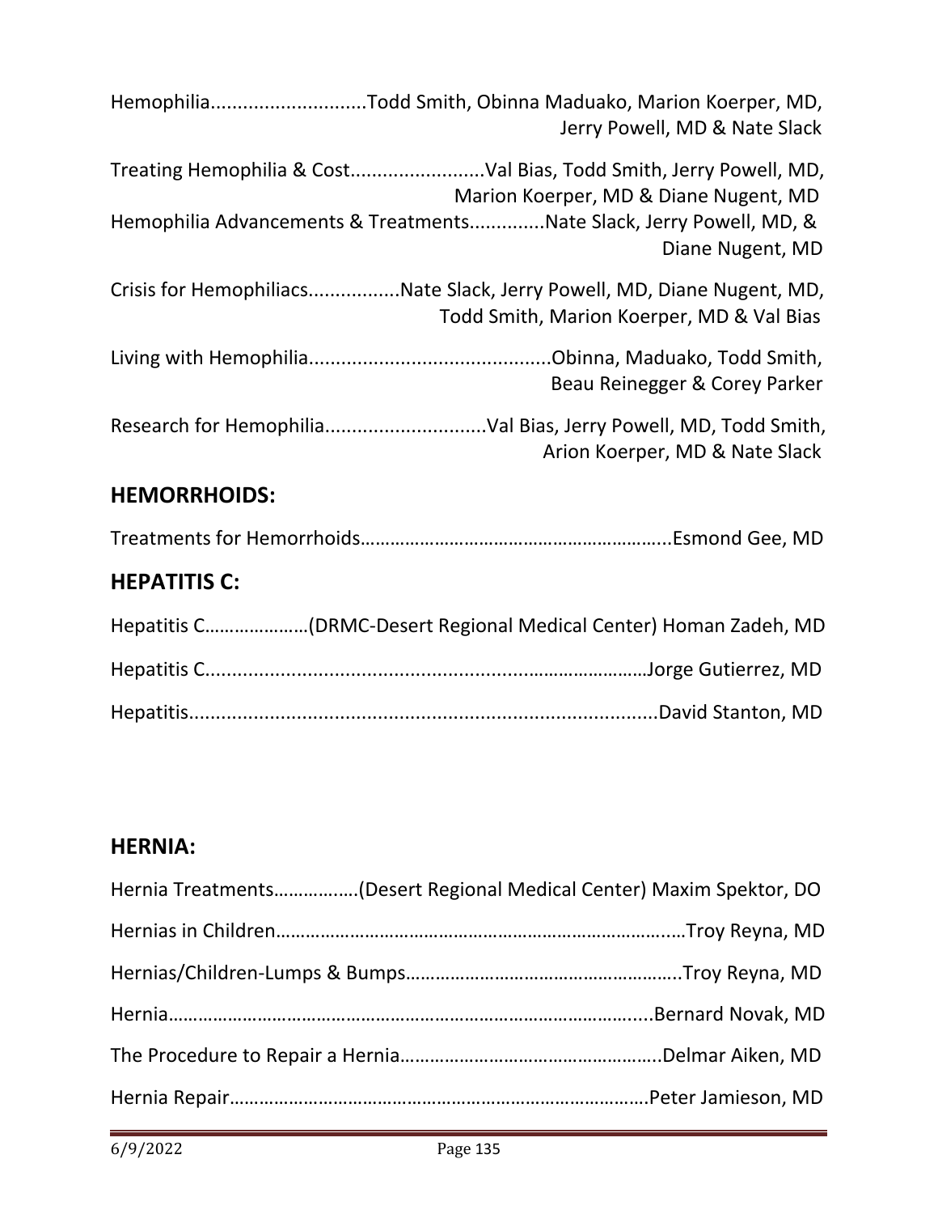Hemophilia.............................Todd Smith, Obinna Maduako, Marion Koerper, MD, Jerry Powell, MD & Nate Slack

Treating Hemophilia & Cost.........................Val Bias, Todd Smith, Jerry Powell, MD, Marion Koerper, MD & Diane Nugent, MD

Hemophilia Advancements & Treatments..............Nate Slack, Jerry Powell, MD, & Diane Nugent, MD

Crisis for Hemophiliacs.................Nate Slack, Jerry Powell, MD, Diane Nugent, MD, Todd Smith, Marion Koerper, MD & Val Bias

Living with Hemophilia.............................................Obinna, Maduako, Todd Smith, Beau Reinegger & Corey Parker

Research for Hemophilia..............................Val Bias, Jerry Powell, MD, Todd Smith, Arion Koerper, MD & Nate Slack

## HEMORRHOIDS:

Treatments for Hemorrhoids……………………………………………………..Esmond Gee, MD

## HEPATITIS C:

Hepatitis C…………………(DRMC-Desert Regional Medical Center) Homan Zadeh, MD

Hepatitis C...............................................................……………Jorge Gutierrez, MD

Hepatitis.......................................................................................David Stanton, MD

## HERNIA:

Hernia Treatments…………….(Desert Regional Medical Center) Maxim Spektor, DO

Hernias in Children……………………………………………………………………..…Troy Reyna, MD

Hernias/Children-Lumps & Bumps………………………………………………..Troy Reyna, MD

Hernia………………………………………………………………………………….....Bernard Novak, MD

The Procedure to Repair a Hernia……………………………………………..Delmar Aiken, MD

Hernia Repair…………………………………………………………………………Peter Jamieson, MD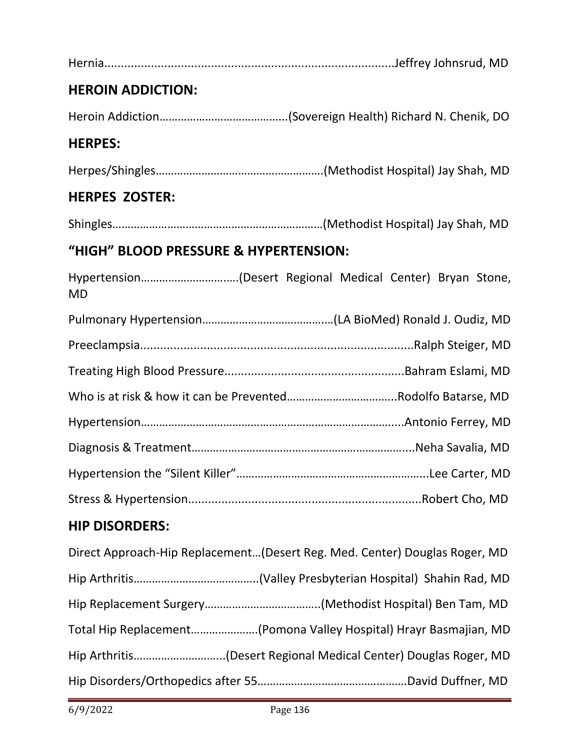Hernia......................................................................................Jeffrey Johnsrud, MD

## HEROIN ADDICTION:

Heroin Addiction…………………………………..(Sovereign Health) Richard N. Chenik, DO

## HERPES:

Herpes/Shingles……………………………………………….(Methodist Hospital) Jay Shah, MD

## HERPES ZOSTER:

Shingles…………………………………………………………(Methodist Hospital) Jay Shah, MD

## "HIGH" BLOOD PRESSURE & HYPERTENSION:

Hypertension…………………………..(Desert Regional Medical Center) Bryan Stone, MD

Pulmonary Hypertension……………………………………(LA BioMed) Ronald J. Oudiz, MD

Preeclampsia..................................................................................Ralph Steiger, MD

Treating High Blood Pressure.....................................................Bahram Eslami, MD

Who is at risk & how it can be Prevented……………………………..Rodolfo Batarse, MD

Hypertension…………………………………………………………………………....Antonio Ferrey, MD

Diagnosis & Treatment……………………………………………………………....Neha Savalia, MD

Hypertension the "Silent Killer"……………………………………………………...Lee Carter, MD

Stress & Hypertension......................................................................Robert Cho, MD

## HIP DISORDERS:

Direct Approach-Hip Replacement…(Desert Reg. Med. Center) Douglas Roger, MD

Hip Arthritis…………………………………..(Valley Presbyterian Hospital) Shahin Rad, MD

Hip Replacement Surgery………………………………..(Methodist Hospital) Ben Tam, MD

Total Hip Replacement………………….(Pomona Valley Hospital) Hrayr Basmajian, MD

Hip Arthritis………………………...(Desert Regional Medical Center) Douglas Roger, MD

Hip Disorders/Orthopedics after 55………………………………………….David Duffner, MD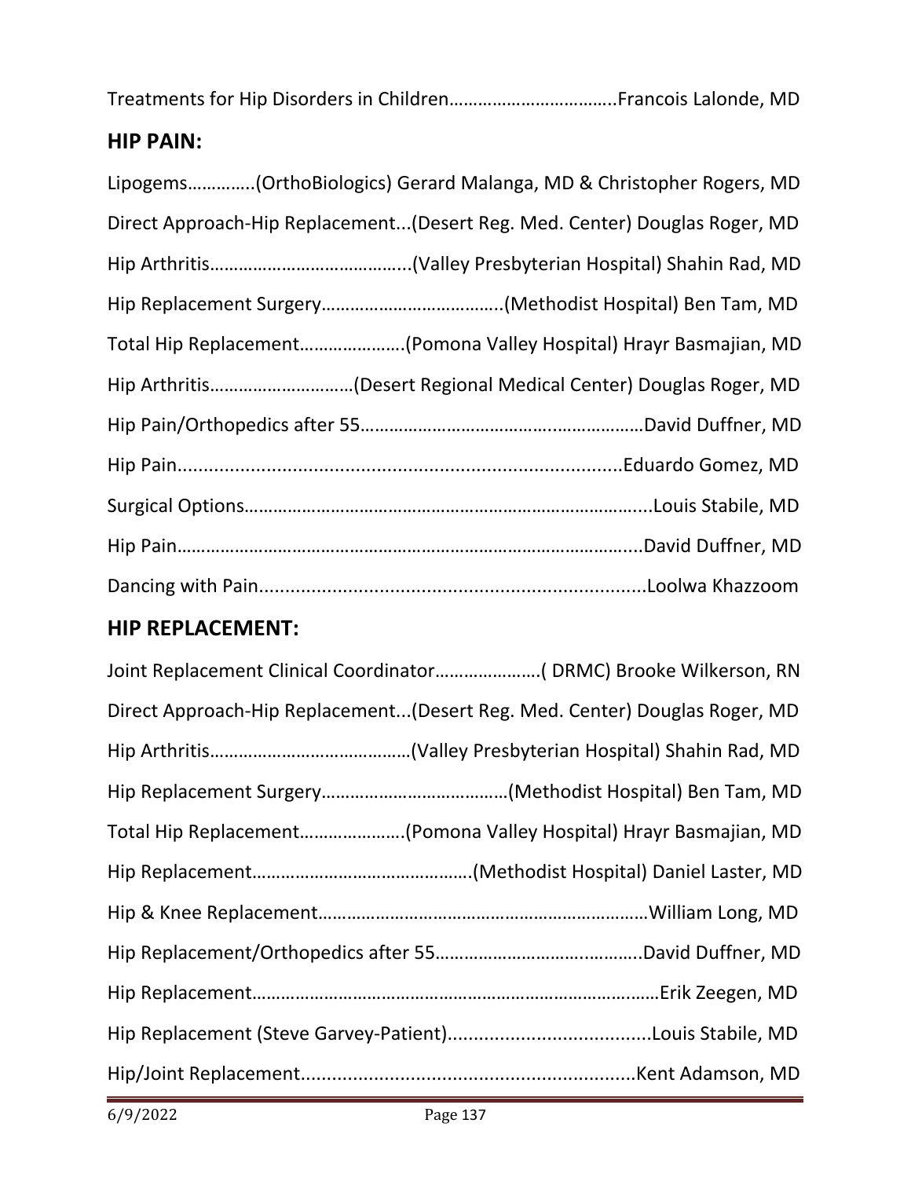Treatments for Hip Disorders in Children……………………………..Francois Lalonde, MD

## HIP PAIN:

Lipogems…………..(OrthoBiologics) Gerard Malanga, MD & Christopher Rogers, MD

Direct Approach-Hip Replacement...(Desert Reg. Med. Center) Douglas Roger, MD

Hip Arthritis…………………………………..(Valley Presbyterian Hospital) Shahin Rad, MD

Hip Replacement Surgery………………………………..(Methodist Hospital) Ben Tam, MD

Total Hip Replacement………………….(Pomona Valley Hospital) Hrayr Basmajian, MD

Hip Arthritis…………………………(Desert Regional Medical Center) Douglas Roger, MD

Hip Pain/Orthopedics after 55……………………………………………………David Duffner, MD

Hip Pain....................................................................................Eduardo Gomez, MD

Surgical Options………………………………………………………………………...Louis Stabile, MD

Hip Pain………………………………………………………………………………...David Duffner, MD

Dancing with Pain.........................................................................Loolwa Khazzoom

## HIP REPLACEMENT:

Joint Replacement Clinical Coordinator………………….( DRMC) Brooke Wilkerson, RN

Direct Approach-Hip Replacement...(Desert Reg. Med. Center) Douglas Roger, MD

Hip Arthritis……………………………………(Valley Presbyterian Hospital) Shahin Rad, MD

Hip Replacement Surgery…………………………………(Methodist Hospital) Ben Tam, MD

Total Hip Replacement………………….(Pomona Valley Hospital) Hrayr Basmajian, MD

Hip Replacement……………………………………….(Methodist Hospital) Daniel Laster, MD

Hip & Knee Replacement…………………………………………………………William Long, MD

Hip Replacement/Orthopedics after 55……………………………………..David Duffner, MD

Hip Replacement……………………………………………………………………Erik Zeegen, MD

Hip Replacement (Steve Garvey-Patient).......................................Louis Stabile, MD

Hip/Joint Replacement................................................................Kent Adamson, MD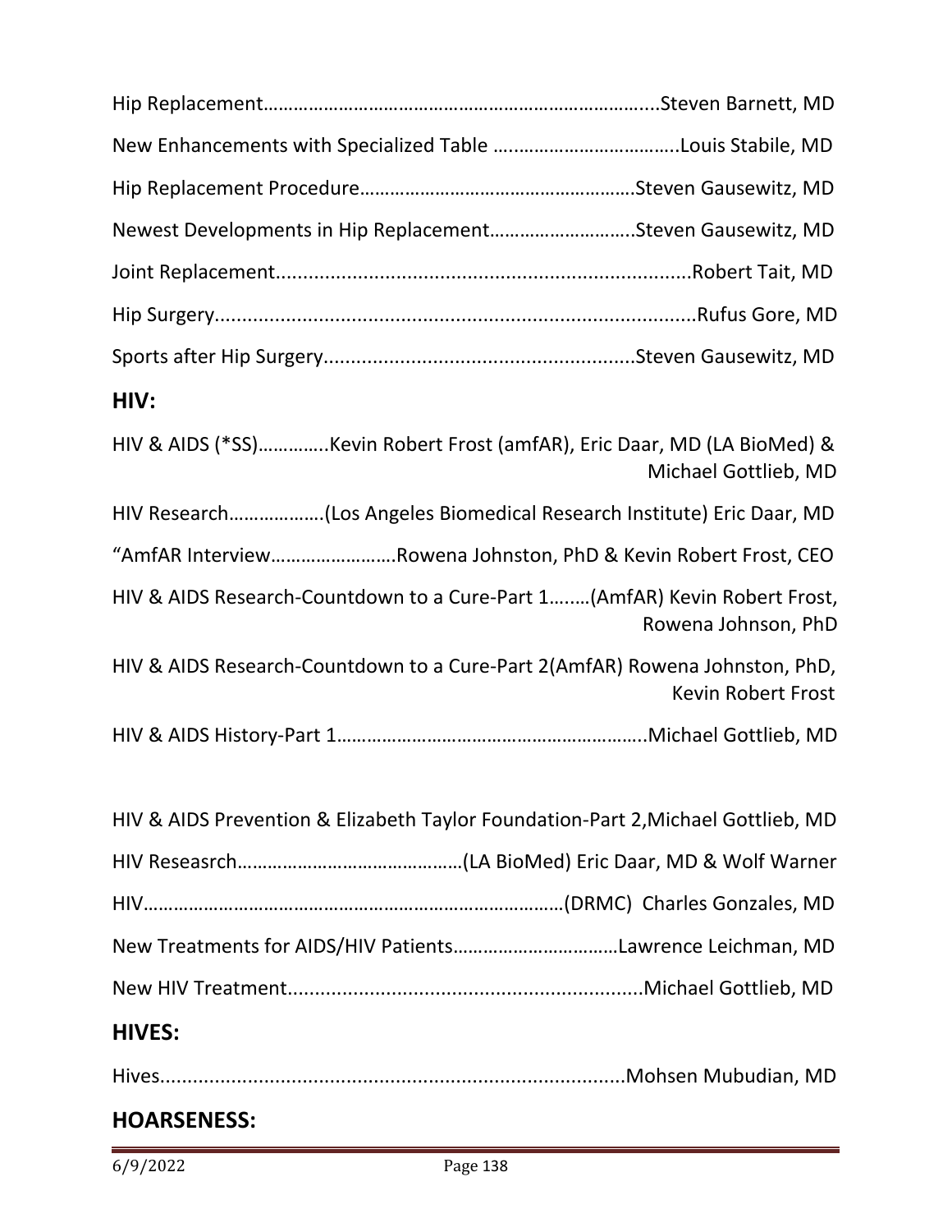Hip Replacement……………………………………………………………………...Steven Barnett, MD

New Enhancements with Specialized Table ……………………………..Louis Stabile, MD

Hip Replacement Procedure……………………………………………….Steven Gausewitz, MD

Newest Developments in Hip Replacement………………………..Steven Gausewitz, MD

Joint Replacement.........................................................................Robert Tait, MD

Hip Surgery.......................................................................................Rufus Gore, MD

Sports after Hip Surgery.......................................................Steven Gausewitz, MD

## HIV:

HIV & AIDS (*SS)…………..Kevin Robert Frost (amfAR), Eric Daar, MD (LA BioMed) & Michael Gottlieb, MD

HIV Research……………….(Los Angeles Biomedical Research Institute) Eric Daar, MD

“AmfAR Interview…………………….Rowena Johnston, PhD & Kevin Robert Frost, CEO

HIV & AIDS Research-Countdown to a Cure-Part 1……..(AmfAR) Kevin Robert Frost, Rowena Johnson, PhD

HIV & AIDS Research-Countdown to a Cure-Part 2(AmfAR) Rowena Johnston, PhD, Kevin Robert Frost

HIV & AIDS History-Part 1……………………………………………………..Michael Gottlieb, MD

HIV & AIDS Prevention & Elizabeth Taylor Foundation-Part 2,Michael Gottlieb, MD

HIV Reseasrch………………………………………(LA BioMed) Eric Daar, MD & Wolf Warner

HIV…………………………………………………………………………(DRMC) Charles Gonzales, MD

New Treatments for AIDS/HIV Patients……………………………Lawrence Leichman, MD

New HIV Treatment.............................................................Michael Gottlieb, MD

## HIVES:

Hives...................................................................................Mohsen Mubudian, MD

## HOARSENESS: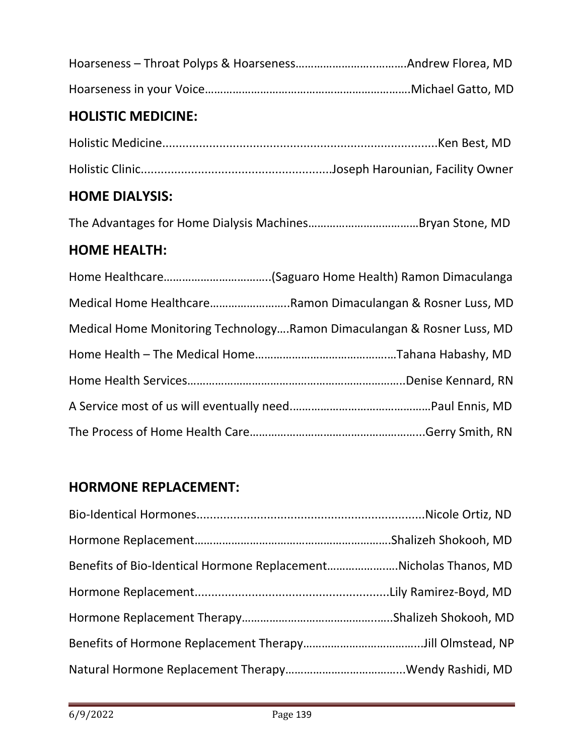Hoarseness – Throat Polyps & Hoarseness……………………..……….Andrew Florea, MD

Hoarseness in your Voice………………………………………………………….Michael Gatto, MD

## HOLISTIC MEDICINE:

Holistic Medicine..................................................................................Ken Best, MD

Holistic Clinic........................................................Joseph Harounian, Facility Owner

## HOME DIALYSIS:

The Advantages for Home Dialysis Machines……………………….……Bryan Stone, MD

## HOME HEALTH:

Home Healthcare……………………………..(Saguaro Home Health) Ramon Dimaculanga

Medical Home Healthcare……………………..Ramon Dimaculangan & Rosner Luss, MD

Medical Home Monitoring Technology….Ramon Dimaculangan & Rosner Luss, MD

Home Health – The Medical Home…………………………………..…Tahana Habashy, MD

Home Health Services……………………………………………………………..Denise Kennard, RN

A Service most of us will eventually need.………………………………….…Paul Ennis, MD

The Process of Home Health Care………………………………………………...Gerry Smith, RN

## HORMONE REPLACEMENT:

Bio-Identical Hormones....................................................................Nicole Ortiz, ND

Hormone Replacement……………………………………………………….Shalizeh Shokooh, MD

Benefits of Bio-Identical Hormone Replacement…………….……Nicholas Thanos, MD

Hormone Replacement..........................................................Lily Ramirez-Boyd, MD

Hormone Replacement Therapy…………………………………….…..Shalizeh Shokooh, MD

Benefits of Hormone Replacement Therapy………………………………...Jill Olmstead, NP

Natural Hormone Replacement Therapy………………………………...Wendy Rashidi, MD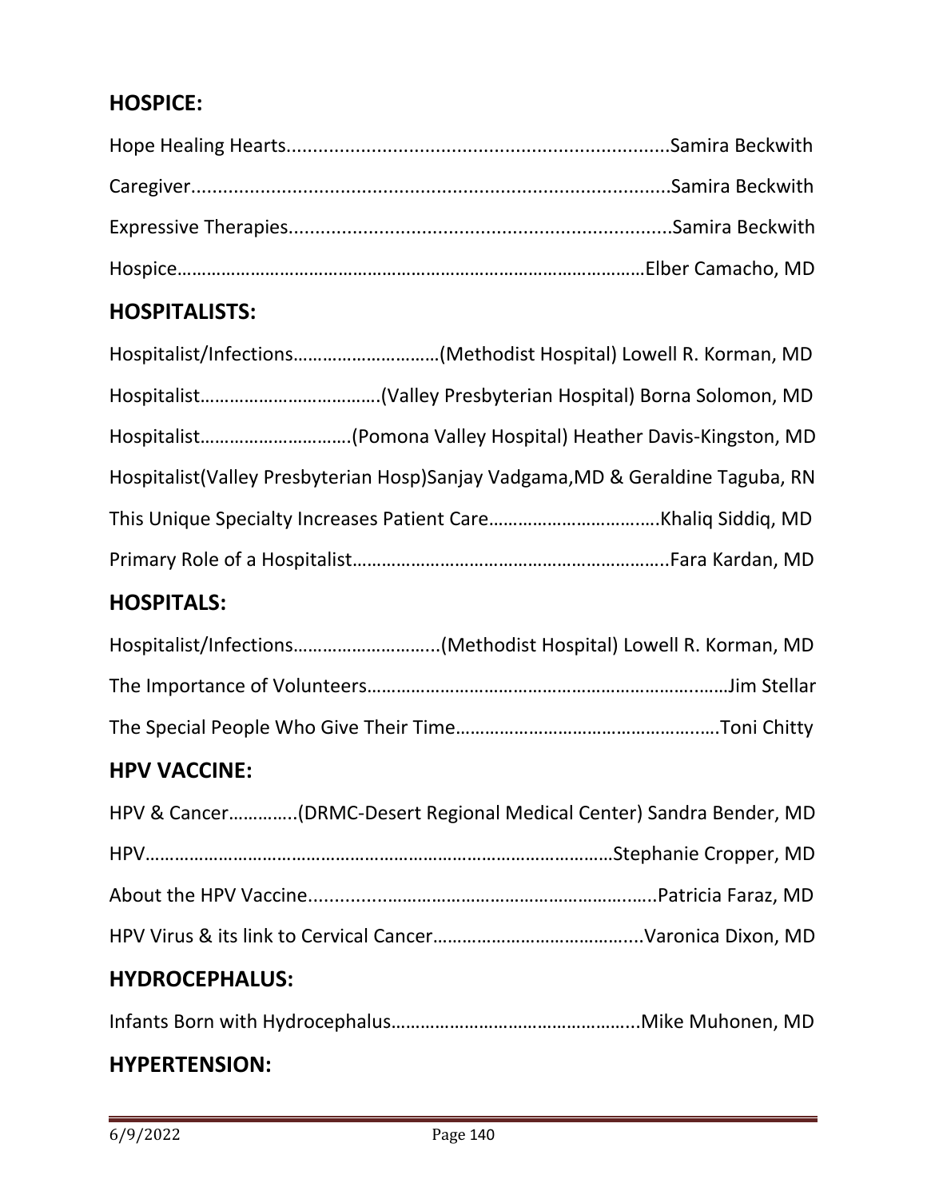## HOSPICE:

Hope Healing Hearts........................................................................Samira Beckwith

Caregiver..........................................................................................Samira Beckwith

Expressive Therapies........................................................................Samira Beckwith

Hospice……………………………………………………………………………………Elber Camacho, MD

## HOSPITALISTS:

Hospitalist/Infections…………………………(Methodist Hospital) Lowell R. Korman, MD

Hospitalist……………………………….(Valley Presbyterian Hospital) Borna Solomon, MD

Hospitalist…………………………(Pomona Valley Hospital) Heather Davis-Kingston, MD

Hospitalist(Valley Presbyterian Hosp)Sanjay Vadgama,MD & Geraldine Taguba, RN

This Unique Specialty Increases Patient Care…………………………….Khaliq Siddiq, MD

Primary Role of a Hospitalist………………………………………………………..Fara Kardan, MD

## HOSPITALS:

Hospitalist/Infections………………………...(Methodist Hospital) Lowell R. Korman, MD

The Importance of Volunteers……………………………………………………….……Jim Stellar

The Special People Who Give Their Time……………………………………………Toni Chitty

## HPV VACCINE:

HPV & Cancer…………..(DRMC-Desert Regional Medical Center) Sandra Bender, MD

HPV……………………………………………………………………………………Stephanie Cropper, MD

About the HPV Vaccine......................................................................Patricia Faraz, MD

HPV Virus & its link to Cervical Cancer…………………………………....Varonica Dixon, MD

## HYDROCEPHALUS:

Infants Born with Hydrocephalus…………………………………………...Mike Muhonen, MD

## HYPERTENSION: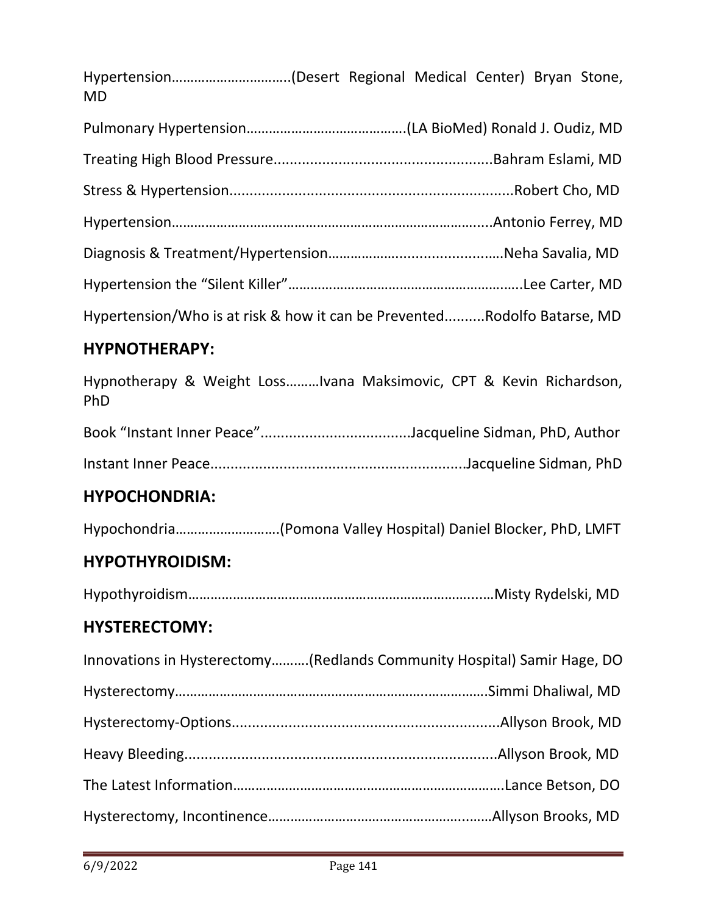Hypertension………………………….(Desert Regional Medical Center) Bryan Stone, MD

Pulmonary Hypertension…………………………………….(LA BioMed) Ronald J. Oudiz, MD

Treating High Blood Pressure......................................................Bahram Eslami, MD

Stress & Hypertension......................................................................Robert Cho, MD

Hypertension…………………………………………………………………….....Antonio Ferrey, MD

Diagnosis & Treatment/Hypertension…………..........................…Neha Savalia, MD

Hypertension the "Silent Killer"……………………………………………….…..Lee Carter, MD

Hypertension/Who is at risk & how it can be Prevented..........Rodolfo Batarse, MD

## HYPNOTHERAPY:

Hypnotherapy & Weight Loss………Ivana Maksimovic, CPT & Kevin Richardson, PhD

Book "Instant Inner Peace"....................................Jacqueline Sidman, PhD, Author

Instant Inner Peace.............................................................Jacqueline Sidman, PhD

## HYPOCHONDRIA:

Hypochondria……………………….(Pomona Valley Hospital) Daniel Blocker, PhD, LMFT

## HYPOTHYROIDISM:

Hypothyroidism………………………………………………………………….…Misty Rydelski, MD

## HYSTERECTOMY:

Innovations in Hysterectomy……….(Redlands Community Hospital) Samir Hage, DO

Hysterectomy…………………………………………………………..……………Simmi Dhaliwal, MD

Hysterectomy-Options..................................................................Allyson Brook, MD

Heavy Bleeding............................................................................Allyson Brook, MD

The Latest Information……………………………………………………………….Lance Betson, DO

Hysterectomy, Incontinence…………………………………………….……Allyson Brooks, MD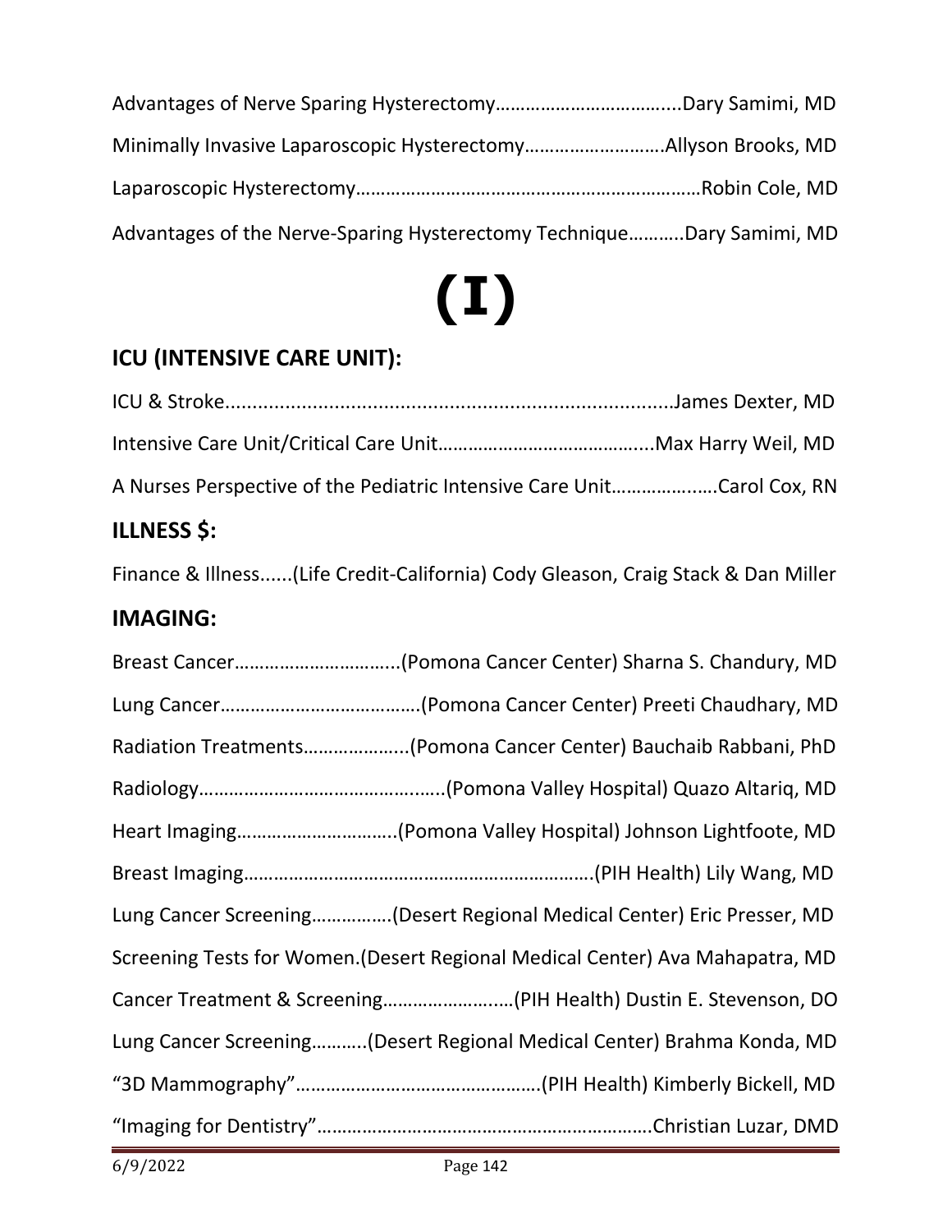Advantages of Nerve Sparing Hysterectomy……………………………...Dary Samimi, MD

Minimally Invasive Laparoscopic Hysterectomy……………………….Allyson Brooks, MD

Laparoscopic Hysterectomy…………………………………………………………Robin Cole, MD

Advantages of the Nerve-Sparing Hysterectomy Technique………..Dary Samimi, MD

# (I)

## ICU (INTENSIVE CARE UNIT):

ICU & Stroke..................................................................................James Dexter, MD

Intensive Care Unit/Critical Care Unit…………………………………...Max Harry Weil, MD

A Nurses Perspective of the Pediatric Intensive Care Unit……………..…Carol Cox, RN

## ILLNESS $:

Finance & Illness......(Life Credit-California) Cody Gleason, Craig Stack & Dan Miller

## IMAGING:

Breast Cancer…………………………...(Pomona Cancer Center) Sharna S. Chandury, MD

Lung Cancer…………………………………(Pomona Cancer Center) Preeti Chaudhary, MD

Radiation Treatments………………...(Pomona Cancer Center) Bauchaib Rabbani, PhD

Radiology………………………………….…..(Pomona Valley Hospital) Quazo Altariq, MD

Heart Imaging…………………………..(Pomona Valley Hospital) Johnson Lightfoote, MD

Breast Imaging…………………………………………………………….(PIH Health) Lily Wang, MD

Lung Cancer Screening…………….(Desert Regional Medical Center) Eric Presser, MD

Screening Tests for Women.(Desert Regional Medical Center) Ava Mahapatra, MD

Cancer Treatment & Screening…………………..…(PIH Health) Dustin E. Stevenson, DO

Lung Cancer Screening………..(Desert Regional Medical Center) Brahma Konda, MD

"3D Mammography"…………………………………………(PIH Health) Kimberly Bickell, MD

"Imaging for Dentistry"……………………………………………………….Christian Luzar, DMD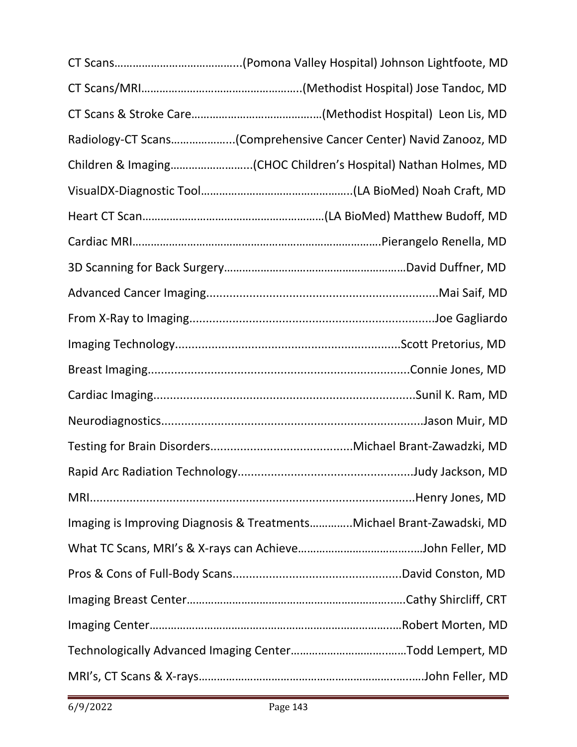CT Scans……………………………………..(Pomona Valley Hospital) Johnson Lightfoote, MD

CT Scans/MRI……………………………………………..(Methodist Hospital) Jose Tandoc, MD

CT Scans & Stroke Care…………………………………...(Methodist Hospital)  Leon Lis, MD

Radiology-CT Scans………………...(Comprehensive Cancer Center) Navid Zanooz, MD

Children & Imaging……………………..(CHOC Children's Hospital) Nathan Holmes, MD

VisualDX-Diagnostic Tool…………………………………………..(LA BioMed) Noah Craft, MD

Heart CT Scan……………………………………………………(LA BioMed) Matthew Budoff, MD

Cardiac MRI……………………………………………………………………….Pierangelo Renella, MD

3D Scanning for Back Surgery……………………………………………………David Duffner, MD

Advanced Cancer Imaging.....................................................................Mai Saif, MD

From X-Ray to Imaging.........................................................................Joe Gagliardo

Imaging Technology...................................................................Scott Pretorius, MD

Breast Imaging............................................................................Connie Jones, MD

Cardiac Imaging.............................................................................Sunil K. Ram, MD

Neurodiagnostics.............................................................................Jason Muir, MD

Testing for Brain Disorders..........................................Michael Brant-Zawadzki, MD

Rapid Arc Radiation Technology....................................................Judy Jackson, MD

MRI................................................................................................Henry Jones, MD

Imaging is Improving Diagnosis & Treatments………….Michael Brant-Zawadski, MD

What TC Scans, MRI's & X-rays can Achieve…………………………….…John Feller, MD

Pros & Cons of Full-Body Scans..................................................David Conston, MD

Imaging Breast Center…………………………………………………………….Cathy Shircliff, CRT

Imaging Center…………………………………………………………………...Robert Morten, MD

Technologically Advanced Imaging Center………………………….……Todd Lempert, MD

MRI's, CT Scans & X-rays…………………………………………………….……John Feller, MD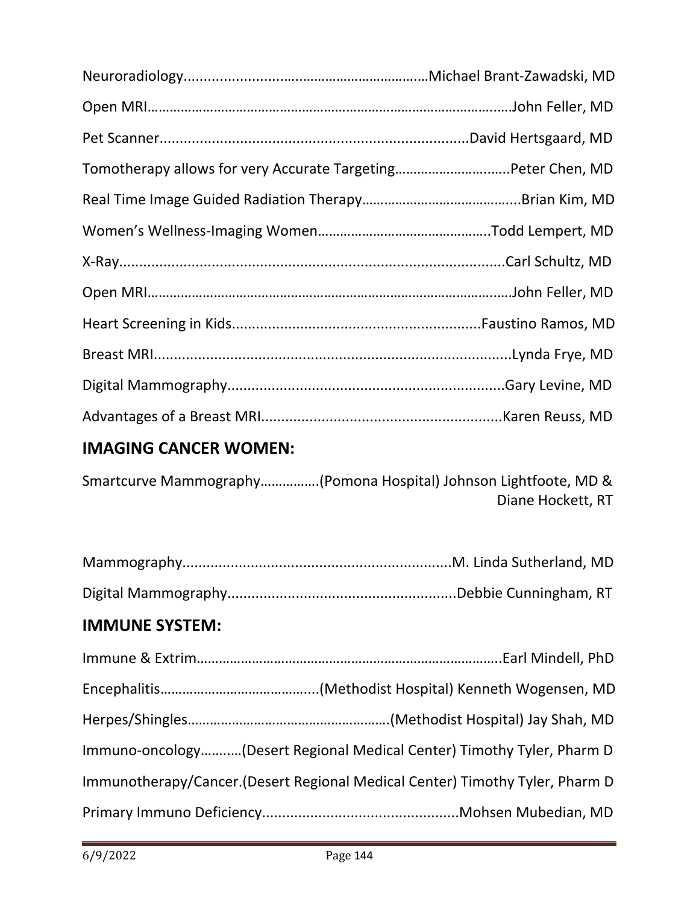Neuroradiology................................................................Michael Brant-Zawadski, MD

Open MRI…………………………………………………………………………………….John Feller, MD

Pet Scanner.............................................................................David Hertsgaard, MD

Tomotherapy allows for very Accurate Targeting………………………..Peter Chen, MD

Real Time Image Guided Radiation Therapy…………………………………...Brian Kim, MD

Women's Wellness-Imaging Women………………………………………..Todd Lempert, MD

X-Ray..............................................................................................Carl Schultz, MD

Open MRI…………………………………………………………………………………….John Feller, MD

Heart Screening in Kids..............................................................Faustino Ramos, MD

Breast MRI.........................................................................................Lynda Frye, MD

Digital Mammography......................................................................Gary Levine, MD

Advantages of a Breast MRI............................................................Karen Reuss, MD

## IMAGING CANCER WOMEN:

Smartcurve Mammography…………….(Pomona Hospital) Johnson Lightfoote, MD & Diane Hockett, RT

Mammography..................................................................M. Linda Sutherland, MD

Digital Mammography.........................................................Debbie Cunningham, RT

## IMMUNE SYSTEM:

Immune & Extrim………………………………………………………………………..Earl Mindell, PhD

Encephalitis…………………………………...(Methodist Hospital) Kenneth Wogensen, MD

Herpes/Shingles……………………………………………….(Methodist Hospital) Jay Shah, MD

Immuno-oncology………..(Desert Regional Medical Center) Timothy Tyler, Pharm D

Immunotherapy/Cancer.(Desert Regional Medical Center) Timothy Tyler, Pharm D

Primary Immuno Deficiency................................................Mohsen Mubedian, MD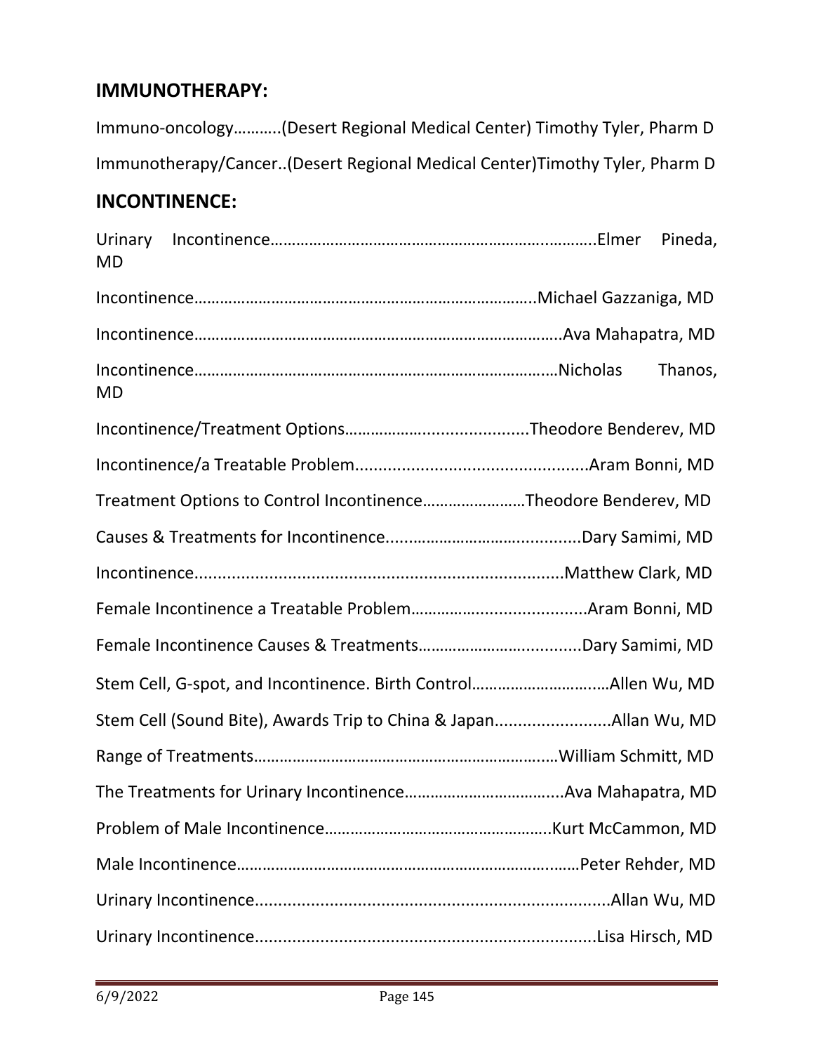## IMMUNOTHERAPY:

Immuno-oncology………..(Desert Regional Medical Center) Timothy Tyler, Pharm D

Immunotherapy/Cancer..(Desert Regional Medical Center)Timothy Tyler, Pharm D

## INCONTINENCE:

Urinary Incontinence…………………………………………………………..………..Elmer Pineda, MD

Incontinence…………………………………………………………………….Michael Gazzaniga, MD

Incontinence…………………………………………………………………………..Ava Mahapatra, MD

Incontinence……………………………………………………………………….…Nicholas Thanos, MD

Incontinence/Treatment Options……………….....................Theodore Benderev, MD

Incontinence/a Treatable Problem..................................................Aram Bonni, MD

Treatment Options to Control Incontinence……………………Theodore Benderev, MD

Causes & Treatments for Incontinence.............................…............Dary Samimi, MD

Incontinence..............................................................................Matthew Clark, MD

Female Incontinence a Treatable Problem………….....................Aram Bonni, MD

Female Incontinence Causes & Treatments……………………............Dary Samimi, MD

Stem Cell, G-spot, and Incontinence. Birth Control…………………….……Allen Wu, MD

Stem Cell (Sound Bite), Awards Trip to China & Japan.........................Allan Wu, MD

Range of Treatments……………………………………………………………William Schmitt, MD

The Treatments for Urinary Incontinence…………………………….....Ava Mahapatra, MD

Problem of Male Incontinence…………………………………………….Kurt McCammon, MD

Male Incontinence………………………………………………………………………Peter Rehder, MD

Urinary Incontinence............................................................................Allan Wu, MD

Urinary Incontinence........................................................................Lisa Hirsch, MD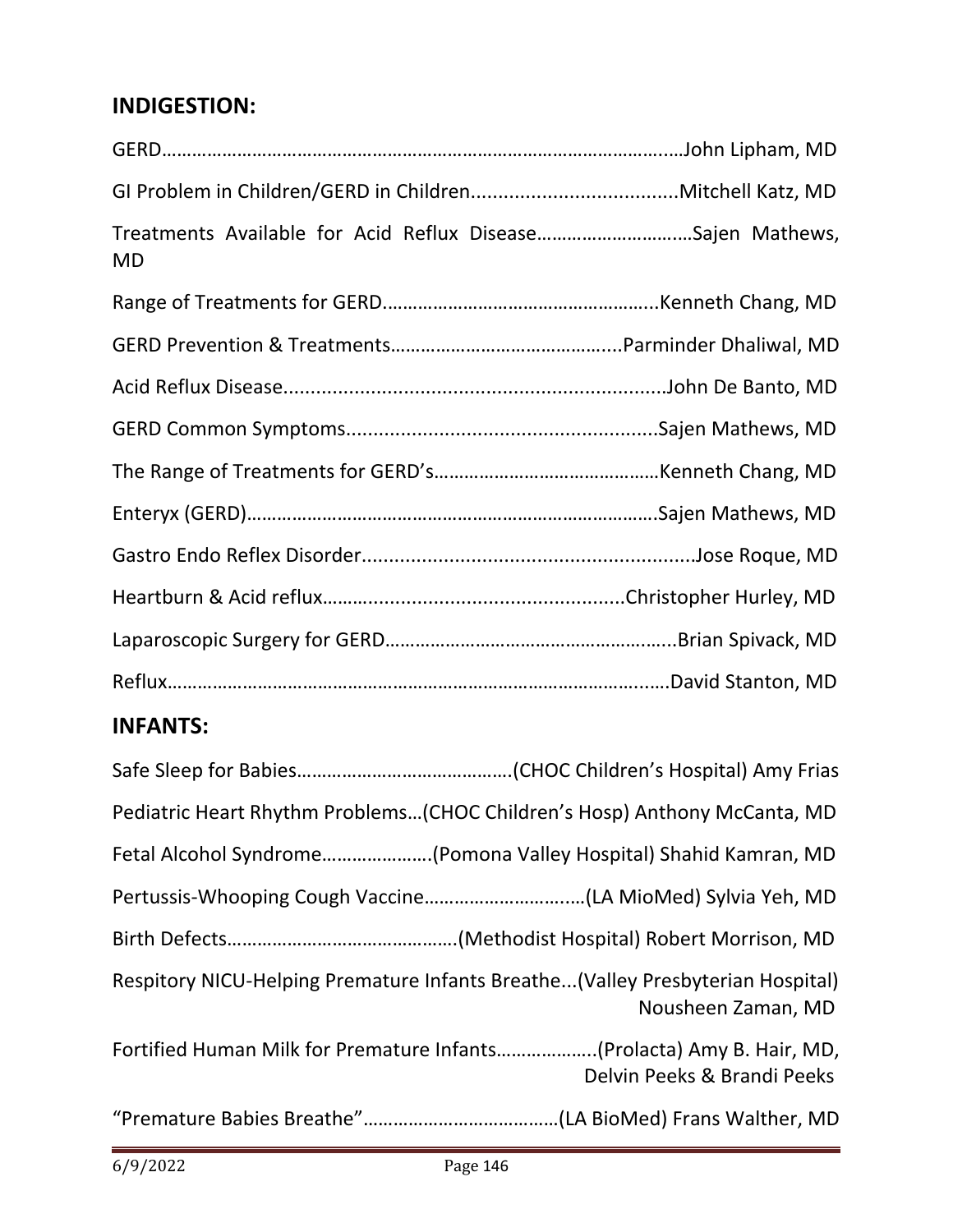## INDIGESTION:

GERD……………………………………………………………………………………….John Lipham, MD

GI Problem in Children/GERD in Children.....................................Mitchell Katz, MD

Treatments Available for Acid Reflux Disease…………………………Sajen Mathews, MD

Range of Treatments for GERD...................................................Kenneth Chang, MD

GERD Prevention & Treatments…………………………………….....Parminder Dhaliwal, MD

Acid Reflux Disease....................................................................John De Banto, MD

GERD Common Symptoms........................................................Sajen Mathews, MD

The Range of Treatments for GERD’s………………………………………Kenneth Chang, MD

Enteryx (GERD)……………………………………………………………………….Sajen Mathews, MD

Gastro Endo Reflex Disorder............................................................Jose Roque, MD

Heartburn & Acid reflux………...................................................Christopher Hurley, MD

Laparoscopic Surgery for GERD………………………………………….......Brian Spivack, MD

Reflux………………………………………………………………………………….…..David Stanton, MD

## INFANTS:

Safe Sleep for Babies…………………………………….(CHOC Children’s Hospital) Amy Frias

Pediatric Heart Rhythm Problems…(CHOC Children’s Hosp) Anthony McCanta, MD

Fetal Alcohol Syndrome………………….(Pomona Valley Hospital) Shahid Kamran, MD

Pertussis-Whooping Cough Vaccine…………………………..(LA MioMed) Sylvia Yeh, MD

Birth Defects……………………………………….(Methodist Hospital) Robert Morrison, MD

Respitory NICU-Helping Premature Infants Breathe...(Valley Presbyterian Hospital) Nousheen Zaman, MD

Fortified Human Milk for Premature Infants………………..(Prolacta) Amy B. Hair, MD, Delvin Peeks & Brandi Peeks

“Premature Babies Breathe”…………………………………(LA BioMed) Frans Walther, MD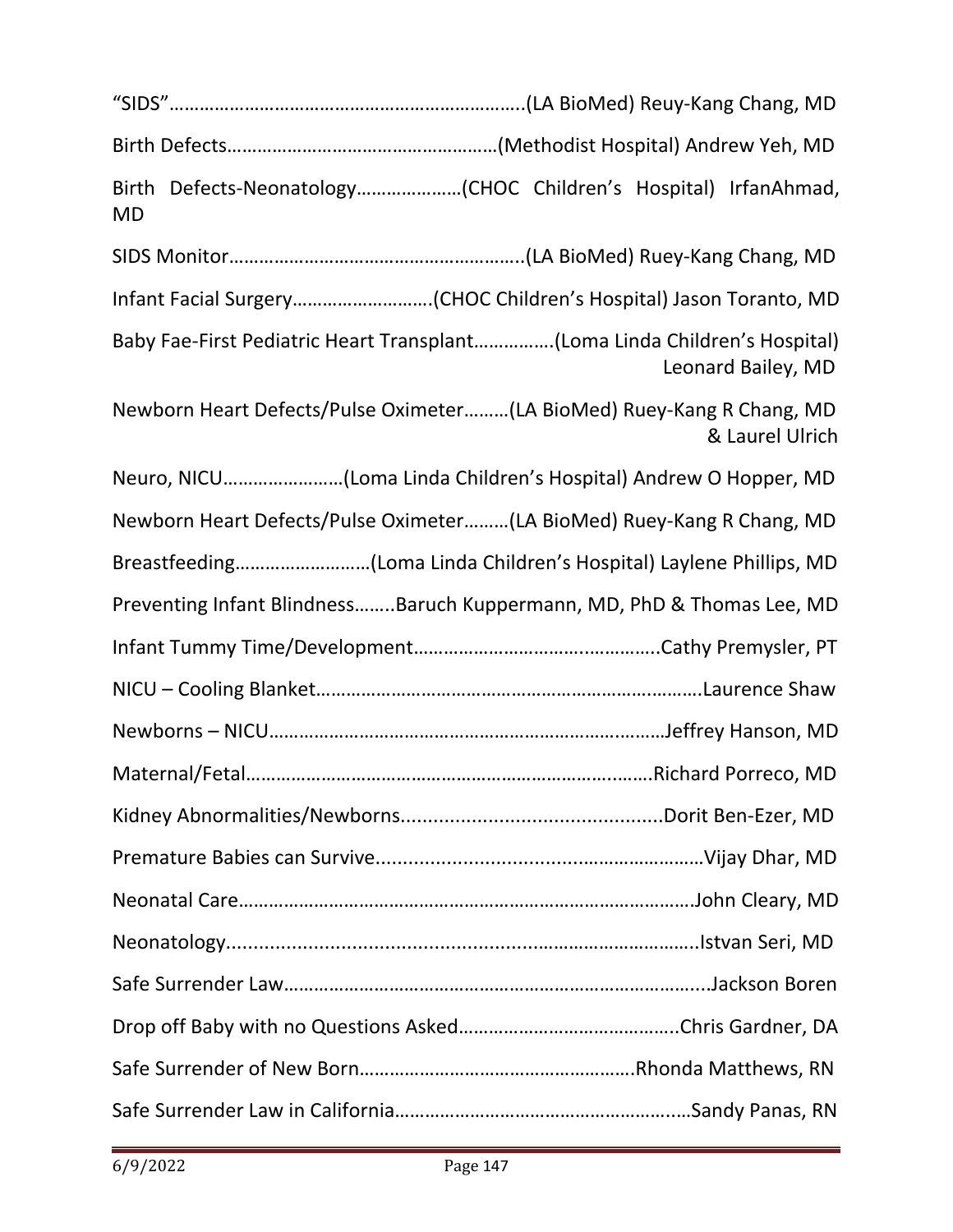"SIDS"…………………………………………………………….(LA BioMed) Reuy-Kang Chang, MD

Birth Defects………………………………………………(Methodist Hospital) Andrew Yeh, MD

Birth Defects-Neonatology…………………(CHOC Children's Hospital) IrfanAhmad, MD

SIDS Monitor…………………………………………………..(LA BioMed) Ruey-Kang Chang, MD

Infant Facial Surgery……………………….(CHOC Children's Hospital) Jason Toranto, MD

Baby Fae-First Pediatric Heart Transplant…………….(Loma Linda Children's Hospital) Leonard Bailey, MD

Newborn Heart Defects/Pulse Oximeter………(LA BioMed) Ruey-Kang R Chang, MD & Laurel Ulrich

Neuro, NICU……………………(Loma Linda Children's Hospital) Andrew O Hopper, MD

Newborn Heart Defects/Pulse Oximeter………(LA BioMed) Ruey-Kang R Chang, MD

Breastfeeding………………………(Loma Linda Children's Hospital) Laylene Phillips, MD

Preventing Infant Blindness……..Baruch Kuppermann, MD, PhD & Thomas Lee, MD

Infant Tummy Time/Development………………………………………..Cathy Premysler, PT

NICU – Cooling Blanket………………………………………………………………….Laurence Shaw

Newborns – NICU……………………………………………………………………Jeffrey Hanson, MD

Maternal/Fetal………………………………………………………………………Richard Porreco, MD

Kidney Abnormalities/Newborns...............................................Dorit Ben-Ezer, MD

Premature Babies can Survive..............................................................Vijay Dhar, MD

Neonatal Care……………………………………………………………………………John Cleary, MD

Neonatology........................................................................................Istvan Seri, MD

Safe Surrender Law…………………………………………………………………….Jackson Boren

Drop off Baby with no Questions Asked……………………………………..Chris Gardner, DA

Safe Surrender of New Born……………………………………………….Rhonda Matthews, RN

Safe Surrender Law in California…………………………………………………Sandy Panas, RN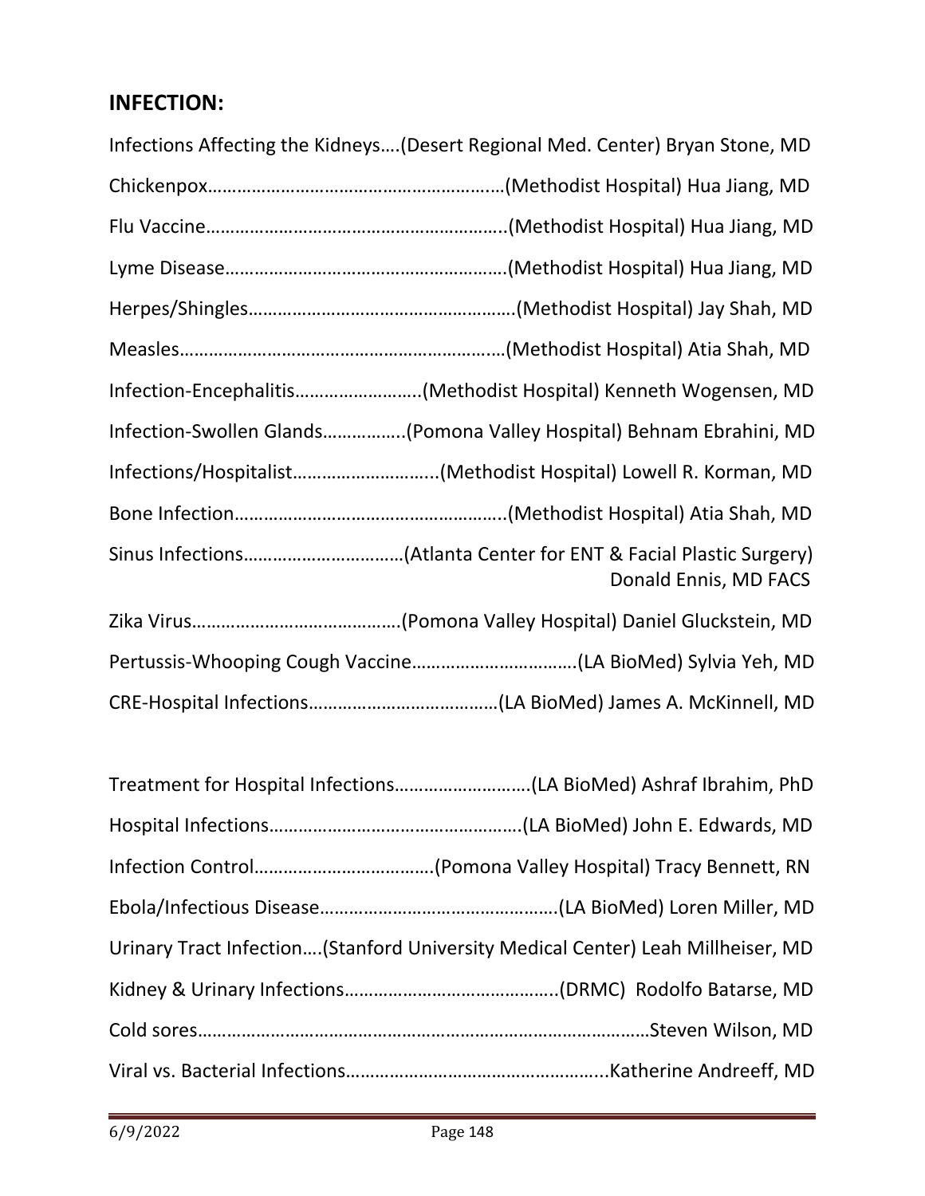## INFECTION:

Infections Affecting the Kidneys….(Desert Regional Med. Center) Bryan Stone, MD

Chickenpox……………………………………………………(Methodist Hospital) Hua Jiang, MD

Flu Vaccine…………………………………………………..(Methodist Hospital) Hua Jiang, MD

Lyme Disease………………………………………………(Methodist Hospital) Hua Jiang, MD

Herpes/Shingles……………………………………………..(Methodist Hospital) Jay Shah, MD

Measles………………………………………………………(Methodist Hospital) Atia Shah, MD

Infection-Encephalitis……………………..(Methodist Hospital) Kenneth Wogensen, MD

Infection-Swollen Glands……………..(Pomona Valley Hospital) Behnam Ebrahini, MD

Infections/Hospitalist………………………...(Methodist Hospital) Lowell R. Korman, MD

Bone Infection………………………………………………..(Methodist Hospital) Atia Shah, MD

Sinus Infections……………………………(Atlanta Center for ENT & Facial Plastic Surgery) Donald Ennis, MD FACS

Zika Virus…………………………………….(Pomona Valley Hospital) Daniel Gluckstein, MD

Pertussis-Whooping Cough Vaccine…………………………….(LA BioMed) Sylvia Yeh, MD

CRE-Hospital Infections…………………………………(LA BioMed) James A. McKinnell, MD

Treatment for Hospital Infections……………………….(LA BioMed) Ashraf Ibrahim, PhD

Hospital Infections…………………………………………….(LA BioMed) John E. Edwards, MD

Infection Control……………………………….(Pomona Valley Hospital) Tracy Bennett, RN

Ebola/Infectious Disease………………………………………….(LA BioMed) Loren Miller, MD

Urinary Tract Infection….(Stanford University Medical Center) Leah Millheiser, MD

Kidney & Urinary Infections……………………………………..(DRMC) Rodolfo Batarse, MD

Cold sores………………………………………………………………………………Steven Wilson, MD

Viral vs. Bacterial Infections……………………………………………...Katherine Andreeff, MD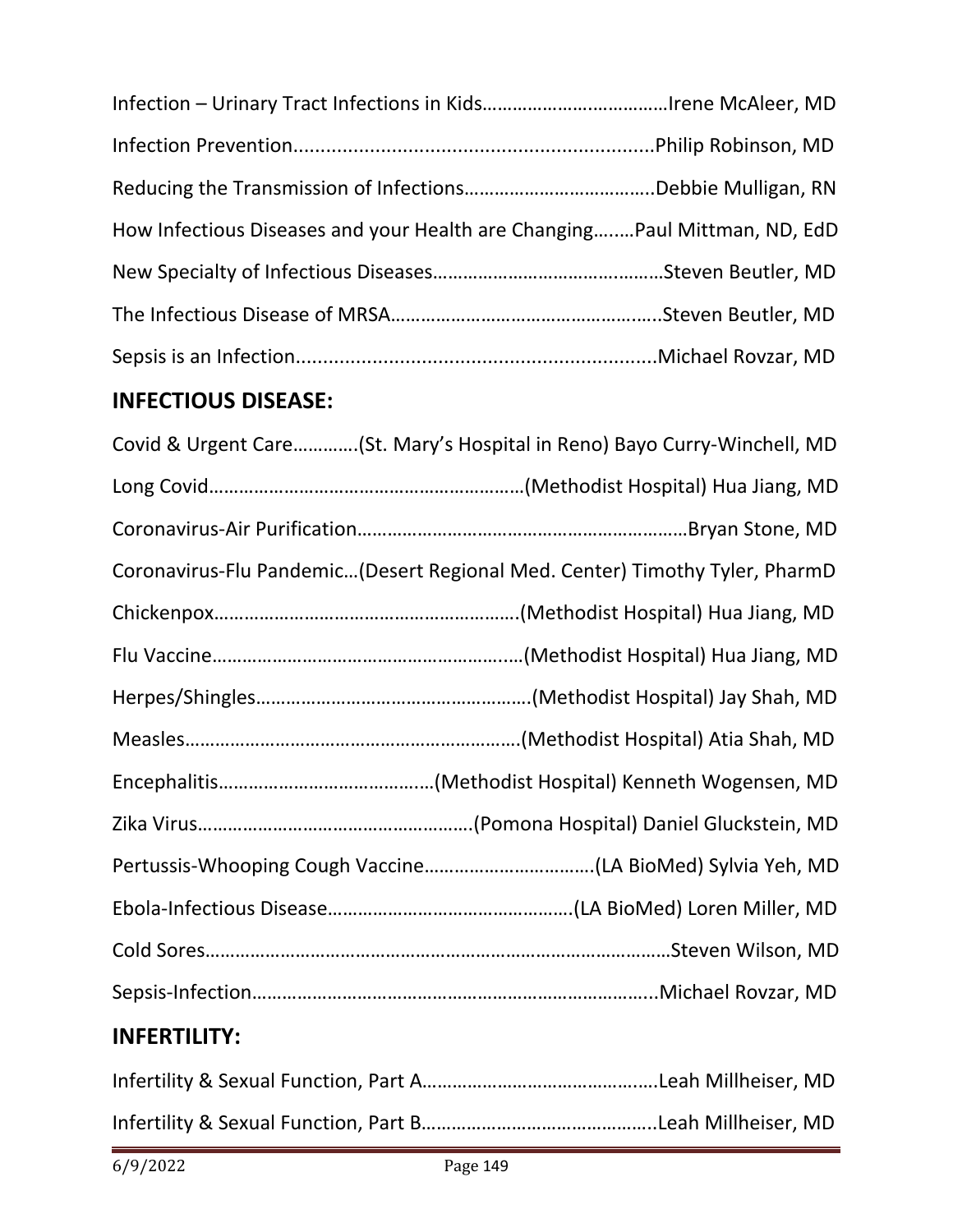Infection – Urinary Tract Infections in Kids………………………………Irene McAleer, MD

Infection Prevention..................................................................Philip Robinson, MD

Reducing the Transmission of Infections………………………………..Debbie Mulligan, RN

How Infectious Diseases and your Health are Changing……..Paul Mittman, ND, EdD

New Specialty of Infectious Diseases…………………………………..……Steven Beutler, MD

The Infectious Disease of MRSA……………………………………………..Steven Beutler, MD

Sepsis is an Infection..................................................................Michael Rovzar, MD

## INFECTIOUS DISEASE:

Covid & Urgent Care………….(St. Mary's Hospital in Reno) Bayo Curry-Winchell, MD

Long Covid………………………………………………………(Methodist Hospital) Hua Jiang, MD

Coronavirus-Air Purification…………………………………………………………Bryan Stone, MD

Coronavirus-Flu Pandemic…(Desert Regional Med. Center) Timothy Tyler, PharmD

Chickenpox…………………………………………………….(Methodist Hospital) Hua Jiang, MD

Flu Vaccine…………………………………………………..…(Methodist Hospital) Hua Jiang, MD

Herpes/Shingles……………………………………………….(Methodist Hospital) Jay Shah, MD

Measles………………………………………………………….(Methodist Hospital) Atia Shah, MD

Encephalitis……………………………………(Methodist Hospital) Kenneth Wogensen, MD

Zika Virus………………………………………………(Pomona Hospital) Daniel Gluckstein, MD

Pertussis-Whooping Cough Vaccine…………………………….(LA BioMed) Sylvia Yeh, MD

Ebola-Infectious Disease………………………………………….(LA BioMed) Loren Miller, MD

Cold Sores……………………………………………………………………………………Steven Wilson, MD

Sepsis-Infection……………………………………………………………………..Michael Rovzar, MD

## INFERTILITY:

Infertility & Sexual Function, Part A…………………………………….…Leah Millheiser, MD

Infertility & Sexual Function, Part B……………………………………..Leah Millheiser, MD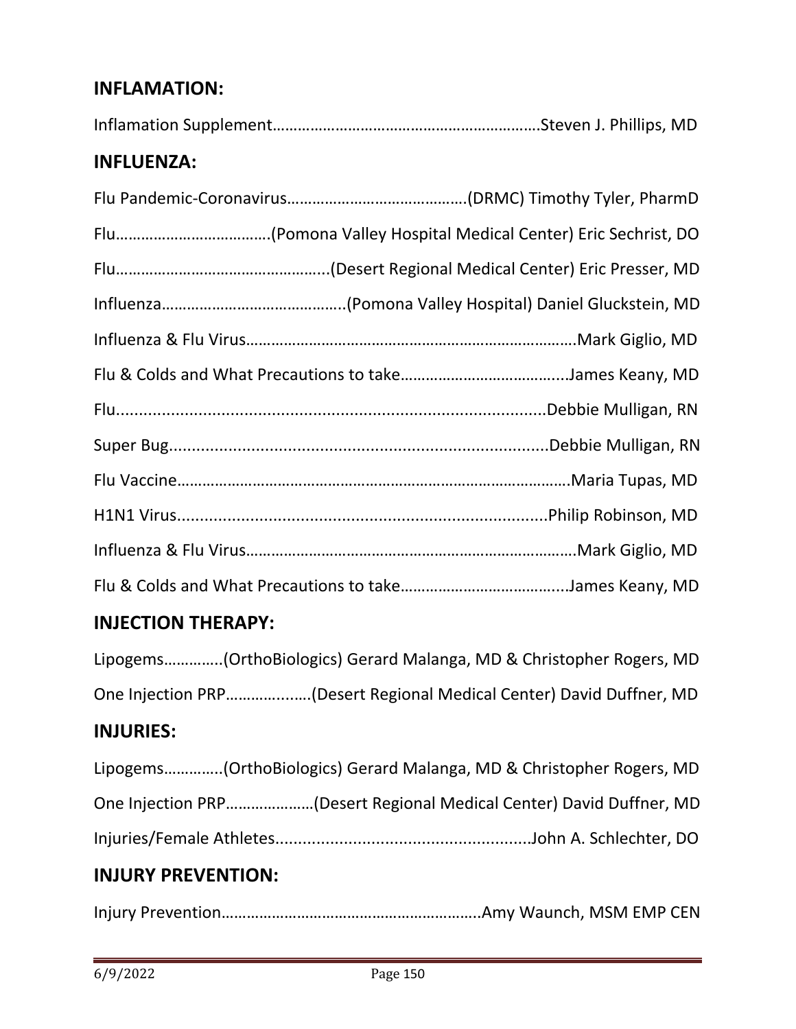## INFLAMATION:

Inflamation Supplement……………………………………………………….Steven J. Phillips, MD

## INFLUENZA:

Flu Pandemic-Coronavirus…………………………………….(DRMC) Timothy Tyler, PharmD

Flu……………………………….(Pomona Valley Hospital Medical Center) Eric Sechrist, DO

Flu…………………………………………..(Desert Regional Medical Center) Eric Presser, MD

Influenza……………………………………..(Pomona Valley Hospital) Daniel Gluckstein, MD

Influenza & Flu Virus…………………………………………………………………….Mark Giglio, MD

Flu & Colds and What Precautions to take………………………………...James Keany, MD

Flu...............................................................................................Debbie Mulligan, RN

Super Bug...................................................................................Debbie Mulligan, RN

Flu Vaccine………………………………………………………………………………….Maria Tupas, MD

H1N1 Virus...................................................................................Philip Robinson, MD

Influenza & Flu Virus…………………………………………………………………….Mark Giglio, MD

Flu & Colds and What Precautions to take………………………………...James Keany, MD

## INJECTION THERAPY:

Lipogems…………..(OrthoBiologics) Gerard Malanga, MD & Christopher Rogers, MD

One Injection PRP………….……(Desert Regional Medical Center) David Duffner, MD

## INJURIES:

Lipogems…………..(OrthoBiologics) Gerard Malanga, MD & Christopher Rogers, MD

One Injection PRP…………………(Desert Regional Medical Center) David Duffner, MD

Injuries/Female Athletes.......................................................John A. Schlechter, DO

## INJURY PREVENTION:

Injury Prevention…………………………………………………….Amy Waunch, MSM EMP CEN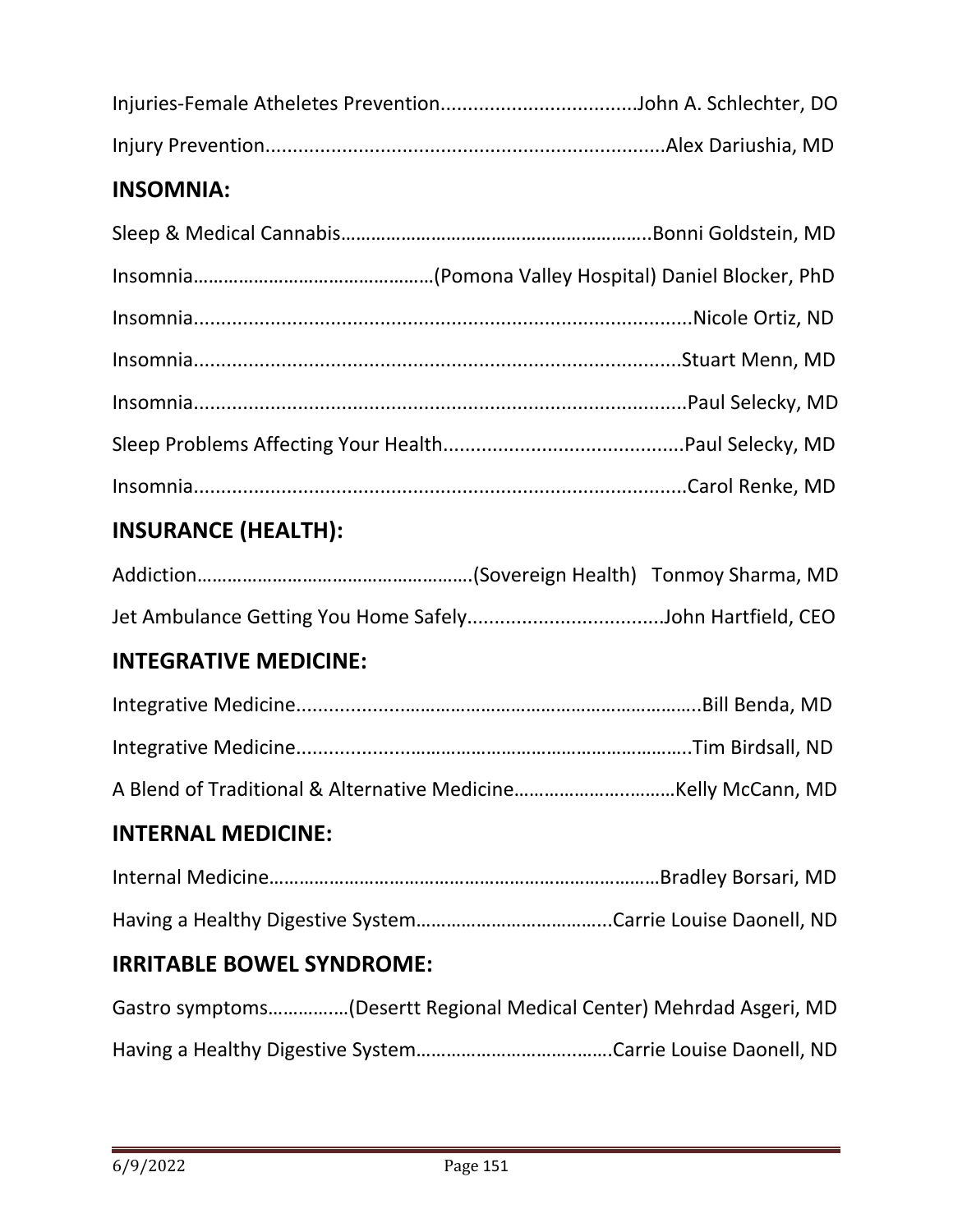Injuries-Female Atheletes Prevention....................................John A. Schlechter, DO

Injury Prevention........................................................................Alex Dariushia, MD

## INSOMNIA:

Sleep & Medical Cannabis…………………………………………………….Bonni Goldstein, MD

Insomnia…………………………………………(Pomona Valley Hospital) Daniel Blocker, PhD

Insomnia...........................................................................................Nicole Ortiz, ND

Insomnia........................................................................................Stuart Menn, MD

Insomnia.........................................................................................Paul Selecky, MD

Sleep Problems Affecting Your Health...........................................Paul Selecky, MD

Insomnia.........................................................................................Carol Renke, MD

## INSURANCE (HEALTH):

Addiction………………………………………………(Sovereign Health)   Tonmoy Sharma, MD

Jet Ambulance Getting You Home Safely....................................John Hartfield, CEO

## INTEGRATIVE MEDICINE:

Integrative Medicine...........................................................................Bill Benda, MD

Integrative Medicine.........................................................................Tim Birdsall, ND

A Blend of Traditional & Alternative Medicine…………………….………Kelly McCann, MD

## INTERNAL MEDICINE:

Internal Medicine……………………………………………………………………Bradley Borsari, MD

Having a Healthy Digestive System………………………………...Carrie Louise Daonell, ND

## IRRITABLE BOWEL SYNDROME:

Gastro symptoms……………(Desertt Regional Medical Center) Mehrdad Asgeri, MD

Having a Healthy Digestive System………………………………..Carrie Louise Daonell, ND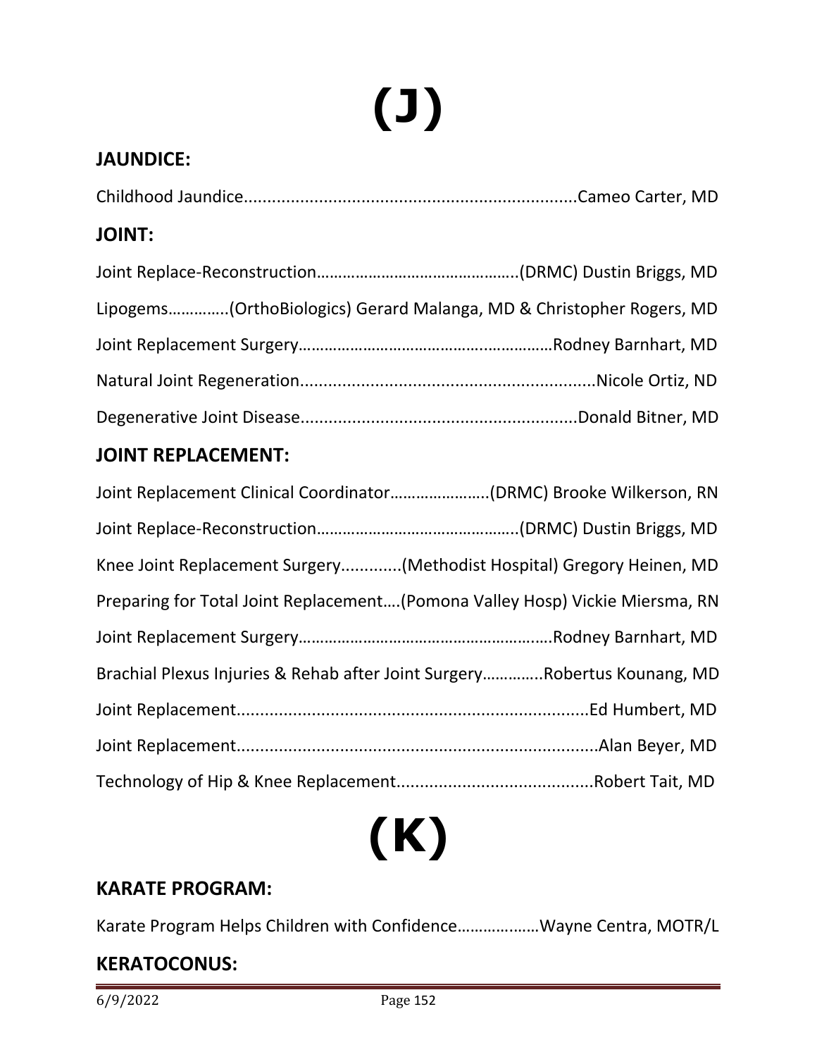# (J)

## JAUNDICE:

Childhood Jaundice.......................................................................Cameo Carter, MD

## JOINT:

Joint Replace-Reconstruction………………………………………..(DRMC) Dustin Briggs, MD

Lipogems………….(OrthoBiologics) Gerard Malanga, MD & Christopher Rogers, MD

Joint Replacement Surgery……………………………………………………Rodney Barnhart, MD

Natural Joint Regeneration...............................................................Nicole Ortiz, ND

Degenerative Joint Disease..........................................................Donald Bitner, MD

## JOINT REPLACEMENT:

Joint Replacement Clinical Coordinator…………………..(DRMC) Brooke Wilkerson, RN

Joint Replace-Reconstruction………………………………………..(DRMC) Dustin Briggs, MD

Knee Joint Replacement Surgery.............(Methodist Hospital) Gregory Heinen, MD

Preparing for Total Joint Replacement….(Pomona Valley Hosp) Vickie Miersma, RN

Joint Replacement Surgery……………………………………………………Rodney Barnhart, MD

Brachial Plexus Injuries & Rehab after Joint Surgery…………..Robertus Kounang, MD

Joint Replacement...........................................................................Ed Humbert, MD

Joint Replacement............................................................................Alan Beyer, MD

Technology of Hip & Knee Replacement..........................................Robert Tait, MD

# (K)

## KARATE PROGRAM:

Karate Program Helps Children with Confidence………………Wayne Centra, MOTR/L

## KERATOCONUS: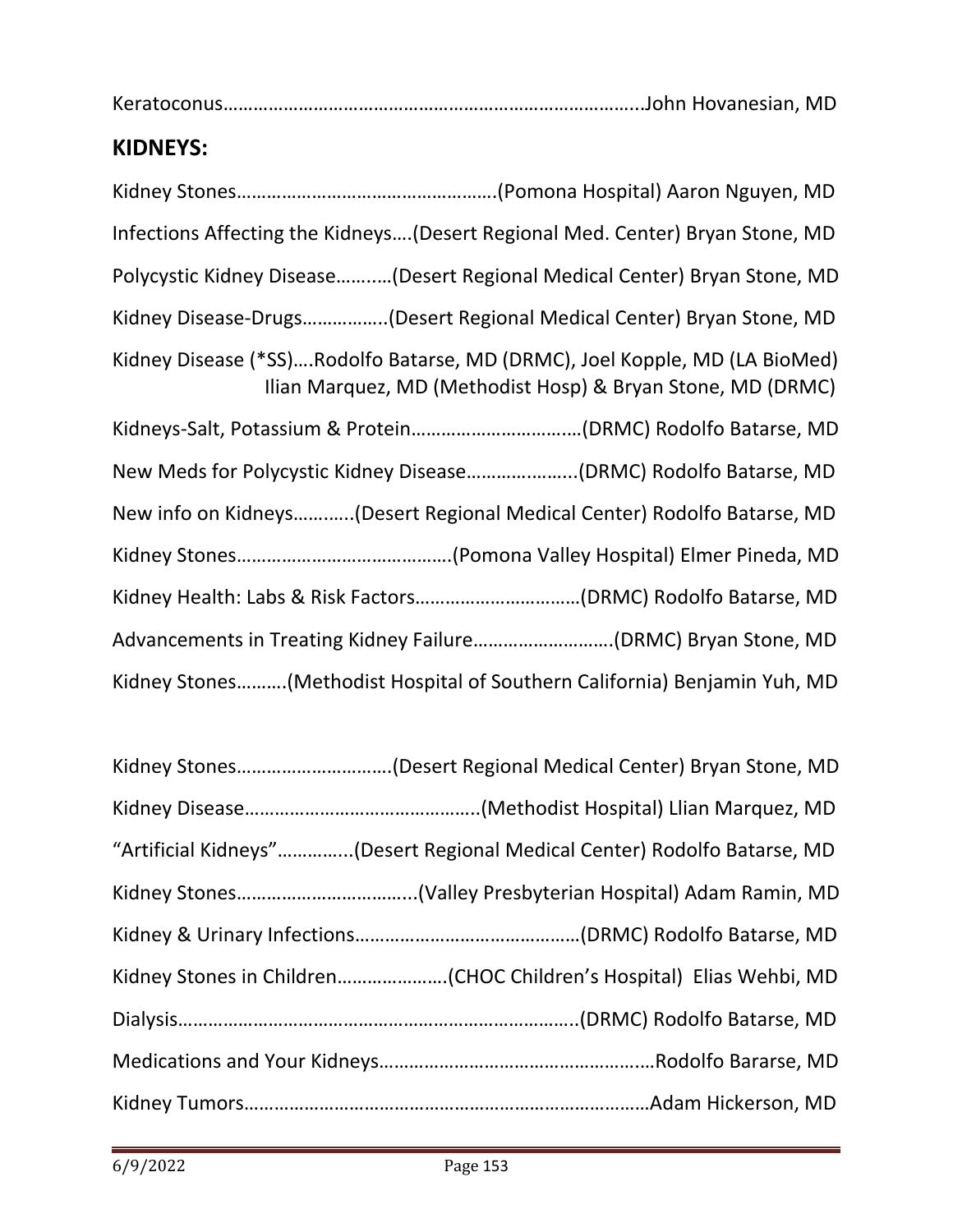Keratoconus……………………………………………………………………….John Hovanesian, MD

## KIDNEYS:

Kidney Stones…………………………………………….(Pomona Hospital) Aaron Nguyen, MD

Infections Affecting the Kidneys….(Desert Regional Med. Center) Bryan Stone, MD

Polycystic Kidney Disease……..…(Desert Regional Medical Center) Bryan Stone, MD

Kidney Disease-Drugs……………..(Desert Regional Medical Center) Bryan Stone, MD

Kidney Disease (*SS)….Rodolfo Batarse, MD (DRMC), Joel Kopple, MD (LA BioMed) Ilian Marquez, MD (Methodist Hosp) & Bryan Stone, MD (DRMC)

Kidneys-Salt, Potassium & Protein……………………………(DRMC) Rodolfo Batarse, MD

New Meds for Polycystic Kidney Disease…………………..(DRMC) Rodolfo Batarse, MD

New info on Kidneys………..(Desert Regional Medical Center) Rodolfo Batarse, MD

Kidney Stones……………………………………(Pomona Valley Hospital) Elmer Pineda, MD

Kidney Health: Labs & Risk Factors……………………………(DRMC) Rodolfo Batarse, MD

Advancements in Treating Kidney Failure……………………….(DRMC) Bryan Stone, MD

Kidney Stones……….(Methodist Hospital of Southern California) Benjamin Yuh, MD

Kidney Stones………………………….(Desert Regional Medical Center) Bryan Stone, MD

Kidney Disease………………………………………..(Methodist Hospital) Llian Marquez, MD

"Artificial Kidneys"…………..(Desert Regional Medical Center) Rodolfo Batarse, MD

Kidney Stones……………………………..(Valley Presbyterian Hospital) Adam Ramin, MD

Kidney & Urinary Infections……………………………………(DRMC) Rodolfo Batarse, MD

Kidney Stones in Children…………………(CHOC Children's Hospital) Elias Wehbi, MD

Dialysis……………………………………………………………………..(DRMC) Rodolfo Batarse, MD

Medications and Your Kidneys………………………………………..…Rodolfo Bararse, MD

Kidney Tumors………………………………………………………………………Adam Hickerson, MD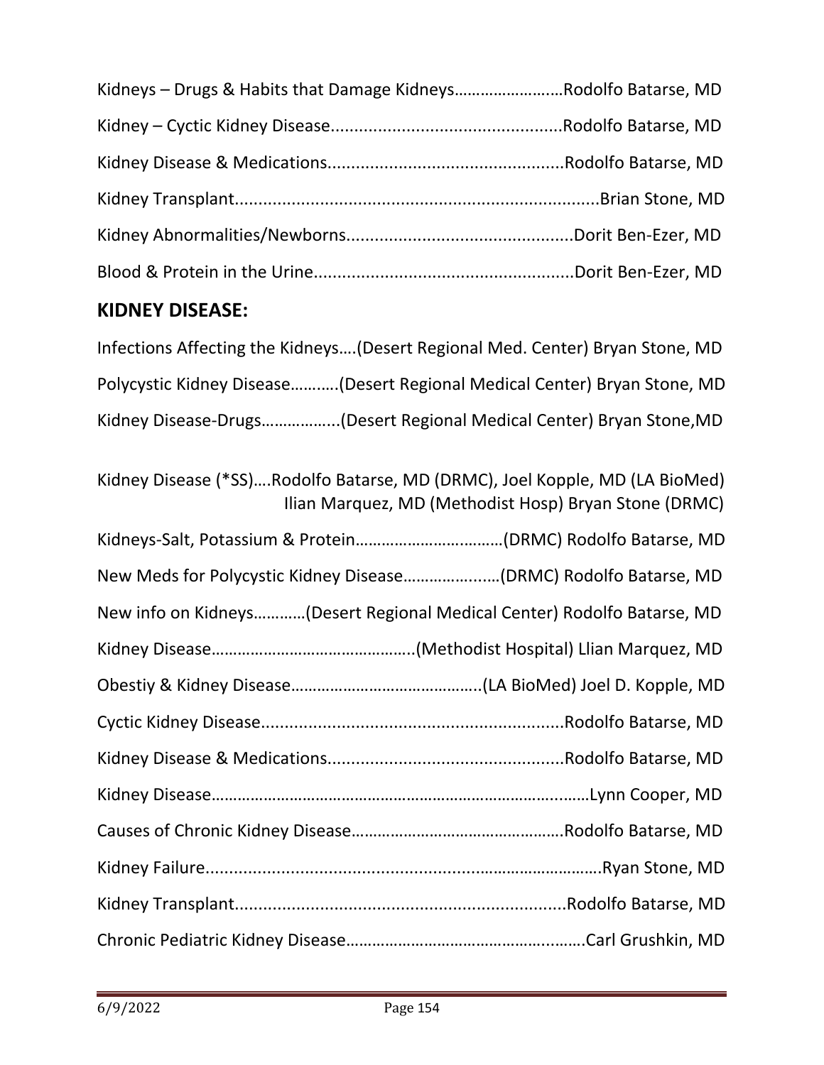Kidneys – Drugs & Habits that Damage Kidneys……………………Rodolfo Batarse, MD

Kidney – Cyctic Kidney Disease................................................Rodolfo Batarse, MD

Kidney Disease & Medications.................................................Rodolfo Batarse, MD

Kidney Transplant............................................................................Brian Stone, MD

Kidney Abnormalities/Newborns...............................................Dorit Ben-Ezer, MD

Blood & Protein in the Urine......................................................Dorit Ben-Ezer, MD

## KIDNEY DISEASE:

Infections Affecting the Kidneys….(Desert Regional Med. Center) Bryan Stone, MD

Polycystic Kidney Disease……..…(Desert Regional Medical Center) Bryan Stone, MD

Kidney Disease-Drugs……………...(Desert Regional Medical Center) Bryan Stone,MD

Kidney Disease (*SS)….Rodolfo Batarse, MD (DRMC), Joel Kopple, MD (LA BioMed) Ilian Marquez, MD (Methodist Hosp) Bryan Stone (DRMC)

Kidneys-Salt, Potassium & Protein……………………..……(DRMC) Rodolfo Batarse, MD

New Meds for Polycystic Kidney Disease………………..…(DRMC) Rodolfo Batarse, MD

New info on Kidneys…………(Desert Regional Medical Center) Rodolfo Batarse, MD

Kidney Disease………………………………………..(Methodist Hospital) Llian Marquez, MD

Obestiy & Kidney Disease……………………………………..(LA BioMed) Joel D. Kopple, MD

Cyctic Kidney Disease...............................................................Rodolfo Batarse, MD

Kidney Disease & Medications.................................................Rodolfo Batarse, MD

Kidney Disease…………………………………………………………………..……Lynn Cooper, MD

Causes of Chronic Kidney Disease………………………………………….Rodolfo Batarse, MD

Kidney Failure....................................................................………………Ryan Stone, MD

Kidney Transplant....................................................................Rodolfo Batarse, MD

Chronic Pediatric Kidney Disease…………………………………….……….Carl Grushkin, MD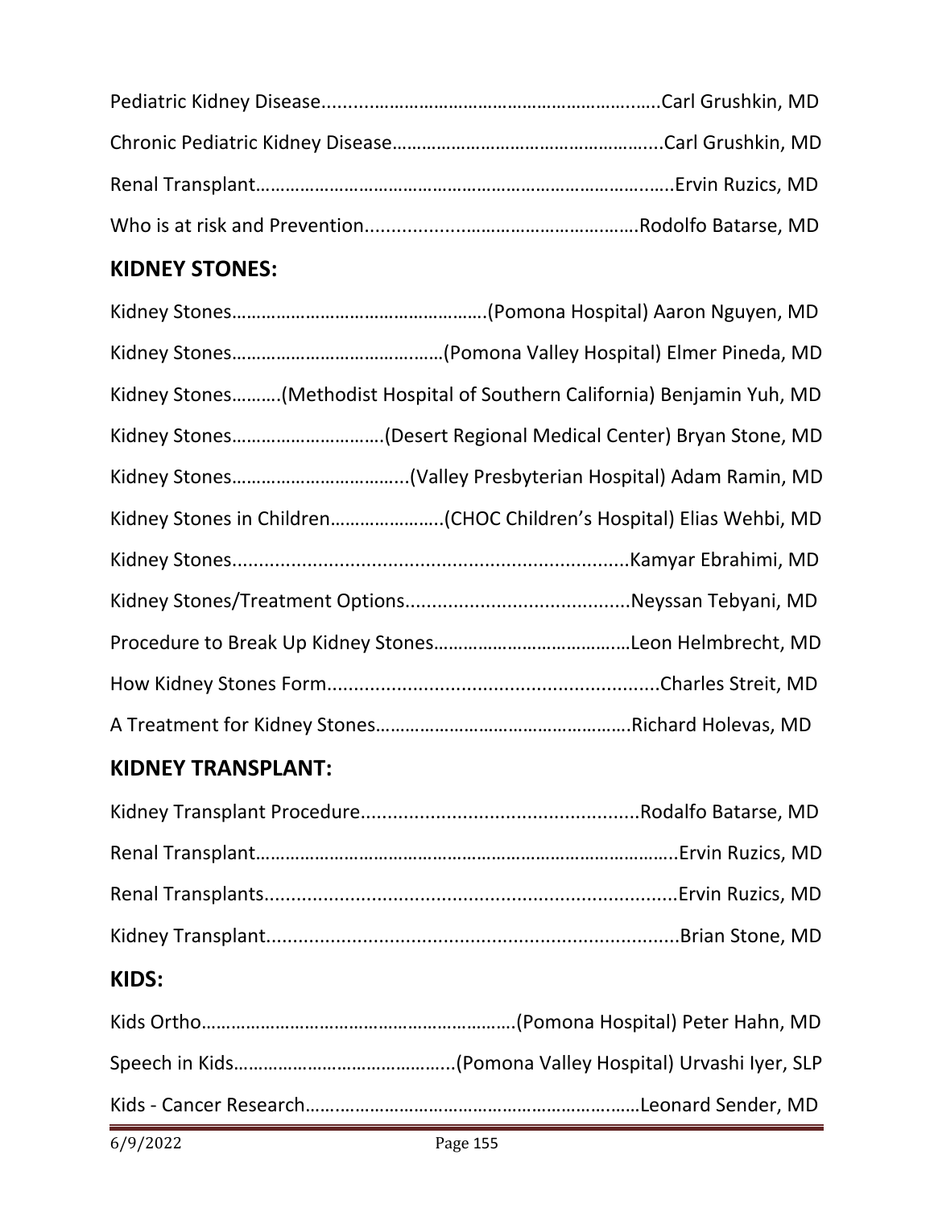Pediatric Kidney Disease.....................................................................Carl Grushkin, MD

Chronic Pediatric Kidney Disease…………………………………………….....Carl Grushkin, MD

Renal Transplant……………………………………………………………………..…..Ervin Ruzics, MD

Who is at risk and Prevention.......................................................Rodolfo Batarse, MD

## KIDNEY STONES:

Kidney Stones…………………………………………….(Pomona Hospital) Aaron Nguyen, MD

Kidney Stones…………………………………..……(Pomona Valley Hospital) Elmer Pineda, MD

Kidney Stones……….(Methodist Hospital of Southern California) Benjamin Yuh, MD

Kidney Stones…………………………(Desert Regional Medical Center) Bryan Stone, MD

Kidney Stones……………………………...(Valley Presbyterian Hospital) Adam Ramin, MD

Kidney Stones in Children…………………..(CHOC Children's Hospital) Elias Wehbi, MD

Kidney Stones..........................................................................Kamyar Ebrahimi, MD

Kidney Stones/Treatment Options..........................................Neyssan Tebyani, MD

Procedure to Break Up Kidney Stones………………………………..Leon Helmbrecht, MD

How Kidney Stones Form..............................................................Charles Streit, MD

A Treatment for Kidney Stones……………………………………………Richard Holevas, MD

## KIDNEY TRANSPLANT:

Kidney Transplant Procedure....................................................Rodalfo Batarse, MD

Renal Transplant…………………………………………………………………………..Ervin Ruzics, MD

Renal Transplants.............................................................................Ervin Ruzics, MD

Kidney Transplant.............................................................................Brian Stone, MD

## KIDS:

Kids Ortho……………………………………………………….(Pomona Hospital) Peter Hahn, MD

Speech in Kids……………………………………..(Pomona Valley Hospital) Urvashi Iyer, SLP

Kids - Cancer Research……………………………………………………………Leonard Sender, MD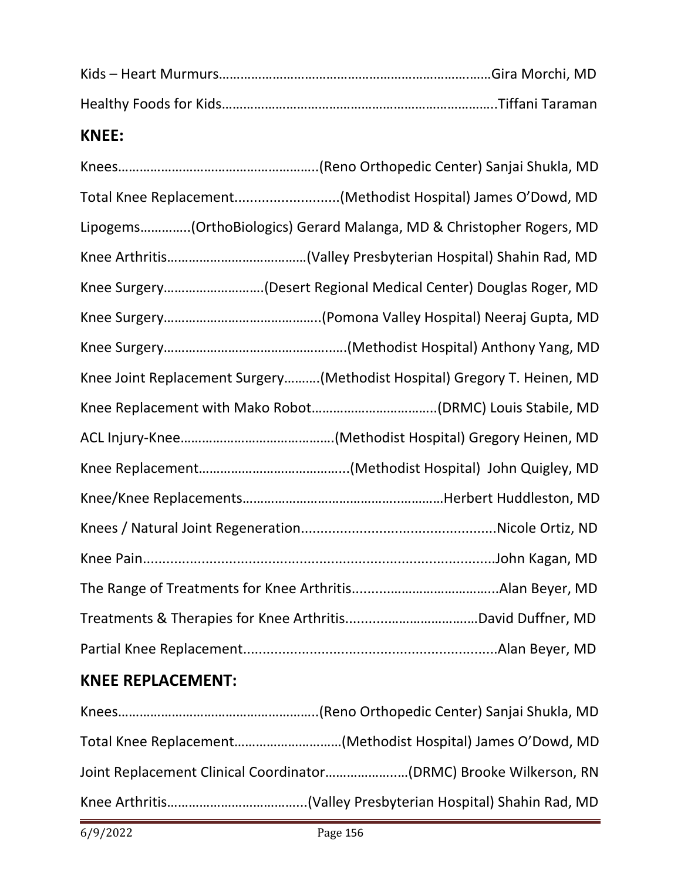Kids – Heart Murmurs……………………………………………………………….……Gira Morchi, MD

Healthy Foods for Kids………………………………………………………………….Tiffani Taraman

## KNEE:

Knees………………………………………………..(Reno Orthopedic Center) Sanjai Shukla, MD

Total Knee Replacement...........................(Methodist Hospital) James O'Dowd, MD

Lipogems…………..(OrthoBiologics) Gerard Malanga, MD & Christopher Rogers, MD

Knee Arthritis…………………………………(Valley Presbyterian Hospital) Shahin Rad, MD

Knee Surgery……………………….(Desert Regional Medical Center) Douglas Roger, MD

Knee Surgery……………………………………..(Pomona Valley Hospital) Neeraj Gupta, MD

Knee Surgery…………………………………….…..(Methodist Hospital) Anthony Yang, MD

Knee Joint Replacement Surgery……….(Methodist Hospital) Gregory T. Heinen, MD

Knee Replacement with Mako Robot……………………………..(DRMC) Louis Stabile, MD

ACL Injury-Knee…………………………………….(Methodist Hospital) Gregory Heinen, MD

Knee Replacement…………………………………..(Methodist Hospital) John Quigley, MD

Knee/Knee Replacements………………………………………...………Herbert Huddleston, MD

Knees / Natural Joint Regeneration..................................................Nicole Ortiz, ND

Knee Pain.........................................................................................John Kagan, MD

The Range of Treatments for Knee Arthritis.......................…………...Alan Beyer, MD

Treatments & Therapies for Knee Arthritis...................…………………David Duffner, MD

Partial Knee Replacement.................................................................Alan Beyer, MD

## KNEE REPLACEMENT:

Knees………………………………………………..(Reno Orthopedic Center) Sanjai Shukla, MD

Total Knee Replacement…………………………(Methodist Hospital) James O'Dowd, MD

Joint Replacement Clinical Coordinator………………..…(DRMC) Brooke Wilkerson, RN

Knee Arthritis………………………………...(Valley Presbyterian Hospital) Shahin Rad, MD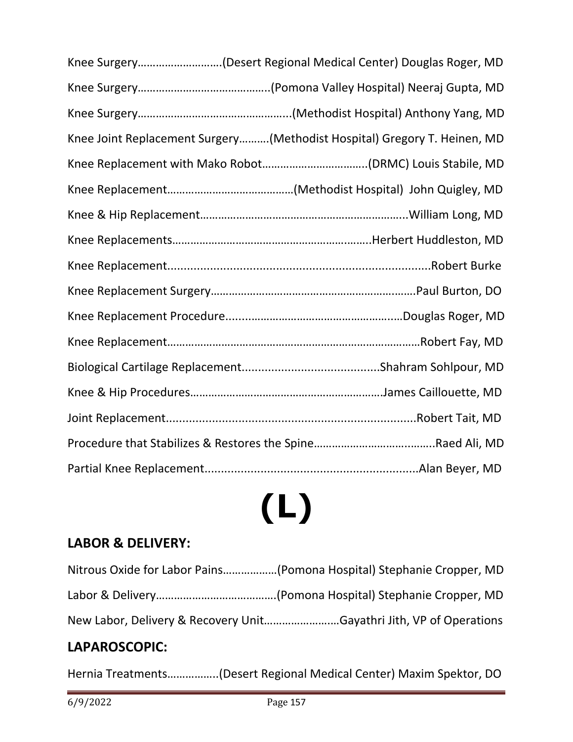Knee Surgery……………………….(Desert Regional Medical Center) Douglas Roger, MD

Knee Surgery……………………………………..(Pomona Valley Hospital) Neeraj Gupta, MD

Knee Surgery…………………………………………..(Methodist Hospital) Anthony Yang, MD

Knee Joint Replacement Surgery……….(Methodist Hospital) Gregory T. Heinen, MD

Knee Replacement with Mako Robot……………………………..(DRMC) Louis Stabile, MD

Knee Replacement……………………………………(Methodist Hospital) John Quigley, MD

Knee & Hip Replacement…………………………………………………………..William Long, MD

Knee Replacements………………………………………………………..Herbert Huddleston, MD

Knee Replacement...............................................................................Robert Burke

Knee Replacement Surgery…………………………………………………………Paul Burton, DO

Knee Replacement Procedure.......................................……………Douglas Roger, MD

Knee Replacement……………………………………………………………………Robert Fay, MD

Biological Cartilage Replacement.........................................Shahram Sohlpour, MD

Knee & Hip Procedures…………………………………………………….James Caillouette, MD

Joint Replacement...........................................................................Robert Tait, MD

Procedure that Stabilizes & Restores the Spine………………………………..Raed Ali, MD

Partial Knee Replacement................................................................Alan Beyer, MD

# (L)

## LABOR & DELIVERY:

Nitrous Oxide for Labor Pains………………(Pomona Hospital) Stephanie Cropper, MD

Labor & Delivery………………………………….(Pomona Hospital) Stephanie Cropper, MD

New Labor, Delivery & Recovery Unit……………………Gayathri Jith, VP of Operations

## LAPAROSCOPIC:

Hernia Treatments…………….(Desert Regional Medical Center) Maxim Spektor, DO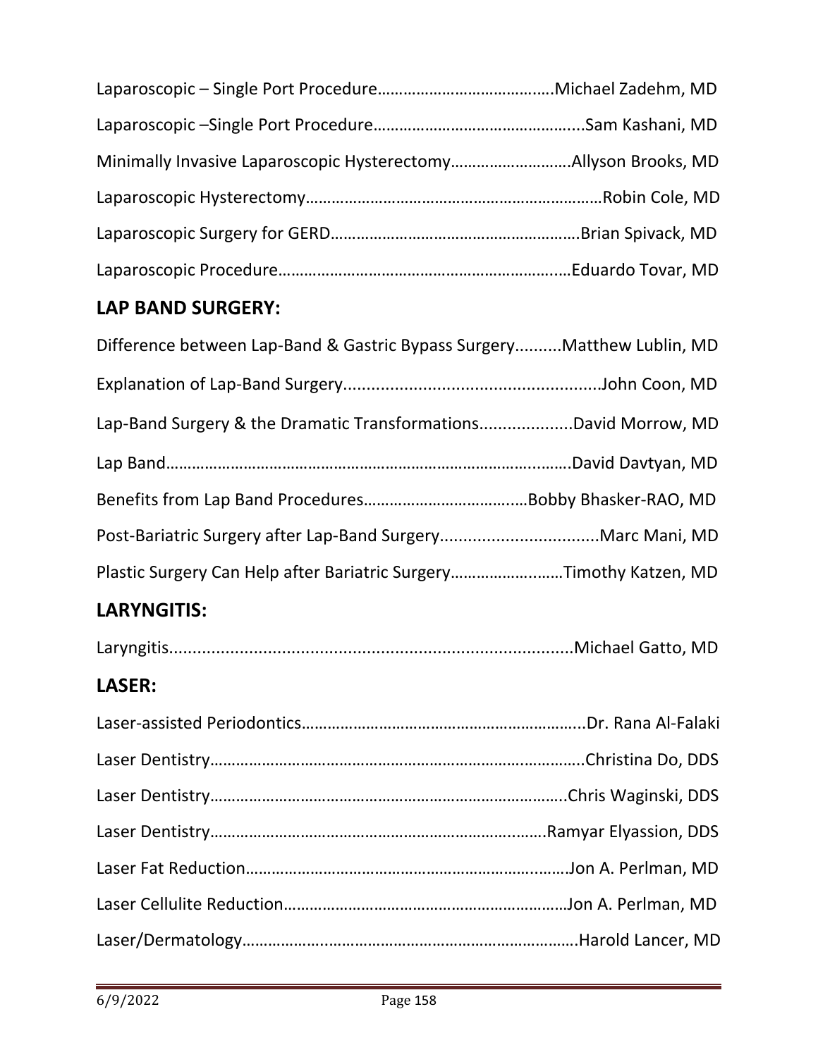Laparoscopic – Single Port Procedure…………………………………..Michael Zadehm, MD

Laparoscopic –Single Port Procedure………………………………………...Sam Kashani, MD

Minimally Invasive Laparoscopic Hysterectomy……………………….Allyson Brooks, MD

Laparoscopic Hysterectomy……………………………………………………………Robin Cole, MD

Laparoscopic Surgery for GERD………………………………………………….Brian Spivack, MD

Laparoscopic Procedure……………………………………………………….…Eduardo Tovar, MD

## LAP BAND SURGERY:

Difference between Lap-Band & Gastric Bypass Surgery..........Matthew Lublin, MD

Explanation of Lap-Band Surgery.......................................................John Coon, MD

Lap-Band Surgery & the Dramatic Transformations...................David Morrow, MD

Lap Band…………………………………………………………………………….……David Davtyan, MD

Benefits from Lap Band Procedures……………………………..…Bobby Bhasker-RAO, MD

Post-Bariatric Surgery after Lap-Band Surgery.................................Marc Mani, MD

Plastic Surgery Can Help after Bariatric Surgery…………….….…Timothy Katzen, MD

## LARYNGITIS:

Laryngitis......................................................................................Michael Gatto, MD

## LASER:

Laser-assisted Periodontics………………………………………………………...Dr. Rana Al-Falaki

Laser Dentistry……………………………………………………………………...Christina Do, DDS

Laser Dentistry…………………………………………………………………….Chris Waginski, DDS

Laser Dentistry…………………………………………………………….………Ramyar Elyassion, DDS

Laser Fat Reduction………………………………………………………….………Jon A. Perlman, MD

Laser Cellulite Reduction…………………………………………………………Jon A. Perlman, MD

Laser/Dermatology……………………..……………………………………………Harold Lancer, MD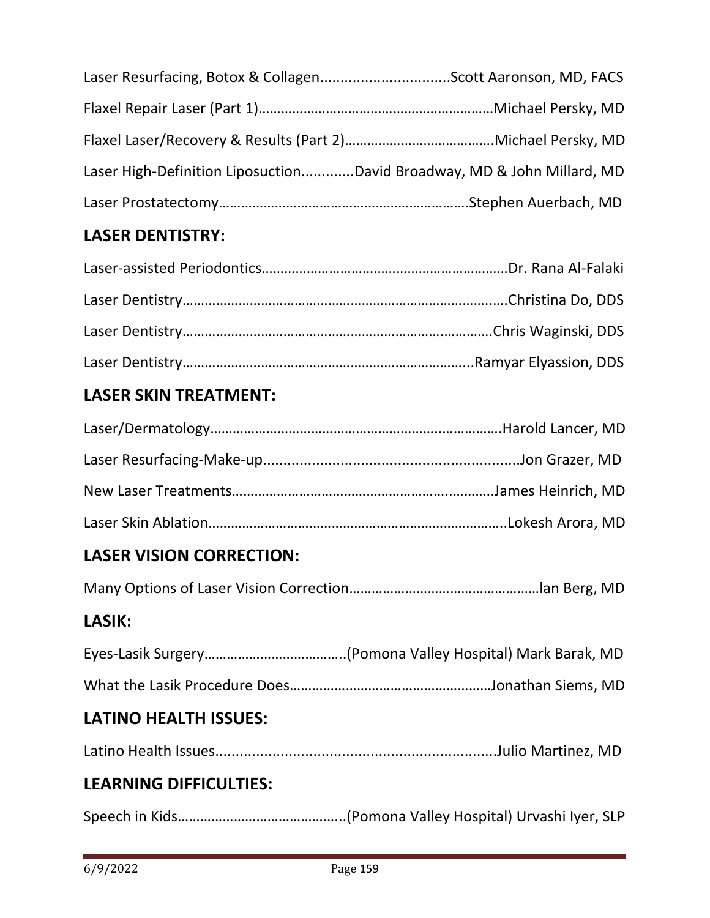Laser Resurfacing, Botox & Collagen................................Scott Aaronson, MD, FACS

Flaxel Repair Laser (Part 1)…………………………………………………….Michael Persky, MD

Flaxel Laser/Recovery & Results (Part 2)………………………………….Michael Persky, MD

Laser High-Definition Liposuction.............David Broadway, MD & John Millard, MD

Laser Prostatectomy…………………………………………………………Stephen Auerbach, MD

## LASER DENTISTRY:

Laser-assisted Periodontics…………………………………………………………Dr. Rana Al-Falaki

Laser Dentistry……………………………………………………………………….Christina Do, DDS

Laser Dentistry……………………………………………………………………….Chris Waginski, DDS

Laser Dentistry…………………………………………………………………...Ramyar Elyassion, DDS

## LASER SKIN TREATMENT:

Laser/Dermatology…………………………………………………………………….Harold Lancer, MD

Laser Resurfacing-Make-up................................................................Jon Grazer, MD

New Laser Treatments……………………………………………………………..James Heinrich, MD

Laser Skin Ablation……………………………………………………………………..Lokesh Arora, MD

## LASER VISION CORRECTION:

Many Options of Laser Vision Correction……………………………………………Ian Berg, MD

## LASIK:

Eyes-Lasik Surgery………………………………..(Pomona Valley Hospital) Mark Barak, MD

What the Lasik Procedure Does……………………………………………Jonathan Siems, MD

## LATINO HEALTH ISSUES:

Latino Health Issues.....................................................................Julio Martinez, MD

## LEARNING DIFFICULTIES:

Speech in Kids……………………………………..(Pomona Valley Hospital) Urvashi Iyer, SLP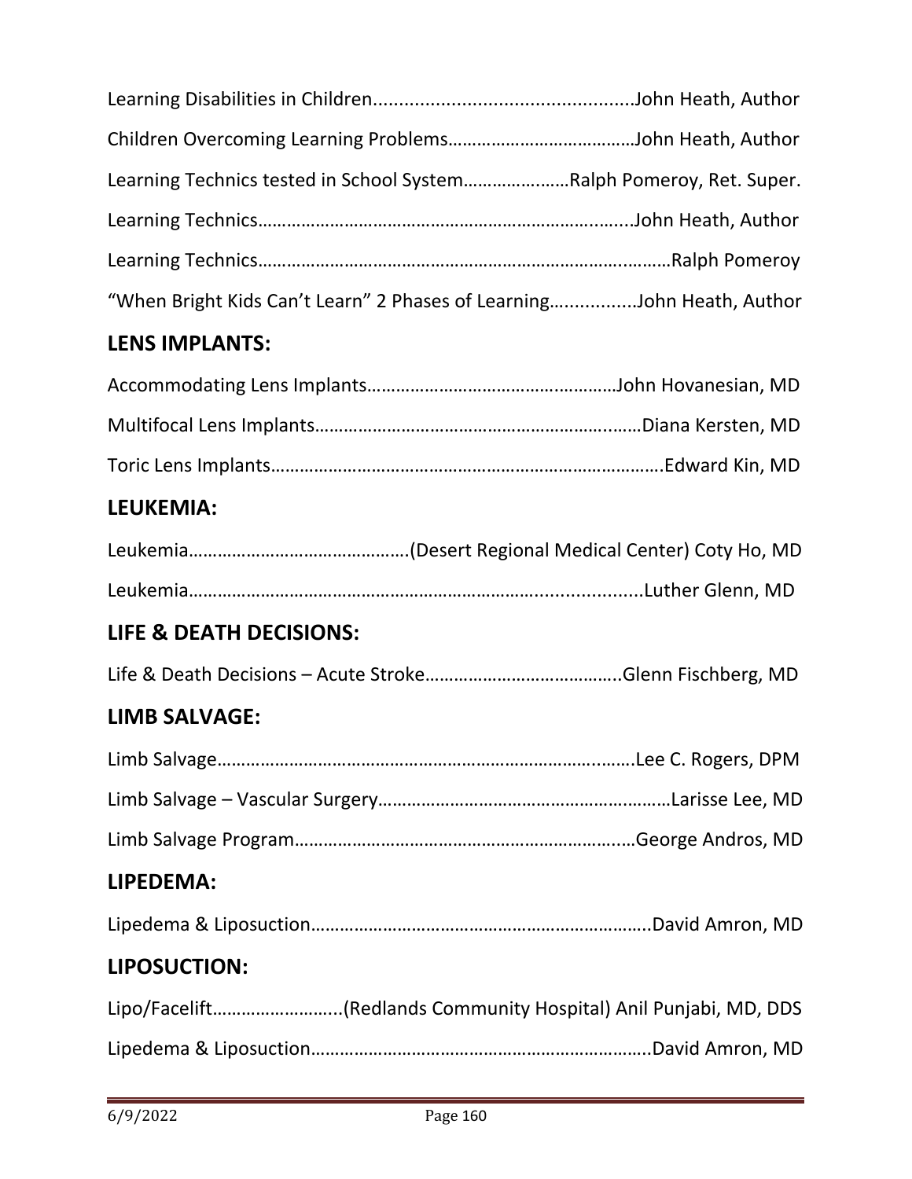Learning Disabilities in Children..................................................John Heath, Author

Children Overcoming Learning Problems…………………………………John Heath, Author

Learning Technics tested in School System………………….Ralph Pomeroy, Ret. Super.

Learning Technics……………………………………………………………….....John Heath, Author

Learning Technics…………………………………………………………….………Ralph Pomeroy

"When Bright Kids Can't Learn" 2 Phases of Learning................John Heath, Author

## LENS IMPLANTS:

Accommodating Lens Implants……………………………….…………John Hovanesian, MD

Multifocal Lens Implants…………………………………………………….……Diana Kersten, MD

Toric Lens Implants……………………………………………………………………….Edward Kin, MD

## LEUKEMIA:

Leukemia……………………………………….(Desert Regional Medical Center) Coty Ho, MD

Leukemia……………………………………………………………..................Luther Glenn, MD

## LIFE & DEATH DECISIONS:

Life & Death Decisions – Acute Stroke…………………………………..Glenn Fischberg, MD

## LIMB SALVAGE:

Limb Salvage……………………………………………………………….…….Lee C. Rogers, DPM

Limb Salvage – Vascular Surgery……………………………………………………Larisse Lee, MD

Limb Salvage Program……………………………………………………….…George Andros, MD

## LIPEDEMA:

Lipedema & Liposuction……………………………………………………………..David Amron, MD

## LIPOSUCTION:

Lipo/Facelift……………………...(Redlands Community Hospital) Anil Punjabi, MD, DDS

Lipedema & Liposuction……………………………………………………………..David Amron, MD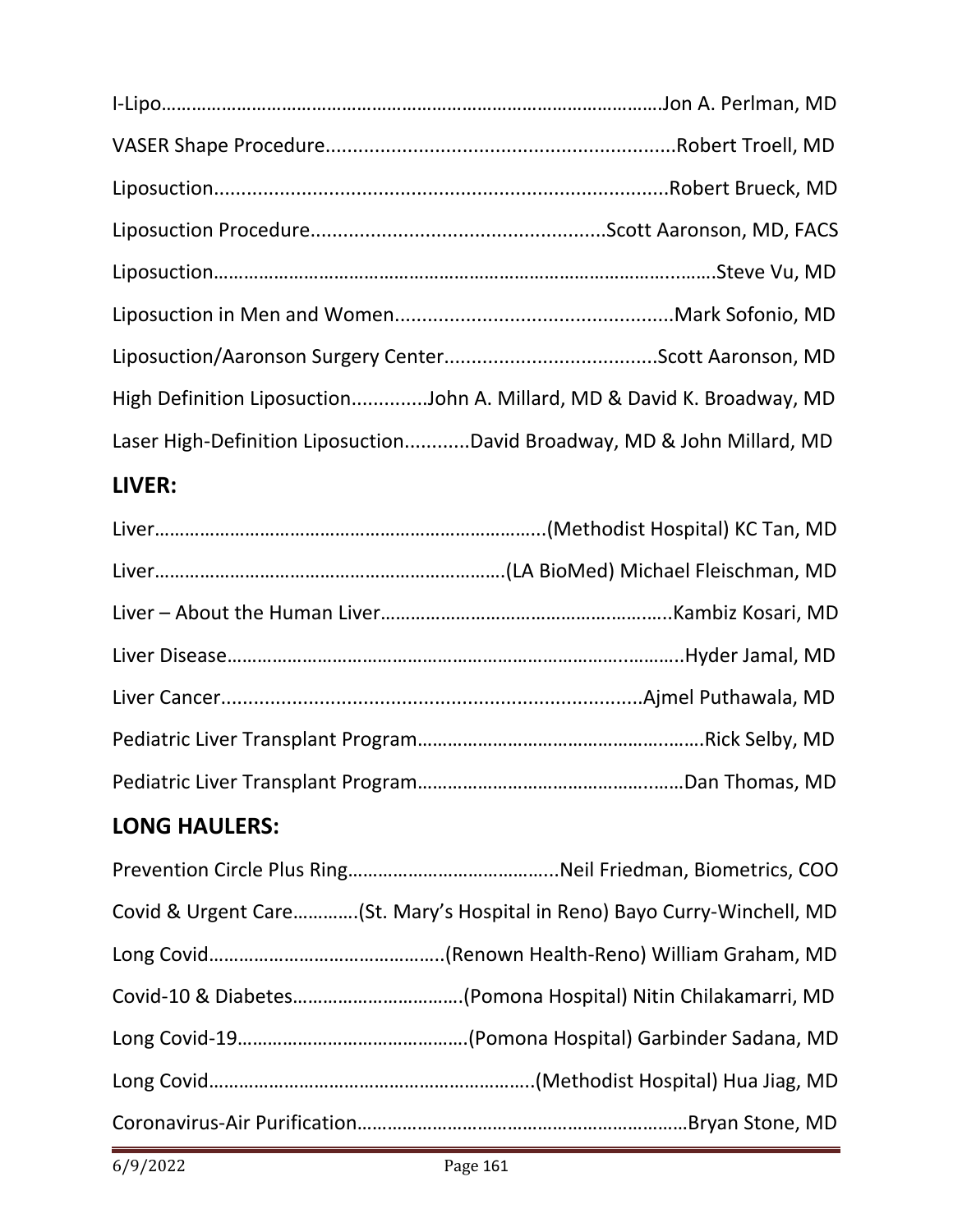I-Lipo……………………………………………………………………………………Jon A. Perlman, MD

VASER Shape Procedure...............................................................Robert Troell, MD

Liposuction..................................................................................Robert Brueck, MD

Liposuction Procedure....................................................Scott Aaronson, MD, FACS

Liposuction……………………………………………………………………………..……Steve Vu, MD

Liposuction in Men and Women..................................................Mark Sofonio, MD

Liposuction/Aaronson Surgery Center......................................Scott Aaronson, MD

High Definition Liposuction.............John A. Millard, MD & David K. Broadway, MD

Laser High-Definition Liposuction...........David Broadway, MD & John Millard, MD

## LIVER:

Liver…………………………………………………………………..(Methodist Hospital) KC Tan, MD

Liver……………………………………………………………(LA BioMed) Michael Fleischman, MD

Liver – About the Human Liver…………………………………………..……..Kambiz Kosari, MD

Liver Disease…………………………………………………………………….……….Hyder Jamal, MD

Liver Cancer............................................................................Ajmel Puthawala, MD

Pediatric Liver Transplant Program…………………………………………..…….Rick Selby, MD

Pediatric Liver Transplant Program……………………………………….……Dan Thomas, MD

## LONG HAULERS:

Prevention Circle Plus Ring…………………………………..Neil Friedman, Biometrics, COO

Covid & Urgent Care………….(St. Mary's Hospital in Reno) Bayo Curry-Winchell, MD

Long Covid……………………………………….(Renown Health-Reno) William Graham, MD

Covid-10 & Diabetes…………………………….(Pomona Hospital) Nitin Chilakamarri, MD

Long Covid-19……………………………………….(Pomona Hospital) Garbinder Sadana, MD

Long Covid……………………………………………………….(Methodist Hospital) Hua Jiag, MD

Coronavirus-Air Purification…………………………………………………………Bryan Stone, MD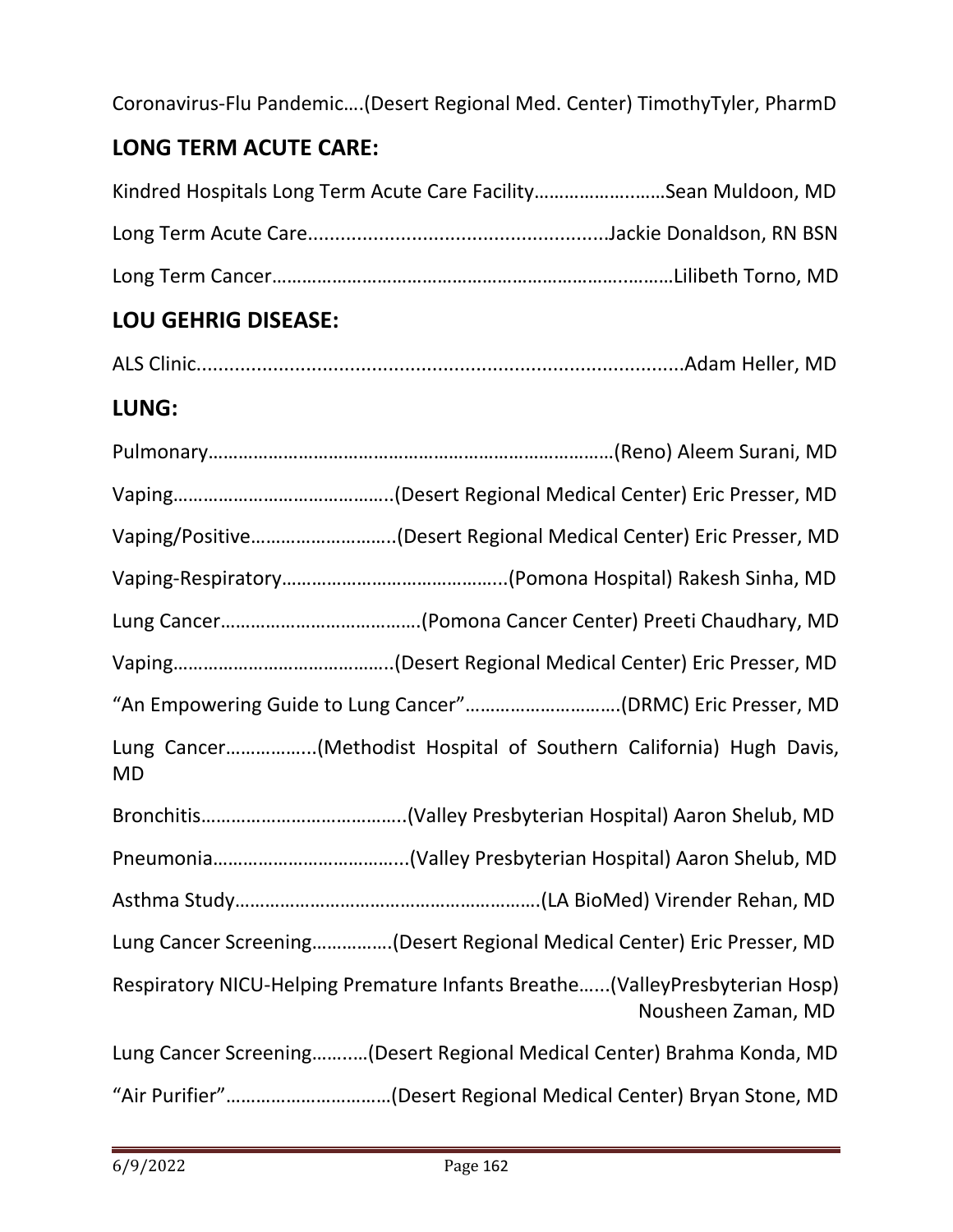Coronavirus-Flu Pandemic….(Desert Regional Med. Center) TimothyTyler, PharmD

## LONG TERM ACUTE CARE:

Kindred Hospitals Long Term Acute Care Facility………………..……Sean Muldoon, MD

Long Term Acute Care......................................................Jackie Donaldson, RN BSN

Long Term Cancer…………………………………………………………….………Lilibeth Torno, MD

## LOU GEHRIG DISEASE:

ALS Clinic.........................................................................................Adam Heller, MD

## LUNG:

Pulmonary………………………………………………………………………(Reno) Aleem Surani, MD

Vaping……………………………………..(Desert Regional Medical Center) Eric Presser, MD

Vaping/Positive………………………..(Desert Regional Medical Center) Eric Presser, MD

Vaping-Respiratory……………………………………..(Pomona Hospital) Rakesh Sinha, MD

Lung Cancer…………………………………(Pomona Cancer Center) Preeti Chaudhary, MD

Vaping……………………………………..(Desert Regional Medical Center) Eric Presser, MD

"An Empowering Guide to Lung Cancer"…………………………(DRMC) Eric Presser, MD

Lung Cancer……………..(Methodist Hospital of Southern California) Hugh Davis, MD

Bronchitis…………………………………..(Valley Presbyterian Hospital) Aaron Shelub, MD

Pneumonia………………………………...(Valley Presbyterian Hospital) Aaron Shelub, MD

Asthma Study……………………………………………………(LA BioMed) Virender Rehan, MD

Lung Cancer Screening…………….(Desert Regional Medical Center) Eric Presser, MD

Respiratory NICU-Helping Premature Infants Breathe…...(ValleyPresbyterian Hosp) Nousheen Zaman, MD

Lung Cancer Screening……..…(Desert Regional Medical Center) Brahma Konda, MD

"Air Purifier"……………………………(Desert Regional Medical Center) Bryan Stone, MD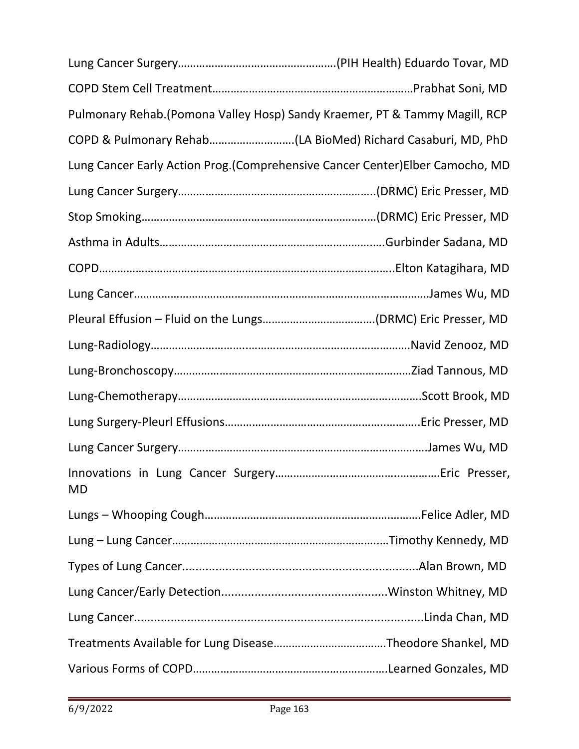Lung Cancer Surgery……………………………………………(PIH Health) Eduardo Tovar, MD

COPD Stem Cell Treatment…………………………………………………………Prabhat Soni, MD

Pulmonary Rehab.(Pomona Valley Hosp) Sandy Kraemer, PT & Tammy Magill, RCP

COPD & Pulmonary Rehab……………………….(LA BioMed) Richard Casaburi, MD, PhD

Lung Cancer Early Action Prog.(Comprehensive Cancer Center)Elber Camocho, MD

Lung Cancer Surgery………………………………………………………..(DRMC) Eric Presser, MD

Stop Smoking…………………………………………………………………(DRMC) Eric Presser, MD

Asthma in Adults……………………………………………………………….Gurbinder Sadana, MD

COPD…………………………………………………………………………………….Elton Katagihara, MD

Lung Cancer………………………………………………………………………………………James Wu, MD

Pleural Effusion – Fluid on the Lungs……………………………….(DRMC) Eric Presser, MD

Lung-Radiology…………………………………………………………………………Navid Zenooz, MD

Lung-Bronchoscopy…………………………………………………………………Ziad Tannous, MD

Lung-Chemotherapy……………………………………………………………………….Scott Brook, MD

Lung Surgery-Pleurl Effusions…………………………………………………..Eric Presser, MD

Lung Cancer Surgery………………………………………………………………………James Wu, MD

Innovations in Lung Cancer Surgery……………………………………………Eric Presser, MD

Lungs – Whooping Cough……………………………………………………………..Felice Adler, MD

Lung – Lung Cancer……………………………………………………………Timothy Kennedy, MD

Types of Lung Cancer......................................................................Alan Brown, MD

Lung Cancer/Early Detection..................................................Winston Whitney, MD

Lung Cancer........................................................................................Linda Chan, MD

Treatments Available for Lung Disease………………………………Theodore Shankel, MD

Various Forms of COPD………………………………………………………Learned Gonzales, MD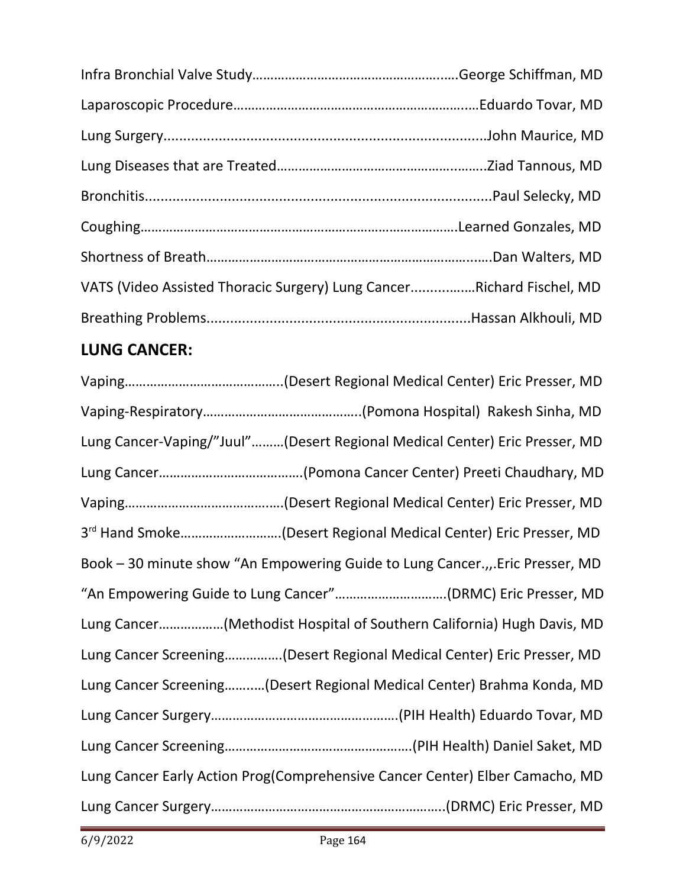Infra Bronchial Valve Study……………………………………………….….George Schiffman, MD

Laparoscopic Procedure………………………………………………………..…Eduardo Tovar, MD

Lung Surgery...................................................................................John Maurice, MD

Lung Diseases that are Treated…………………………………………..……..Ziad Tannous, MD

Bronchitis.........................................................................................Paul Selecky, MD

Coughing…………………………………………………………………………….Learned Gonzales, MD

Shortness of Breath……………………………………………………………......Dan Walters, MD

VATS (Video Assisted Thoracic Surgery) Lung Cancer................……Richard Fischel, MD

Breathing Problems...................................................................Hassan Alkhouli, MD

## LUNG CANCER:

Vaping……………………………………..(Desert Regional Medical Center) Eric Presser, MD

Vaping-Respiratory……………………………………..(Pomona Hospital) Rakesh Sinha, MD

Lung Cancer-Vaping/"Juul"………(Desert Regional Medical Center) Eric Presser, MD

Lung Cancer…………………………………(Pomona Cancer Center) Preeti Chaudhary, MD

Vaping……………………………………..(Desert Regional Medical Center) Eric Presser, MD

3rd Hand Smoke……………………….(Desert Regional Medical Center) Eric Presser, MD

Book – 30 minute show "An Empowering Guide to Lung Cancer.,,.Eric Presser, MD

"An Empowering Guide to Lung Cancer"………………………….(DRMC) Eric Presser, MD

Lung Cancer………………(Methodist Hospital of Southern California) Hugh Davis, MD

Lung Cancer Screening…………….(Desert Regional Medical Center) Eric Presser, MD

Lung Cancer Screening……..…(Desert Regional Medical Center) Brahma Konda, MD

Lung Cancer Surgery…………………………………………….(PIH Health) Eduardo Tovar, MD

Lung Cancer Screening…………………………………………….(PIH Health) Daniel Saket, MD

Lung Cancer Early Action Prog(Comprehensive Cancer Center) Elber Camacho, MD

Lung Cancer Surgery………………………………………………………..(DRMC) Eric Presser, MD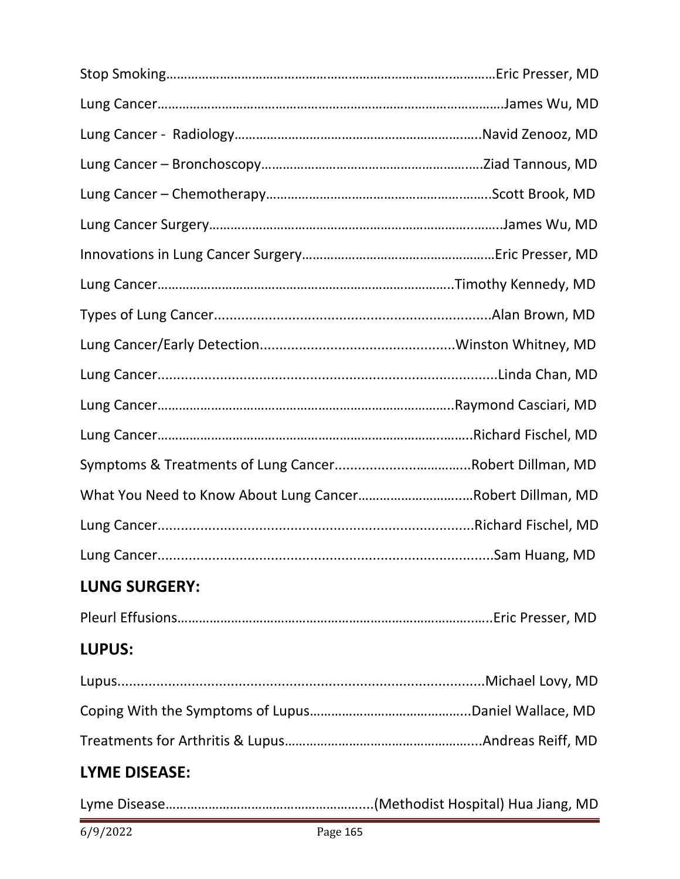Stop Smoking……………………………………………………………………………………Eric Presser, MD

Lung Cancer……………………………………………………………………………………James Wu, MD

Lung Cancer - Radiology……………………………………………………………Navid Zenooz, MD

Lung Cancer – Bronchoscopy……………………………………………………Ziad Tannous, MD

Lung Cancer – Chemotherapy……………………………………………………..Scott Brook, MD

Lung Cancer Surgery……………………………………………………………………..James Wu, MD

Innovations in Lung Cancer Surgery………………………………………………Eric Presser, MD

Lung Cancer……………………………………………………………………..Timothy Kennedy, MD

Types of Lung Cancer........................................................................Alan Brown, MD

Lung Cancer/Early Detection.................................................Winston Whitney, MD

Lung Cancer.......................................................................................Linda Chan, MD

Lung Cancer……………………………………………………………………..Raymond Casciari, MD

Lung Cancer……………………………………………………………………………Richard Fischel, MD

Symptoms & Treatments of Lung Cancer....................................Robert Dillman, MD

What You Need to Know About Lung Cancer…………………………Robert Dillman, MD

Lung Cancer................................................................................Richard Fischel, MD

Lung Cancer......................................................................................Sam Huang, MD

## LUNG SURGERY:

Pleurl Effusions……………………………………………………………………………..Eric Presser, MD

## LUPUS:

Lupus...............................................................................................Michael Lovy, MD

Coping With the Symptoms of Lupus……………………………………...Daniel Wallace, MD

Treatments for Arthritis & Lupus……………………………………………...Andreas Reiff, MD

## LYME DISEASE:

Lyme Disease…………………………………………………..(Methodist Hospital) Hua Jiang, MD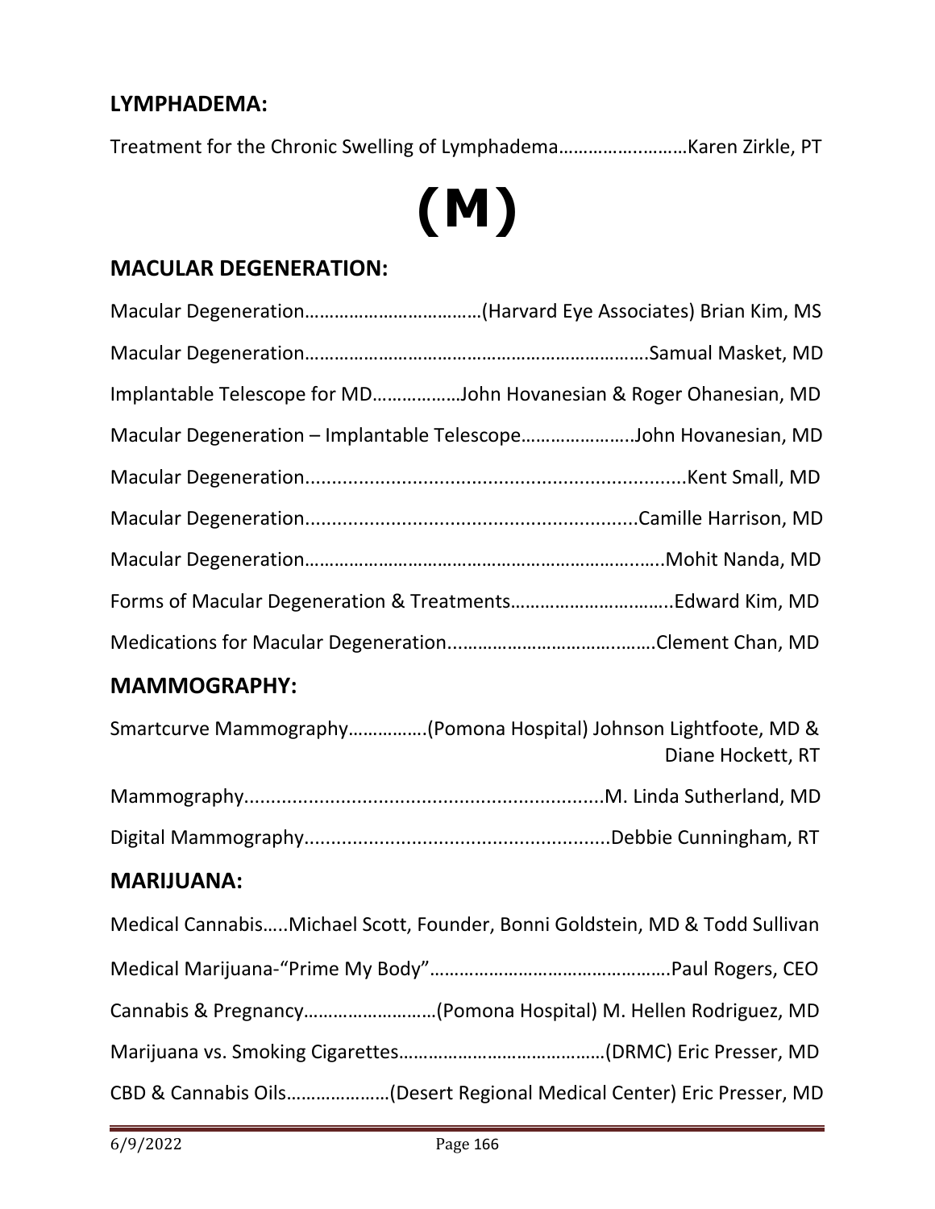## LYMPHADEMA:

Treatment for the Chronic Swelling of Lymphadema……………….……Karen Zirkle, PT

# (M)

## MACULAR DEGENERATION:

Macular Degeneration………………………………(Harvard Eye Associates) Brian Kim, MS

Macular Degeneration……………………………………………………………Samual Masket, MD

Implantable Telescope for MD………………John Hovanesian & Roger Ohanesian, MD

Macular Degeneration – Implantable Telescope…………………..John Hovanesian, MD

Macular Degeneration......................................................................Kent Small, MD

Macular Degeneration.............................................................Camille Harrison, MD

Macular Degeneration……………………………………………………….…..Mohit Nanda, MD

Forms of Macular Degeneration & Treatments…………………………..Edward Kim, MD

Medications for Macular Degeneration............................……….Clement Chan, MD

## MAMMOGRAPHY:

Smartcurve Mammography…………….(Pomona Hospital) Johnson Lightfoote, MD & Diane Hockett, RT

Mammography..................................................................M. Linda Sutherland, MD

Digital Mammography........................................................Debbie Cunningham, RT

## MARIJUANA:

Medical Cannabis…..Michael Scott, Founder, Bonni Goldstein, MD & Todd Sullivan

Medical Marijuana-"Prime My Body"…………………………………………Paul Rogers, CEO

Cannabis & Pregnancy………………………(Pomona Hospital) M. Hellen Rodriguez, MD

Marijuana vs. Smoking Cigarettes……………………………………(DRMC) Eric Presser, MD

CBD & Cannabis Oils…………………(Desert Regional Medical Center) Eric Presser, MD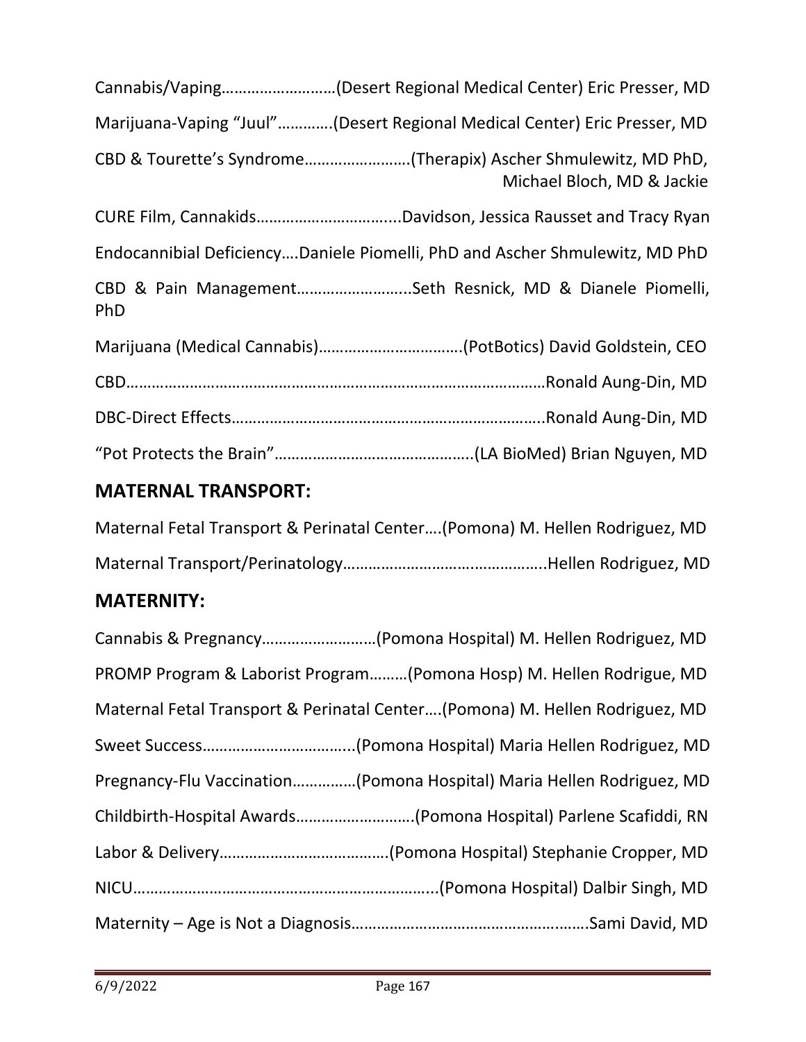Cannabis/Vaping………………………(Desert Regional Medical Center) Eric Presser, MD

Marijuana-Vaping "Juul"………….(Desert Regional Medical Center) Eric Presser, MD

CBD & Tourette's Syndrome…………………….(Therapix) Ascher Shmulewitz, MD PhD, Michael Bloch, MD & Jackie

CURE Film, Cannakids…………………………...Davidson, Jessica Rausset and Tracy Ryan

Endocannibial Deficiency….Daniele Piomelli, PhD and Ascher Shmulewitz, MD PhD

CBD & Pain Management……………………...Seth Resnick, MD & Dianele Piomelli, PhD

Marijuana (Medical Cannabis)…………………………….(PotBotics) David Goldstein, CEO

CBD………………………………………………………………………………………Ronald Aung-Din, MD

DBC-Direct Effects……………………………………………………………….Ronald Aung-Din, MD

"Pot Protects the Brain"………………………………………..(LA BioMed) Brian Nguyen, MD

## MATERNAL TRANSPORT:

Maternal Fetal Transport & Perinatal Center….(Pomona) M. Hellen Rodriguez, MD

Maternal Transport/Perinatology………………………………………..Hellen Rodriguez, MD

## MATERNITY:

Cannabis & Pregnancy………………………(Pomona Hospital) M. Hellen Rodriguez, MD

PROMP Program & Laborist Program………(Pomona Hosp) M. Hellen Rodrigue, MD

Maternal Fetal Transport & Perinatal Center….(Pomona) M. Hellen Rodriguez, MD

Sweet Success……………………………...(Pomona Hospital) Maria Hellen Rodriguez, MD

Pregnancy-Flu Vaccination……………(Pomona Hospital) Maria Hellen Rodriguez, MD

Childbirth-Hospital Awards……………………….(Pomona Hospital) Parlene Scafiddi, RN

Labor & Delivery………………………………….(Pomona Hospital) Stephanie Cropper, MD

NICU………………………………………………………………...(Pomona Hospital) Dalbir Singh, MD

Maternity – Age is Not a Diagnosis……………………………………………….Sami David, MD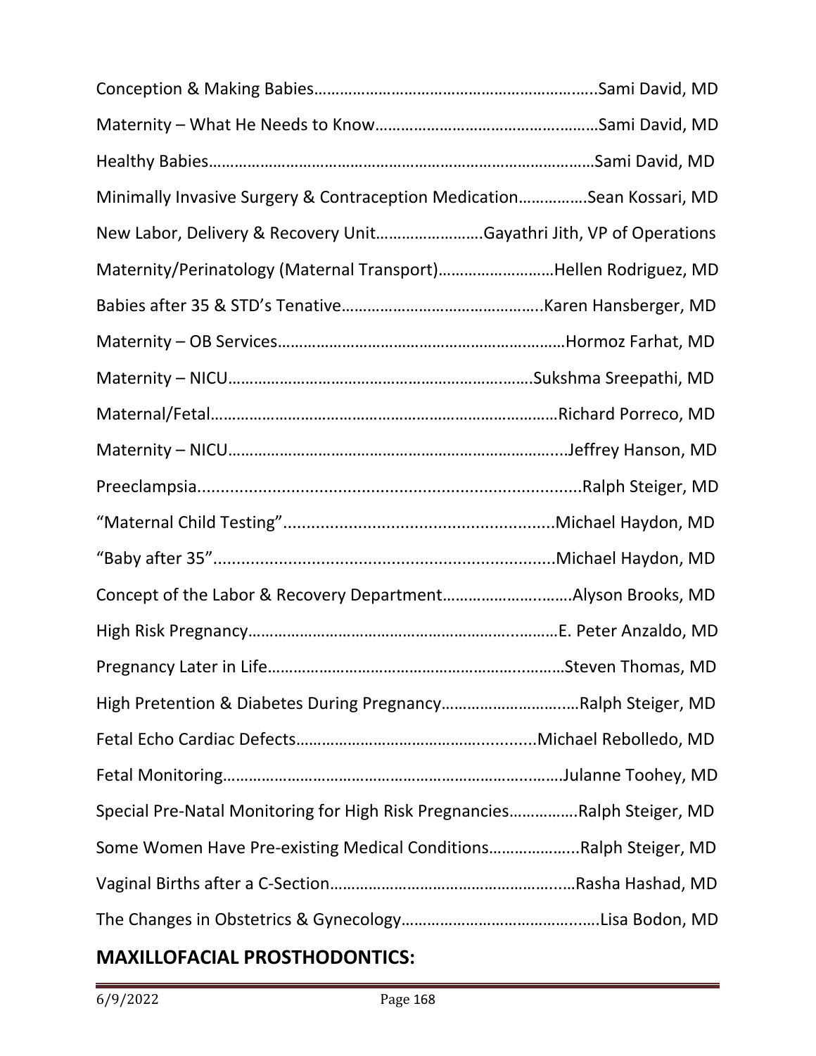Conception & Making Babies………………………………………………………..Sami David, MD

Maternity – What He Needs to Know……………………………………………Sami David, MD

Healthy Babies……………………………………………………………………………Sami David, MD

Minimally Invasive Surgery & Contraception Medication…………….Sean Kossari, MD

New Labor, Delivery & Recovery Unit……………………..Gayathri Jith, VP of Operations

Maternity/Perinatology (Maternal Transport)………………………Hellen Rodriguez, MD

Babies after 35 & STD's Tenative………………………………………..Karen Hansberger, MD

Maternity – OB Services…………………………………………………………Hormoz Farhat, MD

Maternity – NICU……………………………………………………………..Sukshma Sreepathi, MD

Maternal/Fetal……………………………………………………………………Richard Porreco, MD

Maternity – NICU……………………………………………………………......Jeffrey Hanson, MD

Preeclampsia..................................................................................Ralph Steiger, MD

"Maternal Child Testing"..........................................................Michael Haydon, MD

"Baby after 35"..........................................................................Michael Haydon, MD

Concept of the Labor & Recovery Department…………………..……Alyson Brooks, MD

High Risk Pregnancy……………………………………………………….……E. Peter Anzaldo, MD

Pregnancy Later in Life……………………………………………………..……Steven Thomas, MD

High Pretention & Diabetes During Pregnancy………………………..…Ralph Steiger, MD

Fetal Echo Cardiac Defects………………………………………..............Michael Rebolledo, MD

Fetal Monitoring…………………………………………………………….……Julanne Toohey, MD

Special Pre-Natal Monitoring for High Risk Pregnancies…………….Ralph Steiger, MD

Some Women Have Pre-existing Medical Conditions………………...Ralph Steiger, MD

Vaginal Births after a C-Section…………………………………………..…Rasha Hashad, MD

The Changes in Obstetrics & Gynecology…………………………………..….Lisa Bodon, MD

## MAXILLOFACIAL PROSTHODONTICS: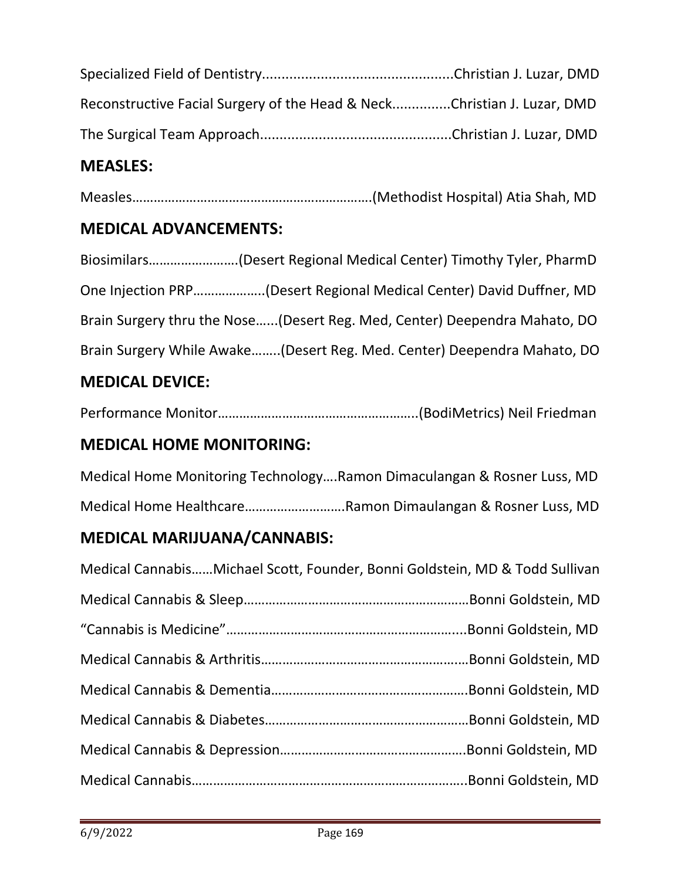Specialized Field of Dentistry.................................................Christian J. Luzar, DMD

Reconstructive Facial Surgery of the Head & Neck...............Christian J. Luzar, DMD

The Surgical Team Approach.................................................Christian J. Luzar, DMD

## MEASLES:

Measles…………………………………………………………(Methodist Hospital) Atia Shah, MD

## MEDICAL ADVANCEMENTS:

Biosimilars……………………(Desert Regional Medical Center) Timothy Tyler, PharmD

One Injection PRP………………..(Desert Regional Medical Center) David Duffner, MD

Brain Surgery thru the Nose......(Desert Reg. Med, Center) Deependra Mahato, DO

Brain Surgery While Awake……..(Desert Reg. Med. Center) Deependra Mahato, DO

## MEDICAL DEVICE:

Performance Monitor………………………………………………..(BodiMetrics) Neil Friedman

## MEDICAL HOME MONITORING:

Medical Home Monitoring Technology….Ramon Dimaculangan & Rosner Luss, MD

Medical Home Healthcare……………………….Ramon Dimaulangan & Rosner Luss, MD

## MEDICAL MARIJUANA/CANNABIS:

Medical Cannabis……Michael Scott, Founder, Bonni Goldstein, MD & Todd Sullivan

Medical Cannabis & Sleep………………………………………………………Bonni Goldstein, MD

"Cannabis is Medicine"…………………………………………………………...Bonni Goldstein, MD

Medical Cannabis & Arthritis…………………………………………………Bonni Goldstein, MD

Medical Cannabis & Dementia……………………………………………….Bonni Goldstein, MD

Medical Cannabis & Diabetes…………………………………………………Bonni Goldstein, MD

Medical Cannabis & Depression…………………………………………….Bonni Goldstein, MD

Medical Cannabis…………………………………………………………………..Bonni Goldstein, MD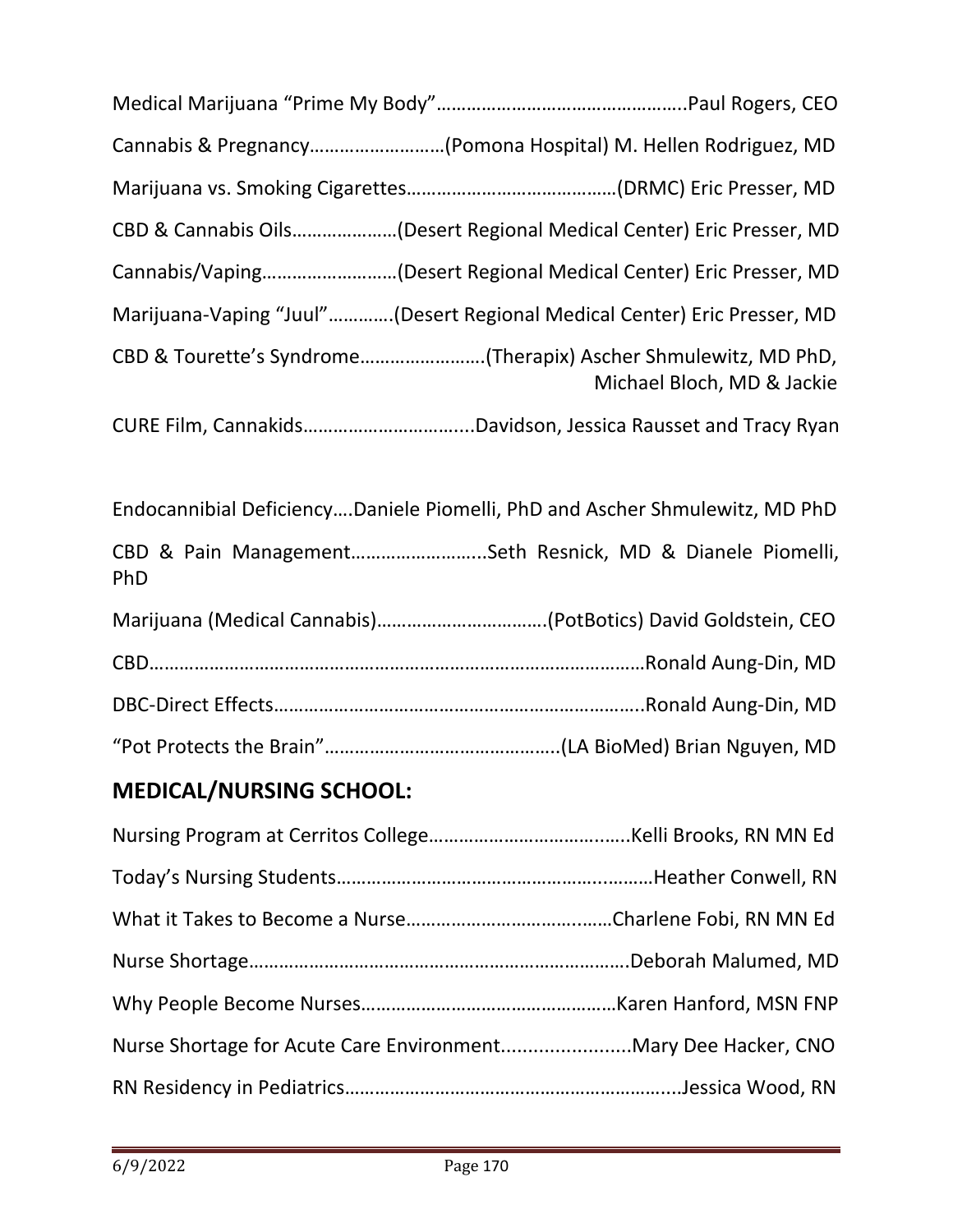Medical Marijuana “Prime My Body”…………………………………………..Paul Rogers, CEO

Cannabis & Pregnancy………………………(Pomona Hospital) M. Hellen Rodriguez, MD

Marijuana vs. Smoking Cigarettes……………………………………(DRMC) Eric Presser, MD

CBD & Cannabis Oils…………………(Desert Regional Medical Center) Eric Presser, MD

Cannabis/Vaping………………………(Desert Regional Medical Center) Eric Presser, MD

Marijuana-Vaping “Juul”………….(Desert Regional Medical Center) Eric Presser, MD

CBD & Tourette’s Syndrome…………………….(Therapix) Ascher Shmulewitz, MD PhD, Michael Bloch, MD & Jackie

CURE Film, Cannakids…………………………...Davidson, Jessica Rausset and Tracy Ryan

Endocannibial Deficiency….Daniele Piomelli, PhD and Ascher Shmulewitz, MD PhD

CBD & Pain Management……………………..Seth Resnick, MD & Dianele Piomelli, PhD

Marijuana (Medical Cannabis)…………………………….(PotBotics) David Goldstein, CEO

CBD……………………………………………………………………………………Ronald Aung-Din, MD

DBC-Direct Effects……………………………………………………………..Ronald Aung-Din, MD

“Pot Protects the Brain”………………………………………..(LA BioMed) Brian Nguyen, MD

## MEDICAL/NURSING SCHOOL:

Nursing Program at Cerritos College………………………………..Kelli Brooks, RN MN Ed

Today’s Nursing Students…………………………………………..………Heather Conwell, RN

What it Takes to Become a Nurse……………………………..……Charlene Fobi, RN MN Ed

Nurse Shortage…………………………………………………………….Deborah Malumed, MD

Why People Become Nurses……………………………………………Karen Hanford, MSN FNP

Nurse Shortage for Acute Care Environment........................Mary Dee Hacker, CNO

RN Residency in Pediatrics………………………………………………….....Jessica Wood, RN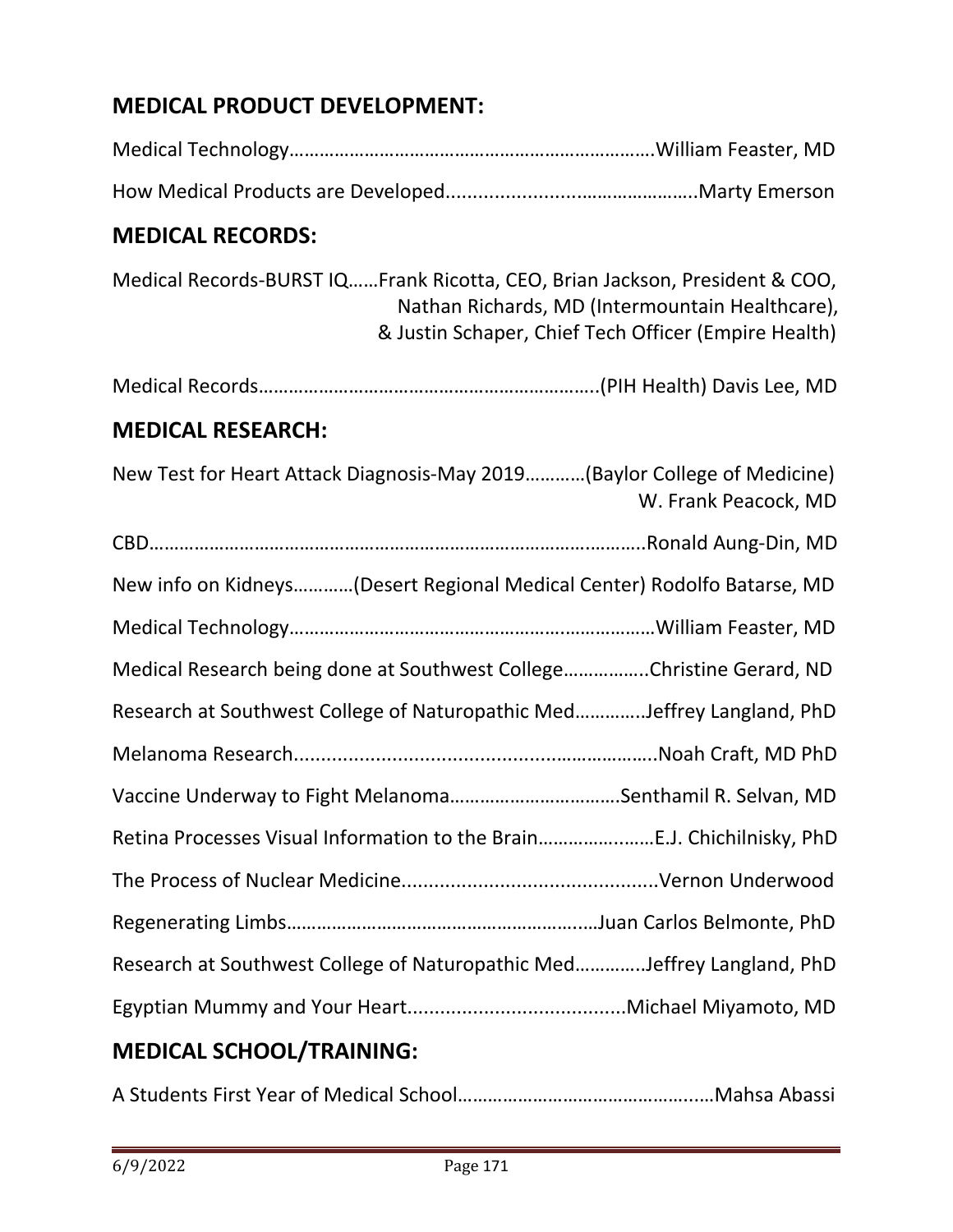## MEDICAL PRODUCT DEVELOPMENT:

Medical Technology……………………………………………………………….William Feaster, MD

How Medical Products are Developed.............................………………..Marty Emerson

## MEDICAL RECORDS:

Medical Records-BURST IQ……Frank Ricotta, CEO, Brian Jackson, President & COO, Nathan Richards, MD (Intermountain Healthcare), & Justin Schaper, Chief Tech Officer (Empire Health)

Medical Records…………………………………………………………..(PIH Health) Davis Lee, MD

## MEDICAL RESEARCH:

New Test for Heart Attack Diagnosis-May 2019…………(Baylor College of Medicine) W. Frank Peacock, MD

CBD……………………………………………………………………………………..Ronald Aung-Din, MD

New info on Kidneys…………(Desert Regional Medical Center) Rodolfo Batarse, MD

Medical Technology………………………………………………………………William Feaster, MD

Medical Research being done at Southwest College……………..Christine Gerard, ND

Research at Southwest College of Naturopathic Med…………..Jeffrey Langland, PhD

Melanoma Research...........................................…………..Noah Craft, MD PhD

Vaccine Underway to Fight Melanoma…………………………….Senthamil R. Selvan, MD

Retina Processes Visual Information to the Brain………………E.J. Chichilnisky, PhD

The Process of Nuclear Medicine...............................................Vernon Underwood

Regenerating Limbs……………………………………………………Juan Carlos Belmonte, PhD

Research at Southwest College of Naturopathic Med…………..Jeffrey Langland, PhD

Egyptian Mummy and Your Heart........................................Michael Miyamoto, MD

## MEDICAL SCHOOL/TRAINING:

A Students First Year of Medical School…………………………………….…Mahsa Abassi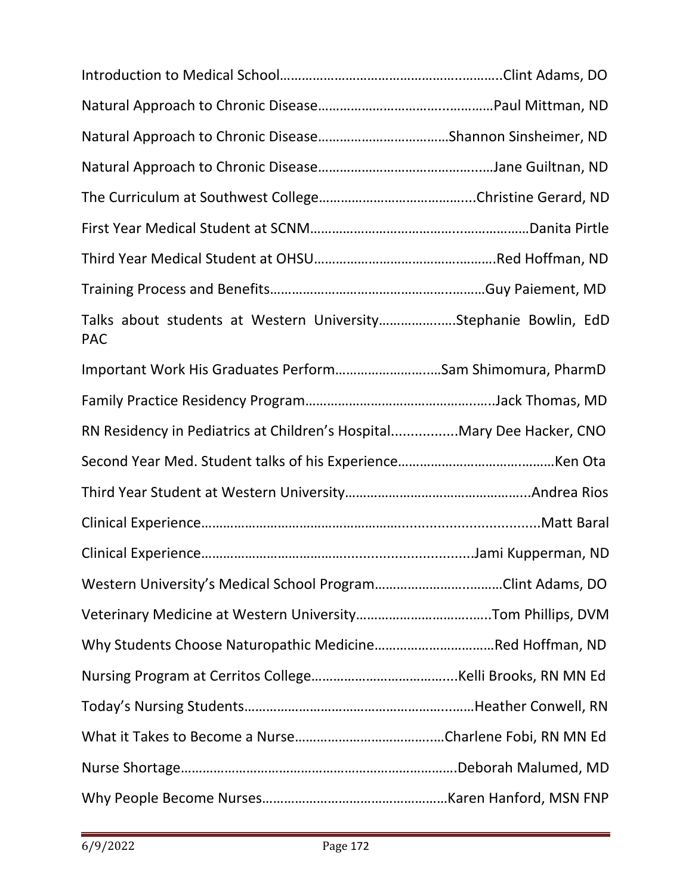Introduction to Medical School…………………………………………….………..Clint Adams, DO

Natural Approach to Chronic Disease……………………………..…………Paul Mittman, ND

Natural Approach to Chronic Disease………………………………Shannon Sinsheimer, ND

Natural Approach to Chronic Disease…………………………………….…Jane Guiltnan, ND

The Curriculum at Southwest College…………………………………...Christine Gerard, ND

First Year Medical Student at SCNM…………………………….……………Danita Pirtle

Third Year Medical Student at OHSU………………………………………….Red Hoffman, ND

Training Process and Benefits…………………………………………..………Guy Paiement, MD

Talks about students at Western University………………..Stephanie Bowlin, EdD PAC

Important Work His Graduates Perform……………………..…Sam Shimomura, PharmD

Family Practice Residency Program…………………………………………..Jack Thomas, MD

RN Residency in Pediatrics at Children's Hospital.................Mary Dee Hacker, CNO

Second Year Med. Student talks of his Experience……………………….……Ken Ota

Third Year Student at Western University…………………………………………..Andrea Rios

Clinical Experience…………………………………………..............................Matt Baral

Clinical Experience………………………….................................Jami Kupperman, ND

Western University's Medical School Program……………………..………Clint Adams, DO

Veterinary Medicine at Western University……………………………..….Tom Phillips, DVM

Why Students Choose Naturopathic Medicine……………………………Red Hoffman, ND

Nursing Program at Cerritos College…………………………………...Kelli Brooks, RN MN Ed

Today's Nursing Students……………………………………………………..……Heather Conwell, RN

What it Takes to Become a Nurse…………………………………..…Charlene Fobi, RN MN Ed

Nurse Shortage…………………………………………………………………….Deborah Malumed, MD

Why People Become Nurses……………………………………………Karen Hanford, MSN FNP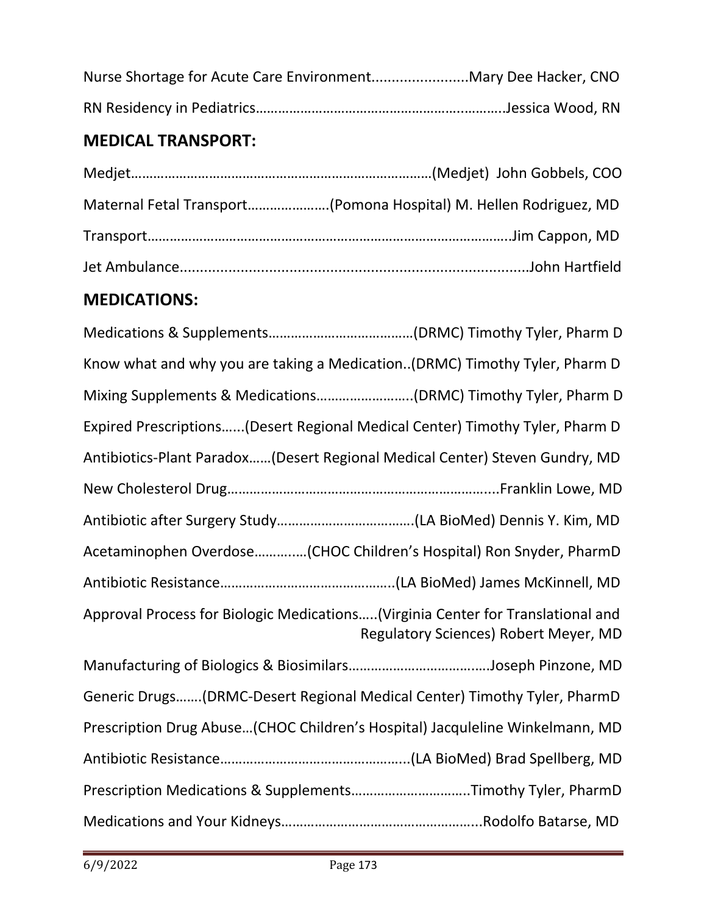Nurse Shortage for Acute Care Environment........................Mary Dee Hacker, CNO

RN Residency in Pediatrics………………………………………………….………..Jessica Wood, RN

## MEDICAL TRANSPORT:

Medjet………………………………………………………………………(Medjet) John Gobbels, COO

Maternal Fetal Transport…………………(Pomona Hospital) M. Hellen Rodriguez, MD

Transport…………………………………………….…………………………………..Jim Cappon, MD

Jet Ambulance......................................................................................John Hartfield

## MEDICATIONS:

Medications & Supplements…………………………………(DRMC) Timothy Tyler, Pharm D

Know what and why you are taking a Medication..(DRMC) Timothy Tyler, Pharm D

Mixing Supplements & Medications……………………..(DRMC) Timothy Tyler, Pharm D

Expired Prescriptions…...(Desert Regional Medical Center) Timothy Tyler, Pharm D

Antibiotics-Plant Paradox……(Desert Regional Medical Center) Steven Gundry, MD

New Cholesterol Drug……………………………………………………………....Franklin Lowe, MD

Antibiotic after Surgery Study……………………………….(LA BioMed) Dennis Y. Kim, MD

Acetaminophen Overdose………..…(CHOC Children's Hospital) Ron Snyder, PharmD

Antibiotic Resistance………………………………………..(LA BioMed) James McKinnell, MD

Approval Process for Biologic Medications…..(Virginia Center for Translational and Regulatory Sciences) Robert Meyer, MD

Manufacturing of Biologics & Biosimilars……………………………...Joseph Pinzone, MD

Generic Drugs…….(DRMC-Desert Regional Medical Center) Timothy Tyler, PharmD

Prescription Drug Abuse…(CHOC Children's Hospital) Jacquleline Winkelmann, MD

Antibiotic Resistance…………………………………………..(LA BioMed) Brad Spellberg, MD

Prescription Medications & Supplements…………………………..Timothy Tyler, PharmD

Medications and Your Kidneys……………………………………………...Rodolfo Batarse, MD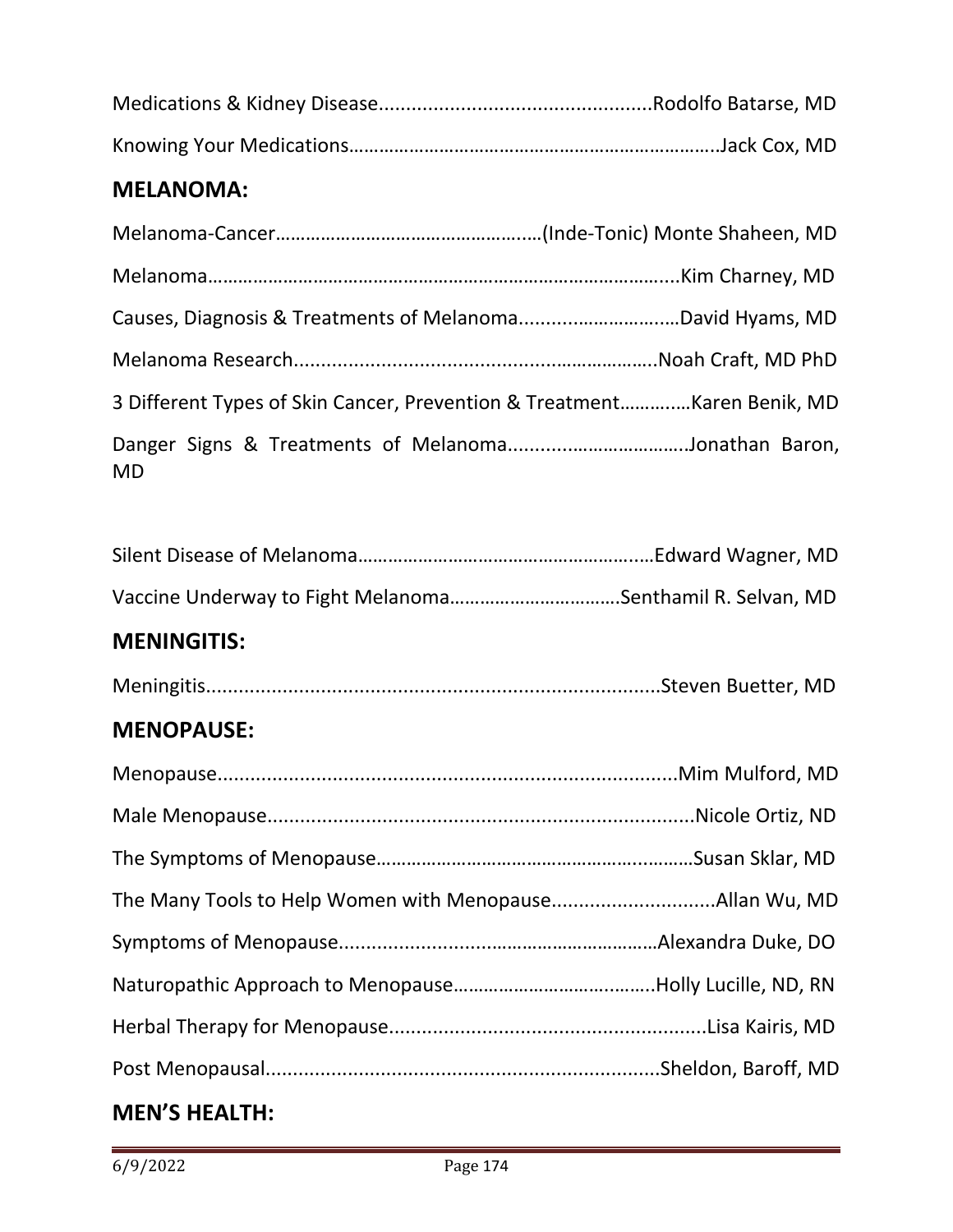Medications & Kidney Disease..................................................Rodolfo Batarse, MD

Knowing Your Medications……………………………………………………………….Jack Cox, MD

## MELANOMA:

Melanoma-Cancer…………………………………………….(Inde-Tonic) Monte Shaheen, MD

Melanoma……………………………………………………………………………….....Kim Charney, MD

Causes, Diagnosis & Treatments of Melanoma...............................David Hyams, MD

Melanoma Research.....................................................................Noah Craft, MD PhD

3 Different Types of Skin Cancer, Prevention & Treatment…………..Karen Benik, MD

Danger Signs & Treatments of Melanoma....................................Jonathan Baron, MD

Silent Disease of Melanoma…………………………………………………..Edward Wagner, MD

Vaccine Underway to Fight Melanoma…………………………….Senthamil R. Selvan, MD

## MENINGITIS:

Meningitis....................................................................................Steven Buetter, MD

## MENOPAUSE:

Menopause....................................................................................Mim Mulford, MD

Male Menopause.............................................................................Nicole Ortiz, ND

The Symptoms of Menopause……………………………………………………….Susan Sklar, MD

The Many Tools to Help Women with Menopause..............................Allan Wu, MD

Symptoms of Menopause.............................................................Alexandra Duke, DO

Naturopathic Approach to Menopause………………………………….Holly Lucille, ND, RN

Herbal Therapy for Menopause..........................................................Lisa Kairis, MD

Post Menopausal.......................................................................Sheldon, Baroff, MD

## MEN'S HEALTH: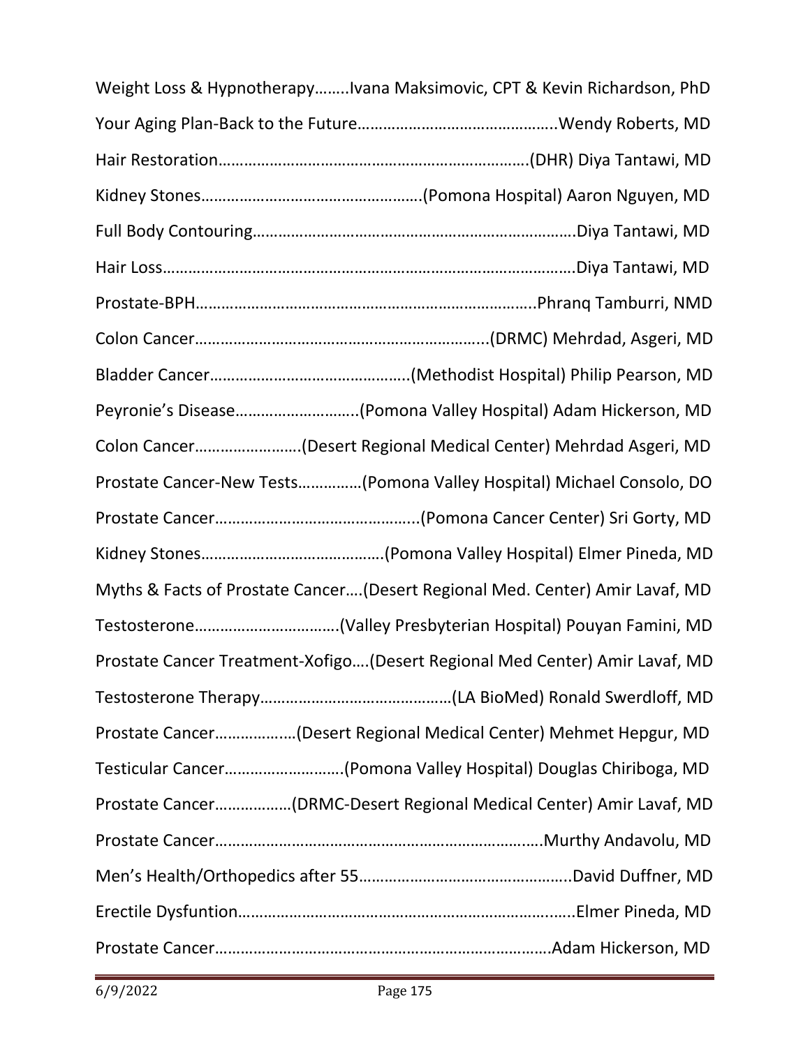Weight Loss & Hypnotherapy……..Ivana Maksimovic, CPT & Kevin Richardson, PhD

Your Aging Plan-Back to the Future………………………………………..Wendy Roberts, MD

Hair Restoration……………………………………………………………….(DHR) Diya Tantawi, MD

Kidney Stones…………………………………………….(Pomona Hospital) Aaron Nguyen, MD

Full Body Contouring…………………………………………………………………Diya Tantawi, MD

Hair Loss……………………………………………………………………………………Diya Tantawi, MD

Prostate-BPH……………………………………………………………………..Phranq Tamburri, NMD

Colon Cancer…………………………………………………………..(DRMC) Mehrdad, Asgeri, MD

Bladder Cancer……………………………………….(Methodist Hospital) Philip Pearson, MD

Peyronie's Disease………………………..(Pomona Valley Hospital) Adam Hickerson, MD

Colon Cancer…………………….(Desert Regional Medical Center) Mehrdad Asgeri, MD

Prostate Cancer-New Tests……………(Pomona Valley Hospital) Michael Consolo, DO

Prostate Cancer………………………………………..(Pomona Cancer Center) Sri Gorty, MD

Kidney Stones…………………………………….(Pomona Valley Hospital) Elmer Pineda, MD

Myths & Facts of Prostate Cancer….(Desert Regional Med. Center) Amir Lavaf, MD

Testosterone…………………………….(Valley Presbyterian Hospital) Pouyan Famini, MD

Prostate Cancer Treatment-Xofigo….(Desert Regional Med Center) Amir Lavaf, MD

Testosterone Therapy……………………………………(LA BioMed) Ronald Swerdloff, MD

Prostate Cancer………………(Desert Regional Medical Center) Mehmet Hepgur, MD

Testicular Cancer……………………….(Pomona Valley Hospital) Douglas Chiriboga, MD

Prostate Cancer………………(DRMC-Desert Regional Medical Center) Amir Lavaf, MD

Prostate Cancer………………………………………………………………….Murthy Andavolu, MD

Men's Health/Orthopedics after 55………………………………………..David Duffner, MD

Erectile Dysfuntion…………………………………………………………………..Elmer Pineda, MD

Prostate Cancer…………………………………………………………………Adam Hickerson, MD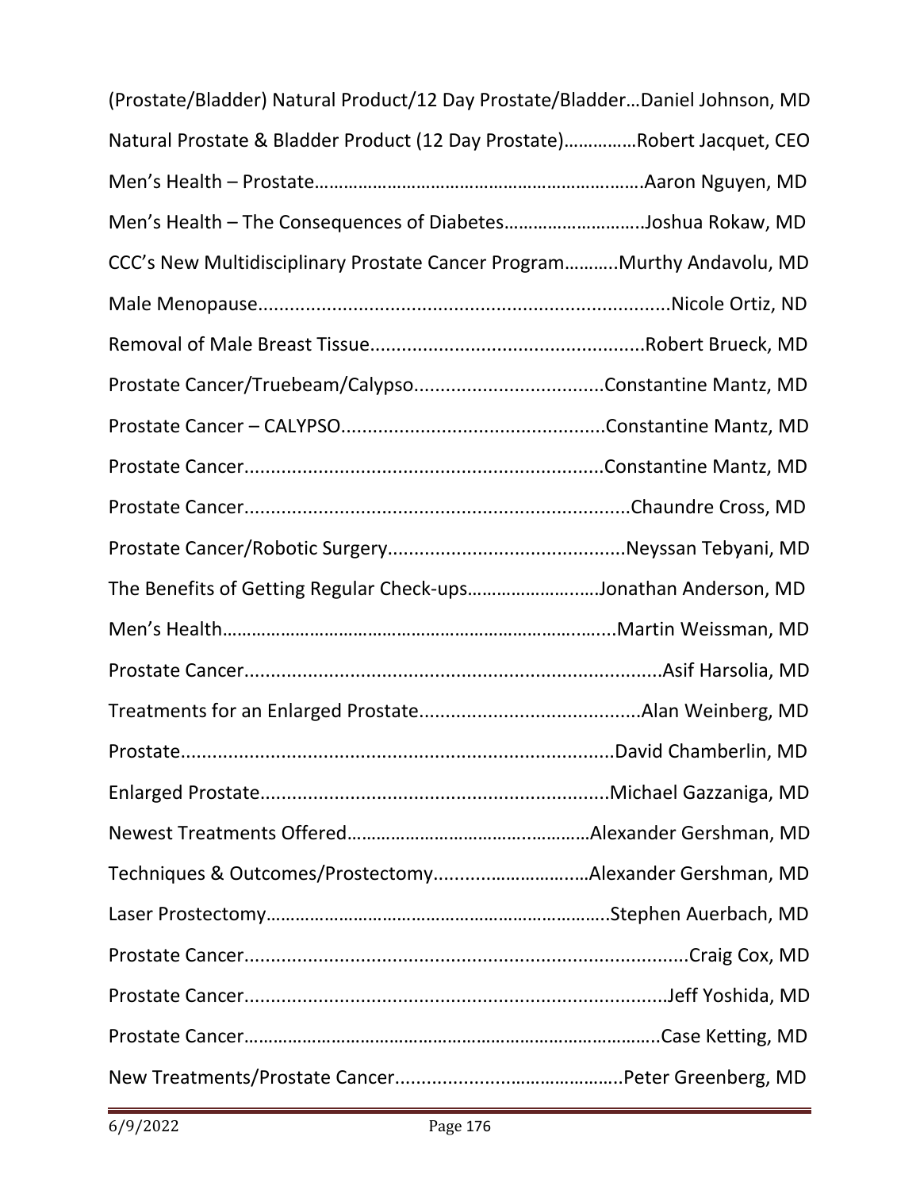(Prostate/Bladder) Natural Product/12 Day Prostate/Bladder…Daniel Johnson, MD

Natural Prostate & Bladder Product (12 Day Prostate)……………Robert Jacquet, CEO

Men's Health – Prostate………………………………………………………….Aaron Nguyen, MD

Men's Health – The Consequences of Diabetes………………………..Joshua Rokaw, MD

CCC's New Multidisciplinary Prostate Cancer Program………..Murthy Andavolu, MD

Male Menopause............................................................................Nicole Ortiz, ND

Removal of Male Breast Tissue...................................................Robert Brueck, MD

Prostate Cancer/Truebeam/Calypso...................................Constantine Mantz, MD

Prostate Cancer – CALYPSO.................................................Constantine Mantz, MD

Prostate Cancer..................................................................Constantine Mantz, MD

Prostate Cancer.......................................................................Chaundre Cross, MD

Prostate Cancer/Robotic Surgery............................................Neyssan Tebyani, MD

The Benefits of Getting Regular Check-ups……………………..Jonathan Anderson, MD

Men's Health……………………………………………………………………..Martin Weissman, MD

Prostate Cancer.............................................................................Asif Harsolia, MD

Treatments for an Enlarged Prostate.........................................Alan Weinberg, MD

Prostate................................................................................David Chamberlin, MD

Enlarged Prostate.................................................................Michael Gazzaniga, MD

Newest Treatments Offered…………………………………………Alexander Gershman, MD

Techniques & Outcomes/Prostectomy...............................Alexander Gershman, MD

Laser Prostectomy……………………………………………………………..Stephen Auerbach, MD

Prostate Cancer.................................................................................Craig Cox, MD

Prostate Cancer..............................................................................Jeff Yoshida, MD

Prostate Cancer………………………………………………………………………..Case Ketting, MD

New Treatments/Prostate Cancer……………………………………….Peter Greenberg, MD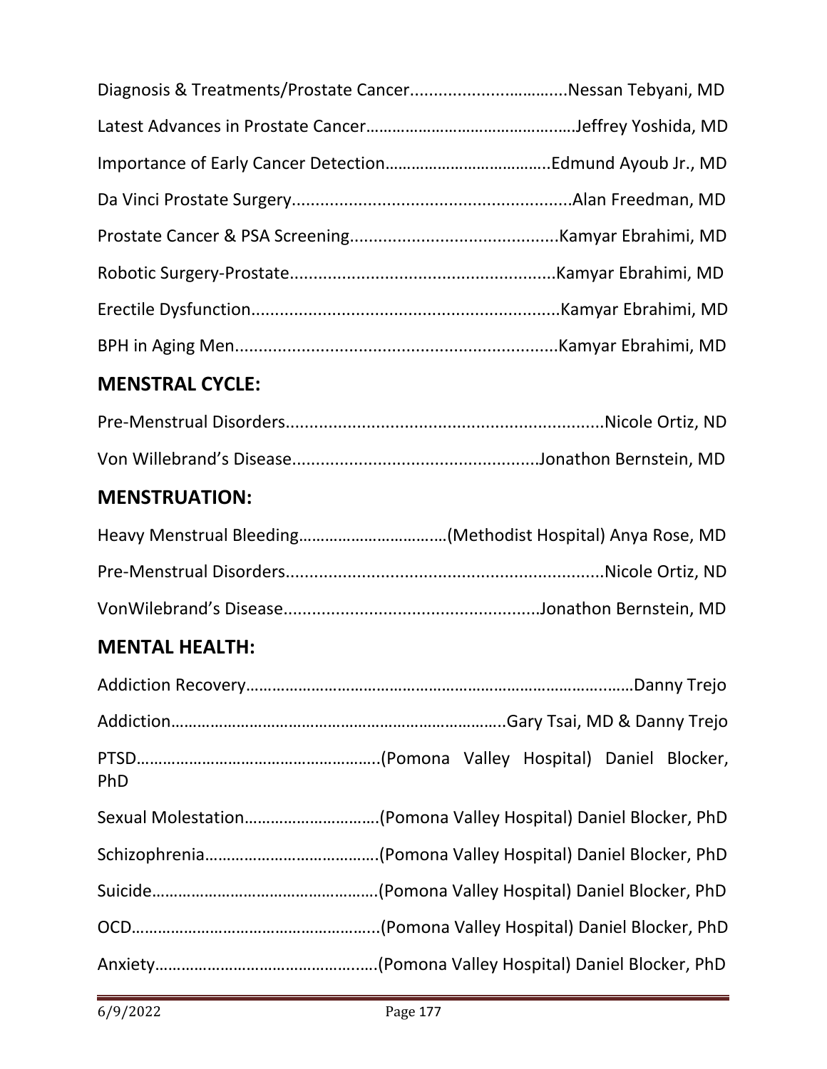Diagnosis & Treatments/Prostate Cancer.................................Nessan Tebyani, MD

Latest Advances in Prostate Cancer……………………………………..….Jeffrey Yoshida, MD

Importance of Early Cancer Detection………………………………..Edmund Ayoub Jr., MD

Da Vinci Prostate Surgery..........................................................Alan Freedman, MD

Prostate Cancer & PSA Screening...........................................Kamyar Ebrahimi, MD

Robotic Surgery-Prostate.......................................................Kamyar Ebrahimi, MD

Erectile Dysfunction................................................................Kamyar Ebrahimi, MD

BPH in Aging Men...................................................................Kamyar Ebrahimi, MD

## MENSTRAL CYCLE:

Pre-Menstrual Disorders..................................................................Nicole Ortiz, ND

Von Willebrand's Disease...................................................Jonathon Bernstein, MD

## MENSTRUATION:

Heavy Menstrual Bleeding…………………………….(Methodist Hospital) Anya Rose, MD

Pre-Menstrual Disorders..................................................................Nicole Ortiz, ND

VonWilebrand's Disease.....................................................Jonathon Bernstein, MD

## MENTAL HEALTH:

Addiction Recovery……………………………………………………………………….……Danny Trejo

Addiction…………………………………………………………………..Gary Tsai, MD & Danny Trejo

PTSD……………………………………………….(Pomona Valley Hospital) Daniel Blocker, PhD

Sexual Molestation…………………………(Pomona Valley Hospital) Daniel Blocker, PhD

Schizophrenia………………………………….(Pomona Valley Hospital) Daniel Blocker, PhD

Suicide…………………………………………….(Pomona Valley Hospital) Daniel Blocker, PhD

OCD………………………………………………..(Pomona Valley Hospital) Daniel Blocker, PhD

Anxiety………………………………………..….(Pomona Valley Hospital) Daniel Blocker, PhD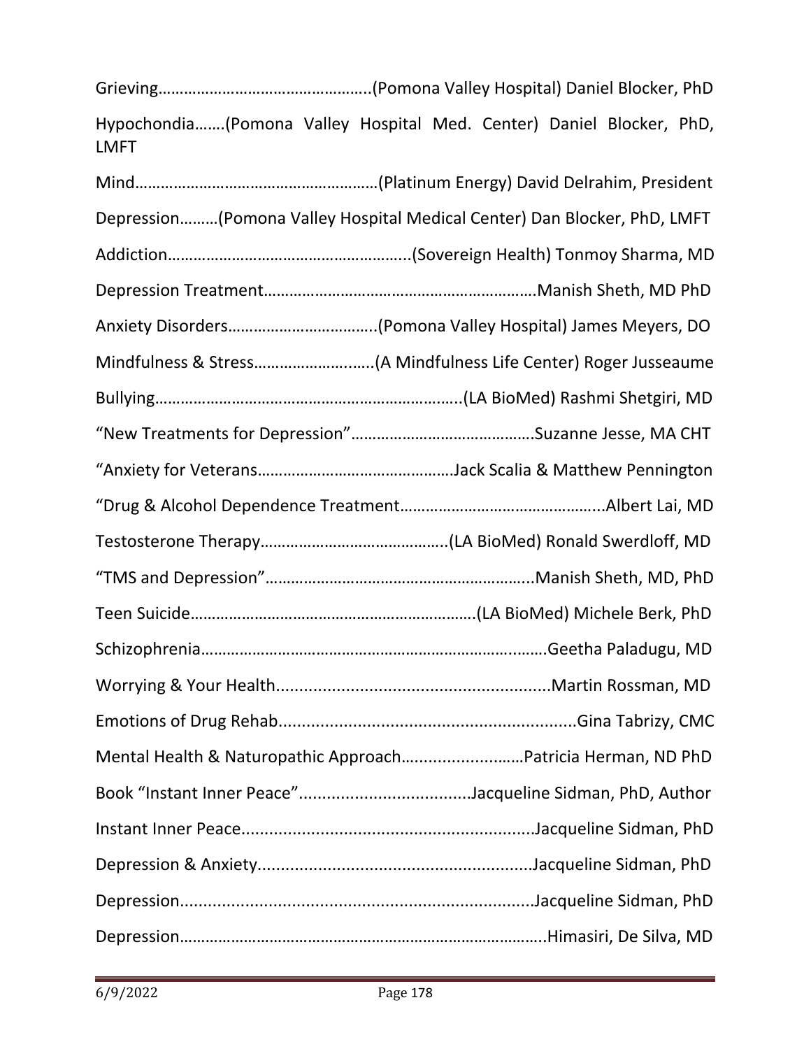Grieving…………………………………………..(Pomona Valley Hospital) Daniel Blocker, PhD

Hypochondia…….(Pomona Valley Hospital Med. Center) Daniel Blocker, PhD, LMFT

Mind…………………………………………………(Platinum Energy) David Delrahim, President

Depression………(Pomona Valley Hospital Medical Center) Dan Blocker, PhD, LMFT

Addiction………………………………………………..(Sovereign Health) Tonmoy Sharma, MD

Depression Treatment……………………………………………………….Manish Sheth, MD PhD

Anxiety Disorders……………………………..(Pomona Valley Hospital) James Meyers, DO

Mindfulness & Stress……………………..(A Mindfulness Life Center) Roger Jusseaume

Bullying………………………………………………………………..(LA BioMed) Rashmi Shetgiri, MD

"New Treatments for Depression"……………………………………Suzanne Jesse, MA CHT

"Anxiety for Veterans………………………………………Jack Scalia & Matthew Pennington

"Drug & Alcohol Dependence Treatment………………………………………..Albert Lai, MD

Testosterone Therapy……………………………………..(LA BioMed) Ronald Swerdloff, MD

"TMS and Depression"……………………………………………………..Manish Sheth, MD, PhD

Teen Suicide…………………………………………………………(LA BioMed) Michele Berk, PhD

Schizophrenia………………………………………………………………………Geetha Paladugu, MD

Worrying & Your Health..........................................................Martin Rossman, MD

Emotions of Drug Rehab...............................................................Gina Tabrizy, CMC

Mental Health & Naturopathic Approach………………………Patricia Herman, ND PhD

Book "Instant Inner Peace"....................................Jacqueline Sidman, PhD, Author

Instant Inner Peace..............................................................Jacqueline Sidman, PhD

Depression & Anxiety..........................................................Jacqueline Sidman, PhD

Depression..........................................................................Jacqueline Sidman, PhD

Depression…………………………………………………………………………..Himasiri, De Silva, MD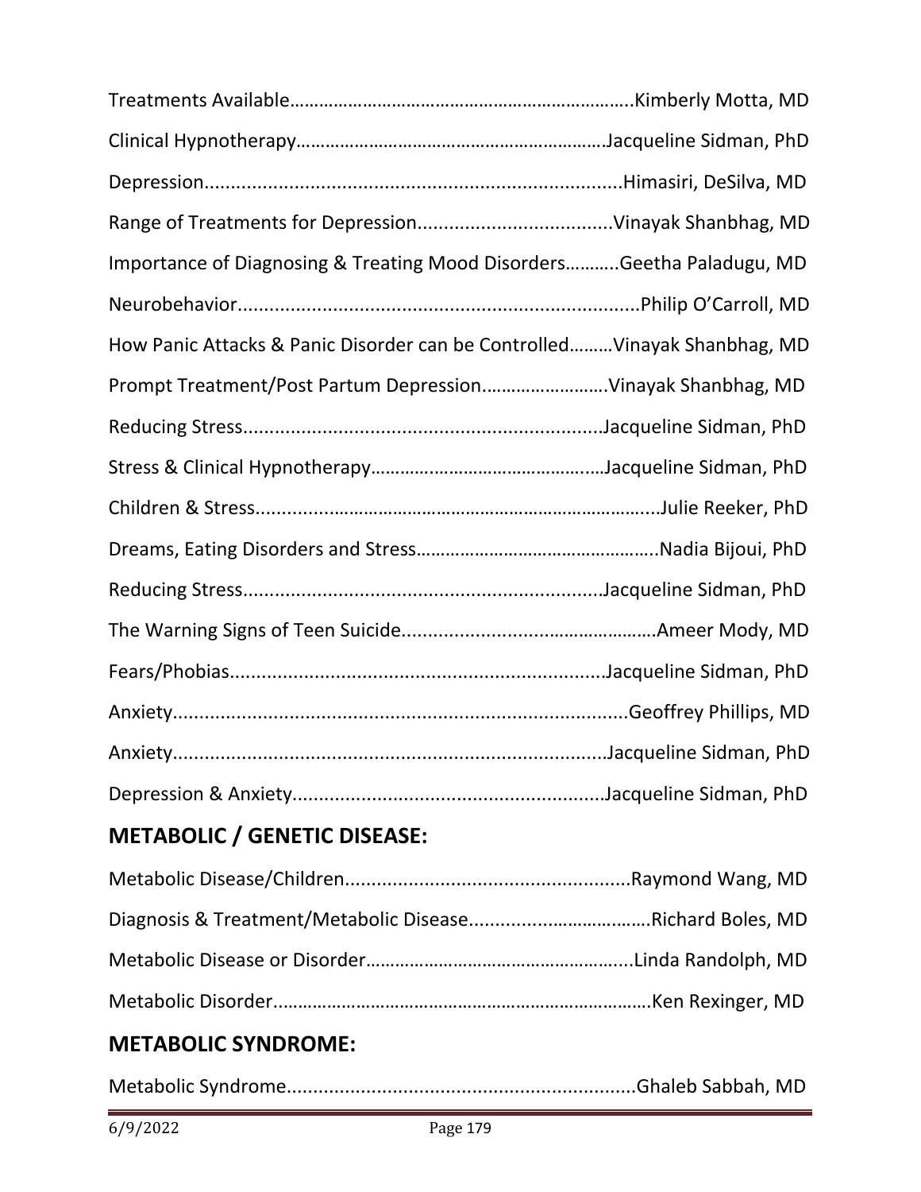Treatments Available……………………………………………………………….Kimberly Motta, MD

Clinical Hypnotherapy………………………………………………………Jacqueline Sidman, PhD

Depression...............................................................................Himasiri, DeSilva, MD

Range of Treatments for Depression....................................Vinayak Shanbhag, MD

Importance of Diagnosing & Treating Mood Disorders………..Geetha Paladugu, MD

Neurobehavior..........................................................................Philip O'Carroll, MD

How Panic Attacks & Panic Disorder can be Controlled………Vinayak Shanbhag, MD

Prompt Treatment/Post Partum Depression…………………….Vinayak Shanbhag, MD

Reducing Stress...................................................................Jacqueline Sidman, PhD

Stress & Clinical Hypnotherapy……………………………………..Jacqueline Sidman, PhD

Children & Stress..............................................................................Julie Reeker, PhD

Dreams, Eating Disorders and Stress………………………………………..Nadia Bijoui, PhD

Reducing Stress...................................................................Jacqueline Sidman, PhD

The Warning Signs of Teen Suicide.............................................Ameer Mody, MD

Fears/Phobias......................................................................Jacqueline Sidman, PhD

Anxiety....................................................................................Geoffrey Phillips, MD

Anxiety.................................................................................Jacqueline Sidman, PhD

Depression & Anxiety..........................................................Jacqueline Sidman, PhD

## METABOLIC / GENETIC DISEASE:

Metabolic Disease/Children.....................................................Raymond Wang, MD

Diagnosis & Treatment/Metabolic Disease...................................Richard Boles, MD

Metabolic Disease or Disorder……………………………………………...Linda Randolph, MD

Metabolic Disorder……………………………………………………………………Ken Rexinger, MD

## METABOLIC SYNDROME:

Metabolic Syndrome.................................................................Ghaleb Sabbah, MD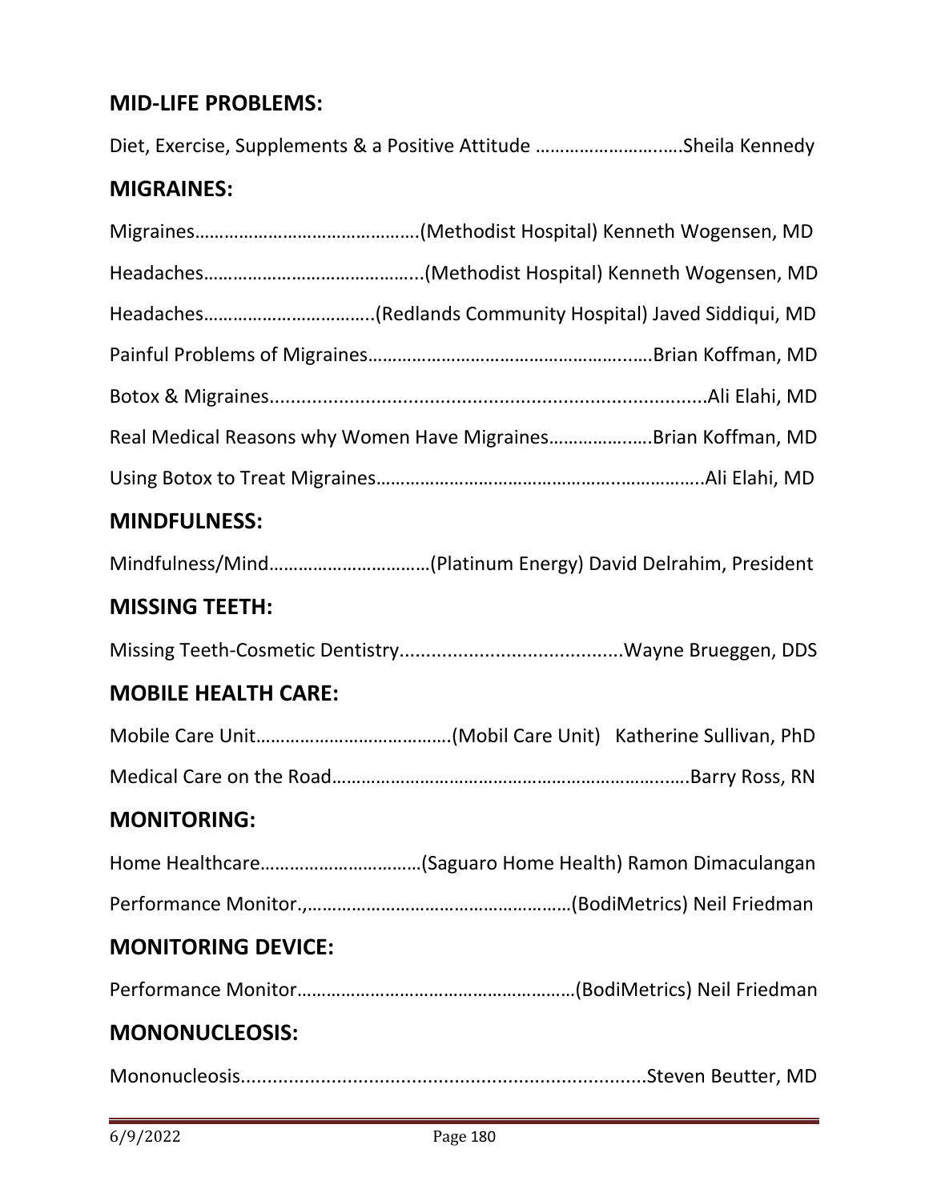## MID-LIFE PROBLEMS:

Diet, Exercise, Supplements & a Positive Attitude ……………………..….Sheila Kennedy

## MIGRAINES:

Migraines………………………………………(Methodist Hospital) Kenneth Wogensen, MD

Headaches……………………………………...(Methodist Hospital) Kenneth Wogensen, MD

Headaches……………………………..(Redlands Community Hospital) Javed Siddiqui, MD

Painful Problems of Migraines…………………………………………..….Brian Koffman, MD

Botox & Migraines...................................................................................Ali Elahi, MD

Real Medical Reasons why Women Have Migraines………………..Brian Koffman, MD

Using Botox to Treat Migraines…………………………………….…….……….Ali Elahi, MD

## MINDFULNESS:

Mindfulness/Mind……………………………(Platinum Energy) David Delrahim, President

## MISSING TEETH:

Missing Teeth-Cosmetic Dentistry..........................................Wayne Brueggen, DDS

## MOBILE HEALTH CARE:

Mobile Care Unit………………………………….(Mobil Care Unit) Katherine Sullivan, PhD

Medical Care on the Road………………………………………………………..….Barry Ross, RN

## MONITORING:

Home Healthcare……………………………(Saguaro Home Health) Ramon Dimaculangan

Performance Monitor.,………………………………………………(BodiMetrics) Neil Friedman

## MONITORING DEVICE:

Performance Monitor…………………………………………………(BodiMetrics) Neil Friedman

## MONONUCLEOSIS:

Mononucleosis...........................................................................Steven Beutter, MD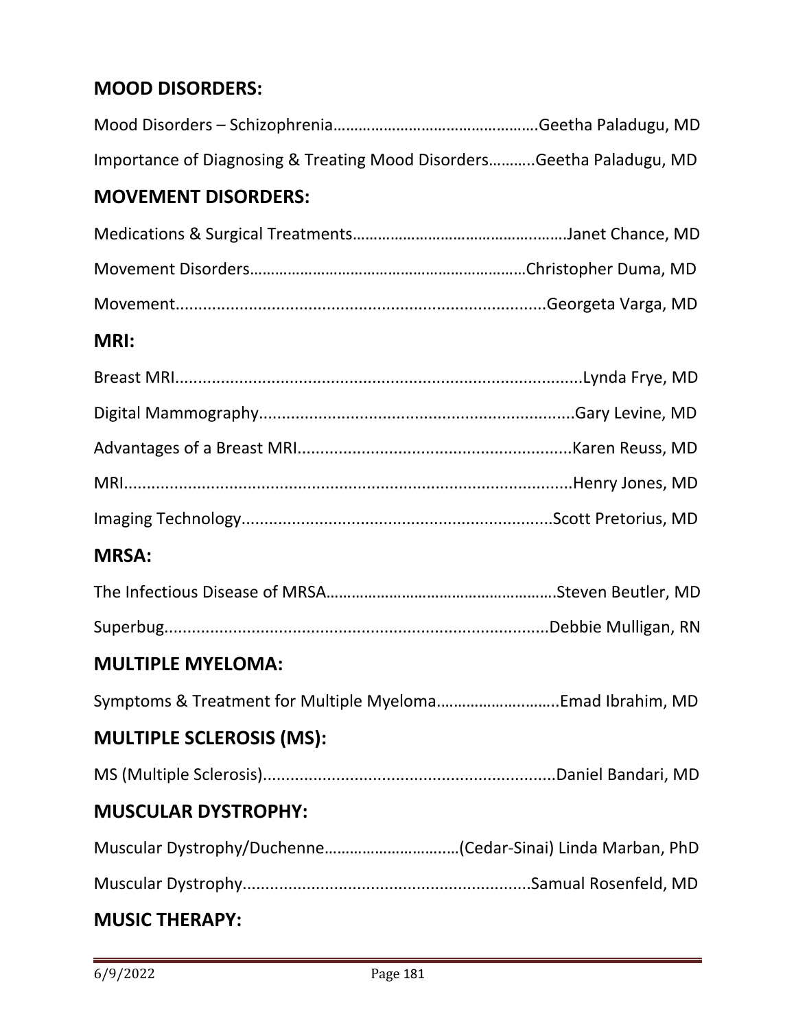## MOOD DISORDERS:

Mood Disorders – Schizophrenia……………………………………….Geetha Paladugu, MD

Importance of Diagnosing & Treating Mood Disorders………..Geetha Paladugu, MD

## MOVEMENT DISORDERS:

Medications & Surgical Treatments……………………………….……Janet Chance, MD

Movement Disorders………………………………………………………Christopher Duma, MD

Movement...............................................................................Georgeta Varga, MD

## MRI:

Breast MRI.......................................................................................Lynda Frye, MD

Digital Mammography....................................................................Gary Levine, MD

Advantages of a Breast MRI...........................................................Karen Reuss, MD

MRI.................................................................................................Henry Jones, MD

Imaging Technology..................................................................Scott Pretorius, MD

## MRSA:

The Infectious Disease of MRSA……………………………………….Steven Beutler, MD

Superbug..................................................................................Debbie Mulligan, RN

## MULTIPLE MYELOMA:

Symptoms & Treatment for Multiple Myeloma……………….……..Emad Ibrahim, MD

## MULTIPLE SCLEROSIS (MS):

MS (Multiple Sclerosis)...............................................................Daniel Bandari, MD

## MUSCULAR DYSTROPHY:

Muscular Dystrophy/Duchenne……………………….…(Cedar-Sinai) Linda Marban, PhD

Muscular Dystrophy..............................................................Samual Rosenfeld, MD

## MUSIC THERAPY: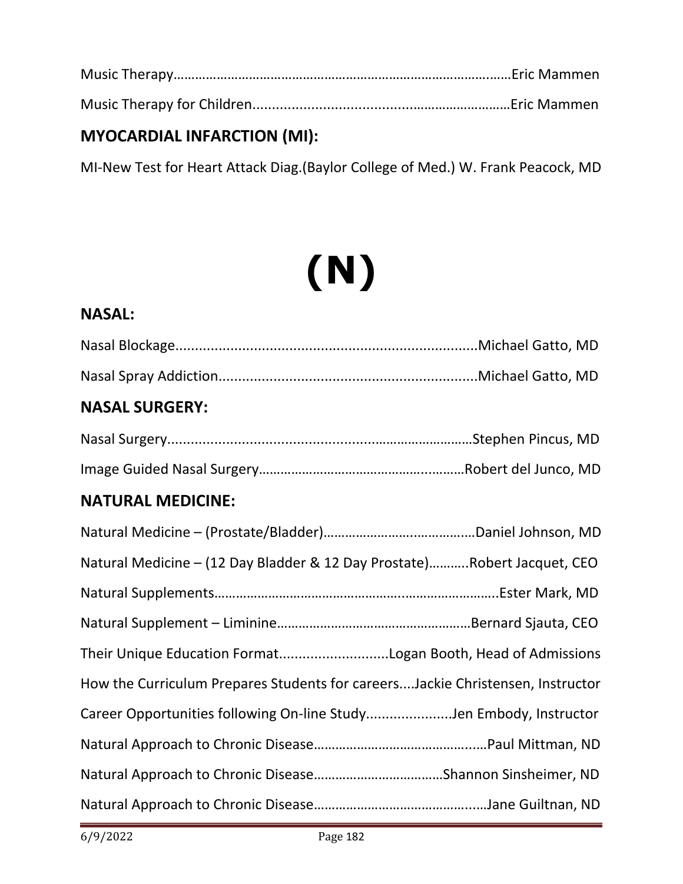Music Therapy……………………………………………………………………………………Eric Mammen

Music Therapy for Children...................................................................Eric Mammen

## MYOCARDIAL INFARCTION (MI):

MI-New Test for Heart Attack Diag.(Baylor College of Med.) W. Frank Peacock, MD

# (N)

## NASAL:

Nasal Blockage.............................................................................Michael Gatto, MD

Nasal Spray Addiction..................................................................Michael Gatto, MD

## NASAL SURGERY:

Nasal Surgery..............................................................................Stephen Pincus, MD

Image Guided Nasal Surgery……………………………………………….…………Robert del Junco, MD

## NATURAL MEDICINE:

Natural Medicine – (Prostate/Bladder)……………………….…………….Daniel Johnson, MD

Natural Medicine – (12 Day Bladder & 12 Day Prostate)………..Robert Jacquet, CEO

Natural Supplements……………………………………………..……………………..Ester Mark, MD

Natural Supplement – Liminine……………………………………………Bernard Sjauta, CEO

Their Unique Education Format............................Logan Booth, Head of Admissions

How the Curriculum Prepares Students for careers....Jackie Christensen, Instructor

Career Opportunities following On-line Study......................Jen Embody, Instructor

Natural Approach to Chronic Disease……………………………………...Paul Mittman, ND

Natural Approach to Chronic Disease………………………………Shannon Sinsheimer, ND

Natural Approach to Chronic Disease……………………………………...Jane Guiltnan, ND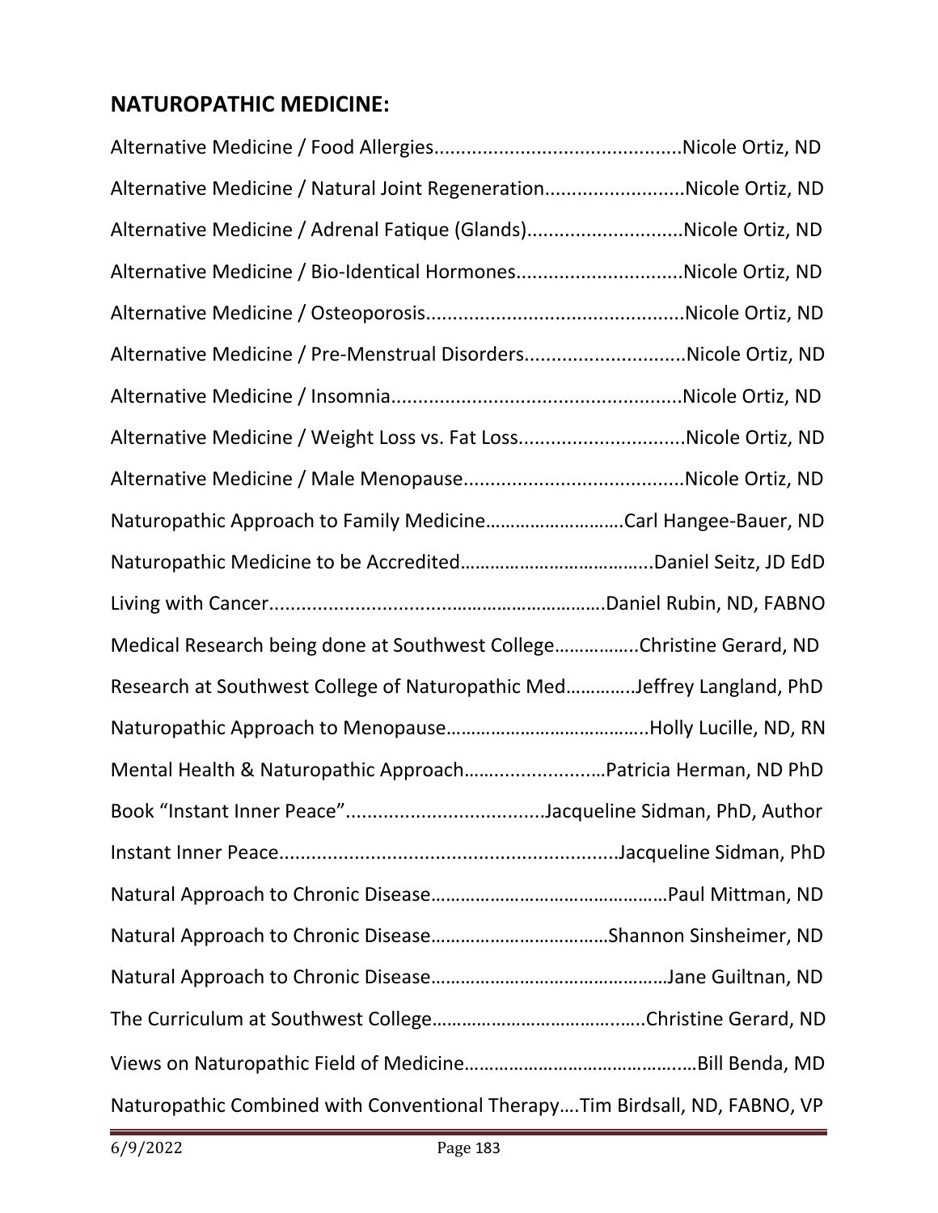## NATUROPATHIC MEDICINE:

Alternative Medicine / Food Allergies..............................................Nicole Ortiz, ND

Alternative Medicine / Natural Joint Regeneration..........................Nicole Ortiz, ND

Alternative Medicine / Adrenal Fatique (Glands).............................Nicole Ortiz, ND

Alternative Medicine / Bio-Identical Hormones...............................Nicole Ortiz, ND

Alternative Medicine / Osteoporosis................................................Nicole Ortiz, ND

Alternative Medicine / Pre-Menstrual Disorders..............................Nicole Ortiz, ND

Alternative Medicine / Insomnia......................................................Nicole Ortiz, ND

Alternative Medicine / Weight Loss vs. Fat Loss...............................Nicole Ortiz, ND

Alternative Medicine / Male Menopause.........................................Nicole Ortiz, ND

Naturopathic Approach to Family Medicine………………………Carl Hangee-Bauer, ND

Naturopathic Medicine to be Accredited………………………………..Daniel Seitz, JD EdD

Living with Cancer................................…………………………Daniel Rubin, ND, FABNO

Medical Research being done at Southwest College……………..Christine Gerard, ND

Research at Southwest College of Naturopathic Med…………..Jeffrey Langland, PhD

Naturopathic Approach to Menopause…………………………………..Holly Lucille, ND, RN

Mental Health & Naturopathic Approach……..................Patricia Herman, ND PhD

Book "Instant Inner Peace".....................................Jacqueline Sidman, PhD, Author

Instant Inner Peace.............................................................Jacqueline Sidman, PhD

Natural Approach to Chronic Disease…………………………………………Paul Mittman, ND

Natural Approach to Chronic Disease………………………………Shannon Sinsheimer, ND

Natural Approach to Chronic Disease…………………………………………Jane Guiltnan, ND

The Curriculum at Southwest College…………………………….…..Christine Gerard, ND

Views on Naturopathic Field of Medicine…………………………………..…Bill Benda, MD

Naturopathic Combined with Conventional Therapy….Tim Birdsall, ND, FABNO, VP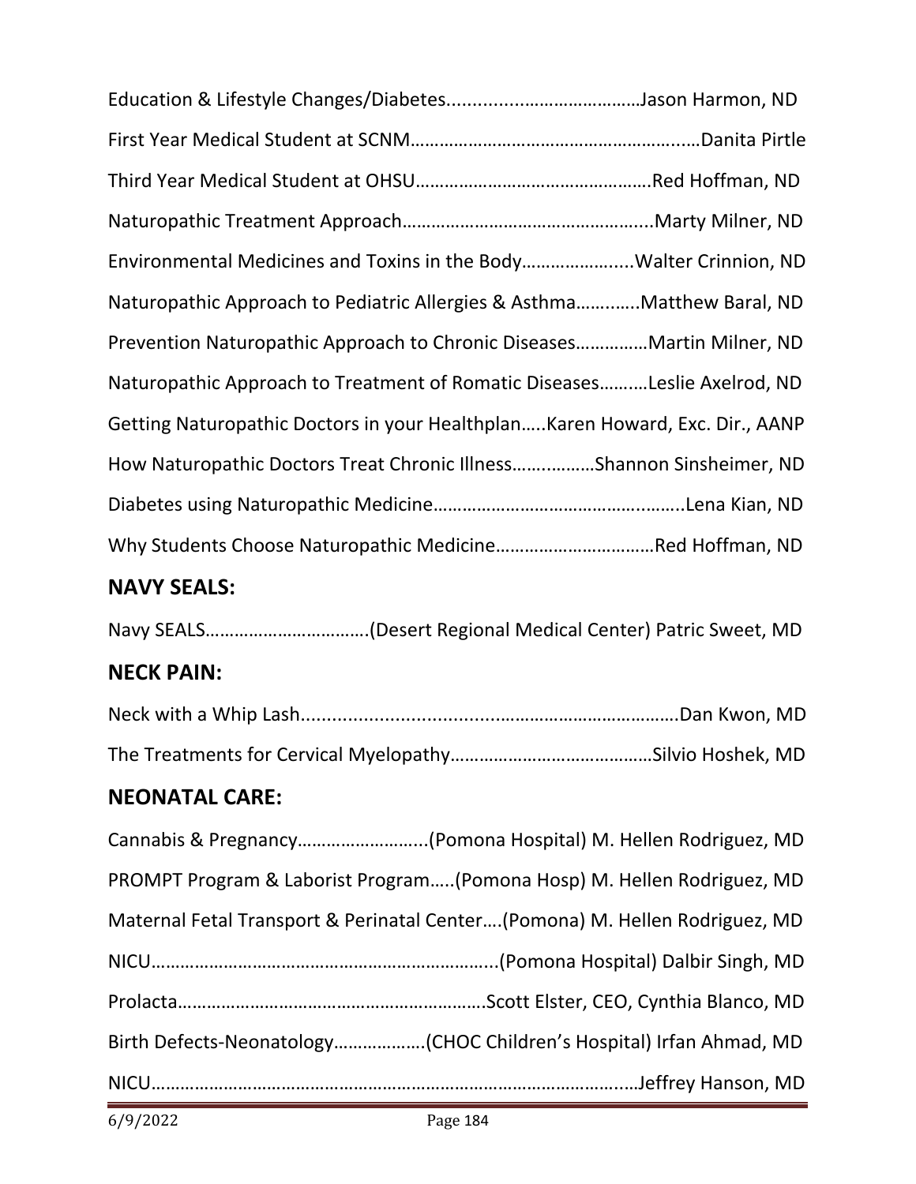Education & Lifestyle Changes/Diabetes.......................................Jason Harmon, ND

First Year Medical Student at SCNM...........................................................Danita Pirtle

Third Year Medical Student at OHSU................................................Red Hoffman, ND

Naturopathic Treatment Approach..................................................Marty Milner, ND

Environmental Medicines and Toxins in the Body......................Walter Crinnion, ND

Naturopathic Approach to Pediatric Allergies & Asthma.............Matthew Baral, ND

Prevention Naturopathic Approach to Chronic Diseases..............Martin Milner, ND

Naturopathic Approach to Treatment of Romatic Diseases..........Leslie Axelrod, ND

Getting Naturopathic Doctors in your Healthplan.....Karen Howard, Exc. Dir., AANP

How Naturopathic Doctors Treat Chronic Illness.................Shannon Sinsheimer, ND

Diabetes using Naturopathic Medicine..................................................Lena Kian, ND

Why Students Choose Naturopathic Medicine................................Red Hoffman, ND

## NAVY SEALS:

Navy SEALS.................................(Desert Regional Medical Center) Patric Sweet, MD

## NECK PAIN:

Neck with a Whip Lash......................................................................Dan Kwon, MD

The Treatments for Cervical Myelopathy.........................................Silvio Hoshek, MD

## NEONATAL CARE:

Cannabis & Pregnancy..........................(Pomona Hospital) M. Hellen Rodriguez, MD

PROMPT Program & Laborist Program.....(Pomona Hosp) M. Hellen Rodriguez, MD

Maternal Fetal Transport & Perinatal Center....(Pomona) M. Hellen Rodriguez, MD

NICU.....................................................................(Pomona Hospital) Dalbir Singh, MD

Prolacta..............................................................Scott Elster, CEO, Cynthia Blanco, MD

Birth Defects-Neonatology...................(CHOC Children's Hospital) Irfan Ahmad, MD

NICU..........................................................................................Jeffrey Hanson, MD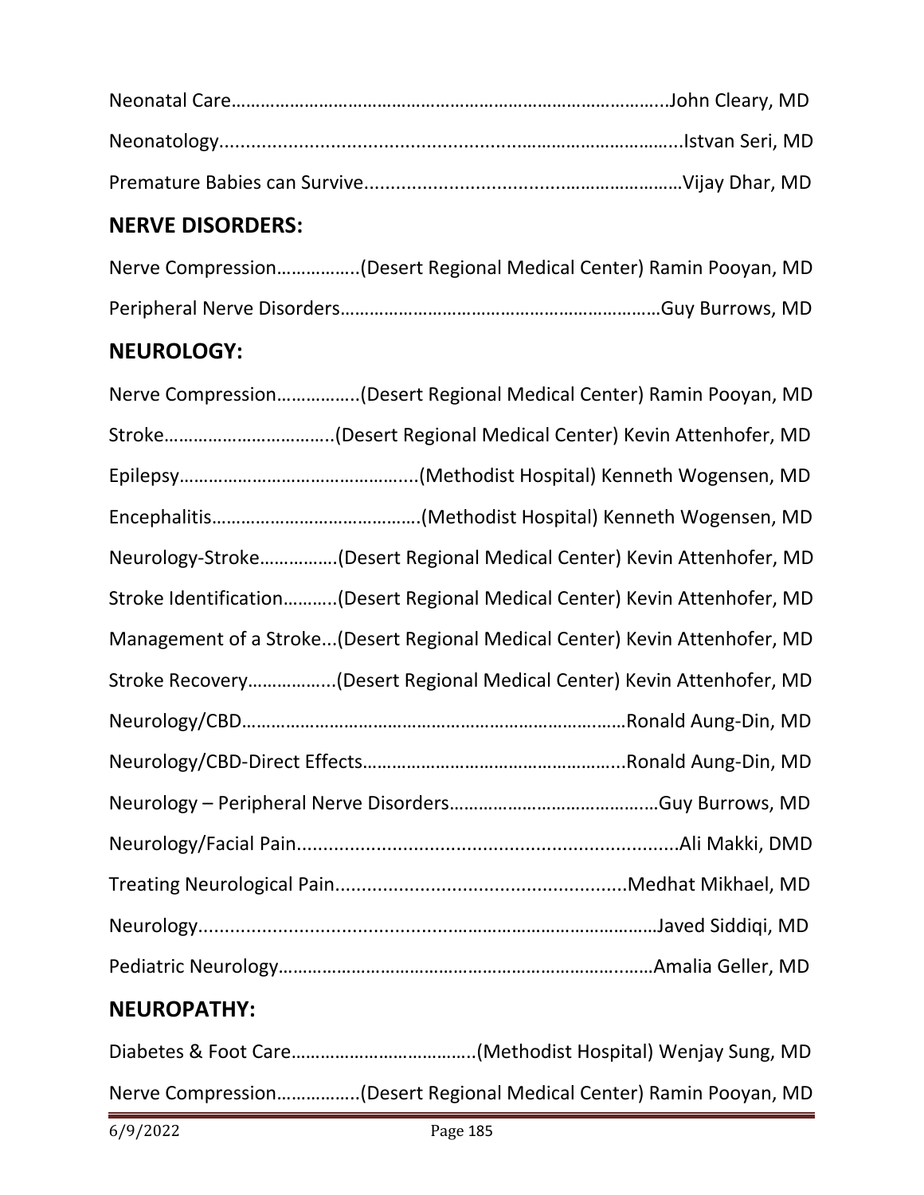Neonatal Care……………………………………………………………………………..John Cleary, MD

Neonatology..........................................................……………………….…...Istvan Seri, MD

Premature Babies can Survive..........................................……………………Vijay Dhar, MD

## NERVE DISORDERS:

Nerve Compression……………..(Desert Regional Medical Center) Ramin Pooyan, MD

Peripheral Nerve Disorders…………………………………………………………Guy Burrows, MD

## NEUROLOGY:

Nerve Compression……………..(Desert Regional Medical Center) Ramin Pooyan, MD

Stroke…………………………….(Desert Regional Medical Center) Kevin Attenhofer, MD

Epilepsy…………………………………….....(Methodist Hospital) Kenneth Wogensen, MD

Encephalitis…………………………………….(Methodist Hospital) Kenneth Wogensen, MD

Neurology-Stroke……………(Desert Regional Medical Center) Kevin Attenhofer, MD

Stroke Identification………..(Desert Regional Medical Center) Kevin Attenhofer, MD

Management of a Stroke...(Desert Regional Medical Center) Kevin Attenhofer, MD

Stroke Recovery……………...(Desert Regional Medical Center) Kevin Attenhofer, MD

Neurology/CBD………………………………………………………………..……Ronald Aung-Din, MD

Neurology/CBD-Direct Effects……………………………………………...Ronald Aung-Din, MD

Neurology – Peripheral Nerve Disorders…………………………….……Guy Burrows, MD

Neurology/Facial Pain.........................................................................Ali Makki, DMD

Treating Neurological Pain......................................................Medhat Mikhael, MD

Neurology.......................................................………………………………Javed Siddiqi, MD

Pediatric Neurology…………………………………………………………..……Amalia Geller, MD

## NEUROPATHY:

Diabetes & Foot Care……………………………….(Methodist Hospital) Wenjay Sung, MD

Nerve Compression……………..(Desert Regional Medical Center) Ramin Pooyan, MD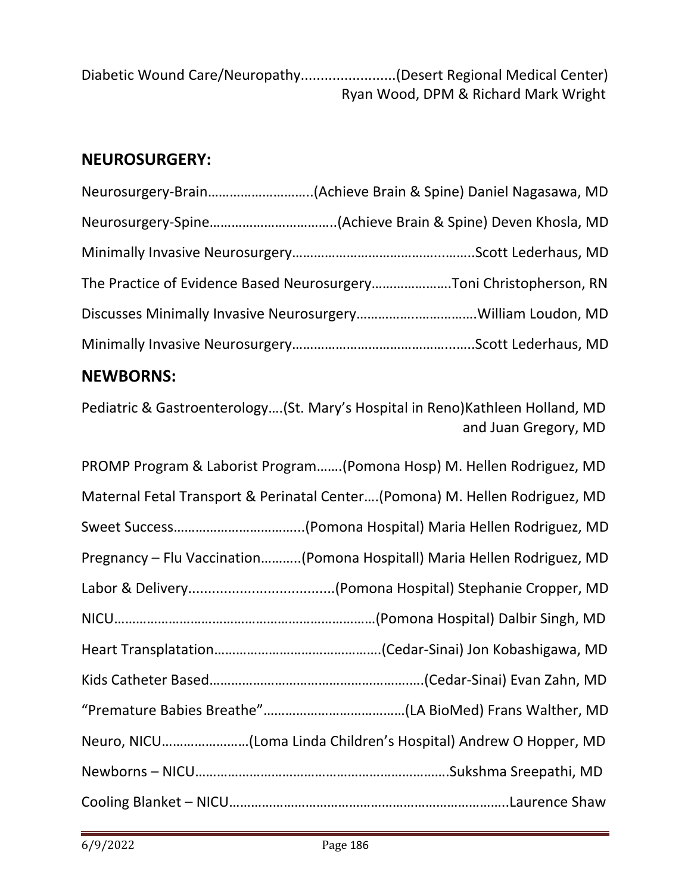Diabetic Wound Care/Neuropathy........................(Desert Regional Medical Center) Ryan Wood, DPM & Richard Mark Wright

## NEUROSURGERY:

Neurosurgery-Brain………………………..(Achieve Brain & Spine) Daniel Nagasawa, MD

Neurosurgery-Spine……………………………..(Achieve Brain & Spine) Deven Khosla, MD

Minimally Invasive Neurosurgery…………………………………...……..Scott Lederhaus, MD

The Practice of Evidence Based Neurosurgery………………….Toni Christopherson, RN

Discusses Minimally Invasive Neurosurgery…………….…………….William Loudon, MD

Minimally Invasive Neurosurgery…………………………………….…..Scott Lederhaus, MD

## NEWBORNS:

Pediatric & Gastroenterology….(St. Mary's Hospital in Reno)Kathleen Holland, MD and Juan Gregory, MD

PROMP Program & Laborist Program…….(Pomona Hosp) M. Hellen Rodriguez, MD

Maternal Fetal Transport & Perinatal Center….(Pomona) M. Hellen Rodriguez, MD

Sweet Success……………………………...(Pomona Hospital) Maria Hellen Rodriguez, MD

Pregnancy – Flu Vaccination………..(Pomona Hospitall) Maria Hellen Rodriguez, MD

Labor & Delivery......................................(Pomona Hospital) Stephanie Cropper, MD

NICU………………………………………………………………(Pomona Hospital) Dalbir Singh, MD

Heart Transplatation……………………………………….(Cedar-Sinai) Jon Kobashigawa, MD

Kids Catheter Based…………………………………………….…..(Cedar-Sinai) Evan Zahn, MD

"Premature Babies Breathe"…………………………………(LA BioMed) Frans Walther, MD

Neuro, NICU……………………(Loma Linda Children's Hospital) Andrew O Hopper, MD

Newborns – NICU…………………………………………………………….Sukshma Sreepathi, MD

Cooling Blanket – NICU…………………………………………………………………..Laurence Shaw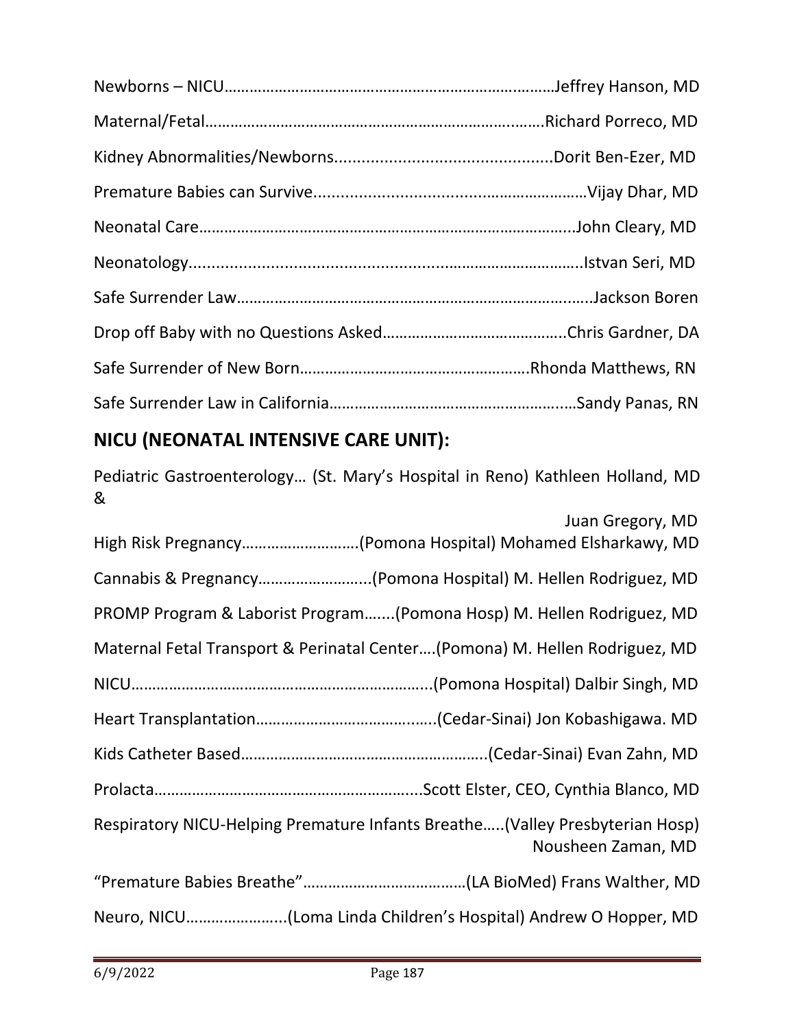Newborns – NICU…………………………………………………………………………Jeffrey Hanson, MD

Maternal/Fetal……………………………………………………………………….Richard Porreco, MD

Kidney Abnormalities/Newborns...............................................Dorit Ben-Ezer, MD

Premature Babies can Survive........................................................Vijay Dhar, MD

Neonatal Care…………………………………………………………………………..John Cleary, MD

Neonatology...........................................................................Istvan Seri, MD

Safe Surrender Law……………………………………………………………………….Jackson Boren

Drop off Baby with no Questions Asked……………………………………..Chris Gardner, DA

Safe Surrender of New Born……………………………………………….Rhonda Matthews, RN

Safe Surrender Law in California……………………………………………….…Sandy Panas, RN

## NICU (NEONATAL INTENSIVE CARE UNIT):

Pediatric Gastroenterology… (St. Mary's Hospital in Reno) Kathleen Holland, MD & Juan Gregory, MD

High Risk Pregnancy……………………….(Pomona Hospital) Mohamed Elsharkawy, MD

Cannabis & Pregnancy……………………..(Pomona Hospital) M. Hellen Rodriguez, MD

PROMP Program & Laborist Program…....(Pomona Hosp) M. Hellen Rodriguez, MD

Maternal Fetal Transport & Perinatal Center….(Pomona) M. Hellen Rodriguez, MD

NICU………………………………………………………………..(Pomona Hospital) Dalbir Singh, MD

Heart Transplantation…………………………………..(Cedar-Sinai) Jon Kobashigawa. MD

Kids Catheter Based…………………………………………………(Cedar-Sinai) Evan Zahn, MD

Prolacta……………………………………………………...Scott Elster, CEO, Cynthia Blanco, MD

Respiratory NICU-Helping Premature Infants Breathe…..(Valley Presbyterian Hosp) Nousheen Zaman, MD

"Premature Babies Breathe"…………………………………(LA BioMed) Frans Walther, MD

Neuro, NICU…………………..(Loma Linda Children's Hospital) Andrew O Hopper, MD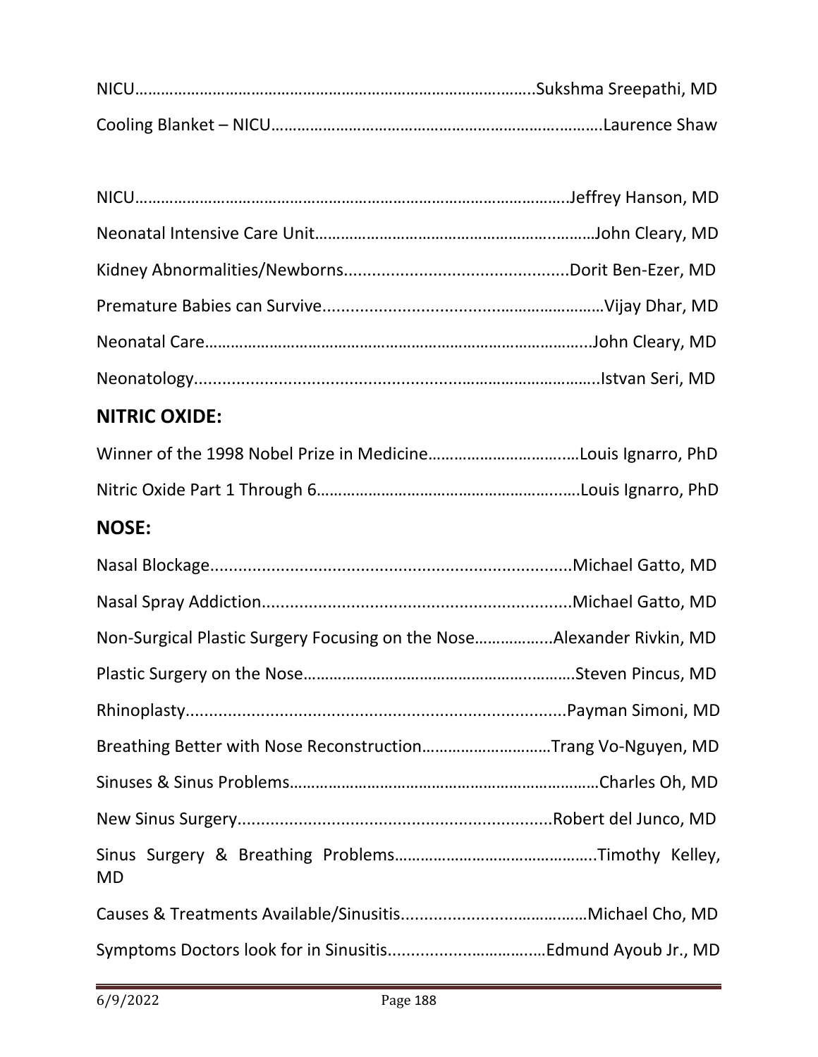NICU……………………………………………………………………………..Sukshma Sreepathi, MD

Cooling Blanket – NICU…………………………………………………………….Laurence Shaw

NICU…………………………………………………………………………………….Jeffrey Hanson, MD

Neonatal Intensive Care Unit…………………………………………………….John Cleary, MD

Kidney Abnormalities/Newborns...............................................Dorit Ben-Ezer, MD

Premature Babies can Survive.........................................................Vijay Dhar, MD

Neonatal Care……………………………………………………………………………..John Cleary, MD

Neonatology.......................................................................................Istvan Seri, MD

## NITRIC OXIDE:

Winner of the 1998 Nobel Prize in Medicine…………………………….Louis Ignarro, PhD

Nitric Oxide Part 1 Through 6……………………………………………….Louis Ignarro, PhD

## NOSE:

Nasal Blockage............................................................................Michael Gatto, MD

Nasal Spray Addiction.................................................................Michael Gatto, MD

Non-Surgical Plastic Surgery Focusing on the Nose……………..Alexander Rivkin, MD

Plastic Surgery on the Nose……………………………………………………Steven Pincus, MD

Rhinoplasty.................................................................................Payman Simoni, MD

Breathing Better with Nose Reconstruction………………………Trang Vo-Nguyen, MD

Sinuses & Sinus Problems……………………………………………………………Charles Oh, MD

New Sinus Surgery..................................................................Robert del Junco, MD

Sinus Surgery & Breathing Problems……………………………………….Timothy Kelley, MD

Causes & Treatments Available/Sinusitis......................................Michael Cho, MD

Symptoms Doctors look for in Sinusitis...............................Edmund Ayoub Jr., MD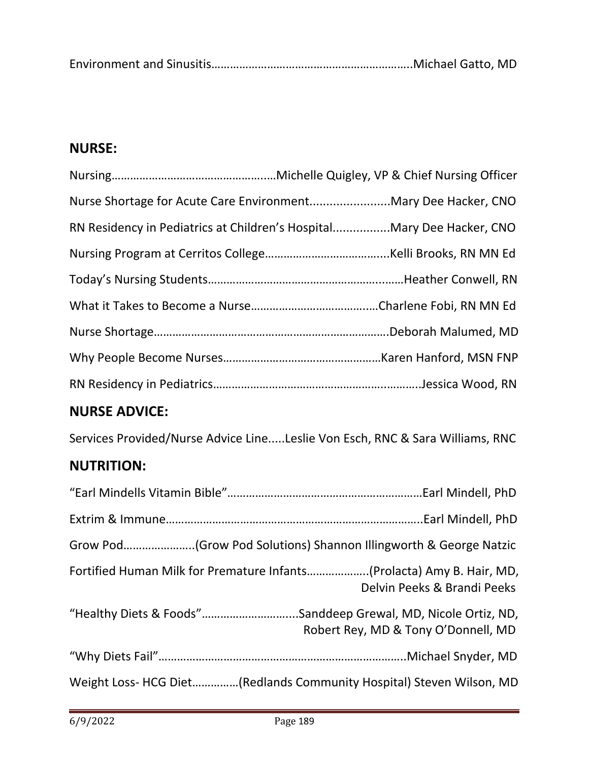Environment and Sinusitis……………………………………………………….Michael Gatto, MD

## NURSE:

Nursing……………………………………….……Michelle Quigley, VP & Chief Nursing Officer

Nurse Shortage for Acute Care Environment........................Mary Dee Hacker, CNO

RN Residency in Pediatrics at Children's Hospital.................Mary Dee Hacker, CNO

Nursing Program at Cerritos College………………………………...Kelli Brooks, RN MN Ed

Today's Nursing Students…………………………………………….……Heather Conwell, RN

What it Takes to Become a Nurse…………………………….……Charlene Fobi, RN MN Ed

Nurse Shortage…………………………………………………………….Deborah Malumed, MD

Why People Become Nurses……………………………………….…Karen Hanford, MSN FNP

RN Residency in Pediatrics……………………………………………….…….Jessica Wood, RN

## NURSE ADVICE:

Services Provided/Nurse Advice Line.....Leslie Von Esch, RNC & Sara Williams, RNC

## NUTRITION:

"Earl Mindells Vitamin Bible"………………………………………………Earl Mindell, PhD

Extrim & Immune……………………………………………………………….Earl Mindell, PhD

Grow Pod…………………..(Grow Pod Solutions) Shannon Illingworth & George Natzic

Fortified Human Milk for Premature Infants……………….(Prolacta) Amy B. Hair, MD, Delvin Peeks & Brandi Peeks

"Healthy Diets & Foods"………………………...Sanddeep Grewal, MD, Nicole Ortiz, ND, Robert Rey, MD & Tony O'Donnell, MD

"Why Diets Fail"……………………………………………………………..Michael Snyder, MD

Weight Loss- HCG Diet……………(Redlands Community Hospital) Steven Wilson, MD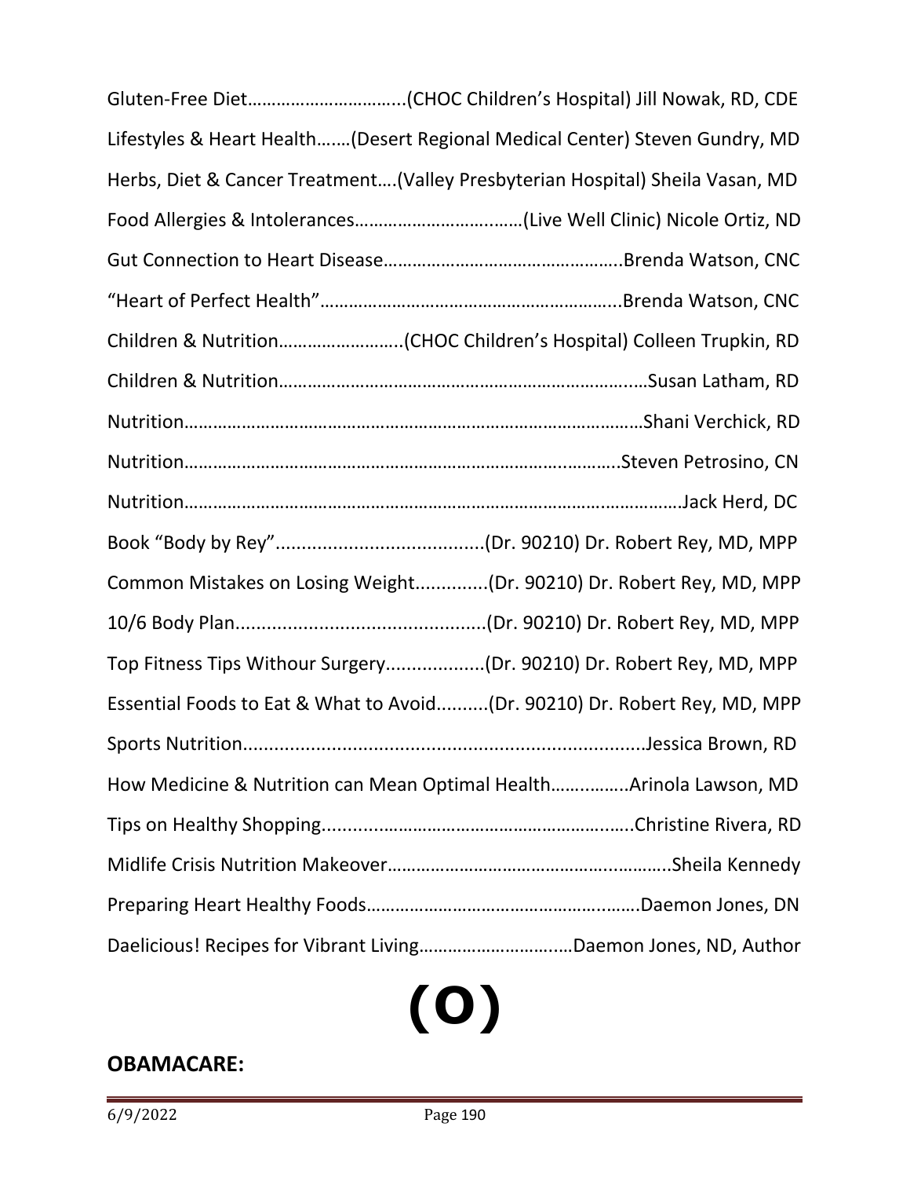Gluten-Free Diet…………………………..(CHOC Children's Hospital) Jill Nowak, RD, CDE

Lifestyles & Heart Health…….(Desert Regional Medical Center) Steven Gundry, MD

Herbs, Diet & Cancer Treatment….(Valley Presbyterian Hospital) Sheila Vasan, MD

Food Allergies & Intolerances………………………..……(Live Well Clinic) Nicole Ortiz, ND

Gut Connection to Heart Disease…………………………………………..Brenda Watson, CNC

"Heart of Perfect Health"……………………………………………………..Brenda Watson, CNC

Children & Nutrition……………………..(CHOC Children's Hospital) Colleen Trupkin, RD

Children & Nutrition………………………………………………………………..…Susan Latham, RD

Nutrition……………………………………………………………………………………Shani Verchick, RD

Nutrition…………………………………………………………………….………….Steven Petrosino, CN

Nutrition………………………………………………………………………….……………Jack Herd, DC

Book "Body by Rey"........................................(Dr. 90210) Dr. Robert Rey, MD, MPP

Common Mistakes on Losing Weight..............(Dr. 90210) Dr. Robert Rey, MD, MPP

10/6 Body Plan................................................(Dr. 90210) Dr. Robert Rey, MD, MPP

Top Fitness Tips Withour Surgery...................(Dr. 90210) Dr. Robert Rey, MD, MPP

Essential Foods to Eat & What to Avoid..........(Dr. 90210) Dr. Robert Rey, MD, MPP

Sports Nutrition............................................................................Jessica Brown, RD

How Medicine & Nutrition can Mean Optimal Health…….……..Arinola Lawson, MD

Tips on Healthy Shopping..............................................................Christine Rivera, RD

Midlife Crisis Nutrition Makeover…………………………………….………..Sheila Kennedy

Preparing Heart Healthy Foods…………………………………………..…….Daemon Jones, DN

Daelicious! Recipes for Vibrant Living……………………….…Daemon Jones, ND, Author

# (O)

**OBAMACARE:**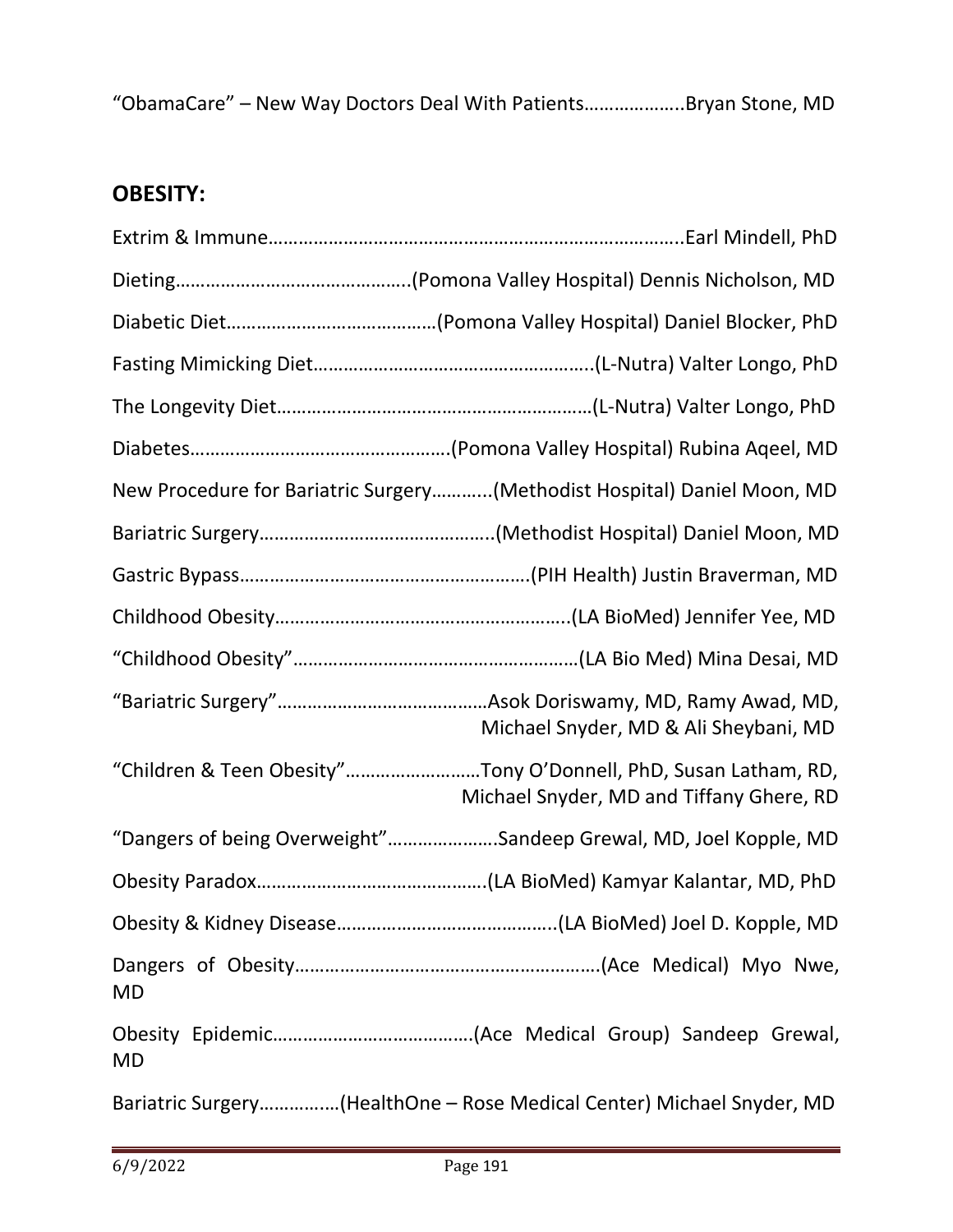"ObamaCare" – New Way Doctors Deal With Patients………………..Bryan Stone, MD

## OBESITY:

Extrim & Immune……………………………………………………………………..Earl Mindell, PhD

Dieting………………………………………..(Pomona Valley Hospital) Dennis Nicholson, MD

Diabetic Diet……………………………………(Pomona Valley Hospital) Daniel Blocker, PhD

Fasting Mimicking Diet………………………………………………..(L-Nutra) Valter Longo, PhD

The Longevity Diet………………………………………………………(L-Nutra) Valter Longo, PhD

Diabetes…………………………………………….(Pomona Valley Hospital) Rubina Aqeel, MD

New Procedure for Bariatric Surgery………...(Methodist Hospital) Daniel Moon, MD

Bariatric Surgery………………………………………..(Methodist Hospital) Daniel Moon, MD

Gastric Bypass…………………………………………………(PIH Health) Justin Braverman, MD

Childhood Obesity…………………………………………………..(LA BioMed) Jennifer Yee, MD

"Childhood Obesity"…………………………………………………(LA Bio Med) Mina Desai, MD

"Bariatric Surgery"……………………………………Asok Doriswamy, MD, Ramy Awad, MD, Michael Snyder, MD & Ali Sheybani, MD

"Children & Teen Obesity"………………………Tony O'Donnell, PhD, Susan Latham, RD, Michael Snyder, MD and Tiffany Ghere, RD

"Dangers of being Overweight"………………….Sandeep Grewal, MD, Joel Kopple, MD

Obesity Paradox……………………………………….(LA BioMed) Kamyar Kalantar, MD, PhD

Obesity & Kidney Disease……………………………………..(LA BioMed) Joel D. Kopple, MD

Dangers of Obesity……………………………………………………(Ace Medical) Myo Nwe, MD

Obesity Epidemic…………………………………(Ace Medical Group) Sandeep Grewal, MD

Bariatric Surgery…………….(HealthOne – Rose Medical Center) Michael Snyder, MD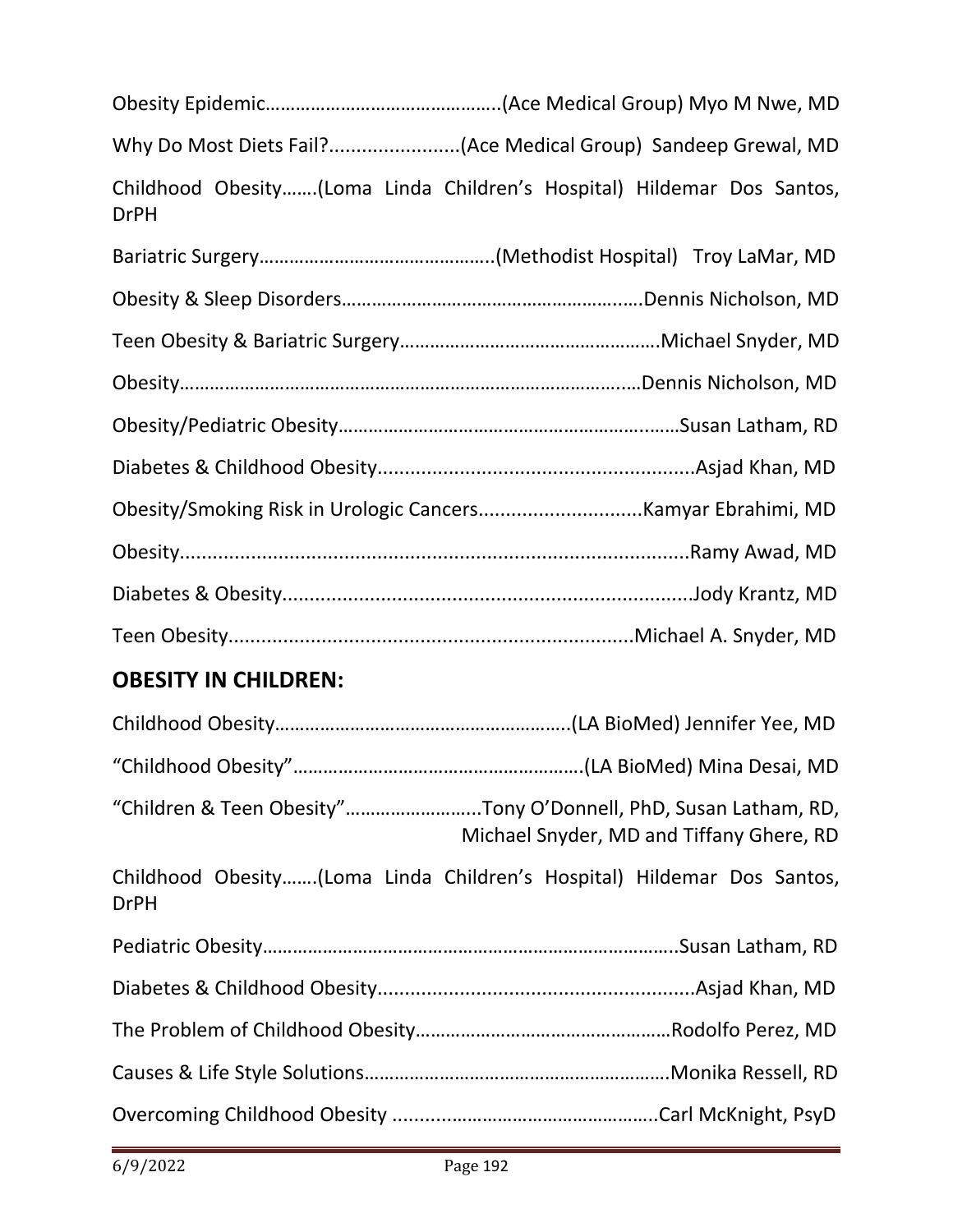Obesity Epidemic……………………………………….(Ace Medical Group) Myo M Nwe, MD

Why Do Most Diets Fail?........................(Ace Medical Group) Sandeep Grewal, MD

Childhood Obesity…….(Loma Linda Children's Hospital) Hildemar Dos Santos, DrPH

Bariatric Surgery……………………………………….(Methodist Hospital) Troy LaMar, MD

Obesity & Sleep Disorders…………………………………………………..Dennis Nicholson, MD

Teen Obesity & Bariatric Surgery…………………………………………….Michael Snyder, MD

Obesity………………………………………………………………………..…Dennis Nicholson, MD

Obesity/Pediatric Obesity…………………………………………………..…Susan Latham, RD

Diabetes & Childhood Obesity..........................................................Asjad Khan, MD

Obesity/Smoking Risk in Urologic Cancers..............................Kamyar Ebrahimi, MD

Obesity.............................................................................................Ramy Awad, MD

Diabetes & Obesity..........................................................................Jody Krantz, MD

Teen Obesity.........................................................................Michael A. Snyder, MD

## OBESITY IN CHILDREN:

Childhood Obesity………………………………………………….(LA BioMed) Jennifer Yee, MD

"Childhood Obesity"………………………………………………….(LA BioMed) Mina Desai, MD

"Children & Teen Obesity"……………………..Tony O'Donnell, PhD, Susan Latham, RD, Michael Snyder, MD and Tiffany Ghere, RD

Childhood Obesity…….(Loma Linda Children's Hospital) Hildemar Dos Santos, DrPH

Pediatric Obesity…………………………………………………………………..Susan Latham, RD

Diabetes & Childhood Obesity..........................................................Asjad Khan, MD

The Problem of Childhood Obesity……………………………………………Rodolfo Perez, MD

Causes & Life Style Solutions……………………………………………………Monika Ressell, RD

Overcoming Childhood Obesity ……………………………………………..Carl McKnight, PsyD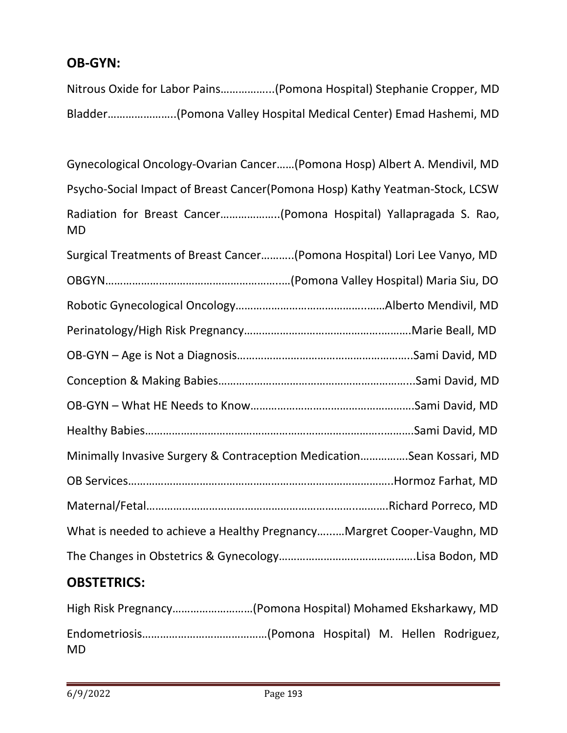## OB-GYN:

Nitrous Oxide for Labor Pains……………..(Pomona Hospital) Stephanie Cropper, MD

Bladder…………………..(Pomona Valley Hospital Medical Center) Emad Hashemi, MD

Gynecological Oncology-Ovarian Cancer……(Pomona Hosp) Albert A. Mendivil, MD

Psycho-Social Impact of Breast Cancer(Pomona Hosp) Kathy Yeatman-Stock, LCSW

Radiation for Breast Cancer………………..(Pomona Hospital) Yallapragada S. Rao, MD

Surgical Treatments of Breast Cancer………..(Pomona Hospital) Lori Lee Vanyo, MD

OBGYN…………………………………………………..(Pomona Valley Hospital) Maria Siu, DO

Robotic Gynecological Oncology………………………………………Alberto Mendivil, MD

Perinatology/High Risk Pregnancy……………………………………………Marie Beall, MD

OB-GYN – Age is Not a Diagnosis………………………………………………..Sami David, MD

Conception & Making Babies……………………………………………………...Sami David, MD

OB-GYN – What HE Needs to Know……………………………………………Sami David, MD

Healthy Babies………………………………………………………………………………Sami David, MD

Minimally Invasive Surgery & Contraception Medication…………….Sean Kossari, MD

OB Services……………………………………………………………………………..Hormoz Farhat, MD

Maternal/Fetal……………………………………………………………………….Richard Porreco, MD

What is needed to achieve a Healthy Pregnancy……..Margret Cooper-Vaughn, MD

The Changes in Obstetrics & Gynecology……………………………………….Lisa Bodon, MD

## OBSTETRICS:

High Risk Pregnancy………………………(Pomona Hospital) Mohamed Eksharkawy, MD

Endometriosis……………………………………(Pomona Hospital) M. Hellen Rodriguez, MD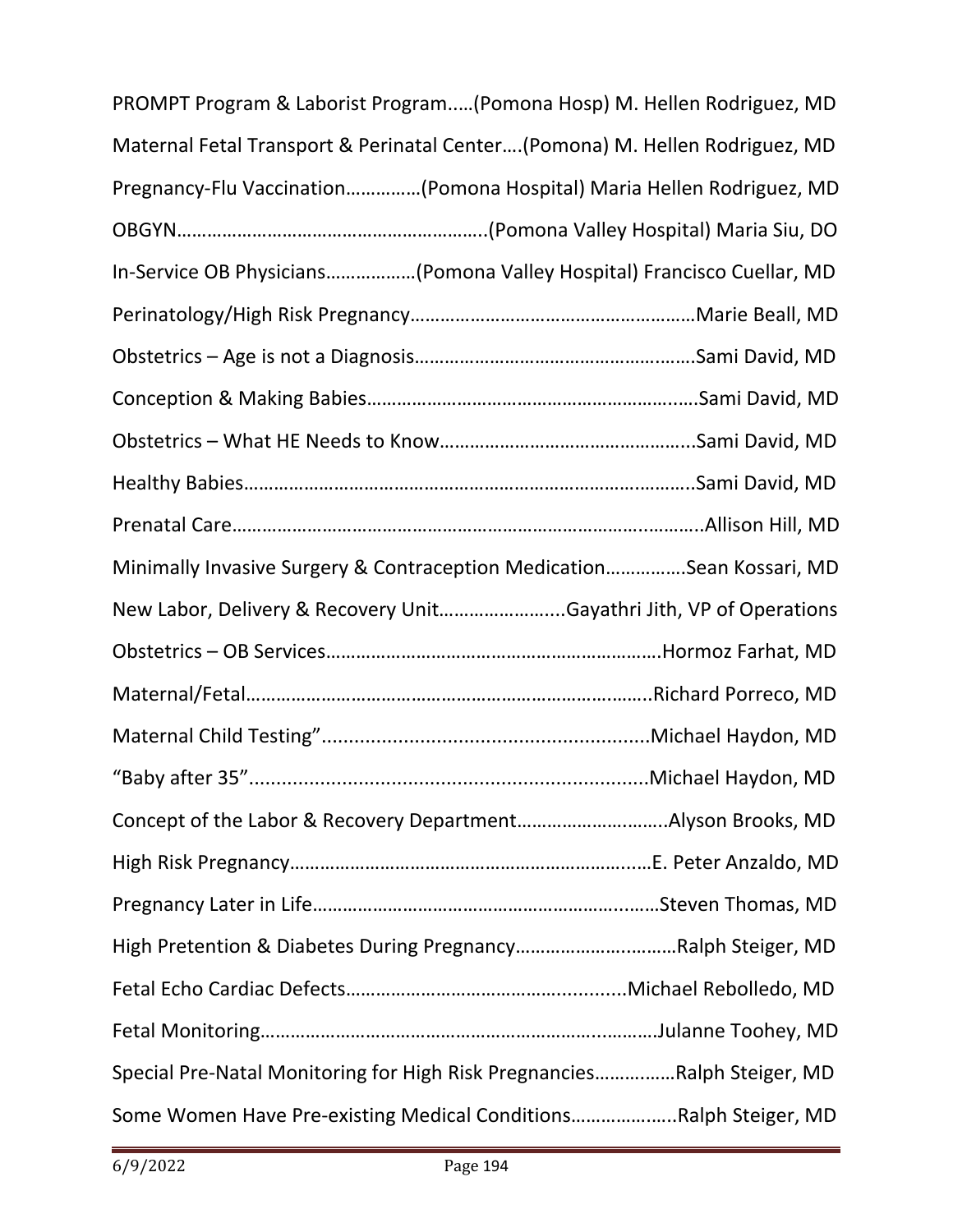PROMPT Program & Laborist Program.….(Pomona Hosp) M. Hellen Rodriguez, MD

Maternal Fetal Transport & Perinatal Center….(Pomona) M. Hellen Rodriguez, MD

Pregnancy-Flu Vaccination……………(Pomona Hospital) Maria Hellen Rodriguez, MD

OBGYN……………………………………………………..(Pomona Valley Hospital) Maria Siu, DO

In-Service OB Physicians………………(Pomona Valley Hospital) Francisco Cuellar, MD

Perinatology/High Risk Pregnancy…………………………………………………Marie Beall, MD

Obstetrics – Age is not a Diagnosis…………………………………………………Sami David, MD

Conception & Making Babies…………………………………………………………..Sami David, MD

Obstetrics – What HE Needs to Know…………………………………………...Sami David, MD

Healthy Babies……………………………………………………………………………..Sami David, MD

Prenatal Care…………………………………………………………………………..……..Allison Hill, MD

Minimally Invasive Surgery & Contraception Medication…………….Sean Kossari, MD

New Labor, Delivery & Recovery Unit…………………....Gayathri Jith, VP of Operations

Obstetrics – OB Services………………………………………………………….Hormoz Farhat, MD

Maternal/Fetal……………………………………………………………………..Richard Porreco, MD

Maternal Child Testing”…………………………………………………….Michael Haydon, MD

“Baby after 35”…………………………………………………………………Michael Haydon, MD

Concept of the Labor & Recovery Department………………………..Alyson Brooks, MD

High Risk Pregnancy………………………………………………………….…E. Peter Anzaldo, MD

Pregnancy Later in Life………………………………………………………..……Steven Thomas, MD

High Pretention & Diabetes During Pregnancy……………………..………Ralph Steiger, MD

Fetal Echo Cardiac Defects…………………………………………….......Michael Rebolledo, MD

Fetal Monitoring………………………………………………………..………Julanne Toohey, MD

Special Pre-Natal Monitoring for High Risk Pregnancies…………….Ralph Steiger, MD

Some Women Have Pre-existing Medical Conditions………………..Ralph Steiger, MD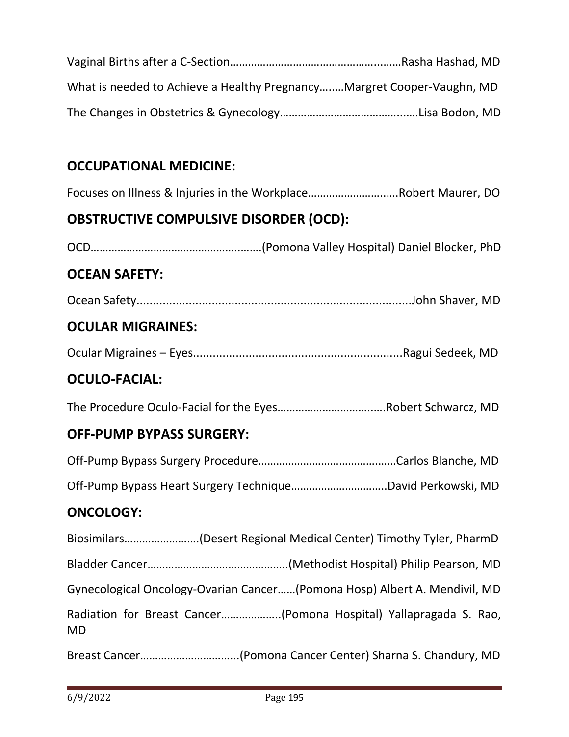Vaginal Births after a C-Section……………………………………………..……Rasha Hashad, MD

What is needed to Achieve a Healthy Pregnancy….…Margret Cooper-Vaughn, MD

The Changes in Obstetrics & Gynecology…………………………………..….Lisa Bodon, MD

## OCCUPATIONAL MEDICINE:

Focuses on Illness & Injuries in the Workplace………………………..Robert Maurer, DO

## OBSTRUCTIVE COMPULSIVE DISORDER (OCD):

OCD…………………………………………….…….(Pomona Valley Hospital) Daniel Blocker, PhD

## OCEAN SAFETY:

Ocean Safety..............................................................................John Shaver, MD

## OCULAR MIGRAINES:

Ocular Migraines – Eyes...............................................................Ragui Sedeek, MD

## OCULO-FACIAL:

The Procedure Oculo-Facial for the Eyes…………………………..….Robert Schwarcz, MD

## OFF-PUMP BYPASS SURGERY:

Off-Pump Bypass Surgery Procedure………………………………….……Carlos Blanche, MD

Off-Pump Bypass Heart Surgery Technique…………………………..David Perkowski, MD

## ONCOLOGY:

Biosimilars…………………….(Desert Regional Medical Center) Timothy Tyler, PharmD

Bladder Cancer……………………………………….(Methodist Hospital) Philip Pearson, MD

Gynecological Oncology-Ovarian Cancer……(Pomona Hosp) Albert A. Mendivil, MD

Radiation for Breast Cancer………………..(Pomona Hospital) Yallapragada S. Rao, MD

Breast Cancer…………………………...(Pomona Cancer Center) Sharna S. Chandury, MD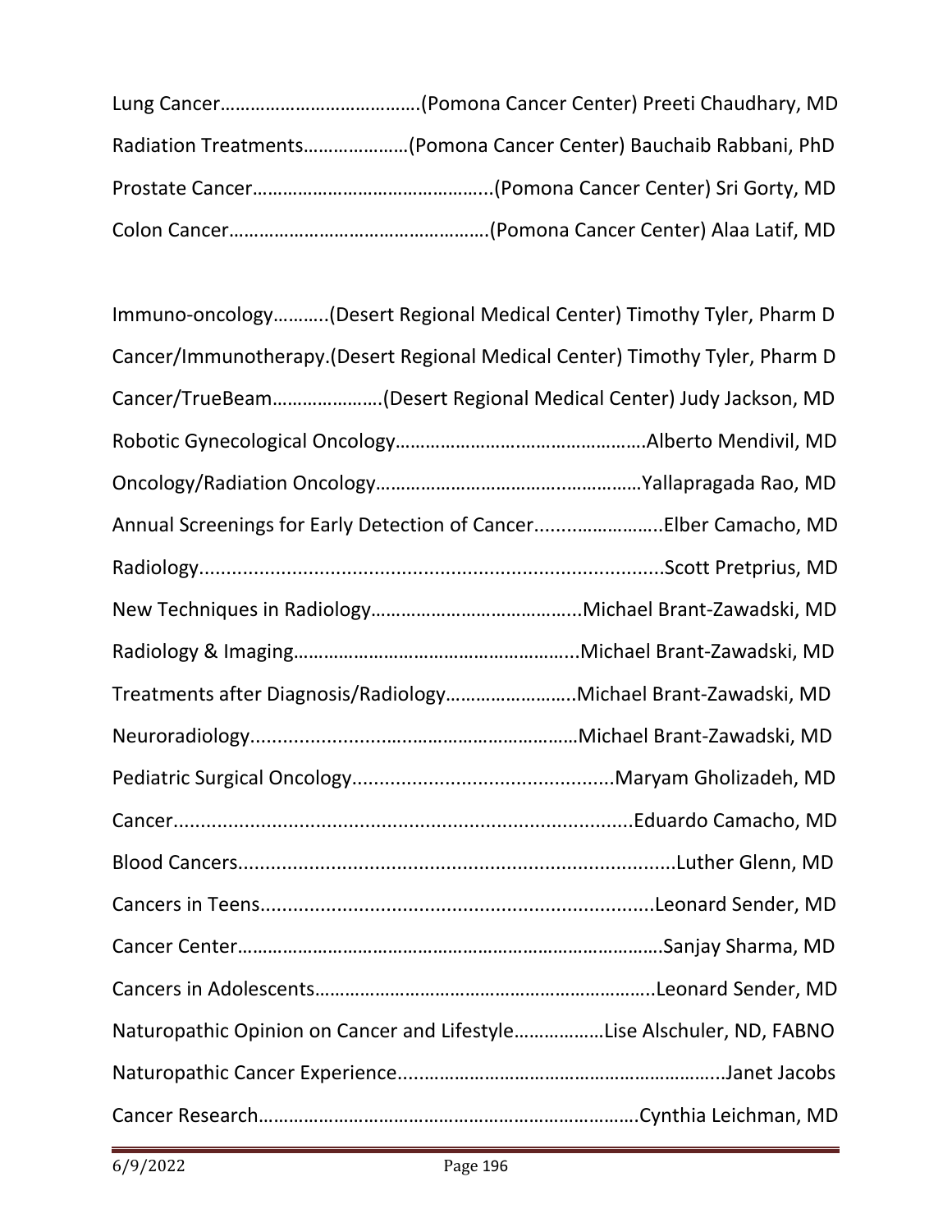Lung Cancer…………………………………(Pomona Cancer Center) Preeti Chaudhary, MD

Radiation Treatments…………………(Pomona Cancer Center) Bauchaib Rabbani, PhD

Prostate Cancer………………………………………..(Pomona Cancer Center) Sri Gorty, MD

Colon Cancer……………………………………………(Pomona Cancer Center) Alaa Latif, MD

Immuno-oncology………..(Desert Regional Medical Center) Timothy Tyler, Pharm D

Cancer/Immunotherapy.(Desert Regional Medical Center) Timothy Tyler, Pharm D

Cancer/TrueBeam………………….(Desert Regional Medical Center) Judy Jackson, MD

Robotic Gynecological Oncology…………………………………………Alberto Mendivil, MD

Oncology/Radiation Oncology……………………………………………Yallapragada Rao, MD

Annual Screenings for Early Detection of Cancer......……………..Elber Camacho, MD

Radiology....................................................................................Scott Pretprius, MD

New Techniques in Radiology…………………………………..Michael Brant-Zawadski, MD

Radiology & Imaging……………………………………………...Michael Brant-Zawadski, MD

Treatments after Diagnosis/Radiology……………………..Michael Brant-Zawadski, MD

Neuroradiology...........................……………………………Michael Brant-Zawadski, MD

Pediatric Surgical Oncology...............................................Maryam Gholizadeh, MD

Cancer..................................................................................Eduardo Camacho, MD

Blood Cancers...............................................................................Luther Glenn, MD

Cancers in Teens.......................................................................Leonard Sender, MD

Cancer Center……………………………………………………………………….Sanjay Sharma, MD

Cancers in Adolescents………………………………………………………..Leonard Sender, MD

Naturopathic Opinion on Cancer and Lifestyle………………Lise Alschuler, ND, FABNO

Naturopathic Cancer Experience..…………………………………………………..Janet Jacobs

Cancer Research……………………………………………………………….Cynthia Leichman, MD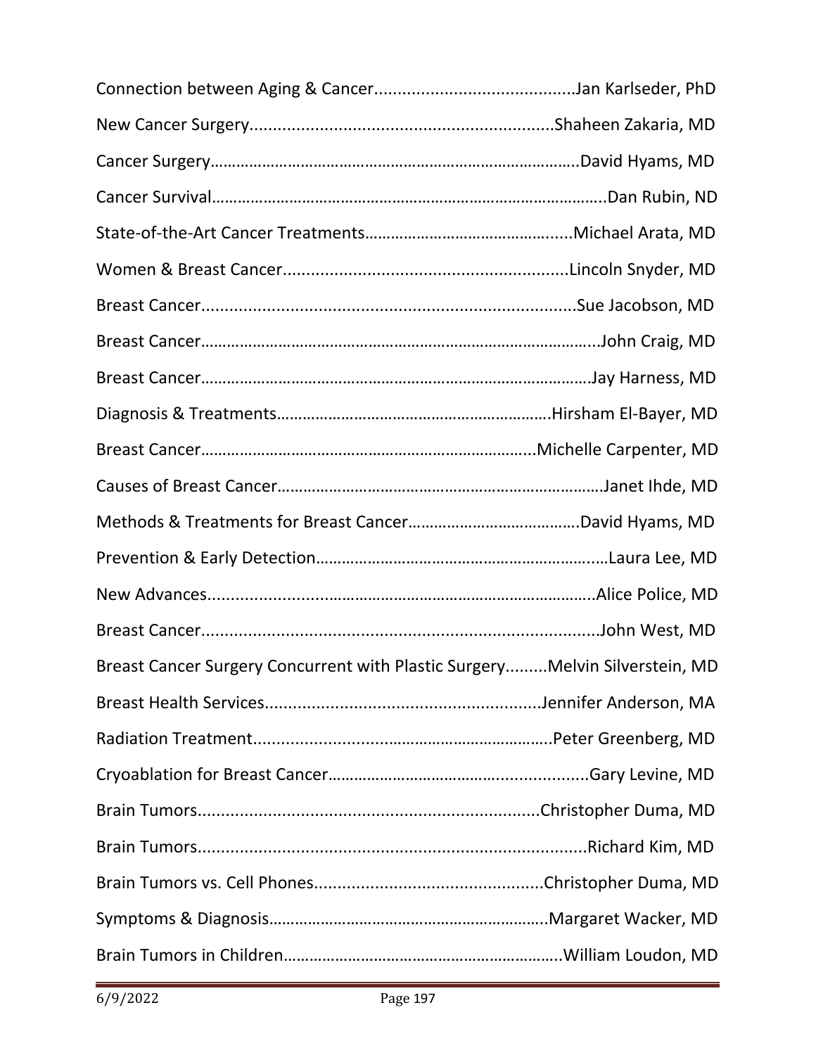Connection between Aging & Cancer...........................................Jan Karlseder, PhD

New Cancer Surgery.................................................................Shaheen Zakaria, MD

Cancer Surgery…………………………………………………………………………….David Hyams, MD

Cancer Survival………………………………………………………………………………..Dan Rubin, ND

State-of-the-Art Cancer Treatments……………………………………….......Michael Arata, MD

Women & Breast Cancer.............................................................Lincoln Snyder, MD

Breast Cancer...............................................................................Sue Jacobson, MD

Breast Cancer……………………………………………………………………………...John Craig, MD

Breast Cancer……………………………………………………………………………….Jay Harness, MD

Diagnosis & Treatments…………………………………………………………Hirsham El-Bayer, MD

Breast Cancer……………………………………………………………………...Michelle Carpenter, MD

Causes of Breast Cancer…………………………………………………………………Janet Ihde, MD

Methods & Treatments for Breast Cancer…………………………………David Hyams, MD

Prevention & Early Detection………………………………………………………..…Laura Lee, MD

New Advances.......................................................................………Alice Police, MD

Breast Cancer.....................................................................................John West, MD

Breast Cancer Surgery Concurrent with Plastic Surgery.........Melvin Silverstein, MD

Breast Health Services...........................................................Jennifer Anderson, MA

Radiation Treatment.................................................................Peter Greenberg, MD

Cryoablation for Breast Cancer……………………………….......................Gary Levine, MD

Brain Tumors.........................................................................Christopher Duma, MD

Brain Tumors...................................................................................Richard Kim, MD

Brain Tumors vs. Cell Phones.................................................Christopher Duma, MD

Symptoms & Diagnosis…………………………………………………………Margaret Wacker, MD

Brain Tumors in Children…………………………………………………………William Loudon, MD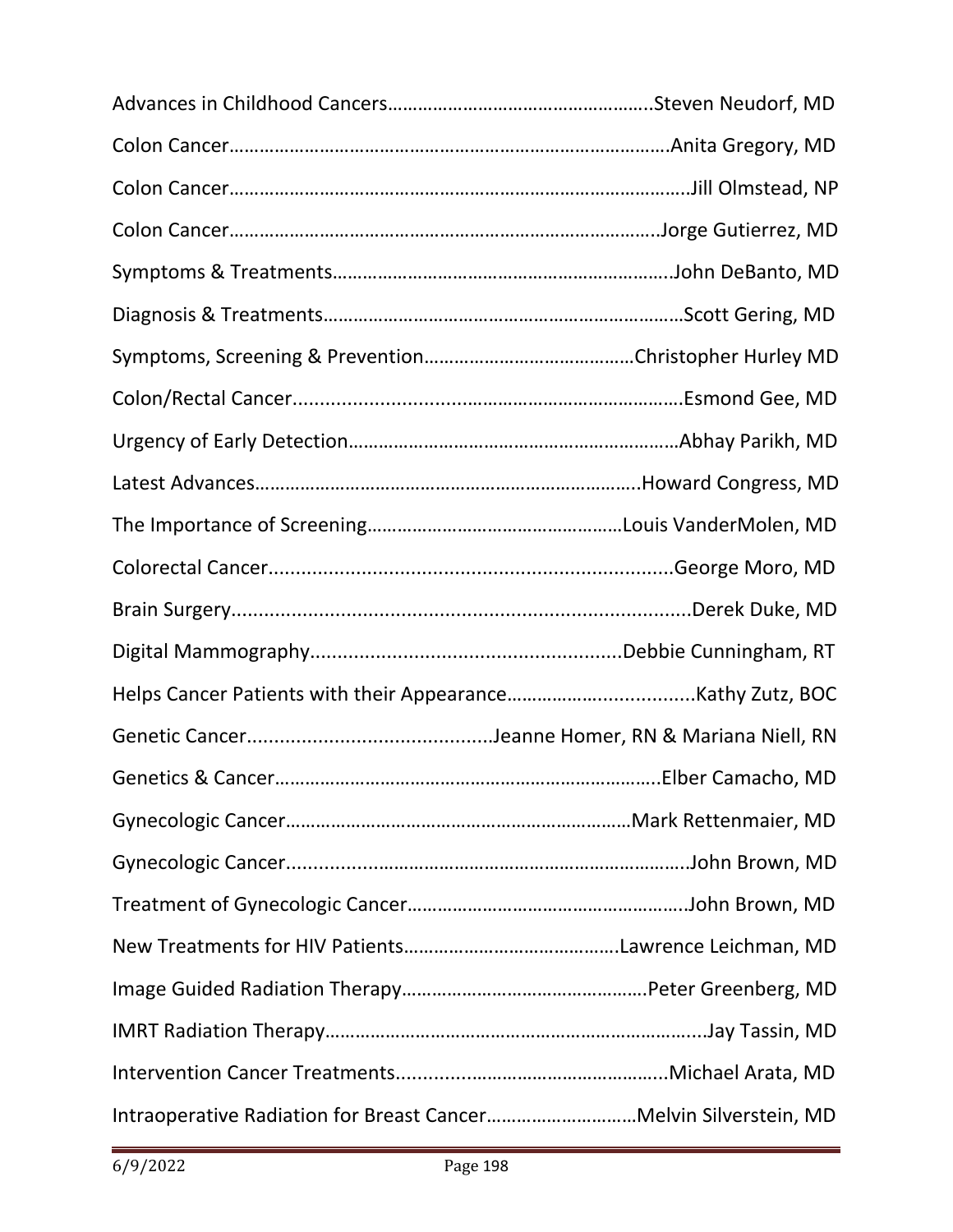Advances in Childhood Cancers…………………………………………….Steven Neudorf, MD

Colon Cancer…………………………………………………………………………….Anita Gregory, MD

Colon Cancer……………………………………………………………………………..Jill Olmstead, NP

Colon Cancer………………………………………………………………………….Jorge Gutierrez, MD

Symptoms & Treatments…………………………………………………………..John DeBanto, MD

Diagnosis & Treatments………………………………………………………………Scott Gering, MD

Symptoms, Screening & Prevention……………………………………Christopher Hurley MD

Colon/Rectal Cancer..........................................................................Esmond Gee, MD

Urgency of Early Detection…………………………………………………………Abhay Parikh, MD

Latest Advances…………………………………………………………………..Howard Congress, MD

The Importance of Screening……………………………………………Louis VanderMolen, MD

Colorectal Cancer.........................................................................George Moro, MD

Brain Surgery...................................................................................Derek Duke, MD

Digital Mammography.........................................................Debbie Cunningham, RT

Helps Cancer Patients with their Appearance…………………...............Kathy Zutz, BOC

Genetic Cancer............................................Jeanne Homer, RN & Mariana Niell, RN

Genetics & Cancer…………………………………………………………………..Elber Camacho, MD

Gynecologic Cancer……………………………………………………………Mark Rettenmaier, MD

Gynecologic Cancer............................................................................John Brown, MD

Treatment of Gynecologic Cancer……………………………………………….John Brown, MD

New Treatments for HIV Patients…………………………………….Lawrence Leichman, MD

Image Guided Radiation Therapy………………………………………….Peter Greenberg, MD

IMRT Radiation Therapy…………………………………………………………………...Jay Tassin, MD

Intervention Cancer Treatments.....................…………………………..Michael Arata, MD

Intraoperative Radiation for Breast Cancer…………………………Melvin Silverstein, MD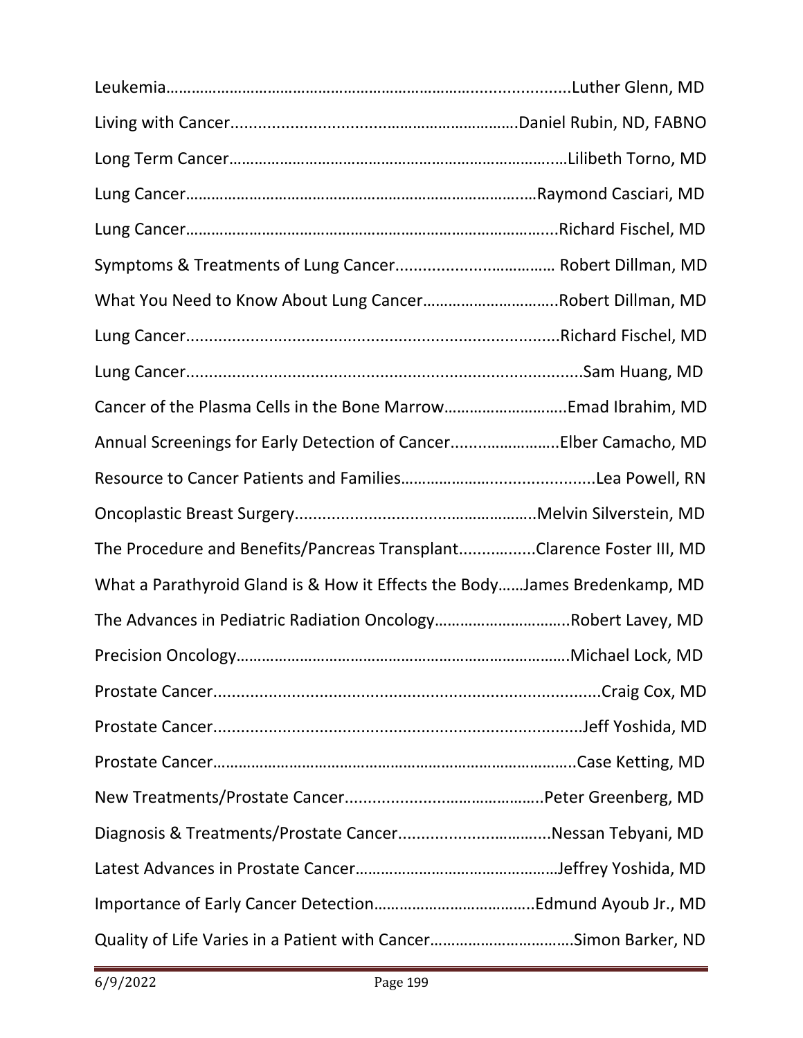Leukemia……………………………………………………………………..................Luther Glenn, MD

Living with Cancer.................................…………………………Daniel Rubin, ND, FABNO

Long Term Cancer……………………………………………………………………..…Lilibeth Torno, MD

Lung Cancer……………………………………………………………………..…Raymond Casciari, MD

Lung Cancer……………………………………………………………………….....Richard Fischel, MD

Symptoms & Treatments of Lung Cancer..................…………… Robert Dillman, MD

What You Need to Know About Lung Cancer…………………………..Robert Dillman, MD

Lung Cancer...............................................................................Richard Fischel, MD

Lung Cancer.....................................................................................Sam Huang, MD

Cancer of the Plasma Cells in the Bone Marrow……………………….Emad Ibrahim, MD

Annual Screenings for Early Detection of Cancer.........…………...Elber Camacho, MD

Resource to Cancer Patients and Families…………….........................Lea Powell, RN

Oncoplastic Breast Surgery.......................................…………..Melvin Silverstein, MD

The Procedure and Benefits/Pancreas Transplant................Clarence Foster III, MD

What a Parathyroid Gland is & How it Effects the Body……James Bredenkamp, MD

The Advances in Pediatric Radiation Oncology…………………………..Robert Lavey, MD

Precision Oncology……………………………………………………………………….Michael Lock, MD

Prostate Cancer......................................................................................Craig Cox, MD

Prostate Cancer................................................................................Jeff Yoshida, MD

Prostate Cancer……………………………………………………………………………..Case Ketting, MD

New Treatments/Prostate Cancer............................……………..Peter Greenberg, MD

Diagnosis & Treatments/Prostate Cancer...........................…....Nessan Tebyani, MD

Latest Advances in Prostate Cancer………………………………………….Jeffrey Yoshida, MD

Importance of Early Cancer Detection………………………………..Edmund Ayoub Jr., MD

Quality of Life Varies in a Patient with Cancer……………………………Simon Barker, ND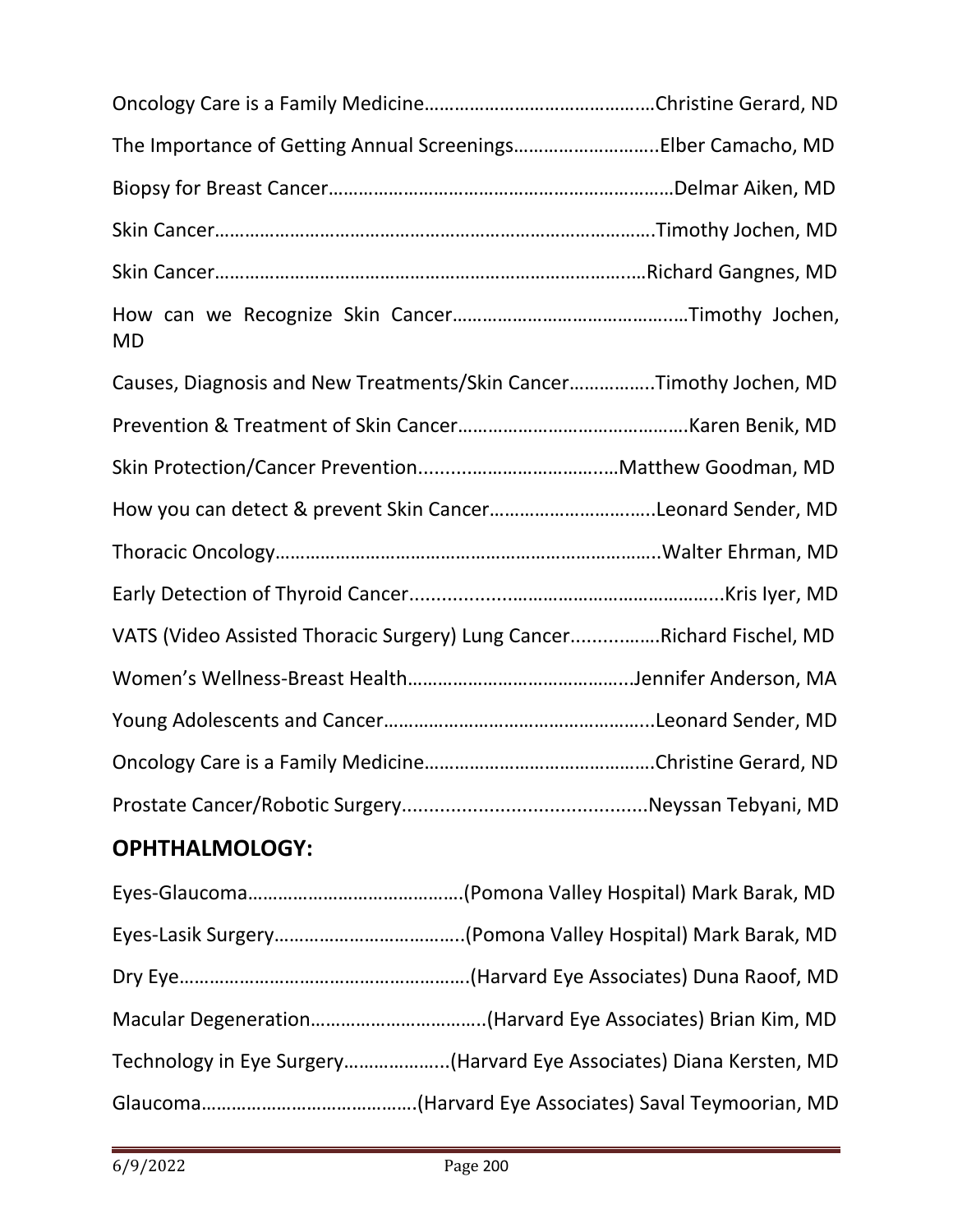Oncology Care is a Family Medicine……………………………………….Christine Gerard, ND

The Importance of Getting Annual Screenings………………………..Elber Camacho, MD

Biopsy for Breast Cancer……………………………………………………………Delmar Aiken, MD

Skin Cancer…………………………………………………………………………….Timothy Jochen, MD

Skin Cancer………………………………………………………………………….…Richard Gangnes, MD

How can we Recognize Skin Cancer……………………………………….…Timothy Jochen, MD

Causes, Diagnosis and New Treatments/Skin Cancer……………..Timothy Jochen, MD

Prevention & Treatment of Skin Cancer……………………………………….Karen Benik, MD

Skin Protection/Cancer Prevention.....................................…Matthew Goodman, MD

How you can detect & prevent Skin Cancer……………………………..Leonard Sender, MD

Thoracic Oncology…………………………………………………………………..Walter Ehrman, MD

Early Detection of Thyroid Cancer........................................................Kris Iyer, MD

VATS (Video Assisted Thoracic Surgery) Lung Cancer................Richard Fischel, MD

Women's Wellness-Breast Health……………………………………...Jennifer Anderson, MA

Young Adolescents and Cancer……………………………………………..Leonard Sender, MD

Oncology Care is a Family Medicine……………………………………….Christine Gerard, ND

Prostate Cancer/Robotic Surgery............................................Neyssan Tebyani, MD

## OPHTHALMOLOGY:

Eyes-Glaucoma…………………………………….(Pomona Valley Hospital) Mark Barak, MD

Eyes-Lasik Surgery………………………………..(Pomona Valley Hospital) Mark Barak, MD

Dry Eye…………………………………………………(Harvard Eye Associates) Duna Raoof, MD

Macular Degeneration……………………………..(Harvard Eye Associates) Brian Kim, MD

Technology in Eye Surgery………………..(Harvard Eye Associates) Diana Kersten, MD

Glaucoma…………………………………….(Harvard Eye Associates) Saval Teymoorian, MD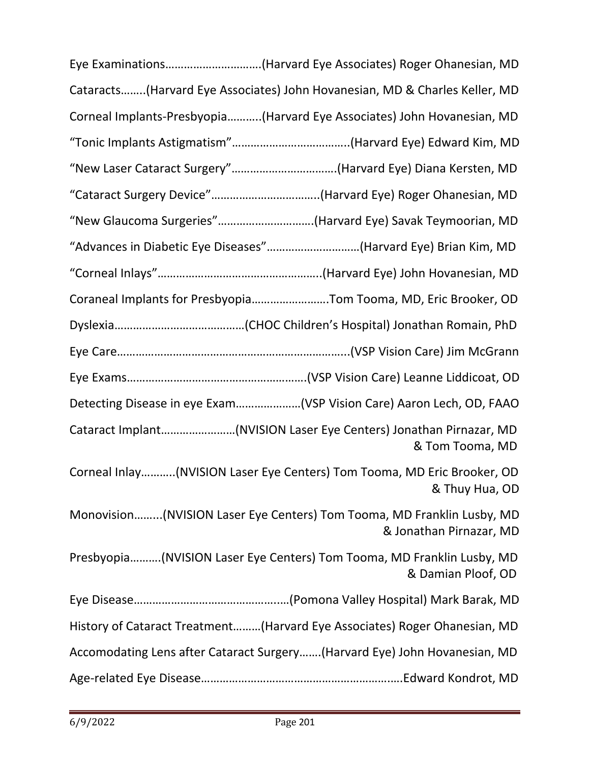Eye Examinations…………………………(Harvard Eye Associates) Roger Ohanesian, MD

Cataracts……..(Harvard Eye Associates) John Hovanesian, MD & Charles Keller, MD

Corneal Implants-Presbyopia………..(Harvard Eye Associates) John Hovanesian, MD

"Tonic Implants Astigmatism"………………………………..(Harvard Eye) Edward Kim, MD

"New Laser Cataract Surgery"…………………………….(Harvard Eye) Diana Kersten, MD

"Cataract Surgery Device"……………………………..(Harvard Eye) Roger Ohanesian, MD

"New Glaucoma Surgeries"………………………….(Harvard Eye) Savak Teymoorian, MD

"Advances in Diabetic Eye Diseases"…………………………(Harvard Eye) Brian Kim, MD

"Corneal Inlays"……………………………………………..(Harvard Eye) John Hovanesian, MD

Coraneal Implants for Presbyopia…………………….Tom Tooma, MD, Eric Brooker, OD

Dyslexia……………………………………(CHOC Children's Hospital) Jonathan Romain, PhD

Eye Care…………………………………………………………………..(VSP Vision Care) Jim McGrann

Eye Exams…………………………………………………(VSP Vision Care) Leanne Liddicoat, OD

Detecting Disease in eye Exam…………………(VSP Vision Care) Aaron Lech, OD, FAAO

Cataract Implant……………………(NVISION Laser Eye Centers) Jonathan Pirnazar, MD & Tom Tooma, MD

Corneal Inlay………..(NVISION Laser Eye Centers) Tom Tooma, MD Eric Brooker, OD & Thuy Hua, OD

Monovision……...(NVISION Laser Eye Centers) Tom Tooma, MD Franklin Lusby, MD & Jonathan Pirnazar, MD

Presbyopia……….(NVISION Laser Eye Centers) Tom Tooma, MD Franklin Lusby, MD & Damian Ploof, OD

Eye Disease…………………………………………..(Pomona Valley Hospital) Mark Barak, MD

History of Cataract Treatment………(Harvard Eye Associates) Roger Ohanesian, MD

Accomodating Lens after Cataract Surgery…….(Harvard Eye) John Hovanesian, MD

Age-related Eye Disease……………………………………………………….Edward Kondrot, MD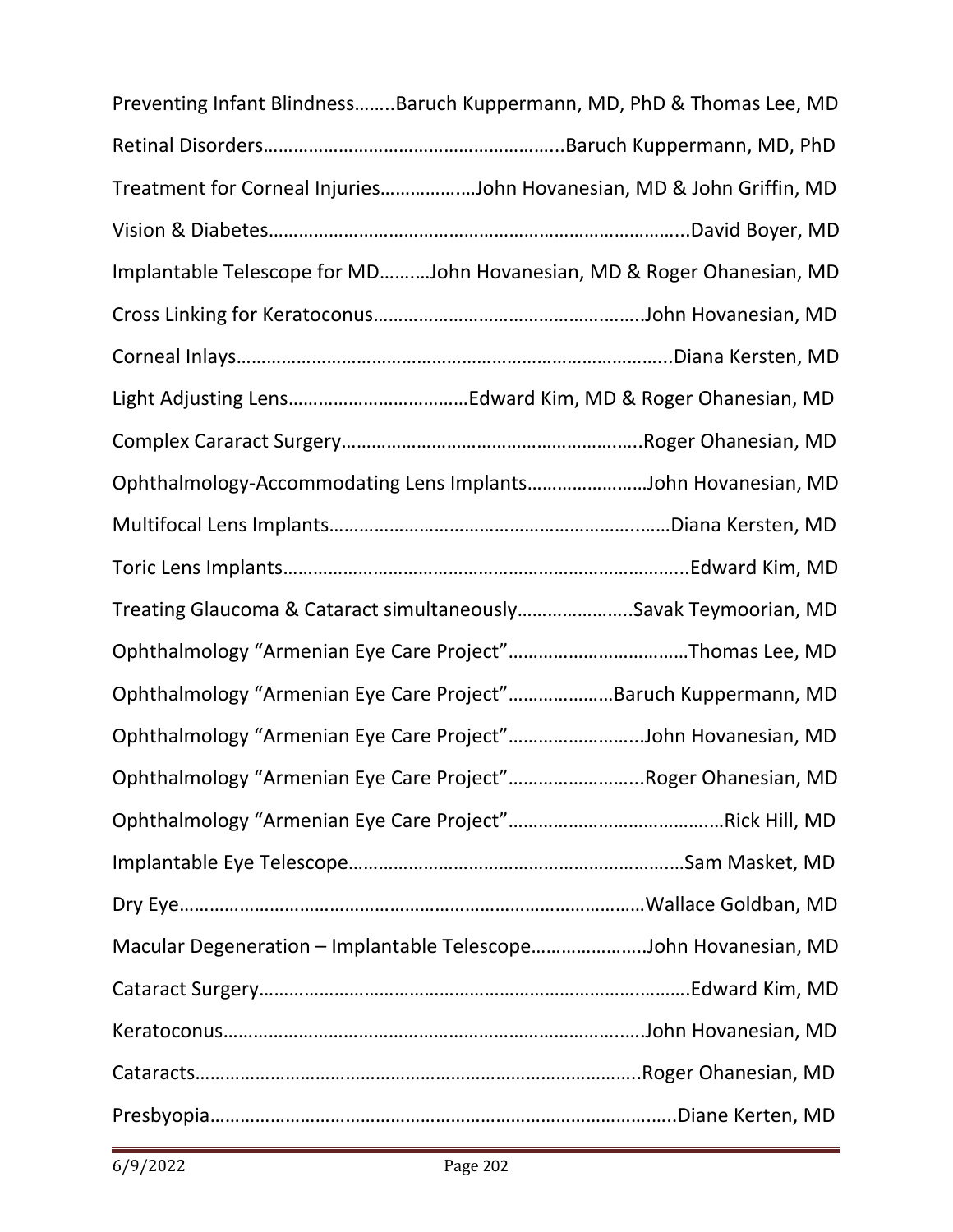Preventing Infant Blindness……..Baruch Kuppermann, MD, PhD & Thomas Lee, MD

Retinal Disorders…………………………………………………..Baruch Kuppermann, MD, PhD

Treatment for Corneal Injuries………………John Hovanesian, MD & John Griffin, MD

Vision & Diabetes………………………………………………………………………..David Boyer, MD

Implantable Telescope for MD……….John Hovanesian, MD & Roger Ohanesian, MD

Cross Linking for Keratoconus……………………………………….…..John Hovanesian, MD

Corneal Inlays…………………………………………………………………………..Diana Kersten, MD

Light Adjusting Lens………………………………Edward Kim, MD & Roger Ohanesian, MD

Complex Cararact Surgery…………………………………………….…..Roger Ohanesian, MD

Ophthalmology-Accommodating Lens Implants……………………John Hovanesian, MD

Multifocal Lens Implants……………………………………………….……Diana Kersten, MD

Toric Lens Implants……………………………………………………………………..Edward Kim, MD

Treating Glaucoma & Cataract simultaneously…………………..Savak Teymoorian, MD

Ophthalmology "Armenian Eye Care Project"………………………………Thomas Lee, MD

Ophthalmology "Armenian Eye Care Project"…………………Baruch Kuppermann, MD

Ophthalmology "Armenian Eye Care Project"……………………..John Hovanesian, MD

Ophthalmology "Armenian Eye Care Project"……………………..Roger Ohanesian, MD

Ophthalmology "Armenian Eye Care Project"……………………………….…Rick Hill, MD

Implantable Eye Telescope…………………………………………………….Sam Masket, MD

Dry Eye………………………………………………………………………………Wallace Goldban, MD

Macular Degeneration – Implantable Telescope…………………..John Hovanesian, MD

Cataract Surgery……………………………………………………………………….Edward Kim, MD

Keratoconus……………………………………………………………….……John Hovanesian, MD

Cataracts……………………………………………………………………….Roger Ohanesian, MD

Presbyopia……………………………………………………………………………..Diane Kerten, MD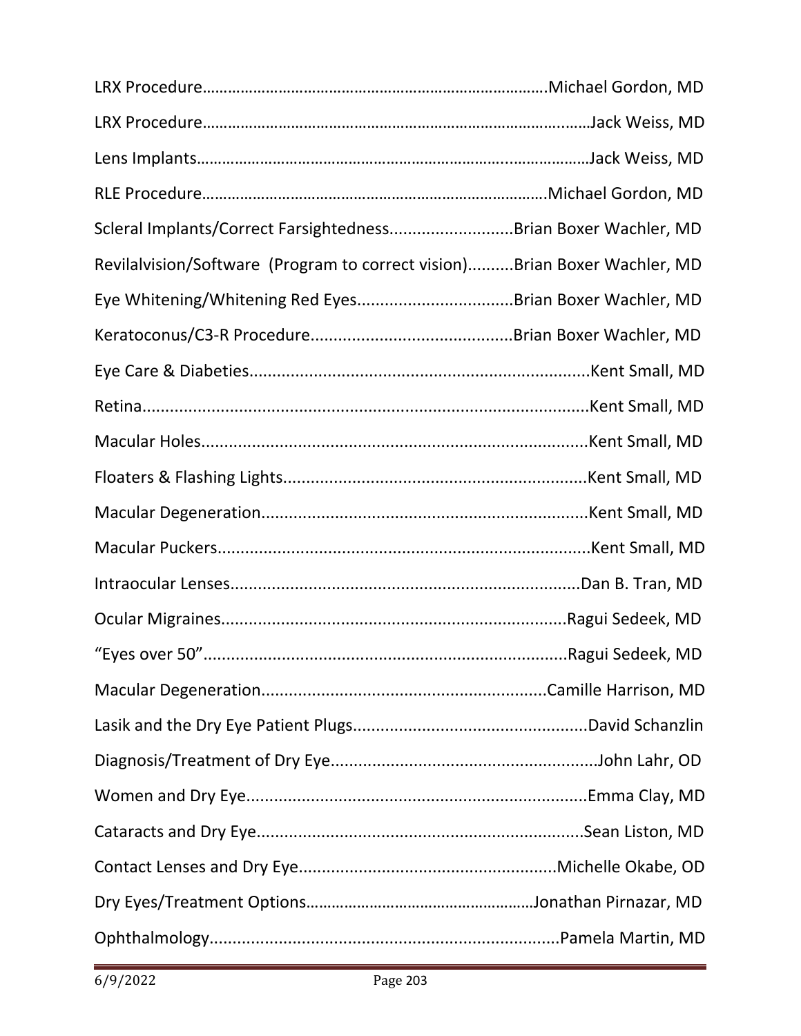LRX Procedure……………………………………………………………………….Michael Gordon, MD

LRX Procedure…………………………………………………………………………….……Jack Weiss, MD

Lens Implants……………………………………………………………….……………….Jack Weiss, MD

RLE Procedure……………………………………………………………………….Michael Gordon, MD

Scleral Implants/Correct Farsightedness...........................Brian Boxer Wachler, MD

Revilalvision/Software (Program to correct vision)..........Brian Boxer Wachler, MD

Eye Whitening/Whitening Red Eyes.................................Brian Boxer Wachler, MD

Keratoconus/C3-R Procedure...........................................Brian Boxer Wachler, MD

Eye Care & Diabeties.........................................................................Kent Small, MD

Retina................................................................................................Kent Small, MD

Macular Holes...................................................................................Kent Small, MD

Floaters & Flashing Lights.................................................................Kent Small, MD

Macular Degeneration.......................................................................Kent Small, MD

Macular Puckers................................................................................Kent Small, MD

Intraocular Lenses...........................................................................Dan B. Tran, MD

Ocular Migraines..........................................................................Ragui Sedeek, MD

"Eyes over 50"...............................................................................Ragui Sedeek, MD

Macular Degeneration............................................................Camille Harrison, MD

Lasik and the Dry Eye Patient Plugs..................................................David Schanzlin

Diagnosis/Treatment of Dry Eye.........................................................John Lahr, OD

Women and Dry Eye.........................................................................Emma Clay, MD

Cataracts and Dry Eye......................................................................Sean Liston, MD

Contact Lenses and Dry Eye.......................................................Michelle Okabe, OD

Dry Eyes/Treatment Options………………………………………………Jonathan Pirnazar, MD

Ophthalmology..........................................................................Pamela Martin, MD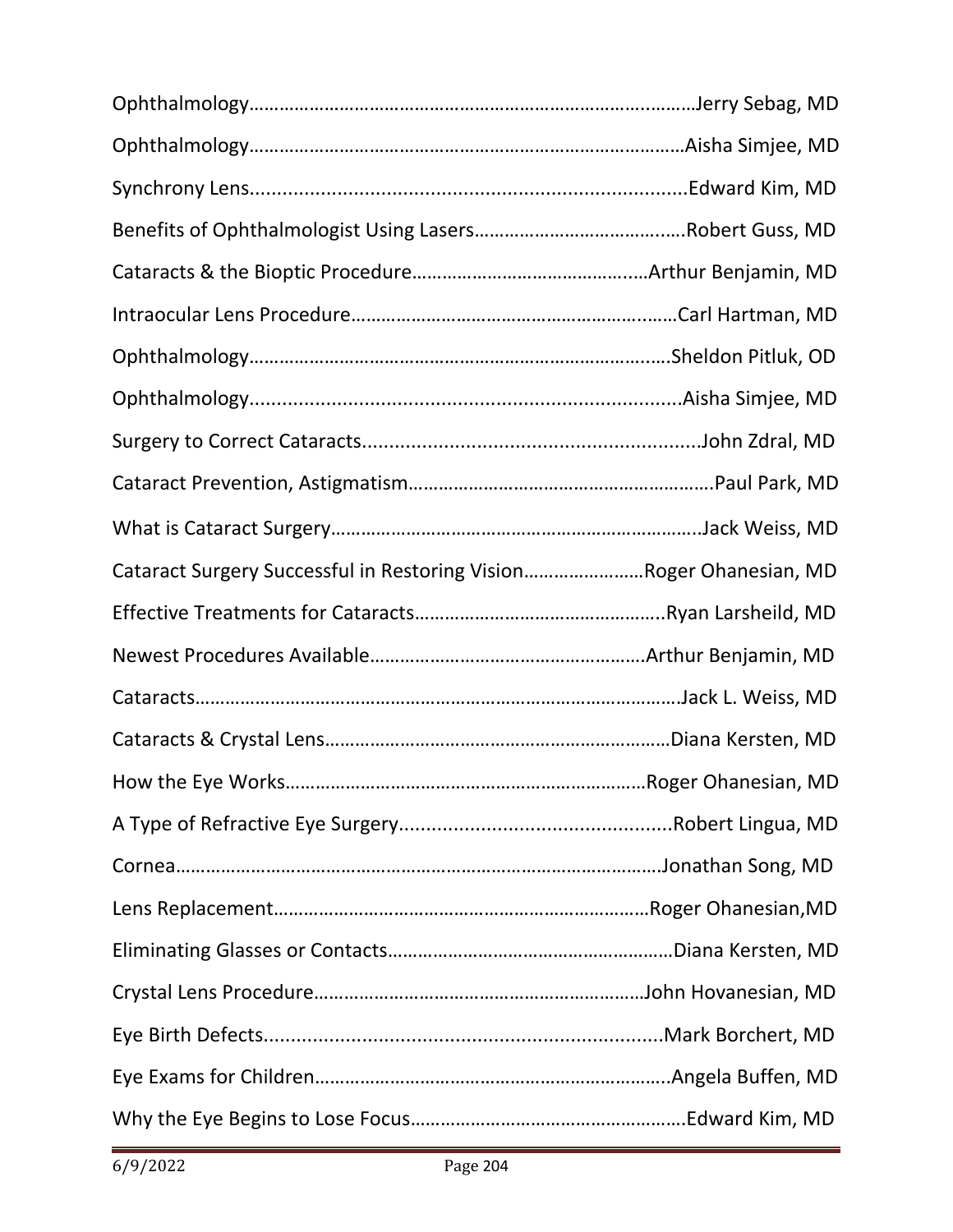Ophthalmology……………………………………………………………………………Jerry Sebag, MD

Ophthalmology…………………………………………………………………………Aisha Simjee, MD

Synchrony Lens...............................................................................Edward Kim, MD

Benefits of Ophthalmologist Using Lasers…………………………….……Robert Guss, MD

Cataracts & the Bioptic Procedure…………………………………….…Arthur Benjamin, MD

Intraocular Lens Procedure…………………………………………….……Carl Hartman, MD

Ophthalmology……………………………………………………………….…Sheldon Pitluk, OD

Ophthalmology...............................................................................Aisha Simjee, MD

Surgery to Correct Cataracts..............................................................John Zdral, MD

Cataract Prevention, Astigmatism…………………………………………………Paul Park, MD

What is Cataract Surgery………………………………………………………………..Jack Weiss, MD

Cataract Surgery Successful in Restoring Vision……………………Roger Ohanesian, MD

Effective Treatments for Cataracts…………………………………………..Ryan Larsheild, MD

Newest Procedures Available……………………………………………….Arthur Benjamin, MD

Cataracts……………………………………………………………………………………..Jack L. Weiss, MD

Cataracts & Crystal Lens……………………………………………………………Diana Kersten, MD

How the Eye Works………………………………………………………………Roger Ohanesian, MD

A Type of Refractive Eye Surgery..................................................Robert Lingua, MD

Cornea………………………………………………………………………………………Jonathan Song, MD

Lens Replacement…………………………………………………………………Roger Ohanesian,MD

Eliminating Glasses or Contacts…………………………………………………Diana Kersten, MD

Crystal Lens Procedure……………………………………………………………John Hovanesian, MD

Eye Birth Defects.........................................................................Mark Borchert, MD

Eye Exams for Children……………………………………………………………..Angela Buffen, MD

Why the Eye Begins to Lose Focus………………………………………………Edward Kim, MD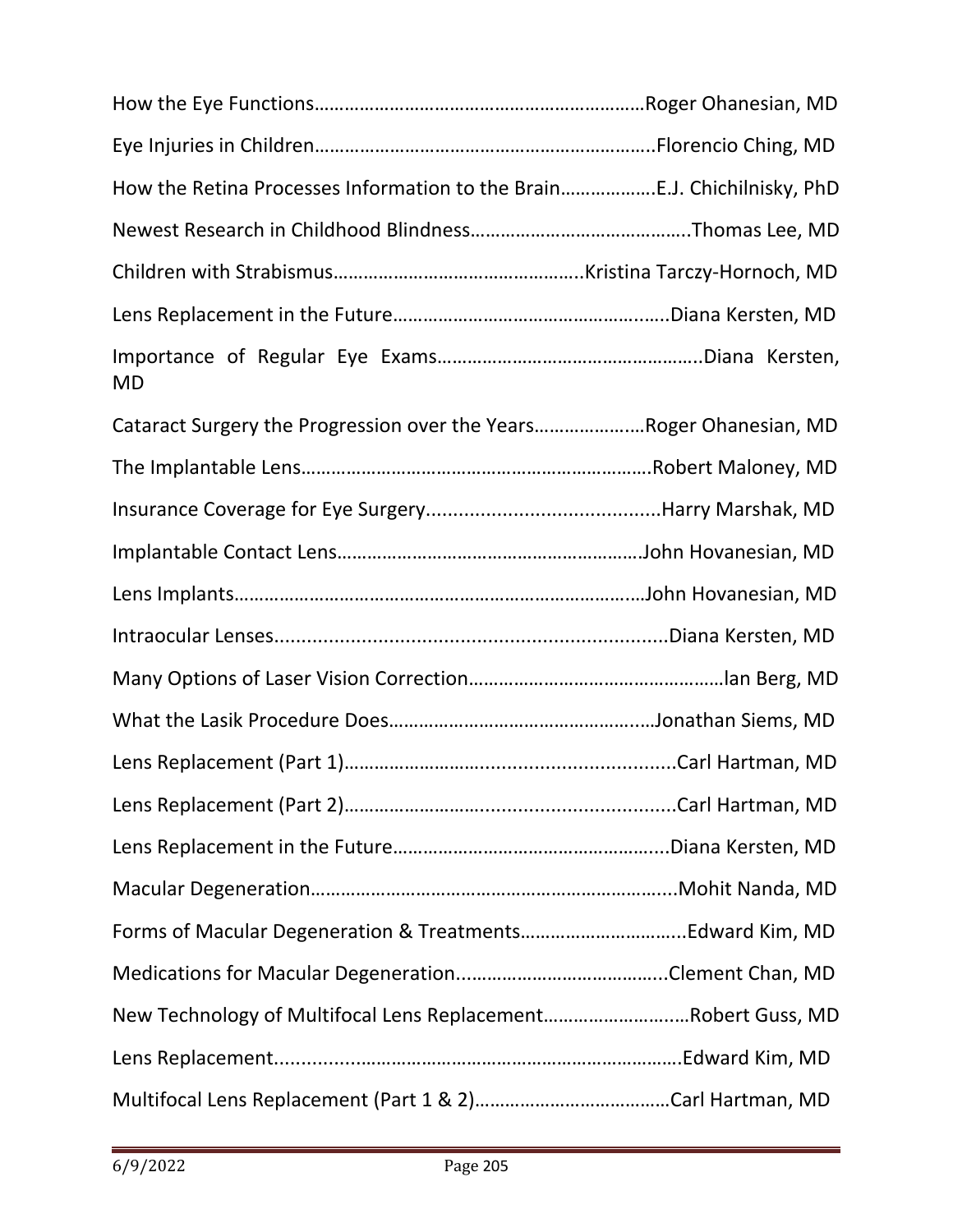How the Eye Functions……………………………………………………………Roger Ohanesian, MD

Eye Injuries in Children…………………………………………………………..Florencio Ching, MD

How the Retina Processes Information to the Brain……………….E.J. Chichilnisky, PhD

Newest Research in Childhood Blindness……………………………………..Thomas Lee, MD

Children with Strabismus…………………………………………..Kristina Tarczy-Hornoch, MD

Lens Replacement in the Future……………………………………………....Diana Kersten, MD

Importance of Regular Eye Exams……………………………………………..Diana Kersten, MD

Cataract Surgery the Progression over the Years………………….Roger Ohanesian, MD

The Implantable Lens…………………………………………………………….Robert Maloney, MD

Insurance Coverage for Eye Surgery...........................................Harry Marshak, MD

Implantable Contact Lens……………………………………………………John Hovanesian, MD

Lens Implants……………………………………………………………………..John Hovanesian, MD

Intraocular Lenses........................................................................Diana Kersten, MD

Many Options of Laser Vision Correction……………………………………………Ian Berg, MD

What the Lasik Procedure Does…………………………………………...Jonathan Siems, MD

Lens Replacement (Part 1)…………………….....................................Carl Hartman, MD

Lens Replacement (Part 2)…………………….....................................Carl Hartman, MD

Lens Replacement in the Future…………………………………………......Diana Kersten, MD

Macular Degeneration……………………………………………………………....Mohit Nanda, MD

Forms of Macular Degeneration & Treatments…………………………....Edward Kim, MD

Medications for Macular Degeneration..……………………………….....Clement Chan, MD

New Technology of Multifocal Lens Replacement……………………..…Robert Guss, MD

Lens Replacement..............................................................................Edward Kim, MD

Multifocal Lens Replacement (Part 1 & 2)…………………………………Carl Hartman, MD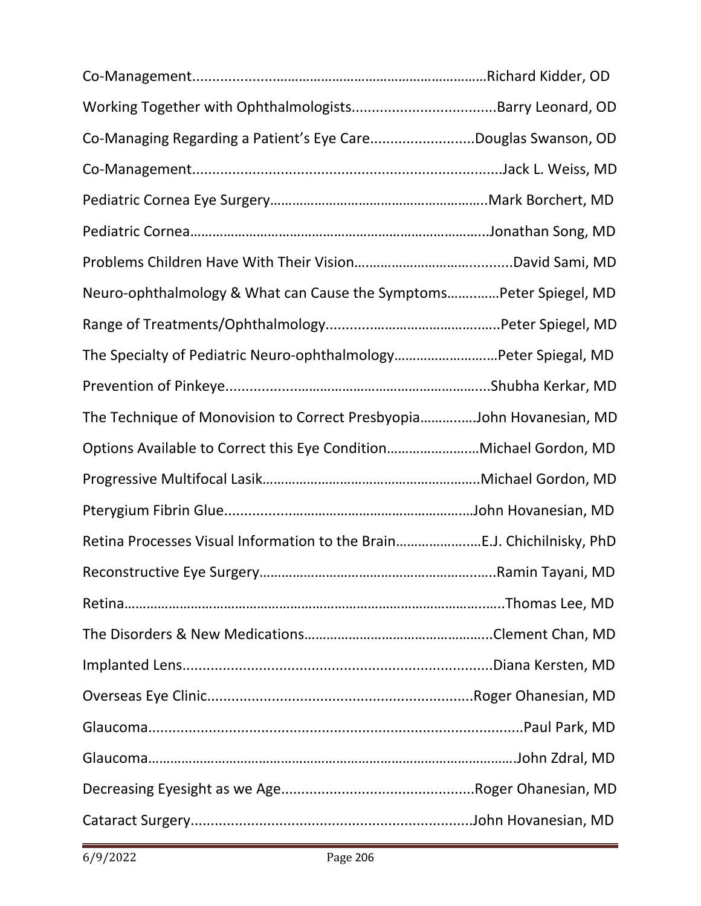Co-Management..............................................................................Richard Kidder, OD

Working Together with Ophthalmologists....................................Barry Leonard, OD

Co-Managing Regarding a Patient's Eye Care..........................Douglas Swanson, OD

Co-Management.............................................................................Jack L. Weiss, MD

Pediatric Cornea Eye Surgery.........................................................Mark Borchert, MD

Pediatric Cornea..............................................................................Jonathan Song, MD

Problems Children Have With Their Vision.........................................David Sami, MD

Neuro-ophthalmology & What can Cause the Symptoms.............Peter Spiegel, MD

Range of Treatments/Ophthalmology............................................Peter Spiegel, MD

The Specialty of Pediatric Neuro-ophthalmology..........................Peter Spiegal, MD

Prevention of Pinkeye....................................................................Shubha Kerkar, MD

The Technique of Monovision to Correct Presbyopia..............John Hovanesian, MD

Options Available to Correct this Eye Condition........................Michael Gordon, MD

Progressive Multifocal Lasik.........................................................Michael Gordon, MD

Pterygium Fibrin Glue..................................................................John Hovanesian, MD

Retina Processes Visual Information to the Brain.....................E.J. Chichilnisky, PhD

Reconstructive Eye Surgery.............................................................Ramin Tayani, MD

Retina...........................................................................................Thomas Lee, MD

The Disorders & New Medications.................................................Clement Chan, MD

Implanted Lens.............................................................................Diana Kersten, MD

Overseas Eye Clinic.................................................................Roger Ohanesian, MD

Glaucoma.......................................................................................Paul Park, MD

Glaucoma.......................................................................................John Zdral, MD

Decreasing Eyesight as we Age...............................................Roger Ohanesian, MD

Cataract Surgery.....................................................................John Hovanesian, MD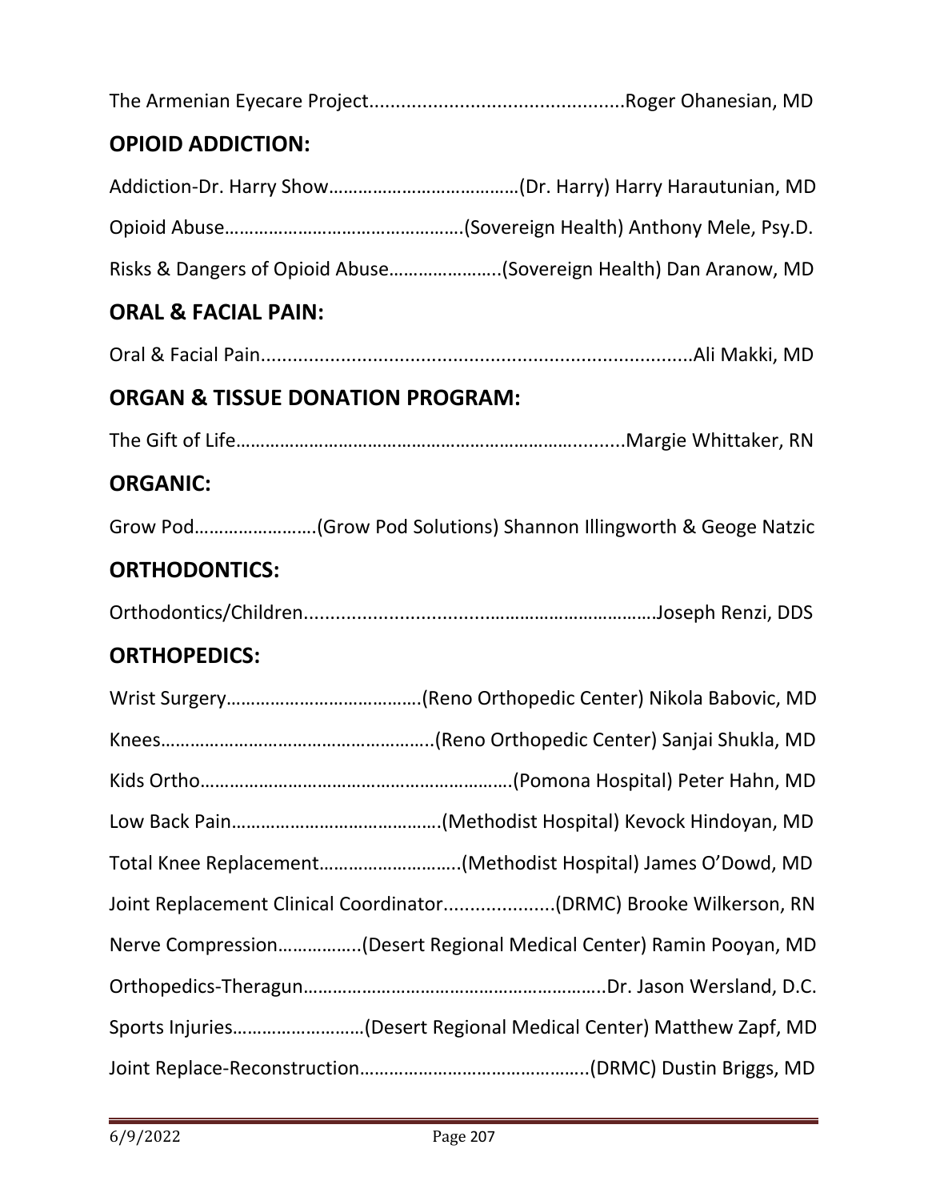The Armenian Eyecare Project................................................Roger Ohanesian, MD

## OPIOID ADDICTION:

Addiction-Dr. Harry Show…………………………………(Dr. Harry) Harry Harautunian, MD

Opioid Abuse…………………………………………(Sovereign Health) Anthony Mele, Psy.D.

Risks & Dangers of Opioid Abuse…………………..(Sovereign Health) Dan Aranow, MD

## ORAL & FACIAL PAIN:

Oral & Facial Pain..................................................................................Ali Makki, MD

## ORGAN & TISSUE DONATION PROGRAM:

The Gift of Life…………………………………………………………….........Margie Whittaker, RN

## ORGANIC:

Grow Pod……………………(Grow Pod Solutions) Shannon Illingworth & Geoge Natzic

## ORTHODONTICS:

Orthodontics/Children......................................……………………………Joseph Renzi, DDS

## ORTHOPEDICS:

Wrist Surgery…………………………………(Reno Orthopedic Center) Nikola Babovic, MD

Knees………………………………………………..(Reno Orthopedic Center) Sanjai Shukla, MD

Kids Ortho……………………………………………………….(Pomona Hospital) Peter Hahn, MD

Low Back Pain……………………………………(Methodist Hospital) Kevock Hindoyan, MD

Total Knee Replacement………………………..(Methodist Hospital) James O'Dowd, MD

Joint Replacement Clinical Coordinator.....................(DRMC) Brooke Wilkerson, RN

Nerve Compression……………..(Desert Regional Medical Center) Ramin Pooyan, MD

Orthopedics-Theragun……………………………………………………..Dr. Jason Wersland, D.C.

Sports Injuries………………………(Desert Regional Medical Center) Matthew Zapf, MD

Joint Replace-Reconstruction………………………………………..(DRMC) Dustin Briggs, MD

6/9/2022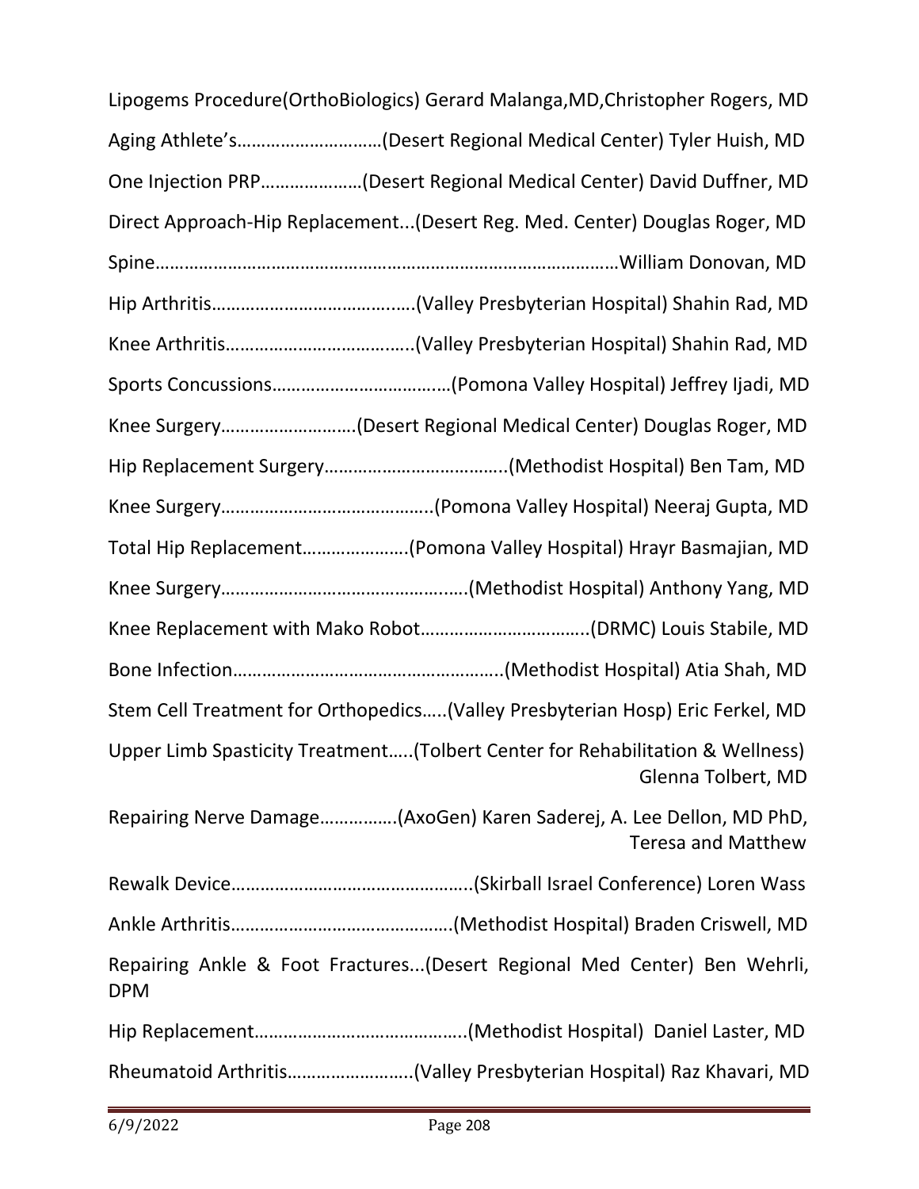Lipogems Procedure(OrthoBiologics) Gerard Malanga,MD,Christopher Rogers, MD

Aging Athlete's………………………(Desert Regional Medical Center) Tyler Huish, MD

One Injection PRP…………………(Desert Regional Medical Center) David Duffner, MD

Direct Approach-Hip Replacement...(Desert Reg. Med. Center) Douglas Roger, MD

Spine……………………………………………………………………………William Donovan, MD

Hip Arthritis…………………………………(Valley Presbyterian Hospital) Shahin Rad, MD

Knee Arthritis………………………………..(Valley Presbyterian Hospital) Shahin Rad, MD

Sports Concussions………………………………(Pomona Valley Hospital) Jeffrey Ijadi, MD

Knee Surgery………………………(Desert Regional Medical Center) Douglas Roger, MD

Hip Replacement Surgery………………………………..(Methodist Hospital) Ben Tam, MD

Knee Surgery……………………………………..(Pomona Valley Hospital) Neeraj Gupta, MD

Total Hip Replacement………………….(Pomona Valley Hospital) Hrayr Basmajian, MD

Knee Surgery…………………………………………(Methodist Hospital) Anthony Yang, MD

Knee Replacement with Mako Robot……………………………..(DRMC) Louis Stabile, MD

Bone Infection………………………………………………..(Methodist Hospital) Atia Shah, MD

Stem Cell Treatment for Orthopedics…..(Valley Presbyterian Hosp) Eric Ferkel, MD

Upper Limb Spasticity Treatment…..(Tolbert Center for Rehabilitation & Wellness) Glenna Tolbert, MD

Repairing Nerve Damage…………….(AxoGen) Karen Saderej, A. Lee Dellon, MD PhD, Teresa and Matthew

Rewalk Device…………………………………………..(Skirball Israel Conference) Loren Wass

Ankle Arthritis……………………………………….(Methodist Hospital) Braden Criswell, MD

Repairing Ankle & Foot Fractures...(Desert Regional Med Center) Ben Wehrli, DPM

Hip Replacement……………………………………..(Methodist Hospital) Daniel Laster, MD

Rheumatoid Arthritis……………………..(Valley Presbyterian Hospital) Raz Khavari, MD

6/9/2022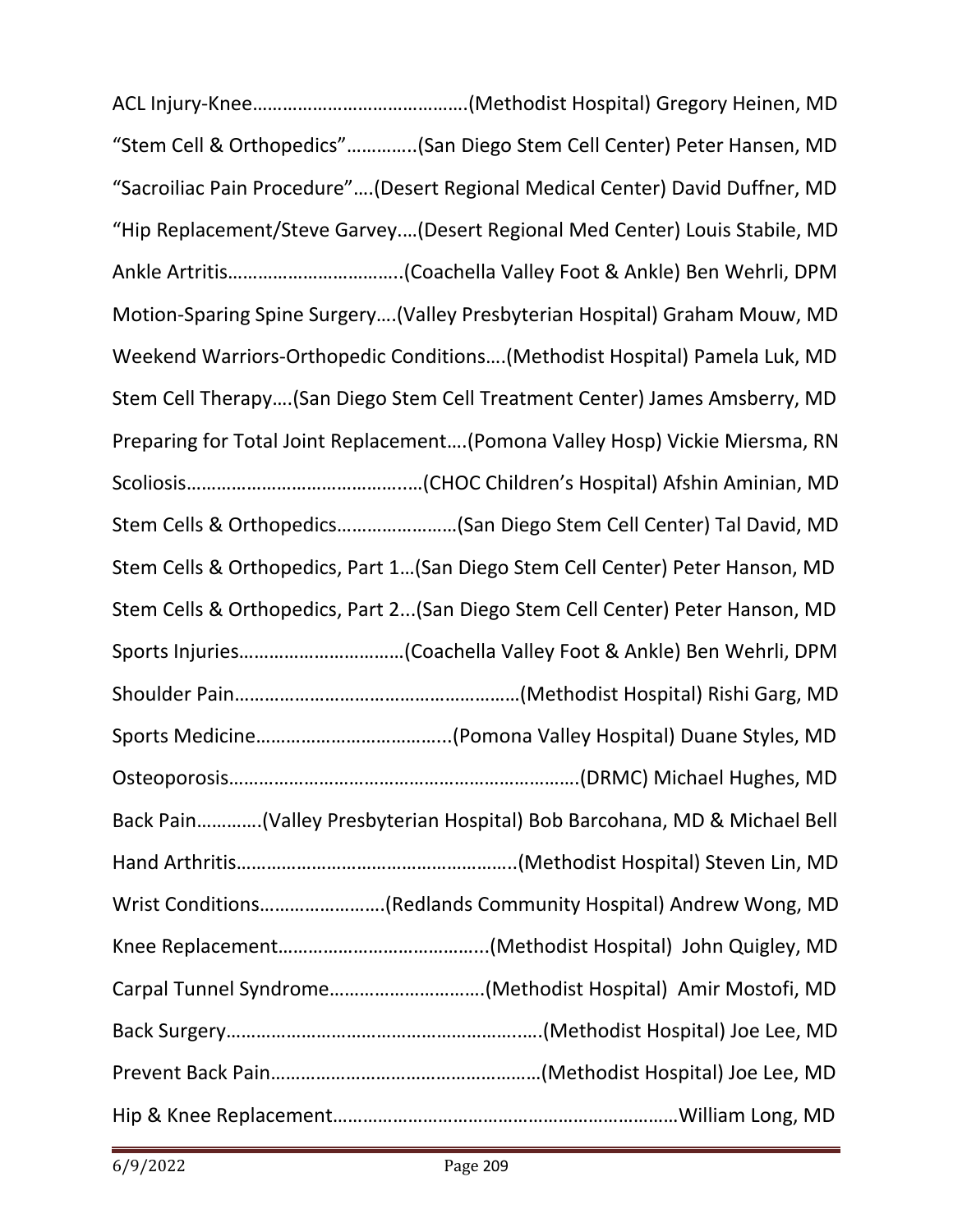ACL Injury-Knee……………………………………(Methodist Hospital) Gregory Heinen, MD

"Stem Cell & Orthopedics"…………..(San Diego Stem Cell Center) Peter Hansen, MD

"Sacroiliac Pain Procedure"….(Desert Regional Medical Center) David Duffner, MD

"Hip Replacement/Steve Garvey….(Desert Regional Med Center) Louis Stabile, MD

Ankle Artritis…………………………….(Coachella Valley Foot & Ankle) Ben Wehrli, DPM

Motion-Sparing Spine Surgery….(Valley Presbyterian Hospital) Graham Mouw, MD

Weekend Warriors-Orthopedic Conditions….(Methodist Hospital) Pamela Luk, MD

Stem Cell Therapy….(San Diego Stem Cell Treatment Center) James Amsberry, MD

Preparing for Total Joint Replacement….(Pomona Valley Hosp) Vickie Miersma, RN

Scoliosis………………………………………(CHOC Children's Hospital) Afshin Aminian, MD

Stem Cells & Orthopedics……………………(San Diego Stem Cell Center) Tal David, MD

Stem Cells & Orthopedics, Part 1…(San Diego Stem Cell Center) Peter Hanson, MD

Stem Cells & Orthopedics, Part 2...(San Diego Stem Cell Center) Peter Hanson, MD

Sports Injuries……………………………(Coachella Valley Foot & Ankle) Ben Wehrli, DPM

Shoulder Pain…………………………………………………(Methodist Hospital) Rishi Garg, MD

Sports Medicine………………………………..(Pomona Valley Hospital) Duane Styles, MD

Osteoporosis……………………………………………………………(DRMC) Michael Hughes, MD

Back Pain………….(Valley Presbyterian Hospital) Bob Barcohana, MD & Michael Bell

Hand Arthritis……………………………………………….(Methodist Hospital) Steven Lin, MD

Wrist Conditions……………………(Redlands Community Hospital) Andrew Wong, MD

Knee Replacement…………………………………..(Methodist Hospital) John Quigley, MD

Carpal Tunnel Syndrome…………………………(Methodist Hospital) Amir Mostofi, MD

Back Surgery……………………………………………………..(Methodist Hospital) Joe Lee, MD

Prevent Back Pain………………………………………………(Methodist Hospital) Joe Lee, MD

Hip & Knee Replacement…………………………………………………………William Long, MD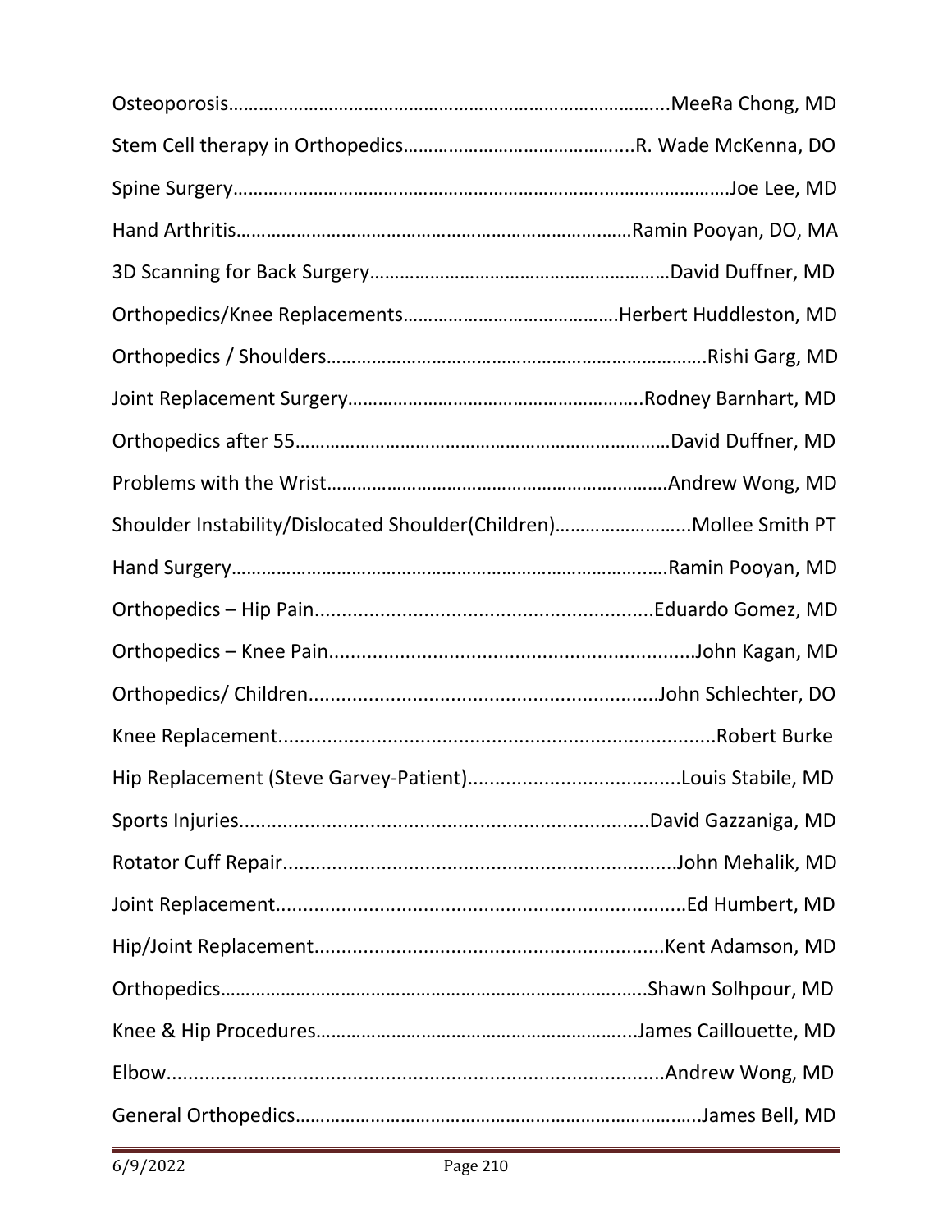Osteoporosis………………………………………………………………………….....MeeRa Chong, MD

Stem Cell therapy in Orthopedics……………………………………....R. Wade McKenna, DO

Spine Surgery…………………………………………………………..………………….Joe Lee, MD

Hand Arthritis…………………………………………………………………….Ramin Pooyan, DO, MA

3D Scanning for Back Surgery……………………………………………………David Duffner, MD

Orthopedics/Knee Replacements…………………………………….Herbert Huddleston, MD

Orthopedics / Shoulders………………………………………………………………….Rishi Garg, MD

Joint Replacement Surgery…………………………………………………..Rodney Barnhart, MD

Orthopedics after 55…………………………………………………………………David Duffner, MD

Problems with the Wrist………………………………………………………….Andrew Wong, MD

Shoulder Instability/Dislocated Shoulder(Children)……………………...Mollee Smith PT

Hand Surgery…………………………………………………………………….….Ramin Pooyan, MD

Orthopedics – Hip Pain.............................................................Eduardo Gomez, MD

Orthopedics – Knee Pain..................................................................John Kagan, MD

Orthopedics/ Children..............................................................John Schlechter, DO

Knee Replacement...............................................................................Robert Burke

Hip Replacement (Steve Garvey-Patient).......................................Louis Stabile, MD

Sports Injuries..........................................................................David Gazzaniga, MD

Rotator Cuff Repair.......................................................................John Mehalik, MD

Joint Replacement..........................................................................Ed Humbert, MD

Hip/Joint Replacement...............................................................Kent Adamson, MD

Orthopedics…………………………………………………………………….....Shawn Solhpour, MD

Knee & Hip Procedures…………………………………………………….....James Caillouette, MD

Elbow.........................................................................................Andrew Wong, MD

General Orthopedics……………………………………………………………….…..James Bell, MD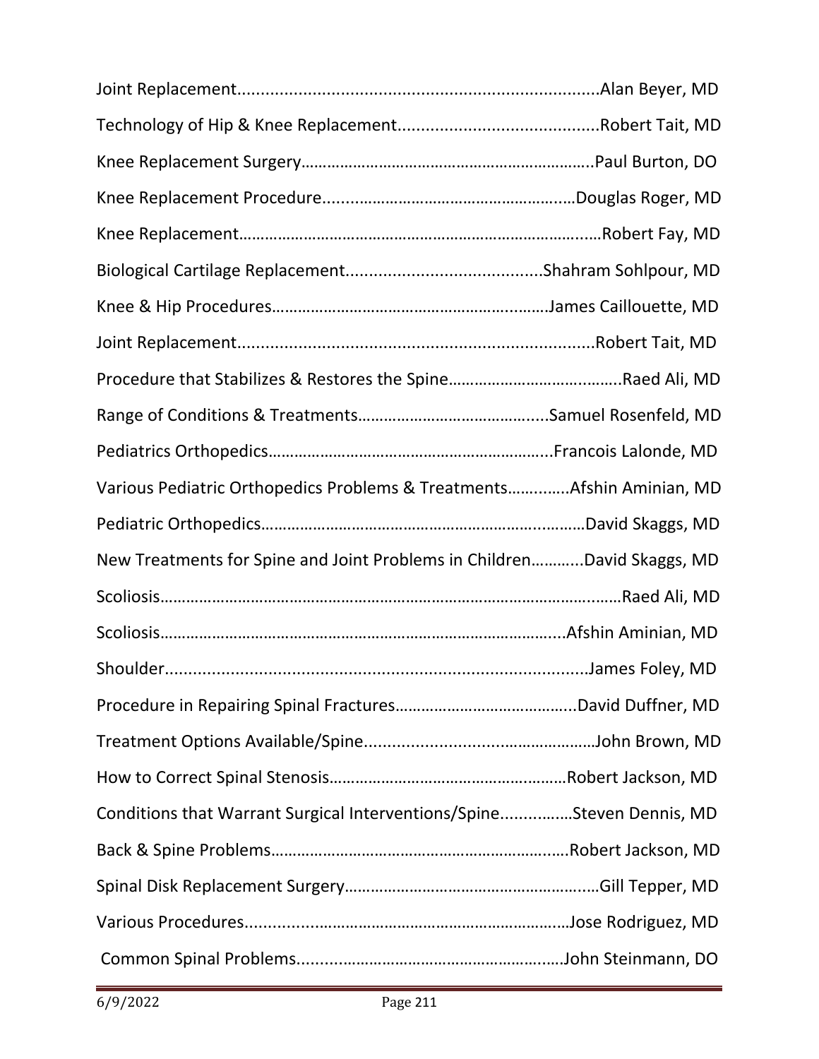Joint Replacement............................................................................Alan Beyer, MD

Technology of Hip & Knee Replacement...........................................Robert Tait, MD

Knee Replacement Surgery………………………………………………………….Paul Burton, DO

Knee Replacement Procedure......................................................…Douglas Roger, MD

Knee Replacement…………………………………………………………………....Robert Fay, MD

Biological Cartilage Replacement.........................................Shahram Sohlpour, MD

Knee & Hip Procedures……………………………………………………..James Caillouette, MD

Joint Replacement............................................................................Robert Tait, MD

Procedure that Stabilizes & Restores the Spine…………………………..……..Raed Ali, MD

Range of Conditions & Treatments………………………………......Samuel Rosenfeld, MD

Pediatrics Orthopedics……………………………………………………….Francois Lalonde, MD

Various Pediatric Orthopedics Problems & Treatments………..…Afshin Aminian, MD

Pediatric Orthopedics…………………………………………………………David Skaggs, MD

New Treatments for Spine and Joint Problems in Children………..David Skaggs, MD

Scoliosis……………………………………………………………………………….……Raed Ali, MD

Scoliosis………………………………………………………………………......Afshin Aminian, MD

Shoulder..........................................................................................James Foley, MD

Procedure in Repairing Spinal Fractures…………………………………...David Duffner, MD

Treatment Options Available/Spine.................................…………John Brown, MD

How to Correct Spinal Stenosis……………………………………………Robert Jackson, MD

Conditions that Warrant Surgical Interventions/Spine...............…Steven Dennis, MD

Back & Spine Problems…………………………………………………….Robert Jackson, MD

Spinal Disk Replacement Surgery…………………………………………..…Gill Tepper, MD

Various Procedures...........................………………………………Jose Rodriguez, MD

Common Spinal Problems........................................................John Steinmann, DO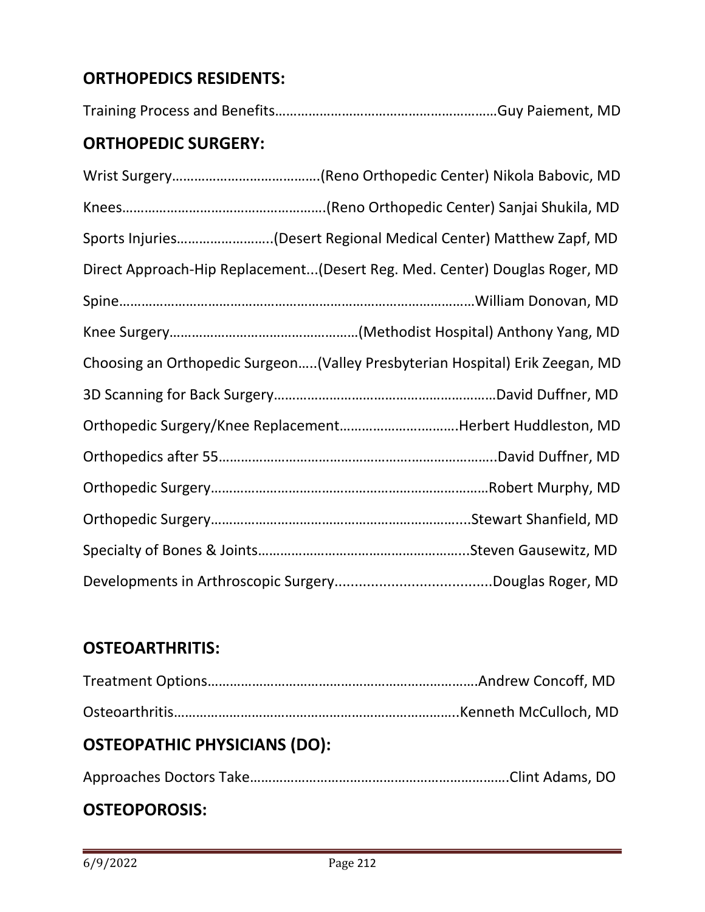## ORTHOPEDICS RESIDENTS:

Training Process and Benefits……………………………………………………Guy Paiement, MD

## ORTHOPEDIC SURGERY:

Wrist Surgery…………………………………(Reno Orthopedic Center) Nikola Babovic, MD

Knees………………………………………………(Reno Orthopedic Center) Sanjai Shukila, MD

Sports Injuries……………………..(Desert Regional Medical Center) Matthew Zapf, MD

Direct Approach-Hip Replacement...(Desert Reg. Med. Center) Douglas Roger, MD

Spine……………………………………………………………………………………William Donovan, MD

Knee Surgery……………………………………………(Methodist Hospital) Anthony Yang, MD

Choosing an Orthopedic Surgeon…..(Valley Presbyterian Hospital) Erik Zeegan, MD

3D Scanning for Back Surgery……………………………………………………David Duffner, MD

Orthopedic Surgery/Knee Replacement………………………….Herbert Huddleston, MD

Orthopedics after 55………………………………………………………………..David Duffner, MD

Orthopedic Surgery…………………………………………………………………Robert Murphy, MD

Orthopedic Surgery…………………………………………………………...Stewart Shanfield, MD

Specialty of Bones & Joints………………………………………………...Steven Gausewitz, MD

Developments in Arthroscopic Surgery.......................................Douglas Roger, MD

## OSTEOARTHRITIS:

Treatment Options……………………………………………………………….Andrew Concoff, MD

Osteoarthritis…………………………………………………………………..Kenneth McCulloch, MD

## OSTEOPATHIC PHYSICIANS (DO):

Approaches Doctors Take…………………………………………………………….Clint Adams, DO

## OSTEOPOROSIS: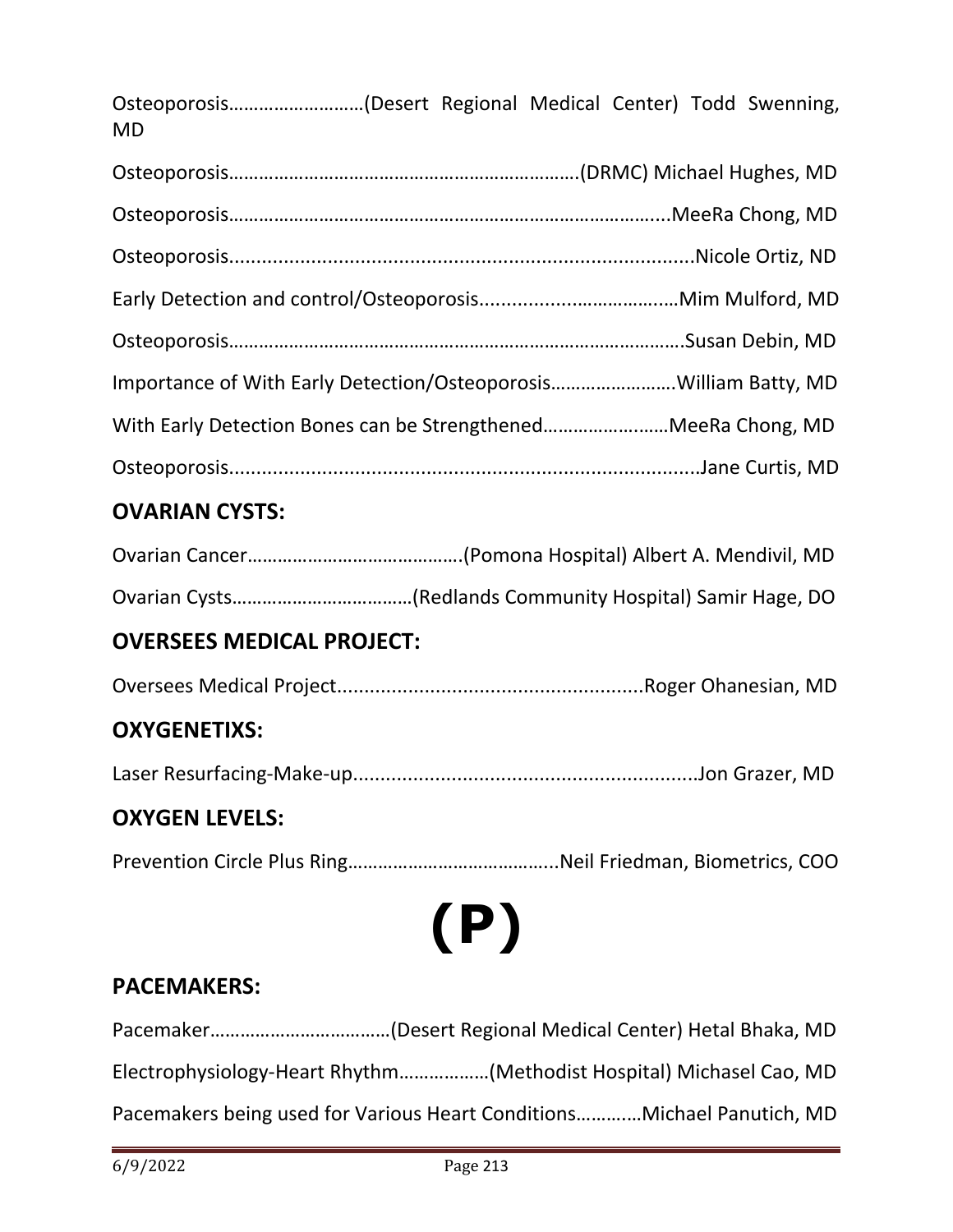Osteoporosis………………………(Desert Regional Medical Center) Todd Swenning, MD

Osteoporosis……………………………………………………………(DRMC) Michael Hughes, MD

Osteoporosis……………………………………………………………………………...MeeRa Chong, MD

Osteoporosis.....................................................................................Nicole Ortiz, ND

Early Detection and control/Osteoporosis......................……………Mim Mulford, MD

Osteoporosis…………………………………………………………………………….Susan Debin, MD

Importance of With Early Detection/Osteoporosis…………………….William Batty, MD

With Early Detection Bones can be Strengthened……………………MeeRa Chong, MD

Osteoporosis.......................................................................................Jane Curtis, MD

## OVARIAN CYSTS:

Ovarian Cancer…………………………………….(Pomona Hospital) Albert A. Mendivil, MD

Ovarian Cysts………………………………(Redlands Community Hospital) Samir Hage, DO

## OVERSEES MEDICAL PROJECT:

Oversees Medical Project........................................................Roger Ohanesian, MD

## OXYGENETIXS:

Laser Resurfacing-Make-up..............................................................Jon Grazer, MD

## OXYGEN LEVELS:

Prevention Circle Plus Ring…………………………………...Neil Friedman, Biometrics, COO

# (P)

## PACEMAKERS:

Pacemaker………………………………(Desert Regional Medical Center) Hetal Bhaka, MD

Electrophysiology-Heart Rhythm………………(Methodist Hospital) Michasel Cao, MD

Pacemakers being used for Various Heart Conditions…………Michael Panutich, MD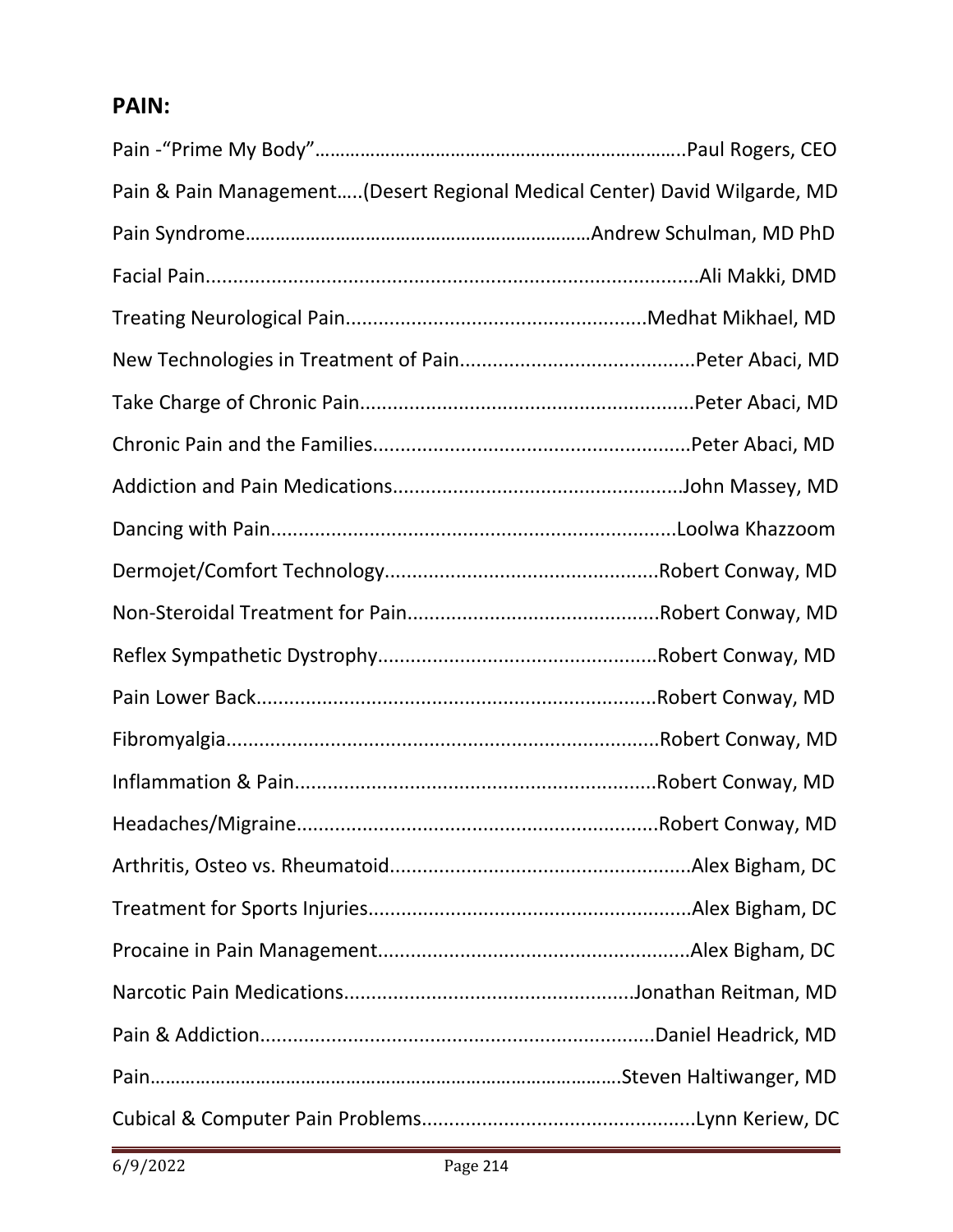## PAIN:

Pain -"Prime My Body"……………………………………………………………..Paul Rogers, CEO

Pain & Pain Management…..(Desert Regional Medical Center) David Wilgarde, MD

Pain Syndrome…………………………………………………………Andrew Schulman, MD PhD

Facial Pain..........................................................................................Ali Makki, DMD

Treating Neurological Pain.......................................................Medhat Mikhael, MD

New Technologies in Treatment of Pain...........................................Peter Abaci, MD

Take Charge of Chronic Pain.............................................................Peter Abaci, MD

Chronic Pain and the Families..........................................................Peter Abaci, MD

Addiction and Pain Medications....................................................John Massey, MD

Dancing with Pain.........................................................................Loolwa Khazzoom

Dermojet/Comfort Technology..................................................Robert Conway, MD

Non-Steroidal Treatment for Pain..............................................Robert Conway, MD

Reflex Sympathetic Dystrophy...................................................Robert Conway, MD

Pain Lower Back.........................................................................Robert Conway, MD

Fibromyalgia...............................................................................Robert Conway, MD

Inflammation & Pain..................................................................Robert Conway, MD

Headaches/Migraine...................................................................Robert Conway, MD

Arthritis, Osteo vs. Rheumatoid.......................................................Alex Bigham, DC

Treatment for Sports Injuries...........................................................Alex Bigham, DC

Procaine in Pain Management.........................................................Alex Bigham, DC

Narcotic Pain Medications....................................................Jonathan Reitman, MD

Pain & Addiction.........................................................................Daniel Headrick, MD

Pain…………………………………………………………………………………Steven Haltiwanger, MD

Cubical & Computer Pain Problems.................................................Lynn Keriew, DC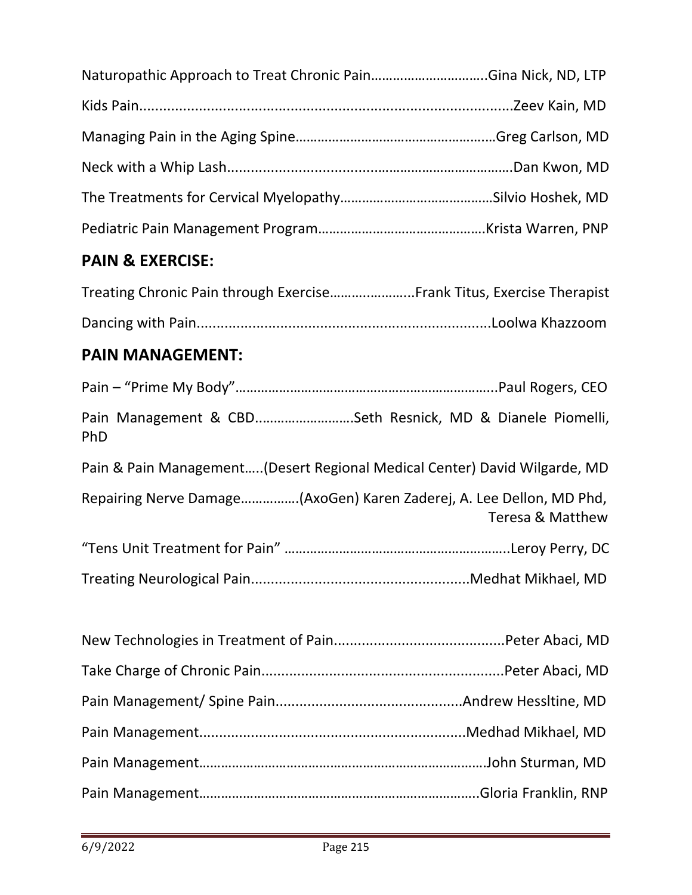Naturopathic Approach to Treat Chronic Pain…………………………..Gina Nick, ND, LTP

Kids Pain..............................................................................................Zeev Kain, MD

Managing Pain in the Aging Spine…………………………………………..Greg Carlson, MD

Neck with a Whip Lash.............................................................…………Dan Kwon, MD

The Treatments for Cervical Myelopathy……………………….…………Silvio Hoshek, MD

Pediatric Pain Management Program………………………………………Krista Warren, PNP

## PAIN & EXERCISE:

Treating Chronic Pain through Exercise…………………..Frank Titus, Exercise Therapist

Dancing with Pain.........................................................................Loolwa Khazzoom

## PAIN MANAGEMENT:

Pain – "Prime My Body"………………………………………………………...Paul Rogers, CEO

Pain Management & CBD………………………Seth Resnick, MD & Dianele Piomelli, PhD

Pain & Pain Management…..(Desert Regional Medical Center) David Wilgarde, MD

Repairing Nerve Damage…………….(AxoGen) Karen Zaderej, A. Lee Dellon, MD Phd, Teresa & Matthew

"Tens Unit Treatment for Pain" ……………………………………………..Leroy Perry, DC

Treating Neurological Pain......................................................Medhat Mikhael, MD

New Technologies in Treatment of Pain...........................................Peter Abaci, MD

Take Charge of Chronic Pain.............................................................Peter Abaci, MD

Pain Management/ Spine Pain..............................................Andrew Hessltine, MD

Pain Management...................................................................Medhad Mikhael, MD

Pain Management……………………………………………………………………John Sturman, MD

Pain Management…………………………………………………………………..Gloria Franklin, RNP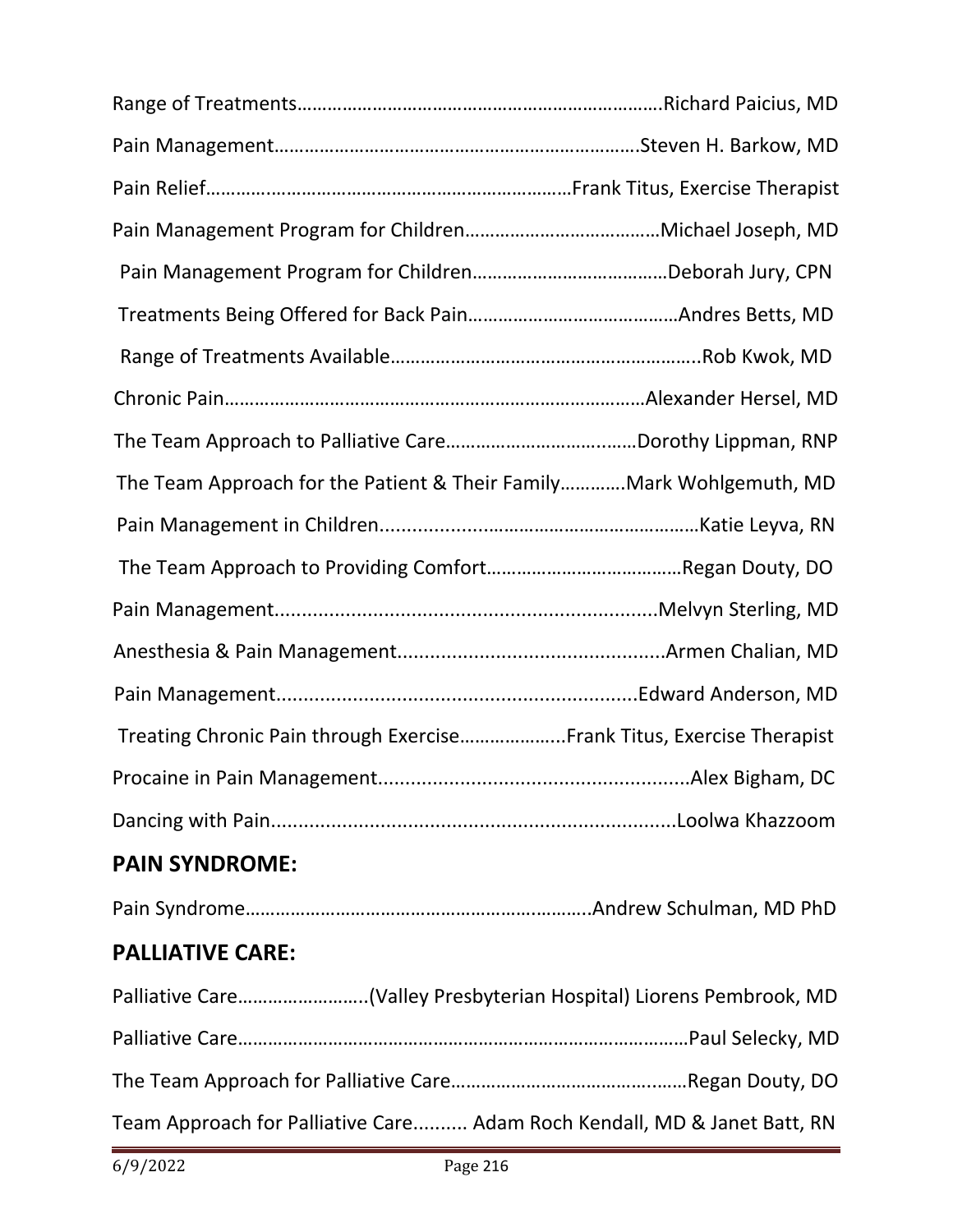Range of Treatments……………………………………………………………….Richard Paicius, MD

Pain Management……………………………………………………………….Steven H. Barkow, MD

Pain Relief…………………………………………………………………Frank Titus, Exercise Therapist

Pain Management Program for Children…………………………………Michael Joseph, MD

Pain Management Program for Children…………………………………Deborah Jury, CPN

Treatments Being Offered for Back Pain……………………………………Andres Betts, MD

Range of Treatments Available……………………………………………………..Rob Kwok, MD

Chronic Pain……………………………………………………………………………Alexander Hersel, MD

The Team Approach to Palliative Care………………………………..Dorothy Lippman, RNP

The Team Approach for the Patient & Their Family…………Mark Wohlgemuth, MD

Pain Management in Children.............................................................Katie Leyva, RN

The Team Approach to Providing Comfort…………………………………Regan Douty, DO

Pain Management.....................................................................Melvyn Sterling, MD

Anesthesia & Pain Management.................................................Armen Chalian, MD

Pain Management.................................................................Edward Anderson, MD

Treating Chronic Pain through Exercise………………...Frank Titus, Exercise Therapist

Procaine in Pain Management.........................................................Alex Bigham, DC

Dancing with Pain.........................................................................Loolwa Khazzoom

## PAIN SYNDROME:

Pain Syndrome…………………………………………………………..Andrew Schulman, MD PhD

## PALLIATIVE CARE:

Palliative Care……………………..(Valley Presbyterian Hospital) Liorens Pembrook, MD

Palliative Care…………………………………………………………………………Paul Selecky, MD

The Team Approach for Palliative Care……………………………………..Regan Douty, DO

Team Approach for Palliative Care.......... Adam Roch Kendall, MD & Janet Batt, RN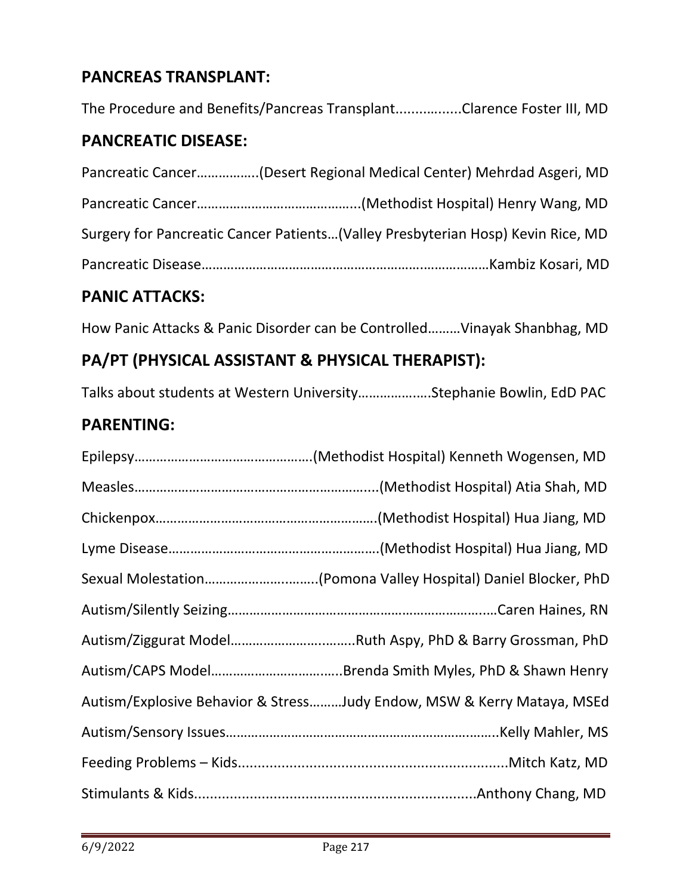## PANCREAS TRANSPLANT:

The Procedure and Benefits/Pancreas Transplant................Clarence Foster III, MD

## PANCREATIC DISEASE:

Pancreatic Cancer…………….(Desert Regional Medical Center) Mehrdad Asgeri, MD

Pancreatic Cancer……………………………………..(Methodist Hospital) Henry Wang, MD

Surgery for Pancreatic Cancer Patients…(Valley Presbyterian Hosp) Kevin Rice, MD

Pancreatic Disease……………………………………………………..………………Kambiz Kosari, MD

## PANIC ATTACKS:

How Panic Attacks & Panic Disorder can be Controlled………Vinayak Shanbhag, MD

## PA/PT (PHYSICAL ASSISTANT & PHYSICAL THERAPIST):

Talks about students at Western University……………….Stephanie Bowlin, EdD PAC

## PARENTING:

Epilepsy…………………………………………(Methodist Hospital) Kenneth Wogensen, MD

Measles………………………………………………………...(Methodist Hospital) Atia Shah, MD

Chickenpox…………………………………………………(Methodist Hospital) Hua Jiang, MD

Lyme Disease…………………………………………………(Methodist Hospital) Hua Jiang, MD

Sexual Molestation……………….………..(Pomona Valley Hospital) Daniel Blocker, PhD

Autism/Silently Seizing…………………………………………………………..…Caren Haines, RN

Autism/Ziggurat Model…………………….……..Ruth Aspy, PhD & Barry Grossman, PhD

Autism/CAPS Model……………………………..Brenda Smith Myles, PhD & Shawn Henry

Autism/Explosive Behavior & Stress………Judy Endow, MSW & Kerry Mataya, MSEd

Autism/Sensory Issues…………………………………………………………..……..Kelly Mahler, MS

Feeding Problems – Kids....................................................................Mitch Katz, MD

Stimulants & Kids.......................................................................Anthony Chang, MD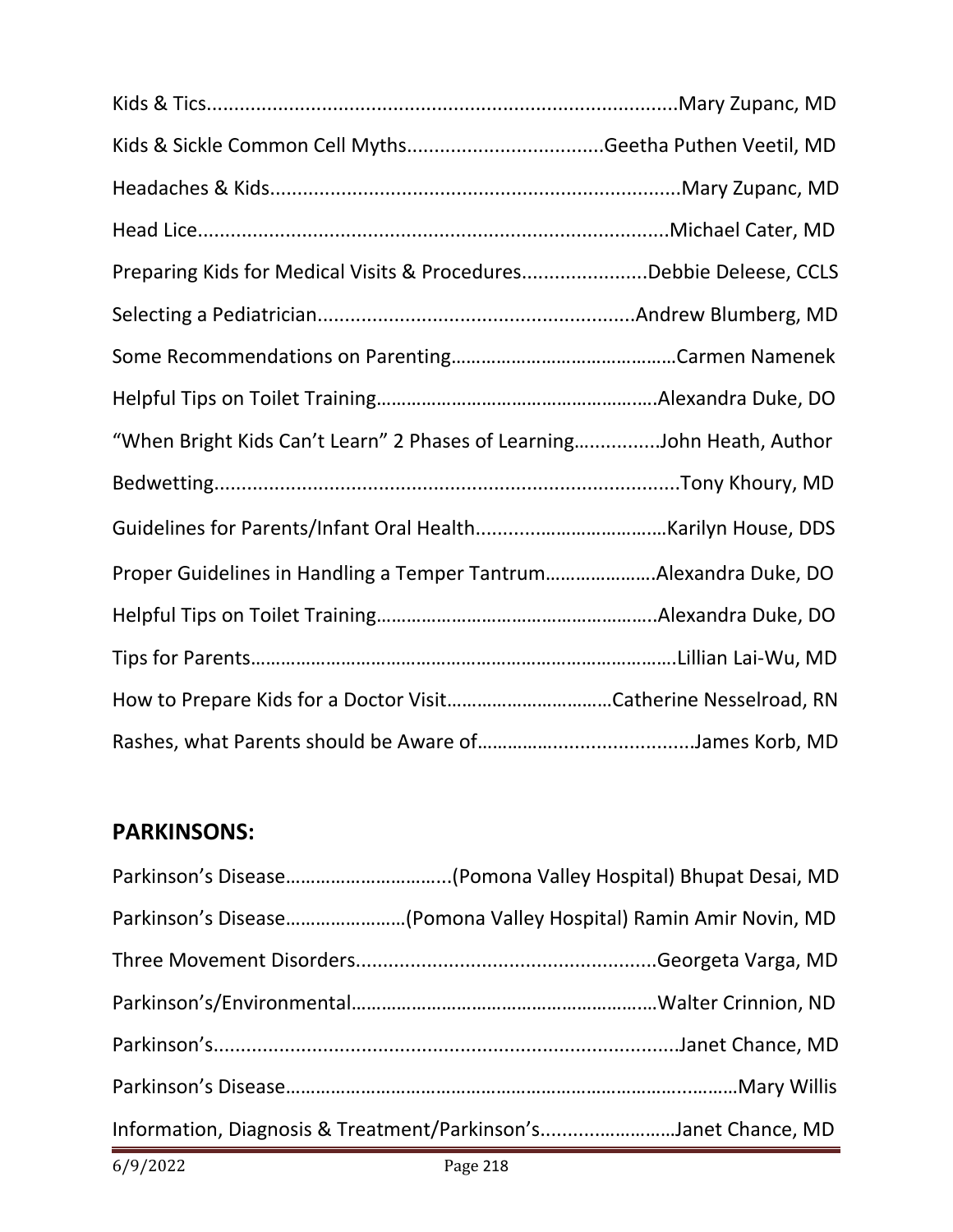Kids & Tics.....................................................................................Mary Zupanc, MD

Kids & Sickle Common Cell Myths...................................Geetha Puthen Veetil, MD

Headaches & Kids..........................................................................Mary Zupanc, MD

Head Lice.....................................................................................Michael Cater, MD

Preparing Kids for Medical Visits & Procedures.......................Debbie Deleese, CCLS

Selecting a Pediatrician.........................................................Andrew Blumberg, MD

Some Recommendations on Parenting………………………………………Carmen Namenek

Helpful Tips on Toilet Training………………………………………………..Alexandra Duke, DO

"When Bright Kids Can't Learn" 2 Phases of Learning................John Heath, Author

Bedwetting....................................................................................Tony Khoury, MD

Guidelines for Parents/Infant Oral Health....................……………Karilyn House, DDS

Proper Guidelines in Handling a Temper Tantrum…………………Alexandra Duke, DO

Helpful Tips on Toilet Training………………………………………………..Alexandra Duke, DO

Tips for Parents…………………………………………………………………………Lillian Lai-Wu, MD

How to Prepare Kids for a Doctor Visit……………………………Catherine Nesselroad, RN

Rashes, what Parents should be Aware of……………..........................James Korb, MD

## PARKINSONS:

Parkinson's Disease…………………………...(Pomona Valley Hospital) Bhupat Desai, MD

Parkinson's Disease……………………(Pomona Valley Hospital) Ramin Amir Novin, MD

Three Movement Disorders......................................................Georgeta Varga, MD

Parkinson's/Environmental……………………………………………….…Walter Crinnion, ND

Parkinson's....................................................................................Janet Chance, MD

Parkinson's Disease…………………………………………………………………..………Mary Willis

Information, Diagnosis & Treatment/Parkinson's..........……………Janet Chance, MD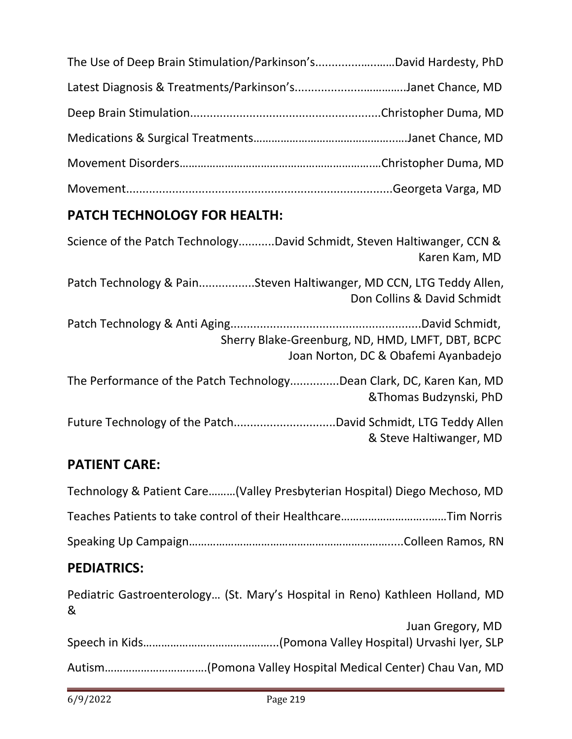The Use of Deep Brain Stimulation/Parkinson's.........................David Hardesty, PhD

Latest Diagnosis & Treatments/Parkinson's...................................Janet Chance, MD

Deep Brain Stimulation..........................................................Christopher Duma, MD

Medications & Surgical Treatments..........................................Janet Chance, MD

Movement Disorders...............................................................Christopher Duma, MD

Movement................................................................................Georgeta Varga, MD

## PATCH TECHNOLOGY FOR HEALTH:

Science of the Patch Technology...........David Schmidt, Steven Haltiwanger, CCN & Karen Kam, MD

Patch Technology & Pain.................Steven Haltiwanger, MD CCN, LTG Teddy Allen, Don Collins & David Schmidt

Patch Technology & Anti Aging..........................................................David Schmidt, Sherry Blake-Greenburg, ND, HMD, LMFT, DBT, BCPC Joan Norton, DC & Obafemi Ayanbadejo

The Performance of the Patch Technology...............Dean Clark, DC, Karen Kan, MD &Thomas Budzynski, PhD

Future Technology of the Patch...............................David Schmidt, LTG Teddy Allen & Steve Haltiwanger, MD

## PATIENT CARE:

Technology & Patient Care.........(Valley Presbyterian Hospital) Diego Mechoso, MD

Teaches Patients to take control of their Healthcare...................................Tim Norris

Speaking Up Campaign..................................................................Colleen Ramos, RN

## PEDIATRICS:

Pediatric Gastroenterology... (St. Mary's Hospital in Reno) Kathleen Holland, MD & Juan Gregory, MD

Speech in Kids...........................................(Pomona Valley Hospital) Urvashi Iyer, SLP

Autism.................................(Pomona Valley Hospital Medical Center) Chau Van, MD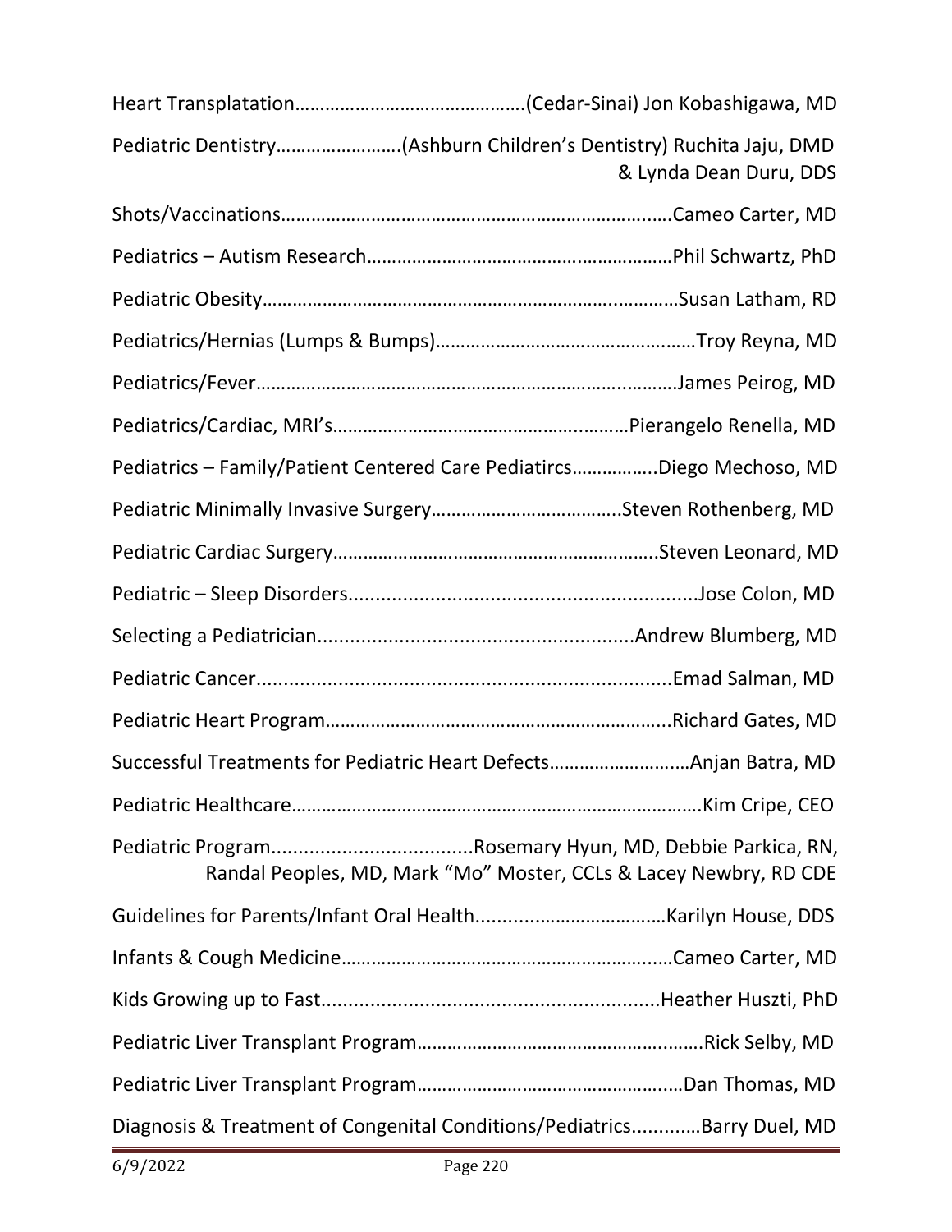Heart Transplatation……………………………………….(Cedar-Sinai) Jon Kobashigawa, MD

Pediatric Dentistry…………………….(Ashburn Children's Dentistry) Ruchita Jaju, DMD & Lynda Dean Duru, DDS

Shots/Vaccinations…………………………………………………………………….Cameo Carter, MD

Pediatrics – Autism Research……………………………………………………Phil Schwartz, PhD

Pediatric Obesity……………………………………………………………………….Susan Latham, RD

Pediatrics/Hernias (Lumps & Bumps)……………………………………………Troy Reyna, MD

Pediatrics/Fever………………………………………………………………………….James Peirog, MD

Pediatrics/Cardiac, MRI's………………………………………………….Pierangelo Renella, MD

Pediatrics – Family/Patient Centered Care Pediatircs……………..Diego Mechoso, MD

Pediatric Minimally Invasive Surgery………………………………..Steven Rothenberg, MD

Pediatric Cardiac Surgery…………………………………………………………..Steven Leonard, MD

Pediatric – Sleep Disorders................................................................Jose Colon, MD

Selecting a Pediatrician.........................................................Andrew Blumberg, MD

Pediatric Cancer..........................................................................Emad Salman, MD

Pediatric Heart Program……………………………………………………………...Richard Gates, MD

Successful Treatments for Pediatric Heart Defects…………………….…Anjan Batra, MD

Pediatric Healthcare…………………………………………………………………….Kim Cripe, CEO

Pediatric Program....................................Rosemary Hyun, MD, Debbie Parkica, RN, Randal Peoples, MD, Mark "Mo" Moster, CCLs & Lacey Newbry, RD CDE

Guidelines for Parents/Infant Oral Health......……………………………Karilyn House, DDS

Infants & Cough Medicine…………………………………………………………Cameo Carter, MD

Kids Growing up to Fast.............................................................Heather Huszti, PhD

Pediatric Liver Transplant Program………………………………………………..Rick Selby, MD

Pediatric Liver Transplant Program…………………………………………….…Dan Thomas, MD

Diagnosis & Treatment of Congenital Conditions/Pediatrics............Barry Duel, MD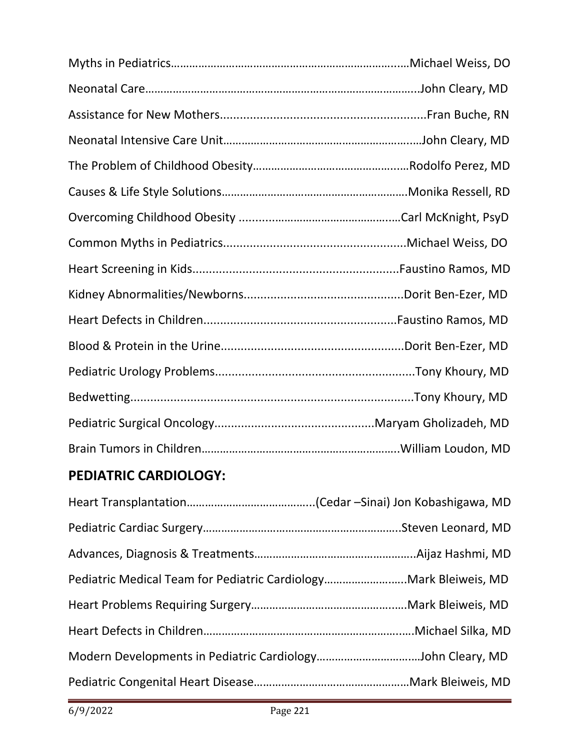Myths in Pediatrics……………………………………………………………………Michael Weiss, DO

Neonatal Care…………………………………………………………………………….John Cleary, MD

Assistance for New Mothers..............................................................Fran Buche, RN

Neonatal Intensive Care Unit…………………………………………………..…John Cleary, MD

The Problem of Childhood Obesity…………………………………………..…Rodolfo Perez, MD

Causes & Life Style Solutions………………………………………………….Monika Ressell, RD

Overcoming Childhood Obesity ..............................................…Carl McKnight, PsyD

Common Myths in Pediatrics.......................................................Michael Weiss, DO

Heart Screening in Kids.............................................................Faustino Ramos, MD

Kidney Abnormalities/Newborns................................................Dorit Ben-Ezer, MD

Heart Defects in Children..........................................................Faustino Ramos, MD

Blood & Protein in the Urine.......................................................Dorit Ben-Ezer, MD

Pediatric Urology Problems...........................................................Tony Khoury, MD

Bedwetting....................................................................................Tony Khoury, MD

Pediatric Surgical Oncology................................................Maryam Gholizadeh, MD

Brain Tumors in Children……………………………………………………..William Loudon, MD

## PEDIATRIC CARDIOLOGY:

Heart Transplantation…………………………………..(Cedar –Sinai) Jon Kobashigawa, MD

Pediatric Cardiac Surgery………………………………………………………..Steven Leonard, MD

Advances, Diagnosis & Treatments……………………………………………..Aijaz Hashmi, MD

Pediatric Medical Team for Pediatric Cardiology……………………..Mark Bleiweis, MD

Heart Problems Requiring Surgery…………………………………….……Mark Bleiweis, MD

Heart Defects in Children…………………………………………………….……Michael Silka, MD

Modern Developments in Pediatric Cardiology…………………………..…John Cleary, MD

Pediatric Congenital Heart Disease……………………………………………Mark Bleiweis, MD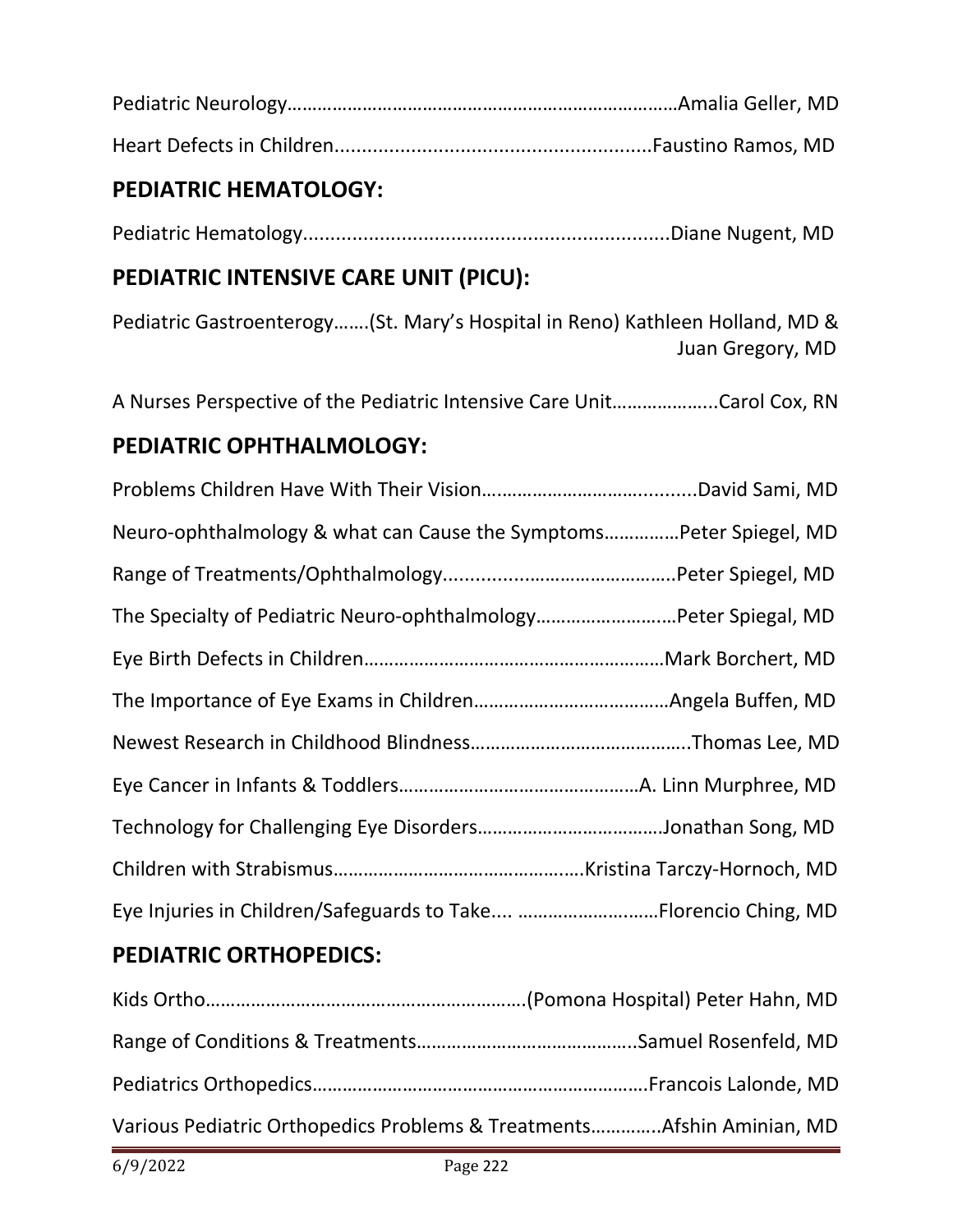Pediatric Neurology……………………………………………………………………Amalia Geller, MD

Heart Defects in Children..........................................................Faustino Ramos, MD

## PEDIATRIC HEMATOLOGY:

Pediatric Hematology..................................................................Diane Nugent, MD

## PEDIATRIC INTENSIVE CARE UNIT (PICU):

Pediatric Gastroenterogy…….(St. Mary's Hospital in Reno) Kathleen Holland, MD & Juan Gregory, MD

A Nurses Perspective of the Pediatric Intensive Care Unit………………..Carol Cox, RN

## PEDIATRIC OPHTHALMOLOGY:

Problems Children Have With Their Vision……………………………..........David Sami, MD

Neuro-ophthalmology & what can Cause the Symptoms……………Peter Spiegel, MD

Range of Treatments/Ophthalmology.............………………………….Peter Spiegel, MD

The Specialty of Pediatric Neuro-ophthalmology……………………..…Peter Spiegal, MD

Eye Birth Defects in Children……………………………………………………Mark Borchert, MD

The Importance of Eye Exams in Children…………………………………Angela Buffen, MD

Newest Research in Childhood Blindness……………………………………..Thomas Lee, MD

Eye Cancer in Infants & Toddlers…………………………………………A. Linn Murphree, MD

Technology for Challenging Eye Disorders………………………………Jonathan Song, MD

Children with Strabismus…………………………………………..Kristina Tarczy-Hornoch, MD

Eye Injuries in Children/Safeguards to Take.... ………………….……Florencio Ching, MD

## PEDIATRIC ORTHOPEDICS:

Kids Ortho……………………………………………………….(Pomona Hospital) Peter Hahn, MD

Range of Conditions & Treatments……………………………………..Samuel Rosenfeld, MD

Pediatrics Orthopedics…………………………………………………………Francois Lalonde, MD

Various Pediatric Orthopedics Problems & Treatments………….Afshin Aminian, MD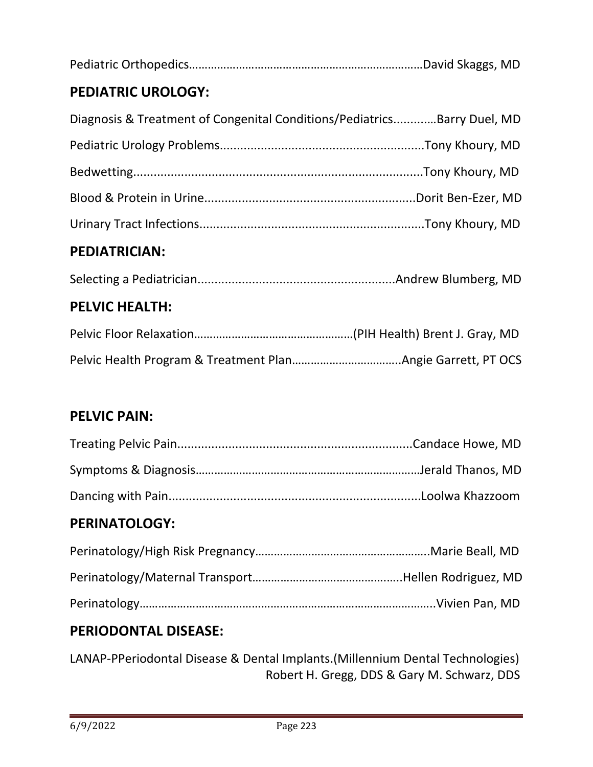Pediatric Orthopedics……………………………………………………………………David Skaggs, MD

## PEDIATRIC UROLOGY:

Diagnosis & Treatment of Congenital Conditions/Pediatrics............Barry Duel, MD

Pediatric Urology Problems..........................................................Tony Khoury, MD

Bedwetting...................................................................................Tony Khoury, MD

Blood & Protein in Urine............................................................Dorit Ben-Ezer, MD

Urinary Tract Infections................................................................Tony Khoury, MD

## PEDIATRICIAN:

Selecting a Pediatrician.........................................................Andrew Blumberg, MD

## PELVIC HEALTH:

Pelvic Floor Relaxation……………………………………………(PIH Health) Brent J. Gray, MD

Pelvic Health Program & Treatment Plan……………………………..Angie Garrett, PT OCS

## PELVIC PAIN:

Treating Pelvic Pain....................................................................Candace Howe, MD

Symptoms & Diagnosis………………………………………………………………Jerald Thanos, MD

Dancing with Pain.........................................................................Loolwa Khazzoom

## PERINATOLOGY:

Perinatology/High Risk Pregnancy………………………………………………..Marie Beall, MD

Perinatology/Maternal Transport………………………………………..Hellen Rodriguez, MD

Perinatology……………………………………………………………………………………..Vivien Pan, MD

## PERIODONTAL DISEASE:

LANAP-PPeriodontal Disease & Dental Implants.(Millennium Dental Technologies) Robert H. Gregg, DDS & Gary M. Schwarz, DDS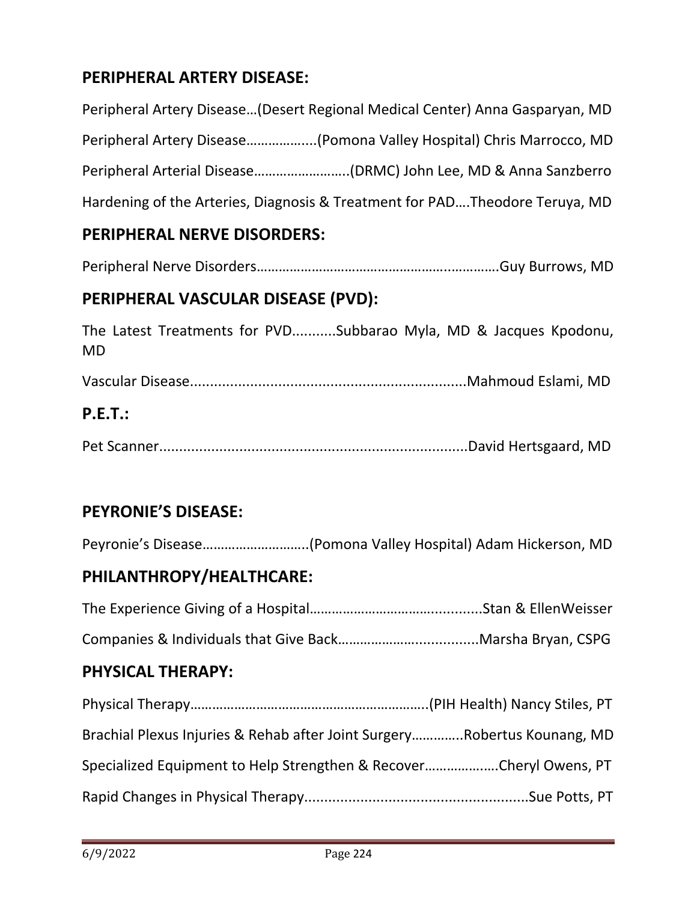## PERIPHERAL ARTERY DISEASE:

Peripheral Artery Disease…(Desert Regional Medical Center) Anna Gasparyan, MD

Peripheral Artery Disease……………....(Pomona Valley Hospital) Chris Marrocco, MD

Peripheral Arterial Disease…………………….(DRMC) John Lee, MD & Anna Sanzberro

Hardening of the Arteries, Diagnosis & Treatment for PAD….Theodore Teruya, MD

## PERIPHERAL NERVE DISORDERS:

Peripheral Nerve Disorders………………………………………….……………Guy Burrows, MD

## PERIPHERAL VASCULAR DISEASE (PVD):

The Latest Treatments for PVD...........Subbarao Myla, MD & Jacques Kpodonu, MD

Vascular Disease.....................................................................Mahmoud Eslami, MD

## P.E.T.:

Pet Scanner............................................................................David Hertsgaard, MD

## PEYRONIE'S DISEASE:

Peyronie's Disease………………………..(Pomona Valley Hospital) Adam Hickerson, MD

## PHILANTHROPY/HEALTHCARE:

The Experience Giving of a Hospital…………………………….............Stan & EllenWeisser

Companies & Individuals that Give Back……………….................Marsha Bryan, CSPG

## PHYSICAL THERAPY:

Physical Therapy………………………………………………………..(PIH Health) Nancy Stiles, PT

Brachial Plexus Injuries & Rehab after Joint Surgery…………..Robertus Kounang, MD

Specialized Equipment to Help Strengthen & Recover……………….Cheryl Owens, PT

Rapid Changes in Physical Therapy........................................................Sue Potts, PT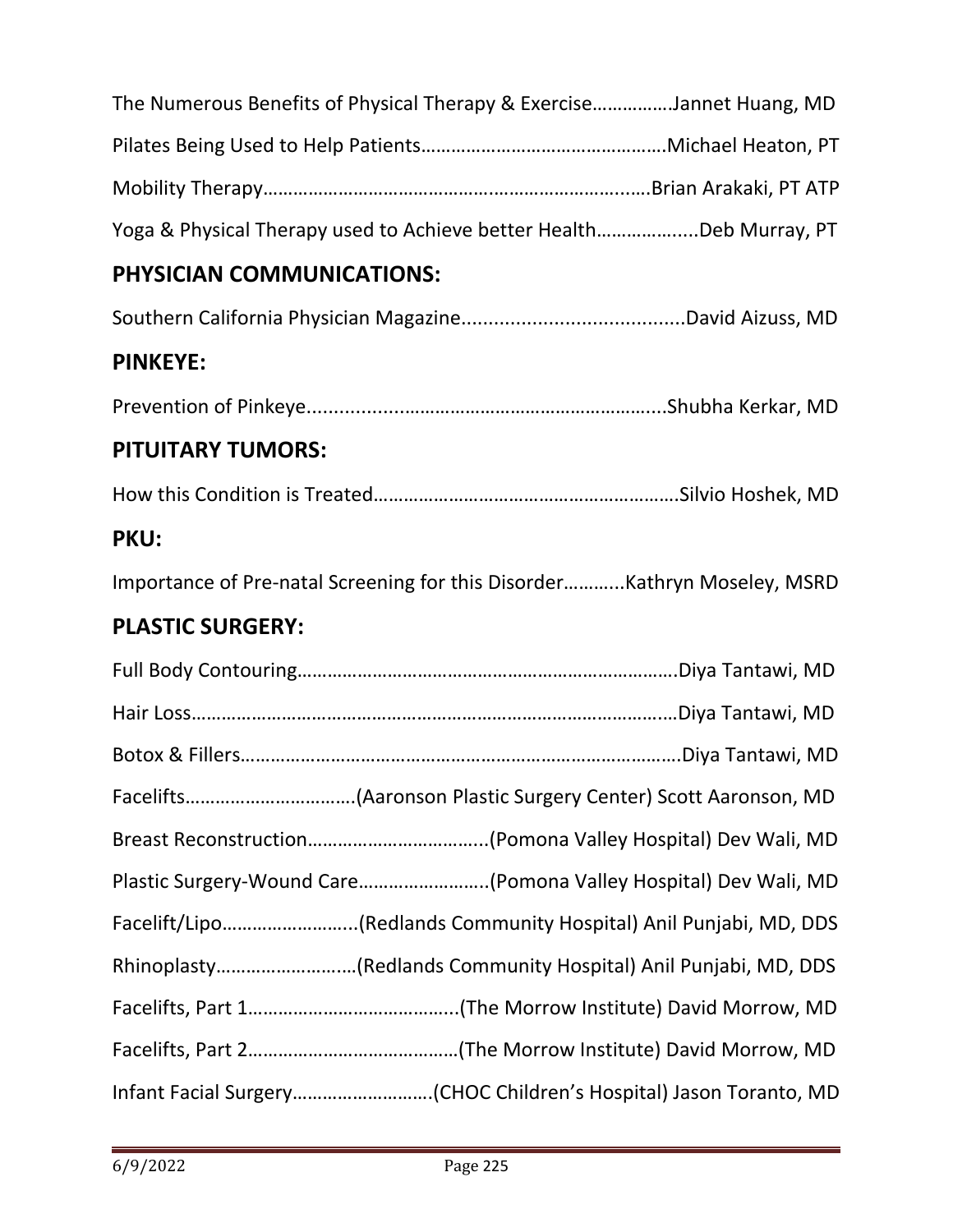The Numerous Benefits of Physical Therapy & Exercise……………Jannet Huang, MD

Pilates Being Used to Help Patients…………………………………………Michael Heaton, PT

Mobility Therapy……………………………………………………………….……Brian Arakaki, PT ATP

Yoga & Physical Therapy used to Achieve better Health……………....Deb Murray, PT

## PHYSICIAN COMMUNICATIONS:

Southern California Physician Magazine.........................................David Aizuss, MD

## PINKEYE:

Prevention of Pinkeye....................…………………………………………....Shubha Kerkar, MD

## PITUITARY TUMORS:

How this Condition is Treated……………………………………………………Silvio Hoshek, MD

## PKU:

Importance of Pre-natal Screening for this Disorder………..Kathryn Moseley, MSRD

## PLASTIC SURGERY:

Full Body Contouring………………………………………………………………….Diya Tantawi, MD

Hair Loss……………………………………………………………………………….…Diya Tantawi, MD

Botox & Fillers……………………………………………………………………………..Diya Tantawi, MD

Facelifts……………………………(Aaronson Plastic Surgery Center) Scott Aaronson, MD

Breast Reconstruction……………………………...(Pomona Valley Hospital) Dev Wali, MD

Plastic Surgery-Wound Care……………………..(Pomona Valley Hospital) Dev Wali, MD

Facelift/Lipo……………………..(Redlands Community Hospital) Anil Punjabi, MD, DDS

Rhinoplasty…………………….…(Redlands Community Hospital) Anil Punjabi, MD, DDS

Facelifts, Part 1…………………………………..(The Morrow Institute) David Morrow, MD

Facelifts, Part 2……………………………………(The Morrow Institute) David Morrow, MD

Infant Facial Surgery………………………(CHOC Children's Hospital) Jason Toranto, MD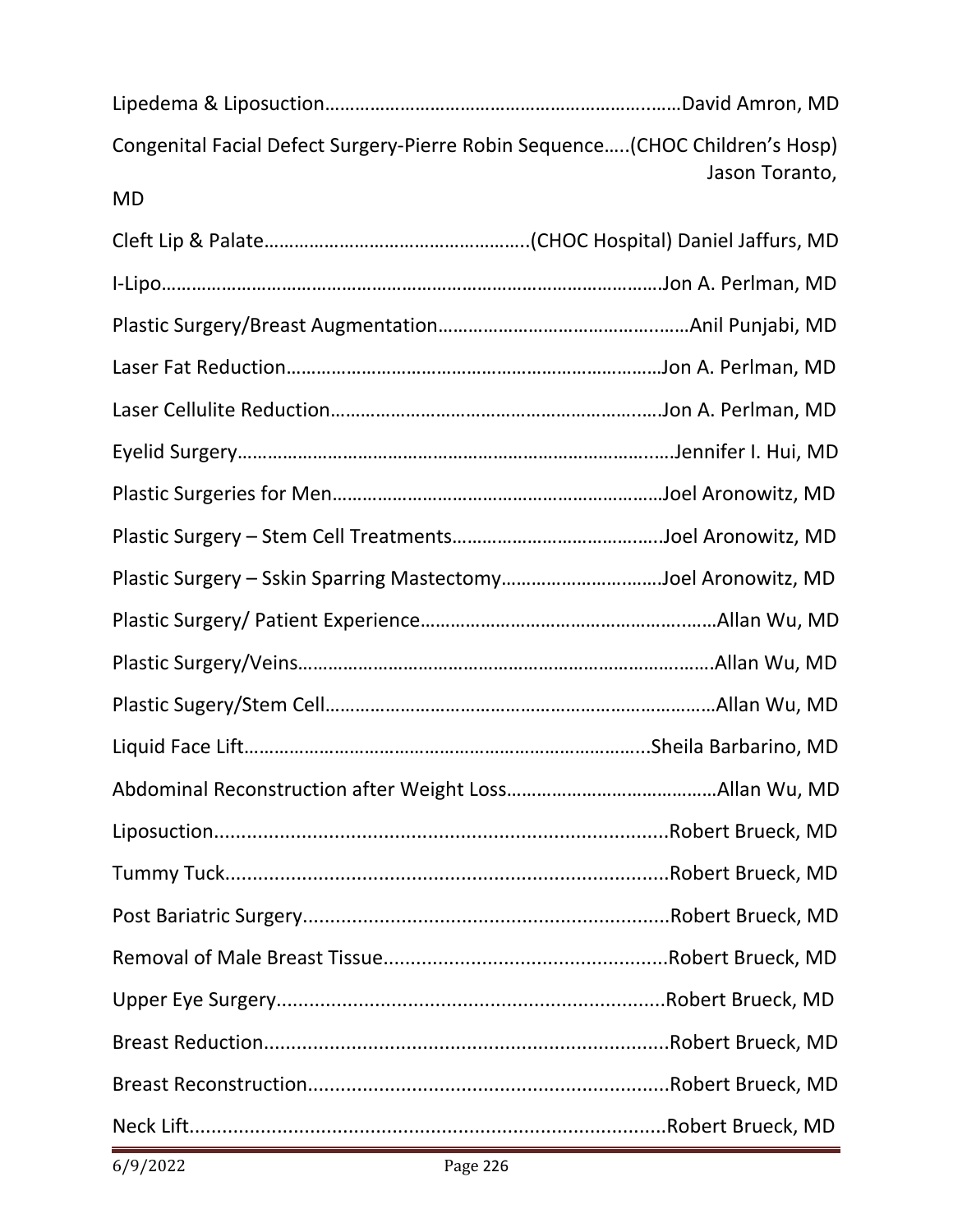Lipedema & Liposuction……………………………………………………….……David Amron, MD

Congenital Facial Defect Surgery-Pierre Robin Sequence…..(CHOC Children's Hosp) Jason Toranto, MD

Cleft Lip & Palate…………………………………………….(CHOC Hospital) Daniel Jaffurs, MD

I-Lipo……………………………………………………………………………………Jon A. Perlman, MD

Plastic Surgery/Breast Augmentation…………………………………….……Anil Punjabi, MD

Laser Fat Reduction…………………………………………………………………Jon A. Perlman, MD

Laser Cellulite Reduction…………………………………………………….……Jon A. Perlman, MD

Eyelid Surgery…………………………………………………………………….……Jennifer I. Hui, MD

Plastic Surgeries for Men……………………………………………………………Joel Aronowitz, MD

Plastic Surgery – Stem Cell Treatments…………………………………..Joel Aronowitz, MD

Plastic Surgery – Sskin Sparring Mastectomy…………………….……Joel Aronowitz, MD

Plastic Surgery/ Patient Experience……………………………………….……Allan Wu, MD

Plastic Surgery/Veins…………………………………………………………….…….Allan Wu, MD

Plastic Sugery/Stem Cell……………………………………………………………Allan Wu, MD

Liquid Face Lift……………………………………………………………………..Sheila Barbarino, MD

Abdominal Reconstruction after Weight Loss……………………………………Allan Wu, MD

Liposuction...................................................................................Robert Brueck, MD

Tummy Tuck.................................................................................Robert Brueck, MD

Post Bariatric Surgery...................................................................Robert Brueck, MD

Removal of Male Breast Tissue....................................................Robert Brueck, MD

Upper Eye Surgery......................................................................Robert Brueck, MD

Breast Reduction..........................................................................Robert Brueck, MD

Breast Reconstruction.................................................................Robert Brueck, MD

Neck Lift......................................................................................Robert Brueck, MD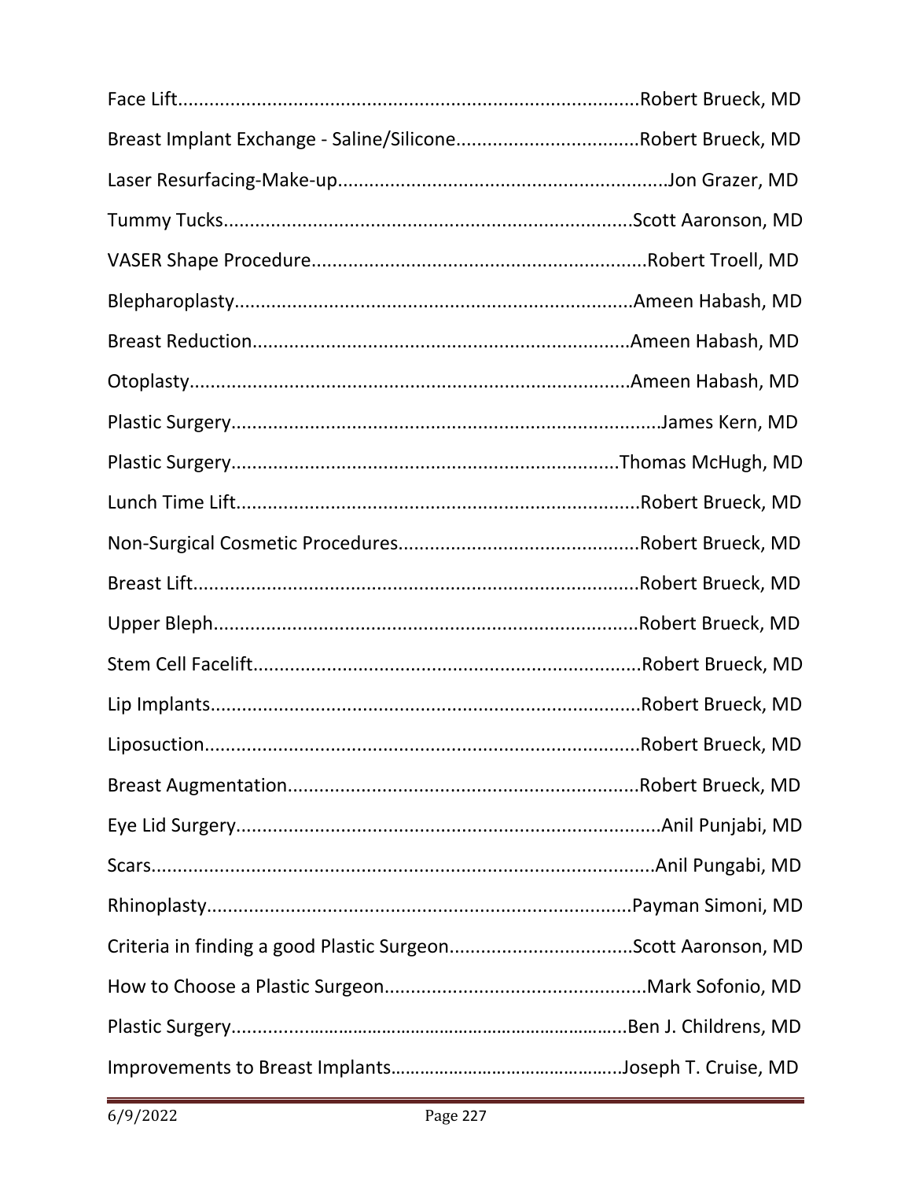Face Lift......................................................................................Robert Brueck, MD

Breast Implant Exchange - Saline/Silicone..................................Robert Brueck, MD

Laser Resurfacing-Make-up.............................................................Jon Grazer, MD

Tummy Tucks.............................................................................Scott Aaronson, MD

VASER Shape Procedure................................................................Robert Troell, MD

Blepharoplasty...........................................................................Ameen Habash, MD

Breast Reduction.......................................................................Ameen Habash, MD

Otoplasty....................................................................................Ameen Habash, MD

Plastic Surgery................................................................................James Kern, MD

Plastic Surgery.........................................................................Thomas McHugh, MD

Lunch Time Lift............................................................................Robert Brueck, MD

Non-Surgical Cosmetic Procedures.............................................Robert Brueck, MD

Breast Lift...................................................................................Robert Brueck, MD

Upper Bleph................................................................................Robert Brueck, MD

Stem Cell Facelift.........................................................................Robert Brueck, MD

Lip Implants................................................................................Robert Brueck, MD

Liposuction..................................................................................Robert Brueck, MD

Breast Augmentation..................................................................Robert Brueck, MD

Eye Lid Surgery...............................................................................Anil Punjabi, MD

Scars...............................................................................................Anil Pungabi, MD

Rhinoplasty................................................................................Payman Simoni, MD

Criteria in finding a good Plastic Surgeon..................................Scott Aaronson, MD

How to Choose a Plastic Surgeon.................................................Mark Sofonio, MD

Plastic Surgery...........................................................................Ben J. Childrens, MD

Improvements to Breast Implants…………………………………….…Joseph T. Cruise, MD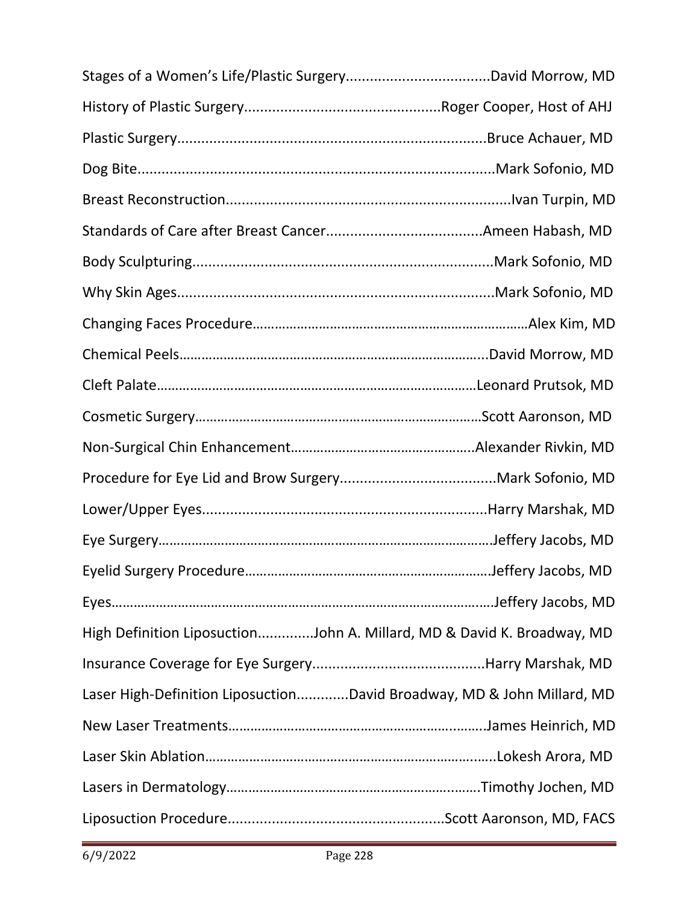Stages of a Women's Life/Plastic Surgery....................................David Morrow, MD

History of Plastic Surgery.................................................Roger Cooper, Host of AHJ

Plastic Surgery............................................................................Bruce Achauer, MD

Dog Bite........................................................................................Mark Sofonio, MD

Breast Reconstruction.......................................................................Ivan Turpin, MD

Standards of Care after Breast Cancer.......................................Ameen Habash, MD

Body Sculpturing...........................................................................Mark Sofonio, MD

Why Skin Ages...............................................................................Mark Sofonio, MD

Changing Faces Procedure……………………………………………………………………Alex Kim, MD

Chemical Peels……………………………………………………………………………...David Morrow, MD

Cleft Palate……………………………………………………………………………Leonard Prutsok, MD

Cosmetic Surgery…………………………………………………………………Scott Aaronson, MD

Non-Surgical Chin Enhancement…………………………………………..Alexander Rivkin, MD

Procedure for Eye Lid and Brow Surgery.......................................Mark Sofonio, MD

Lower/Upper Eyes........................................................................Harry Marshak, MD

Eye Surgery……………………………………………………………………………….Jeffery Jacobs, MD

Eyelid Surgery Procedure………………………………………………………….Jeffery Jacobs, MD

Eyes………………………………………………………………………………………….Jeffery Jacobs, MD

High Definition Liposuction..............John A. Millard, MD & David K. Broadway, MD

Insurance Coverage for Eye Surgery...........................................Harry Marshak, MD

Laser High-Definition Liposuction.............David Broadway, MD & John Millard, MD

New Laser Treatments……………………………………………………………….James Heinrich, MD

Laser Skin Ablation……………………………………………………………………..Lokesh Arora, MD

Lasers in Dermatology……………………………………………………………..Timothy Jochen, MD

Liposuction Procedure.....................................................Scott Aaronson, MD, FACS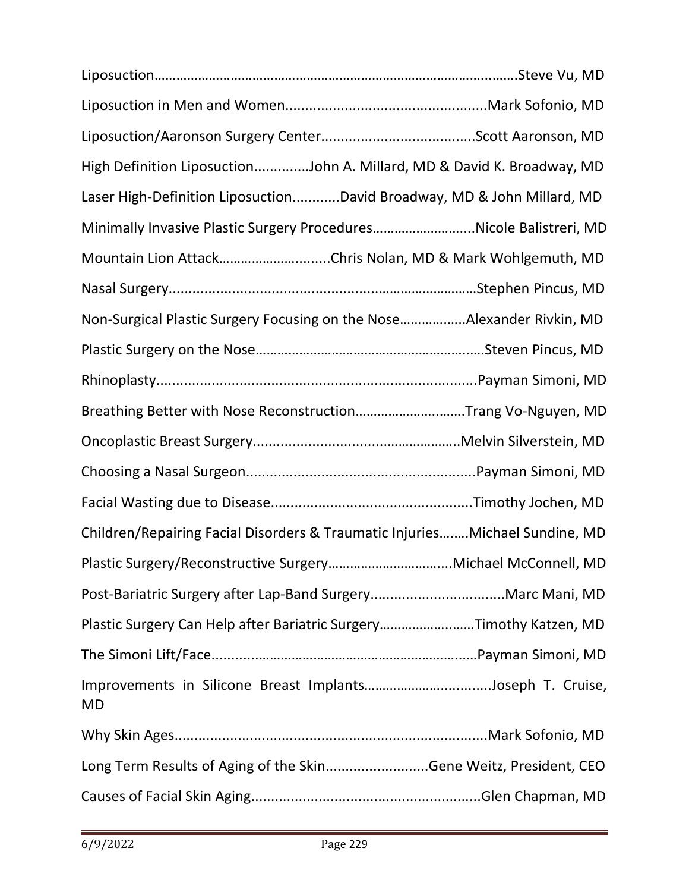Liposuction……………………………………………………………………………………..…….Steve Vu, MD

Liposuction in Men and Women...................................................Mark Sofonio, MD

Liposuction/Aaronson Surgery Center.......................................Scott Aaronson, MD

High Definition Liposuction..............John A. Millard, MD & David K. Broadway, MD

Laser High-Definition Liposuction............David Broadway, MD & John Millard, MD

Minimally Invasive Plastic Surgery Procedures……………………….Nicole Balistreri, MD

Mountain Lion Attack…………………..........Chris Nolan, MD & Mark Wohlgemuth, MD

Nasal Surgery................................................................………………Stephen Pincus, MD

Non-Surgical Plastic Surgery Focusing on the Nose……………..Alexander Rivkin, MD

Plastic Surgery on the Nose…………………………………………………….Steven Pincus, MD

Rhinoplasty.................................................................................Payman Simoni, MD

Breathing Better with Nose Reconstruction…………………..…….Trang Vo-Nguyen, MD

Oncoplastic Breast Surgery.....................................………….Melvin Silverstein, MD

Choosing a Nasal Surgeon..........................................................Payman Simoni, MD

Facial Wasting due to Disease..................................................Timothy Jochen, MD

Children/Repairing Facial Disorders & Traumatic Injuries……..Michael Sundine, MD

Plastic Surgery/Reconstructive Surgery…………………………...Michael McConnell, MD

Post-Bariatric Surgery after Lap-Band Surgery..................................Marc Mani, MD

Plastic Surgery Can Help after Bariatric Surgery……………….……Timothy Katzen, MD

The Simoni Lift/Face...................................................………….…Payman Simoni, MD

Improvements in Silicone Breast Implants……………………..........Joseph T. Cruise, MD

Why Skin Ages..............................................................................Mark Sofonio, MD

Long Term Results of Aging of the Skin..........................Gene Weitz, President, CEO

Causes of Facial Skin Aging..........................................................Glen Chapman, MD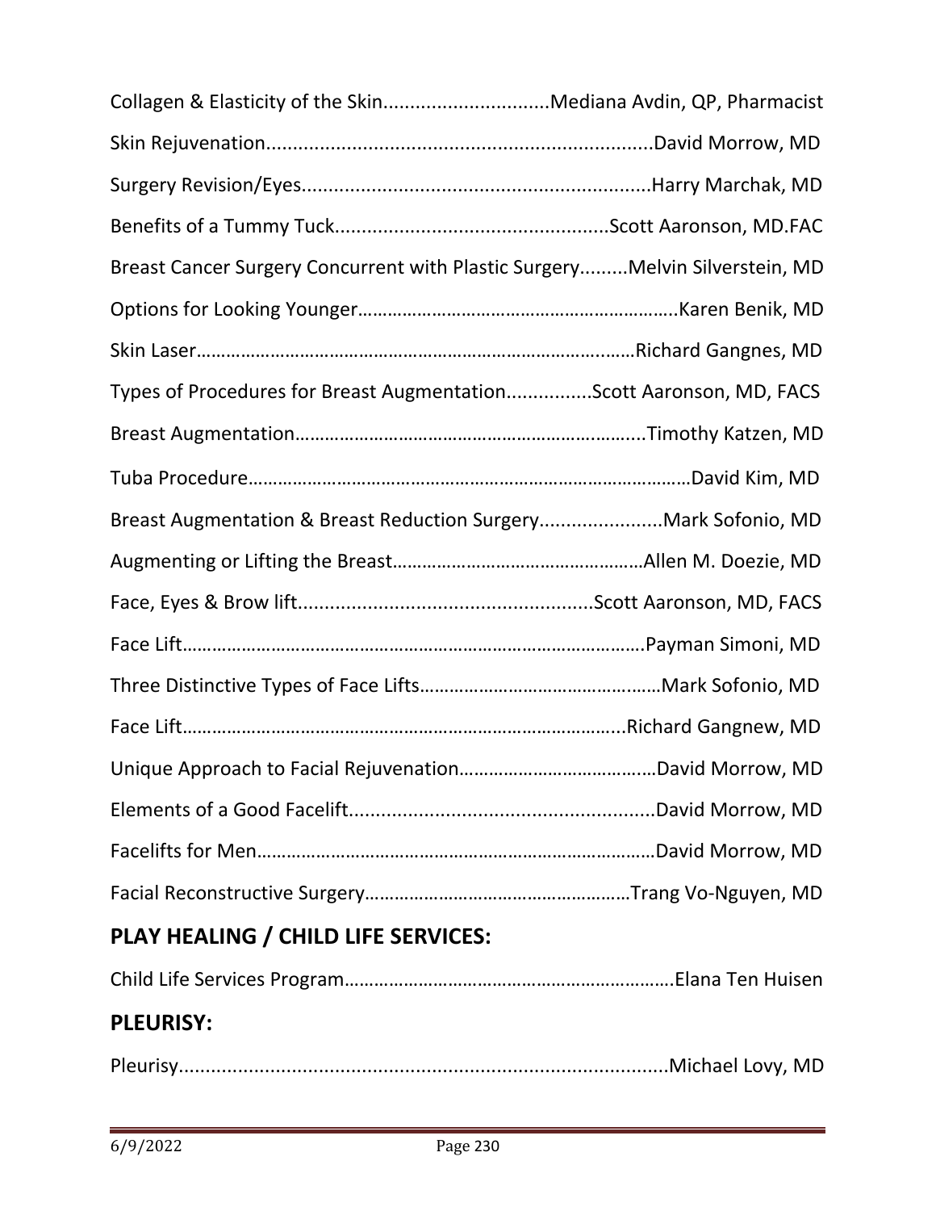Collagen & Elasticity of the Skin...............................Mediana Avdin, QP, Pharmacist

Skin Rejuvenation........................................................................David Morrow, MD

Surgery Revision/Eyes................................................................Harry Marchak, MD

Benefits of a Tummy Tuck..................................................Scott Aaronson, MD.FAC

Breast Cancer Surgery Concurrent with Plastic Surgery.........Melvin Silverstein, MD

Options for Looking Younger………………………………………………………..Karen Benik, MD

Skin Laser…………………………………………………………………………..……Richard Gangnes, MD

Types of Procedures for Breast Augmentation................Scott Aaronson, MD, FACS

Breast Augmentation……………………………………………………….........Timothy Katzen, MD

Tuba Procedure………………………………………………………………………………David Kim, MD

Breast Augmentation & Breast Reduction Surgery.......................Mark Sofonio, MD

Augmenting or Lifting the Breast……………………………………………Allen M. Doezie, MD

Face, Eyes & Brow lift.......................................................Scott Aaronson, MD, FACS

Face Lift…………………………………………………………………………………….Payman Simoni, MD

Three Distinctive Types of Face Lifts…………………………………….……Mark Sofonio, MD

Face Lift……………………………………………………………………………....Richard Gangnew, MD

Unique Approach to Facial Rejuvenation…………………………….……David Morrow, MD

Elements of a Good Facelift.........................................................David Morrow, MD

Facelifts for Men………………………………………………………………………David Morrow, MD

Facial Reconstructive Surgery………………………………………………Trang Vo-Nguyen, MD

## PLAY HEALING / CHILD LIFE SERVICES:

Child Life Services Program………………………………………………………….Elana Ten Huisen

## PLEURISY:

Pleurisy..........................................................................................Michael Lovy, MD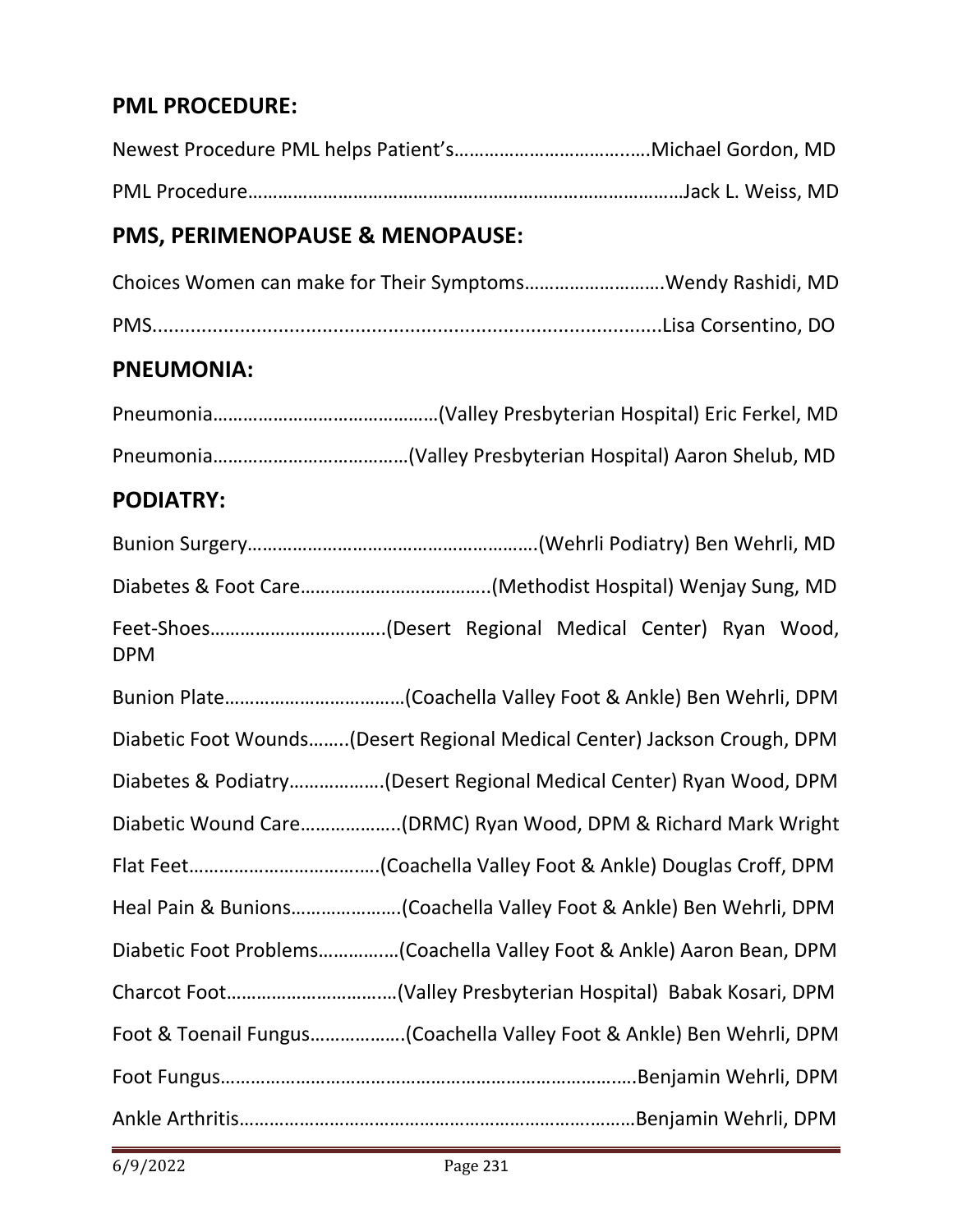## PML PROCEDURE:

Newest Procedure PML helps Patient's……………………………..….Michael Gordon, MD

PML Procedure……………………………………………………………………………Jack L. Weiss, MD

## PMS, PERIMENOPAUSE & MENOPAUSE:

Choices Women can make for Their Symptoms……………………….Wendy Rashidi, MD

PMS..............................................................................................Lisa Corsentino, DO

## PNEUMONIA:

Pneumonia………………………………………(Valley Presbyterian Hospital) Eric Ferkel, MD

Pneumonia…………………………………(Valley Presbyterian Hospital) Aaron Shelub, MD

## PODIATRY:

Bunion Surgery…………………………………………………(Wehrli Podiatry) Ben Wehrli, MD

Diabetes & Foot Care………………………………..(Methodist Hospital) Wenjay Sung, MD

Feet-Shoes……………………………..(Desert Regional Medical Center) Ryan Wood, DPM

Bunion Plate………………………………(Coachella Valley Foot & Ankle) Ben Wehrli, DPM

Diabetic Foot Wounds……..(Desert Regional Medical Center) Jackson Crough, DPM

Diabetes & Podiatry………………(Desert Regional Medical Center) Ryan Wood, DPM

Diabetic Wound Care………………..(DRMC) Ryan Wood, DPM & Richard Mark Wright

Flat Feet……………………………….(Coachella Valley Foot & Ankle) Douglas Croff, DPM

Heal Pain & Bunions………………….(Coachella Valley Foot & Ankle) Ben Wehrli, DPM

Diabetic Foot Problems……………(Coachella Valley Foot & Ankle) Aaron Bean, DPM

Charcot Foot…………………………..(Valley Presbyterian Hospital) Babak Kosari, DPM

Foot & Toenail Fungus……………….(Coachella Valley Foot & Ankle) Ben Wehrli, DPM

Foot Fungus………………………………………………………………………….Benjamin Wehrli, DPM

Ankle Arthritis……………………………………………………………………Benjamin Wehrli, DPM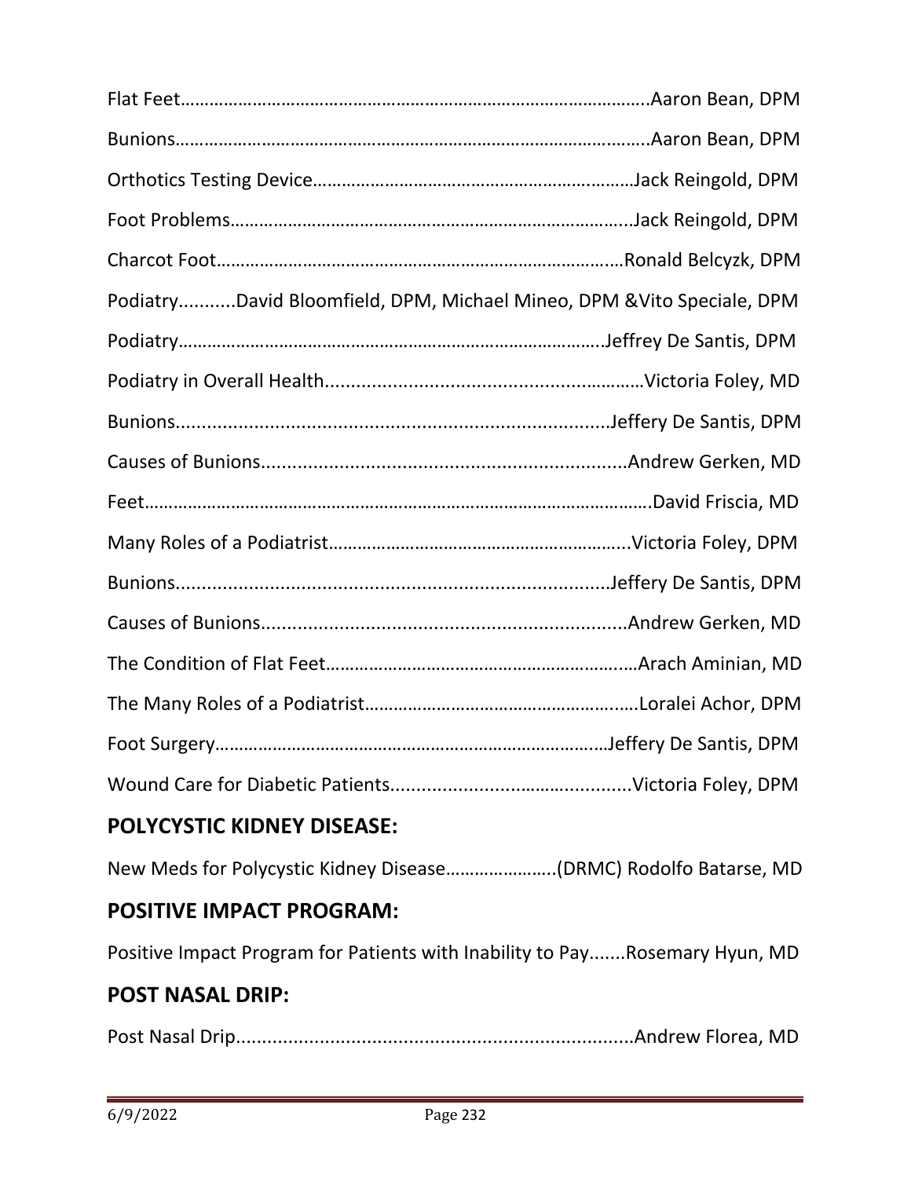Flat Feet…………………………………………………………………………………….Aaron Bean, DPM

Bunions……………………………………………………………………………………..Aaron Bean, DPM

Orthotics Testing Device…………………………………………………………Jack Reingold, DPM

Foot Problems………………………………………………………………………...Jack Reingold, DPM

Charcot Foot…………………………………………………………………………Ronald Belcyzk, DPM

Podiatry...........David Bloomfield, DPM, Michael Mineo, DPM &Vito Speciale, DPM

Podiatry…………………………………………………………………………….Jeffrey De Santis, DPM

Podiatry in Overall Health..............................................................Victoria Foley, MD

Bunions...................................................................................Jeffery De Santis, DPM

Causes of Bunions.......................................................................Andrew Gerken, MD

Feet……………………………………………………………………………………………….David Friscia, MD

Many Roles of a Podiatrist…………………………………………………...Victoria Foley, DPM

Bunions...................................................................................Jeffery De Santis, DPM

Causes of Bunions.......................................................................Andrew Gerken, MD

The Condition of Flat Feet………………………………………………………Arach Aminian, MD

The Many Roles of a Podiatrist………………………………………………Loralei Achor, DPM

Foot Surgery………………………………………………………………………Jeffery De Santis, DPM

Wound Care for Diabetic Patients...............................................Victoria Foley, DPM

## POLYCYSTIC KIDNEY DISEASE:

New Meds for Polycystic Kidney Disease…………………..(DRMC) Rodolfo Batarse, MD

## POSITIVE IMPACT PROGRAM:

Positive Impact Program for Patients with Inability to Pay.......Rosemary Hyun, MD

## POST NASAL DRIP:

Post Nasal Drip............................................................................Andrew Florea, MD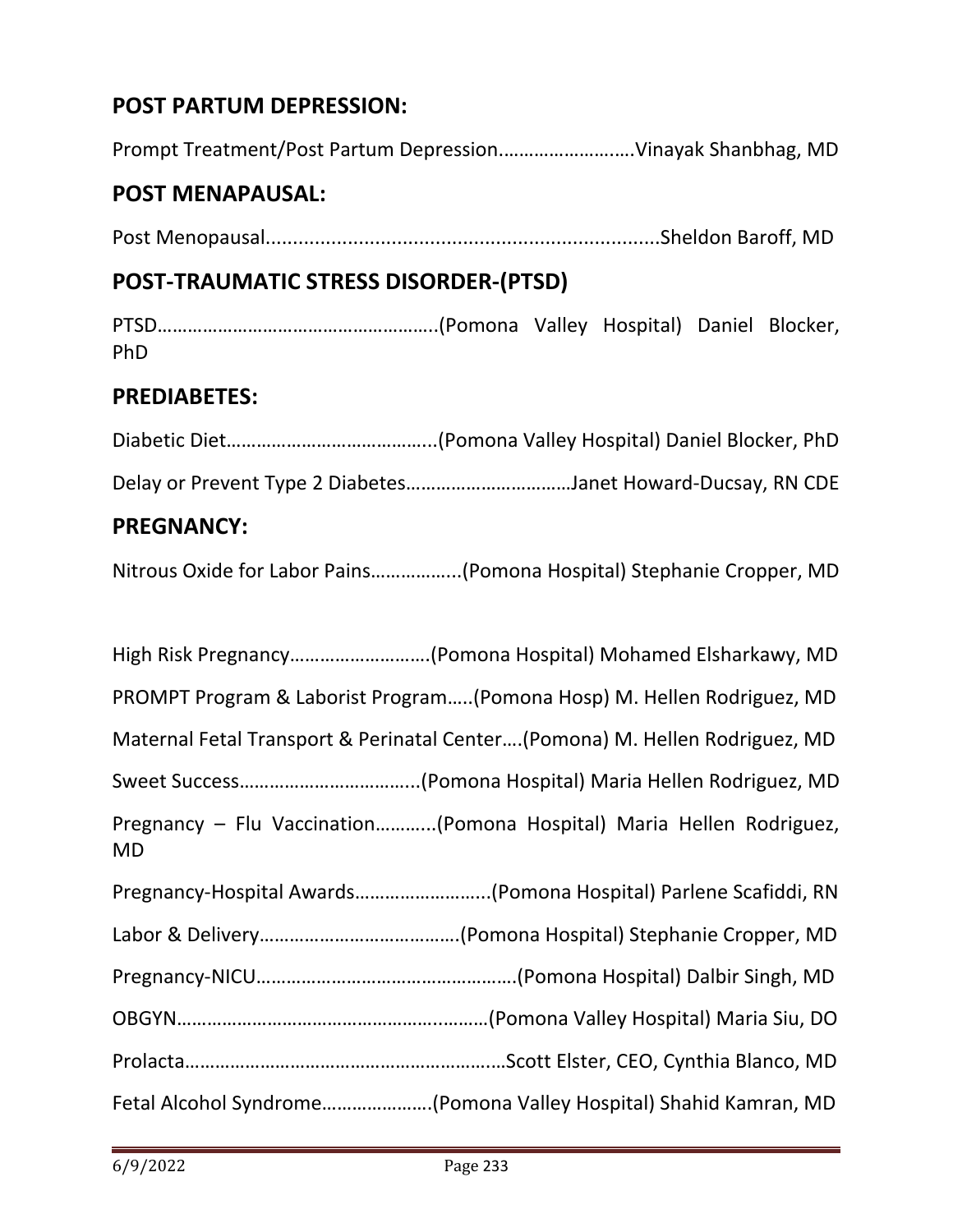## POST PARTUM DEPRESSION:

Prompt Treatment/Post Partum Depression……………………..Vinayak Shanbhag, MD

## POST MENAPAUSAL:

Post Menopausal.........................................................................Sheldon Baroff, MD

## POST-TRAUMATIC STRESS DISORDER-(PTSD)

PTSD………………………………………………..(Pomona Valley Hospital) Daniel Blocker, PhD

## PREDIABETES:

Diabetic Diet…………………………………..(Pomona Valley Hospital) Daniel Blocker, PhD

Delay or Prevent Type 2 Diabetes……………………………Janet Howard-Ducsay, RN CDE

## PREGNANCY:

Nitrous Oxide for Labor Pains……………..(Pomona Hospital) Stephanie Cropper, MD

High Risk Pregnancy………………………(Pomona Hospital) Mohamed Elsharkawy, MD

PROMPT Program & Laborist Program…..(Pomona Hosp) M. Hellen Rodriguez, MD

Maternal Fetal Transport & Perinatal Center….(Pomona) M. Hellen Rodriguez, MD

Sweet Success……………………………..(Pomona Hospital) Maria Hellen Rodriguez, MD

Pregnancy – Flu Vaccination………..(Pomona Hospital) Maria Hellen Rodriguez, MD

Pregnancy-Hospital Awards……………………..(Pomona Hospital) Parlene Scafiddi, RN

Labor & Delivery…………………………………(Pomona Hospital) Stephanie Cropper, MD

Pregnancy-NICU……………………………………………(Pomona Hospital) Dalbir Singh, MD

OBGYN……………………………………………….………(Pomona Valley Hospital) Maria Siu, DO

Prolacta…………………………………………………….…Scott Elster, CEO, Cynthia Blanco, MD

Fetal Alcohol Syndrome…………………(Pomona Valley Hospital) Shahid Kamran, MD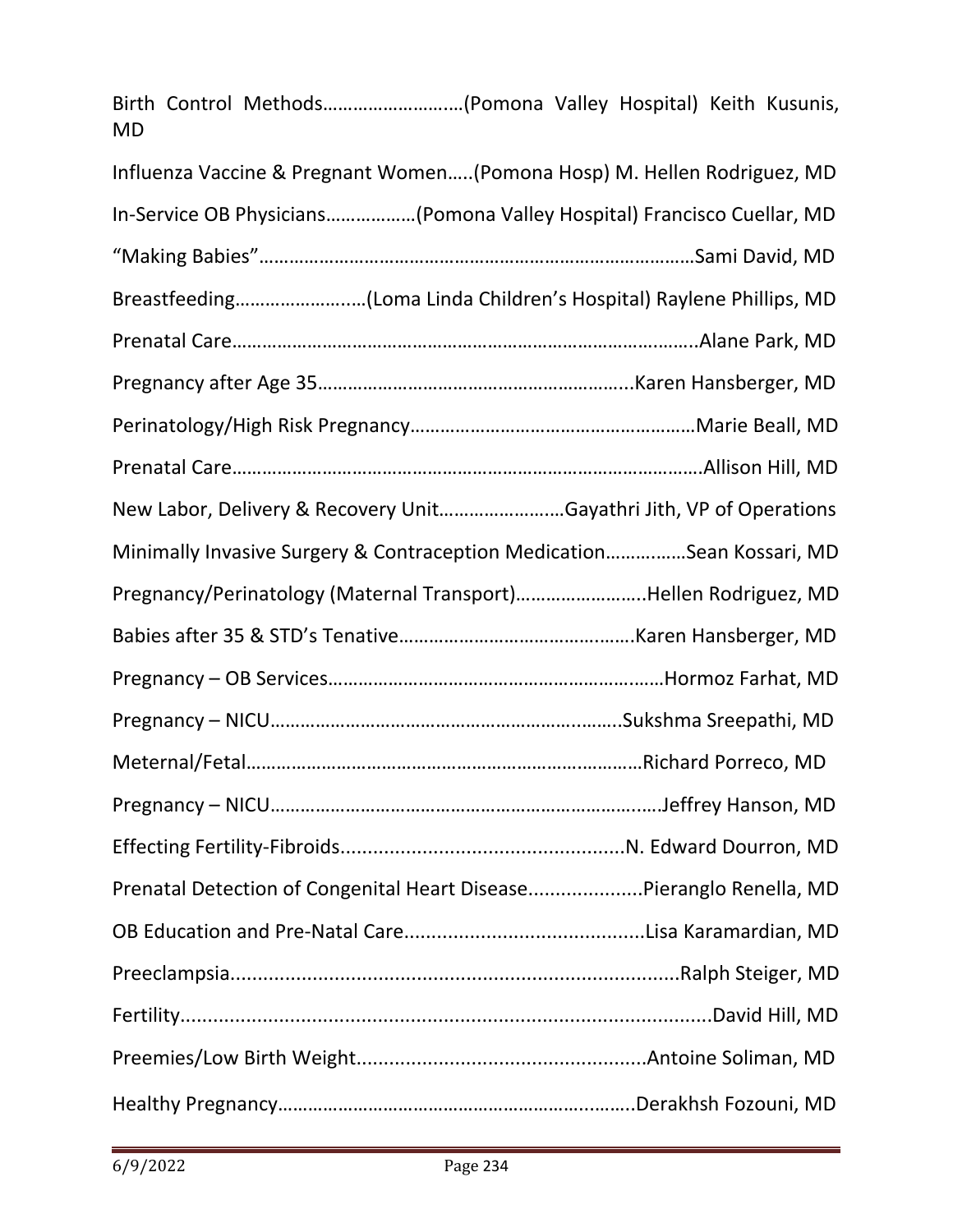Birth Control Methods………………………(Pomona Valley Hospital) Keith Kusunis, MD

Influenza Vaccine & Pregnant Women…..(Pomona Hosp) M. Hellen Rodriguez, MD

In-Service OB Physicians………………(Pomona Valley Hospital) Francisco Cuellar, MD

"Making Babies"……………………………………………………………………………Sami David, MD

Breastfeeding…………………….(Loma Linda Children's Hospital) Raylene Phillips, MD

Prenatal Care………………………………………………………………………………..Alane Park, MD

Pregnancy after Age 35……………………………………………………..Karen Hansberger, MD

Perinatology/High Risk Pregnancy…………………………………………………Marie Beall, MD

Prenatal Care……………………………………………………………………………….Allison Hill, MD

New Labor, Delivery & Recovery Unit……………………Gayathri Jith, VP of Operations

Minimally Invasive Surgery & Contraception Medication……………Sean Kossari, MD

Pregnancy/Perinatology (Maternal Transport)……………………..Hellen Rodriguez, MD

Babies after 35 & STD's Tenative……………………………………….Karen Hansberger, MD

Pregnancy – OB Services…………………………………………………………Hormoz Farhat, MD

Pregnancy – NICU………………………………………………………………..Sukshma Sreepathi, MD

Meternal/Fetal…………………………………………………………………Richard Porreco, MD

Pregnancy – NICU…………………………………………………………………Jeffrey Hanson, MD

Effecting Fertility-Fibroids....................................................N. Edward Dourron, MD

Prenatal Detection of Congenital Heart Disease.....................Pieranglo Renella, MD

OB Education and Pre-Natal Care...........................................Lisa Karamardian, MD

Preeclampsia.................................................................................Ralph Steiger, MD

Fertility..............................................................................................David Hill, MD

Preemies/Low Birth Weight....................................................Antoine Soliman, MD

Healthy Pregnancy…………………………………………………………….Derakhsh Fozouni, MD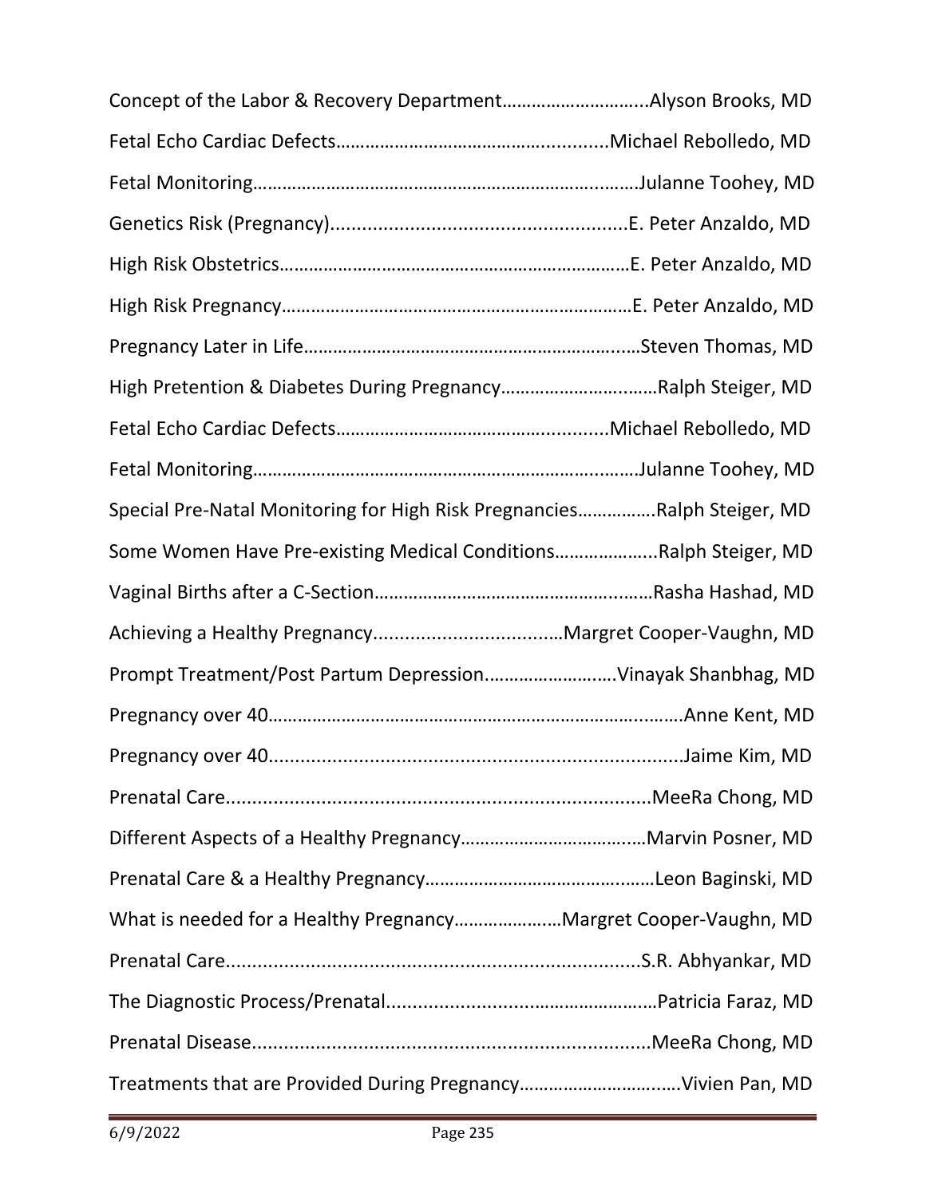Concept of the Labor & Recovery Department………………………..Alyson Brooks, MD

Fetal Echo Cardiac Defects……………………………………............Michael Rebolledo, MD

Fetal Monitoring……………………………………………………………..……Julanne Toohey, MD

Genetics Risk (Pregnancy).......................................................E. Peter Anzaldo, MD

High Risk Obstetrics………………………………………………………………E. Peter Anzaldo, MD

High Risk Pregnancy………………………………………………………………E. Peter Anzaldo, MD

Pregnancy Later in Life…………………………………………………….……Steven Thomas, MD

High Pretention & Diabetes During Pregnancy……………………..……Ralph Steiger, MD

Fetal Echo Cardiac Defects……………………………………............Michael Rebolledo, MD

Fetal Monitoring……………………………………………………………..……Julanne Toohey, MD

Special Pre-Natal Monitoring for High Risk Pregnancies…………….Ralph Steiger, MD

Some Women Have Pre-existing Medical Conditions………………...Ralph Steiger, MD

Vaginal Births after a C-Section……………………………………….……Rasha Hashad, MD

Achieving a Healthy Pregnancy...................................…Margret Cooper-Vaughn, MD

Prompt Treatment/Post Partum Depression.…………………….Vinayak Shanbhag, MD

Pregnancy over 40………………………………………………………………..……Anne Kent, MD

Pregnancy over 40..............................................................................Jaime Kim, MD

Prenatal Care................................................................................MeeRa Chong, MD

Different Aspects of a Healthy Pregnancy……………………………….…Marvin Posner, MD

Prenatal Care & a Healthy Pregnancy…………………………………….……Leon Baginski, MD

What is needed for a Healthy Pregnancy……………….…Margret Cooper-Vaughn, MD

Prenatal Care.............................................................................S.R. Abhyankar, MD

The Diagnostic Process/Prenatal..............................……………….…Patricia Faraz, MD

Prenatal Disease..........................................................................MeeRa Chong, MD

Treatments that are Provided During Pregnancy……………………….….Vivien Pan, MD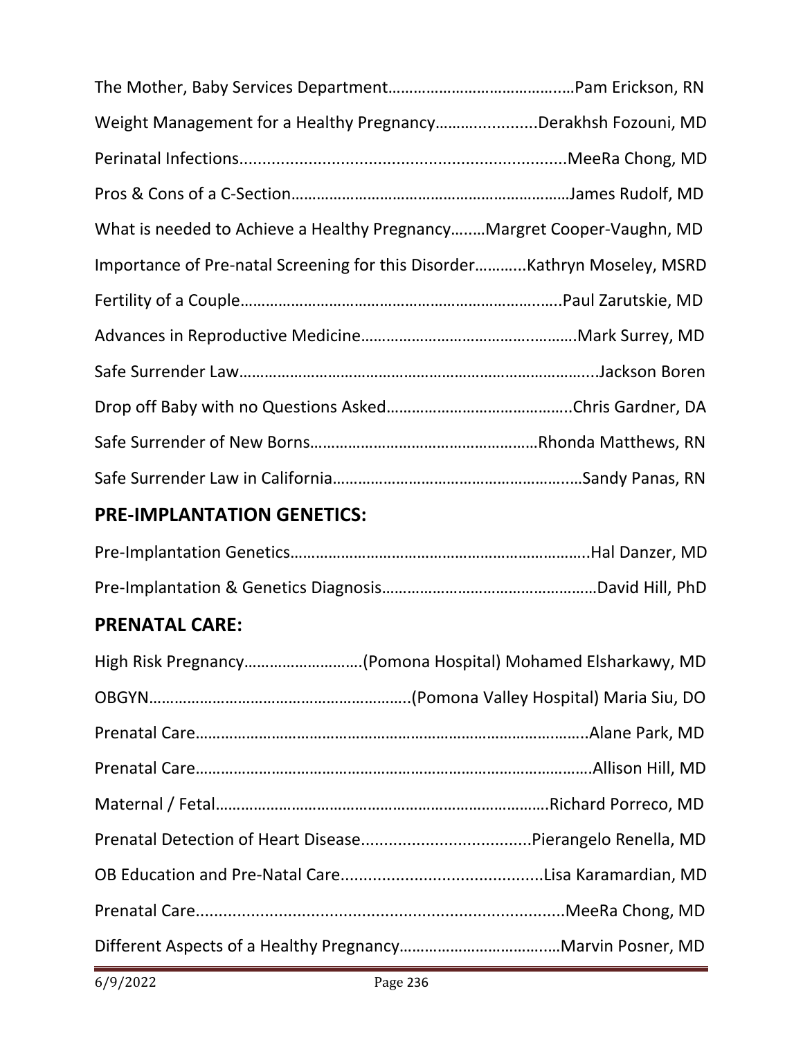The Mother, Baby Services Department……………………………………..Pam Erickson, RN

Weight Management for a Healthy Pregnancy…….................Derakhsh Fozouni, MD

Perinatal Infections......................................................................MeeRa Chong, MD

Pros & Cons of a C-Section…………………………………………………………James Rudolf, MD

What is needed to Achieve a Healthy Pregnancy….…Margret Cooper-Vaughn, MD

Importance of Pre-natal Screening for this Disorder………..Kathryn Moseley, MSRD

Fertility of a Couple………………………………………………………….….Paul Zarutskie, MD

Advances in Reproductive Medicine…………………………………..……….Mark Surrey, MD

Safe Surrender Law………………………………………………………………….....Jackson Boren

Drop off Baby with no Questions Asked……………………………………..Chris Gardner, DA

Safe Surrender of New Borns………………………………………………Rhonda Matthews, RN

Safe Surrender Law in California…………………………………………….…Sandy Panas, RN

## PRE-IMPLANTATION GENETICS:

Pre-Implantation Genetics……………………………………………………………..Hal Danzer, MD

Pre-Implantation & Genetics Diagnosis……………………………………………David Hill, PhD

## PRENATAL CARE:

High Risk Pregnancy……………………….(Pomona Hospital) Mohamed Elsharkawy, MD

OBGYN…………………………………………………….(Pomona Valley Hospital) Maria Siu, DO

Prenatal Care…………………………………………………………………………....Alane Park, MD

Prenatal Care……………………………………………………………………………….Allison Hill, MD

Maternal / Fetal…………………………………………………………………….Richard Porreco, MD

Prenatal Detection of Heart Disease.....................................Pierangelo Renella, MD

OB Education and Pre-Natal Care............................................Lisa Karamardian, MD

Prenatal Care...............................................................................MeeRa Chong, MD

Different Aspects of a Healthy Pregnancy………………………….…Marvin Posner, MD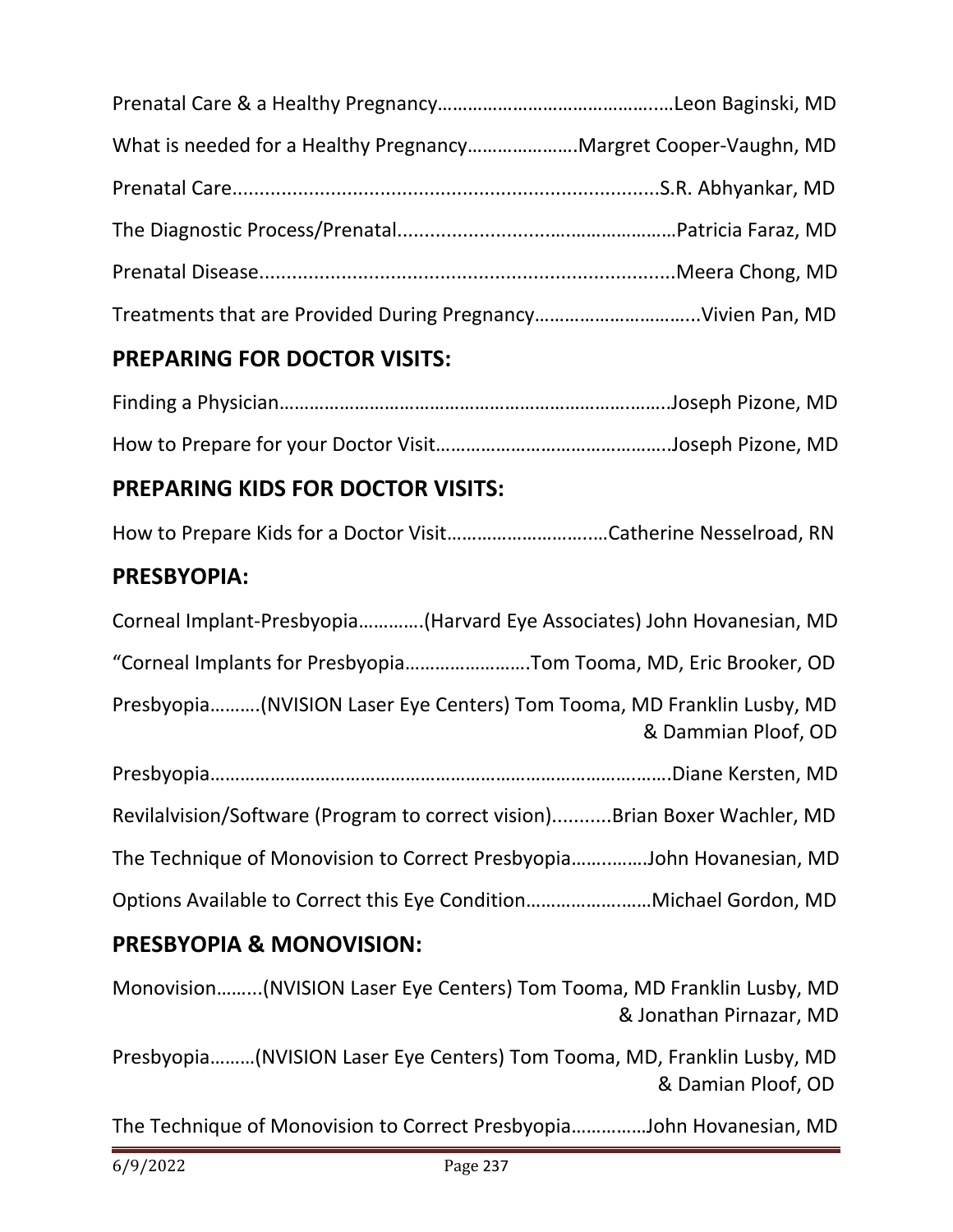Prenatal Care & a Healthy Pregnancy……………………………………..…Leon Baginski, MD

What is needed for a Healthy Pregnancy………………….Margret Cooper-Vaughn, MD

Prenatal Care............................................................................S.R. Abhyankar, MD

The Diagnostic Process/Prenatal....................................………………Patricia Faraz, MD

Prenatal Disease..........................................................................Meera Chong, MD

Treatments that are Provided During Pregnancy…………………………..Vivien Pan, MD

## PREPARING FOR DOCTOR VISITS:

Finding a Physician………………………………………………………….…….Joseph Pizone, MD

How to Prepare for your Doctor Visit………………………………………..Joseph Pizone, MD

## PREPARING KIDS FOR DOCTOR VISITS:

How to Prepare Kids for a Doctor Visit………………………..…Catherine Nesselroad, RN

## PRESBYOPIA:

Corneal Implant-Presbyopia………….(Harvard Eye Associates) John Hovanesian, MD

"Corneal Implants for Presbyopia…………………….Tom Tooma, MD, Eric Brooker, OD

Presbyopia……….(NVISION Laser Eye Centers) Tom Tooma, MD Franklin Lusby, MD & Dammian Ploof, OD

Presbyopia………………………………………………………………….…….Diane Kersten, MD

Revilalvision/Software (Program to correct vision)...........Brian Boxer Wachler, MD

The Technique of Monovision to Correct Presbyopia…….……John Hovanesian, MD

Options Available to Correct this Eye Condition……………….……Michael Gordon, MD

## PRESBYOPIA & MONOVISION:

Monovision……...(NVISION Laser Eye Centers) Tom Tooma, MD Franklin Lusby, MD & Jonathan Pirnazar, MD

Presbyopia………(NVISION Laser Eye Centers) Tom Tooma, MD, Franklin Lusby, MD & Damian Ploof, OD

The Technique of Monovision to Correct Presbyopia……………John Hovanesian, MD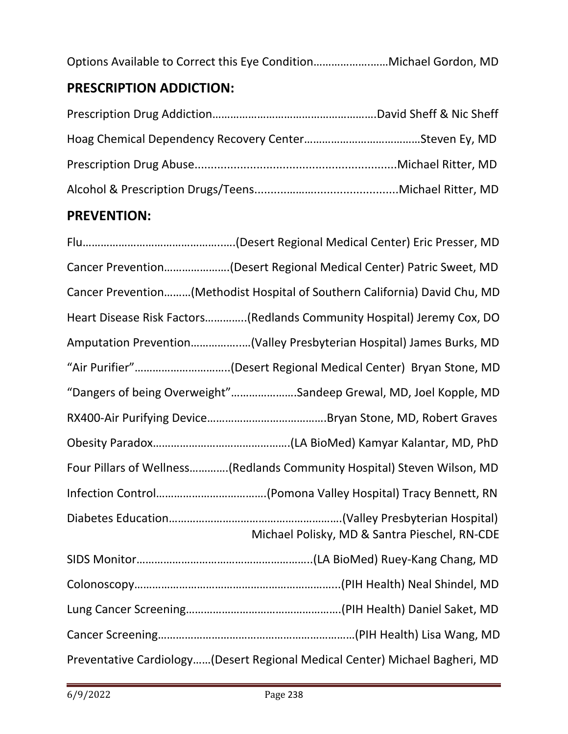Options Available to Correct this Eye Condition……………………Michael Gordon, MD

## PRESCRIPTION ADDICTION:

Prescription Drug Addiction……………………………………………….David Sheff & Nic Sheff

Hoag Chemical Dependency Recovery Center…………………………………Steven Ey, MD

Prescription Drug Abuse...............................................................Michael Ritter, MD

Alcohol & Prescription Drugs/Teens..............................................Michael Ritter, MD

## PREVENTION:

Flu…………………………………………..(Desert Regional Medical Center) Eric Presser, MD

Cancer Prevention………………….(Desert Regional Medical Center) Patric Sweet, MD

Cancer Prevention………(Methodist Hospital of Southern California) David Chu, MD

Heart Disease Risk Factors…………..(Redlands Community Hospital) Jeremy Cox, DO

Amputation Prevention……………..…(Valley Presbyterian Hospital) James Burks, MD

"Air Purifier"…………………………..(Desert Regional Medical Center) Bryan Stone, MD

"Dangers of being Overweight"………………….Sandeep Grewal, MD, Joel Kopple, MD

RX400-Air Purifying Device………………………………….Bryan Stone, MD, Robert Graves

Obesity Paradox……………………………………….(LA BioMed) Kamyar Kalantar, MD, PhD

Four Pillars of Wellness………….(Redlands Community Hospital) Steven Wilson, MD

Infection Control……………………………….(Pomona Valley Hospital) Tracy Bennett, RN

Diabetes Education………………………………………………….(Valley Presbyterian Hospital) Michael Polisky, MD & Santra Pieschel, RN-CDE

SIDS Monitor…………………………………………………..(LA BioMed) Ruey-Kang Chang, MD

Colonoscopy…………………………………………………………..(PIH Health) Neal Shindel, MD

Lung Cancer Screening…………………………………………….(PIH Health) Daniel Saket, MD

Cancer Screening…………………………………………………………(PIH Health) Lisa Wang, MD

Preventative Cardiology……(Desert Regional Medical Center) Michael Bagheri, MD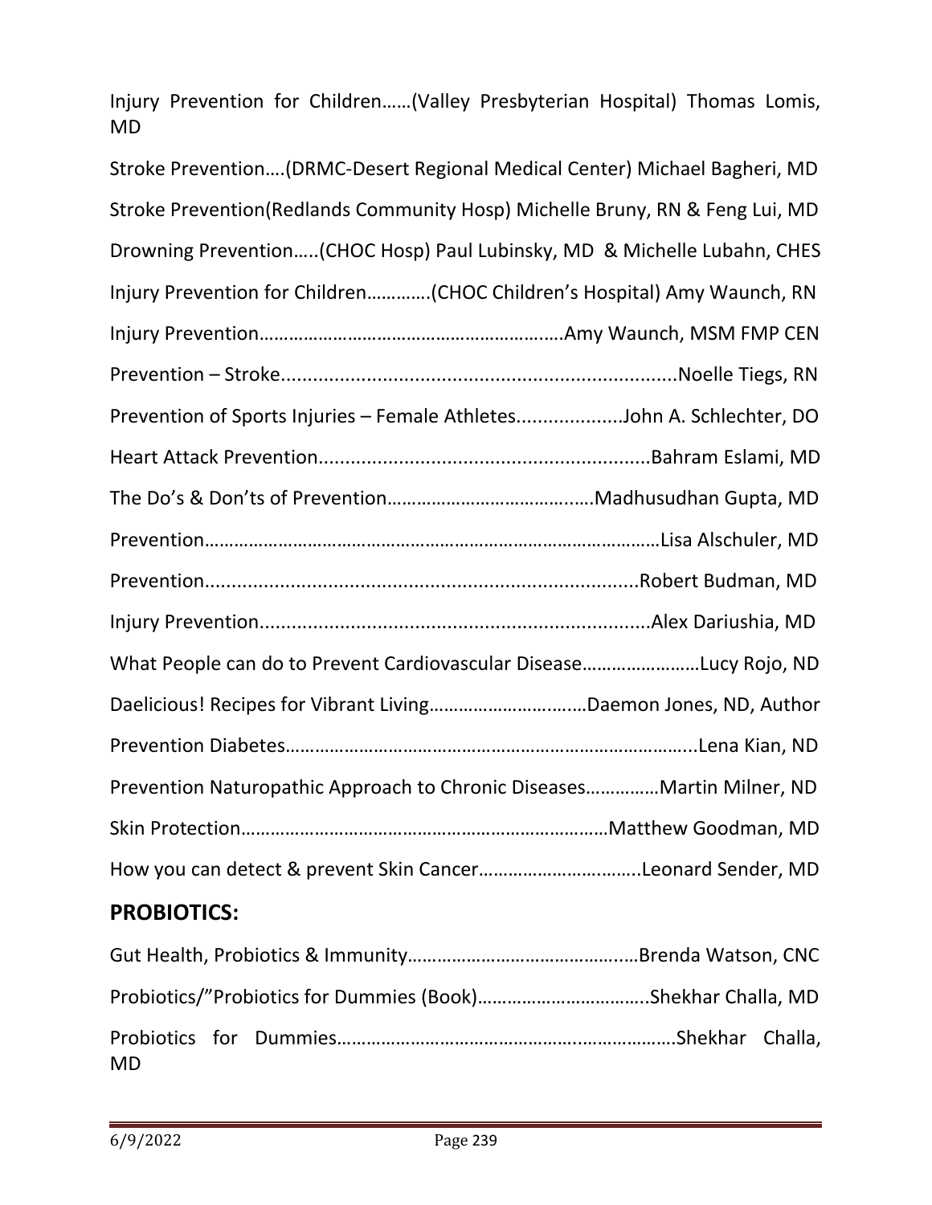Injury Prevention for Children……(Valley Presbyterian Hospital) Thomas Lomis, MD

Stroke Prevention….(DRMC-Desert Regional Medical Center) Michael Bagheri, MD

Stroke Prevention(Redlands Community Hosp) Michelle Bruny, RN & Feng Lui, MD

Drowning Prevention…..(CHOC Hosp) Paul Lubinsky, MD & Michelle Lubahn, CHES

Injury Prevention for Children………….(CHOC Children's Hospital) Amy Waunch, RN

Injury Prevention……………………………………………………..Amy Waunch, MSM FMP CEN

Prevention – Stroke.........................................................................Noelle Tiegs, RN

Prevention of Sports Injuries – Female Athletes....................John A. Schlechter, DO

Heart Attack Prevention..............................................................Bahram Eslami, MD

The Do's & Don'ts of Prevention………………………………..…Madhusudhan Gupta, MD

Prevention………………………………………………………………………………Lisa Alschuler, MD

Prevention.................................................................................Robert Budman, MD

Injury Prevention........................................................................Alex Dariushia, MD

What People can do to Prevent Cardiovascular Disease……………………Lucy Rojo, ND

Daelicious! Recipes for Vibrant Living………………………..…Daemon Jones, ND, Author

Prevention Diabetes………………………………………………………………………...Lena Kian, ND

Prevention Naturopathic Approach to Chronic Diseases……………Martin Milner, ND

Skin Protection…………………………………………………………………Matthew Goodman, MD

How you can detect & prevent Skin Cancer…………………………..Leonard Sender, MD

## PROBIOTICS:

Gut Health, Probiotics & Immunity………………………………………Brenda Watson, CNC

Probiotics/"Probiotics for Dummies (Book)……………………………..Shekhar Challa, MD

Probiotics for Dummies…………………………………………………………….Shekhar Challa, MD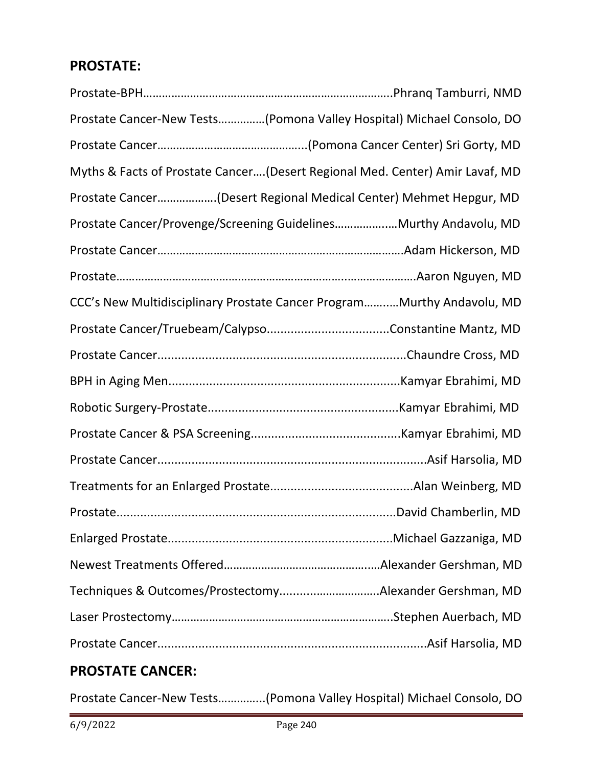## PROSTATE:

Prostate-BPH……………………………………………………………………..Phranq Tamburri, NMD

Prostate Cancer-New Tests……………(Pomona Valley Hospital) Michael Consolo, DO

Prostate Cancer………………………………………...(Pomona Cancer Center) Sri Gorty, MD

Myths & Facts of Prostate Cancer….(Desert Regional Med. Center) Amir Lavaf, MD

Prostate Cancer……………….(Desert Regional Medical Center) Mehmet Hepgur, MD

Prostate Cancer/Provenge/Screening Guidelines……………….Murthy Andavolu, MD

Prostate Cancer…………………………………………………………………Adam Hickerson, MD

Prostate…………………………………………………………………………………Aaron Nguyen, MD

CCC's New Multidisciplinary Prostate Cancer Program………Murthy Andavolu, MD

Prostate Cancer/Truebeam/Calypso....................................Constantine Mantz, MD

Prostate Cancer.........................................................................Chaundre Cross, MD

BPH in Aging Men....................................................................Kamyar Ebrahimi, MD

Robotic Surgery-Prostate........................................................Kamyar Ebrahimi, MD

Prostate Cancer & PSA Screening............................................Kamyar Ebrahimi, MD

Prostate Cancer...............................................................................Asif Harsolia, MD

Treatments for an Enlarged Prostate..........................................Alan Weinberg, MD

Prostate..................................................................................David Chamberlin, MD

Enlarged Prostate..................................................................Michael Gazzaniga, MD

Newest Treatments Offered……………………………………….…Alexander Gershman, MD

Techniques & Outcomes/Prostectomy..............………………..Alexander Gershman, MD

Laser Prostectomy……………………………………………………………..Stephen Auerbach, MD

Prostate Cancer...............................................................................Asif Harsolia, MD

## PROSTATE CANCER:

Prostate Cancer-New Tests…………..(Pomona Valley Hospital) Michael Consolo, DO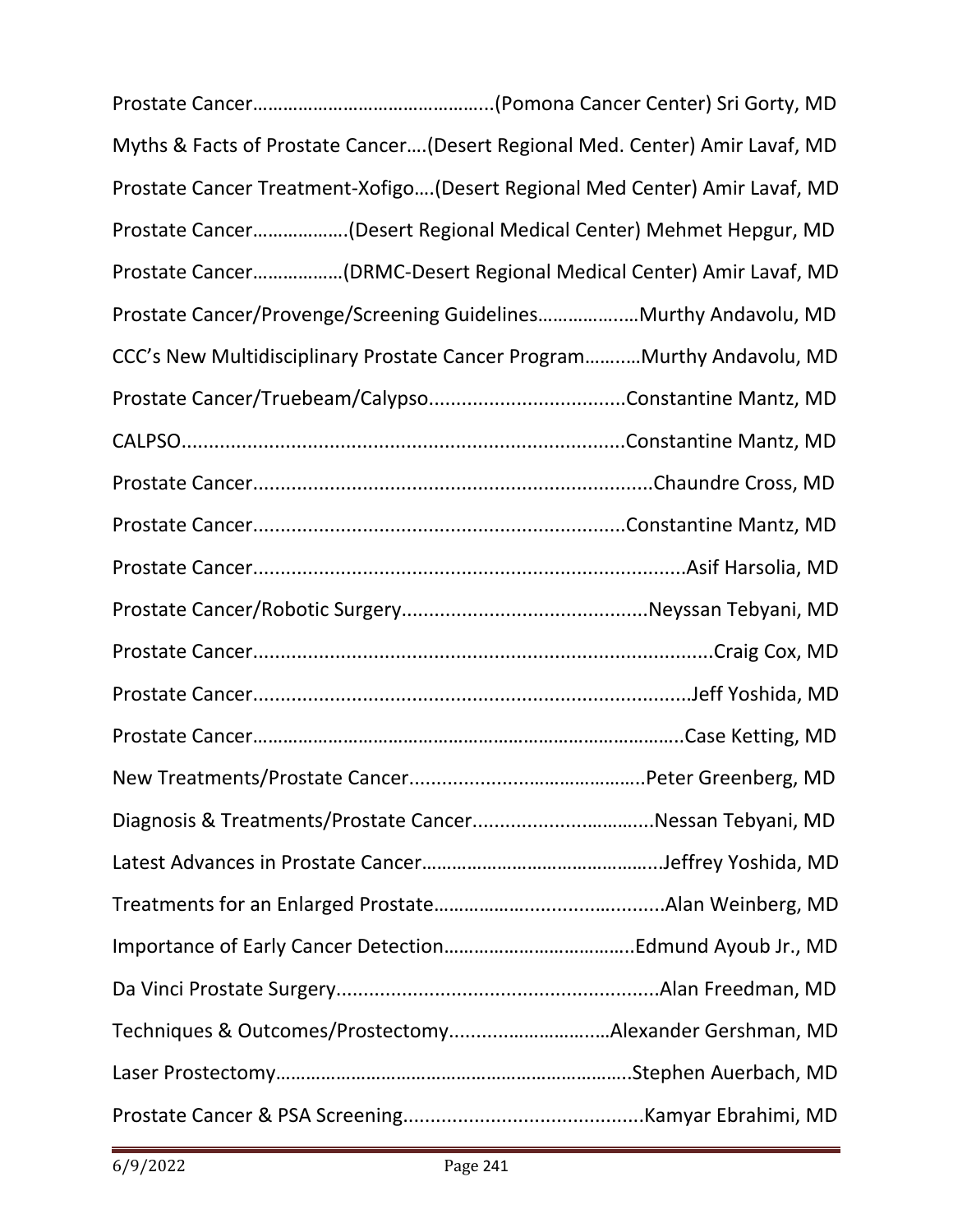Prostate Cancer……………………………………….(Pomona Cancer Center) Sri Gorty, MD

Myths & Facts of Prostate Cancer….(Desert Regional Med. Center) Amir Lavaf, MD

Prostate Cancer Treatment-Xofigo….(Desert Regional Med Center) Amir Lavaf, MD

Prostate Cancer……………….(Desert Regional Medical Center) Mehmet Hepgur, MD

Prostate Cancer………………(DRMC-Desert Regional Medical Center) Amir Lavaf, MD

Prostate Cancer/Provenge/Screening Guidelines……………….Murthy Andavolu, MD

CCC's New Multidisciplinary Prostate Cancer Program……….Murthy Andavolu, MD

Prostate Cancer/Truebeam/Calypso....................................Constantine Mantz, MD

CALPSO................................................................................Constantine Mantz, MD

Prostate Cancer.........................................................................Chaundre Cross, MD

Prostate Cancer...................................................................Constantine Mantz, MD

Prostate Cancer..............................................................................Asif Harsolia, MD

Prostate Cancer/Robotic Surgery............................................Neyssan Tebyani, MD

Prostate Cancer...................................................................................Craig Cox, MD

Prostate Cancer................................................................................Jeff Yoshida, MD

Prostate Cancer…………………………………………………………………………..Case Ketting, MD

New Treatments/Prostate Cancer..............................………..Peter Greenberg, MD

Diagnosis & Treatments/Prostate Cancer................................Nessan Tebyani, MD

Latest Advances in Prostate Cancer……………………………………...Jeffrey Yoshida, MD

Treatments for an Enlarged Prostate……………..........….........Alan Weinberg, MD

Importance of Early Cancer Detection………………………………..Edmund Ayoub Jr., MD

Da Vinci Prostate Surgery..........................................................Alan Freedman, MD

Techniques & Outcomes/Prostectomy.............……….…..Alexander Gershman, MD

Laser Prostectomy……………………………………………………………..Stephen Auerbach, MD

Prostate Cancer & PSA Screening...........................................Kamyar Ebrahimi, MD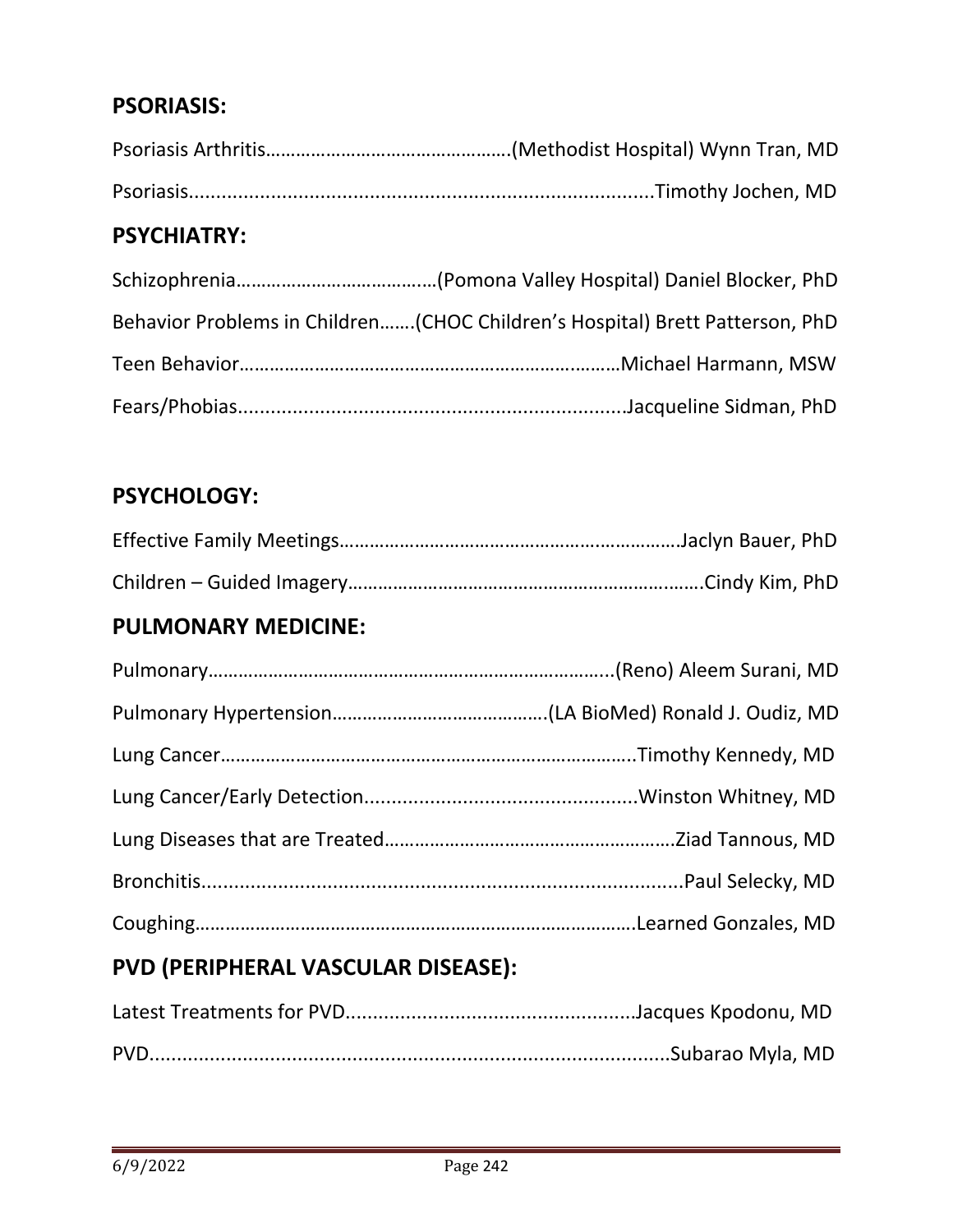## PSORIASIS:

Psoriasis Arthritis…………………………………………(Methodist Hospital) Wynn Tran, MD

Psoriasis......................................................................................Timothy Jochen, MD

## PSYCHIATRY:

Schizophrenia…………………………………(Pomona Valley Hospital) Daniel Blocker, PhD

Behavior Problems in Children…….(CHOC Children's Hospital) Brett Patterson, PhD

Teen Behavior…………………………………………………………………Michael Harmann, MSW

Fears/Phobias.......................................................................Jacqueline Sidman, PhD

## PSYCHOLOGY:

Effective Family Meetings…………………………………………………………Jaclyn Bauer, PhD

Children – Guided Imagery……………………………………………………………Cindy Kim, PhD

## PULMONARY MEDICINE:

Pulmonary……………………………………………………………………...(Reno) Aleem Surani, MD

Pulmonary Hypertension……………………………………(LA BioMed) Ronald J. Oudiz, MD

Lung Cancer………………………………………………………………………..Timothy Kennedy, MD

Lung Cancer/Early Detection..................................................Winston Whitney, MD

Lung Diseases that are Treated…………………………………………………Ziad Tannous, MD

Bronchitis.........................................................................................Paul Selecky, MD

Coughing…………………………………………………………………………….Learned Gonzales, MD

## PVD (PERIPHERAL VASCULAR DISEASE):

Latest Treatments for PVD.....................................................Jacques Kpodonu, MD

PVD...................................................................................................Subarao Myla, MD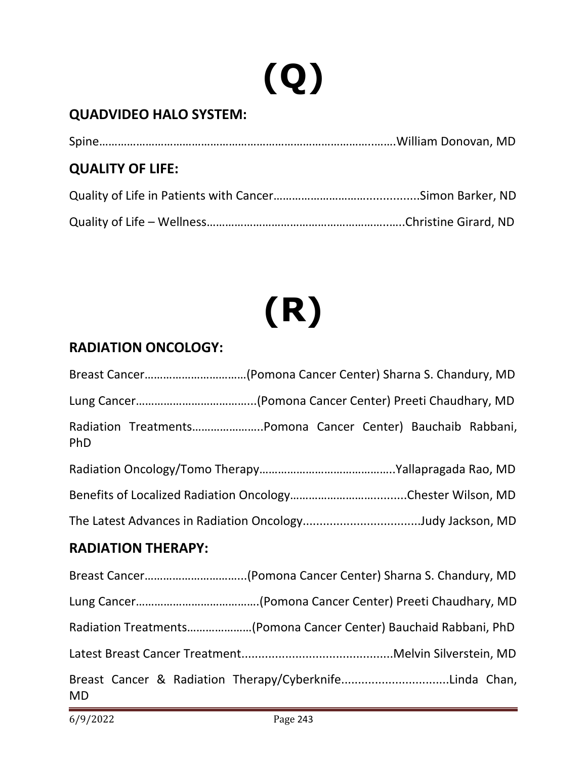# (Q)

## QUADVIDEO HALO SYSTEM:

Spine……………………………………………………………………………….…….William Donovan, MD

## QUALITY OF LIFE:

Quality of Life in Patients with Cancer……………………….…..............Simon Barker, ND

Quality of Life – Wellness…………………………………………………..….Christine Girard, ND

# (R)

## RADIATION ONCOLOGY:

Breast Cancer……………………………(Pomona Cancer Center) Sharna S. Chandury, MD

Lung Cancer………………………………...(Pomona Cancer Center) Preeti Chaudhary, MD

Radiation Treatments…………………..Pomona Cancer Center) Bauchaib Rabbani, PhD

Radiation Oncology/Tomo Therapy……………………………………..Yallapragada Rao, MD

Benefits of Localized Radiation Oncology……………………….........Chester Wilson, MD

The Latest Advances in Radiation Oncology..................................Judy Jackson, MD

## RADIATION THERAPY:

Breast Cancer…………………………...(Pomona Cancer Center) Sharna S. Chandury, MD

Lung Cancer…………………………………(Pomona Cancer Center) Preeti Chaudhary, MD

Radiation Treatments…………………(Pomona Cancer Center) Bauchaid Rabbani, PhD

Latest Breast Cancer Treatment............................................Melvin Silverstein, MD

Breast Cancer & Radiation Therapy/Cyberknife...............................Linda Chan, MD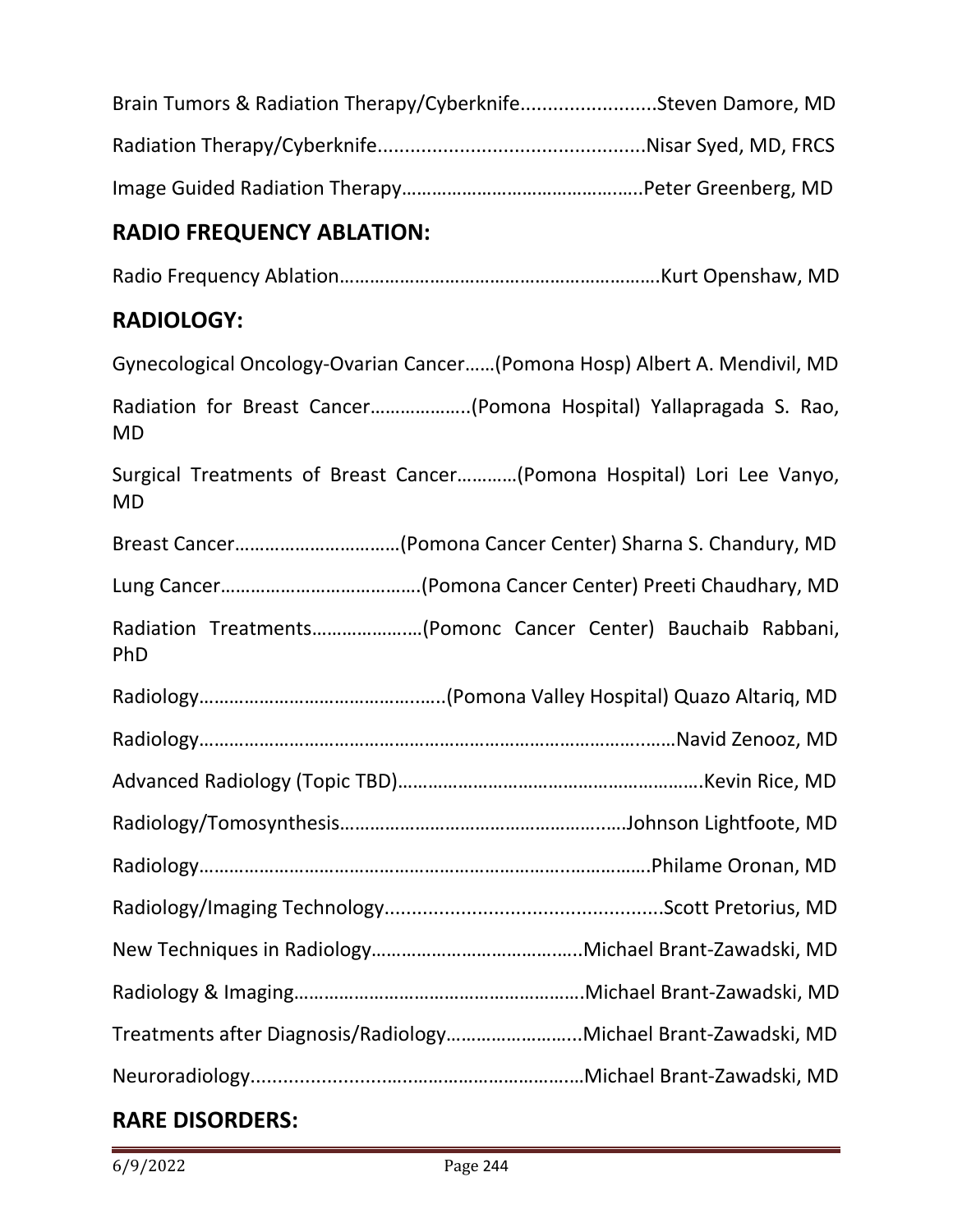Brain Tumors & Radiation Therapy/Cyberknife.........................Steven Damore, MD

Radiation Therapy/Cyberknife.................................................Nisar Syed, MD, FRCS

Image Guided Radiation Therapy……………………………………….Peter Greenberg, MD

## RADIO FREQUENCY ABLATION:

Radio Frequency Ablation………………………………………………………Kurt Openshaw, MD

## RADIOLOGY:

Gynecological Oncology-Ovarian Cancer……(Pomona Hosp) Albert A. Mendivil, MD

Radiation for Breast Cancer………………..(Pomona Hospital) Yallapragada S. Rao, MD

Surgical Treatments of Breast Cancer…………(Pomona Hospital) Lori Lee Vanyo, MD

Breast Cancer……………………………(Pomona Cancer Center) Sharna S. Chandury, MD

Lung Cancer…………………………………(Pomona Cancer Center) Preeti Chaudhary, MD

Radiation Treatments…………………(Pomonc Cancer Center) Bauchaib Rabbani, PhD

Radiology……………………………………….(Pomona Valley Hospital) Quazo Altariq, MD

Radiology……………………………………………………………………………Navid Zenooz, MD

Advanced Radiology (Topic TBD)…………………………………………………Kevin Rice, MD

Radiology/Tomosynthesis……………………………………………Johnson Lightfoote, MD

Radiology…………………………………………………………………………Philame Oronan, MD

Radiology/Imaging Technology...................................................Scott Pretorius, MD

New Techniques in Radiology…………………………………..Michael Brant-Zawadski, MD

Radiology & Imaging……………………………………………….Michael Brant-Zawadski, MD

Treatments after Diagnosis/Radiology……………………..Michael Brant-Zawadski, MD

Neuroradiology............................………………………Michael Brant-Zawadski, MD

## RARE DISORDERS: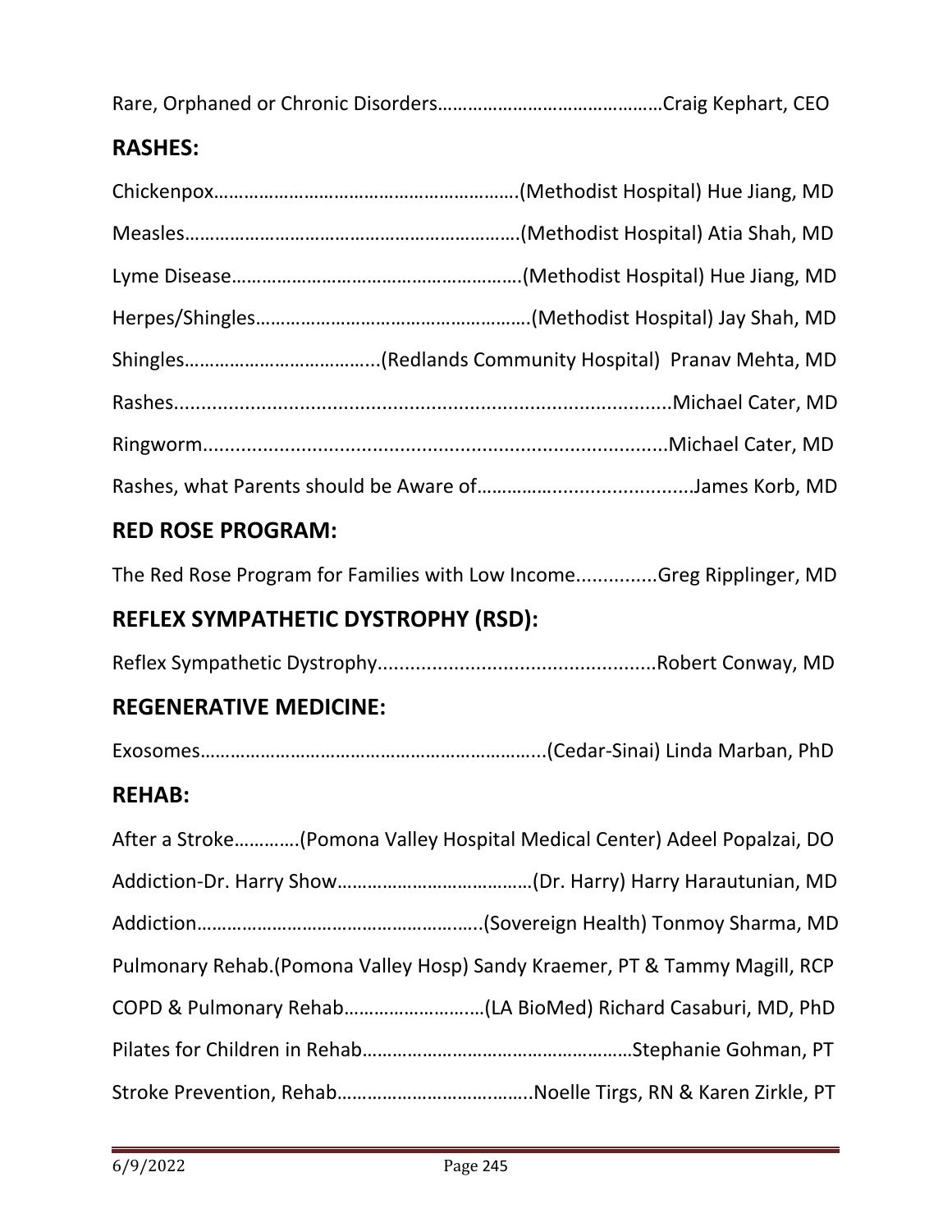Rare, Orphaned or Chronic Disorders………………………………………Craig Kephart, CEO

## RASHES:

Chickenpox…………………………………………………….(Methodist Hospital) Hue Jiang, MD

Measles………………………………………………………….(Methodist Hospital) Atia Shah, MD

Lyme Disease…………………………………………………(Methodist Hospital) Hue Jiang, MD

Herpes/Shingles………………………………………………(Methodist Hospital) Jay Shah, MD

Shingles………………………………..(Redlands Community Hospital) Pranav Mehta, MD

Rashes.........................................................................................Michael Cater, MD

Ringworm...................................................................................Michael Cater, MD

Rashes, what Parents should be Aware of……………..........................James Korb, MD

## RED ROSE PROGRAM:

The Red Rose Program for Families with Low Income...............Greg Ripplinger, MD

## REFLEX SYMPATHETIC DYSTROPHY (RSD):

Reflex Sympathetic Dystrophy...................................................Robert Conway, MD

## REGENERATIVE MEDICINE:

Exosomes…………………………………………………………...(Cedar-Sinai) Linda Marban, PhD

## REHAB:

After a Stroke………….(Pomona Valley Hospital Medical Center) Adeel Popalzai, DO

Addiction-Dr. Harry Show…………………………………(Dr. Harry) Harry Harautunian, MD

Addiction………………………………………………..(Sovereign Health) Tonmoy Sharma, MD

Pulmonary Rehab.(Pomona Valley Hosp) Sandy Kraemer, PT & Tammy Magill, RCP

COPD & Pulmonary Rehab……………………..(LA BioMed) Richard Casaburi, MD, PhD

Pilates for Children in Rehab………………………………………………Stephanie Gohman, PT

Stroke Prevention, Rehab………………………………..Noelle Tirgs, RN & Karen Zirkle, PT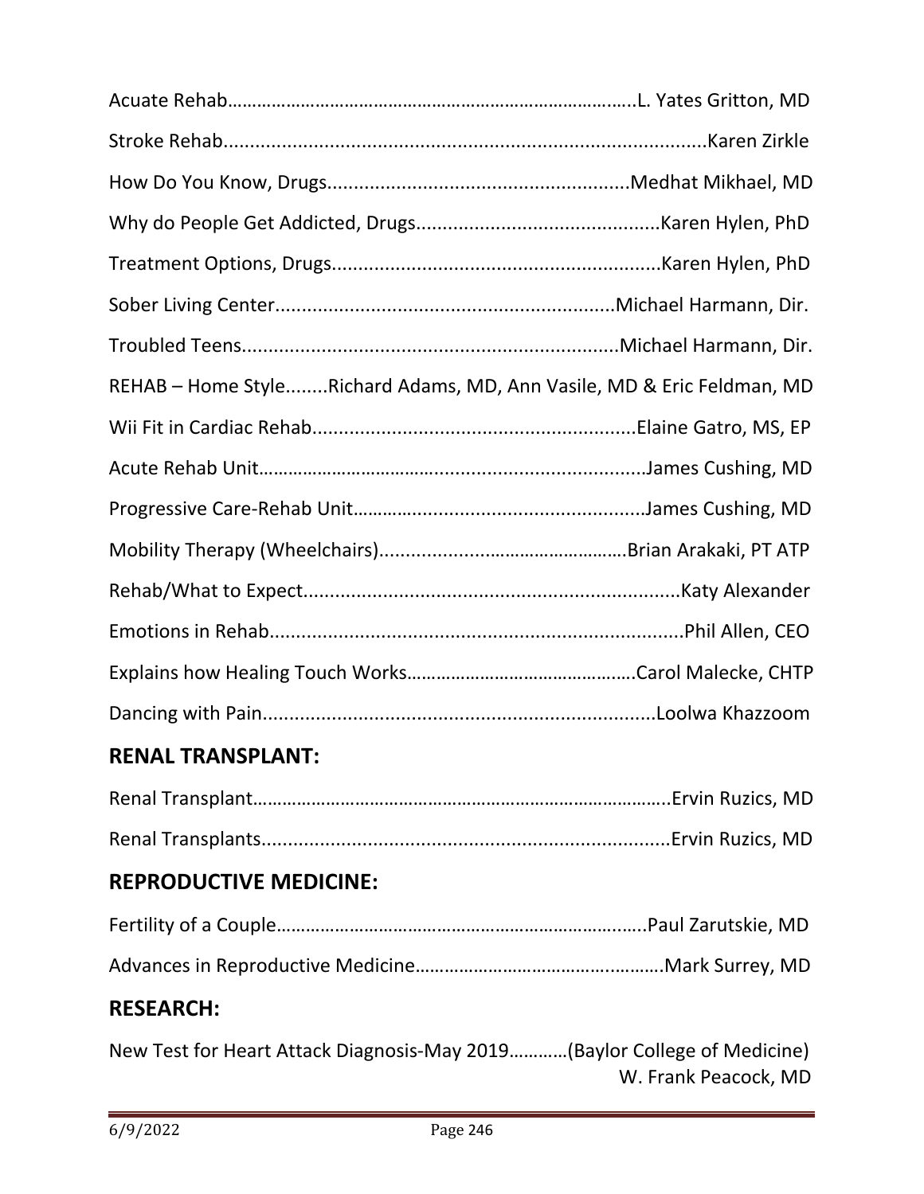Acuate Rehab……………………………………………………………………..L. Yates Gritton, MD

Stroke Rehab...........................................................................................Karen Zirkle

How Do You Know, Drugs.........................................................Medhat Mikhael, MD

Why do People Get Addicted, Drugs.............................................Karen Hylen, PhD

Treatment Options, Drugs..............................................................Karen Hylen, PhD

Sober Living Center...............................................................Michael Harmann, Dir.

Troubled Teens......................................................................Michael Harmann, Dir.

REHAB – Home Style........Richard Adams, MD, Ann Vasile, MD & Eric Feldman, MD

Wii Fit in Cardiac Rehab............................................................Elaine Gatro, MS, EP

Acute Rehab Unit…………………………………………………………….......James Cushing, MD

Progressive Care-Rehab Unit……………..........................................James Cushing, MD

Mobility Therapy (Wheelchairs)...............................………………….Brian Arakaki, PT ATP

Rehab/What to Expect......................................................................Katy Alexander

Emotions in Rehab..............................................................................Phil Allen, CEO

Explains how Healing Touch Works……………………………………….Carol Malecke, CHTP

Dancing with Pain.........................................................................Loolwa Khazzoom

## RENAL TRANSPLANT:

Renal Transplant…………………………………………………………………………..Ervin Ruzics, MD

Renal Transplants.............................................................................Ervin Ruzics, MD

## REPRODUCTIVE MEDICINE:

Fertility of a Couple……………………………………………………………….Paul Zarutskie, MD

Advances in Reproductive Medicine……………………………….………..Mark Surrey, MD

## RESEARCH:

New Test for Heart Attack Diagnosis-May 2019…………(Baylor College of Medicine)
W. Frank Peacock, MD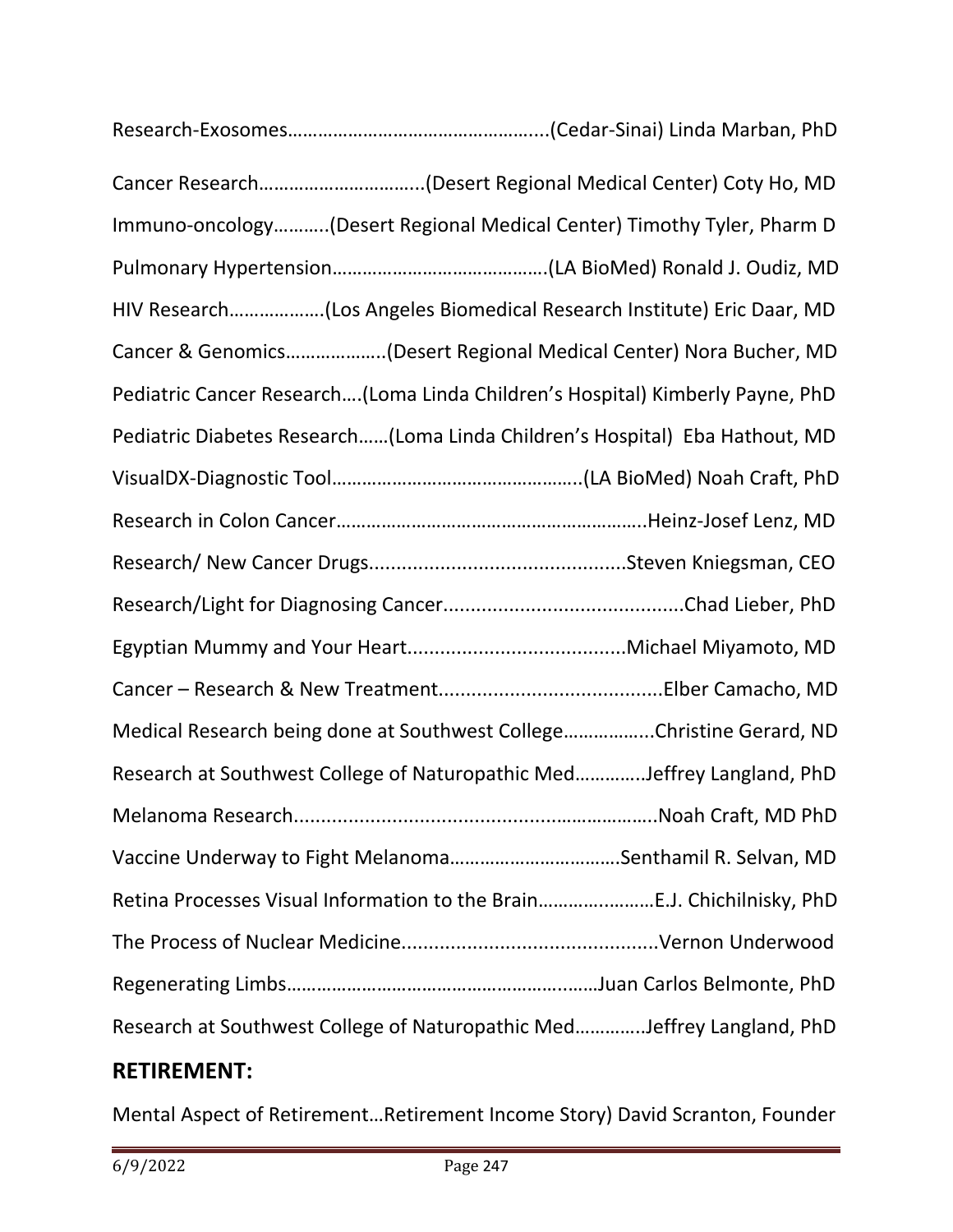Research-Exosomes…………………………………………....(Cedar-Sinai) Linda Marban, PhD

Cancer Research…………………………..(Desert Regional Medical Center) Coty Ho, MD

Immuno-oncology………..(Desert Regional Medical Center) Timothy Tyler, Pharm D

Pulmonary Hypertension…………………………………….(LA BioMed) Ronald J. Oudiz, MD

HIV Research………………(Los Angeles Biomedical Research Institute) Eric Daar, MD

Cancer & Genomics………………..(Desert Regional Medical Center) Nora Bucher, MD

Pediatric Cancer Research….(Loma Linda Children's Hospital) Kimberly Payne, PhD

Pediatric Diabetes Research……(Loma Linda Children's Hospital) Eba Hathout, MD

VisualDX-Diagnostic Tool…………………………………………..(LA BioMed) Noah Craft, PhD

Research in Colon Cancer…………………………………………………..Heinz-Josef Lenz, MD

Research/ New Cancer Drugs..............................................Steven Kniegsman, CEO

Research/Light for Diagnosing Cancer...........................................Chad Lieber, PhD

Egyptian Mummy and Your Heart.......................................Michael Miyamoto, MD

Cancer – Research & New Treatment.........................................Elber Camacho, MD

Medical Research being done at Southwest College……………..Christine Gerard, ND

Research at Southwest College of Naturopathic Med…………..Jeffrey Langland, PhD

Melanoma Research...................................................…………..Noah Craft, MD PhD

Vaccine Underway to Fight Melanoma…………………………….Senthamil R. Selvan, MD

Retina Processes Visual Information to the Brain………..………E.J. Chichilnisky, PhD

The Process of Nuclear Medicine...............................................Vernon Underwood

Regenerating Limbs…………………………………………….……Juan Carlos Belmonte, PhD

Research at Southwest College of Naturopathic Med…………..Jeffrey Langland, PhD

## RETIREMENT:

Mental Aspect of Retirement…Retirement Income Story) David Scranton, Founder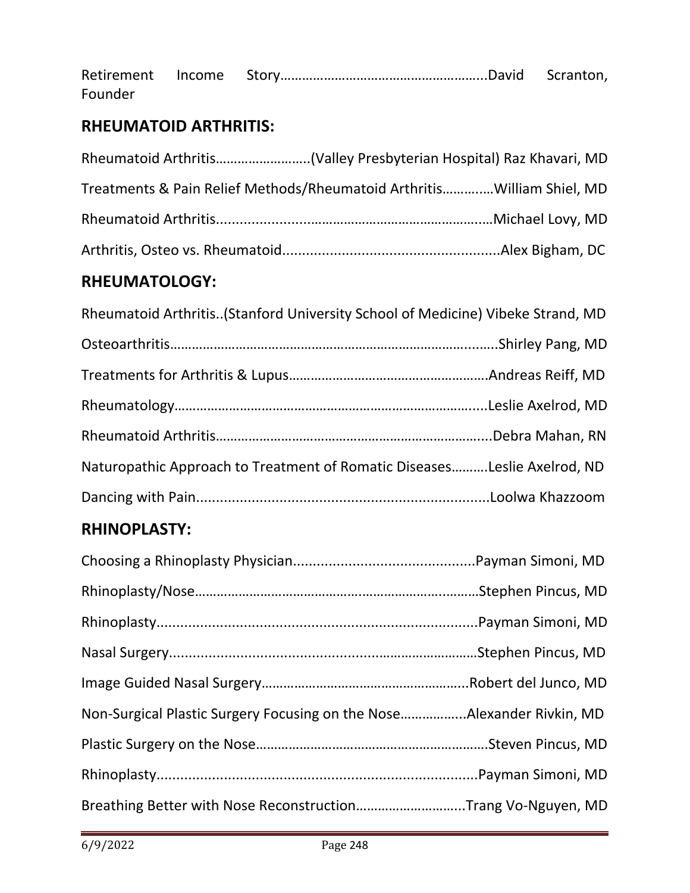Retirement Income Story…………………………………………………..David Scranton, Founder

## RHEUMATOID ARTHRITIS:

Rheumatoid Arthritis……………………..(Valley Presbyterian Hospital) Raz Khavari, MD

Treatments & Pain Relief Methods/Rheumatoid Arthritis………..…William Shiel, MD

Rheumatoid Arthritis.......................………………………………………..…Michael Lovy, MD

Arthritis, Osteo vs. Rheumatoid......................................................Alex Bigham, DC

## RHEUMATOLOGY:

Rheumatoid Arthritis..(Stanford University School of Medicine) Vibeke Strand, MD

Osteoarthritis……………………………………………………………………….....…..Shirley Pang, MD

Treatments for Arthritis & Lupus……………………………………………….Andreas Reiff, MD

Rheumatology………………………………………………………………………......Leslie Axelrod, MD

Rheumatoid Arthritis…………………………………………………………….....Debra Mahan, RN

Naturopathic Approach to Treatment of Romatic Diseases……….Leslie Axelrod, ND

Dancing with Pain.........................................................................Loolwa Khazzoom

## RHINOPLASTY:

Choosing a Rhinoplasty Physician.............................................Payman Simoni, MD

Rhinoplasty/Nose…………………………………………………………………Stephen Pincus, MD

Rhinoplasty...............................................................................Payman Simoni, MD

Nasal Surgery...........................................…………………………Stephen Pincus, MD

Image Guided Nasal Surgery…………………………………………………..Robert del Junco, MD

Non-Surgical Plastic Surgery Focusing on the Nose……………..Alexander Rivkin, MD

Plastic Surgery on the Nose…………………………………………………….Steven Pincus, MD

Rhinoplasty...............................................................................Payman Simoni, MD

Breathing Better with Nose Reconstruction………………………..Trang Vo-Nguyen, MD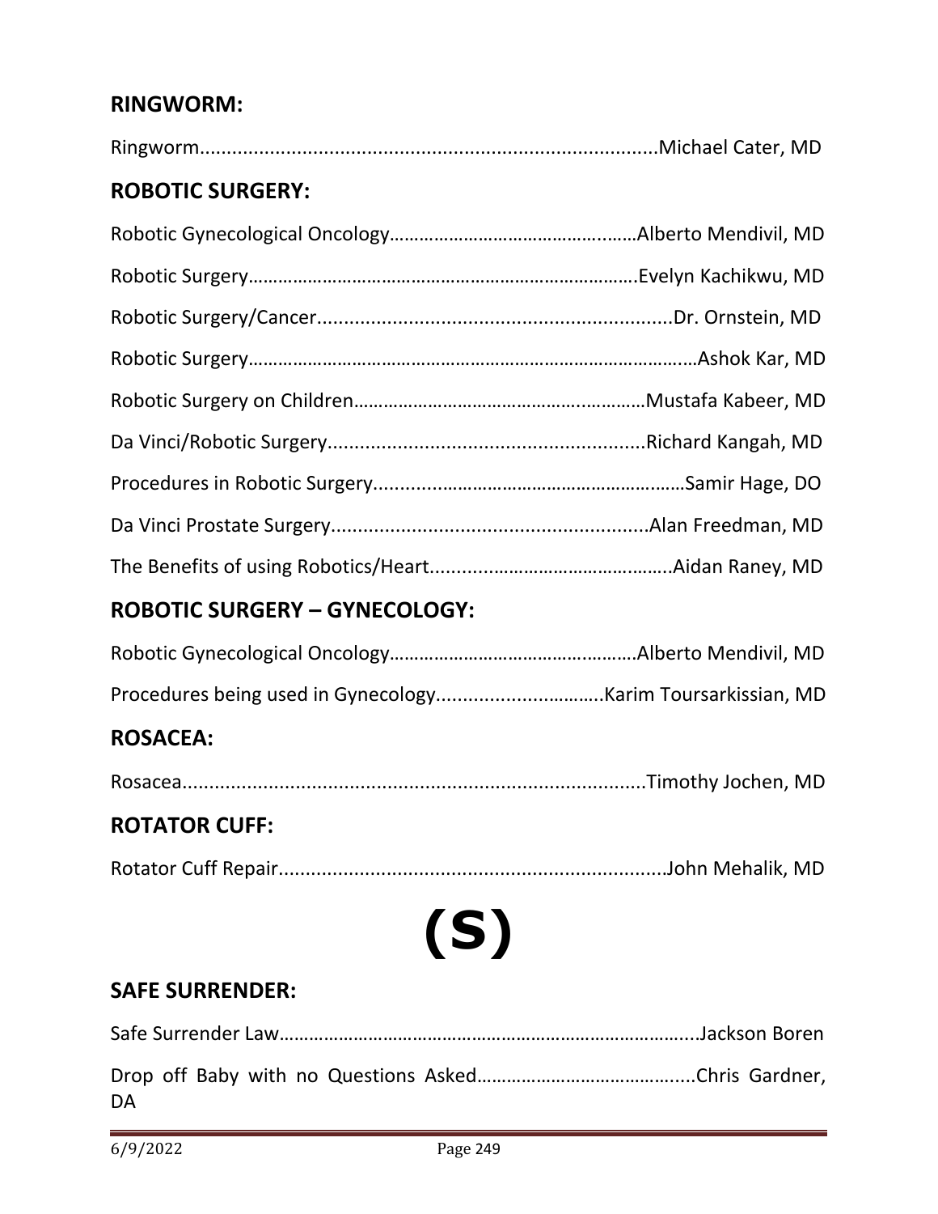## RINGWORM:

Ringworm....................................................................................Michael Cater, MD

## ROBOTIC SURGERY:

Robotic Gynecological Oncology……………………………………….……Alberto Mendivil, MD

Robotic Surgery……………………………………………………………………Evelyn Kachikwu, MD

Robotic Surgery/Cancer.................................................................Dr. Ornstein, MD

Robotic Surgery……………………………………………………………………..…Ashok Kar, MD

Robotic Surgery on Children…………………………………….…….………Mustafa Kabeer, MD

Da Vinci/Robotic Surgery..........................................................Richard Kangah, MD

Procedures in Robotic Surgery………………………………………….……Samir Hage, DO

Da Vinci Prostate Surgery..........................................................Alan Freedman, MD

The Benefits of using Robotics/Heart…………………………………….....Aidan Raney, MD

## ROBOTIC SURGERY – GYNECOLOGY:

Robotic Gynecological Oncology……………………………………….……Alberto Mendivil, MD

Procedures being used in Gynecology................................Karim Toursarkissian, MD

## ROSACEA:

Rosacea....................................................................................Timothy Jochen, MD

## ROTATOR CUFF:

Rotator Cuff Repair.......................................................................John Mehalik, MD

# (S)

## SAFE SURRENDER:

Safe Surrender Law…………………………………………………………………....Jackson Boren

Drop off Baby with no Questions Asked…………………………………....Chris Gardner, DA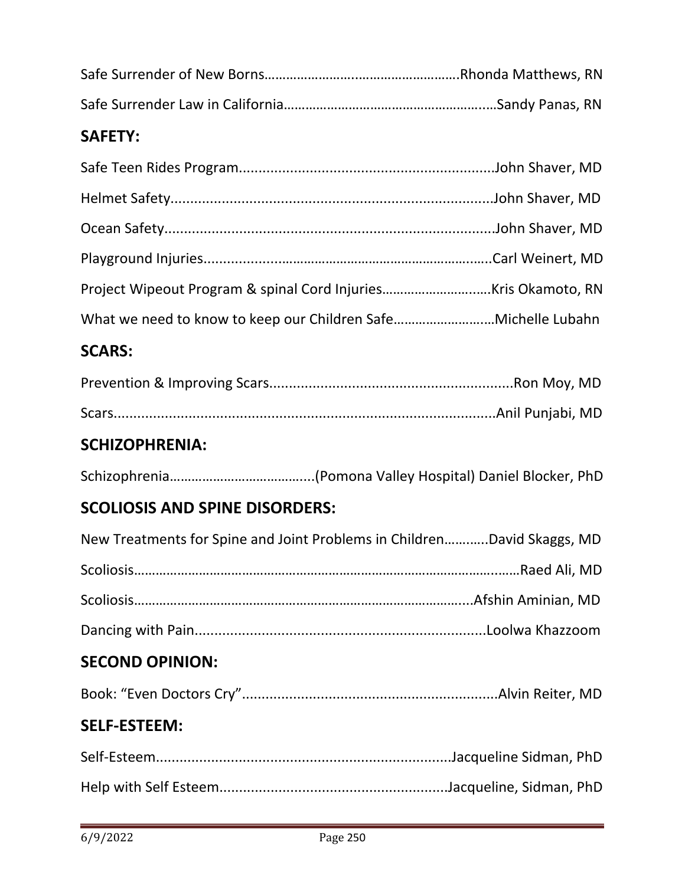Safe Surrender of New Borns……………………………………………….Rhonda Matthews, RN

Safe Surrender Law in California……………………………………………...Sandy Panas, RN

## SAFETY:

Safe Teen Rides Program.................................................................John Shaver, MD

Helmet Safety..................................................................................John Shaver, MD

Ocean Safety....................................................................................John Shaver, MD

Playground Injuries.............................................................................Carl Weinert, MD

Project Wipeout Program & spinal Cord Injuries……………………….…Kris Okamoto, RN

What we need to know to keep our Children Safe………………………Michelle Lubahn

## SCARS:

Prevention & Improving Scars..............................................................Ron Moy, MD

Scars...................................................................................................Anil Punjabi, MD

## SCHIZOPHRENIA:

Schizophrenia………………………………...(Pomona Valley Hospital) Daniel Blocker, PhD

## SCOLIOSIS AND SPINE DISORDERS:

New Treatments for Spine and Joint Problems in Children………..David Skaggs, MD

Scoliosis…………………………………………………………………………………….……Raed Ali, MD

Scoliosis………………………………………………………………………………....Afshin Aminian, MD

Dancing with Pain..........................................................................Loolwa Khazzoom

## SECOND OPINION:

Book: "Even Doctors Cry".................................................................Alvin Reiter, MD

## SELF-ESTEEM:

Self-Esteem..........................................................................Jacqueline Sidman, PhD

Help with Self Esteem........................................................Jacqueline, Sidman, PhD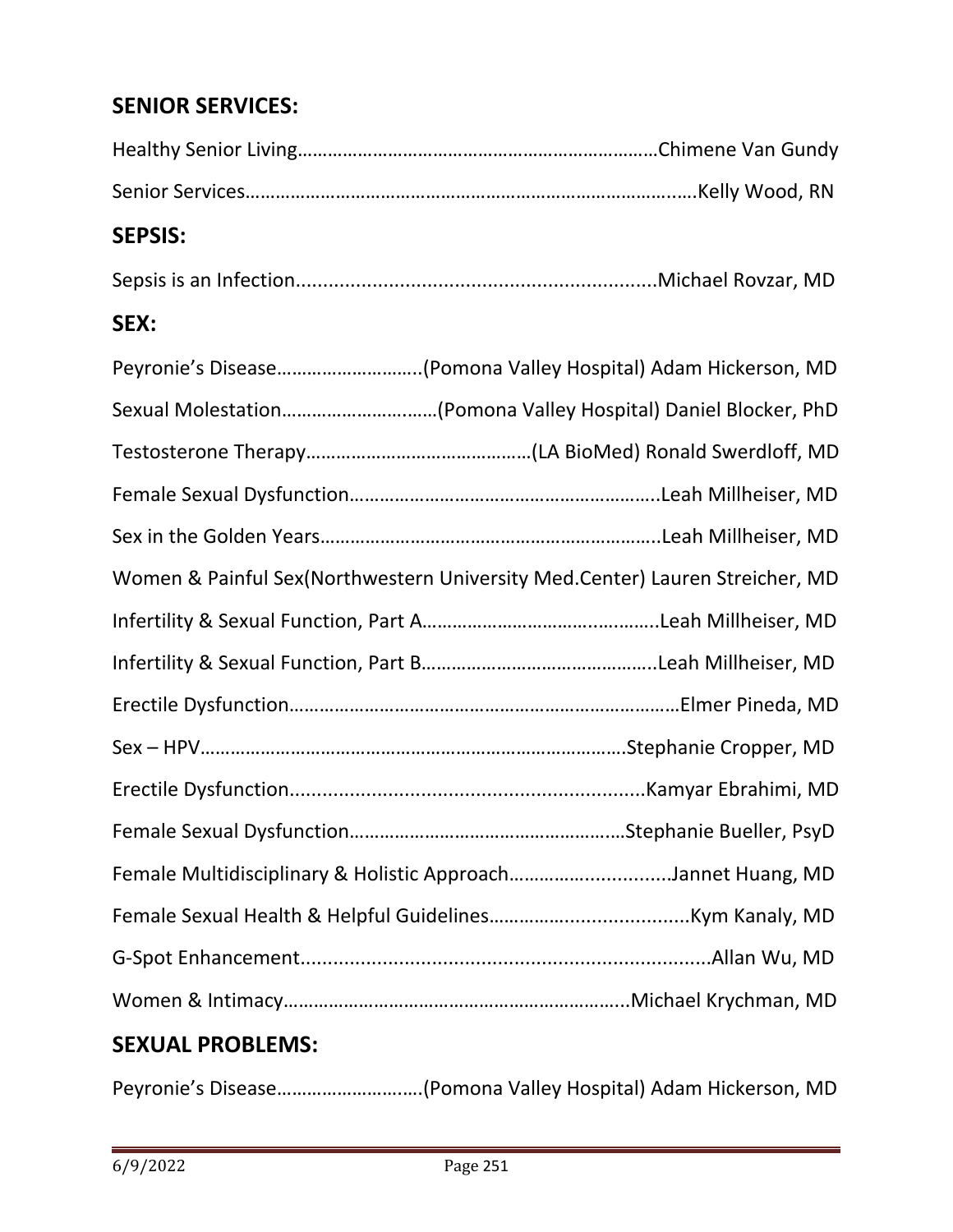## SENIOR SERVICES:

Healthy Senior Living……………………………………………………………Chimene Van Gundy

Senior Services…………………………………………………………………………..….Kelly Wood, RN

## SEPSIS:

Sepsis is an Infection.................................................................Michael Rovzar, MD

## SEX:

Peyronie's Disease………………………..(Pomona Valley Hospital) Adam Hickerson, MD

Sexual Molestation…………………….……(Pomona Valley Hospital) Daniel Blocker, PhD

Testosterone Therapy………………………………………(LA BioMed) Ronald Swerdloff, MD

Female Sexual Dysfunction…………………………………………………….Leah Millheiser, MD

Sex in the Golden Years…………………………………………………………..Leah Millheiser, MD

Women & Painful Sex(Northwestern University Med.Center) Lauren Streicher, MD

Infertility & Sexual Function, Part A………………………………………..Leah Millheiser, MD

Infertility & Sexual Function, Part B………………………………………..Leah Millheiser, MD

Erectile Dysfunction……………………………………………………………………Elmer Pineda, MD

Sex – HPV…………………………………………………………………………Stephanie Cropper, MD

Erectile Dysfunction.................................................................Kamyar Ebrahimi, MD

Female Sexual Dysfunction…………………………………………….Stephanie Bueller, PsyD

Female Multidisciplinary & Holistic Approach…………….............Jannet Huang, MD

Female Sexual Health & Helpful Guidelines……………..................Kym Kanaly, MD

G-Spot Enhancement..........................................................................Allan Wu, MD

Women & Intimacy…………………………………………………………..Michael Krychman, MD

## SEXUAL PROBLEMS:

Peyronie's Disease………………………..(Pomona Valley Hospital) Adam Hickerson, MD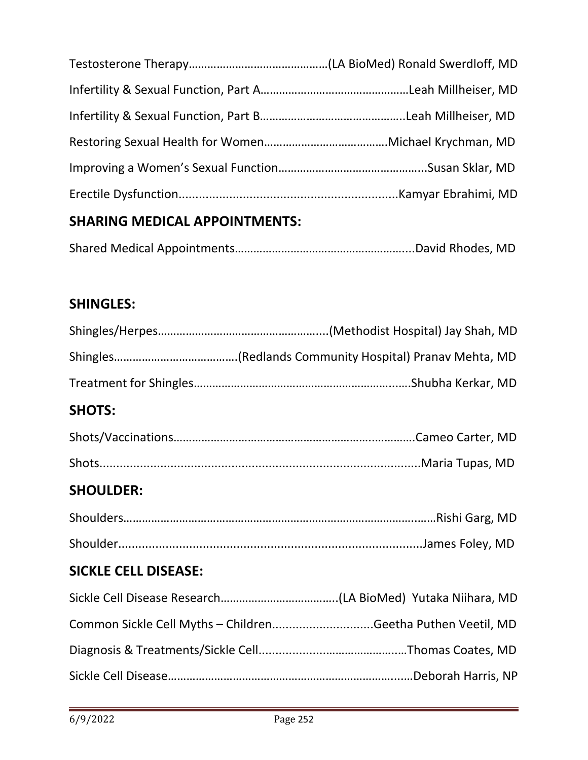Testosterone Therapy……………………………………(LA BioMed) Ronald Swerdloff, MD

Infertility & Sexual Function, Part A……………………………………Leah Millheiser, MD

Infertility & Sexual Function, Part B…………………………………..Leah Millheiser, MD

Restoring Sexual Health for Women…………………………………Michael Krychman, MD

Improving a Women's Sexual Function…………………………………...Susan Sklar, MD

Erectile Dysfunction.................................................................Kamyar Ebrahimi, MD

## SHARING MEDICAL APPOINTMENTS:

Shared Medical Appointments……………………………………………...David Rhodes, MD

## SHINGLES:

Shingles/Herpes………………………………………….....(Methodist Hospital) Jay Shah, MD

Shingles…………………………………(Redlands Community Hospital) Pranav Mehta, MD

Treatment for Shingles…………………………………………………….....Shubha Kerkar, MD

## SHOTS:

Shots/Vaccinations………………………………………………….………….Cameo Carter, MD

Shots...........................................................................................Maria Tupas, MD

## SHOULDER:

Shoulders…………………………………………………………………….…….Rishi Garg, MD

Shoulder..........................................................................................James Foley, MD

## SICKLE CELL DISEASE:

Sickle Cell Disease Research……………………………….(LA BioMed)  Yutaka Niihara, MD

Common Sickle Cell Myths – Children..............................Geetha Puthen Veetil, MD

Diagnosis & Treatments/Sickle Cell...........................……………..Thomas Coates, MD

Sickle Cell Disease…………………………………………………………...…Deborah Harris, NP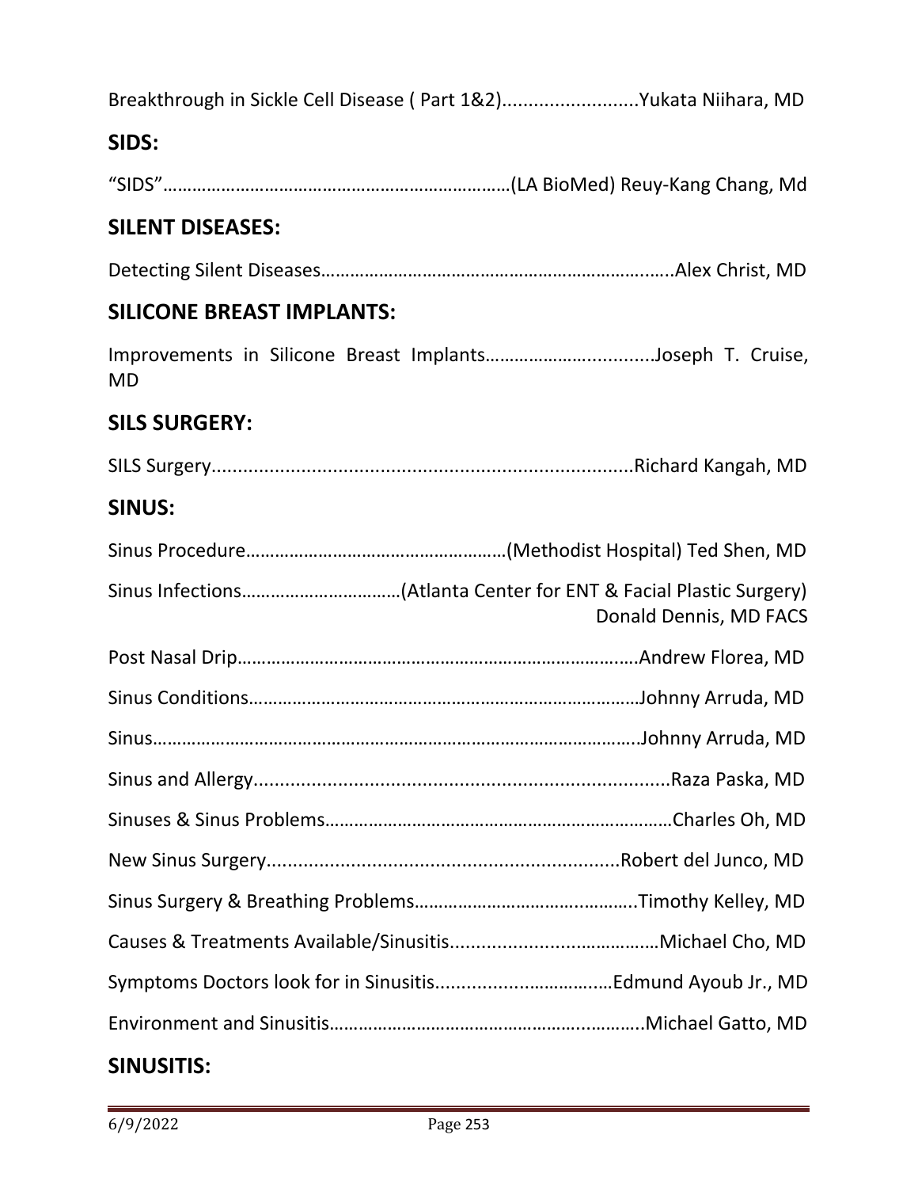Breakthrough in Sickle Cell Disease ( Part 1&2)..........................Yukata Niihara, MD

## SIDS:

"SIDS"……………………………………………………………………(LA BioMed) Reuy-Kang Chang, Md

## SILENT DISEASES:

Detecting Silent Diseases……………………………………………………………..….Alex Christ, MD

## SILICONE BREAST IMPLANTS:

Improvements in Silicone Breast Implants…………………….........Joseph T. Cruise, MD

## SILS SURGERY:

SILS Surgery...............................................................................Richard Kangah, MD

## SINUS:

Sinus Procedure………………………………………………(Methodist Hospital) Ted Shen, MD

Sinus Infections……………………………(Atlanta Center for ENT & Facial Plastic Surgery) Donald Dennis, MD FACS

Post Nasal Drip……………………………………………………………………….Andrew Florea, MD

Sinus Conditions…………………………………………………………………….Johnny Arruda, MD

Sinus……………………………………………………………………………………….Johnny Arruda, MD

Sinus and Allergy...............................................................................Raza Paska, MD

Sinuses & Sinus Problems……………………………………………………………Charles Oh, MD

New Sinus Surgery...................................................................Robert del Junco, MD

Sinus Surgery & Breathing Problems……………………………….……….Timothy Kelley, MD

Causes & Treatments Available/Sinusitis..........................……………Michael Cho, MD

Symptoms Doctors look for in Sinusitis...................……….……Edmund Ayoub Jr., MD

Environment and Sinusitis………………………………………….……….Michael Gatto, MD

## SINUSITIS: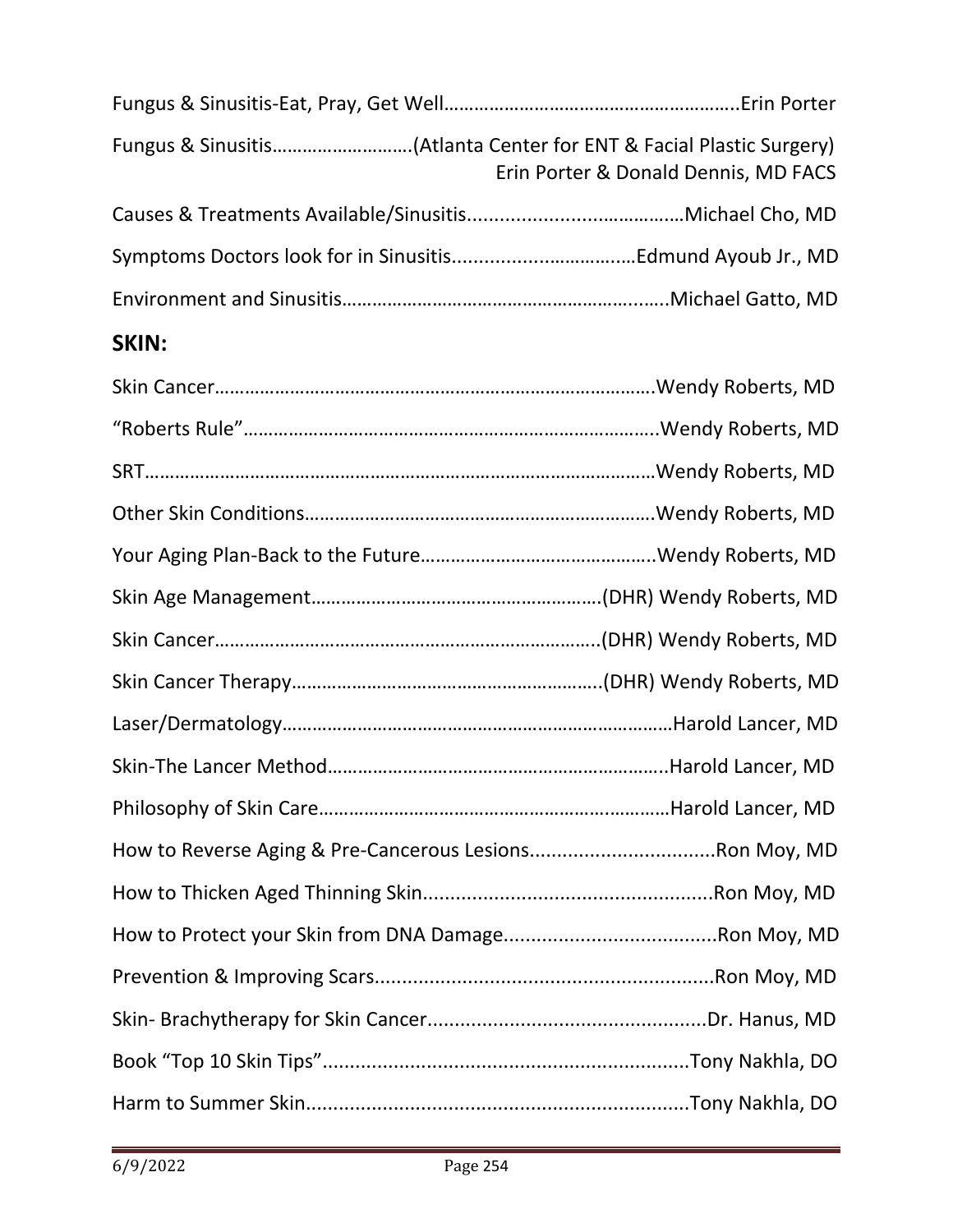Fungus & Sinusitis-Eat, Pray, Get Well…………………………………………………..Erin Porter

Fungus & Sinusitis………………………(Atlanta Center for ENT & Facial Plastic Surgery) Erin Porter & Donald Dennis, MD FACS

Causes & Treatments Available/Sinusitis.........................…………Michael Cho, MD

Symptoms Doctors look for in Sinusitis..................……….…Edmund Ayoub Jr., MD

Environment and Sinusitis……………………………………………………..…..Michael Gatto, MD

## SKIN:

Skin Cancer……………………………………………………………………………..Wendy Roberts, MD

"Roberts Rule"………………………………………………………………………..Wendy Roberts, MD

SRT…………………………………………………………………………………………Wendy Roberts, MD

Other Skin Conditions…………………………………………………………….Wendy Roberts, MD

Your Aging Plan-Back to the Future………………………………………..Wendy Roberts, MD

Skin Age Management…………………………………………………(DHR) Wendy Roberts, MD

Skin Cancer…………………………………………………………………..(DHR) Wendy Roberts, MD

Skin Cancer Therapy……………………………………………………..(DHR) Wendy Roberts, MD

Laser/Dermatology……………………………………………………………………Harold Lancer, MD

Skin-The Lancer Method…………………………………………………………..Harold Lancer, MD

Philosophy of Skin Care……………………………………………………………Harold Lancer, MD

How to Reverse Aging & Pre-Cancerous Lesions..................................Ron Moy, MD

How to Thicken Aged Thinning Skin.....................................................Ron Moy, MD

How to Protect your Skin from DNA Damage.......................................Ron Moy, MD

Prevention & Improving Scars...............................................................Ron Moy, MD

Skin- Brachytherapy for Skin Cancer...................................................Dr. Hanus, MD

Book "Top 10 Skin Tips"...................................................................Tony Nakhla, DO

Harm to Summer Skin......................................................................Tony Nakhla, DO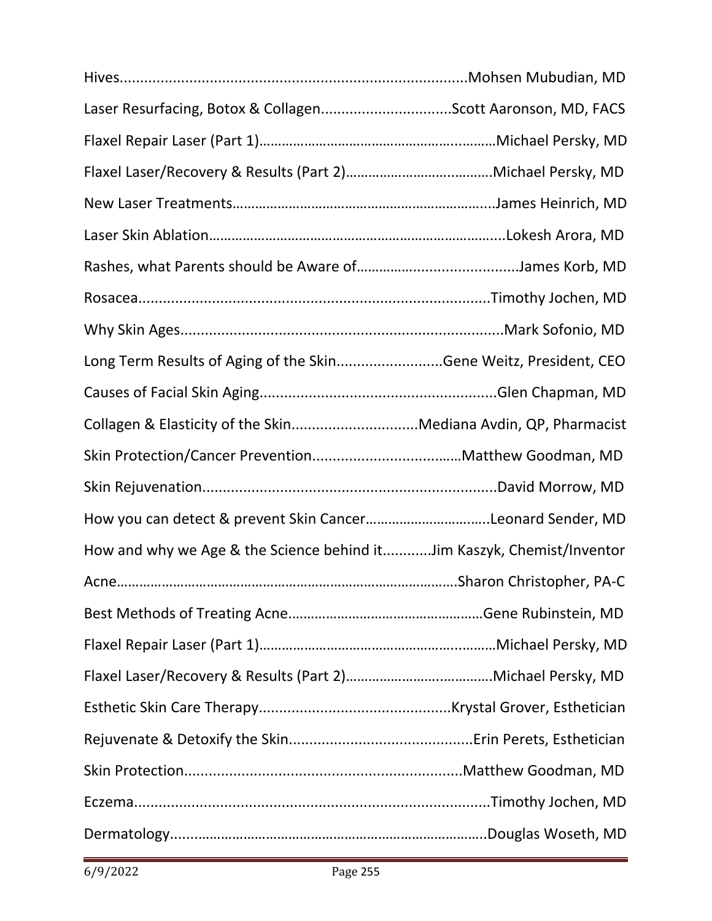Hives....................................................................................Mohsen Mubudian, MD

Laser Resurfacing, Botox & Collagen................................Scott Aaronson, MD, FACS

Flaxel Repair Laser (Part 1)…………………………………………………..………Michael Persky, MD

Flaxel Laser/Recovery & Results (Part 2)……………………………..………Michael Persky, MD

New Laser Treatments……………………………………………………………....James Heinrich, MD

Laser Skin Ablation…………………………………………………………………….....Lokesh Arora, MD

Rashes, what Parents should be Aware of…………….......................James Korb, MD

Rosacea....................................................................................Timothy Jochen, MD

Why Skin Ages...........................................................................Mark Sofonio, MD

Long Term Results of Aging of the Skin..........................Gene Weitz, President, CEO

Causes of Facial Skin Aging..........................................................Glen Chapman, MD

Collagen & Elasticity of the Skin...............................Mediana Avdin, QP, Pharmacist

Skin Protection/Cancer Prevention...................................…Matthew Goodman, MD

Skin Rejuvenation.......................................................................David Morrow, MD

How you can detect & prevent Skin Cancer…………………………..Leonard Sender, MD

How and why we Age & the Science behind it............Jim Kaszyk, Chemist/Inventor

Acne……………………………………………………………………………….Sharon Christopher, PA-C

Best Methods of Treating Acne……………………………………………Gene Rubinstein, MD

Flaxel Repair Laser (Part 1)…………………………………………………..………Michael Persky, MD

Flaxel Laser/Recovery & Results (Part 2)……………………………..………Michael Persky, MD

Esthetic Skin Care Therapy..............................................Krystal Grover, Esthetician

Rejuvenate & Detoxify the Skin............................................Erin Perets, Esthetician

Skin Protection...................................................................Matthew Goodman, MD

Eczema.....................................................................................Timothy Jochen, MD

Dermatology………………………………………………………………………….Douglas Woseth, MD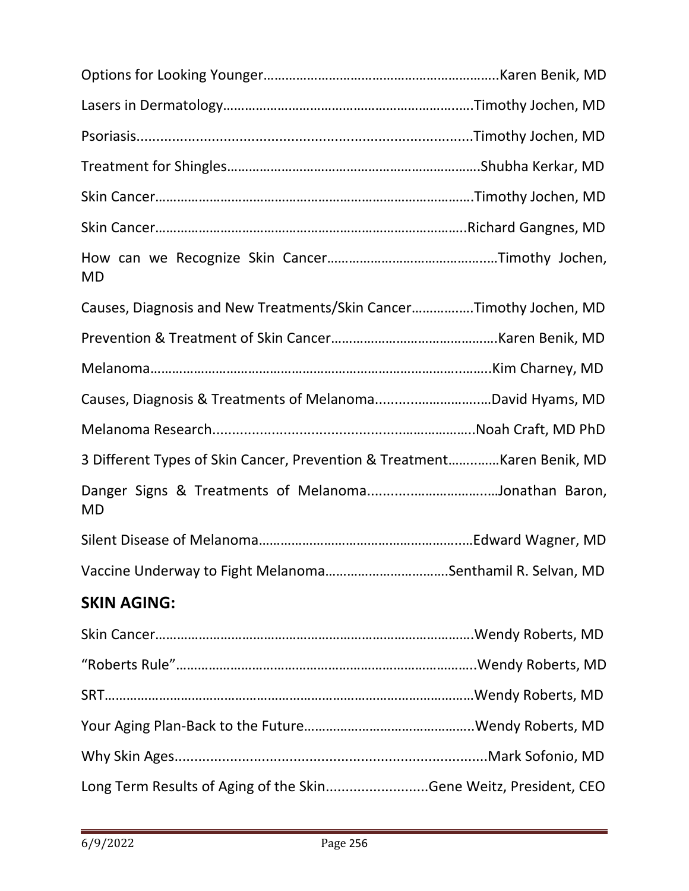Options for Looking Younger……………………………………………………….Karen Benik, MD

Lasers in Dermatology…………………………………………………………...Timothy Jochen, MD

Psoriasis......................................................................................Timothy Jochen, MD

Treatment for Shingles…………………………………………………………….Shubha Kerkar, MD

Skin Cancer…………………………………………………………………………….Timothy Jochen, MD

Skin Cancer…………………………………………………………………………..Richard Gangnes, MD

How can we Recognize Skin Cancer…………………………………….…Timothy Jochen, MD

Causes, Diagnosis and New Treatments/Skin Cancer……………..Timothy Jochen, MD

Prevention & Treatment of Skin Cancer……………………………………….Karen Benik, MD

Melanoma……………………………………………………………………….……..Kim Charney, MD

Causes, Diagnosis & Treatments of Melanoma...............………..…David Hyams, MD

Melanoma Research....................................................………………..Noah Craft, MD PhD

3 Different Types of Skin Cancer, Prevention & Treatment………..…Karen Benik, MD

Danger Signs & Treatments of Melanoma...................…………..…Jonathan Baron, MD

Silent Disease of Melanoma…………………………………………………..Edward Wagner, MD

Vaccine Underway to Fight Melanoma…………………………….Senthamil R. Selvan, MD

## SKIN AGING:

Skin Cancer…………………………………………………………………………….Wendy Roberts, MD

"Roberts Rule"………………………………………………………………………..Wendy Roberts, MD

SRT……………………………………………………………………………………….Wendy Roberts, MD

Your Aging Plan-Back to the Future………………………………………..Wendy Roberts, MD

Why Skin Ages................................................................................Mark Sofonio, MD

Long Term Results of Aging of the Skin..........................Gene Weitz, President, CEO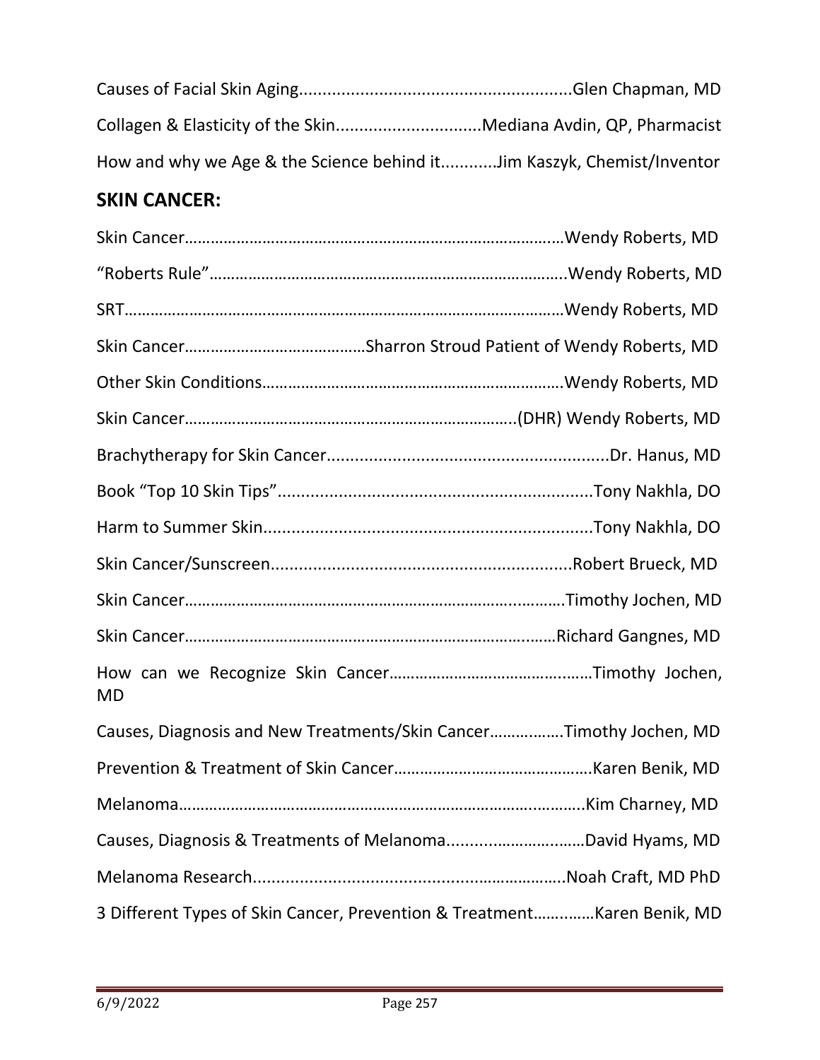Causes of Facial Skin Aging..........................................................Glen Chapman, MD

Collagen & Elasticity of the Skin...............................Mediana Avdin, QP, Pharmacist

How and why we Age & the Science behind it............Jim Kaszyk, Chemist/Inventor

## SKIN CANCER:

Skin Cancer……………………………………………………………………………Wendy Roberts, MD

"Roberts Rule"………………………………………………………………………..Wendy Roberts, MD

SRT……………………………………………………………………………………………Wendy Roberts, MD

Skin Cancer……………………………………Sharron Stroud Patient of Wendy Roberts, MD

Other Skin Conditions…………………………………………………………….Wendy Roberts, MD

Skin Cancer…………………………………………………………………..(DHR) Wendy Roberts, MD

Brachytherapy for Skin Cancer...........................................................Dr. Hanus, MD

Book "Top 10 Skin Tips"..................................................................Tony Nakhla, DO

Harm to Summer Skin.....................................................................Tony Nakhla, DO

Skin Cancer/Sunscreen...............................................................Robert Brueck, MD

Skin Cancer…………………………………………………………………...……….Timothy Jochen, MD

Skin Cancer…………………………………………………………………...……Richard Gangnes, MD

How can we Recognize Skin Cancer…………………………………..……Timothy Jochen, MD

Causes, Diagnosis and New Treatments/Skin Cancer……….…….Timothy Jochen, MD

Prevention & Treatment of Skin Cancer……………………………………….Karen Benik, MD

Melanoma………………………………………………………………………..………..Kim Charney, MD

Causes, Diagnosis & Treatments of Melanoma...............…………David Hyams, MD

Melanoma Research.......................................................……………..Noah Craft, MD PhD

3 Different Types of Skin Cancer, Prevention & Treatment…….……Karen Benik, MD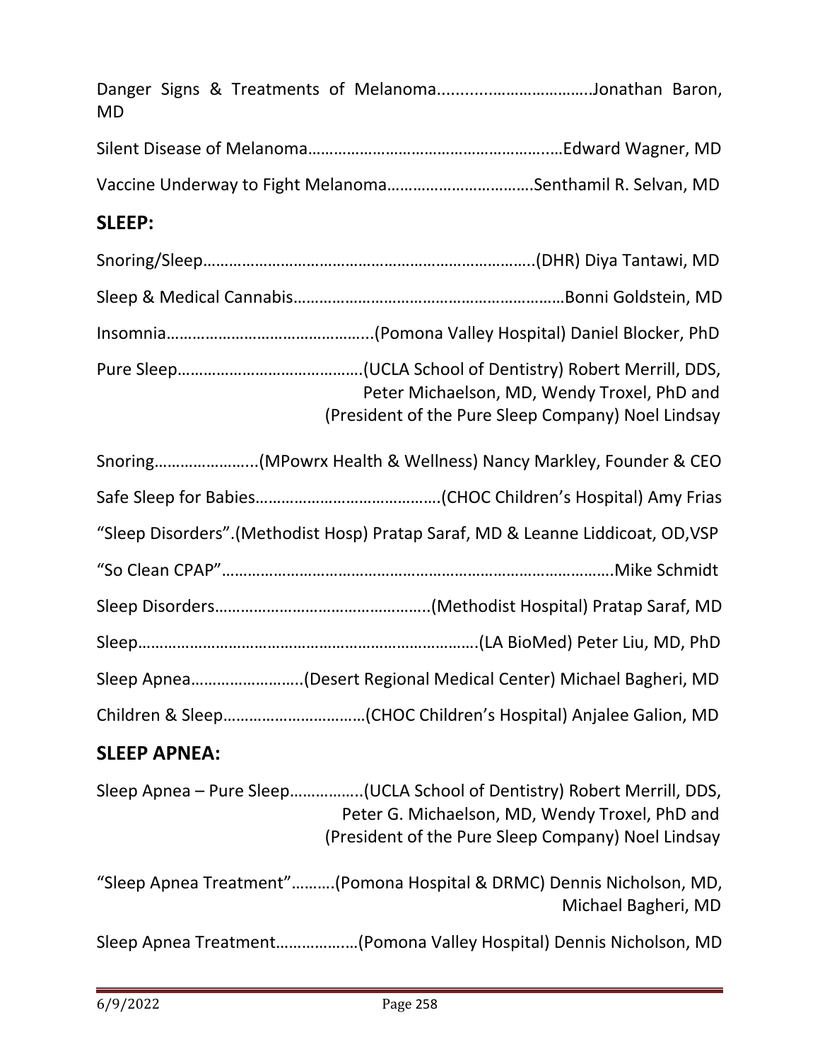Danger Signs & Treatments of Melanoma……………………………Jonathan Baron, MD

Silent Disease of Melanoma…………………………………………………Edward Wagner, MD

Vaccine Underway to Fight Melanoma……………………………Senthamil R. Selvan, MD

## SLEEP:

Snoring/Sleep…………………………………………………………………..(DHR) Diya Tantawi, MD

Sleep & Medical Cannabis………………………………………………………Bonni Goldstein, MD

Insomnia………………………………………...(Pomona Valley Hospital) Daniel Blocker, PhD

Pure Sleep……………………………………(UCLA School of Dentistry) Robert Merrill, DDS, Peter Michaelson, MD, Wendy Troxel, PhD and (President of the Pure Sleep Company) Noel Lindsay

Snoring…………………..(MPowrx Health & Wellness) Nancy Markley, Founder & CEO

Safe Sleep for Babies……………………………………(CHOC Children's Hospital) Amy Frias

"Sleep Disorders".(Methodist Hosp) Pratap Saraf, MD & Leanne Liddicoat, OD,VSP

"So Clean CPAP"…………………………………………………………………………Mike Schmidt

Sleep Disorders…………………………………………..(Methodist Hospital) Pratap Saraf, MD

Sleep……………………………………………………………………(LA BioMed) Peter Liu, MD, PhD

Sleep Apnea……………………..(Desert Regional Medical Center) Michael Bagheri, MD

Children & Sleep……………………………(CHOC Children's Hospital) Anjalee Galion, MD

## SLEEP APNEA:

Sleep Apnea – Pure Sleep……………..(UCLA School of Dentistry) Robert Merrill, DDS, Peter G. Michaelson, MD, Wendy Troxel, PhD and (President of the Pure Sleep Company) Noel Lindsay

"Sleep Apnea Treatment"……….(Pomona Hospital & DRMC) Dennis Nicholson, MD, Michael Bagheri, MD

Sleep Apnea Treatment……………..…(Pomona Valley Hospital) Dennis Nicholson, MD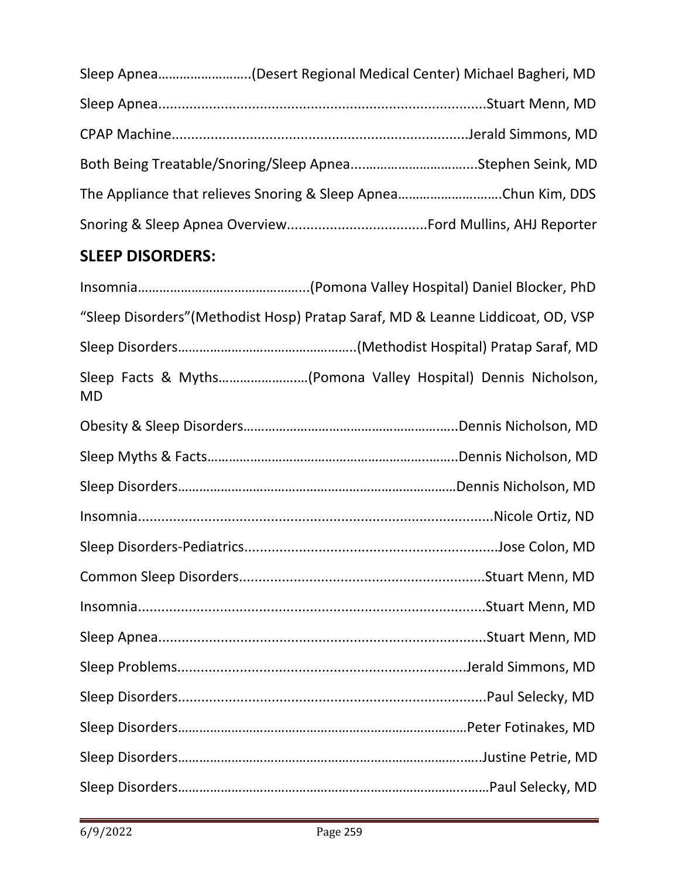Sleep Apnea……………………..(Desert Regional Medical Center) Michael Bagheri, MD

Sleep Apnea....................................................................................Stuart Menn, MD

CPAP Machine...........................................................................Jerald Simmons, MD

Both Being Treatable/Snoring/Sleep Apnea..................................Stephen Seink, MD

The Appliance that relieves Snoring & Sleep Apnea……………………….Chun Kim, DDS

Snoring & Sleep Apnea Overview....................................Ford Mullins, AHJ Reporter

## SLEEP DISORDERS:

Insomnia………………………………………..(Pomona Valley Hospital) Daniel Blocker, PhD

"Sleep Disorders"(Methodist Hosp) Pratap Saraf, MD & Leanne Liddicoat, OD, VSP

Sleep Disorders…………………………………………..(Methodist Hospital) Pratap Saraf, MD

Sleep Facts & Myths……………………(Pomona Valley Hospital) Dennis Nicholson, MD

Obesity & Sleep Disorders……………………………………………….....Dennis Nicholson, MD

Sleep Myths & Facts…………………………………………………..……..Dennis Nicholson, MD

Sleep Disorders…………………………………………………………………Dennis Nicholson, MD

Insomnia..........................................................................................Nicole Ortiz, ND

Sleep Disorders-Pediatrics.................................................................Jose Colon, MD

Common Sleep Disorders..............................................................Stuart Menn, MD

Insomnia.........................................................................................Stuart Menn, MD

Sleep Apnea....................................................................................Stuart Menn, MD

Sleep Problems........................................................................Jerald Simmons, MD

Sleep Disorders..............................................................................Paul Selecky, MD

Sleep Disorders………………………………………………………………………Peter Fotinakes, MD

Sleep Disorders………………………………………………………………….….Justine Petrie, MD

Sleep Disorders…………………………………………………………………..….Paul Selecky, MD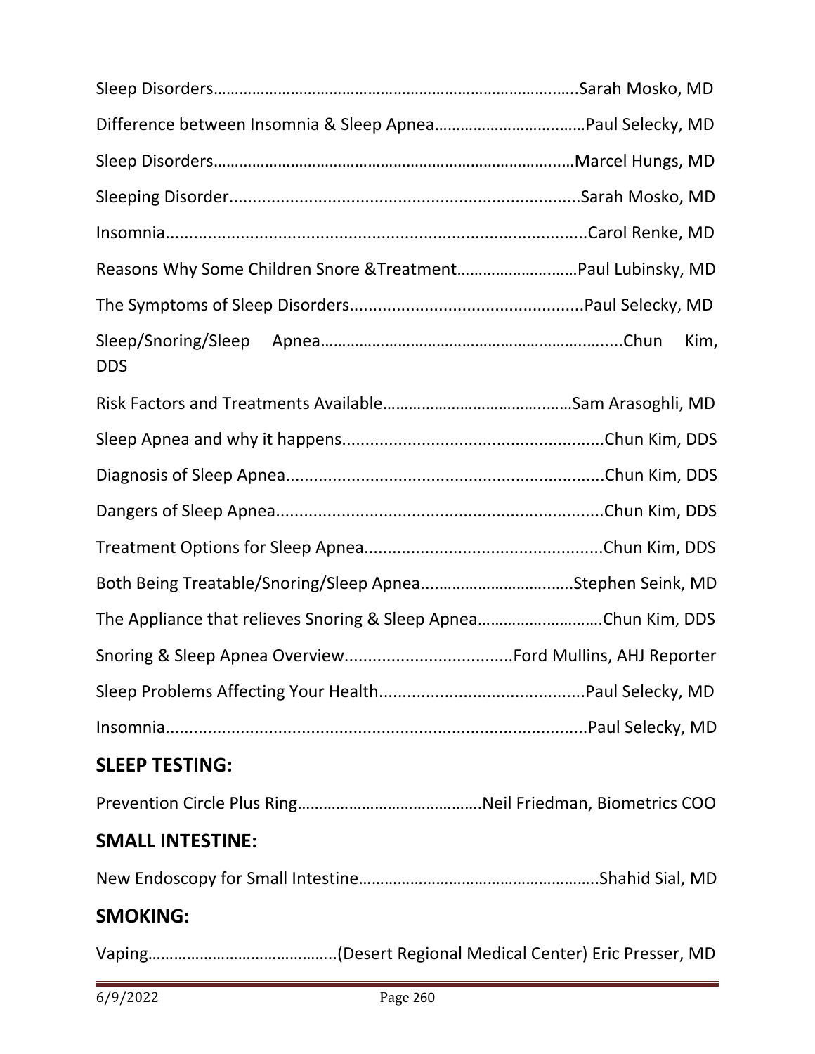Sleep Disorders……………………………………………………………………….......Sarah Mosko, MD

Difference between Insomnia & Sleep Apnea…………………………..……Paul Selecky, MD

Sleep Disorders…………………………………………………………………..….Marcel Hungs, MD

Sleeping Disorder..........................................................................Sarah Mosko, MD

Insomnia..........................................................................................Carol Renke, MD

Reasons Why Some Children Snore &Treatment……………………..…Paul Lubinsky, MD

The Symptoms of Sleep Disorders.................................................Paul Selecky, MD

Sleep/Snoring/Sleep Apnea…………………………………………………….......Chun Kim, DDS

Risk Factors and Treatments Available………………………………………Sam Arasoghli, MD

Sleep Apnea and why it happens........................................................Chun Kim, DDS

Diagnosis of Sleep Apnea....................................................................Chun Kim, DDS

Dangers of Sleep Apnea......................................................................Chun Kim, DDS

Treatment Options for Sleep Apnea...................................................Chun Kim, DDS

Both Being Treatable/Snoring/Sleep Apnea…………………………..…..Stephen Seink, MD

The Appliance that relieves Snoring & Sleep Apnea……………………….Chun Kim, DDS

Snoring & Sleep Apnea Overview....................................Ford Mullins, AHJ Reporter

Sleep Problems Affecting Your Health............................................Paul Selecky, MD

Insomnia..........................................................................................Paul Selecky, MD

## SLEEP TESTING:

Prevention Circle Plus Ring…………………………………….Neil Friedman, Biometrics COO

## SMALL INTESTINE:

New Endoscopy for Small Intestine……………………………………………..Shahid Sial, MD

## SMOKING:

Vaping…………………………………….(Desert Regional Medical Center) Eric Presser, MD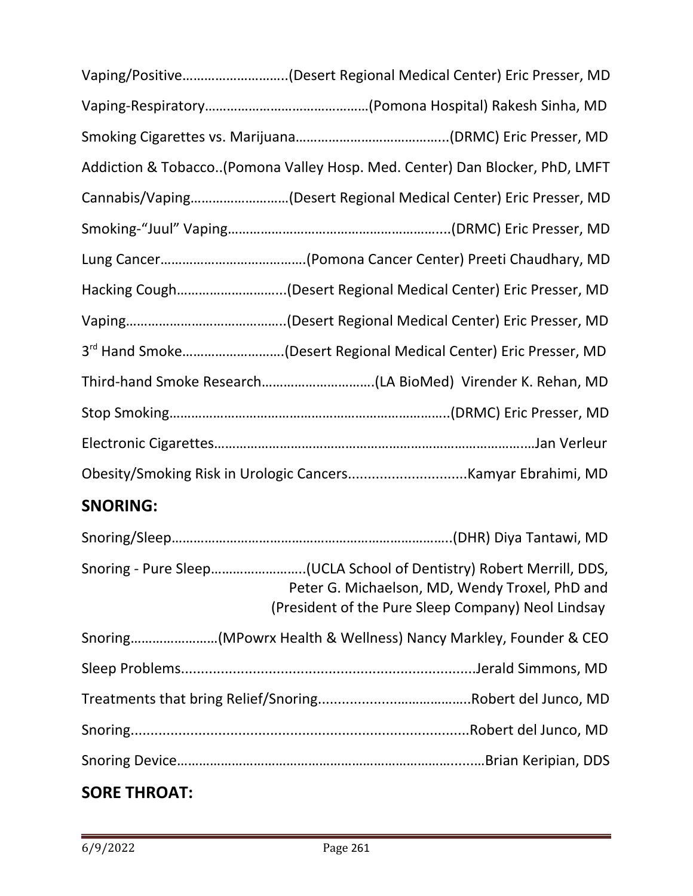Vaping/Positive………………………..(Desert Regional Medical Center) Eric Presser, MD

Vaping-Respiratory………………………………………(Pomona Hospital) Rakesh Sinha, MD

Smoking Cigarettes vs. Marijuana…………………………………..(DRMC) Eric Presser, MD

Addiction & Tobacco..(Pomona Valley Hosp. Med. Center) Dan Blocker, PhD, LMFT

Cannabis/Vaping………………………(Desert Regional Medical Center) Eric Presser, MD

Smoking-"Juul" Vaping…………………………………………………....(DRMC) Eric Presser, MD

Lung Cancer…………………………………(Pomona Cancer Center) Preeti Chaudhary, MD

Hacking Cough………………………...(Desert Regional Medical Center) Eric Presser, MD

Vaping……………………………………..(Desert Regional Medical Center) Eric Presser, MD

3rd Hand Smoke……………………….(Desert Regional Medical Center) Eric Presser, MD

Third-hand Smoke Research………………………….(LA BioMed) Virender K. Rehan, MD

Stop Smoking…………………………………………………………………..(DRMC) Eric Presser, MD

Electronic Cigarettes……………………………………………………………………………Jan Verleur

Obesity/Smoking Risk in Urologic Cancers..............................Kamyar Ebrahimi, MD

## SNORING:

Snoring/Sleep…………………………………………………………………..(DHR) Diya Tantawi, MD

Snoring - Pure Sleep……………………..(UCLA School of Dentistry) Robert Merrill, DDS, Peter G. Michaelson, MD, Wendy Troxel, PhD and (President of the Pure Sleep Company) Neol Lindsay

Snoring……………………(MPowrx Health & Wellness) Nancy Markley, Founder & CEO

Sleep Problems.........................................................................Jerald Simmons, MD

Treatments that bring Relief/Snoring...................................Robert del Junco, MD

Snoring....................................................................................Robert del Junco, MD

Snoring Device……………………………………………………………........Brian Keripian, DDS

## SORE THROAT: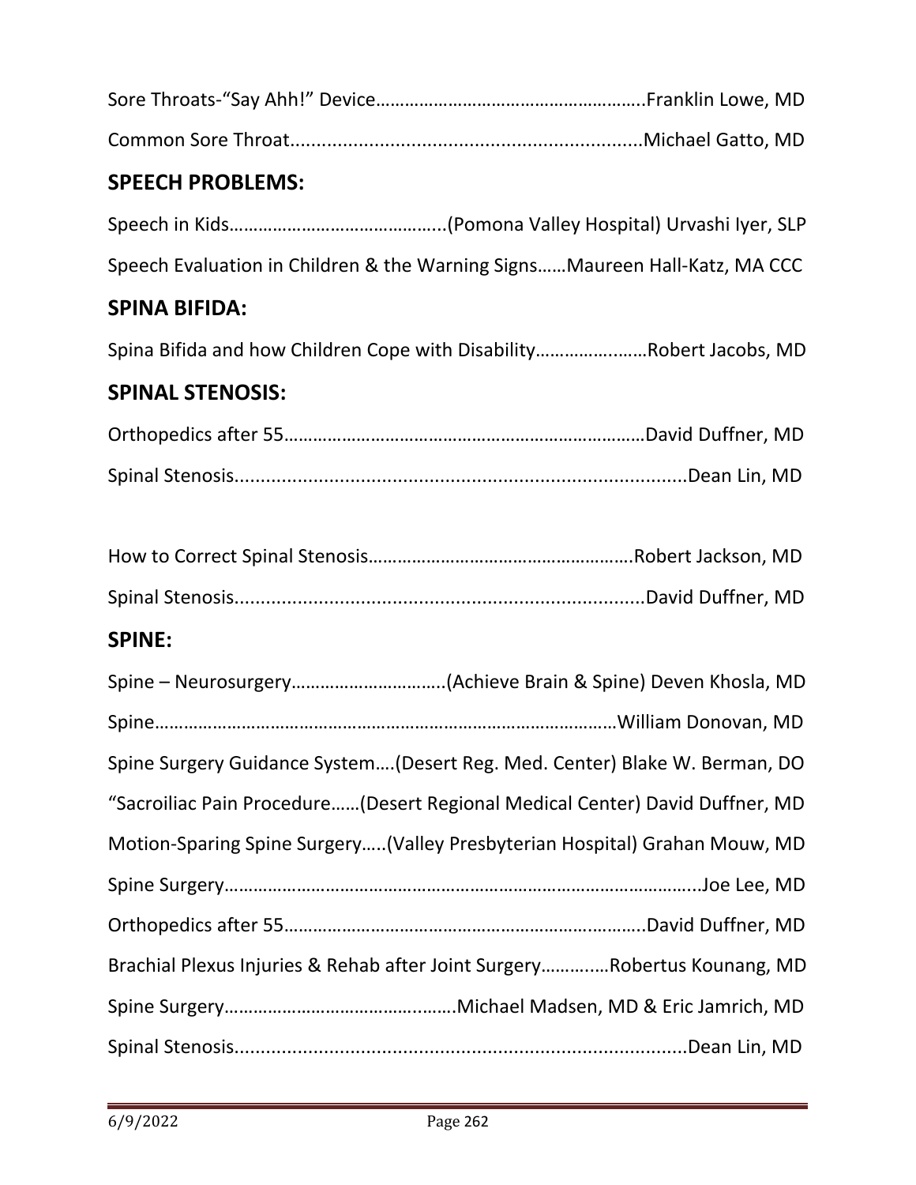Sore Throats-“Say Ahh!” Device……………………………………………….Franklin Lowe, MD

Common Sore Throat....................................................................Michael Gatto, MD

## SPEECH PROBLEMS:

Speech in Kids……………………………………..(Pomona Valley Hospital) Urvashi Iyer, SLP

Speech Evaluation in Children & the Warning Signs……Maureen Hall-Katz, MA CCC

## SPINA BIFIDA:

Spina Bifida and how Children Cope with Disability…………….……Robert Jacobs, MD

## SPINAL STENOSIS:

Orthopedics after 55…………………………………………………………………David Duffner, MD

Spinal Stenosis.......................................................................................Dean Lin, MD

How to Correct Spinal Stenosis……………………………………………….Robert Jackson, MD

Spinal Stenosis...............................................................................David Duffner, MD

## SPINE:

Spine – Neurosurgery…………………………..(Achieve Brain & Spine) Deven Khosla, MD

Spine……………………………………………………………………………………William Donovan, MD

Spine Surgery Guidance System….(Desert Reg. Med. Center) Blake W. Berman, DO

“Sacroiliac Pain Procedure……(Desert Regional Medical Center) David Duffner, MD

Motion-Sparing Spine Surgery…..(Valley Presbyterian Hospital) Grahan Mouw, MD

Spine Surgery……………………………………………………………………………………..Joe Lee, MD

Orthopedics after 55…………………………………………………………..……..David Duffner, MD

Brachial Plexus Injuries & Rehab after Joint Surgery……….…Robertus Kounang, MD

Spine Surgery……………………………………..…….Michael Madsen, MD & Eric Jamrich, MD

Spinal Stenosis.......................................................................................Dean Lin, MD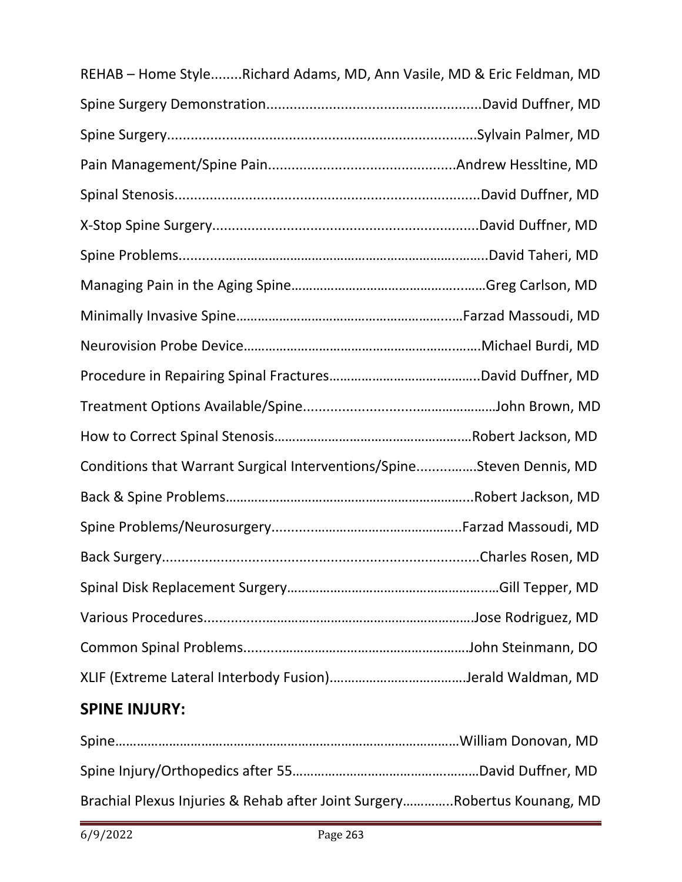REHAB – Home Style........Richard Adams, MD, Ann Vasile, MD & Eric Feldman, MD

Spine Surgery Demonstration......................................................David Duffner, MD

Spine Surgery..............................................................................Sylvain Palmer, MD

Pain Management/Spine Pain...............................................Andrew Hessltine, MD

Spinal Stenosis.............................................................................David Duffner, MD

X-Stop Spine Surgery...................................................................David Duffner, MD

Spine Problems..................................................................................David Taheri, MD

Managing Pain in the Aging Spine………………………………………….……Greg Carlson, MD

Minimally Invasive Spine…………………………………………………….…Farzad Massoudi, MD

Neurovision Probe Device…………………………………………………….……Michael Burdi, MD

Procedure in Repairing Spinal Fractures…………………………….……..David Duffner, MD

Treatment Options Available/Spine...................................…………John Brown, MD

How to Correct Spinal Stenosis………………………………………….……Robert Jackson, MD

Conditions that Warrant Surgical Interventions/Spine...............…Steven Dennis, MD

Back & Spine Problems…………………………………………………………...Robert Jackson, MD

Spine Problems/Neurosurgery...................................……….Farzad Massoudi, MD

Back Surgery.................................................................................Charles Rosen, MD

Spinal Disk Replacement Surgery…………………………………………….…Gill Tepper, MD

Various Procedures......................................................…………Jose Rodriguez, MD

Common Spinal Problems.............................................……………John Steinmann, DO

XLIF (Extreme Lateral Interbody Fusion)………………………………Jerald Waldman, MD

## SPINE INJURY:

Spine…………………………………………………………………………………William Donovan, MD

Spine Injury/Orthopedics after 55…………………………………….………David Duffner, MD

Brachial Plexus Injuries & Rehab after Joint Surgery…………..Robertus Kounang, MD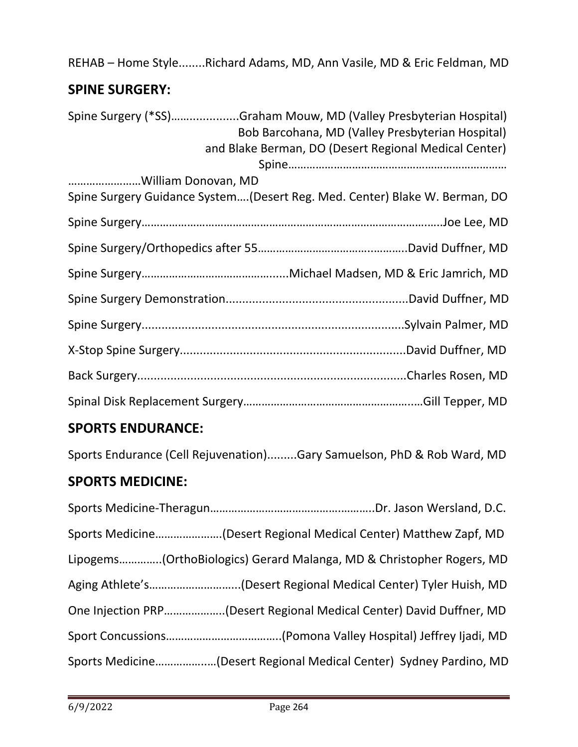REHAB – Home Style........Richard Adams, MD, Ann Vasile, MD & Eric Feldman, MD

## SPINE SURGERY:

Spine Surgery (*SS)…..................Graham Mouw, MD (Valley Presbyterian Hospital)
Bob Barcohana, MD (Valley Presbyterian Hospital)
and Blake Berman, DO (Desert Regional Medical Center)

Spine………………………………………………………………………………………William Donovan, MD

Spine Surgery Guidance System….(Desert Reg. Med. Center) Blake W. Berman, DO

Spine Surgery……………………………………………………………………………………Joe Lee, MD

Spine Surgery/Orthopedics after 55…………………………………………..David Duffner, MD

Spine Surgery…………………………………….....Michael Madsen, MD & Eric Jamrich, MD

Spine Surgery Demonstration.......................................................David Duffner, MD

Spine Surgery..............................................................................Sylvain Palmer, MD

X-Stop Spine Surgery...................................................................David Duffner, MD

Back Surgery.................................................................................Charles Rosen, MD

Spinal Disk Replacement Surgery……………………………………………...Gill Tepper, MD

## SPORTS ENDURANCE:

Sports Endurance (Cell Rejuvenation).........Gary Samuelson, PhD & Rob Ward, MD

## SPORTS MEDICINE:

Sports Medicine-Theragun……………………………………………..Dr. Jason Wersland, D.C.

Sports Medicine………………….(Desert Regional Medical Center) Matthew Zapf, MD

Lipogems………….(OrthoBiologics) Gerard Malanga, MD & Christopher Rogers, MD

Aging Athlete's………………………...(Desert Regional Medical Center) Tyler Huish, MD

One Injection PRP………………..(Desert Regional Medical Center) David Duffner, MD

Sport Concussions………………………………..(Pomona Valley Hospital) Jeffrey Ijadi, MD

Sports Medicine……………...…(Desert Regional Medical Center)  Sydney Pardino, MD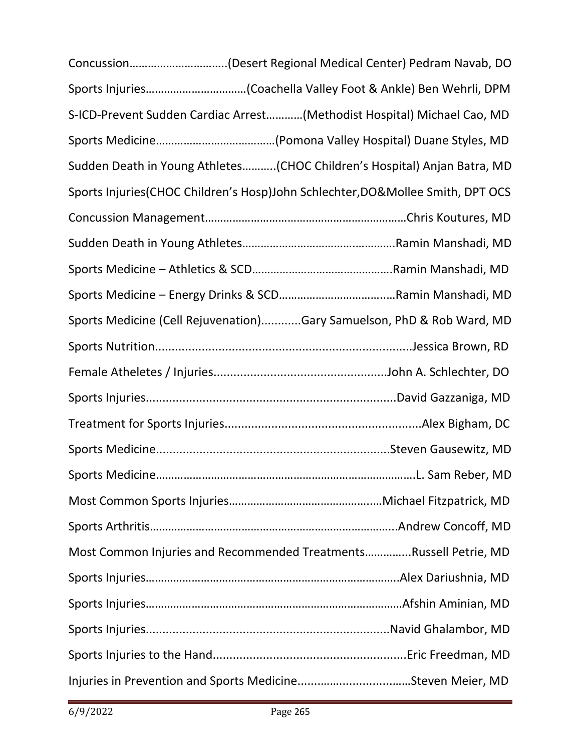Concussion…………………………..(Desert Regional Medical Center) Pedram Navab, DO

Sports Injuries……………………………(Coachella Valley Foot & Ankle) Ben Wehrli, DPM

S-ICD-Prevent Sudden Cardiac Arrest…………(Methodist Hospital) Michael Cao, MD

Sports Medicine…………………………………(Pomona Valley Hospital) Duane Styles, MD

Sudden Death in Young Athletes………..(CHOC Children's Hospital) Anjan Batra, MD

Sports Injuries(CHOC Children's Hosp)John Schlechter,DO&Mollee Smith, DPT OCS

Concussion Management…………………………………………………………Chris Koutures, MD

Sudden Death in Young Athletes…………………………………………Ramin Manshadi, MD

Sports Medicine – Athletics & SCD……………………………………….Ramin Manshadi, MD

Sports Medicine – Energy Drinks & SCD……………………………….Ramin Manshadi, MD

Sports Medicine (Cell Rejuvenation)............Gary Samuelson, PhD & Rob Ward, MD

Sports Nutrition..........................................................................Jessica Brown, RD

Female Atheletes / Injuries...................................................John A. Schlechter, DO

Sports Injuries..........................................................................David Gazzaniga, MD

Treatment for Sports Injuries..........................................................Alex Bigham, DC

Sports Medicine....................................................................Steven Gausewitz, MD

Sports Medicine……………………………………………………………………….L. Sam Reber, MD

Most Common Sports Injuries…………………………………………..Michael Fitzpatrick, MD

Sports Arthritis……………………………………………………………………...Andrew Concoff, MD

Most Common Injuries and Recommended Treatments…………..Russell Petrie, MD

Sports Injuries………………………………………………………………………..Alex Dariushnia, MD

Sports Injuries……………………………………………………………………….Afshin Aminian, MD

Sports Injuries........................................................................Navid Ghalambor, MD

Sports Injuries to the Hand.........................................................Eric Freedman, MD

Injuries in Prevention and Sports Medicine................................…Steven Meier, MD

6/9/2022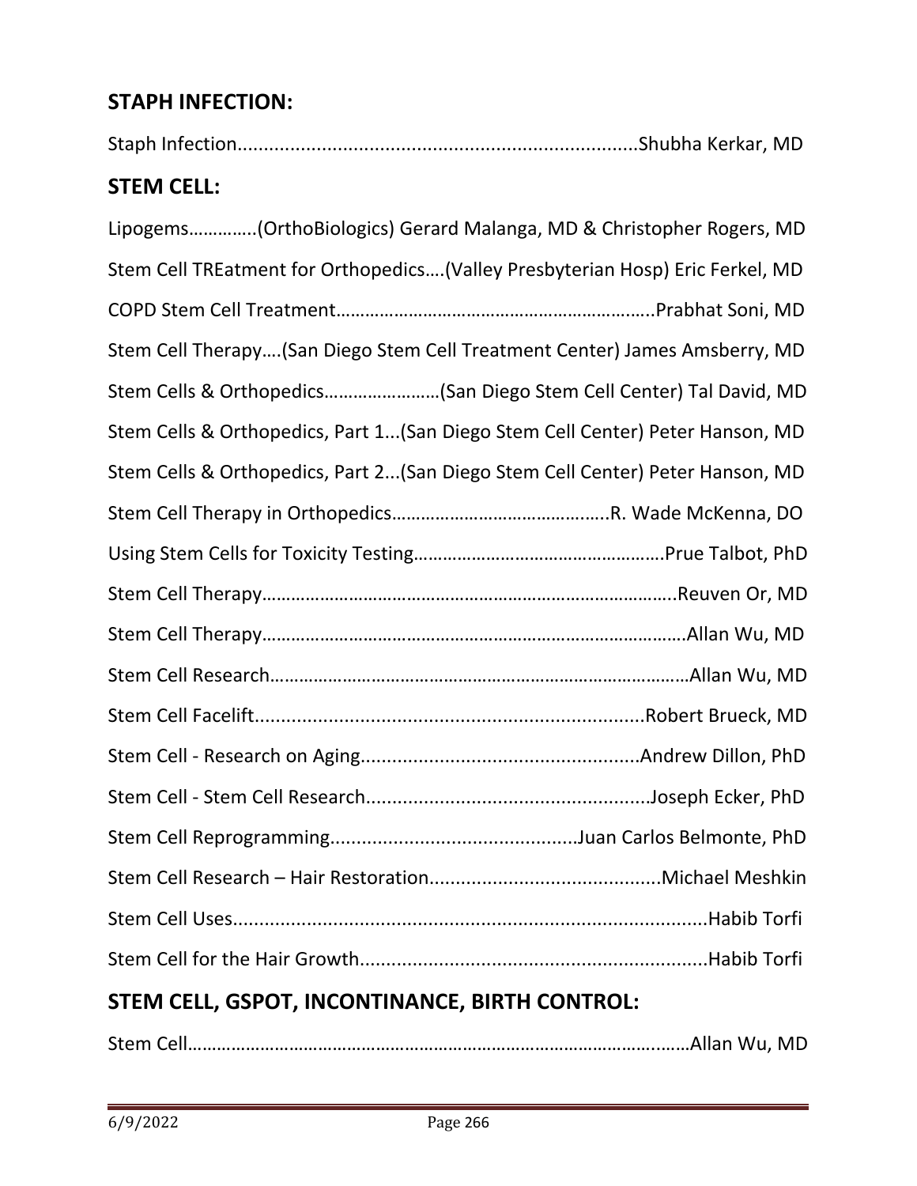## STAPH INFECTION:

Staph Infection............................................................................Shubha Kerkar, MD

## STEM CELL:

Lipogems…………..(OrthoBiologics) Gerard Malanga, MD & Christopher Rogers, MD

Stem Cell TREatment for Orthopedics….(Valley Presbyterian Hosp) Eric Ferkel, MD

COPD Stem Cell Treatment………………………………………………………..Prabhat Soni, MD

Stem Cell Therapy….(San Diego Stem Cell Treatment Center) James Amsberry, MD

Stem Cells & Orthopedics……………………(San Diego Stem Cell Center) Tal David, MD

Stem Cells & Orthopedics, Part 1...(San Diego Stem Cell Center) Peter Hanson, MD

Stem Cells & Orthopedics, Part 2...(San Diego Stem Cell Center) Peter Hanson, MD

Stem Cell Therapy in Orthopedics……………………………………..R. Wade McKenna, DO

Using Stem Cells for Toxicity Testing…………………………………………….Prue Talbot, PhD

Stem Cell Therapy…………………………………………………………………………..Reuven Or, MD

Stem Cell Therapy………………………………………………………………………….Allan Wu, MD

Stem Cell Research…………………………………………………………………………Allan Wu, MD

Stem Cell Facelift..........................................................................Robert Brueck, MD

Stem Cell - Research on Aging.....................................................Andrew Dillon, PhD

Stem Cell - Stem Cell Research......................................................Joseph Ecker, PhD

Stem Cell Reprogramming...............................................Juan Carlos Belmonte, PhD

Stem Cell Research – Hair Restoration...........................................Michael Meshkin

Stem Cell Uses..........................................................................................Habib Torfi

Stem Cell for the Hair Growth..................................................................Habib Torfi

## STEM CELL, GSPOT, INCONTINANCE, BIRTH CONTROL:

Stem Cell……………………………………………………………………………………..……Allan Wu, MD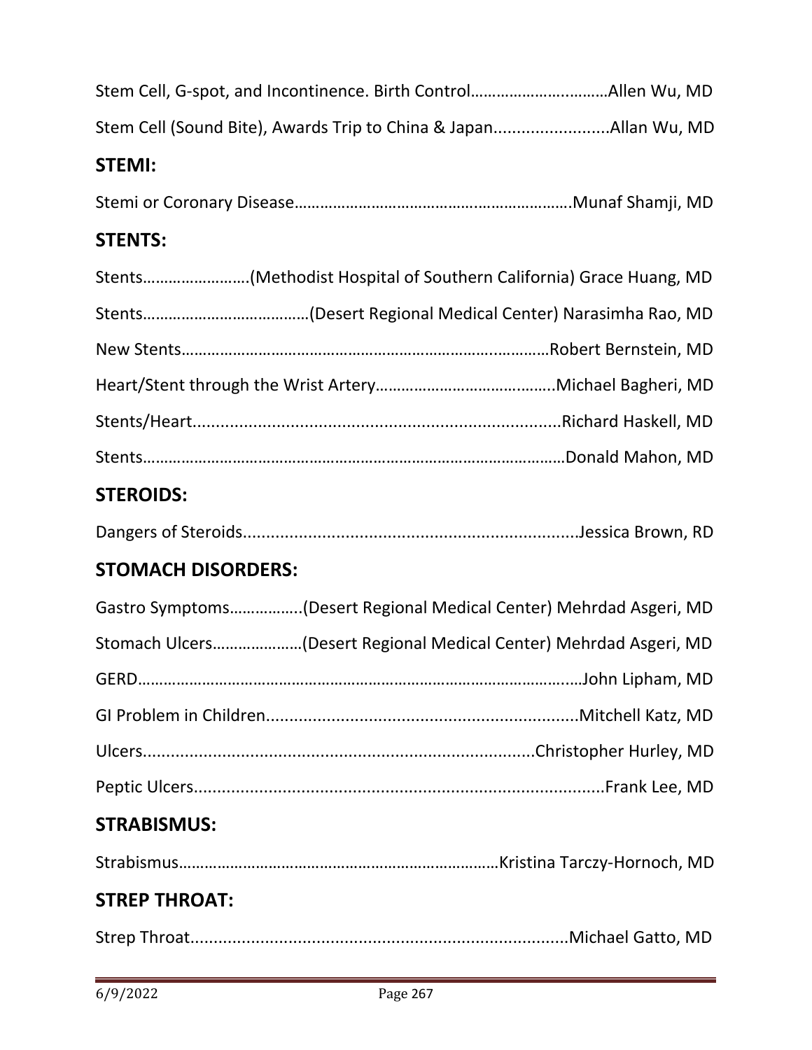Stem Cell, G-spot, and Incontinence. Birth Control…………………….………Allen Wu, MD

Stem Cell (Sound Bite), Awards Trip to China & Japan.........................Allan Wu, MD

## STEMI:

Stemi or Coronary Disease…………………………………………..………………Munaf Shamji, MD

## STENTS:

Stents…………………….(Methodist Hospital of Southern California) Grace Huang, MD

Stents……………………………….(Desert Regional Medical Center) Narasimha Rao, MD

New Stents…………………………………………………………………..………Robert Bernstein, MD

Heart/Stent through the Wrist Artery…………………………….……..Michael Bagheri, MD

Stents/Heart..............................................................................Richard Haskell, MD

Stents………………………………………………………………………………………Donald Mahon, MD

## STEROIDS:

Dangers of Steroids......................................................................Jessica Brown, RD

## STOMACH DISORDERS:

Gastro Symptoms……………..(Desert Regional Medical Center) Mehrdad Asgeri, MD

Stomach Ulcers…………………(Desert Regional Medical Center) Mehrdad Asgeri, MD

GERD……………………………………………………………………………………..…John Lipham, MD

GI Problem in Children..................................................................Mitchell Katz, MD

Ulcers....................................................................................Christopher Hurley, MD

Peptic Ulcers........................................................................................Frank Lee, MD

## STRABISMUS:

Strabismus…………………………………………………………………Kristina Tarczy-Hornoch, MD

## STREP THROAT:

Strep Throat................................................................................Michael Gatto, MD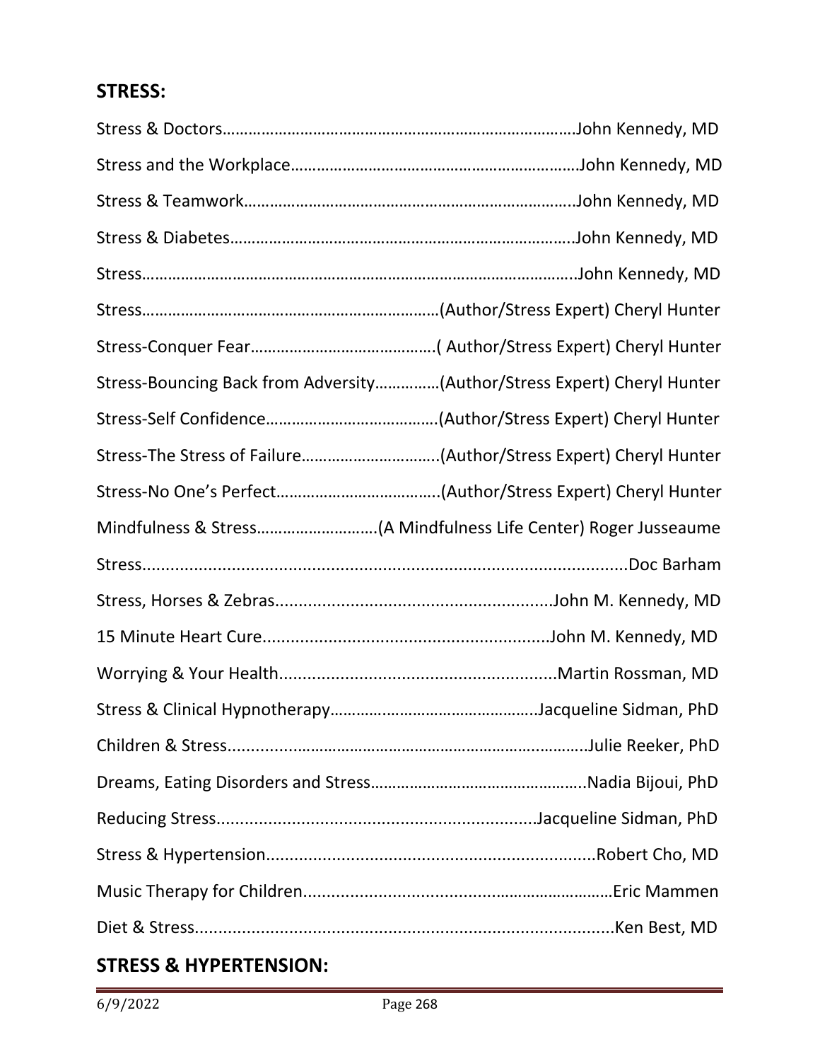## STRESS:

Stress & Doctors……………………………………………………………………………John Kennedy, MD

Stress and the Workplace…………………………………………………………John Kennedy, MD

Stress & Teamwork…………………………………………………………………..John Kennedy, MD

Stress & Diabetes……………………………………………………………………..John Kennedy, MD

Stress…………………………………………………………………………………………..John Kennedy, MD

Stress……………………………………………………………(Author/Stress Expert) Cheryl Hunter

Stress-Conquer Fear……………………………………( Author/Stress Expert) Cheryl Hunter

Stress-Bouncing Back from Adversity……………(Author/Stress Expert) Cheryl Hunter

Stress-Self Confidence…………………………………(Author/Stress Expert) Cheryl Hunter

Stress-The Stress of Failure…………………………..(Author/Stress Expert) Cheryl Hunter

Stress-No One's Perfect………………………………..(Author/Stress Expert) Cheryl Hunter

Mindfulness & Stress………………………(A Mindfulness Life Center) Roger Jusseaume

Stress.......................................................................................................Doc Barham

Stress, Horses & Zebras..........................................................John M. Kennedy, MD

15 Minute Heart Cure.............................................................John M. Kennedy, MD

Worrying & Your Health...........................................................Martin Rossman, MD

Stress & Clinical Hypnotherapy………………………………………..Jacqueline Sidman, PhD

Children & Stress..................……………………………………………………Julie Reeker, PhD

Dreams, Eating Disorders and Stress…………………………………………..Nadia Bijoui, PhD

Reducing Stress.....................................................................Jacqueline Sidman, PhD

Stress & Hypertension......................................................................Robert Cho, MD

Music Therapy for Children...............................................………………Eric Mammen

Diet & Stress..........................................................................................Ken Best, MD

## STRESS & HYPERTENSION: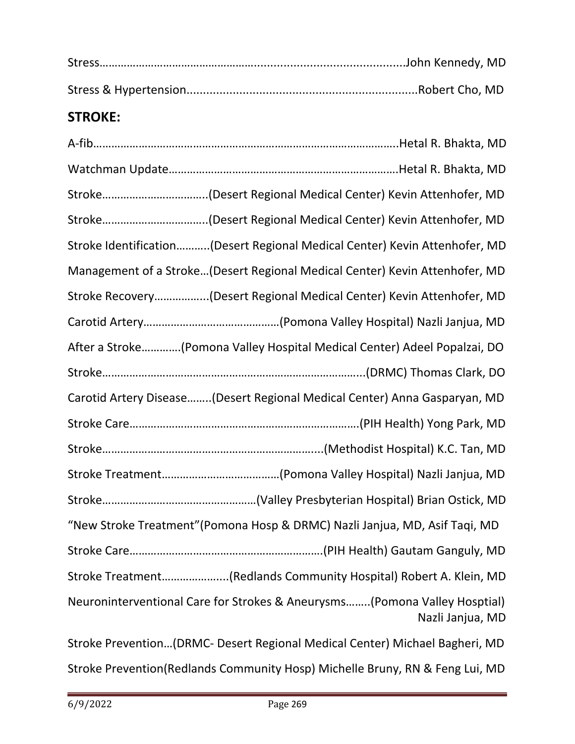Stress……………………………………………........................................John Kennedy, MD

Stress & Hypertension......................................................................Robert Cho, MD

## STROKE:

A-fib…………………………………………………………………………………….Hetal R. Bhakta, MD

Watchman Update…………………………………………………………………Hetal R. Bhakta, MD

Stroke……………………………..(Desert Regional Medical Center) Kevin Attenhofer, MD

Stroke……………………………..(Desert Regional Medical Center) Kevin Attenhofer, MD

Stroke Identification………..(Desert Regional Medical Center) Kevin Attenhofer, MD

Management of a Stroke…(Desert Regional Medical Center) Kevin Attenhofer, MD

Stroke Recovery……………...(Desert Regional Medical Center) Kevin Attenhofer, MD

Carotid Artery………………………………………(Pomona Valley Hospital) Nazli Janjua, MD

After a Stroke…………(Pomona Valley Hospital Medical Center) Adeel Popalzai, DO

Stroke……………………………………………………………………………...(DRMC) Thomas Clark, DO

Carotid Artery Disease……..(Desert Regional Medical Center) Anna Gasparyan, MD

Stroke Care…………………………………………………………………(PIH Health) Yong Park, MD

Stroke……………………………………………………………...(Methodist Hospital) K.C. Tan, MD

Stroke Treatment…………………………………(Pomona Valley Hospital) Nazli Janjua, MD

Stroke……………………………………………(Valley Presbyterian Hospital) Brian Ostick, MD

"New Stroke Treatment"(Pomona Hosp & DRMC) Nazli Janjua, MD, Asif Taqi, MD

Stroke Care………………………………………………………(PIH Health) Gautam Ganguly, MD

Stroke Treatment…………………..(Redlands Community Hospital) Robert A. Klein, MD

Neuroninterventional Care for Strokes & Aneurysms……..(Pomona Valley Hosptial) Nazli Janjua, MD

Stroke Prevention…(DRMC- Desert Regional Medical Center) Michael Bagheri, MD

Stroke Prevention(Redlands Community Hosp) Michelle Bruny, RN & Feng Lui, MD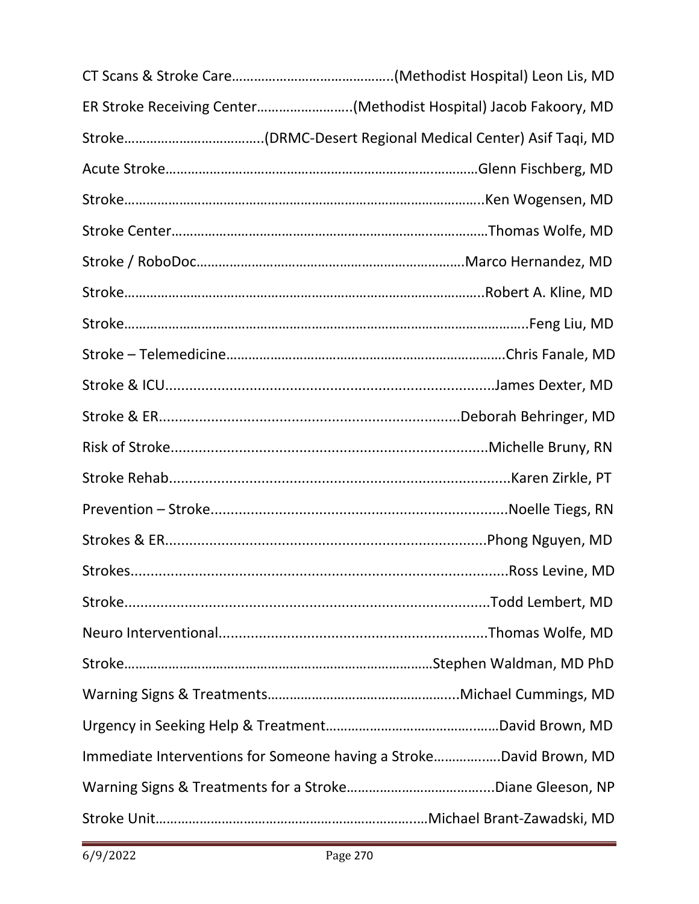CT Scans & Stroke Care……………………………………..(Methodist Hospital) Leon Lis, MD

ER Stroke Receiving Center…………………….(Methodist Hospital) Jacob Fakoory, MD

Stroke………………………………..(DRMC-Desert Regional Medical Center) Asif Taqi, MD

Acute Stroke…………………………………………………………………………Glenn Fischberg, MD

Stroke……………………………………………………………………………………..Ken Wogensen, MD

Stroke Center…………………………………………………………………………Thomas Wolfe, MD

Stroke / RoboDoc…………………………………………………………….Marco Hernandez, MD

Stroke……………………………………………………………………………………..Robert A. Kline, MD

Stroke………………………………………………………………………………………………..Feng Liu, MD

Stroke – Telemedicine……………………………………………………………….Chris Fanale, MD

Stroke & ICU...................................................................................James Dexter, MD

Stroke & ER.........................................................................Deborah Behringer, MD

Risk of Stroke.............................................................................Michelle Bruny, RN

Stroke Rehab.....................................................................................Karen Zirkle, PT

Prevention – Stroke.........................................................................Noelle Tiegs, RN

Strokes & ER...............................................................................Phong Nguyen, MD

Strokes..............................................................................................Ross Levine, MD

Stroke.........................................................................................Todd Lembert, MD

Neuro Interventional.................................................................Thomas Wolfe, MD

Stroke………………………………………………………………………Stephen Waldman, MD PhD

Warning Signs & Treatments…………………………………………...Michael Cummings, MD

Urgency in Seeking Help & Treatment………………………………………David Brown, MD

Immediate Interventions for Someone having a Stroke…………….David Brown, MD

Warning Signs & Treatments for a Stroke………………………………...Diane Gleeson, NP

Stroke Unit…………………………………………………………….…Michael Brant-Zawadski, MD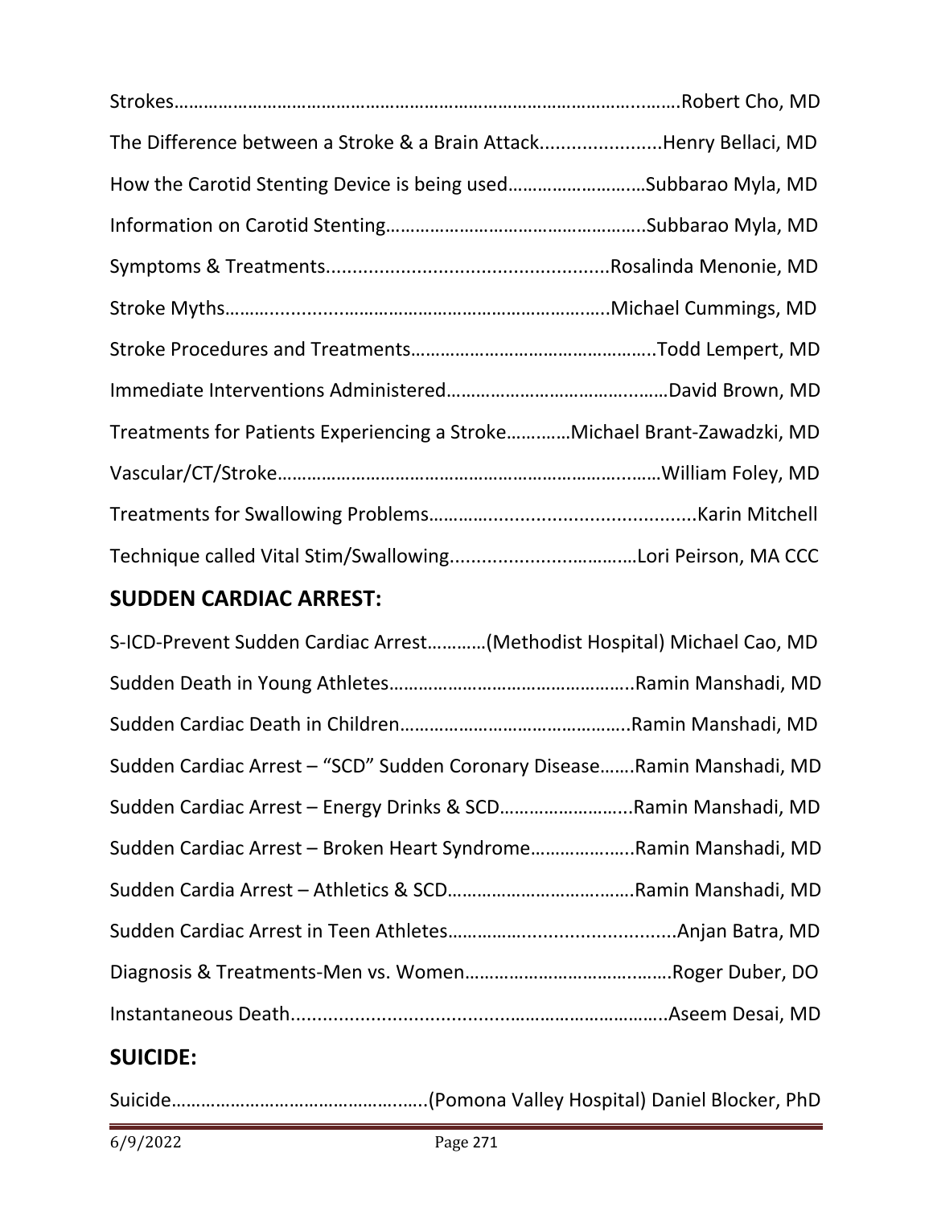Strokes……………………………………………………………………………………….…….Robert Cho, MD

The Difference between a Stroke & a Brain Attack.......................Henry Bellaci, MD

How the Carotid Stenting Device is being used………………………Subbarao Myla, MD

Information on Carotid Stenting…………………………………………….Subbarao Myla, MD

Symptoms & Treatments....................................................Rosalinda Menonie, MD

Stroke Myths……..............………………………………………………..Michael Cummings, MD

Stroke Procedures and Treatments………………………………………..Todd Lempert, MD

Immediate Interventions Administered…………………………….……David Brown, MD

Treatments for Patients Experiencing a Stroke………….Michael Brant-Zawadzki, MD

Vascular/CT/Stroke……………………………………………………………..……William Foley, MD

Treatments for Swallowing Problems……….......................................Karin Mitchell

Technique called Vital Stim/Swallowing...................……………Lori Peirson, MA CCC

## SUDDEN CARDIAC ARREST:

S-ICD-Prevent Sudden Cardiac Arrest…………(Methodist Hospital) Michael Cao, MD

Sudden Death in Young Athletes…………………………………………..Ramin Manshadi, MD

Sudden Cardiac Death in Children………………………………………..Ramin Manshadi, MD

Sudden Cardiac Arrest – "SCD" Sudden Coronary Disease…….Ramin Manshadi, MD

Sudden Cardiac Arrest – Energy Drinks & SCD……………………...Ramin Manshadi, MD

Sudden Cardiac Arrest – Broken Heart Syndrome………………..Ramin Manshadi, MD

Sudden Cardia Arrest – Athletics & SCD……………………………….Ramin Manshadi, MD

Sudden Cardiac Arrest in Teen Athletes………….................................Anjan Batra, MD

Diagnosis & Treatments-Men vs. Women…………………………….……Roger Duber, DO

Instantaneous Death.......................................................……………..Aseem Desai, MD

## SUICIDE:

Suicide………………………………………..…..(Pomona Valley Hospital) Daniel Blocker, PhD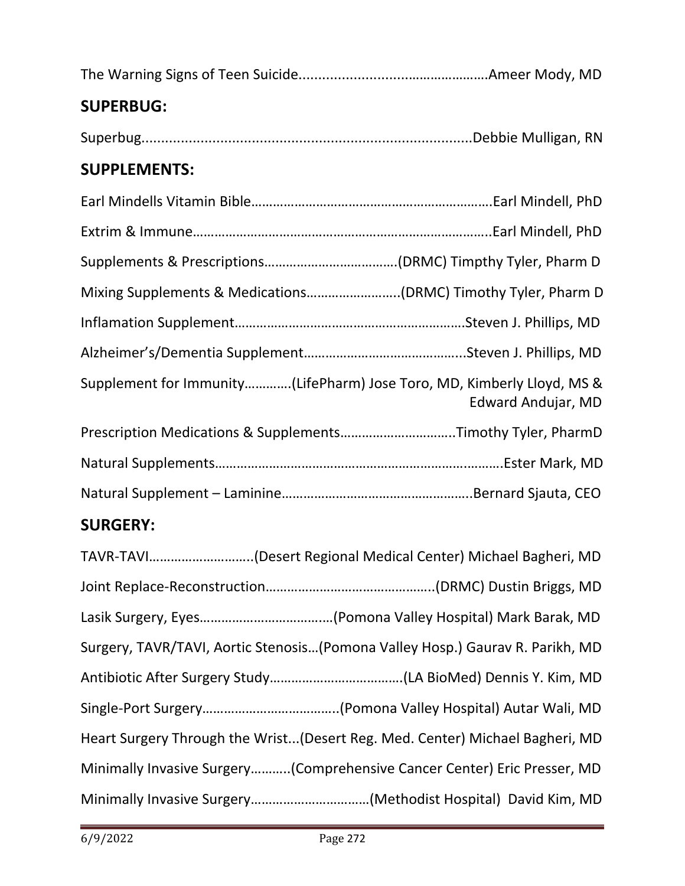The Warning Signs of Teen Suicide.................................................Ameer Mody, MD

## SUPERBUG:

Superbug......................................................................................Debbie Mulligan, RN

## SUPPLEMENTS:

Earl Mindells Vitamin Bible…………………………………………………………Earl Mindell, PhD

Extrim & Immune……………………………………………………………………..Earl Mindell, PhD

Supplements & Prescriptions……………………………….(DRMC) Timpthy Tyler, Pharm D

Mixing Supplements & Medications……………………..(DRMC) Timothy Tyler, Pharm D

Inflamation Supplement……………………………………………………Steven J. Phillips, MD

Alzheimer's/Dementia Supplement……………………………………...Steven J. Phillips, MD

Supplement for Immunity…………(LifePharm) Jose Toro, MD, Kimberly Lloyd, MS & Edward Andujar, MD

Prescription Medications & Supplements…………………………..Timothy Tyler, PharmD

Natural Supplements…………………………………………………………………….Ester Mark, MD

Natural Supplement – Laminine……………………………………………..Bernard Sjauta, CEO

## SURGERY:

TAVR-TAVI………………………..(Desert Regional Medical Center) Michael Bagheri, MD

Joint Replace-Reconstruction………………………………………..(DRMC) Dustin Briggs, MD

Lasik Surgery, Eyes………………………………(Pomona Valley Hospital) Mark Barak, MD

Surgery, TAVR/TAVI, Aortic Stenosis…(Pomona Valley Hosp.) Gaurav R. Parikh, MD

Antibiotic After Surgery Study……………………………….(LA BioMed) Dennis Y. Kim, MD

Single-Port Surgery………………………………..(Pomona Valley Hospital) Autar Wali, MD

Heart Surgery Through the Wrist...(Desert Reg. Med. Center) Michael Bagheri, MD

Minimally Invasive Surgery………..(Comprehensive Cancer Center) Eric Presser, MD

Minimally Invasive Surgery……………………………(Methodist Hospital) David Kim, MD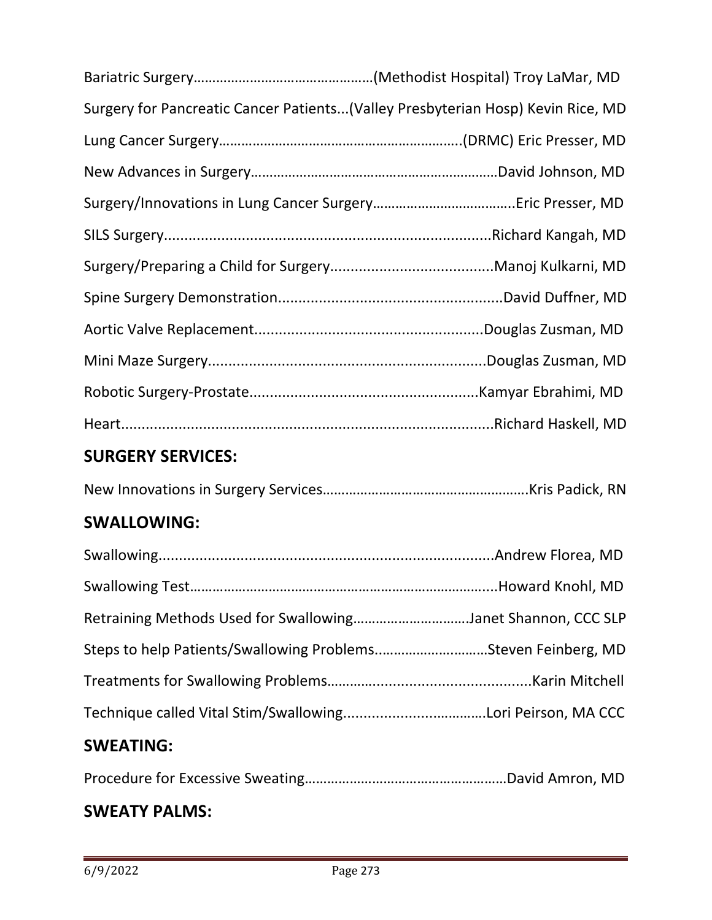Bariatric Surgery…………………………………………(Methodist Hospital) Troy LaMar, MD

Surgery for Pancreatic Cancer Patients...(Valley Presbyterian Hosp) Kevin Rice, MD

Lung Cancer Surgery………………………………………………………..(DRMC) Eric Presser, MD

New Advances in Surgery………………………………………………………David Johnson, MD

Surgery/Innovations in Lung Cancer Surgery………………………………..Eric Presser, MD

SILS Surgery...............................................................................Richard Kangah, MD

Surgery/Preparing a Child for Surgery........................................Manoj Kulkarni, MD

Spine Surgery Demonstration.......................................................David Duffner, MD

Aortic Valve Replacement........................................................Douglas Zusman, MD

Mini Maze Surgery....................................................................Douglas Zusman, MD

Robotic Surgery-Prostate.........................................................Kamyar Ebrahimi, MD

Heart..........................................................................................Richard Haskell, MD

## SURGERY SERVICES:

New Innovations in Surgery Services……………………………………………….Kris Padick, RN

## SWALLOWING:

Swallowing.................................................................................Andrew Florea, MD

Swallowing Test…………………………………………………………………….....Howard Knohl, MD

Retraining Methods Used for Swallowing…………………………Janet Shannon, CCC SLP

Steps to help Patients/Swallowing Problems.…………………..……Steven Feinberg, MD

Treatments for Swallowing Problems……….........................................Karin Mitchell

Technique called Vital Stim/Swallowing.................................……Lori Peirson, MA CCC

## SWEATING:

Procedure for Excessive Sweating………………………………………………David Amron, MD

## SWEATY PALMS: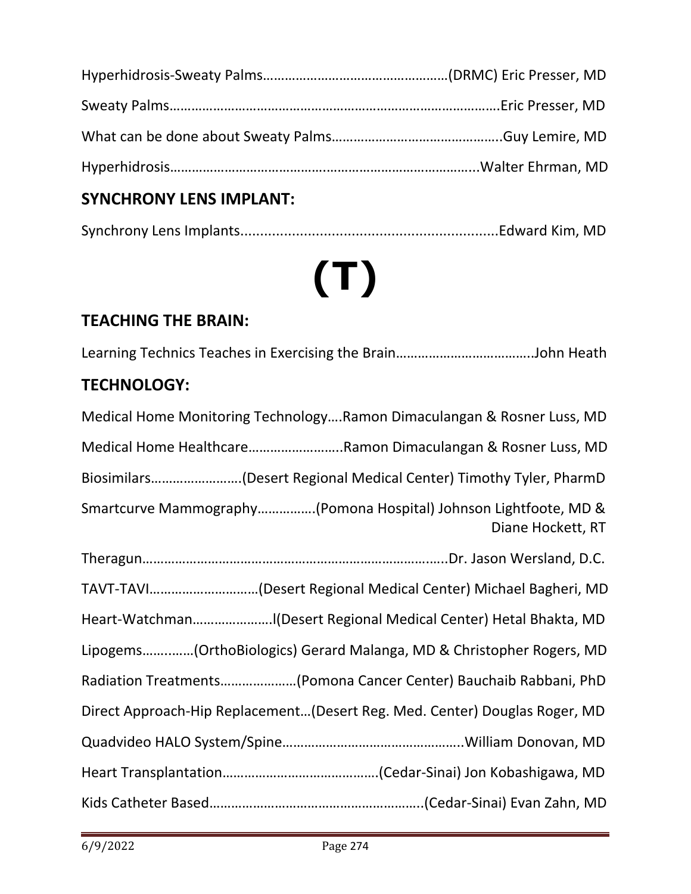Hyperhidrosis-Sweaty Palms……………………………………………(DRMC) Eric Presser, MD

Sweaty Palms…………………………………………………………………………….Eric Presser, MD

What can be done about Sweaty Palms………………………………………..Guy Lemire, MD

Hyperhidrosis………………………………………………………………………...Walter Ehrman, MD

## SYNCHRONY LENS IMPLANT:

Synchrony Lens Implants.................................................................Edward Kim, MD

# (T)

## TEACHING THE BRAIN:

Learning Technics Teaches in Exercising the Brain……………………………….John Heath

## TECHNOLOGY:

Medical Home Monitoring Technology….Ramon Dimaculangan & Rosner Luss, MD

Medical Home Healthcare……………………..Ramon Dimaculangan & Rosner Luss, MD

Biosimilars…………………….(Desert Regional Medical Center) Timothy Tyler, PharmD

Smartcurve Mammography…………….(Pomona Hospital) Johnson Lightfoote, MD & Diane Hockett, RT

Theragun…………………………………………………………………………..Dr. Jason Wersland, D.C.

TAVT-TAVI…………………………(Desert Regional Medical Center) Michael Bagheri, MD

Heart-Watchman………………….l(Desert Regional Medical Center) Hetal Bhakta, MD

Lipogems…….……(OrthoBiologics) Gerard Malanga, MD & Christopher Rogers, MD

Radiation Treatments…………………(Pomona Cancer Center) Bauchaib Rabbani, PhD

Direct Approach-Hip Replacement…(Desert Reg. Med. Center) Douglas Roger, MD

Quadvideo HALO System/Spine…………………………………………..William Donovan, MD

Heart Transplantation…………………………………….(Cedar-Sinai) Jon Kobashigawa, MD

Kids Catheter Based…………………………………………………..(Cedar-Sinai) Evan Zahn, MD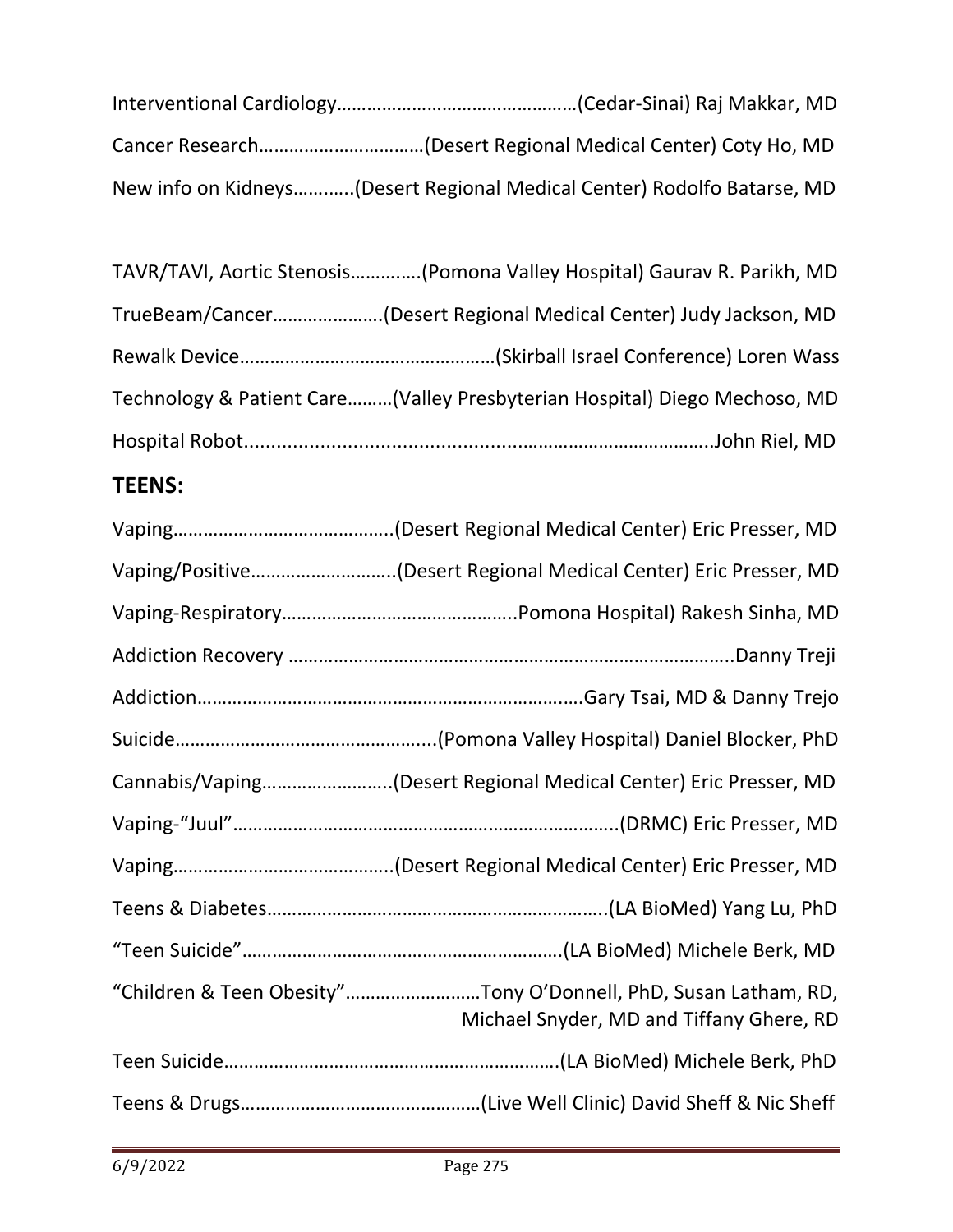Interventional Cardiology…………………………………………(Cedar-Sinai) Raj Makkar, MD

Cancer Research……………………………(Desert Regional Medical Center) Coty Ho, MD

New info on Kidneys………..(Desert Regional Medical Center) Rodolfo Batarse, MD

TAVR/TAVI, Aortic Stenosis………….(Pomona Valley Hospital) Gaurav R. Parikh, MD

TrueBeam/Cancer………………….(Desert Regional Medical Center) Judy Jackson, MD

Rewalk Device……………………………………………(Skirball Israel Conference) Loren Wass

Technology & Patient Care………(Valley Presbyterian Hospital) Diego Mechoso, MD

Hospital Robot..........................................................................John Riel, MD

## TEENS:

Vaping……………………………………..(Desert Regional Medical Center) Eric Presser, MD

Vaping/Positive………………………..(Desert Regional Medical Center) Eric Presser, MD

Vaping-Respiratory………………………………………..Pomona Hospital) Rakesh Sinha, MD

Addiction Recovery …………………………………………………………………………..Danny Treji

Addiction………………………………………………………………….Gary Tsai, MD & Danny Trejo

Suicide……………………………………………...(Pomona Valley Hospital) Daniel Blocker, PhD

Cannabis/Vaping……………………..(Desert Regional Medical Center) Eric Presser, MD

Vaping-"Juul"………………………………………………………………….(DRMC) Eric Presser, MD

Vaping……………………………………..(Desert Regional Medical Center) Eric Presser, MD

Teens & Diabetes…………………………………………………………..(LA BioMed) Yang Lu, PhD

"Teen Suicide"……………………………………………………….(LA BioMed) Michele Berk, MD

"Children & Teen Obesity"………………………Tony O'Donnell, PhD, Susan Latham, RD, Michael Snyder, MD and Tiffany Ghere, RD

Teen Suicide…………………………………………………………(LA BioMed) Michele Berk, PhD

Teens & Drugs…………………………………………(Live Well Clinic) David Sheff & Nic Sheff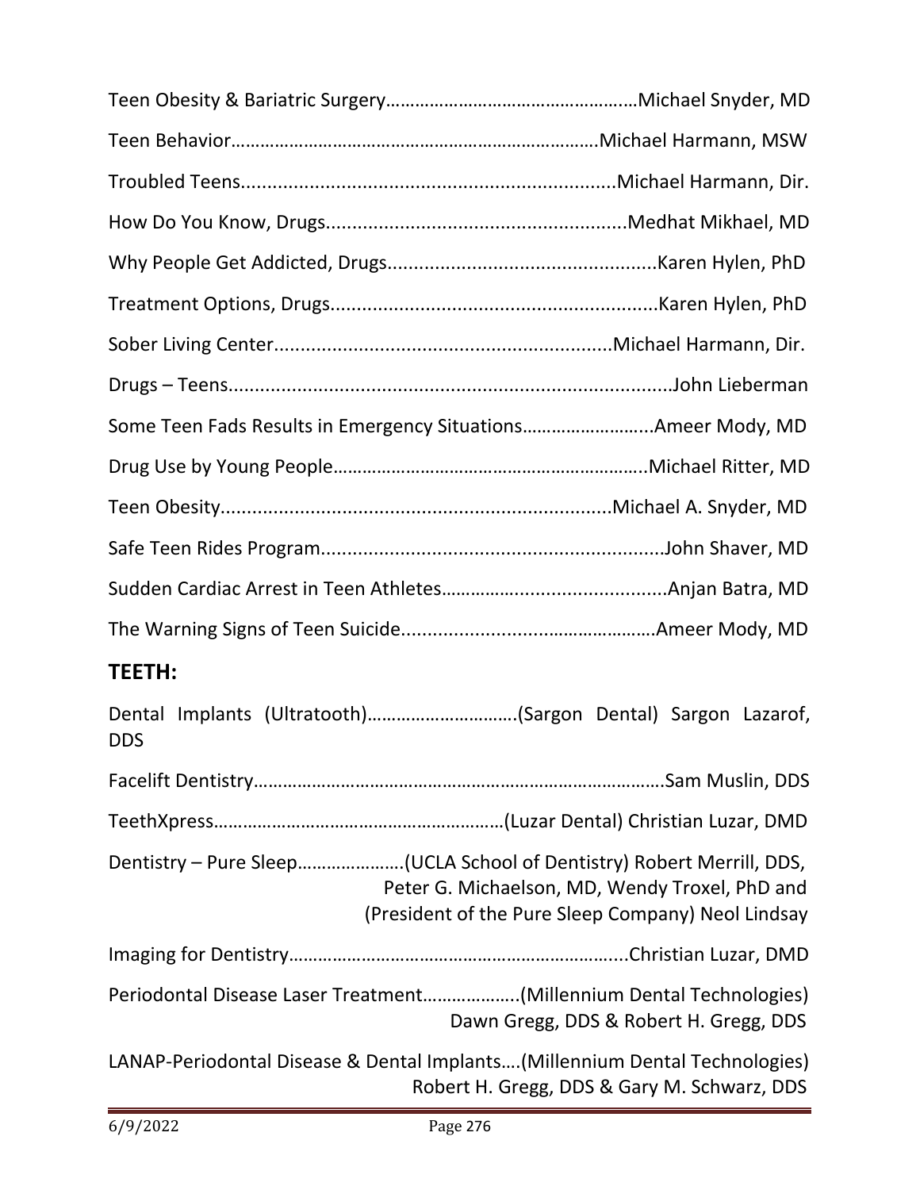Teen Obesity & Bariatric Surgery……………………………………………Michael Snyder, MD

Teen Behavior………………………………………………………………Michael Harmann, MSW

Troubled Teens......................................................................Michael Harmann, Dir.

How Do You Know, Drugs........................................................Medhat Mikhael, MD

Why People Get Addicted, Drugs...................................................Karen Hylen, PhD

Treatment Options, Drugs.............................................................Karen Hylen, PhD

Sober Living Center................................................................Michael Harmann, Dir.

Drugs – Teens....................................................................................John Lieberman

Some Teen Fads Results in Emergency Situations……………………..Ameer Mody, MD

Drug Use by Young People………………………………………………………..Michael Ritter, MD

Teen Obesity..........................................................................Michael A. Snyder, MD

Safe Teen Rides Program................................................................John Shaver, MD

Sudden Cardiac Arrest in Teen Athletes……..................................Anjan Batra, MD

The Warning Signs of Teen Suicide.................................……………Ameer Mody, MD

## TEETH:

Dental Implants (Ultratooth)………………………….(Sargon Dental) Sargon Lazarof, DDS

Facelift Dentistry……………………………………………………………………….Sam Muslin, DDS

TeethXpress……………………………………………………(Luzar Dental) Christian Luzar, DMD

Dentistry – Pure Sleep…………………(UCLA School of Dentistry) Robert Merrill, DDS, Peter G. Michaelson, MD, Wendy Troxel, PhD and (President of the Pure Sleep Company) Neol Lindsay

Imaging for Dentistry……………………………………………………….....Christian Luzar, DMD

Periodontal Disease Laser Treatment………………..(Millennium Dental Technologies) Dawn Gregg, DDS & Robert H. Gregg, DDS

LANAP-Periodontal Disease & Dental Implants….(Millennium Dental Technologies) Robert H. Gregg, DDS & Gary M. Schwarz, DDS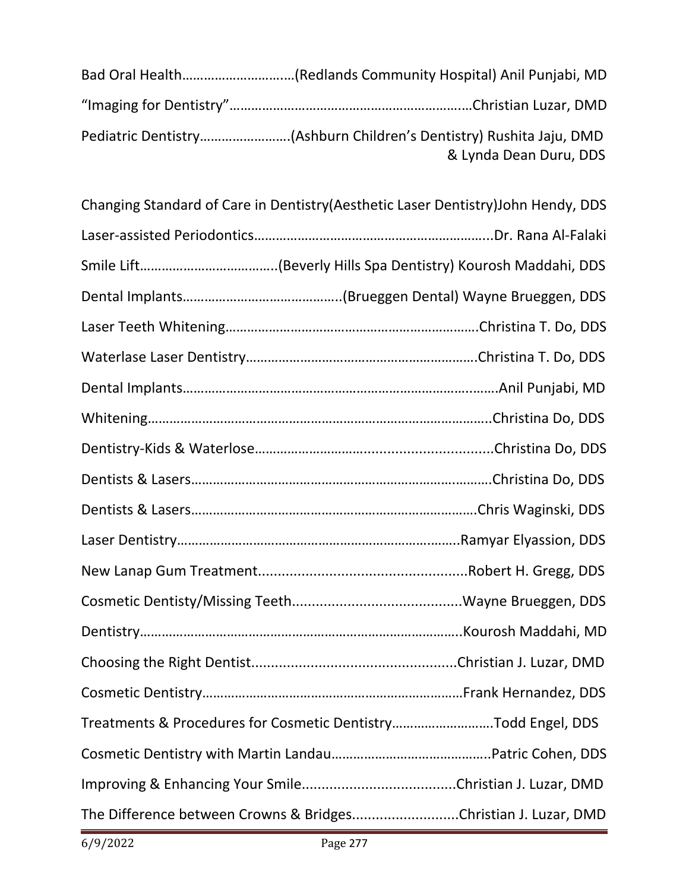Bad Oral Health…………………………(Redlands Community Hospital) Anil Punjabi, MD

"Imaging for Dentistry"…………………………………………………………Christian Luzar, DMD

Pediatric Dentistry…………………….(Ashburn Children's Dentistry) Rushita Jaju, DMD & Lynda Dean Duru, DDS

Changing Standard of Care in Dentistry(Aesthetic Laser Dentistry)John Hendy, DDS

Laser-assisted Periodontics…………………………………………………………..Dr. Rana Al-Falaki

Smile Lift……………………………….(Beverly Hills Spa Dentistry) Kourosh Maddahi, DDS

Dental Implants……………………………………..(Brueggen Dental) Wayne Brueggen, DDS

Laser Teeth Whitening…………………………………………………………….Christina T. Do, DDS

Waterlase Laser Dentistry………………………………………………………Christina T. Do, DDS

Dental Implants………………………………………………………………………….Anil Punjabi, MD

Whitening……………………………………………………………………………..Christina Do, DDS

Dentistry-Kids & Waterlose…………………………………………………….Christina Do, DDS

Dentists & Lasers………………………………………………………………….Christina Do, DDS

Dentists & Lasers………………………………………………………………Chris Waginski, DDS

Laser Dentistry……………………………………………………………….Ramyar Elyassion, DDS

New Lanap Gum Treatment.....................................................Robert H. Gregg, DDS

Cosmetic Dentisty/Missing Teeth..........................................Wayne Brueggen, DDS

Dentistry……………………………………………………………………..Kourosh Maddahi, MD

Choosing the Right Dentist...................................................Christian J. Luzar, DMD

Cosmetic Dentistry………………………………………………………………Frank Hernandez, DDS

Treatments & Procedures for Cosmetic Dentistry………………………Todd Engel, DDS

Cosmetic Dentistry with Martin Landau……………………………………..Patric Cohen, DDS

Improving & Enhancing Your Smile.......................................Christian J. Luzar, DMD

The Difference between Crowns & Bridges...........................Christian J. Luzar, DMD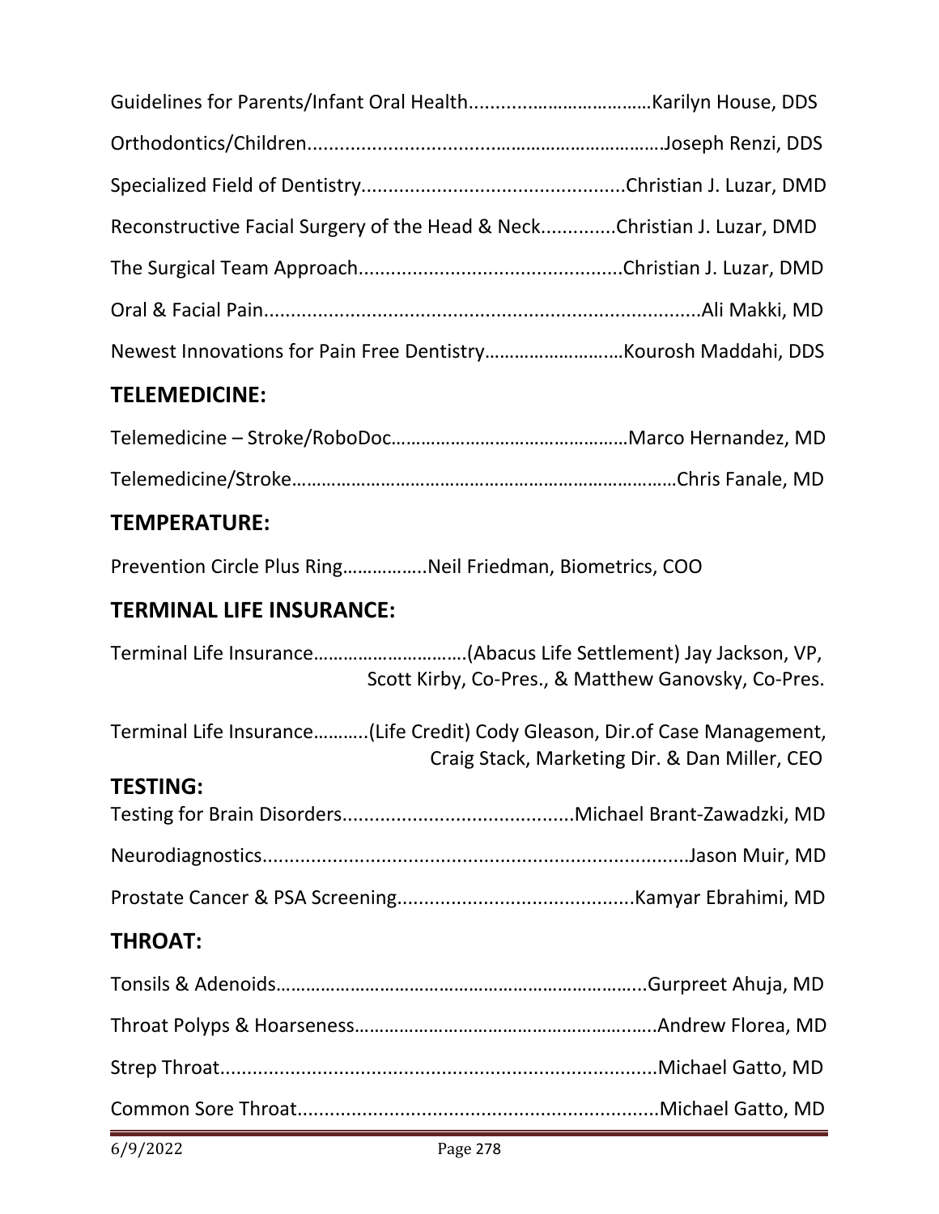Guidelines for Parents/Infant Oral Health....................................Karilyn House, DDS

Orthodontics/Children....................................................................Joseph Renzi, DDS

Specialized Field of Dentistry.................................................Christian J. Luzar, DMD

Reconstructive Facial Surgery of the Head & Neck..............Christian J. Luzar, DMD

The Surgical Team Approach.................................................Christian J. Luzar, DMD

Oral & Facial Pain.................................................................................Ali Makki, MD

Newest Innovations for Pain Free Dentistry...........................Kourosh Maddahi, DDS

## TELEMEDICINE:

Telemedicine – Stroke/RoboDoc...............................................Marco Hernandez, MD

Telemedicine/Stroke.........................................................................Chris Fanale, MD

## TEMPERATURE:

Prevention Circle Plus Ring.................Neil Friedman, Biometrics, COO

## TERMINAL LIFE INSURANCE:

Terminal Life Insurance..............................(Abacus Life Settlement) Jay Jackson, VP, Scott Kirby, Co-Pres., & Matthew Ganovsky, Co-Pres.

Terminal Life Insurance...........(Life Credit) Cody Gleason, Dir.of Case Management, Craig Stack, Marketing Dir. & Dan Miller, CEO

## TESTING:

Testing for Brain Disorders...........................................Michael Brant-Zawadzki, MD

Neurodiagnostics...............................................................................Jason Muir, MD

Prostate Cancer & PSA Screening............................................Kamyar Ebrahimi, MD

## THROAT:

Tonsils & Adenoids...........................................................................Gurpreet Ahuja, MD

Throat Polyps & Hoarseness...........................................................Andrew Florea, MD

Strep Throat.................................................................................Michael Gatto, MD

Common Sore Throat...................................................................Michael Gatto, MD

6/9/2022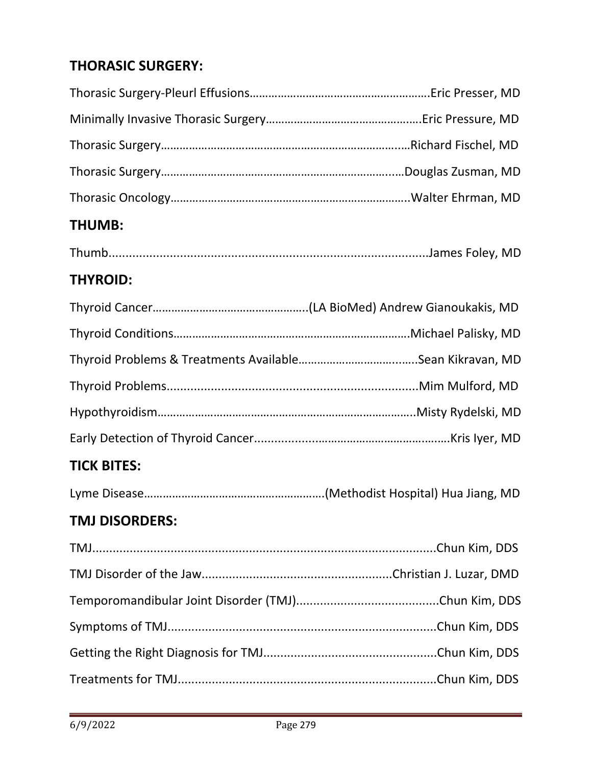## THORASIC SURGERY:

Thorasic Surgery-Pleurl Effusions………………………………………………….Eric Presser, MD

Minimally Invasive Thorasic Surgery………………………………………….Eric Pressure, MD

Thorasic Surgery……………………………………………………………………Richard Fischel, MD

Thorasic Surgery…………………………………………………………………Douglas Zusman, MD

Thorasic Oncology…………………………………………………………………..Walter Ehrman, MD

## THUMB:

Thumb...............................................................................................James Foley, MD

## THYROID:

Thyroid Cancer…………………………………………..(LA BioMed) Andrew Gianoukakis, MD

Thyroid Conditions…………………………………………………………………Michael Palisky, MD

Thyroid Problems & Treatments Available……………………………….Sean Kikravan, MD

Thyroid Problems..........................................................................Mim Mulford, MD

Hypothyroidism……………………………………………………………………...Misty Rydelski, MD

Early Detection of Thyroid Cancer..........................………………………….Kris Iyer, MD

## TICK BITES:

Lyme Disease…………………………………………………(Methodist Hospital) Hua Jiang, MD

## TMJ DISORDERS:

TMJ....................................................................................................Chun Kim, DDS

TMJ Disorder of the Jaw.......................................................Christian J. Luzar, DMD

Temporomandibular Joint Disorder (TMJ)..........................................Chun Kim, DDS

Symptoms of TMJ................................................................................Chun Kim, DDS

Getting the Right Diagnosis for TMJ...................................................Chun Kim, DDS

Treatments for TMJ............................................................................Chun Kim, DDS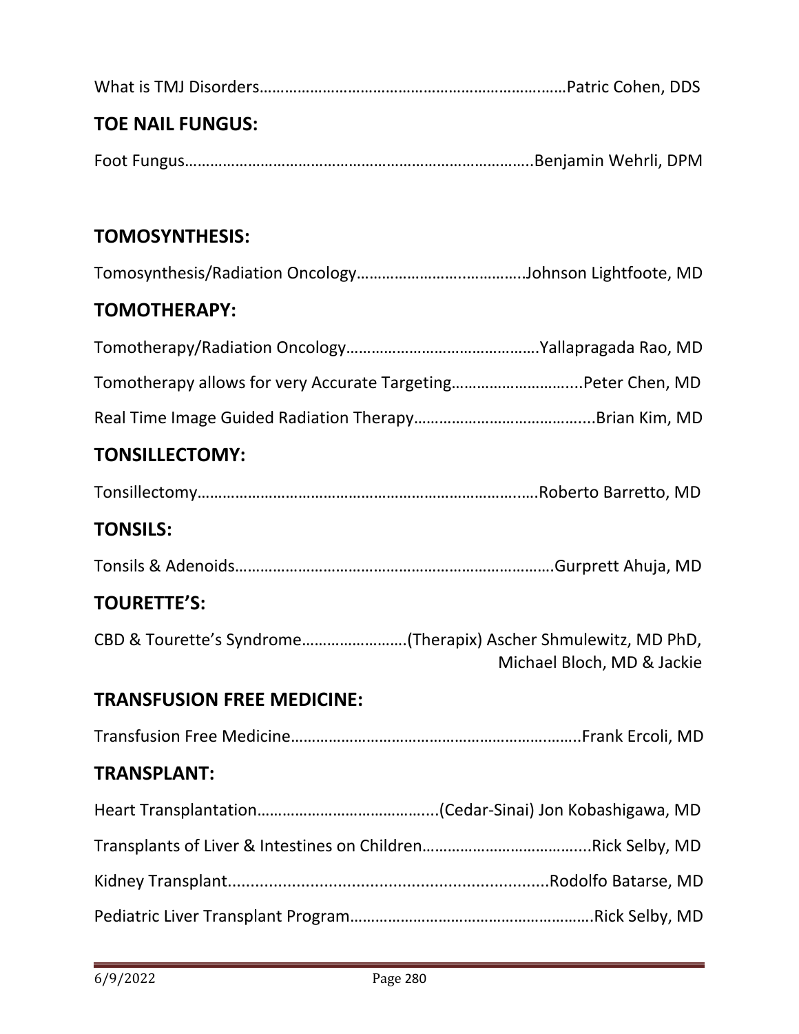What is TMJ Disorders………………………………………………………….……Patric Cohen, DDS

## TOE NAIL FUNGUS:

Foot Fungus………………………………………………………………………..Benjamin Wehrli, DPM

## TOMOSYNTHESIS:

Tomosynthesis/Radiation Oncology……………………….……………Johnson Lightfoote, MD

## TOMOTHERAPY:

Tomotherapy/Radiation Oncology……………………………………….Yallapragada Rao, MD

Tomotherapy allows for very Accurate Targeting………………………...Peter Chen, MD

Real Time Image Guided Radiation Therapy…………………………………...Brian Kim, MD

## TONSILLECTOMY:

Tonsillectomy…………………………………………………………………..….Roberto Barretto, MD

## TONSILS:

Tonsils & Adenoids…………………………………………………………………Gurprett Ahuja, MD

## TOURETTE'S:

CBD & Tourette's Syndrome…………………….(Therapix) Ascher Shmulewitz, MD PhD, Michael Bloch, MD & Jackie

## TRANSFUSION FREE MEDICINE:

Transfusion Free Medicine………………………………………………….……..Frank Ercoli, MD

## TRANSPLANT:

Heart Transplantation……………………………………..(Cedar-Sinai) Jon Kobashigawa, MD

Transplants of Liver & Intestines on Children………………………………...Rick Selby, MD

Kidney Transplant......................................................................Rodolfo Batarse, MD

Pediatric Liver Transplant Program………………………………………………Rick Selby, MD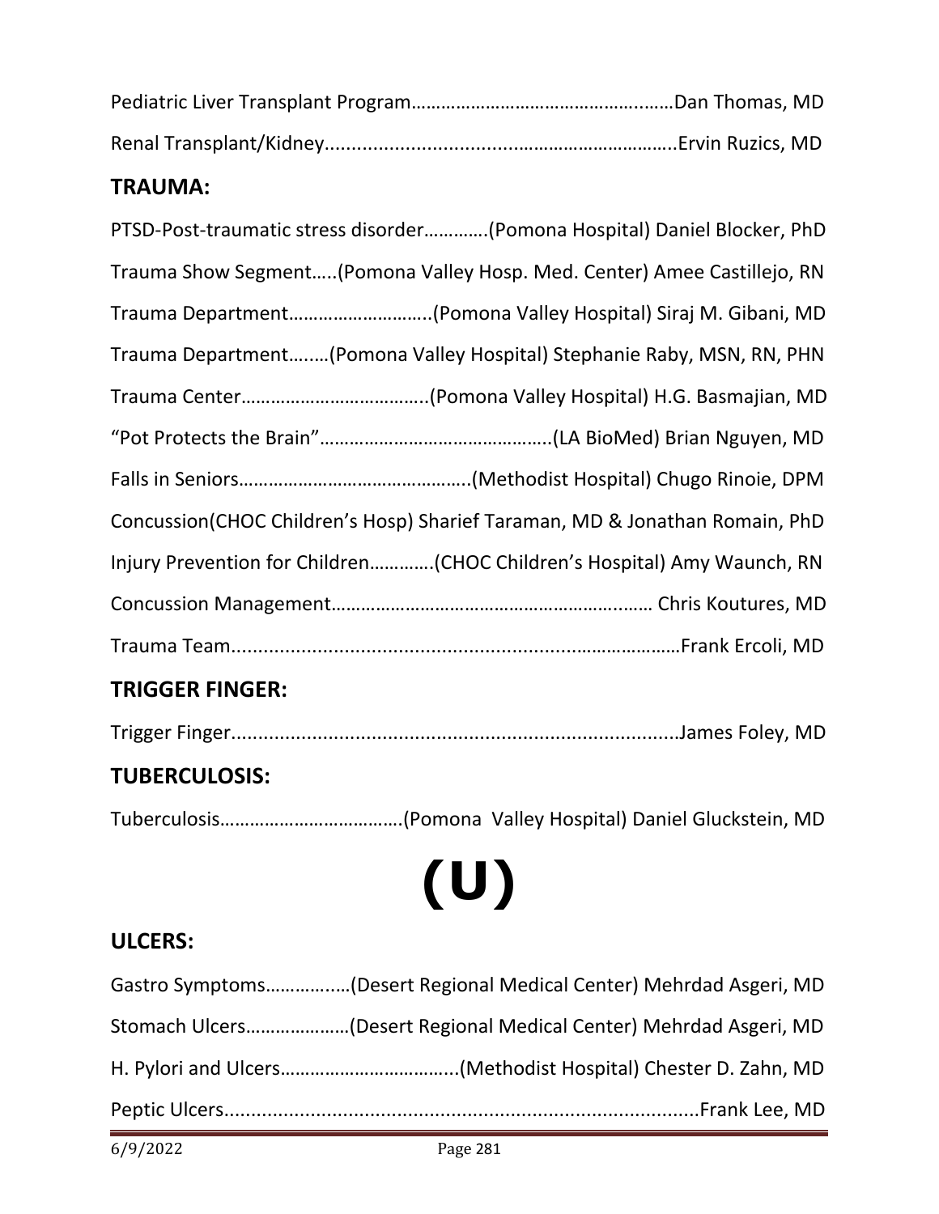Pediatric Liver Transplant Program……………………………………….……Dan Thomas, MD

Renal Transplant/Kidney...................................……………………..Ervin Ruzics, MD

## TRAUMA:

PTSD-Post-traumatic stress disorder………….(Pomona Hospital) Daniel Blocker, PhD

Trauma Show Segment…..(Pomona Valley Hosp. Med. Center) Amee Castillejo, RN

Trauma Department………………………..(Pomona Valley Hospital) Siraj M. Gibani, MD

Trauma Department….….(Pomona Valley Hospital) Stephanie Raby, MSN, RN, PHN

Trauma Center……………………………….(Pomona Valley Hospital) H.G. Basmajian, MD

"Pot Protects the Brain"……………………………………….(LA BioMed) Brian Nguyen, MD

Falls in Seniors………………………………………..(Methodist Hospital) Chugo Rinoie, DPM

Concussion(CHOC Children's Hosp) Sharief Taraman, MD & Jonathan Romain, PhD

Injury Prevention for Children………….(CHOC Children's Hospital) Amy Waunch, RN

Concussion Management…………………………………………………..…… Chris Koutures, MD

Trauma Team.........................................................................………………Frank Ercoli, MD

## TRIGGER FINGER:

Trigger Finger....................................................................................James Foley, MD

## TUBERCULOSIS:

Tuberculosis……………………………….(Pomona  Valley Hospital) Daniel Gluckstein, MD

# (U)

## ULCERS:

Gastro Symptoms…………..…(Desert Regional Medical Center) Mehrdad Asgeri, MD

Stomach Ulcers…………………(Desert Regional Medical Center) Mehrdad Asgeri, MD

H. Pylori and Ulcers……………………………..(Methodist Hospital) Chester D. Zahn, MD

Peptic Ulcers.........................................................................................Frank Lee, MD

6/9/2022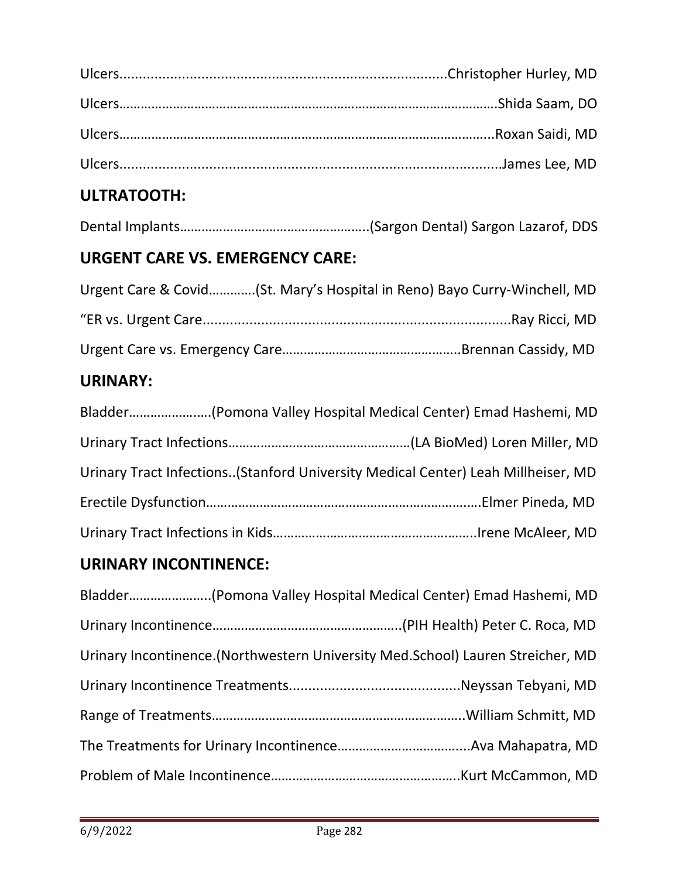Ulcers....................................................................................Christopher Hurley, MD

Ulcers……………………………………………………………………………………………….Shida Saam, DO

Ulcers……………………………………………………………………………………………...Roxan Saidi, MD

Ulcers.....................................................................................................James Lee, MD

## ULTRATOOTH:

Dental Implants……………………………………………..(Sargon Dental) Sargon Lazarof, DDS

## URGENT CARE VS. EMERGENCY CARE:

Urgent Care & Covid………….(St. Mary's Hospital in Reno) Bayo Curry-Winchell, MD

"ER vs. Urgent Care...............................................................................Ray Ricci, MD

Urgent Care vs. Emergency Care…………………………………………..Brennan Cassidy, MD

## URINARY:

Bladder…………………..(Pomona Valley Hospital Medical Center) Emad Hashemi, MD

Urinary Tract Infections……………………………………………(LA BioMed) Loren Miller, MD

Urinary Tract Infections..(Stanford University Medical Center) Leah Millheiser, MD

Erectile Dysfunction…………………………………………………………….….Elmer Pineda, MD

Urinary Tract Infections in Kids……………………………………….………..Irene McAleer, MD

## URINARY INCONTINENCE:

Bladder…………………..(Pomona Valley Hospital Medical Center) Emad Hashemi, MD

Urinary Incontinence……………………………………………..(PIH Health) Peter C. Roca, MD

Urinary Incontinence.(Northwestern University Med.School) Lauren Streicher, MD

Urinary Incontinence Treatments.............................................Neyssan Tebyani, MD

Range of Treatments……………………………………………………………..William Schmitt, MD

The Treatments for Urinary Incontinence……………………………....Ava Mahapatra, MD

Problem of Male Incontinence……………………………………………..Kurt McCammon, MD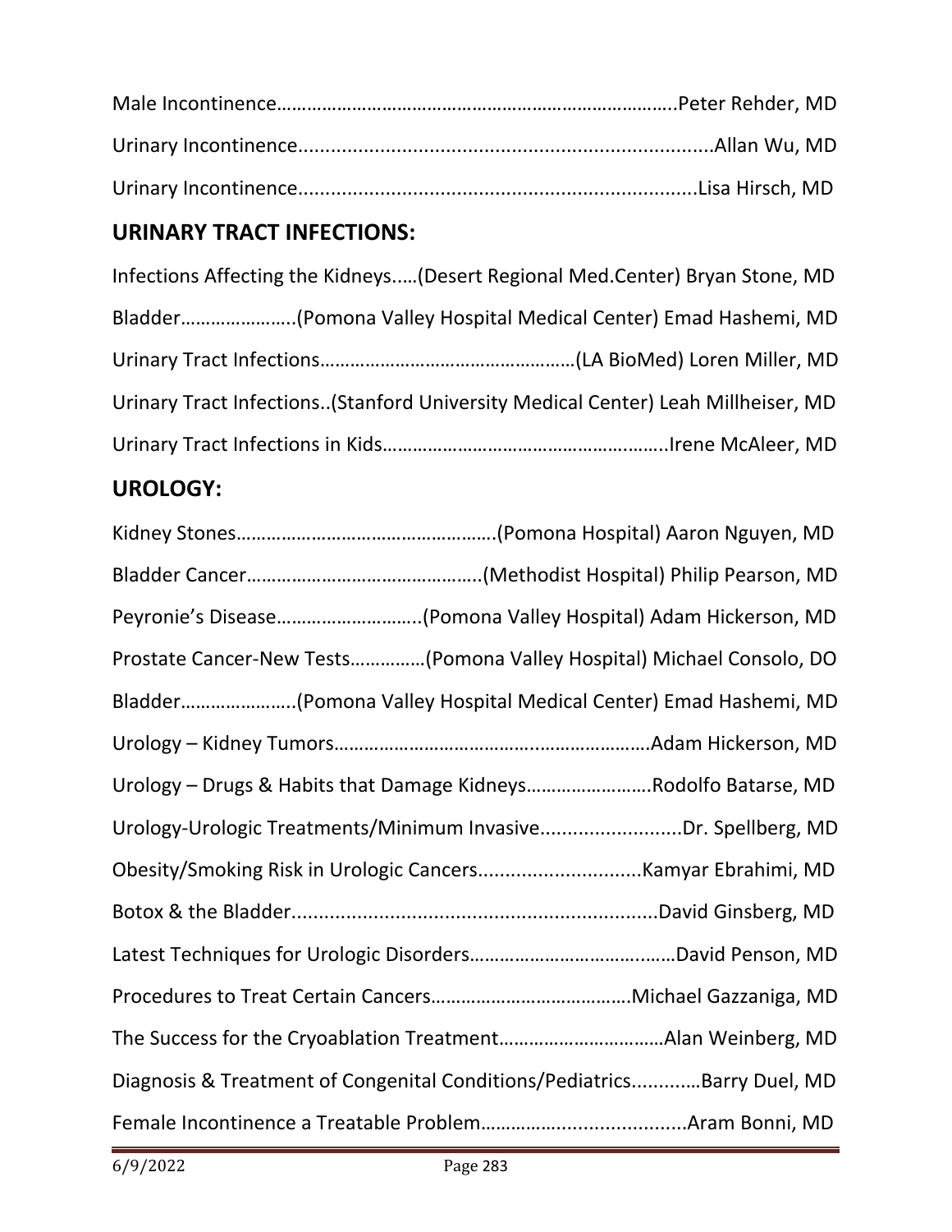Male Incontinence……………………………………………………………………..Peter Rehder, MD

Urinary Incontinence..........................................................................Allan Wu, MD

Urinary Incontinence.......................................................................Lisa Hirsch, MD

## URINARY TRACT INFECTIONS:

Infections Affecting the Kidneys.….(Desert Regional Med.Center) Bryan Stone, MD

Bladder…………………..(Pomona Valley Hospital Medical Center) Emad Hashemi, MD

Urinary Tract Infections……………………………………………(LA BioMed) Loren Miller, MD

Urinary Tract Infections..(Stanford University Medical Center) Leah Millheiser, MD

Urinary Tract Infections in Kids………………………………………….…..Irene McAleer, MD

## UROLOGY:

Kidney Stones…………………………………………….(Pomona Hospital) Aaron Nguyen, MD

Bladder Cancer……………………………………….(Methodist Hospital) Philip Pearson, MD

Peyronie's Disease………………………..(Pomona Valley Hospital) Adam Hickerson, MD

Prostate Cancer-New Tests……………(Pomona Valley Hospital) Michael Consolo, DO

Bladder…………………..(Pomona Valley Hospital Medical Center) Emad Hashemi, MD

Urology – Kidney Tumors……………………………….……………….Adam Hickerson, MD

Urology – Drugs & Habits that Damage Kidneys…………………….Rodolfo Batarse, MD

Urology-Urologic Treatments/Minimum Invasive..........................Dr. Spellberg, MD

Obesity/Smoking Risk in Urologic Cancers..............................Kamyar Ebrahimi, MD

Botox & the Bladder...................................................................David Ginsberg, MD

Latest Techniques for Urologic Disorders…………………………..……David Penson, MD

Procedures to Treat Certain Cancers…………………………………Michael Gazzaniga, MD

The Success for the Cryoablation Treatment……………………………Alan Weinberg, MD

Diagnosis & Treatment of Congenital Conditions/Pediatrics.............Barry Duel, MD

Female Incontinence a Treatable Problem…………….......................Aram Bonni, MD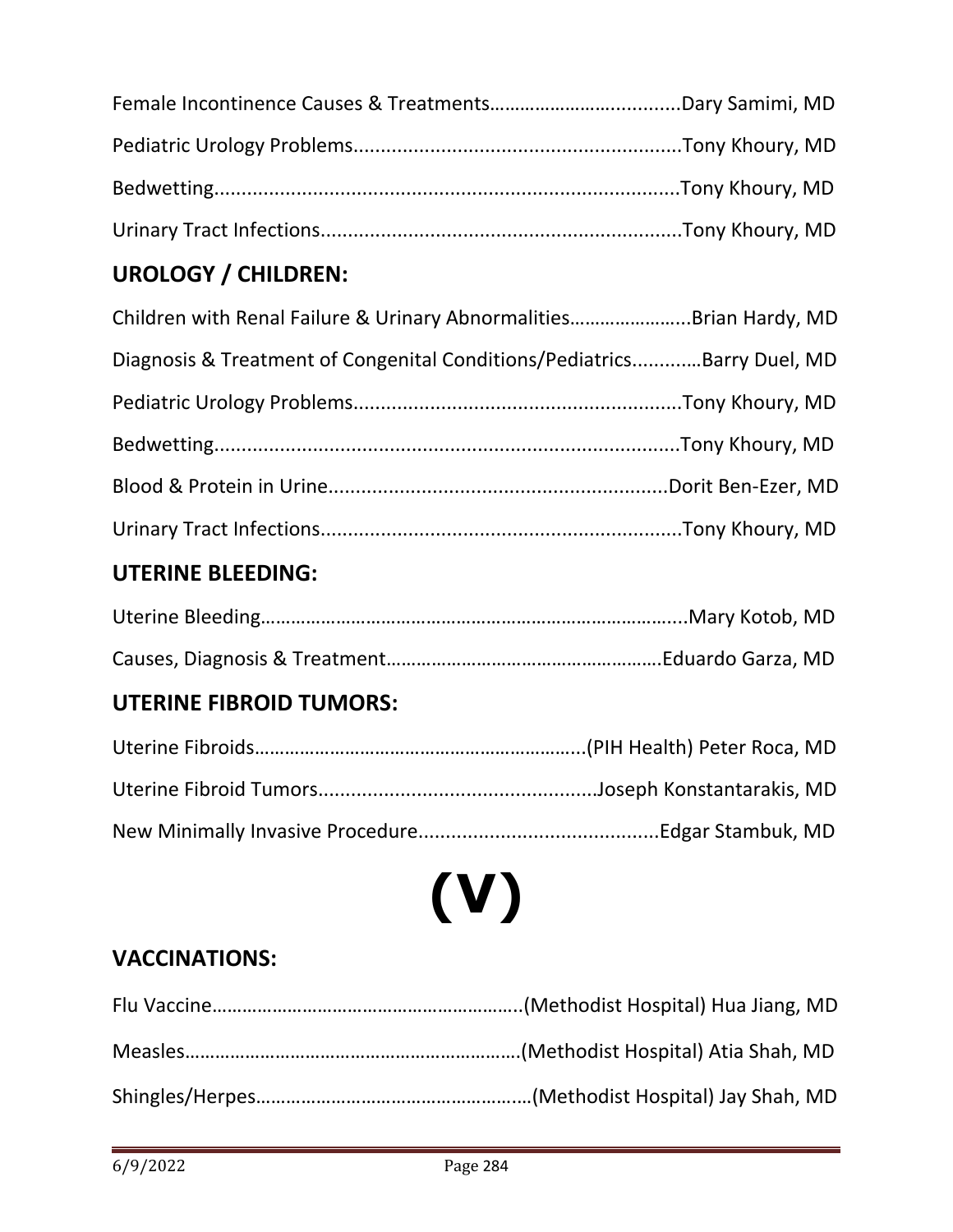Female Incontinence Causes & Treatments……………………..........Dary Samimi, MD

Pediatric Urology Problems...........................................................Tony Khoury, MD

Bedwetting....................................................................................Tony Khoury, MD

Urinary Tract Infections.................................................................Tony Khoury, MD

## UROLOGY / CHILDREN:

Children with Renal Failure & Urinary Abnormalities…………………..Brian Hardy, MD

Diagnosis & Treatment of Congenital Conditions/Pediatrics............Barry Duel, MD

Pediatric Urology Problems...........................................................Tony Khoury, MD

Bedwetting....................................................................................Tony Khoury, MD

Blood & Protein in Urine.............................................................Dorit Ben-Ezer, MD

Urinary Tract Infections.................................................................Tony Khoury, MD

## UTERINE BLEEDING:

Uterine Bleeding………………………………………………………………………...Mary Kotob, MD

Causes, Diagnosis & Treatment………………………………………………Eduardo Garza, MD

## UTERINE FIBROID TUMORS:

Uterine Fibroids………………………………………………………..(PIH Health) Peter Roca, MD

Uterine Fibroid Tumors..................................................Joseph Konstantarakis, MD

New Minimally Invasive Procedure...........................................Edgar Stambuk, MD

# (V)

## VACCINATIONS:

Flu Vaccine…………………………………………………….(Methodist Hospital) Hua Jiang, MD

Measles…………………………………………………………(Methodist Hospital) Atia Shah, MD

Shingles/Herpes………………………………………….…(Methodist Hospital) Jay Shah, MD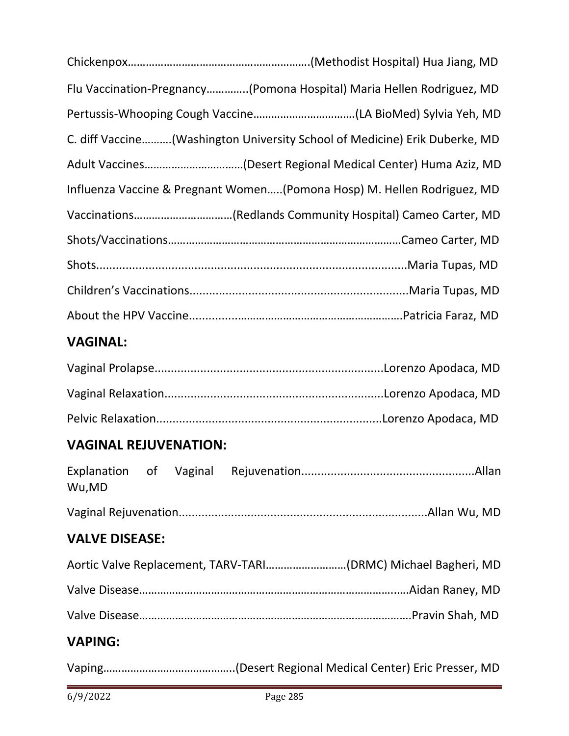Chickenpox…………………………………………………….(Methodist Hospital) Hua Jiang, MD

Flu Vaccination-Pregnancy…………..(Pomona Hospital) Maria Hellen Rodriguez, MD

Pertussis-Whooping Cough Vaccine…………………………….(LA BioMed) Sylvia Yeh, MD

C. diff Vaccine……….(Washington University School of Medicine) Erik Duberke, MD

Adult Vaccines……………………………(Desert Regional Medical Center) Huma Aziz, MD

Influenza Vaccine & Pregnant Women…..(Pomona Hosp) M. Hellen Rodriguez, MD

Vaccinations……………………………(Redlands Community Hospital) Cameo Carter, MD

Shots/Vaccinations…………………………………………………………………Cameo Carter, MD

Shots.............................................................................................Maria Tupas, MD

Children's Vaccinations..................................................................Maria Tupas, MD

About the HPV Vaccine.....................................................................Patricia Faraz, MD

## VAGINAL:

Vaginal Prolapse.....................................................................Lorenzo Apodaca, MD

Vaginal Relaxation.................................................................Lorenzo Apodaca, MD

Pelvic Relaxation....................................................................Lorenzo Apodaca, MD

## VAGINAL REJUVENATION:

Explanation of Vaginal Rejuvenation....................................................Allan Wu,MD

Vaginal Rejuvenation...........................................................................Allan Wu, MD

## VALVE DISEASE:

Aortic Valve Replacement, TARV-TARI………………………(DRMC) Michael Bagheri, MD

Valve Disease……………………………………………………………………………Aidan Raney, MD

Valve Disease…………………………………………………………………………….Pravin Shah, MD

## VAPING:

Vaping……………………………………..(Desert Regional Medical Center) Eric Presser, MD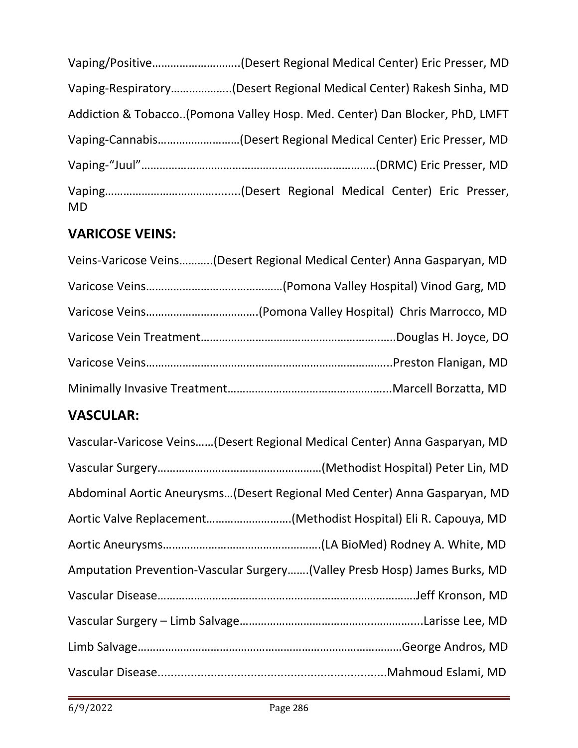Vaping/Positive……………………….(Desert Regional Medical Center) Eric Presser, MD

Vaping-Respiratory………………..(Desert Regional Medical Center) Rakesh Sinha, MD

Addiction & Tobacco..(Pomona Valley Hosp. Med. Center) Dan Blocker, PhD, LMFT

Vaping-Cannabis………………………(Desert Regional Medical Center) Eric Presser, MD

Vaping-"Juul"……………………………………………………………….(DRMC) Eric Presser, MD

Vaping……………………………….......(Desert Regional Medical Center) Eric Presser, MD

## VARICOSE VEINS:

Veins-Varicose Veins………..(Desert Regional Medical Center) Anna Gasparyan, MD

Varicose Veins………………………………………(Pomona Valley Hospital) Vinod Garg, MD

Varicose Veins……………………………….(Pomona Valley Hospital) Chris Marrocco, MD

Varicose Vein Treatment…………………………………………………..….Douglas H. Joyce, DO

Varicose Veins……………………………………………………………………...Preston Flanigan, MD

Minimally Invasive Treatment……………………………………………...Marcell Borzatta, MD

## VASCULAR:

Vascular-Varicose Veins……(Desert Regional Medical Center) Anna Gasparyan, MD

Vascular Surgery………………………………………………(Methodist Hospital) Peter Lin, MD

Abdominal Aortic Aneurysms…(Desert Regional Med Center) Anna Gasparyan, MD

Aortic Valve Replacement……………………….(Methodist Hospital) Eli R. Capouya, MD

Aortic Aneurysms…………………………………………….(LA BioMed) Rodney A. White, MD

Amputation Prevention-Vascular Surgery…….(Valley Presb Hosp) James Burks, MD

Vascular Disease………………………………………………………………………….Jeff Kronson, MD

Vascular Surgery – Limb Salvage……………………………………………….....Larisse Lee, MD

Limb Salvage…………………………………………………………………………George Andros, MD

Vascular Disease...................................................................Mahmoud Eslami, MD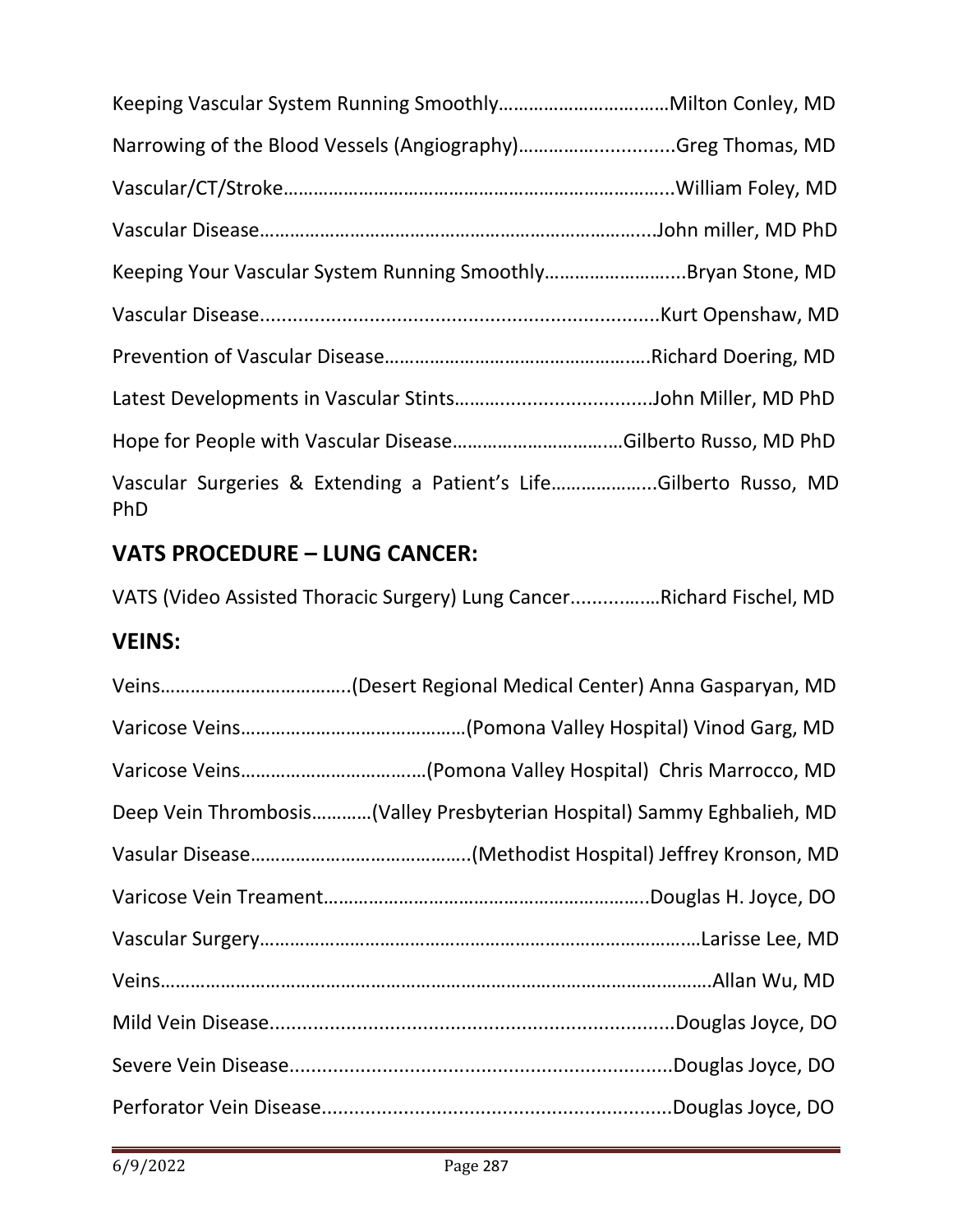Keeping Vascular System Running Smoothly……………………………Milton Conley, MD

Narrowing of the Blood Vessels (Angiography)…………….............Greg Thomas, MD

Vascular/CT/Stroke…………………………………………………………………..William Foley, MD

Vascular Disease…………………………………………………………………....John miller, MD PhD

Keeping Your Vascular System Running Smoothly……………………....Bryan Stone, MD

Vascular Disease.........................................................................Kurt Openshaw, MD

Prevention of Vascular Disease………………………………………….…Richard Doering, MD

Latest Developments in Vascular Stints………...........................John Miller, MD PhD

Hope for People with Vascular Disease…………………………..…Gilberto Russo, MD PhD

Vascular Surgeries & Extending a Patient's Life………………...Gilberto Russo, MD PhD

## VATS PROCEDURE – LUNG CANCER:

VATS (Video Assisted Thoracic Surgery) Lung Cancer.................Richard Fischel, MD

## VEINS:

Veins………………………………..(Desert Regional Medical Center) Anna Gasparyan, MD

Varicose Veins………………………………………(Pomona Valley Hospital) Vinod Garg, MD

Varicose Veins……………………………….(Pomona Valley Hospital) Chris Marrocco, MD

Deep Vein Thrombosis…………(Valley Presbyterian Hospital) Sammy Eghbalieh, MD

Vasular Disease……………………………………..(Methodist Hospital) Jeffrey Kronson, MD

Varicose Vein Treament……………………………………………………..Douglas H. Joyce, DO

Vascular Surgery………………………………………………………………………..…Larisse Lee, MD

Veins…………………………………………………………………………………………….Allan Wu, MD

Mild Vein Disease..........................................................................Douglas Joyce, DO

Severe Vein Disease.....................................................................Douglas Joyce, DO

Perforator Vein Disease................................................................Douglas Joyce, DO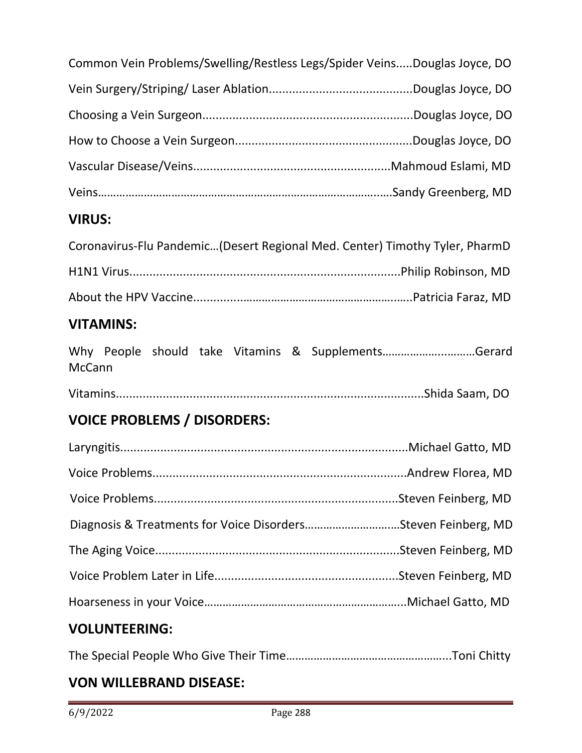Common Vein Problems/Swelling/Restless Legs/Spider Veins.....Douglas Joyce, DO

Vein Surgery/Striping/ Laser Ablation..........................................Douglas Joyce, DO

Choosing a Vein Surgeon..............................................................Douglas Joyce, DO

How to Choose a Vein Surgeon....................................................Douglas Joyce, DO

Vascular Disease/Veins..........................................................Mahmoud Eslami, MD

Veins…………………………………………………………………………………..….Sandy Greenberg, MD

## VIRUS:

Coronavirus-Flu Pandemic…(Desert Regional Med. Center) Timothy Tyler, PharmD

H1N1 Virus................................................................................Philip Robinson, MD

About the HPV Vaccine.....................................................……….Patricia Faraz, MD

## VITAMINS:

Why People should take Vitamins & Supplements…………….………Gerard McCann

Vitamins..........................................................................................Shida Saam, DO

## VOICE PROBLEMS / DISORDERS:

Laryngitis.....................................................................................Michael Gatto, MD

Voice Problems...........................................................................Andrew Florea, MD

Voice Problems........................................................................Steven Feinberg, MD

Diagnosis & Treatments for Voice Disorders…………………………Steven Feinberg, MD

The Aging Voice........................................................................Steven Feinberg, MD

Voice Problem Later in Life.......................................................Steven Feinberg, MD

Hoarseness in your Voice………………………………………………………..Michael Gatto, MD

## VOLUNTEERING:

The Special People Who Give Their Time……………………………………………..Toni Chitty

## VON WILLEBRAND DISEASE: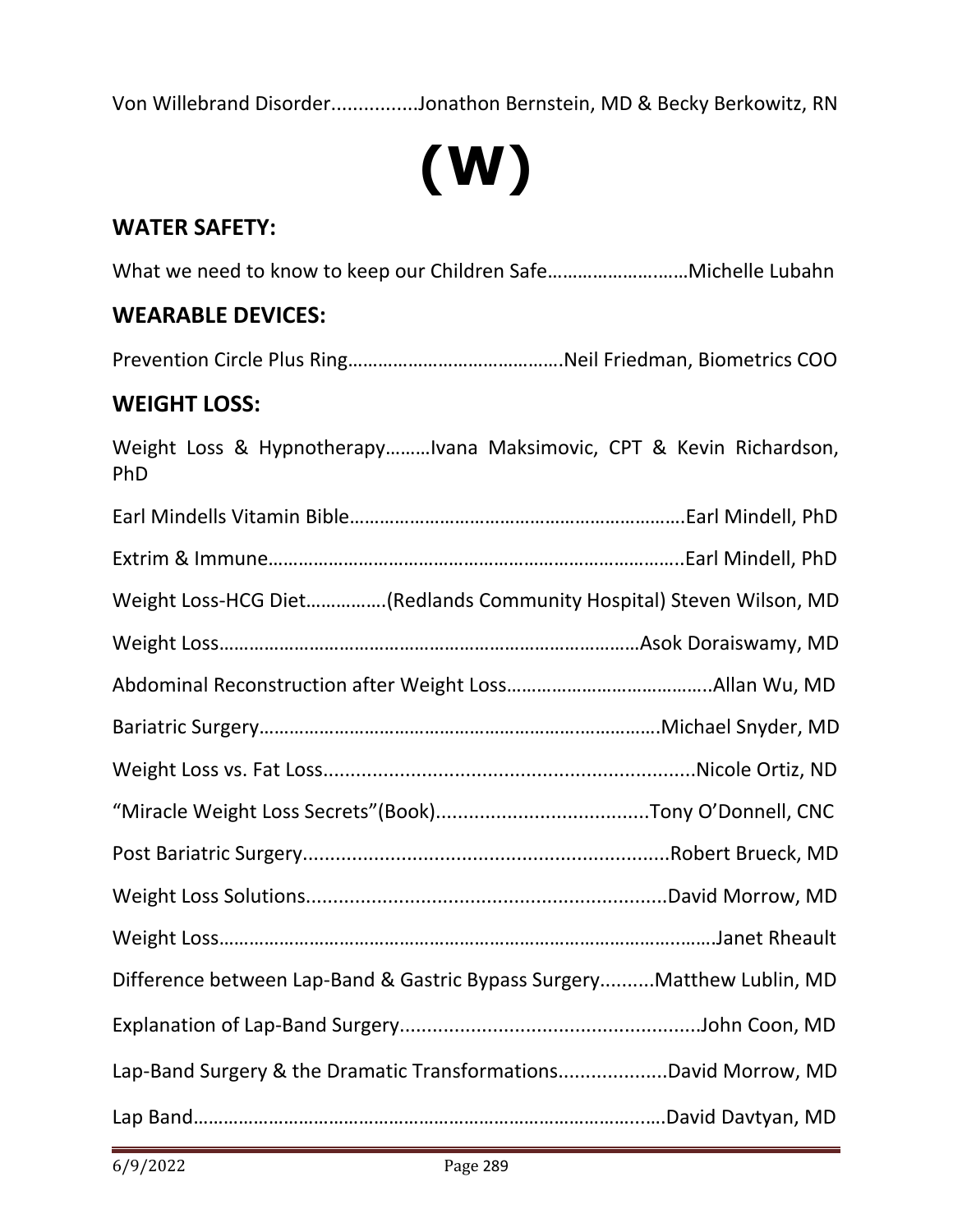Von Willebrand Disorder................Jonathon Bernstein, MD & Becky Berkowitz, RN

# (W)

## WATER SAFETY:

What we need to know to keep our Children Safe………………….……Michelle Lubahn

## WEARABLE DEVICES:

Prevention Circle Plus Ring…………………………………….Neil Friedman, Biometrics COO

## WEIGHT LOSS:

Weight Loss & Hypnotherapy………Ivana Maksimovic, CPT & Kevin Richardson, PhD

Earl Mindells Vitamin Bible…………………………………………………………Earl Mindell, PhD

Extrim & Immune………………………………………………………………………..Earl Mindell, PhD

Weight Loss-HCG Diet…………….(Redlands Community Hospital) Steven Wilson, MD

Weight Loss…………………………………………………………………………Asok Doraiswamy, MD

Abdominal Reconstruction after Weight Loss…………………………………..Allan Wu, MD

Bariatric Surgery……………………………………………………………………Michael Snyder, MD

Weight Loss vs. Fat Loss....................................................................Nicole Ortiz, ND

“Miracle Weight Loss Secrets”(Book).......................................Tony O’Donnell, CNC

Post Bariatric Surgery...................................................................Robert Brueck, MD

Weight Loss Solutions..................................................................David Morrow, MD

Weight Loss……………………………………………………………………………………Janet Rheault

Difference between Lap-Band & Gastric Bypass Surgery..........Matthew Lublin, MD

Explanation of Lap-Band Surgery.......................................................John Coon, MD

Lap-Band Surgery & the Dramatic Transformations...................David Morrow, MD

Lap Band……………………………………………………………………………….David Davtyan, MD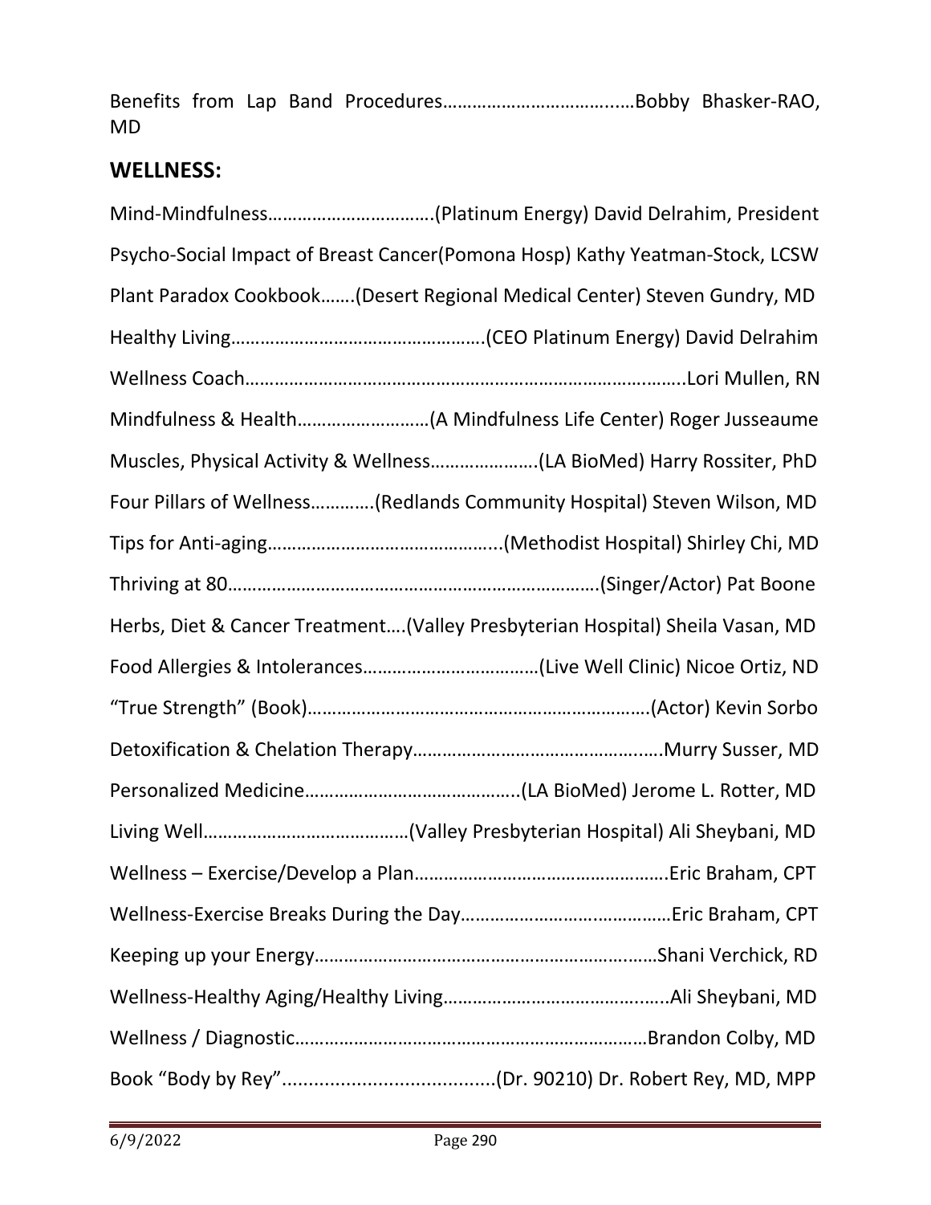Benefits from Lap Band Procedures……………………………..…Bobby Bhasker-RAO, MD

## WELLNESS:

Mind-Mindfulness…………………………….(Platinum Energy) David Delrahim, President

Psycho-Social Impact of Breast Cancer(Pomona Hosp) Kathy Yeatman-Stock, LCSW

Plant Paradox Cookbook…….(Desert Regional Medical Center) Steven Gundry, MD

Healthy Living…………………………………………….(CEO Platinum Energy) David Delrahim

Wellness Coach………………………………………………………………………..Lori Mullen, RN

Mindfulness & Health………………………(A Mindfulness Life Center) Roger Jusseaume

Muscles, Physical Activity & Wellness………………….(LA BioMed) Harry Rossiter, PhD

Four Pillars of Wellness…………(Redlands Community Hospital) Steven Wilson, MD

Tips for Anti-aging………………………………………...(Methodist Hospital) Shirley Chi, MD

Thriving at 80…………………………………………………………………(Singer/Actor) Pat Boone

Herbs, Diet & Cancer Treatment….(Valley Presbyterian Hospital) Sheila Vasan, MD

Food Allergies & Intolerances………………………………(Live Well Clinic) Nicoe Ortiz, ND

"True Strength" (Book)…………………………………………………………(Actor) Kevin Sorbo

Detoxification & Chelation Therapy…………………………………………..Murry Susser, MD

Personalized Medicine……………………………………..(LA BioMed) Jerome L. Rotter, MD

Living Well……………………………………(Valley Presbyterian Hospital) Ali Sheybani, MD

Wellness – Exercise/Develop a Plan…………………………………………….Eric Braham, CPT

Wellness-Exercise Breaks During the Day……………………………………Eric Braham, CPT

Keeping up your Energy……………………………………………………………Shani Verchick, RD

Wellness-Healthy Aging/Healthy Living……………………………………..Ali Sheybani, MD

Wellness / Diagnostic………………………………………………………………Brandon Colby, MD

Book "Body by Rey"........................................(Dr. 90210) Dr. Robert Rey, MD, MPP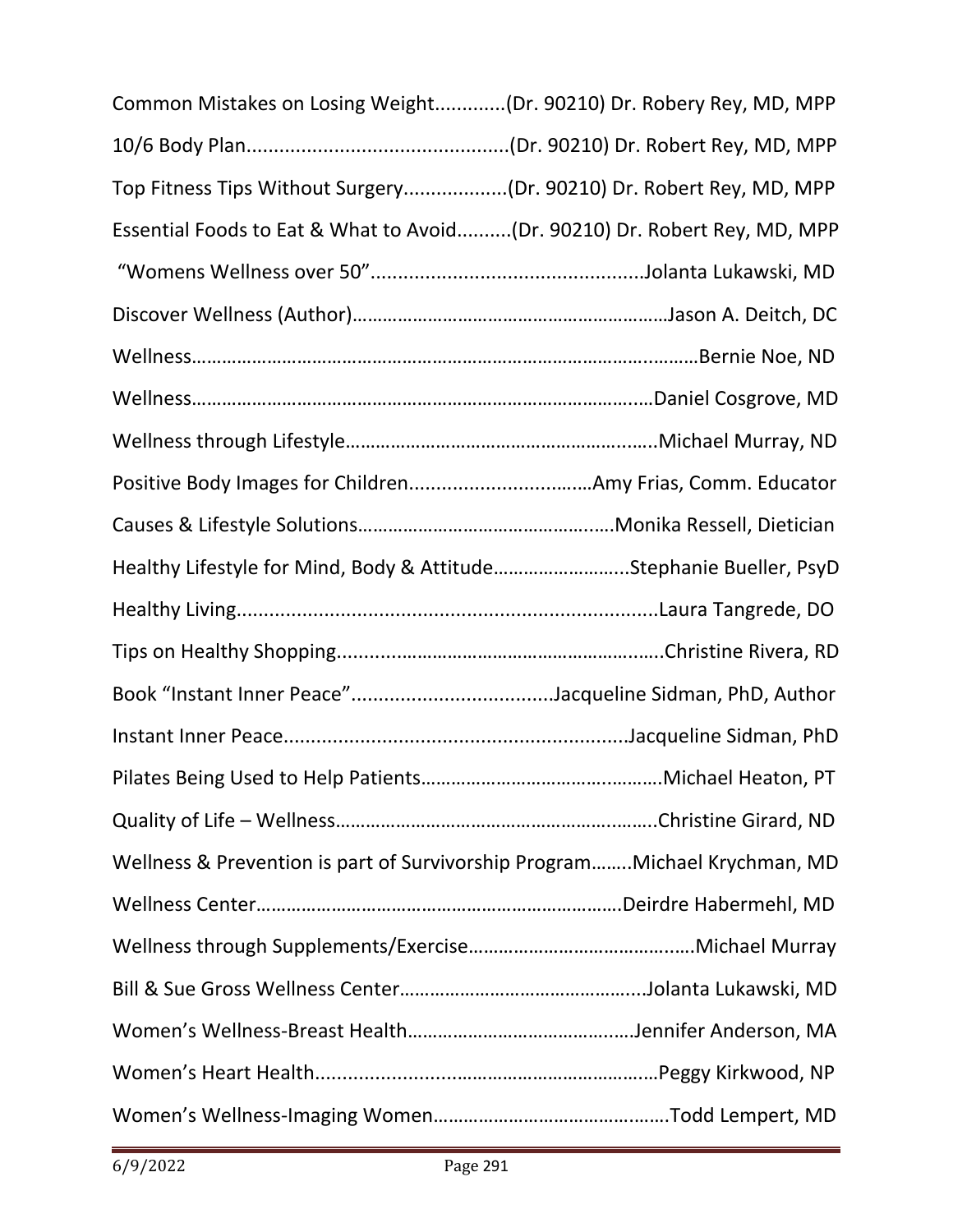Common Mistakes on Losing Weight.............(Dr. 90210) Dr. Robery Rey, MD, MPP

10/6 Body Plan................................................(Dr. 90210) Dr. Robert Rey, MD, MPP

Top Fitness Tips Without Surgery...................(Dr. 90210) Dr. Robert Rey, MD, MPP

Essential Foods to Eat & What to Avoid..........(Dr. 90210) Dr. Robert Rey, MD, MPP

"Womens Wellness over 50"..................................................Jolanta Lukawski, MD

Discover Wellness (Author)……………………………………………………Jason A. Deitch, DC

Wellness……………………………………………………………………….………Bernie Noe, ND

Wellness……………………………………………………………………….…Daniel Cosgrove, MD

Wellness through Lifestyle……………………………………………….…..Michael Murray, ND

Positive Body Images for Children...............................……Amy Frias, Comm. Educator

Causes & Lifestyle Solutions……………………………………….….Monika Ressell, Dietician

Healthy Lifestyle for Mind, Body & Attitude……………………..Stephanie Bueller, PsyD

Healthy Living.............................................................................Laura Tangrede, DO

Tips on Healthy Shopping.............……………………………….…..Christine Rivera, RD

Book "Instant Inner Peace"......................................Jacqueline Sidman, PhD, Author

Instant Inner Peace..............................................................Jacqueline Sidman, PhD

Pilates Being Used to Help Patients…………………………….……….Michael Heaton, PT

Quality of Life – Wellness……………………………………………….……..Christine Girard, ND

Wellness & Prevention is part of Survivorship Program……..Michael Krychman, MD

Wellness Center……………………………………………………………….Deirdre Habermehl, MD

Wellness through Supplements/Exercise…………………………….……Michael Murray

Bill & Sue Gross Wellness Center………………………………….....Jolanta Lukawski, MD

Women's Wellness-Breast Health……………………………….……Jennifer Anderson, MA

Women's Heart Health..................………………………………….…Peggy Kirkwood, NP

Women's Wellness-Imaging Women……………………………….……Todd Lempert, MD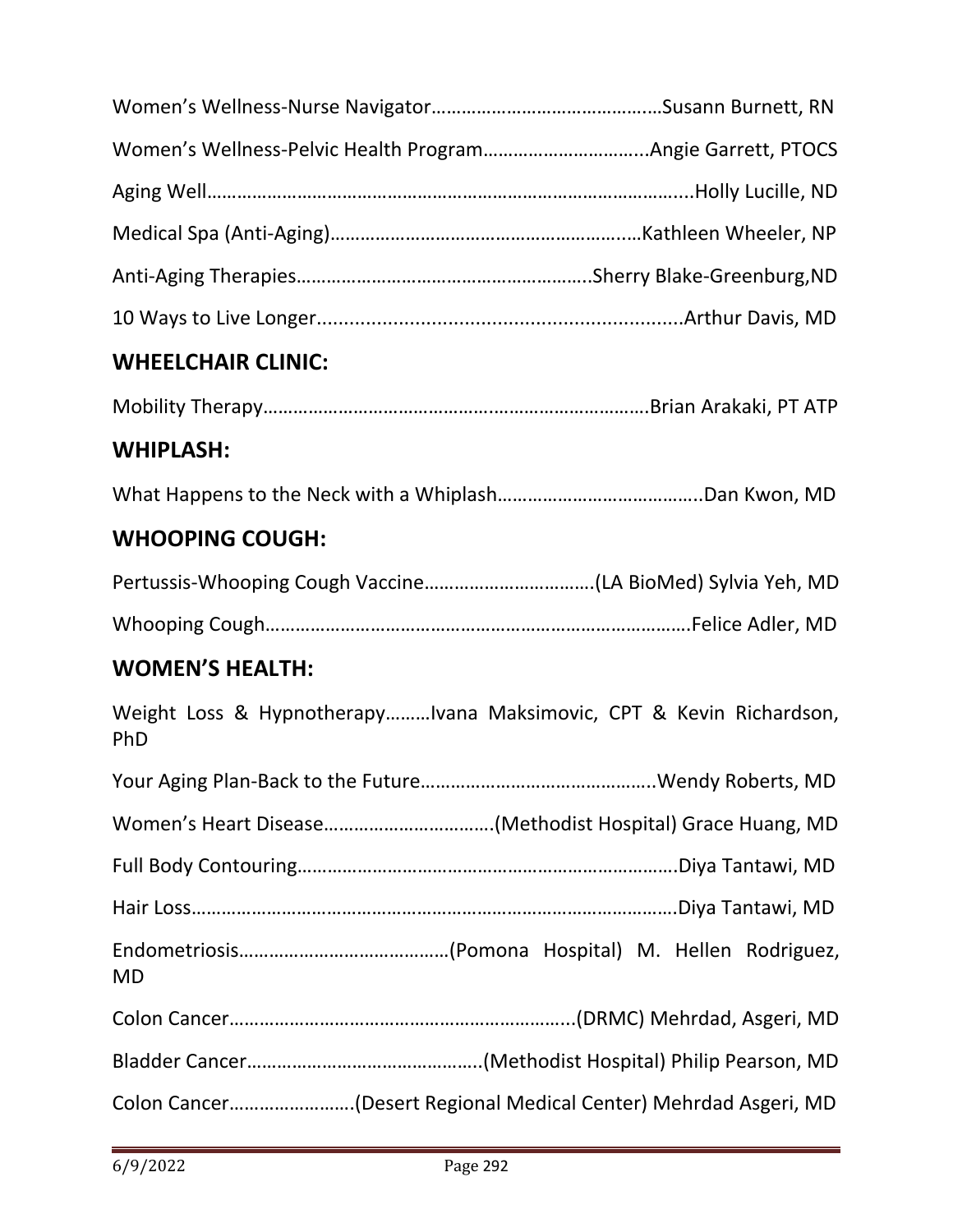Women's Wellness-Nurse Navigator……………………………………..Susann Burnett, RN

Women's Wellness-Pelvic Health Program…………………………..Angie Garrett, PTOCS

Aging Well……………………………………………………………………………....Holly Lucille, ND

Medical Spa (Anti-Aging)…………………………………………………..Kathleen Wheeler, NP

Anti-Aging Therapies…………………………………………………..Sherry Blake-Greenburg,ND

10 Ways to Live Longer...................................................................Arthur Davis, MD

## WHEELCHAIR CLINIC:

Mobility Therapy…………………………………………………………………Brian Arakaki, PT ATP

## WHIPLASH:

What Happens to the Neck with a Whiplash…………………………………..Dan Kwon, MD

## WHOOPING COUGH:

Pertussis-Whooping Cough Vaccine…………………………….(LA BioMed) Sylvia Yeh, MD

Whooping Cough…………………………………………………………………….Felice Adler, MD

## WOMEN'S HEALTH:

Weight Loss & Hypnotherapy………Ivana Maksimovic, CPT & Kevin Richardson, PhD

Your Aging Plan-Back to the Future………………………………………..Wendy Roberts, MD

Women's Heart Disease…………………………….(Methodist Hospital) Grace Huang, MD

Full Body Contouring………………………………………………………………….Diya Tantawi, MD

Hair Loss……………………………………………………………………………………Diya Tantawi, MD

Endometriosis……………………………………(Pomona Hospital) M. Hellen Rodriguez, MD

Colon Cancer…………………………………………………………...(DRMC) Mehrdad, Asgeri, MD

Bladder Cancer……………………………………….(Methodist Hospital) Philip Pearson, MD

Colon Cancer…………………….(Desert Regional Medical Center) Mehrdad Asgeri, MD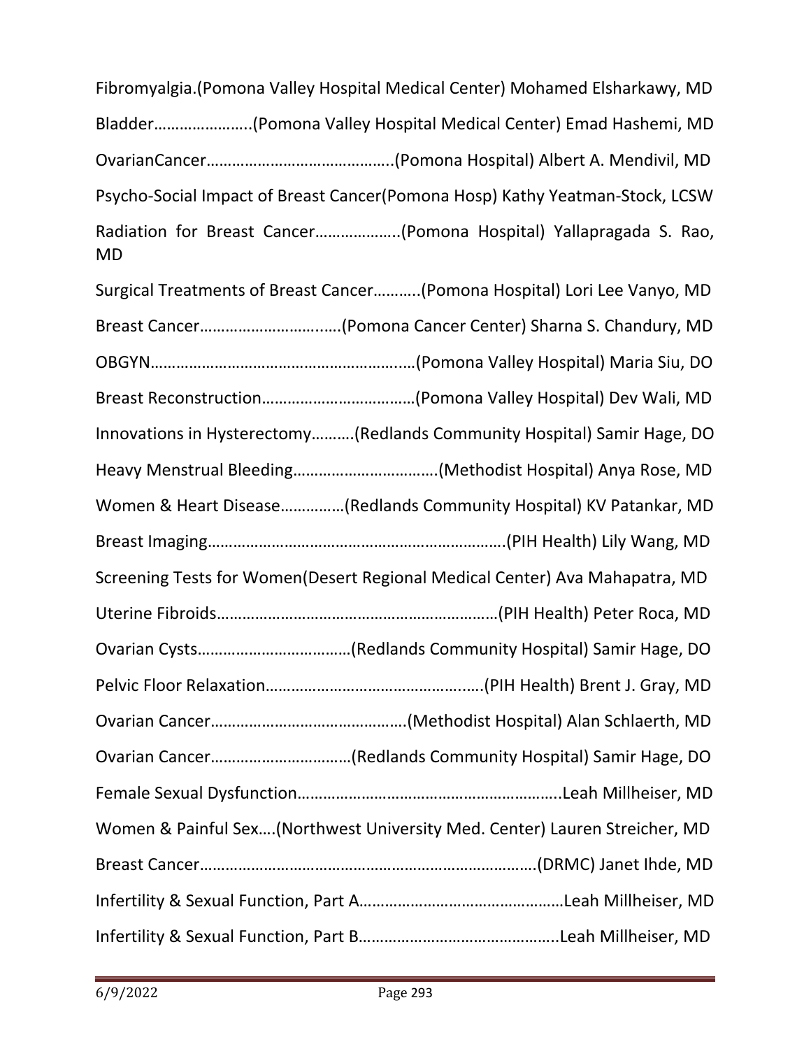Fibromyalgia.(Pomona Valley Hospital Medical Center) Mohamed Elsharkawy, MD

Bladder…………………..(Pomona Valley Hospital Medical Center) Emad Hashemi, MD

OvarianCancer……………………………………..(Pomona Hospital) Albert A. Mendivil, MD

Psycho-Social Impact of Breast Cancer(Pomona Hosp) Kathy Yeatman-Stock, LCSW

Radiation for Breast Cancer………………..(Pomona Hospital) Yallapragada S. Rao, MD

Surgical Treatments of Breast Cancer………..(Pomona Hospital) Lori Lee Vanyo, MD

Breast Cancer………………………..….(Pomona Cancer Center) Sharna S. Chandury, MD

OBGYN…………………………………………………..…(Pomona Valley Hospital) Maria Siu, DO

Breast Reconstruction………………………………(Pomona Valley Hospital) Dev Wali, MD

Innovations in Hysterectomy……….(Redlands Community Hospital) Samir Hage, DO

Heavy Menstrual Bleeding…………………………….(Methodist Hospital) Anya Rose, MD

Women & Heart Disease……………(Redlands Community Hospital) KV Patankar, MD

Breast Imaging…………………………………………………………….(PIH Health) Lily Wang, MD

Screening Tests for Women(Desert Regional Medical Center) Ava Mahapatra, MD

Uterine Fibroids…………………………………………………………(PIH Health) Peter Roca, MD

Ovarian Cysts………………………………(Redlands Community Hospital) Samir Hage, DO

Pelvic Floor Relaxation………………………………………….…(PIH Health) Brent J. Gray, MD

Ovarian Cancer…………………………………….…(Methodist Hospital) Alan Schlaerth, MD

Ovarian Cancer……………………………(Redlands Community Hospital) Samir Hage, DO

Female Sexual Dysfunction…………………………………………………..Leah Millheiser, MD

Women & Painful Sex….(Northwest University Med. Center) Lauren Streicher, MD

Breast Cancer……………………………………………………………………(DRMC) Janet Ihde, MD

Infertility & Sexual Function, Part A…………………………………………Leah Millheiser, MD

Infertility & Sexual Function, Part B………………………………………..Leah Millheiser, MD

6/9/2022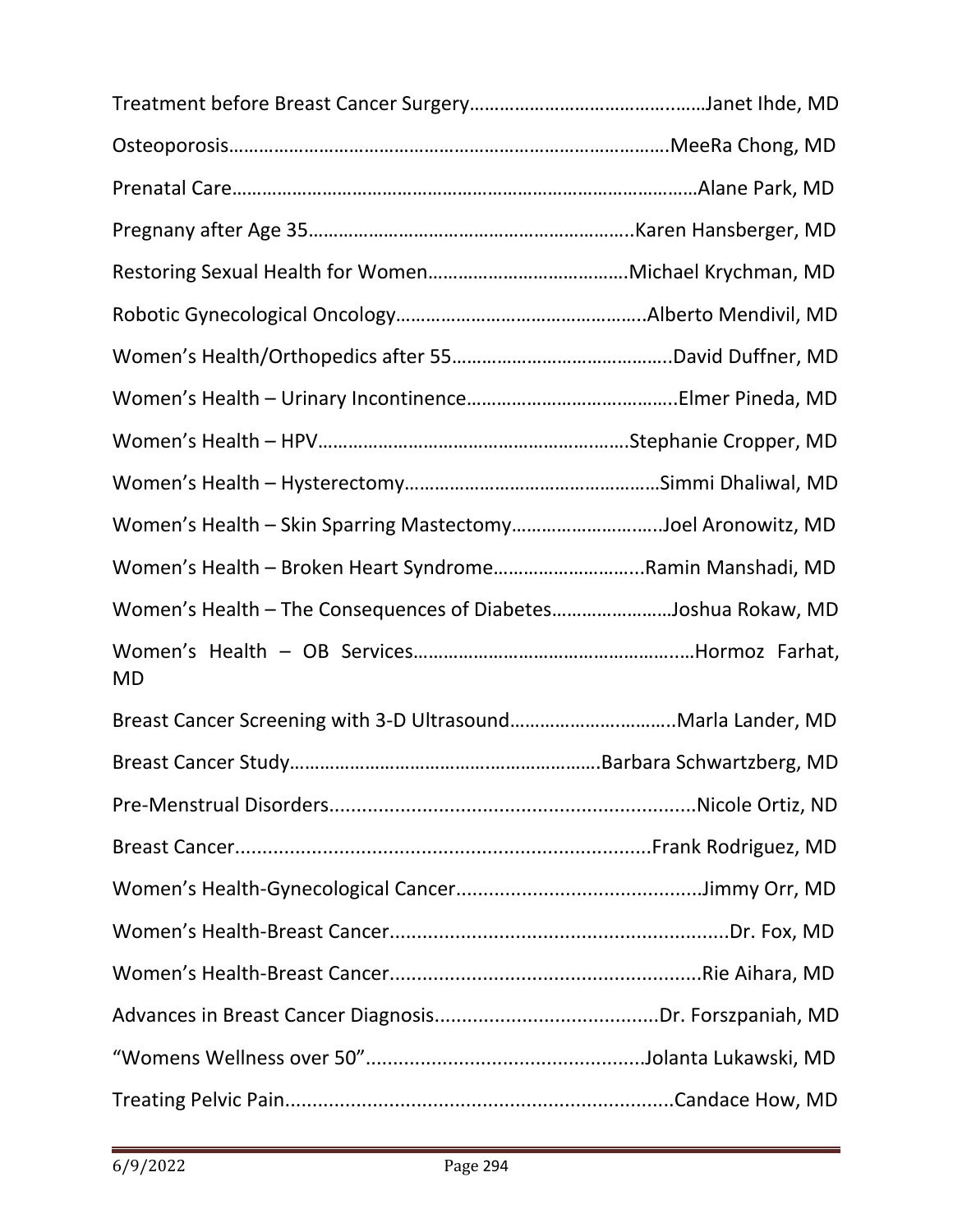Treatment before Breast Cancer Surgery……………………………………..……Janet Ihde, MD

Osteoporosis…………………………………………………………………………….MeeRa Chong, MD

Prenatal Care…………………………………………………………………………………Alane Park, MD

Pregnany after Age 35………………………………………………………..Karen Hansberger, MD

Restoring Sexual Health for Women…………………………………Michael Krychman, MD

Robotic Gynecological Oncology…………………………………………..Alberto Mendivil, MD

Women's Health/Orthopedics after 55……………………………………..David Duffner, MD

Women's Health – Urinary Incontinence…………………………………..Elmer Pineda, MD

Women's Health – HPV…………………………………………………..……Stephanie Cropper, MD

Women's Health – Hysterectomy……………………………………………Simmi Dhaliwal, MD

Women's Health – Skin Sparring Mastectomy………………………..Joel Aronowitz, MD

Women's Health – Broken Heart Syndrome………………………...Ramin Manshadi, MD

Women's Health – The Consequences of Diabetes……………………Joshua Rokaw, MD

Women's Health – OB Services…………………………………………..…Hormoz Farhat, MD

Breast Cancer Screening with 3-D Ultrasound…………………….……..Marla Lander, MD

Breast Cancer Study………………………………….…………………Barbara Schwartzberg, MD

Pre-Menstrual Disorders..................................................................Nicole Ortiz, ND

Breast Cancer...........................................................................Frank Rodriguez, MD

Women's Health-Gynecological Cancer............................................Jimmy Orr, MD

Women's Health-Breast Cancer..............................................................Dr. Fox, MD

Women's Health-Breast Cancer........................................................Rie Aihara, MD

Advances in Breast Cancer Diagnosis.........................................Dr. Forszpaniah, MD

"Womens Wellness over 50"..................................................Jolanta Lukawski, MD

Treating Pelvic Pain......................................................................Candace How, MD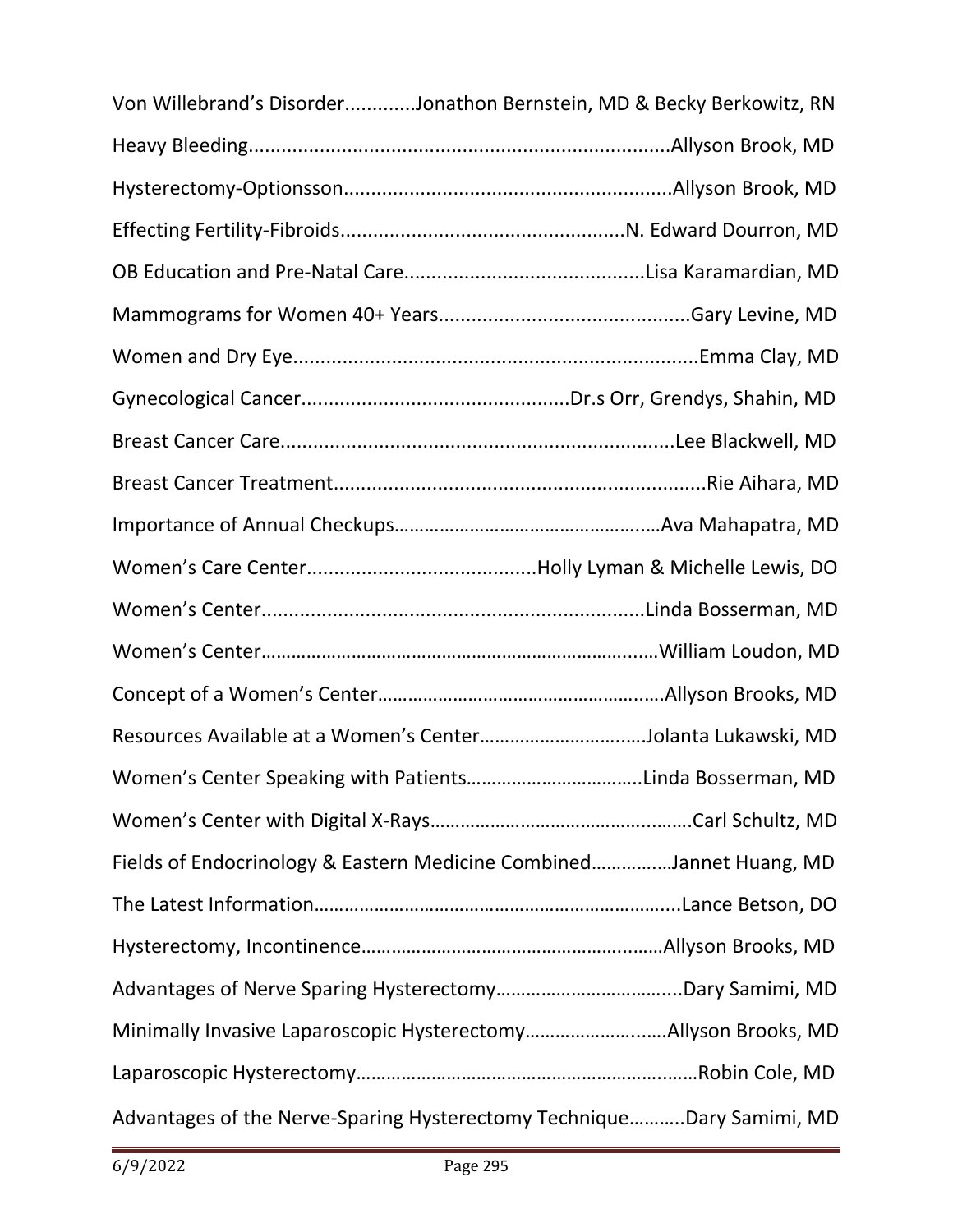Von Willebrand's Disorder............Jonathon Bernstein, MD & Becky Berkowitz, RN

Heavy Bleeding............................................................................Allyson Brook, MD

Hysterectomy-Optionsson...........................................................Allyson Brook, MD

Effecting Fertility-Fibroids...................................................N. Edward Dourron, MD

OB Education and Pre-Natal Care...........................................Lisa Karamardian, MD

Mammograms for Women 40+ Years.............................................Gary Levine, MD

Women and Dry Eye........................................................................Emma Clay, MD

Gynecological Cancer................................................Dr.s Orr, Grendys, Shahin, MD

Breast Cancer Care.......................................................................Lee Blackwell, MD

Breast Cancer Treatment...................................................................Rie Aihara, MD

Importance of Annual Checkups……………………………………….……Ava Mahapatra, MD

Women's Care Center..........................................Holly Lyman & Michelle Lewis, DO

Women's Center.....................................................................Linda Bosserman, MD

Women's Center…………………………………………………………….……William Loudon, MD

Concept of a Women's Center……………………………………………..….Allyson Brooks, MD

Resources Available at a Women's Center…………………………..…Jolanta Lukawski, MD

Women's Center Speaking with Patients…………………………….Linda Bosserman, MD

Women's Center with Digital X-Rays……………………………………..…….Carl Schultz, MD

Fields of Endocrinology & Eastern Medicine Combined……………Jannet Huang, MD

The Latest Information……………………………………………………………....Lance Betson, DO

Hysterectomy, Incontinence………………………………………………..……Allyson Brooks, MD

Advantages of Nerve Sparing Hysterectomy……………………………....Dary Samimi, MD

Minimally Invasive Laparoscopic Hysterectomy…………………..….Allyson Brooks, MD

Laparoscopic Hysterectomy………………………………………………….……Robin Cole, MD

Advantages of the Nerve-Sparing Hysterectomy Technique……….Dary Samimi, MD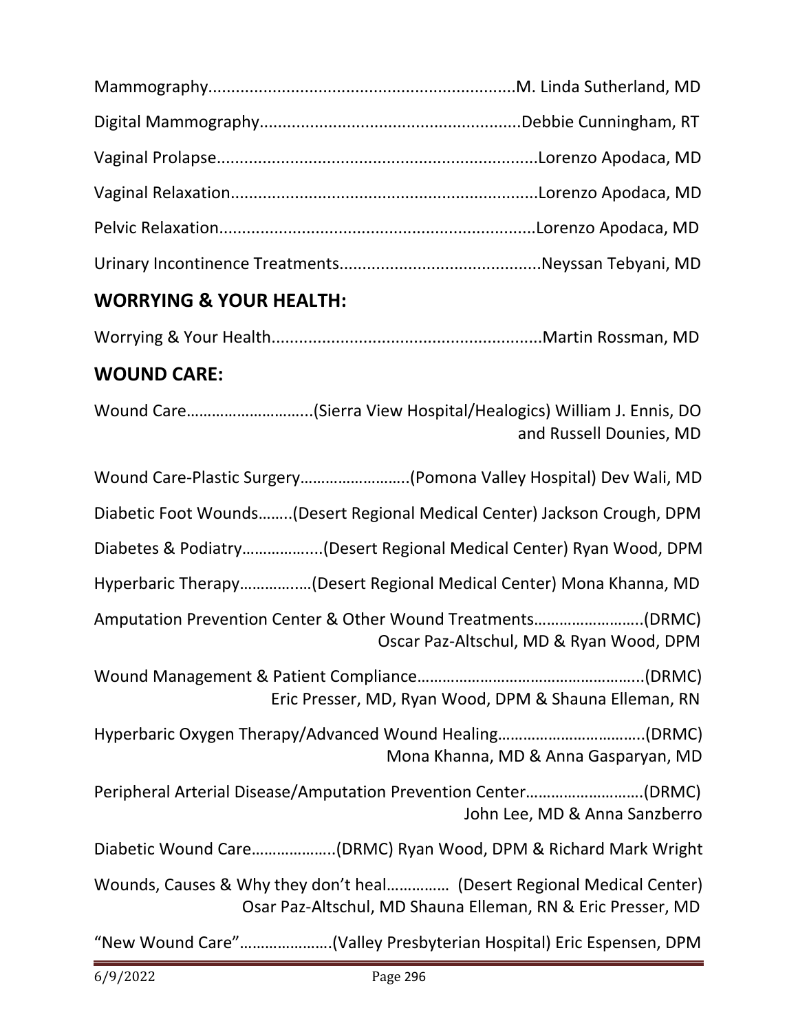Mammography....................................................................M. Linda Sutherland, MD

Digital Mammography.........................................................Debbie Cunningham, RT

Vaginal Prolapse......................................................................Lorenzo Apodaca, MD

Vaginal Relaxation...................................................................Lorenzo Apodaca, MD

Pelvic Relaxation.....................................................................Lorenzo Apodaca, MD

Urinary Incontinence Treatments............................................Neyssan Tebyani, MD

## WORRYING & YOUR HEALTH:

Worrying & Your Health...........................................................Martin Rossman, MD

## WOUND CARE:

Wound Care………………………..(Sierra View Hospital/Healogics) William J. Ennis, DO and Russell Dounies, MD

Wound Care-Plastic Surgery……………………..(Pomona Valley Hospital) Dev Wali, MD

Diabetic Foot Wounds……..(Desert Regional Medical Center) Jackson Crough, DPM

Diabetes & Podiatry……………....(Desert Regional Medical Center) Ryan Wood, DPM

Hyperbaric Therapy…………..…(Desert Regional Medical Center) Mona Khanna, MD

Amputation Prevention Center & Other Wound Treatments……………………..(DRMC) Oscar Paz-Altschul, MD & Ryan Wood, DPM

Wound Management & Patient Compliance……………………………………………..(DRMC) Eric Presser, MD, Ryan Wood, DPM & Shauna Elleman, RN

Hyperbaric Oxygen Therapy/Advanced Wound Healing…………………………….(DRMC) Mona Khanna, MD & Anna Gasparyan, MD

Peripheral Arterial Disease/Amputation Prevention Center……………………….(DRMC) John Lee, MD & Anna Sanzberro

Diabetic Wound Care………………..(DRMC) Ryan Wood, DPM & Richard Mark Wright

Wounds, Causes & Why they don't heal…………… (Desert Regional Medical Center) Osar Paz-Altschul, MD Shauna Elleman, RN & Eric Presser, MD

"New Wound Care"………………….(Valley Presbyterian Hospital) Eric Espensen, DPM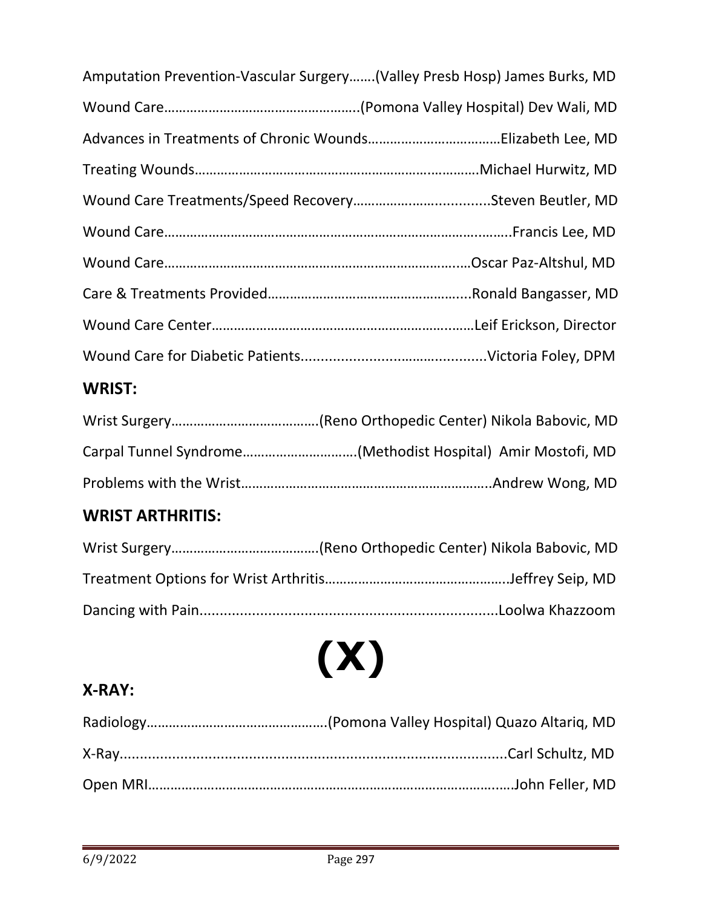Amputation Prevention-Vascular Surgery…….(Valley Presb Hosp) James Burks, MD

Wound Care…………………………………………….(Pomona Valley Hospital) Dev Wali, MD

Advances in Treatments of Chronic Wounds………………………………Elizabeth Lee, MD

Treating Wounds…………………………………………………………………Michael Hurwitz, MD

Wound Care Treatments/Speed Recovery……………………...............Steven Beutler, MD

Wound Care…………………………………………………………………………..Francis Lee, MD

Wound Care……………………………………………………………………Oscar Paz-Altshul, MD

Care & Treatments Provided……………………………………………....Ronald Bangasser, MD

Wound Care Center……………………………………………………………Leif Erickson, Director

Wound Care for Diabetic Patients..............................................Victoria Foley, DPM

## WRIST:

Wrist Surgery………………………………….(Reno Orthopedic Center) Nikola Babovic, MD

Carpal Tunnel Syndrome…………………………(Methodist Hospital) Amir Mostofi, MD

Problems with the Wrist…………………………………………………………..Andrew Wong, MD

## WRIST ARTHRITIS:

Wrist Surgery………………………………….(Reno Orthopedic Center) Nikola Babovic, MD

Treatment Options for Wrist Arthritis…………………………………………..Jeffrey Seip, MD

Dancing with Pain..........................................................................Loolwa Khazzoom

# (X)

## X-RAY:

Radiology………………………………………….(Pomona Valley Hospital) Quazo Altariq, MD

X-Ray...............................................................................................Carl Schultz, MD

Open MRI……………………………………………………………………………………John Feller, MD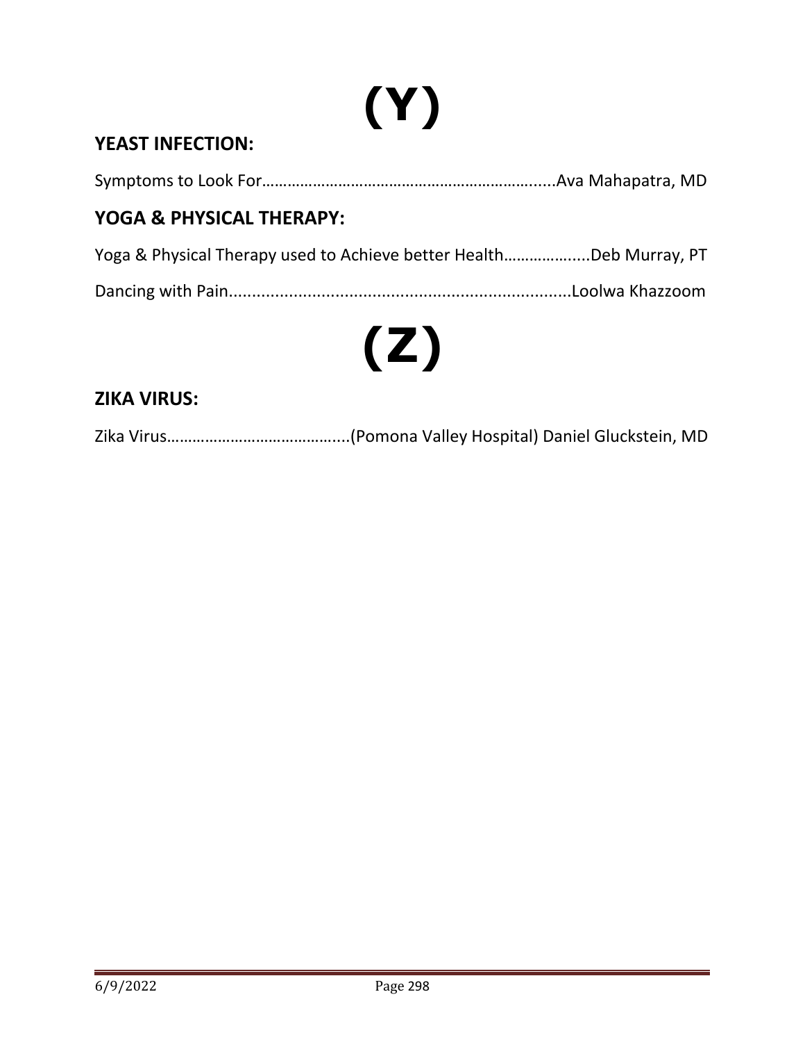# (Y)

## YEAST INFECTION:

Symptoms to Look For…………………………………………………………......Ava Mahapatra, MD

## YOGA & PHYSICAL THERAPY:

Yoga & Physical Therapy used to Achieve better Health……………......Deb Murray, PT

Dancing with Pain...........................................................................Loolwa Khazzoom

# (Z)

## ZIKA VIRUS:

Zika Virus……………………………….....(Pomona Valley Hospital) Daniel Gluckstein, MD